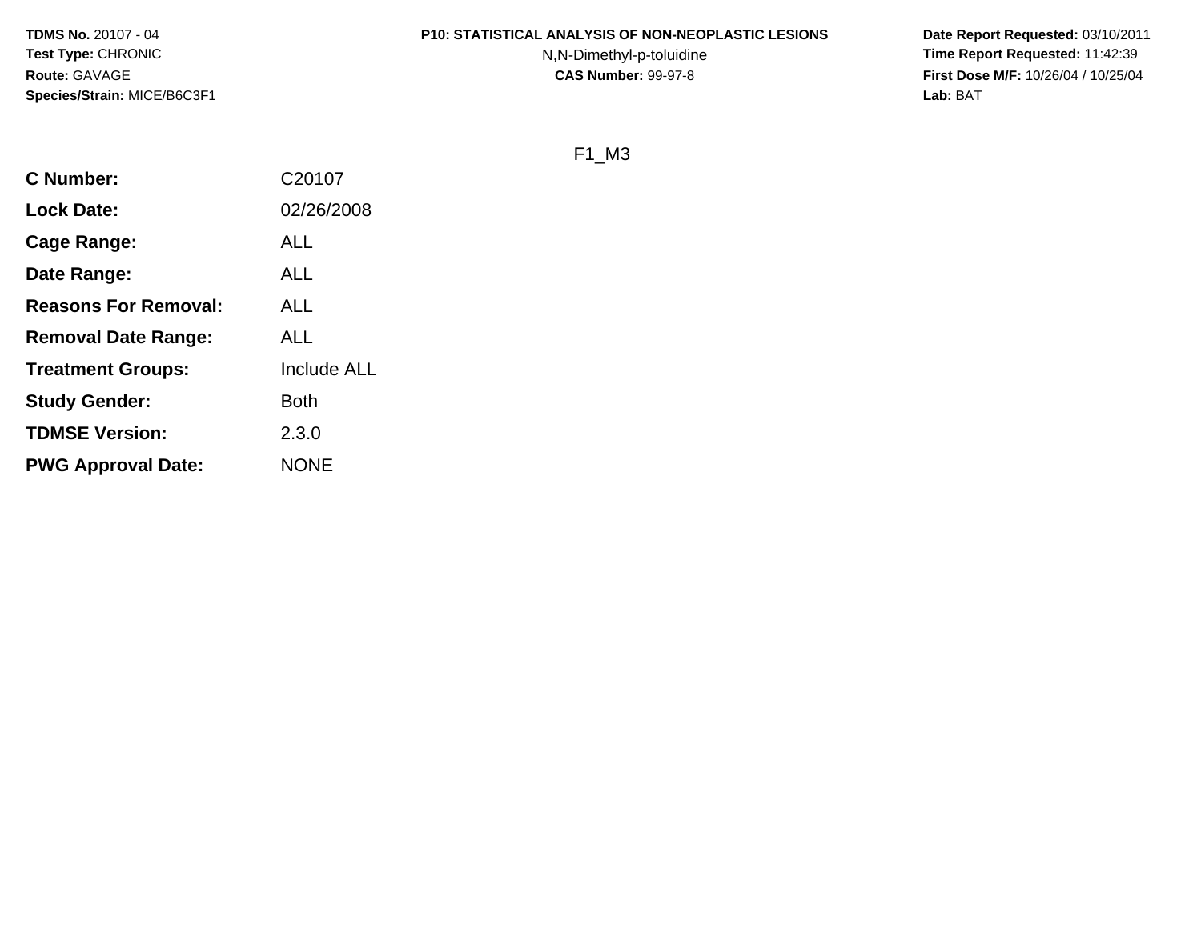**TDMS No.** 20107 - 04
**Test Type:** CHRONIC
**Route:** GAVAGE
**Species/Strain:** MICE/B6C3F1

**P10: STATISTICAL ANALYSIS OF NON-NEOPLASTIC LESIONS**
N,N-Dimethyl-p-toluidine
**CAS Number:** 99-97-8

**Date Report Requested:** 03/10/2011
**Time Report Requested:** 11:42:39
**First Dose M/F:** 10/26/04 / 10/25/04
**Lab:** BAT

F1_M3

| | |
|---|---|
| **C Number:** | C20107 |
| **Lock Date:** | 02/26/2008 |
| **Cage Range:** | ALL |
| **Date Range:** | ALL |
| **Reasons For Removal:** | ALL |
| **Removal Date Range:** | ALL |
| **Treatment Groups:** | Include ALL |
| **Study Gender:** | Both |
| **TDMSE Version:** | 2.3.0 |
| **PWG Approval Date:** | NONE |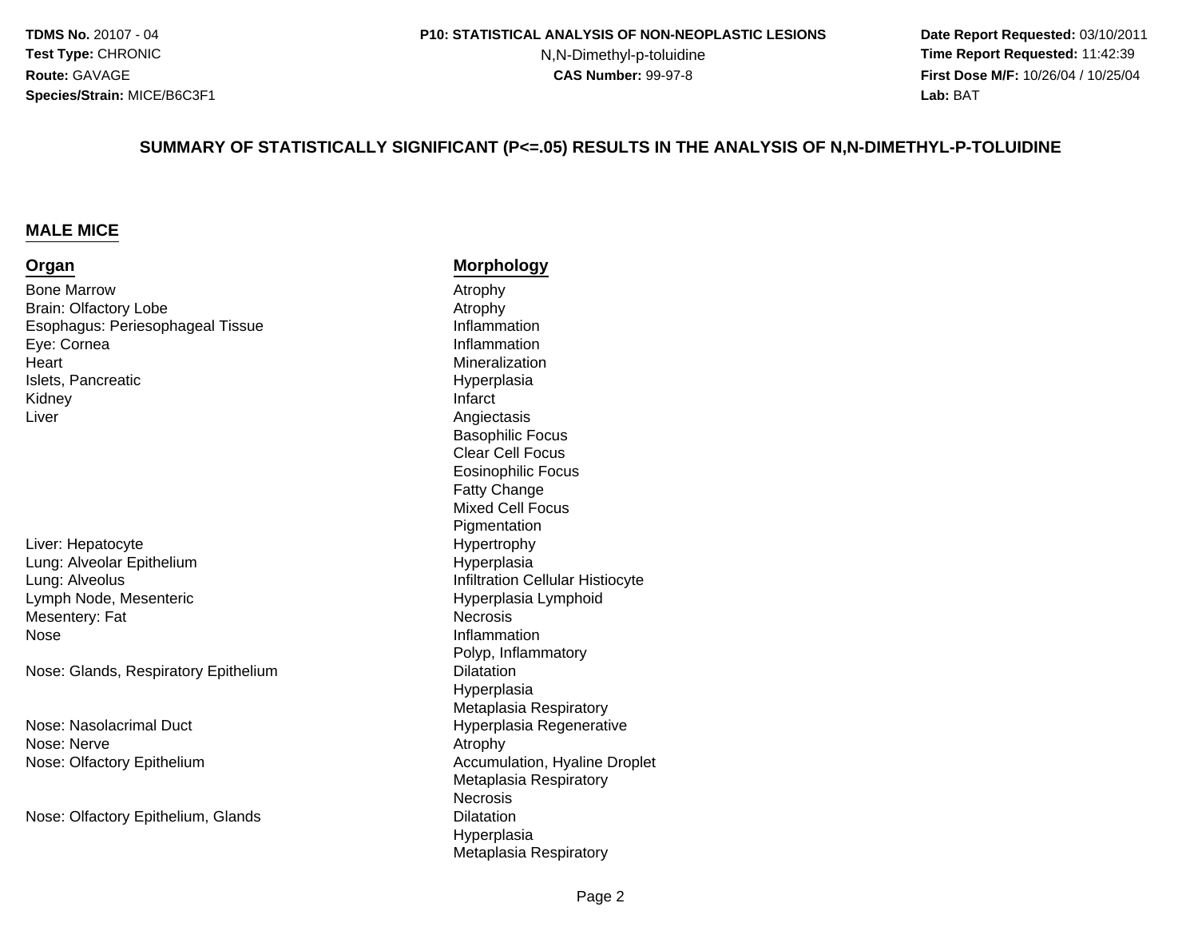**TDMS No.** 20107 - 04
**Test Type:** CHRONIC
**Route:** GAVAGE
**Species/Strain:** MICE/B6C3F1

**P10: STATISTICAL ANALYSIS OF NON-NEOPLASTIC LESIONS**
N,N-Dimethyl-p-toluidine
**CAS Number:** 99-97-8

**Date Report Requested:** 03/10/2011
**Time Report Requested:** 11:42:39
**First Dose M/F:** 10/26/04 / 10/25/04
**Lab:** BAT

## SUMMARY OF STATISTICALLY SIGNIFICANT (P<=.05) RESULTS IN THE ANALYSIS OF N,N-DIMETHYL-P-TOLUIDINE

### MALE MICE

| Organ | Morphology |
|---|---|
| Bone Marrow | Atrophy |
| Brain: Olfactory Lobe | Atrophy |
| Esophagus: Periesophageal Tissue | Inflammation |
| Eye: Cornea | Inflammation |
| Heart | Mineralization |
| Islets, Pancreatic | Hyperplasia |
| Kidney | Infarct |
| Liver | Angiectasis |
| | Basophilic Focus |
| | Clear Cell Focus |
| | Eosinophilic Focus |
| | Fatty Change |
| | Mixed Cell Focus |
| | Pigmentation |
| Liver: Hepatocyte | Hypertrophy |
| Lung: Alveolar Epithelium | Hyperplasia |
| Lung: Alveolus | Infiltration Cellular Histiocyte |
| Lymph Node, Mesenteric | Hyperplasia Lymphoid |
| Mesentery: Fat | Necrosis |
| Nose | Inflammation |
| | Polyp, Inflammatory |
| Nose: Glands, Respiratory Epithelium | Dilatation |
| | Hyperplasia |
| | Metaplasia Respiratory |
| Nose: Nasolacrimal Duct | Hyperplasia Regenerative |
| Nose: Nerve | Atrophy |
| Nose: Olfactory Epithelium | Accumulation, Hyaline Droplet |
| | Metaplasia Respiratory |
| | Necrosis |
| Nose: Olfactory Epithelium, Glands | Dilatation |
| | Hyperplasia |
| | Metaplasia Respiratory |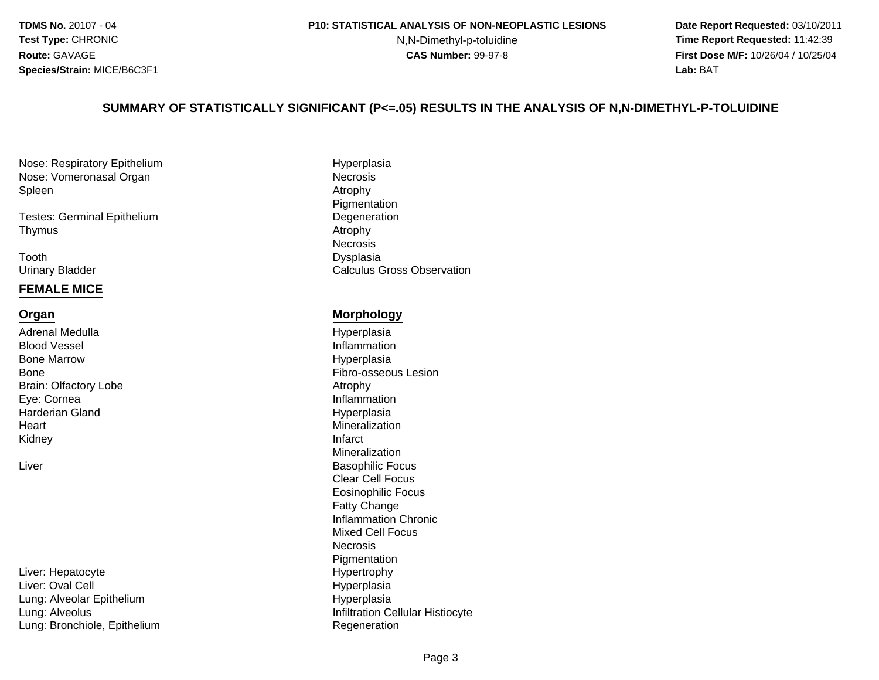# SUMMARY OF STATISTICALLY SIGNIFICANT (P<=.05) RESULTS IN THE ANALYSIS OF N,N-DIMETHYL-P-TOLUIDINE

| | |
|---|---|
| Nose: Respiratory Epithelium | Hyperplasia |
| Nose: Vomeronasal Organ | Necrosis |
| Spleen | Atrophy |
| | Pigmentation |
| Testes: Germinal Epithelium | Degeneration |
| Thymus | Atrophy |
| | Necrosis |
| Tooth | Dysplasia |
| Urinary Bladder | Calculus Gross Observation |

## FEMALE MICE

| Organ | Morphology |
|---|---|
| Adrenal Medulla | Hyperplasia |
| Blood Vessel | Inflammation |
| Bone Marrow | Hyperplasia |
| Bone | Fibro-osseous Lesion |
| Brain: Olfactory Lobe | Atrophy |
| Eye: Cornea | Inflammation |
| Harderian Gland | Hyperplasia |
| Heart | Mineralization |
| Kidney | Infarct |
| | Mineralization |
| Liver | Basophilic Focus |
| | Clear Cell Focus |
| | Eosinophilic Focus |
| | Fatty Change |
| | Inflammation Chronic |
| | Mixed Cell Focus |
| | Necrosis |
| | Pigmentation |
| Liver: Hepatocyte | Hypertrophy |
| Liver: Oval Cell | Hyperplasia |
| Lung: Alveolar Epithelium | Hyperplasia |
| Lung: Alveolus | Infiltration Cellular Histiocyte |
| Lung: Bronchiole, Epithelium | Regeneration |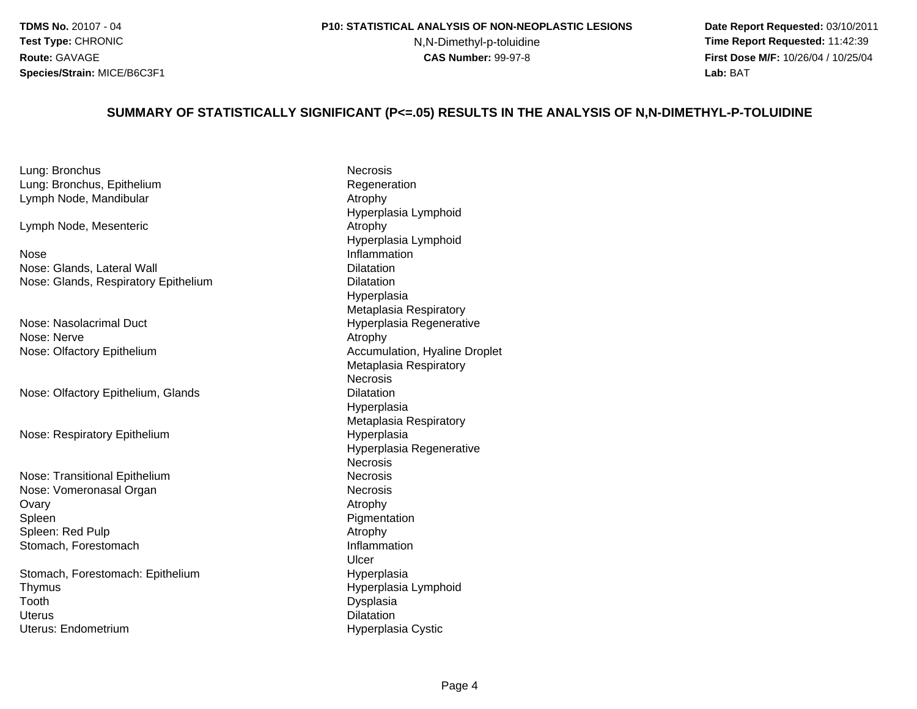**TDMS No.** 20107 - 04
**Test Type:** CHRONIC
**Route:** GAVAGE
**Species/Strain:** MICE/B6C3F1

**P10: STATISTICAL ANALYSIS OF NON-NEOPLASTIC LESIONS**
N,N-Dimethyl-p-toluidine
**CAS Number:** 99-97-8

**Date Report Requested:** 03/10/2011
**Time Report Requested:** 11:42:39
**First Dose M/F:** 10/26/04 / 10/25/04
**Lab:** BAT

## SUMMARY OF STATISTICALLY SIGNIFICANT (P<=.05) RESULTS IN THE ANALYSIS OF N,N-DIMETHYL-P-TOLUIDINE

| | |
|---|---|
| Lung: Bronchus | Necrosis |
| Lung: Bronchus, Epithelium | Regeneration |
| Lymph Node, Mandibular | Atrophy |
| | Hyperplasia Lymphoid |
| Lymph Node, Mesenteric | Atrophy |
| | Hyperplasia Lymphoid |
| Nose | Inflammation |
| Nose: Glands, Lateral Wall | Dilatation |
| Nose: Glands, Respiratory Epithelium | Dilatation |
| | Hyperplasia |
| | Metaplasia Respiratory |
| Nose: Nasolacrimal Duct | Hyperplasia Regenerative |
| Nose: Nerve | Atrophy |
| Nose: Olfactory Epithelium | Accumulation, Hyaline Droplet |
| | Metaplasia Respiratory |
| | Necrosis |
| Nose: Olfactory Epithelium, Glands | Dilatation |
| | Hyperplasia |
| | Metaplasia Respiratory |
| Nose: Respiratory Epithelium | Hyperplasia |
| | Hyperplasia Regenerative |
| | Necrosis |
| Nose: Transitional Epithelium | Necrosis |
| Nose: Vomeronasal Organ | Necrosis |
| Ovary | Atrophy |
| Spleen | Pigmentation |
| Spleen: Red Pulp | Atrophy |
| Stomach, Forestomach | Inflammation |
| | Ulcer |
| Stomach, Forestomach: Epithelium | Hyperplasia |
| Thymus | Hyperplasia Lymphoid |
| Tooth | Dysplasia |
| Uterus | Dilatation |
| Uterus: Endometrium | Hyperplasia Cystic |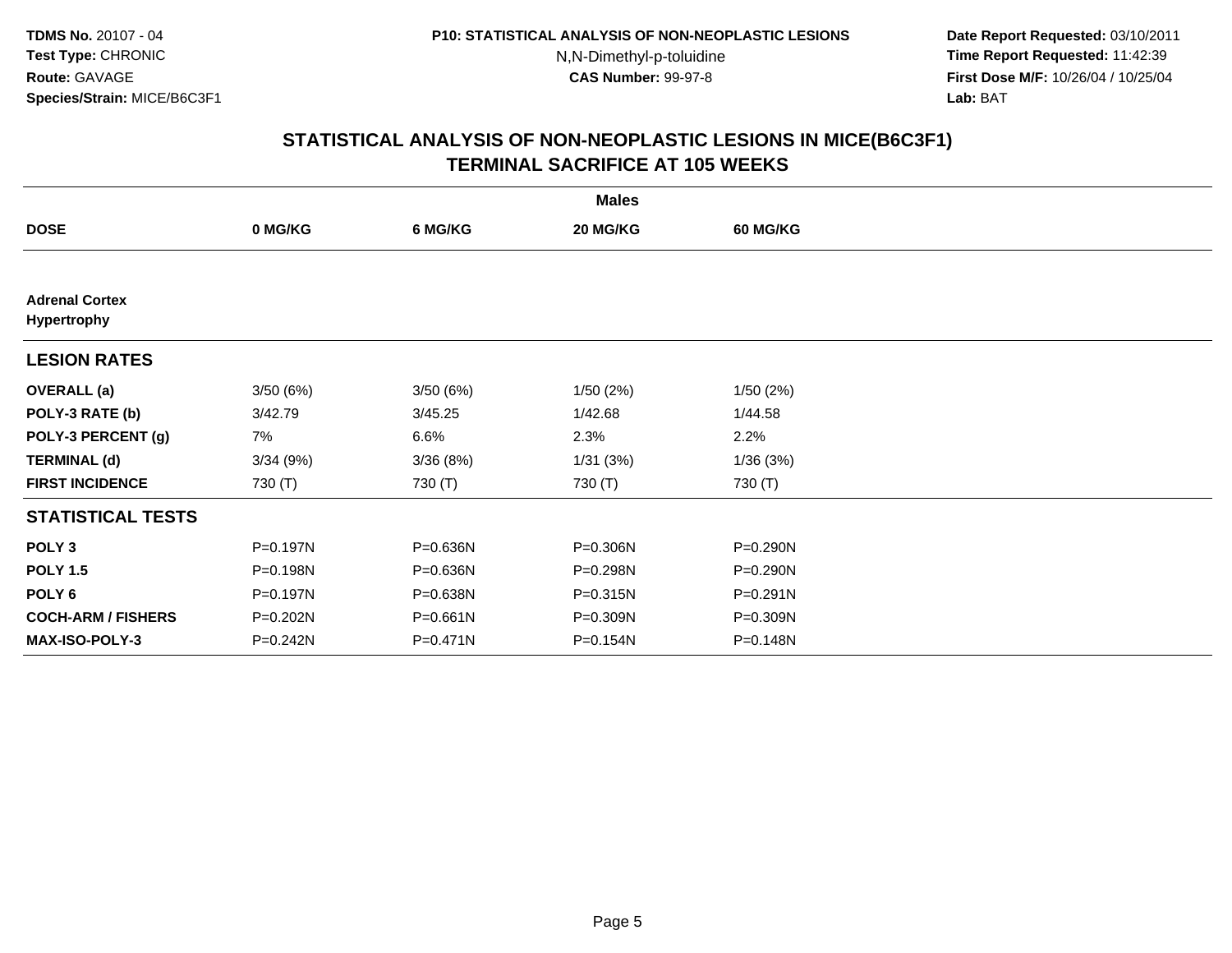**TDMS No.** 20107 - 04
**Test Type:** CHRONIC
**Route:** GAVAGE
**Species/Strain:** MICE/B6C3F1

**P10: STATISTICAL ANALYSIS OF NON-NEOPLASTIC LESIONS**
N,N-Dimethyl-p-toluidine
**CAS Number:** 99-97-8

**Date Report Requested:** 03/10/2011
**Time Report Requested:** 11:42:39
**First Dose M/F:** 10/26/04 / 10/25/04
**Lab:** BAT

## STATISTICAL ANALYSIS OF NON-NEOPLASTIC LESIONS IN MICE(B6C3F1)
## TERMINAL SACRIFICE AT 105 WEEKS

| | Males | | | |
|---|---|---|---|---|
| **DOSE** | **0 MG/KG** | **6 MG/KG** | **20 MG/KG** | **60 MG/KG** |
| **Adrenal Cortex Hypertrophy** | | | | |
| **LESION RATES** | | | | |
| **OVERALL (a)** | 3/50 (6%) | 3/50 (6%) | 1/50 (2%) | 1/50 (2%) |
| **POLY-3 RATE (b)** | 3/42.79 | 3/45.25 | 1/42.68 | 1/44.58 |
| **POLY-3 PERCENT (g)** | 7% | 6.6% | 2.3% | 2.2% |
| **TERMINAL (d)** | 3/34 (9%) | 3/36 (8%) | 1/31 (3%) | 1/36 (3%) |
| **FIRST INCIDENCE** | 730 (T) | 730 (T) | 730 (T) | 730 (T) |
| **STATISTICAL TESTS** | | | | |
| **POLY 3** | P=0.197N | P=0.636N | P=0.306N | P=0.290N |
| **POLY 1.5** | P=0.198N | P=0.636N | P=0.298N | P=0.290N |
| **POLY 6** | P=0.197N | P=0.638N | P=0.315N | P=0.291N |
| **COCH-ARM / FISHERS** | P=0.202N | P=0.661N | P=0.309N | P=0.309N |
| **MAX-ISO-POLY-3** | P=0.242N | P=0.471N | P=0.154N | P=0.148N |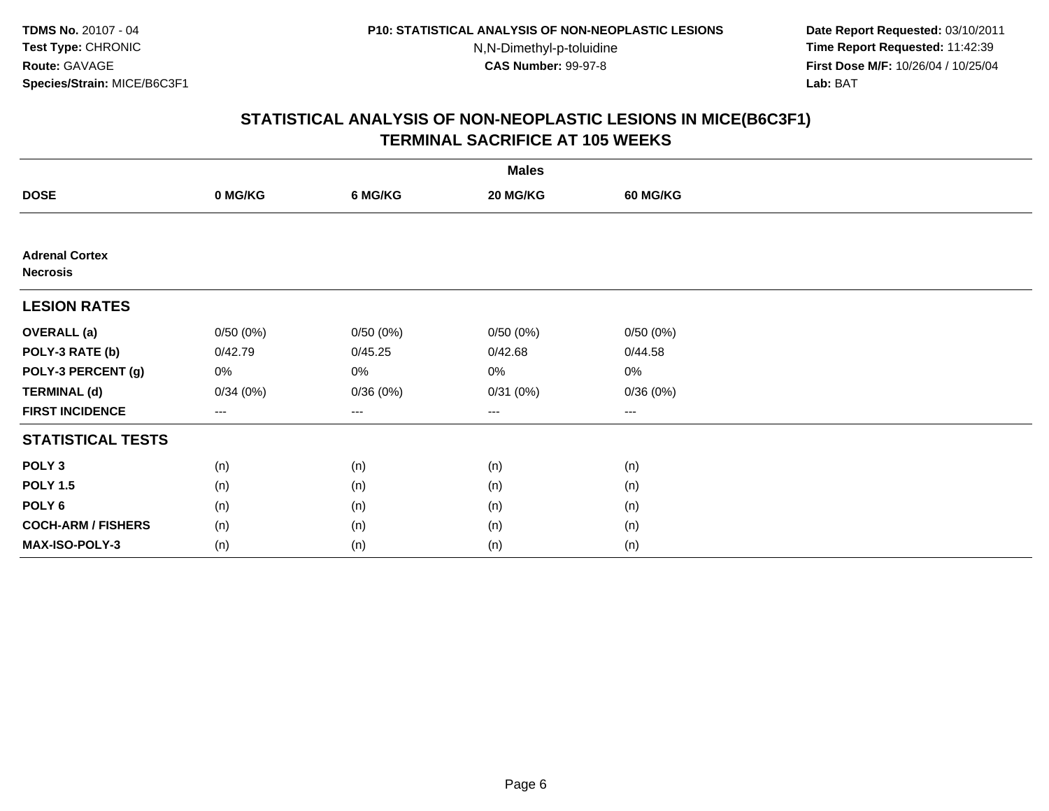**TDMS No.** 20107 - 04
**Test Type:** CHRONIC
**Route:** GAVAGE
**Species/Strain:** MICE/B6C3F1

**P10: STATISTICAL ANALYSIS OF NON-NEOPLASTIC LESIONS**
N,N-Dimethyl-p-toluidine
**CAS Number:** 99-97-8

**Date Report Requested:** 03/10/2011
**Time Report Requested:** 11:42:39
**First Dose M/F:** 10/26/04 / 10/25/04
**Lab:** BAT

## STATISTICAL ANALYSIS OF NON-NEOPLASTIC LESIONS IN MICE(B6C3F1)
## TERMINAL SACRIFICE AT 105 WEEKS

| | Males | | | |
|---|---|---|---|---|
| **DOSE** | **0 MG/KG** | **6 MG/KG** | **20 MG/KG** | **60 MG/KG** |
| **Adrenal Cortex** | | | | |
| **Necrosis** | | | | |
| **LESION RATES** | | | | |
| **OVERALL (a)** | 0/50 (0%) | 0/50 (0%) | 0/50 (0%) | 0/50 (0%) |
| **POLY-3 RATE (b)** | 0/42.79 | 0/45.25 | 0/42.68 | 0/44.58 |
| **POLY-3 PERCENT (g)** | 0% | 0% | 0% | 0% |
| **TERMINAL (d)** | 0/34 (0%) | 0/36 (0%) | 0/31 (0%) | 0/36 (0%) |
| **FIRST INCIDENCE** | --- | --- | --- | --- |
| **STATISTICAL TESTS** | | | | |
| **POLY 3** | (n) | (n) | (n) | (n) |
| **POLY 1.5** | (n) | (n) | (n) | (n) |
| **POLY 6** | (n) | (n) | (n) | (n) |
| **COCH-ARM / FISHERS** | (n) | (n) | (n) | (n) |
| **MAX-ISO-POLY-3** | (n) | (n) | (n) | (n) |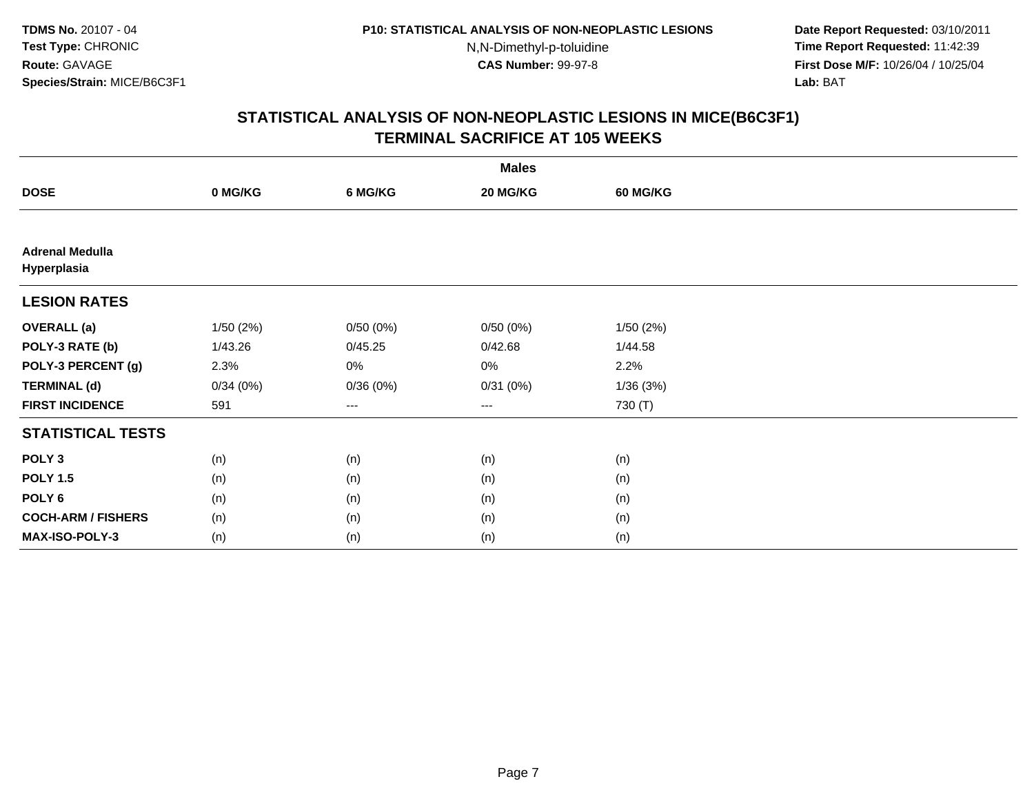**TDMS No.** 20107 - 04
**Test Type:** CHRONIC
**Route:** GAVAGE
**Species/Strain:** MICE/B6C3F1

**P10: STATISTICAL ANALYSIS OF NON-NEOPLASTIC LESIONS**
N,N-Dimethyl-p-toluidine
**CAS Number:** 99-97-8

**Date Report Requested:** 03/10/2011
**Time Report Requested:** 11:42:39
**First Dose M/F:** 10/26/04 / 10/25/04
**Lab:** BAT

## STATISTICAL ANALYSIS OF NON-NEOPLASTIC LESIONS IN MICE(B6C3F1)
## TERMINAL SACRIFICE AT 105 WEEKS

| | Males | | | |
|---|---|---|---|---|
| **DOSE** | **0 MG/KG** | **6 MG/KG** | **20 MG/KG** | **60 MG/KG** |
| **Adrenal Medulla** | | | | |
| **Hyperplasia** | | | | |
| **LESION RATES** | | | | |
| **OVERALL (a)** | 1/50 (2%) | 0/50 (0%) | 0/50 (0%) | 1/50 (2%) |
| **POLY-3 RATE (b)** | 1/43.26 | 0/45.25 | 0/42.68 | 1/44.58 |
| **POLY-3 PERCENT (g)** | 2.3% | 0% | 0% | 2.2% |
| **TERMINAL (d)** | 0/34 (0%) | 0/36 (0%) | 0/31 (0%) | 1/36 (3%) |
| **FIRST INCIDENCE** | 591 | --- | --- | 730 (T) |
| **STATISTICAL TESTS** | | | | |
| **POLY 3** | (n) | (n) | (n) | (n) |
| **POLY 1.5** | (n) | (n) | (n) | (n) |
| **POLY 6** | (n) | (n) | (n) | (n) |
| **COCH-ARM / FISHERS** | (n) | (n) | (n) | (n) |
| **MAX-ISO-POLY-3** | (n) | (n) | (n) | (n) |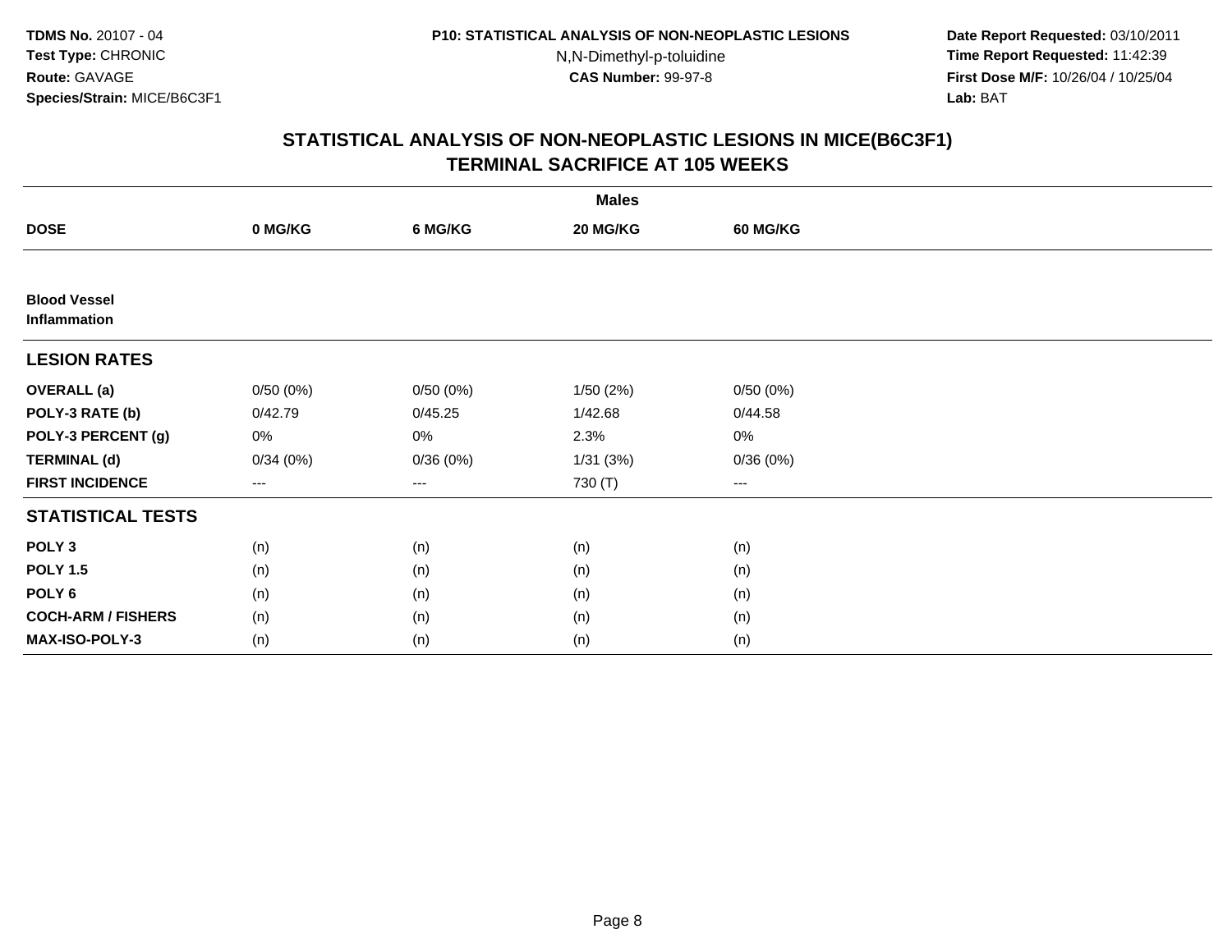TDMS No. 20107 - 04
Test Type: CHRONIC
Route: GAVAGE
Species/Strain: MICE/B6C3F1

P10: STATISTICAL ANALYSIS OF NON-NEOPLASTIC LESIONS
N,N-Dimethyl-p-toluidine
CAS Number: 99-97-8

Date Report Requested: 03/10/2011
Time Report Requested: 11:42:39
First Dose M/F: 10/26/04 / 10/25/04
Lab: BAT

## STATISTICAL ANALYSIS OF NON-NEOPLASTIC LESIONS IN MICE(B6C3F1) TERMINAL SACRIFICE AT 105 WEEKS

| | Males | | | |
|---|---|---|---|---|
| **DOSE** | **0 MG/KG** | **6 MG/KG** | **20 MG/KG** | **60 MG/KG** |
| **Blood Vessel** | | | | |
| **Inflammation** | | | | |
| **LESION RATES** | | | | |
| **OVERALL (a)** | 0/50 (0%) | 0/50 (0%) | 1/50 (2%) | 0/50 (0%) |
| **POLY-3 RATE (b)** | 0/42.79 | 0/45.25 | 1/42.68 | 0/44.58 |
| **POLY-3 PERCENT (g)** | 0% | 0% | 2.3% | 0% |
| **TERMINAL (d)** | 0/34 (0%) | 0/36 (0%) | 1/31 (3%) | 0/36 (0%) |
| **FIRST INCIDENCE** | --- | --- | 730 (T) | --- |
| **STATISTICAL TESTS** | | | | |
| **POLY 3** | (n) | (n) | (n) | (n) |
| **POLY 1.5** | (n) | (n) | (n) | (n) |
| **POLY 6** | (n) | (n) | (n) | (n) |
| **COCH-ARM / FISHERS** | (n) | (n) | (n) | (n) |
| **MAX-ISO-POLY-3** | (n) | (n) | (n) | (n) |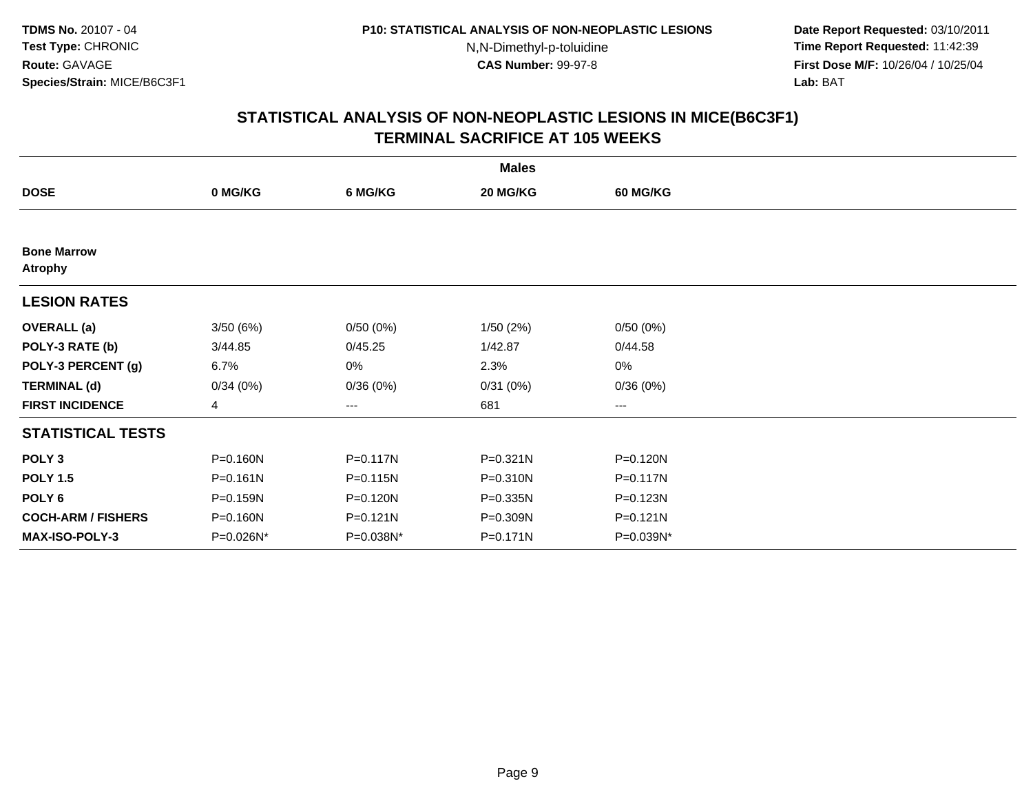**TDMS No.** 20107 - 04
**Test Type:** CHRONIC
**Route:** GAVAGE
**Species/Strain:** MICE/B6C3F1

**P10: STATISTICAL ANALYSIS OF NON-NEOPLASTIC LESIONS**
N,N-Dimethyl-p-toluidine
**CAS Number:** 99-97-8

**Date Report Requested:** 03/10/2011
**Time Report Requested:** 11:42:39
**First Dose M/F:** 10/26/04 / 10/25/04
**Lab:** BAT

## STATISTICAL ANALYSIS OF NON-NEOPLASTIC LESIONS IN MICE(B6C3F1) TERMINAL SACRIFICE AT 105 WEEKS

| | Males | | | |
|---|---|---|---|---|
| **DOSE** | **0 MG/KG** | **6 MG/KG** | **20 MG/KG** | **60 MG/KG** |
| **Bone Marrow** | | | | |
| **Atrophy** | | | | |
| **LESION RATES** | | | | |
| **OVERALL (a)** | 3/50 (6%) | 0/50 (0%) | 1/50 (2%) | 0/50 (0%) |
| **POLY-3 RATE (b)** | 3/44.85 | 0/45.25 | 1/42.87 | 0/44.58 |
| **POLY-3 PERCENT (g)** | 6.7% | 0% | 2.3% | 0% |
| **TERMINAL (d)** | 0/34 (0%) | 0/36 (0%) | 0/31 (0%) | 0/36 (0%) |
| **FIRST INCIDENCE** | 4 | --- | 681 | --- |
| **STATISTICAL TESTS** | | | | |
| **POLY 3** | P=0.160N | P=0.117N | P=0.321N | P=0.120N |
| **POLY 1.5** | P=0.161N | P=0.115N | P=0.310N | P=0.117N |
| **POLY 6** | P=0.159N | P=0.120N | P=0.335N | P=0.123N |
| **COCH-ARM / FISHERS** | P=0.160N | P=0.121N | P=0.309N | P=0.121N |
| **MAX-ISO-POLY-3** | P=0.026N* | P=0.038N* | P=0.171N | P=0.039N* |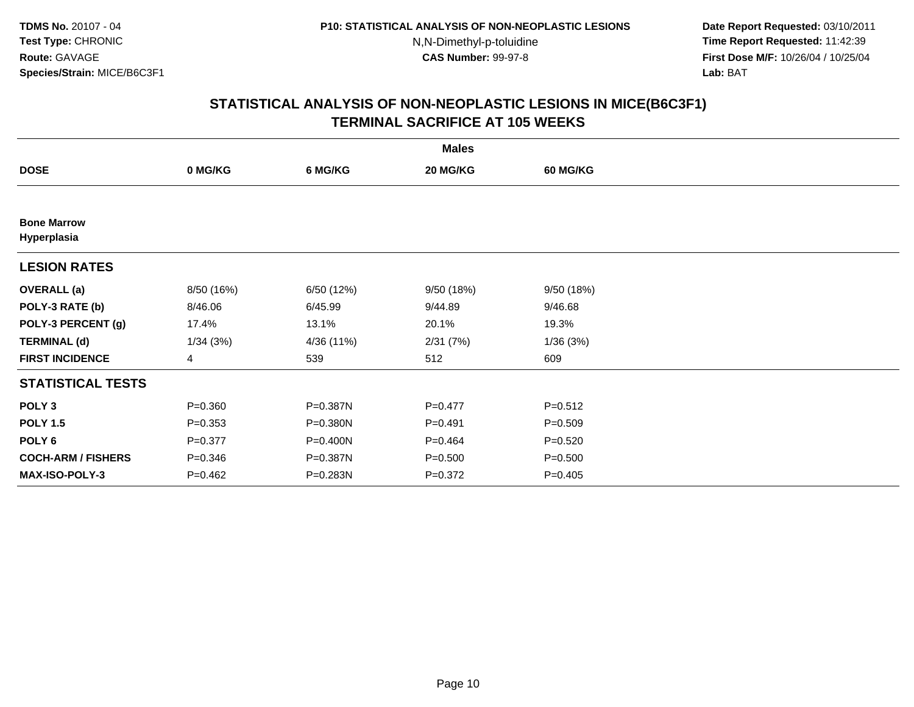**TDMS No.** 20107 - 04
**Test Type:** CHRONIC
**Route:** GAVAGE
**Species/Strain:** MICE/B6C3F1

**P10: STATISTICAL ANALYSIS OF NON-NEOPLASTIC LESIONS**
N,N-Dimethyl-p-toluidine
**CAS Number:** 99-97-8

**Date Report Requested:** 03/10/2011
**Time Report Requested:** 11:42:39
**First Dose M/F:** 10/26/04 / 10/25/04
**Lab:** BAT

## STATISTICAL ANALYSIS OF NON-NEOPLASTIC LESIONS IN MICE(B6C3F1) TERMINAL SACRIFICE AT 105 WEEKS

| | Males | | | |
|---|---|---|---|---|
| **DOSE** | **0 MG/KG** | **6 MG/KG** | **20 MG/KG** | **60 MG/KG** |
| **Bone Marrow Hyperplasia** | | | | |
| **LESION RATES** | | | | |
| **OVERALL (a)** | 8/50 (16%) | 6/50 (12%) | 9/50 (18%) | 9/50 (18%) |
| **POLY-3 RATE (b)** | 8/46.06 | 6/45.99 | 9/44.89 | 9/46.68 |
| **POLY-3 PERCENT (g)** | 17.4% | 13.1% | 20.1% | 19.3% |
| **TERMINAL (d)** | 1/34 (3%) | 4/36 (11%) | 2/31 (7%) | 1/36 (3%) |
| **FIRST INCIDENCE** | 4 | 539 | 512 | 609 |
| **STATISTICAL TESTS** | | | | |
| **POLY 3** | P=0.360 | P=0.387N | P=0.477 | P=0.512 |
| **POLY 1.5** | P=0.353 | P=0.380N | P=0.491 | P=0.509 |
| **POLY 6** | P=0.377 | P=0.400N | P=0.464 | P=0.520 |
| **COCH-ARM / FISHERS** | P=0.346 | P=0.387N | P=0.500 | P=0.500 |
| **MAX-ISO-POLY-3** | P=0.462 | P=0.283N | P=0.372 | P=0.405 |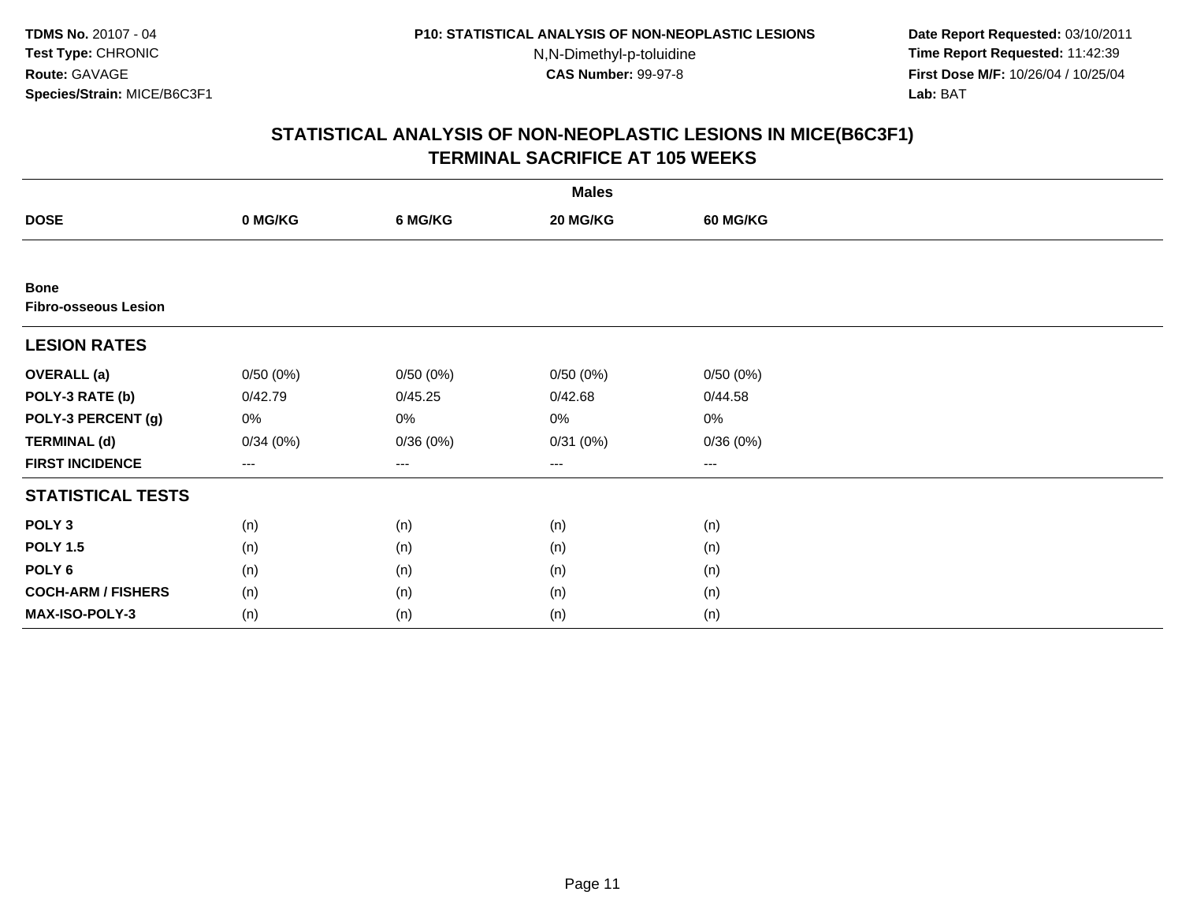**TDMS No.** 20107 - 04
**Test Type:** CHRONIC
**Route:** GAVAGE
**Species/Strain:** MICE/B6C3F1

**P10: STATISTICAL ANALYSIS OF NON-NEOPLASTIC LESIONS**
N,N-Dimethyl-p-toluidine
**CAS Number:** 99-97-8

**Date Report Requested:** 03/10/2011
**Time Report Requested:** 11:42:39
**First Dose M/F:** 10/26/04 / 10/25/04
**Lab:** BAT

## STATISTICAL ANALYSIS OF NON-NEOPLASTIC LESIONS IN MICE(B6C3F1)
## TERMINAL SACRIFICE AT 105 WEEKS

| | Males | | | |
|---|---|---|---|---|
| **DOSE** | **0 MG/KG** | **6 MG/KG** | **20 MG/KG** | **60 MG/KG** |
| **Bone** | | | | |
| **Fibro-osseous Lesion** | | | | |
| **LESION RATES** | | | | |
| **OVERALL (a)** | 0/50 (0%) | 0/50 (0%) | 0/50 (0%) | 0/50 (0%) |
| **POLY-3 RATE (b)** | 0/42.79 | 0/45.25 | 0/42.68 | 0/44.58 |
| **POLY-3 PERCENT (g)** | 0% | 0% | 0% | 0% |
| **TERMINAL (d)** | 0/34 (0%) | 0/36 (0%) | 0/31 (0%) | 0/36 (0%) |
| **FIRST INCIDENCE** | --- | --- | --- | --- |
| **STATISTICAL TESTS** | | | | |
| **POLY 3** | (n) | (n) | (n) | (n) |
| **POLY 1.5** | (n) | (n) | (n) | (n) |
| **POLY 6** | (n) | (n) | (n) | (n) |
| **COCH-ARM / FISHERS** | (n) | (n) | (n) | (n) |
| **MAX-ISO-POLY-3** | (n) | (n) | (n) | (n) |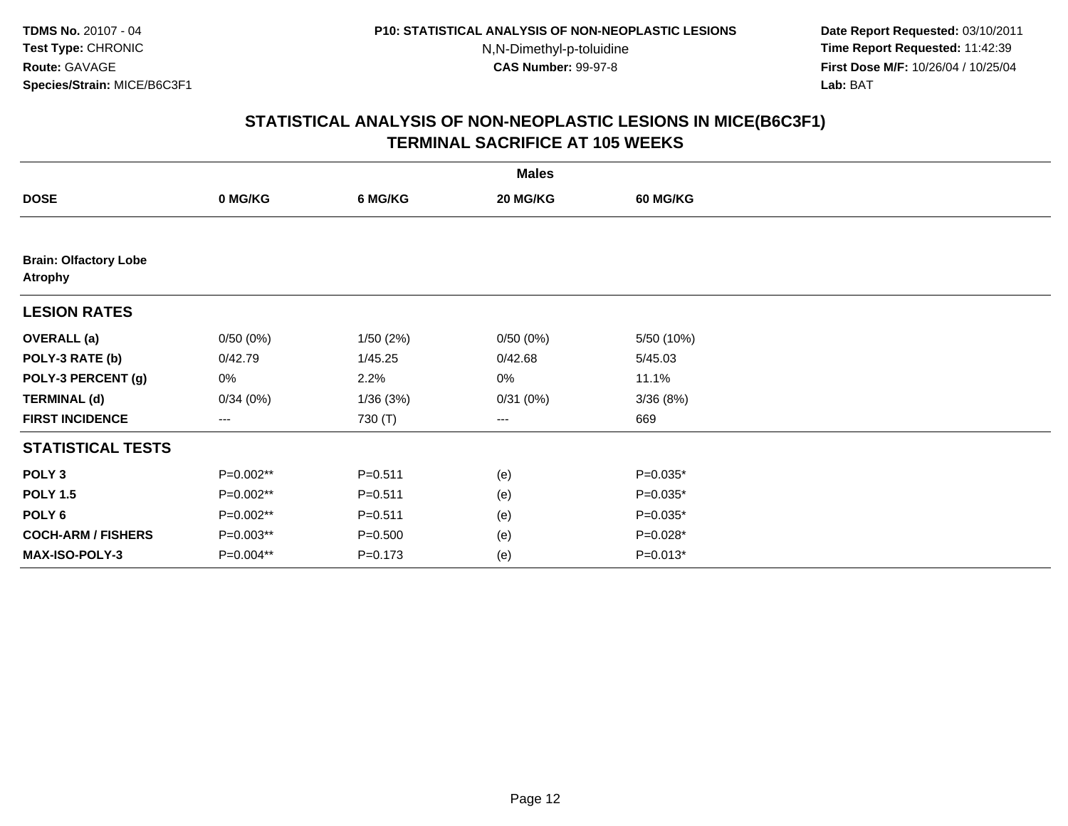## STATISTICAL ANALYSIS OF NON-NEOPLASTIC LESIONS IN MICE(B6C3F1)
## TERMINAL SACRIFICE AT 105 WEEKS

| | Males | | | |
|---|---|---|---|---|
| **DOSE** | **0 MG/KG** | **6 MG/KG** | **20 MG/KG** | **60 MG/KG** |
| **Brain: Olfactory Lobe Atrophy** | | | | |
| **LESION RATES** | | | | |
| **OVERALL (a)** | 0/50 (0%) | 1/50 (2%) | 0/50 (0%) | 5/50 (10%) |
| **POLY-3 RATE (b)** | 0/42.79 | 1/45.25 | 0/42.68 | 5/45.03 |
| **POLY-3 PERCENT (g)** | 0% | 2.2% | 0% | 11.1% |
| **TERMINAL (d)** | 0/34 (0%) | 1/36 (3%) | 0/31 (0%) | 3/36 (8%) |
| **FIRST INCIDENCE** | --- | 730 (T) | --- | 669 |
| **STATISTICAL TESTS** | | | | |
| **POLY 3** | P=0.002** | P=0.511 | (e) | P=0.035* |
| **POLY 1.5** | P=0.002** | P=0.511 | (e) | P=0.035* |
| **POLY 6** | P=0.002** | P=0.511 | (e) | P=0.035* |
| **COCH-ARM / FISHERS** | P=0.003** | P=0.500 | (e) | P=0.028* |
| **MAX-ISO-POLY-3** | P=0.004** | P=0.173 | (e) | P=0.013* |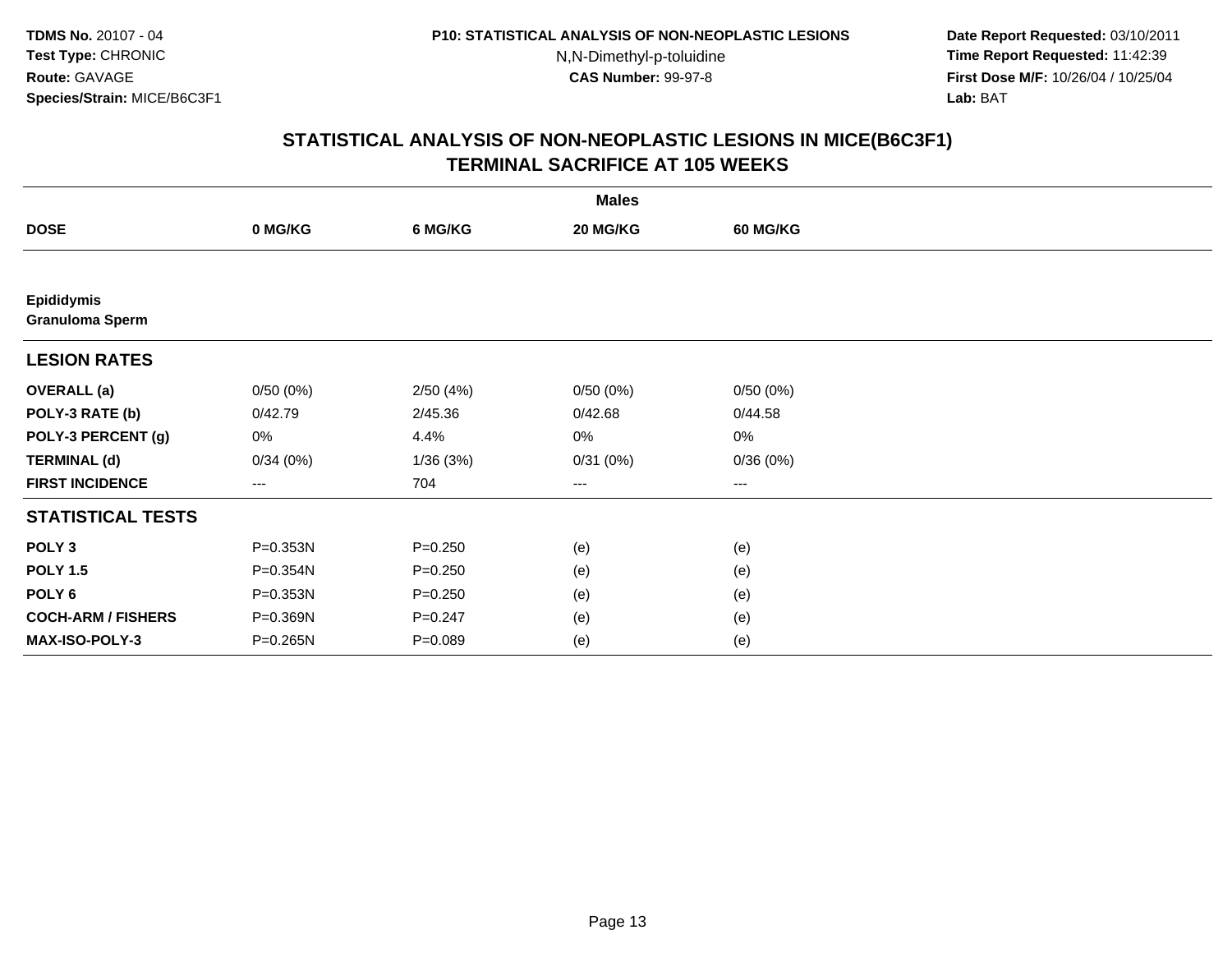**TDMS No.** 20107 - 04
**Test Type:** CHRONIC
**Route:** GAVAGE
**Species/Strain:** MICE/B6C3F1

**P10: STATISTICAL ANALYSIS OF NON-NEOPLASTIC LESIONS**
N,N-Dimethyl-p-toluidine
**CAS Number:** 99-97-8

**Date Report Requested:** 03/10/2011
**Time Report Requested:** 11:42:39
**First Dose M/F:** 10/26/04 / 10/25/04
**Lab:** BAT

## STATISTICAL ANALYSIS OF NON-NEOPLASTIC LESIONS IN MICE(B6C3F1)
## TERMINAL SACRIFICE AT 105 WEEKS

| | Males | | | |
|---|---|---|---|---|
| **DOSE** | **0 MG/KG** | **6 MG/KG** | **20 MG/KG** | **60 MG/KG** |
| **Epididymis** | | | | |
| **Granuloma Sperm** | | | | |
| **LESION RATES** | | | | |
| **OVERALL (a)** | 0/50 (0%) | 2/50 (4%) | 0/50 (0%) | 0/50 (0%) |
| **POLY-3 RATE (b)** | 0/42.79 | 2/45.36 | 0/42.68 | 0/44.58 |
| **POLY-3 PERCENT (g)** | 0% | 4.4% | 0% | 0% |
| **TERMINAL (d)** | 0/34 (0%) | 1/36 (3%) | 0/31 (0%) | 0/36 (0%) |
| **FIRST INCIDENCE** | --- | 704 | --- | --- |
| **STATISTICAL TESTS** | | | | |
| **POLY 3** | P=0.353N | P=0.250 | (e) | (e) |
| **POLY 1.5** | P=0.354N | P=0.250 | (e) | (e) |
| **POLY 6** | P=0.353N | P=0.250 | (e) | (e) |
| **COCH-ARM / FISHERS** | P=0.369N | P=0.247 | (e) | (e) |
| **MAX-ISO-POLY-3** | P=0.265N | P=0.089 | (e) | (e) |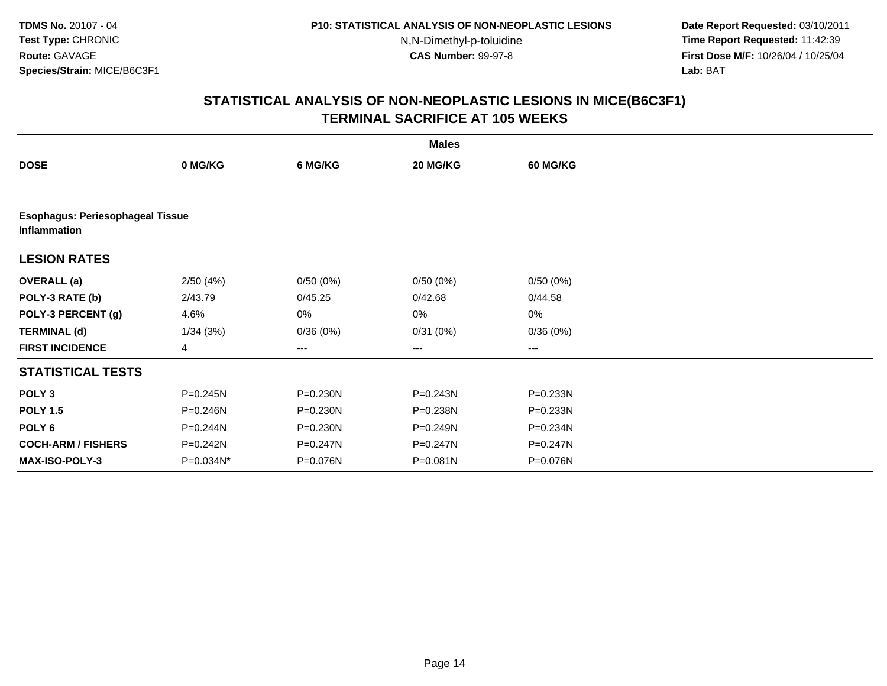**TDMS No.** 20107 - 04
**Test Type:** CHRONIC
**Route:** GAVAGE
**Species/Strain:** MICE/B6C3F1

**P10: STATISTICAL ANALYSIS OF NON-NEOPLASTIC LESIONS**
N,N-Dimethyl-p-toluidine
**CAS Number:** 99-97-8

**Date Report Requested:** 03/10/2011
**Time Report Requested:** 11:42:39
**First Dose M/F:** 10/26/04 / 10/25/04
**Lab:** BAT

## STATISTICAL ANALYSIS OF NON-NEOPLASTIC LESIONS IN MICE(B6C3F1)
## TERMINAL SACRIFICE AT 105 WEEKS

| | Males | | | |
|---|---|---|---|---|
| **DOSE** | **0 MG/KG** | **6 MG/KG** | **20 MG/KG** | **60 MG/KG** |
| **Esophagus: Periesophageal Tissue Inflammation** | | | | |
| **LESION RATES** | | | | |
| **OVERALL (a)** | 2/50 (4%) | 0/50 (0%) | 0/50 (0%) | 0/50 (0%) |
| **POLY-3 RATE (b)** | 2/43.79 | 0/45.25 | 0/42.68 | 0/44.58 |
| **POLY-3 PERCENT (g)** | 4.6% | 0% | 0% | 0% |
| **TERMINAL (d)** | 1/34 (3%) | 0/36 (0%) | 0/31 (0%) | 0/36 (0%) |
| **FIRST INCIDENCE** | 4 | --- | --- | --- |
| **STATISTICAL TESTS** | | | | |
| **POLY 3** | P=0.245N | P=0.230N | P=0.243N | P=0.233N |
| **POLY 1.5** | P=0.246N | P=0.230N | P=0.238N | P=0.233N |
| **POLY 6** | P=0.244N | P=0.230N | P=0.249N | P=0.234N |
| **COCH-ARM / FISHERS** | P=0.242N | P=0.247N | P=0.247N | P=0.247N |
| **MAX-ISO-POLY-3** | P=0.034N* | P=0.076N | P=0.081N | P=0.076N |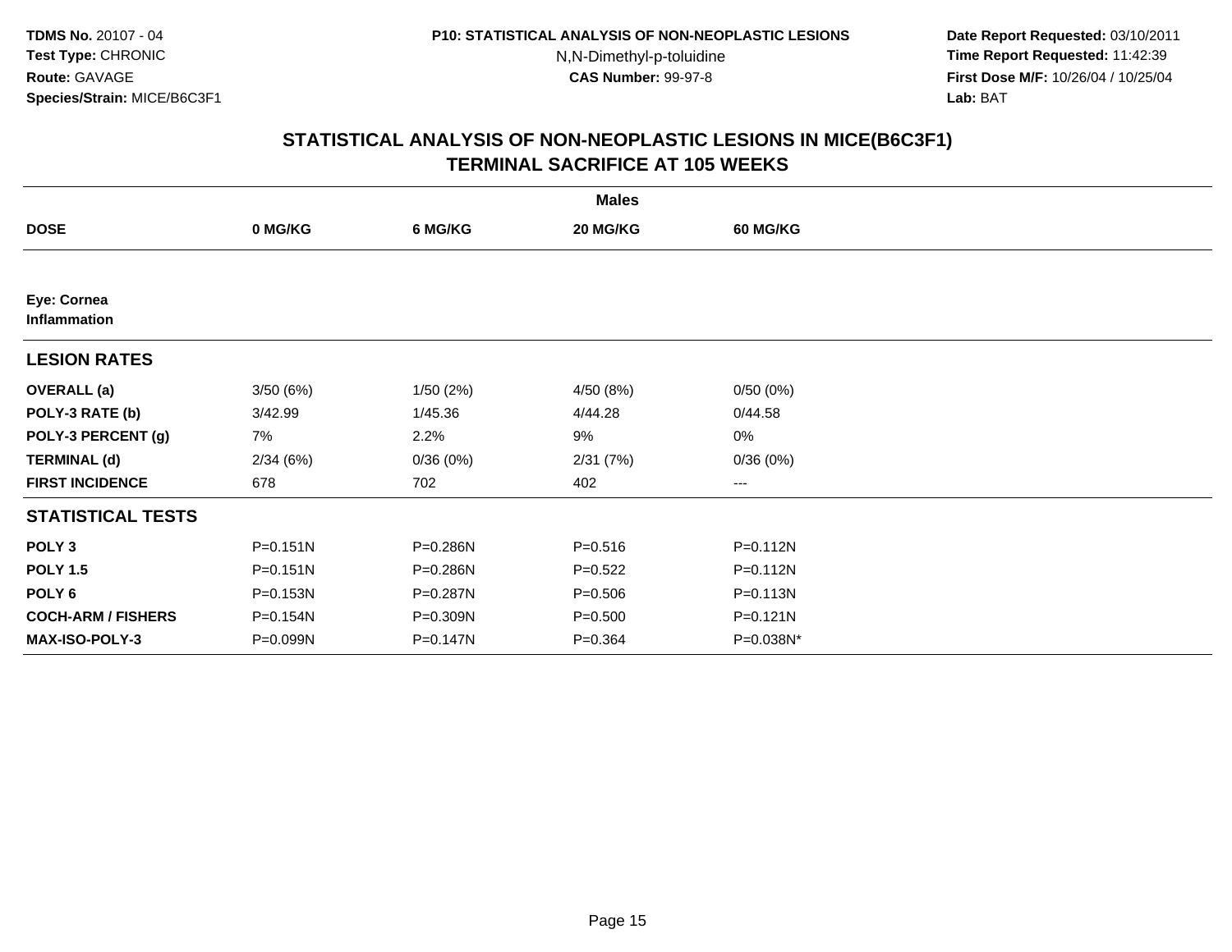**TDMS No.** 20107 - 04
**Test Type:** CHRONIC
**Route:** GAVAGE
**Species/Strain:** MICE/B6C3F1

**P10: STATISTICAL ANALYSIS OF NON-NEOPLASTIC LESIONS**
N,N-Dimethyl-p-toluidine
**CAS Number:** 99-97-8

**Date Report Requested:** 03/10/2011
**Time Report Requested:** 11:42:39
**First Dose M/F:** 10/26/04 / 10/25/04
**Lab:** BAT

## STATISTICAL ANALYSIS OF NON-NEOPLASTIC LESIONS IN MICE(B6C3F1)
## TERMINAL SACRIFICE AT 105 WEEKS

| | Males | | | |
|---|---|---|---|---|
| **DOSE** | **0 MG/KG** | **6 MG/KG** | **20 MG/KG** | **60 MG/KG** |
| **Eye: Cornea Inflammation** | | | | |
| **LESION RATES** | | | | |
| **OVERALL (a)** | 3/50 (6%) | 1/50 (2%) | 4/50 (8%) | 0/50 (0%) |
| **POLY-3 RATE (b)** | 3/42.99 | 1/45.36 | 4/44.28 | 0/44.58 |
| **POLY-3 PERCENT (g)** | 7% | 2.2% | 9% | 0% |
| **TERMINAL (d)** | 2/34 (6%) | 0/36 (0%) | 2/31 (7%) | 0/36 (0%) |
| **FIRST INCIDENCE** | 678 | 702 | 402 | --- |
| **STATISTICAL TESTS** | | | | |
| **POLY 3** | P=0.151N | P=0.286N | P=0.516 | P=0.112N |
| **POLY 1.5** | P=0.151N | P=0.286N | P=0.522 | P=0.112N |
| **POLY 6** | P=0.153N | P=0.287N | P=0.506 | P=0.113N |
| **COCH-ARM / FISHERS** | P=0.154N | P=0.309N | P=0.500 | P=0.121N |
| **MAX-ISO-POLY-3** | P=0.099N | P=0.147N | P=0.364 | P=0.038N* |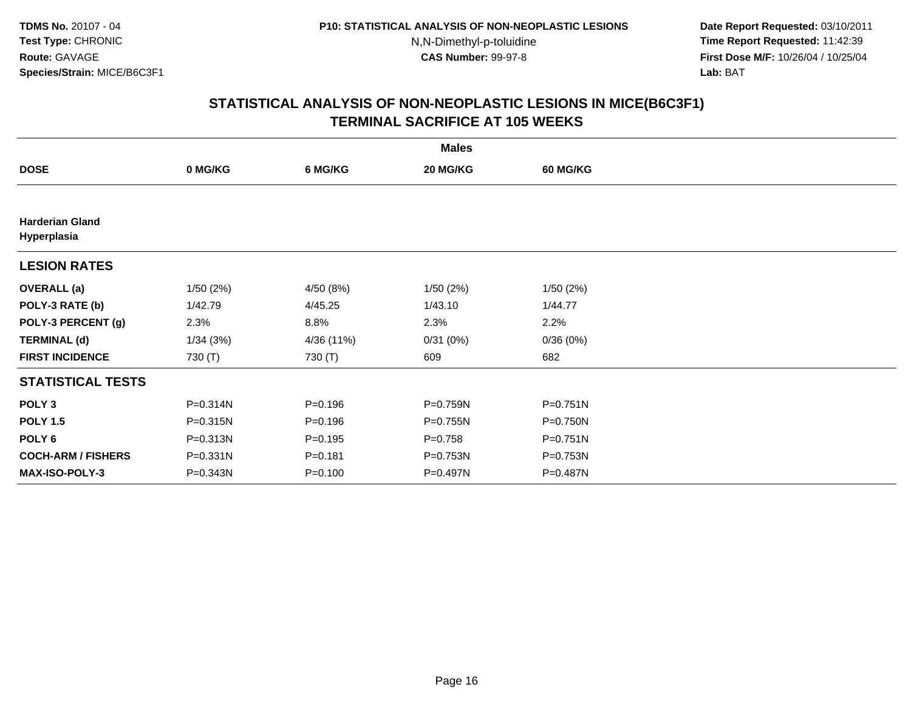# STATISTICAL ANALYSIS OF NON-NEOPLASTIC LESIONS IN MICE(B6C3F1)
## TERMINAL SACRIFICE AT 105 WEEKS

| | Males | | | |
|---|---|---|---|---|
| **DOSE** | **0 MG/KG** | **6 MG/KG** | **20 MG/KG** | **60 MG/KG** |
| **Harderian Gland Hyperplasia** | | | | |
| **LESION RATES** | | | | |
| **OVERALL (a)** | 1/50 (2%) | 4/50 (8%) | 1/50 (2%) | 1/50 (2%) |
| **POLY-3 RATE (b)** | 1/42.79 | 4/45.25 | 1/43.10 | 1/44.77 |
| **POLY-3 PERCENT (g)** | 2.3% | 8.8% | 2.3% | 2.2% |
| **TERMINAL (d)** | 1/34 (3%) | 4/36 (11%) | 0/31 (0%) | 0/36 (0%) |
| **FIRST INCIDENCE** | 730 (T) | 730 (T) | 609 | 682 |
| **STATISTICAL TESTS** | | | | |
| **POLY 3** | P=0.314N | P=0.196 | P=0.759N | P=0.751N |
| **POLY 1.5** | P=0.315N | P=0.196 | P=0.755N | P=0.750N |
| **POLY 6** | P=0.313N | P=0.195 | P=0.758 | P=0.751N |
| **COCH-ARM / FISHERS** | P=0.331N | P=0.181 | P=0.753N | P=0.753N |
| **MAX-ISO-POLY-3** | P=0.343N | P=0.100 | P=0.497N | P=0.487N |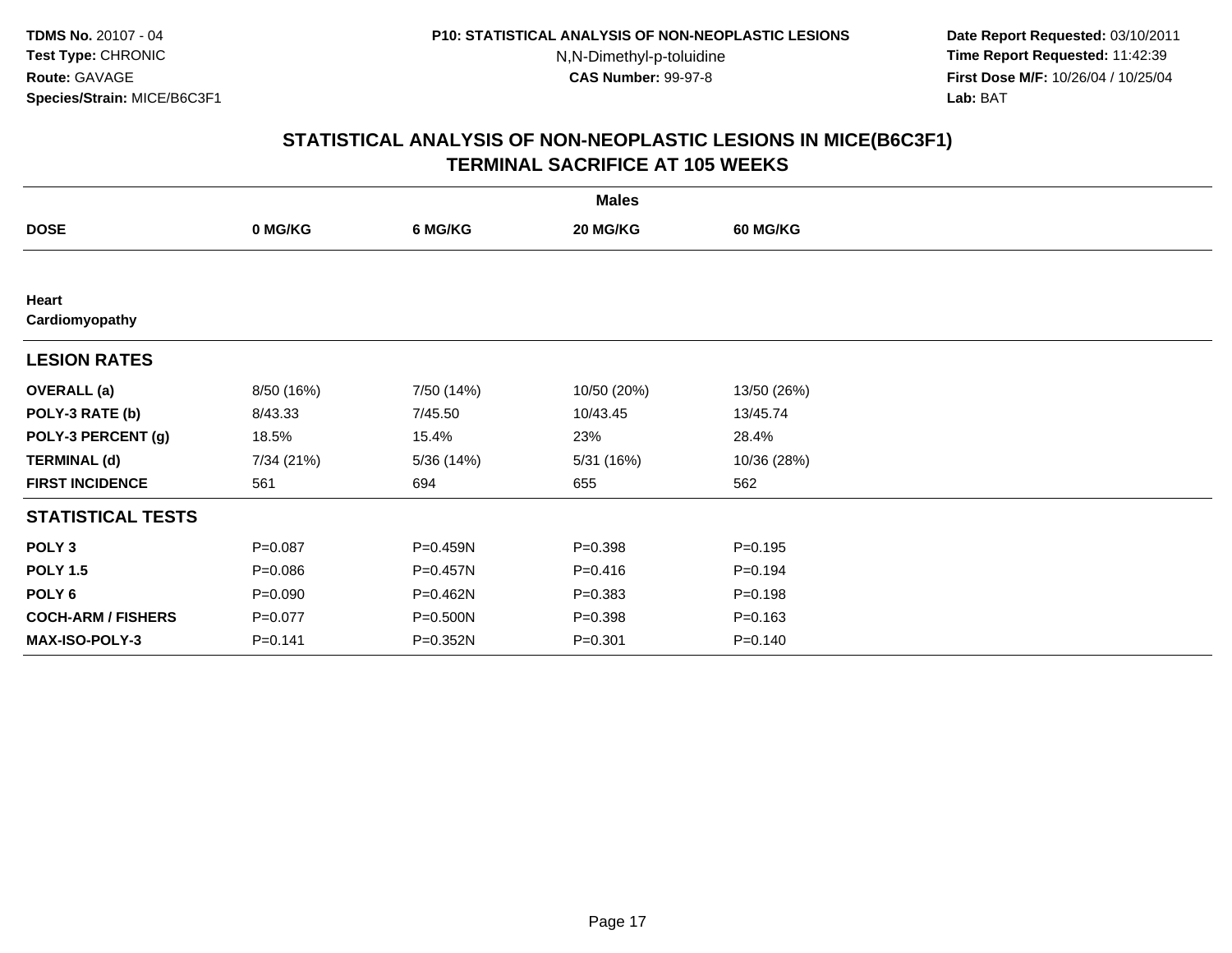**TDMS No.** 20107 - 04
**Test Type:** CHRONIC
**Route:** GAVAGE
**Species/Strain:** MICE/B6C3F1

**P10: STATISTICAL ANALYSIS OF NON-NEOPLASTIC LESIONS**
N,N-Dimethyl-p-toluidine
**CAS Number:** 99-97-8

**Date Report Requested:** 03/10/2011
**Time Report Requested:** 11:42:39
**First Dose M/F:** 10/26/04 / 10/25/04
**Lab:** BAT

## STATISTICAL ANALYSIS OF NON-NEOPLASTIC LESIONS IN MICE(B6C3F1) TERMINAL SACRIFICE AT 105 WEEKS

| | Males | | | |
|---|---|---|---|---|
| **DOSE** | **0 MG/KG** | **6 MG/KG** | **20 MG/KG** | **60 MG/KG** |
| **Heart** **Cardiomyopathy** | | | | |
| **LESION RATES** | | | | |
| **OVERALL (a)** | 8/50 (16%) | 7/50 (14%) | 10/50 (20%) | 13/50 (26%) |
| **POLY-3 RATE (b)** | 8/43.33 | 7/45.50 | 10/43.45 | 13/45.74 |
| **POLY-3 PERCENT (g)** | 18.5% | 15.4% | 23% | 28.4% |
| **TERMINAL (d)** | 7/34 (21%) | 5/36 (14%) | 5/31 (16%) | 10/36 (28%) |
| **FIRST INCIDENCE** | 561 | 694 | 655 | 562 |
| **STATISTICAL TESTS** | | | | |
| **POLY 3** | P=0.087 | P=0.459N | P=0.398 | P=0.195 |
| **POLY 1.5** | P=0.086 | P=0.457N | P=0.416 | P=0.194 |
| **POLY 6** | P=0.090 | P=0.462N | P=0.383 | P=0.198 |
| **COCH-ARM / FISHERS** | P=0.077 | P=0.500N | P=0.398 | P=0.163 |
| **MAX-ISO-POLY-3** | P=0.141 | P=0.352N | P=0.301 | P=0.140 |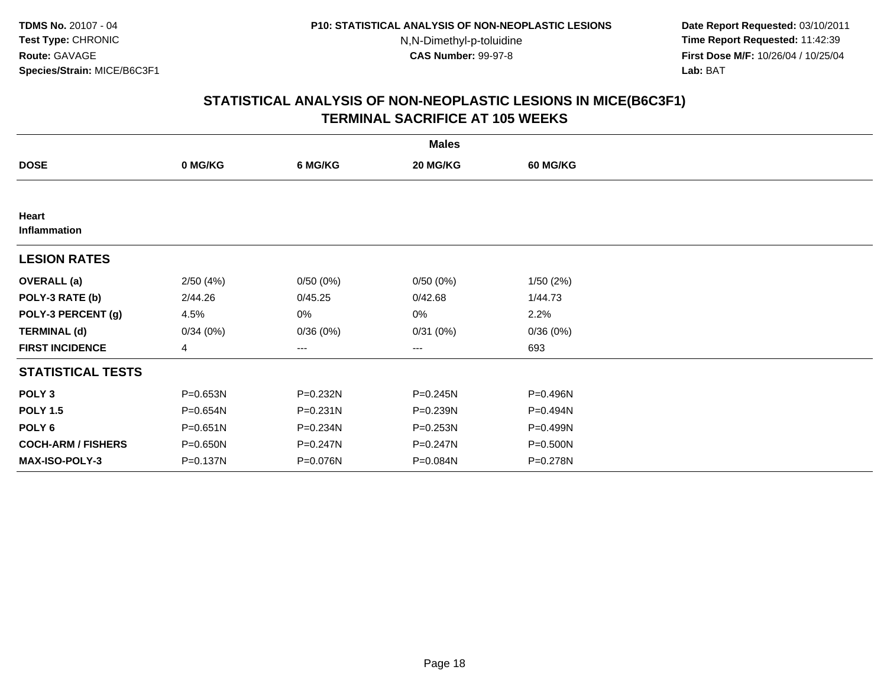**TDMS No.** 20107 - 04
**Test Type:** CHRONIC
**Route:** GAVAGE
**Species/Strain:** MICE/B6C3F1

**P10: STATISTICAL ANALYSIS OF NON-NEOPLASTIC LESIONS**
N,N-Dimethyl-p-toluidine
**CAS Number:** 99-97-8

**Date Report Requested:** 03/10/2011
**Time Report Requested:** 11:42:39
**First Dose M/F:** 10/26/04 / 10/25/04
**Lab:** BAT

## STATISTICAL ANALYSIS OF NON-NEOPLASTIC LESIONS IN MICE(B6C3F1) TERMINAL SACRIFICE AT 105 WEEKS

| | Males | | | |
|---|---|---|---|---|
| **DOSE** | **0 MG/KG** | **6 MG/KG** | **20 MG/KG** | **60 MG/KG** |
| **Heart** | | | | |
| **Inflammation** | | | | |
| **LESION RATES** | | | | |
| **OVERALL (a)** | 2/50 (4%) | 0/50 (0%) | 0/50 (0%) | 1/50 (2%) |
| **POLY-3 RATE (b)** | 2/44.26 | 0/45.25 | 0/42.68 | 1/44.73 |
| **POLY-3 PERCENT (g)** | 4.5% | 0% | 0% | 2.2% |
| **TERMINAL (d)** | 0/34 (0%) | 0/36 (0%) | 0/31 (0%) | 0/36 (0%) |
| **FIRST INCIDENCE** | 4 | --- | --- | 693 |
| **STATISTICAL TESTS** | | | | |
| **POLY 3** | P=0.653N | P=0.232N | P=0.245N | P=0.496N |
| **POLY 1.5** | P=0.654N | P=0.231N | P=0.239N | P=0.494N |
| **POLY 6** | P=0.651N | P=0.234N | P=0.253N | P=0.499N |
| **COCH-ARM / FISHERS** | P=0.650N | P=0.247N | P=0.247N | P=0.500N |
| **MAX-ISO-POLY-3** | P=0.137N | P=0.076N | P=0.084N | P=0.278N |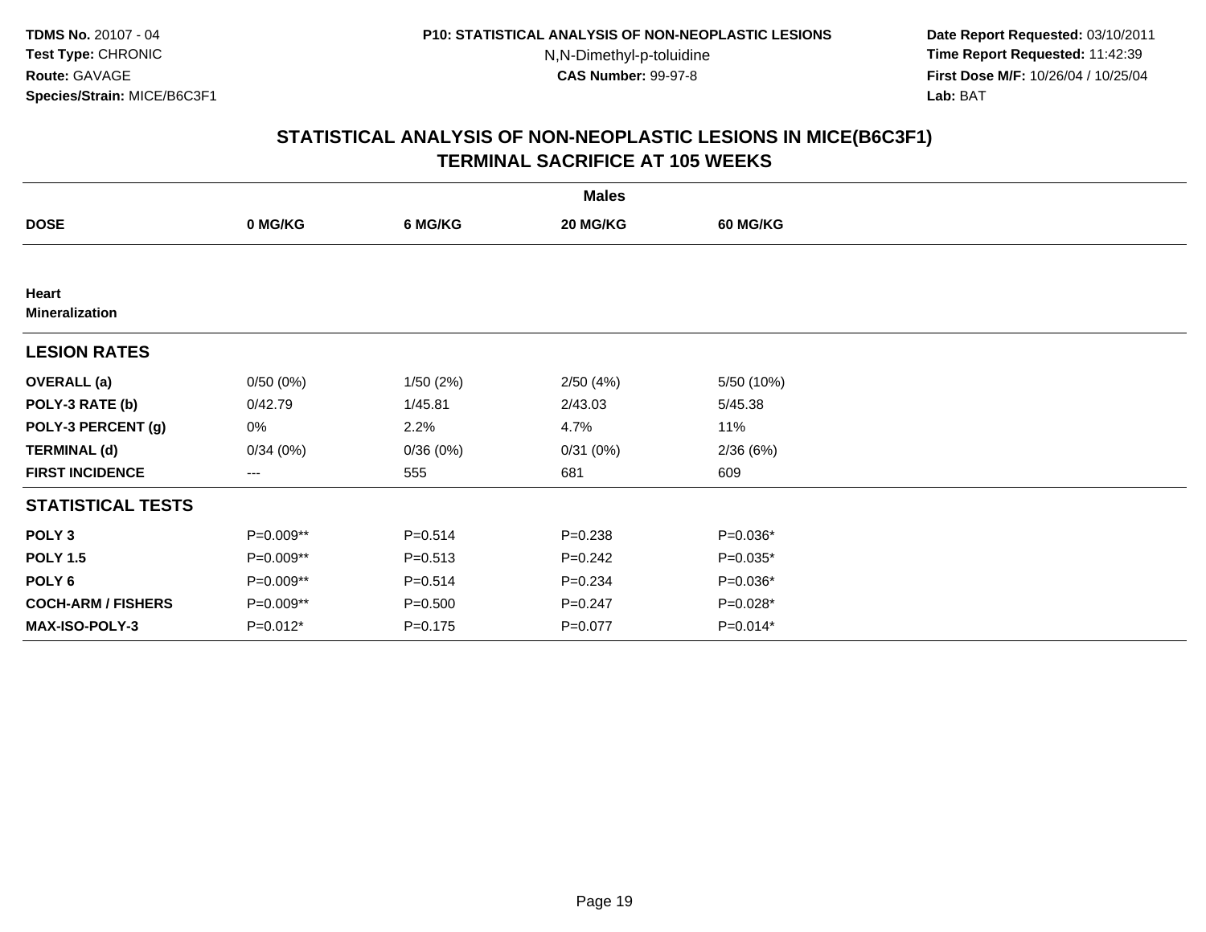**TDMS No.** 20107 - 04
**Test Type:** CHRONIC
**Route:** GAVAGE
**Species/Strain:** MICE/B6C3F1

**P10: STATISTICAL ANALYSIS OF NON-NEOPLASTIC LESIONS**
N,N-Dimethyl-p-toluidine
**CAS Number:** 99-97-8

**Date Report Requested:** 03/10/2011
**Time Report Requested:** 11:42:39
**First Dose M/F:** 10/26/04 / 10/25/04
**Lab:** BAT

## STATISTICAL ANALYSIS OF NON-NEOPLASTIC LESIONS IN MICE(B6C3F1) TERMINAL SACRIFICE AT 105 WEEKS

| | Males | | | |
|---|---|---|---|---|
| **DOSE** | **0 MG/KG** | **6 MG/KG** | **20 MG/KG** | **60 MG/KG** |
| **Heart** | | | | |
| **Mineralization** | | | | |
| **LESION RATES** | | | | |
| **OVERALL (a)** | 0/50 (0%) | 1/50 (2%) | 2/50 (4%) | 5/50 (10%) |
| **POLY-3 RATE (b)** | 0/42.79 | 1/45.81 | 2/43.03 | 5/45.38 |
| **POLY-3 PERCENT (g)** | 0% | 2.2% | 4.7% | 11% |
| **TERMINAL (d)** | 0/34 (0%) | 0/36 (0%) | 0/31 (0%) | 2/36 (6%) |
| **FIRST INCIDENCE** | --- | 555 | 681 | 609 |
| **STATISTICAL TESTS** | | | | |
| **POLY 3** | P=0.009** | P=0.514 | P=0.238 | P=0.036* |
| **POLY 1.5** | P=0.009** | P=0.513 | P=0.242 | P=0.035* |
| **POLY 6** | P=0.009** | P=0.514 | P=0.234 | P=0.036* |
| **COCH-ARM / FISHERS** | P=0.009** | P=0.500 | P=0.247 | P=0.028* |
| **MAX-ISO-POLY-3** | P=0.012* | P=0.175 | P=0.077 | P=0.014* |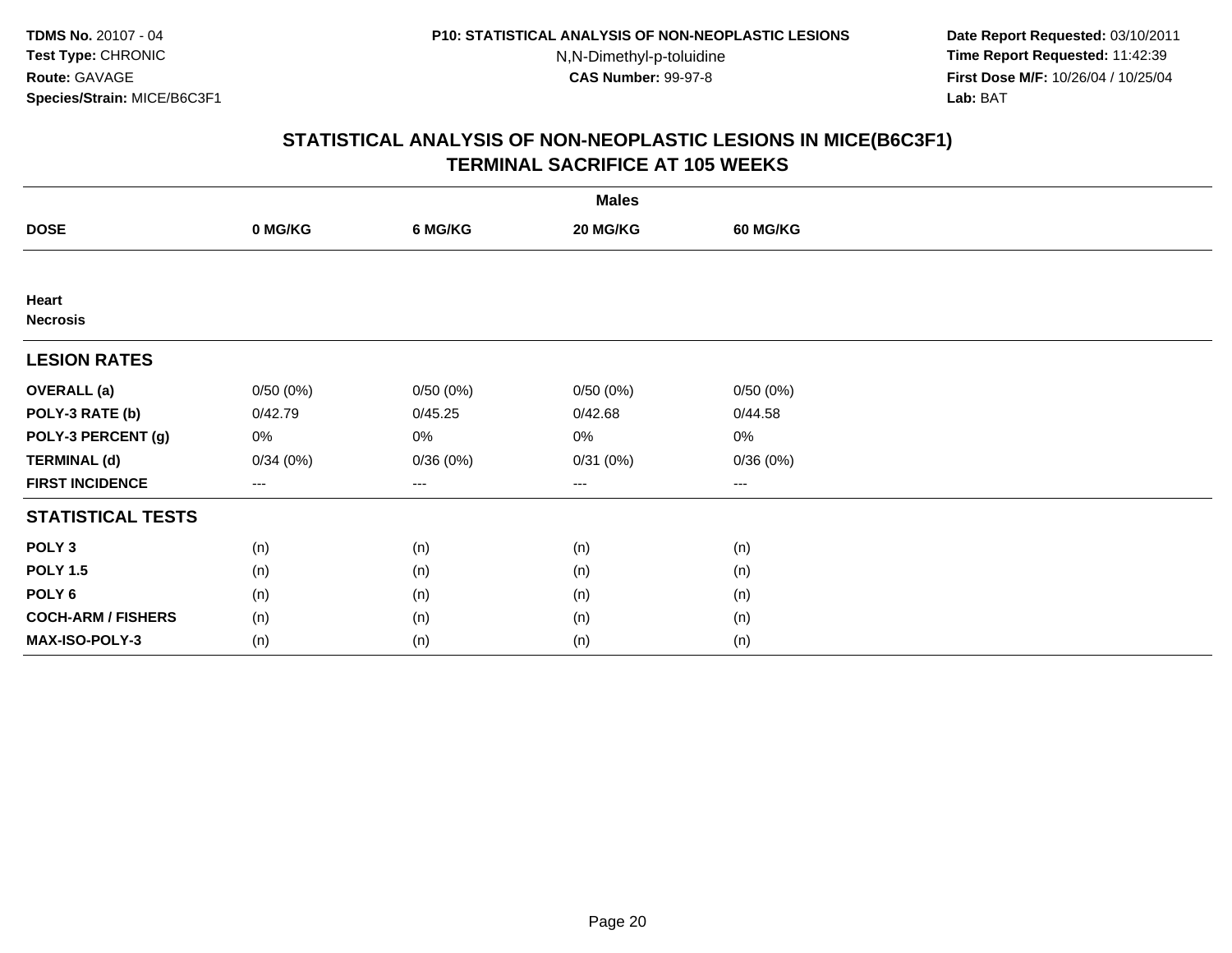TDMS No. 20107 - 04
Test Type: CHRONIC
Route: GAVAGE
Species/Strain: MICE/B6C3F1

P10: STATISTICAL ANALYSIS OF NON-NEOPLASTIC LESIONS
N,N-Dimethyl-p-toluidine
CAS Number: 99-97-8

Date Report Requested: 03/10/2011
Time Report Requested: 11:42:39
First Dose M/F: 10/26/04 / 10/25/04
Lab: BAT

## STATISTICAL ANALYSIS OF NON-NEOPLASTIC LESIONS IN MICE(B6C3F1)
## TERMINAL SACRIFICE AT 105 WEEKS

| | Males | | | |
|---|---|---|---|---|
| **DOSE** | **0 MG/KG** | **6 MG/KG** | **20 MG/KG** | **60 MG/KG** |
| **Heart** | | | | |
| **Necrosis** | | | | |
| **LESION RATES** | | | | |
| **OVERALL (a)** | 0/50 (0%) | 0/50 (0%) | 0/50 (0%) | 0/50 (0%) |
| **POLY-3 RATE (b)** | 0/42.79 | 0/45.25 | 0/42.68 | 0/44.58 |
| **POLY-3 PERCENT (g)** | 0% | 0% | 0% | 0% |
| **TERMINAL (d)** | 0/34 (0%) | 0/36 (0%) | 0/31 (0%) | 0/36 (0%) |
| **FIRST INCIDENCE** | --- | --- | --- | --- |
| **STATISTICAL TESTS** | | | | |
| **POLY 3** | (n) | (n) | (n) | (n) |
| **POLY 1.5** | (n) | (n) | (n) | (n) |
| **POLY 6** | (n) | (n) | (n) | (n) |
| **COCH-ARM / FISHERS** | (n) | (n) | (n) | (n) |
| **MAX-ISO-POLY-3** | (n) | (n) | (n) | (n) |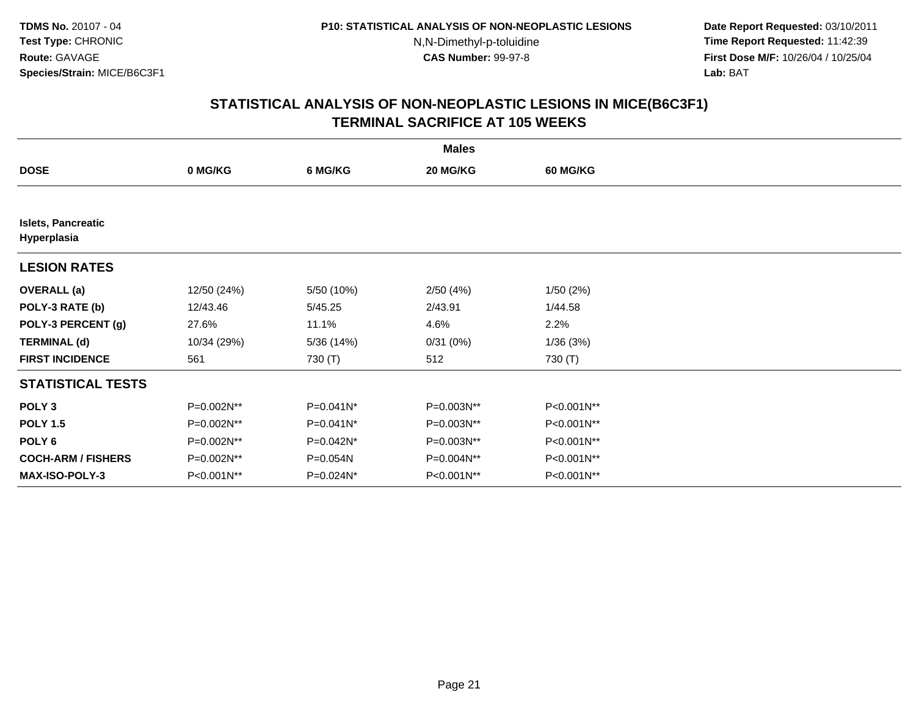## STATISTICAL ANALYSIS OF NON-NEOPLASTIC LESIONS IN MICE(B6C3F1)
## TERMINAL SACRIFICE AT 105 WEEKS

| | Males | | | |
|---|---|---|---|---|
| **DOSE** | **0 MG/KG** | **6 MG/KG** | **20 MG/KG** | **60 MG/KG** |
| **Islets, Pancreatic Hyperplasia** | | | | |
| **LESION RATES** | | | | |
| **OVERALL (a)** | 12/50 (24%) | 5/50 (10%) | 2/50 (4%) | 1/50 (2%) |
| **POLY-3 RATE (b)** | 12/43.46 | 5/45.25 | 2/43.91 | 1/44.58 |
| **POLY-3 PERCENT (g)** | 27.6% | 11.1% | 4.6% | 2.2% |
| **TERMINAL (d)** | 10/34 (29%) | 5/36 (14%) | 0/31 (0%) | 1/36 (3%) |
| **FIRST INCIDENCE** | 561 | 730 (T) | 512 | 730 (T) |
| **STATISTICAL TESTS** | | | | |
| **POLY 3** | P=0.002N** | P=0.041N* | P=0.003N** | P<0.001N** |
| **POLY 1.5** | P=0.002N** | P=0.041N* | P=0.003N** | P<0.001N** |
| **POLY 6** | P=0.002N** | P=0.042N* | P=0.003N** | P<0.001N** |
| **COCH-ARM / FISHERS** | P=0.002N** | P=0.054N | P=0.004N** | P<0.001N** |
| **MAX-ISO-POLY-3** | P<0.001N** | P=0.024N* | P<0.001N** | P<0.001N** |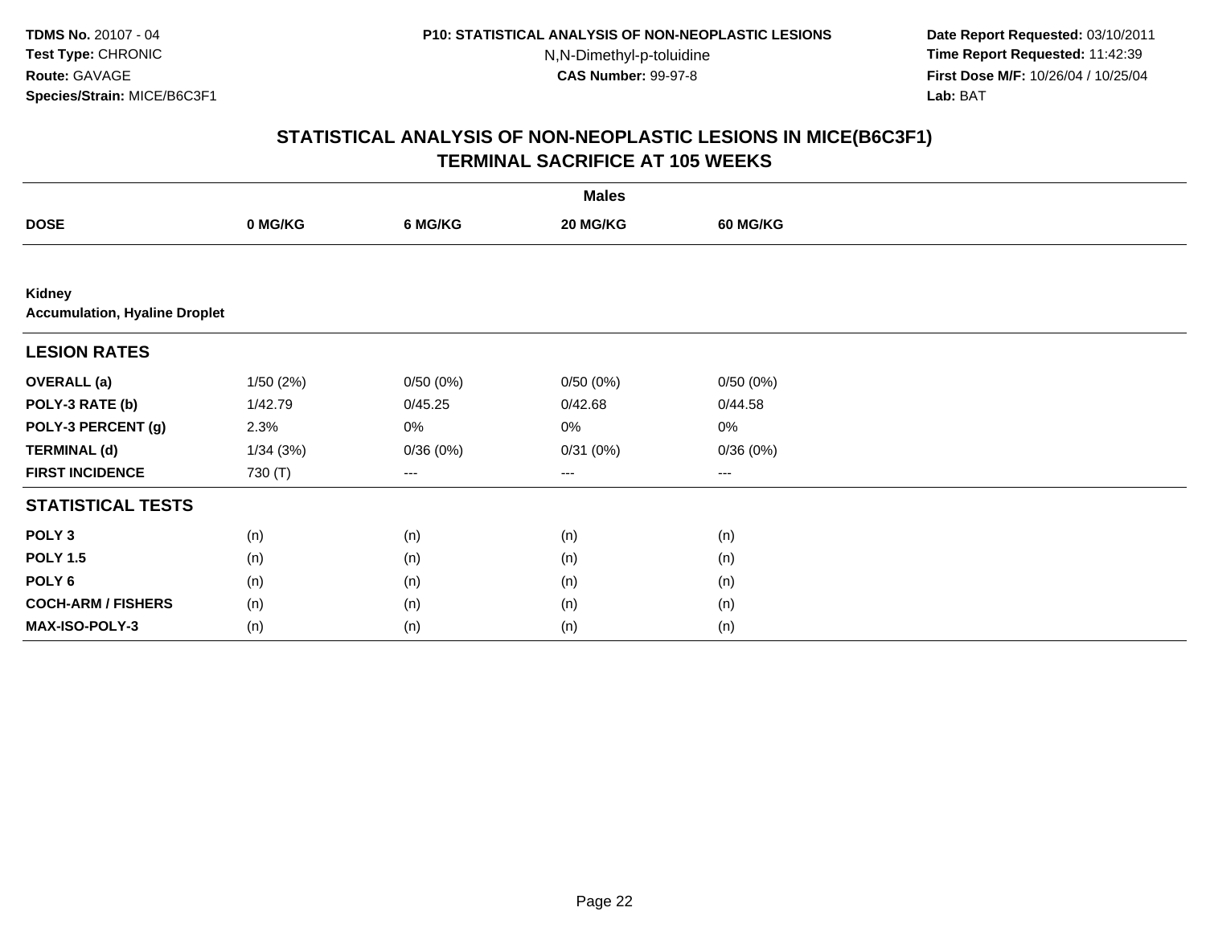# STATISTICAL ANALYSIS OF NON-NEOPLASTIC LESIONS IN MICE(B6C3F1)
## TERMINAL SACRIFICE AT 105 WEEKS

| | Males | | | |
|---|---|---|---|---|
| **DOSE** | **0 MG/KG** | **6 MG/KG** | **20 MG/KG** | **60 MG/KG** |
| **Kidney** | | | | |
| **Accumulation, Hyaline Droplet** | | | | |
| **LESION RATES** | | | | |
| **OVERALL (a)** | 1/50 (2%) | 0/50 (0%) | 0/50 (0%) | 0/50 (0%) |
| **POLY-3 RATE (b)** | 1/42.79 | 0/45.25 | 0/42.68 | 0/44.58 |
| **POLY-3 PERCENT (g)** | 2.3% | 0% | 0% | 0% |
| **TERMINAL (d)** | 1/34 (3%) | 0/36 (0%) | 0/31 (0%) | 0/36 (0%) |
| **FIRST INCIDENCE** | 730 (T) | --- | --- | --- |
| **STATISTICAL TESTS** | | | | |
| **POLY 3** | (n) | (n) | (n) | (n) |
| **POLY 1.5** | (n) | (n) | (n) | (n) |
| **POLY 6** | (n) | (n) | (n) | (n) |
| **COCH-ARM / FISHERS** | (n) | (n) | (n) | (n) |
| **MAX-ISO-POLY-3** | (n) | (n) | (n) | (n) |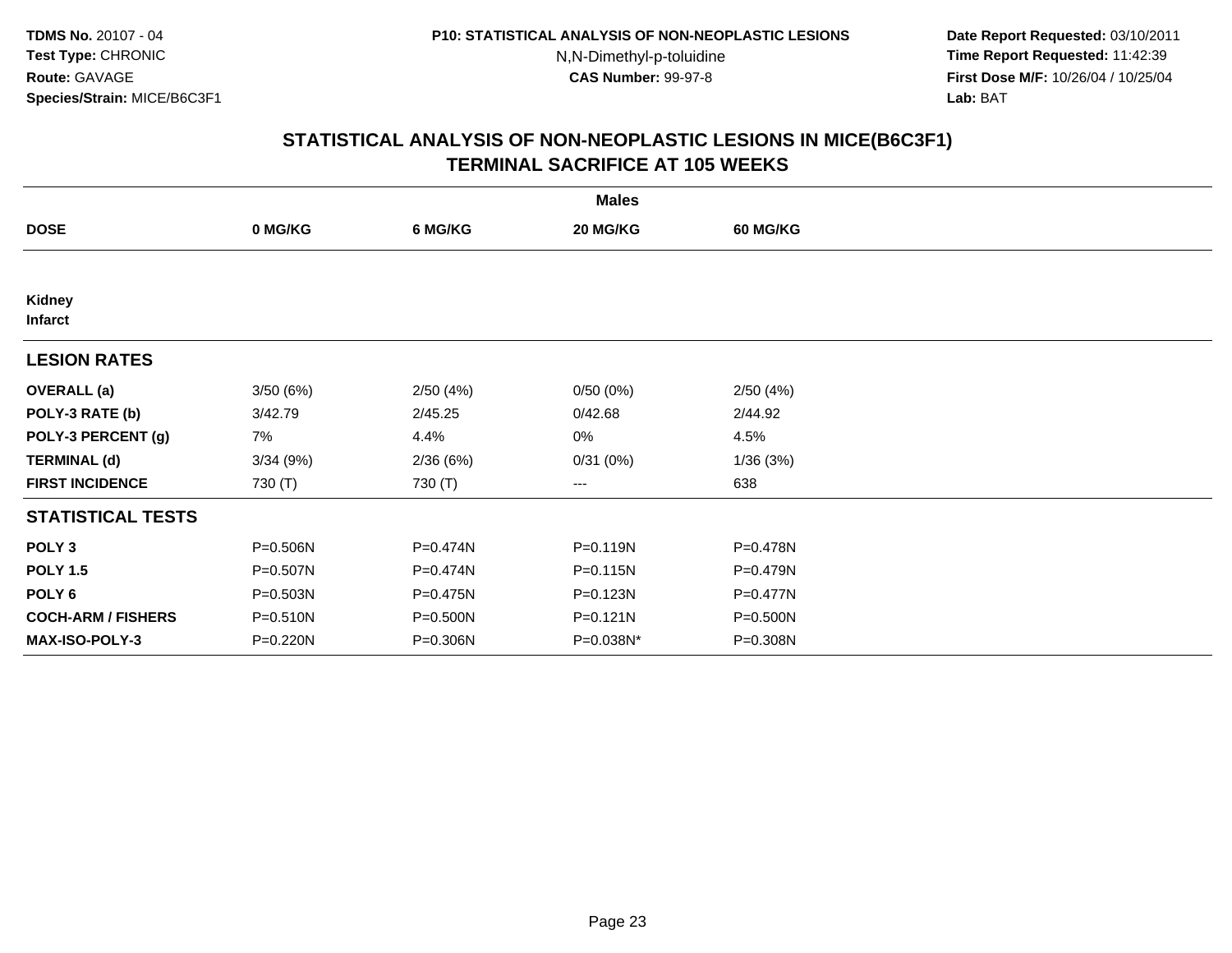**TDMS No.** 20107 - 04
**Test Type:** CHRONIC
**Route:** GAVAGE
**Species/Strain:** MICE/B6C3F1

**P10: STATISTICAL ANALYSIS OF NON-NEOPLASTIC LESIONS**
N,N-Dimethyl-p-toluidine
**CAS Number:** 99-97-8

**Date Report Requested:** 03/10/2011
**Time Report Requested:** 11:42:39
**First Dose M/F:** 10/26/04 / 10/25/04
**Lab:** BAT

## STATISTICAL ANALYSIS OF NON-NEOPLASTIC LESIONS IN MICE(B6C3F1)
## TERMINAL SACRIFICE AT 105 WEEKS

| | Males | | | |
|---|---|---|---|---|
| **DOSE** | **0 MG/KG** | **6 MG/KG** | **20 MG/KG** | **60 MG/KG** |
| **Kidney** | | | | |
| **Infarct** | | | | |
| **LESION RATES** | | | | |
| **OVERALL (a)** | 3/50 (6%) | 2/50 (4%) | 0/50 (0%) | 2/50 (4%) |
| **POLY-3 RATE (b)** | 3/42.79 | 2/45.25 | 0/42.68 | 2/44.92 |
| **POLY-3 PERCENT (g)** | 7% | 4.4% | 0% | 4.5% |
| **TERMINAL (d)** | 3/34 (9%) | 2/36 (6%) | 0/31 (0%) | 1/36 (3%) |
| **FIRST INCIDENCE** | 730 (T) | 730 (T) | --- | 638 |
| **STATISTICAL TESTS** | | | | |
| **POLY 3** | P=0.506N | P=0.474N | P=0.119N | P=0.478N |
| **POLY 1.5** | P=0.507N | P=0.474N | P=0.115N | P=0.479N |
| **POLY 6** | P=0.503N | P=0.475N | P=0.123N | P=0.477N |
| **COCH-ARM / FISHERS** | P=0.510N | P=0.500N | P=0.121N | P=0.500N |
| **MAX-ISO-POLY-3** | P=0.220N | P=0.306N | P=0.038N* | P=0.308N |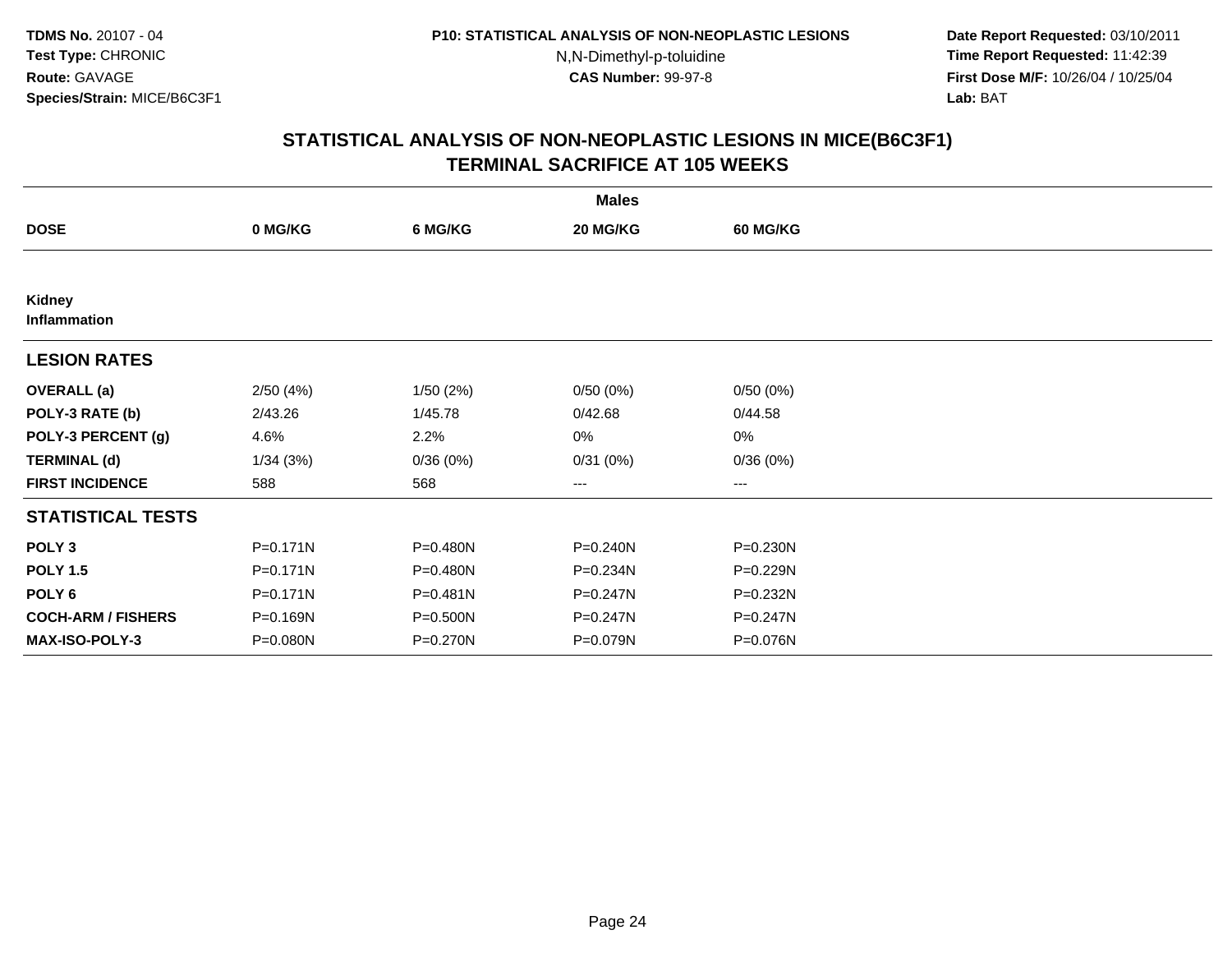**TDMS No.** 20107 - 04
**Test Type:** CHRONIC
**Route:** GAVAGE
**Species/Strain:** MICE/B6C3F1

**P10: STATISTICAL ANALYSIS OF NON-NEOPLASTIC LESIONS**
N,N-Dimethyl-p-toluidine
**CAS Number:** 99-97-8

**Date Report Requested:** 03/10/2011
**Time Report Requested:** 11:42:39
**First Dose M/F:** 10/26/04 / 10/25/04
**Lab:** BAT

## STATISTICAL ANALYSIS OF NON-NEOPLASTIC LESIONS IN MICE(B6C3F1) TERMINAL SACRIFICE AT 105 WEEKS

| | Males | | | |
|---|---|---|---|---|
| **DOSE** | **0 MG/KG** | **6 MG/KG** | **20 MG/KG** | **60 MG/KG** |
| **Kidney** | | | | |
| **Inflammation** | | | | |
| **LESION RATES** | | | | |
| **OVERALL (a)** | 2/50 (4%) | 1/50 (2%) | 0/50 (0%) | 0/50 (0%) |
| **POLY-3 RATE (b)** | 2/43.26 | 1/45.78 | 0/42.68 | 0/44.58 |
| **POLY-3 PERCENT (g)** | 4.6% | 2.2% | 0% | 0% |
| **TERMINAL (d)** | 1/34 (3%) | 0/36 (0%) | 0/31 (0%) | 0/36 (0%) |
| **FIRST INCIDENCE** | 588 | 568 | --- | --- |
| **STATISTICAL TESTS** | | | | |
| **POLY 3** | P=0.171N | P=0.480N | P=0.240N | P=0.230N |
| **POLY 1.5** | P=0.171N | P=0.480N | P=0.234N | P=0.229N |
| **POLY 6** | P=0.171N | P=0.481N | P=0.247N | P=0.232N |
| **COCH-ARM / FISHERS** | P=0.169N | P=0.500N | P=0.247N | P=0.247N |
| **MAX-ISO-POLY-3** | P=0.080N | P=0.270N | P=0.079N | P=0.076N |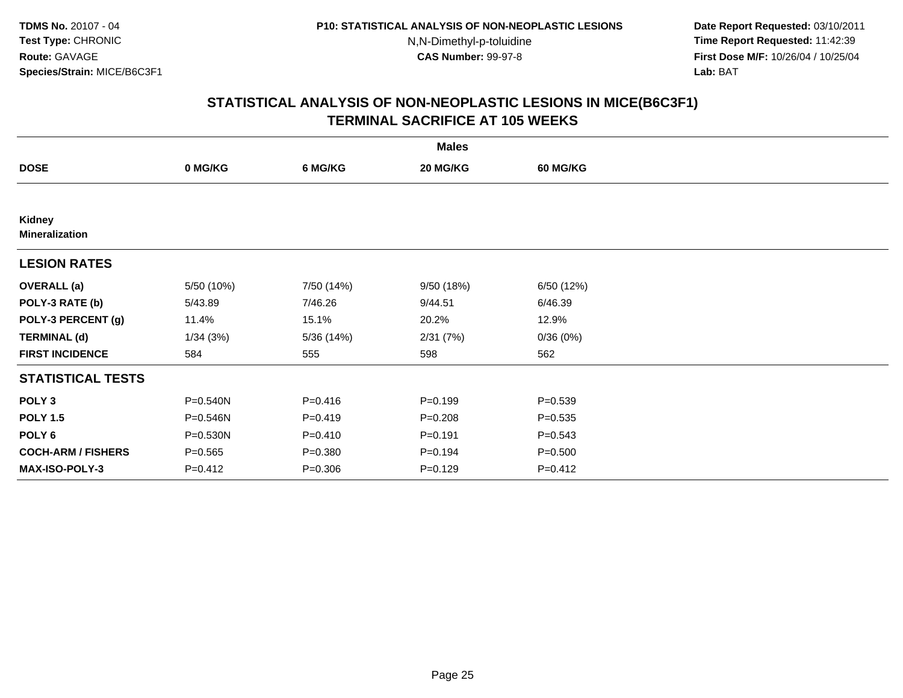TDMS No. 20107 - 04
Test Type: CHRONIC
Route: GAVAGE
Species/Strain: MICE/B6C3F1

P10: STATISTICAL ANALYSIS OF NON-NEOPLASTIC LESIONS
N,N-Dimethyl-p-toluidine
CAS Number: 99-97-8

Date Report Requested: 03/10/2011
Time Report Requested: 11:42:39
First Dose M/F: 10/26/04 / 10/25/04
Lab: BAT

## STATISTICAL ANALYSIS OF NON-NEOPLASTIC LESIONS IN MICE(B6C3F1)
## TERMINAL SACRIFICE AT 105 WEEKS

| | Males | | | |
|---|---|---|---|---|
| **DOSE** | **0 MG/KG** | **6 MG/KG** | **20 MG/KG** | **60 MG/KG** |
| **Kidney** | | | | |
| **Mineralization** | | | | |
| **LESION RATES** | | | | |
| **OVERALL (a)** | 5/50 (10%) | 7/50 (14%) | 9/50 (18%) | 6/50 (12%) |
| **POLY-3 RATE (b)** | 5/43.89 | 7/46.26 | 9/44.51 | 6/46.39 |
| **POLY-3 PERCENT (g)** | 11.4% | 15.1% | 20.2% | 12.9% |
| **TERMINAL (d)** | 1/34 (3%) | 5/36 (14%) | 2/31 (7%) | 0/36 (0%) |
| **FIRST INCIDENCE** | 584 | 555 | 598 | 562 |
| **STATISTICAL TESTS** | | | | |
| **POLY 3** | P=0.540N | P=0.416 | P=0.199 | P=0.539 |
| **POLY 1.5** | P=0.546N | P=0.419 | P=0.208 | P=0.535 |
| **POLY 6** | P=0.530N | P=0.410 | P=0.191 | P=0.543 |
| **COCH-ARM / FISHERS** | P=0.565 | P=0.380 | P=0.194 | P=0.500 |
| **MAX-ISO-POLY-3** | P=0.412 | P=0.306 | P=0.129 | P=0.412 |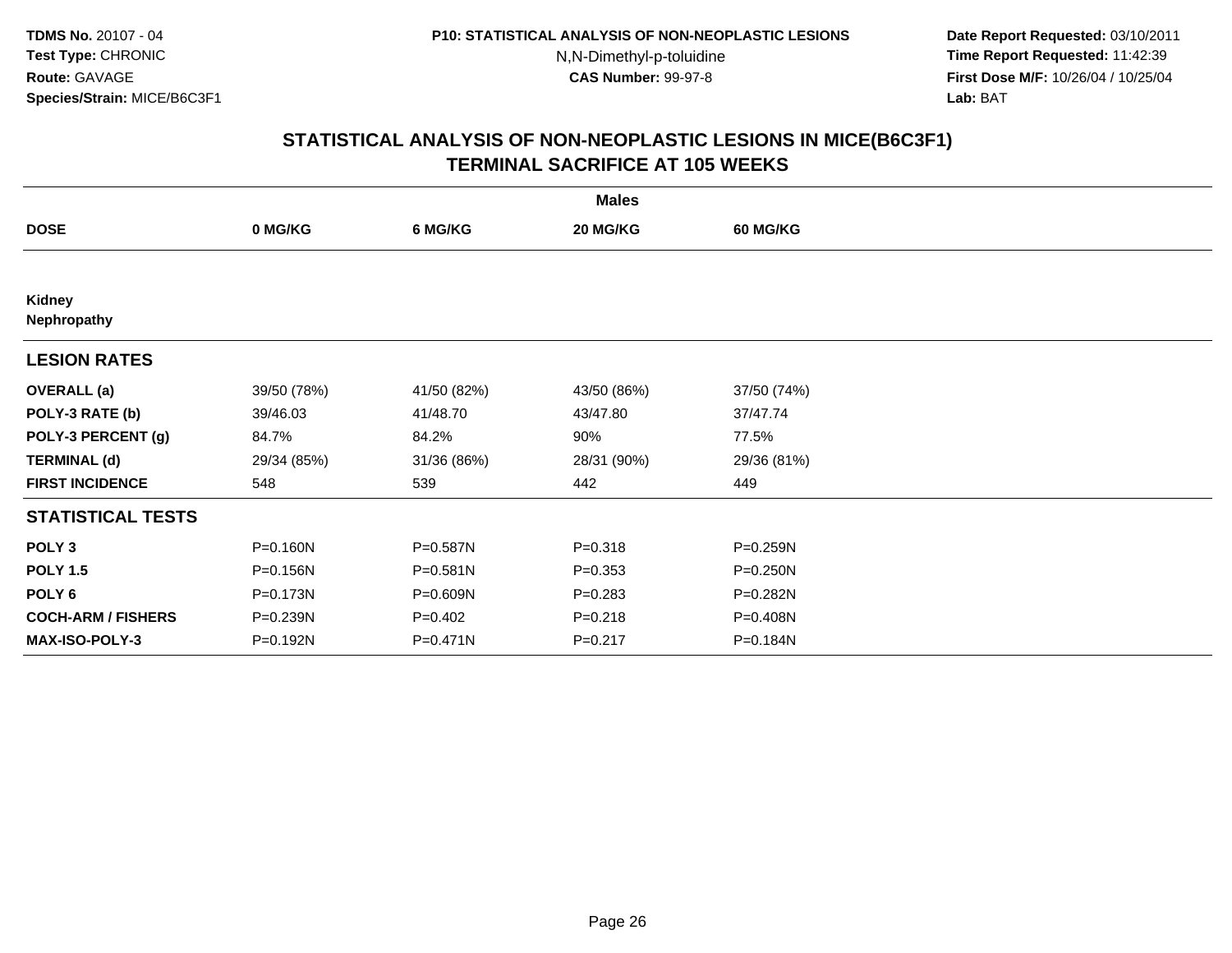**TDMS No.** 20107 - 04
**Test Type:** CHRONIC
**Route:** GAVAGE
**Species/Strain:** MICE/B6C3F1

**P10: STATISTICAL ANALYSIS OF NON-NEOPLASTIC LESIONS**
N,N-Dimethyl-p-toluidine
**CAS Number:** 99-97-8

**Date Report Requested:** 03/10/2011
**Time Report Requested:** 11:42:39
**First Dose M/F:** 10/26/04 / 10/25/04
**Lab:** BAT

## STATISTICAL ANALYSIS OF NON-NEOPLASTIC LESIONS IN MICE(B6C3F1) TERMINAL SACRIFICE AT 105 WEEKS

| | Males | | | |
|---|---|---|---|---|
| **DOSE** | **0 MG/KG** | **6 MG/KG** | **20 MG/KG** | **60 MG/KG** |
| **Kidney** | | | | |
| **Nephropathy** | | | | |
| **LESION RATES** | | | | |
| **OVERALL (a)** | 39/50 (78%) | 41/50 (82%) | 43/50 (86%) | 37/50 (74%) |
| **POLY-3 RATE (b)** | 39/46.03 | 41/48.70 | 43/47.80 | 37/47.74 |
| **POLY-3 PERCENT (g)** | 84.7% | 84.2% | 90% | 77.5% |
| **TERMINAL (d)** | 29/34 (85%) | 31/36 (86%) | 28/31 (90%) | 29/36 (81%) |
| **FIRST INCIDENCE** | 548 | 539 | 442 | 449 |
| **STATISTICAL TESTS** | | | | |
| **POLY 3** | P=0.160N | P=0.587N | P=0.318 | P=0.259N |
| **POLY 1.5** | P=0.156N | P=0.581N | P=0.353 | P=0.250N |
| **POLY 6** | P=0.173N | P=0.609N | P=0.283 | P=0.282N |
| **COCH-ARM / FISHERS** | P=0.239N | P=0.402 | P=0.218 | P=0.408N |
| **MAX-ISO-POLY-3** | P=0.192N | P=0.471N | P=0.217 | P=0.184N |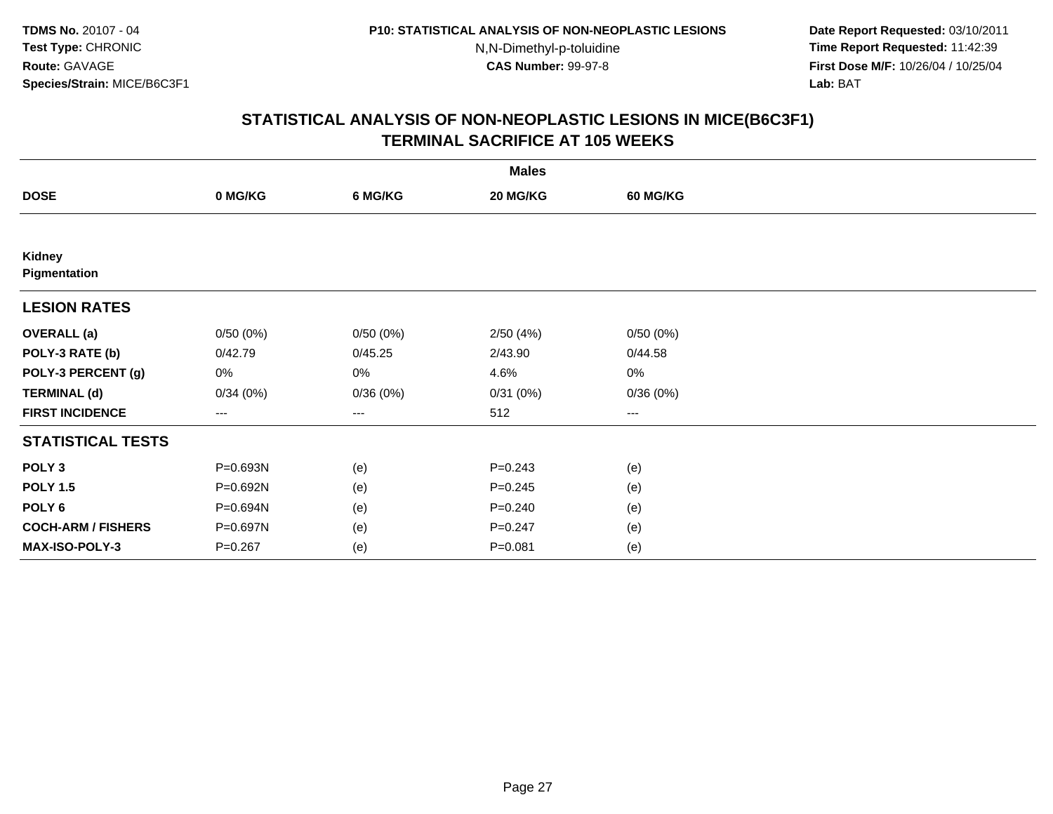**TDMS No.** 20107 - 04
**Test Type:** CHRONIC
**Route:** GAVAGE
**Species/Strain:** MICE/B6C3F1

**P10: STATISTICAL ANALYSIS OF NON-NEOPLASTIC LESIONS**
N,N-Dimethyl-p-toluidine
**CAS Number:** 99-97-8

**Date Report Requested:** 03/10/2011
**Time Report Requested:** 11:42:39
**First Dose M/F:** 10/26/04 / 10/25/04
**Lab:** BAT

## STATISTICAL ANALYSIS OF NON-NEOPLASTIC LESIONS IN MICE(B6C3F1) TERMINAL SACRIFICE AT 105 WEEKS

| | Males | | | |
|---|---|---|---|---|
| **DOSE** | **0 MG/KG** | **6 MG/KG** | **20 MG/KG** | **60 MG/KG** |
| **Kidney Pigmentation** | | | | |
| **LESION RATES** | | | | |
| **OVERALL (a)** | 0/50 (0%) | 0/50 (0%) | 2/50 (4%) | 0/50 (0%) |
| **POLY-3 RATE (b)** | 0/42.79 | 0/45.25 | 2/43.90 | 0/44.58 |
| **POLY-3 PERCENT (g)** | 0% | 0% | 4.6% | 0% |
| **TERMINAL (d)** | 0/34 (0%) | 0/36 (0%) | 0/31 (0%) | 0/36 (0%) |
| **FIRST INCIDENCE** | --- | --- | 512 | --- |
| **STATISTICAL TESTS** | | | | |
| **POLY 3** | P=0.693N | (e) | P=0.243 | (e) |
| **POLY 1.5** | P=0.692N | (e) | P=0.245 | (e) |
| **POLY 6** | P=0.694N | (e) | P=0.240 | (e) |
| **COCH-ARM / FISHERS** | P=0.697N | (e) | P=0.247 | (e) |
| **MAX-ISO-POLY-3** | P=0.267 | (e) | P=0.081 | (e) |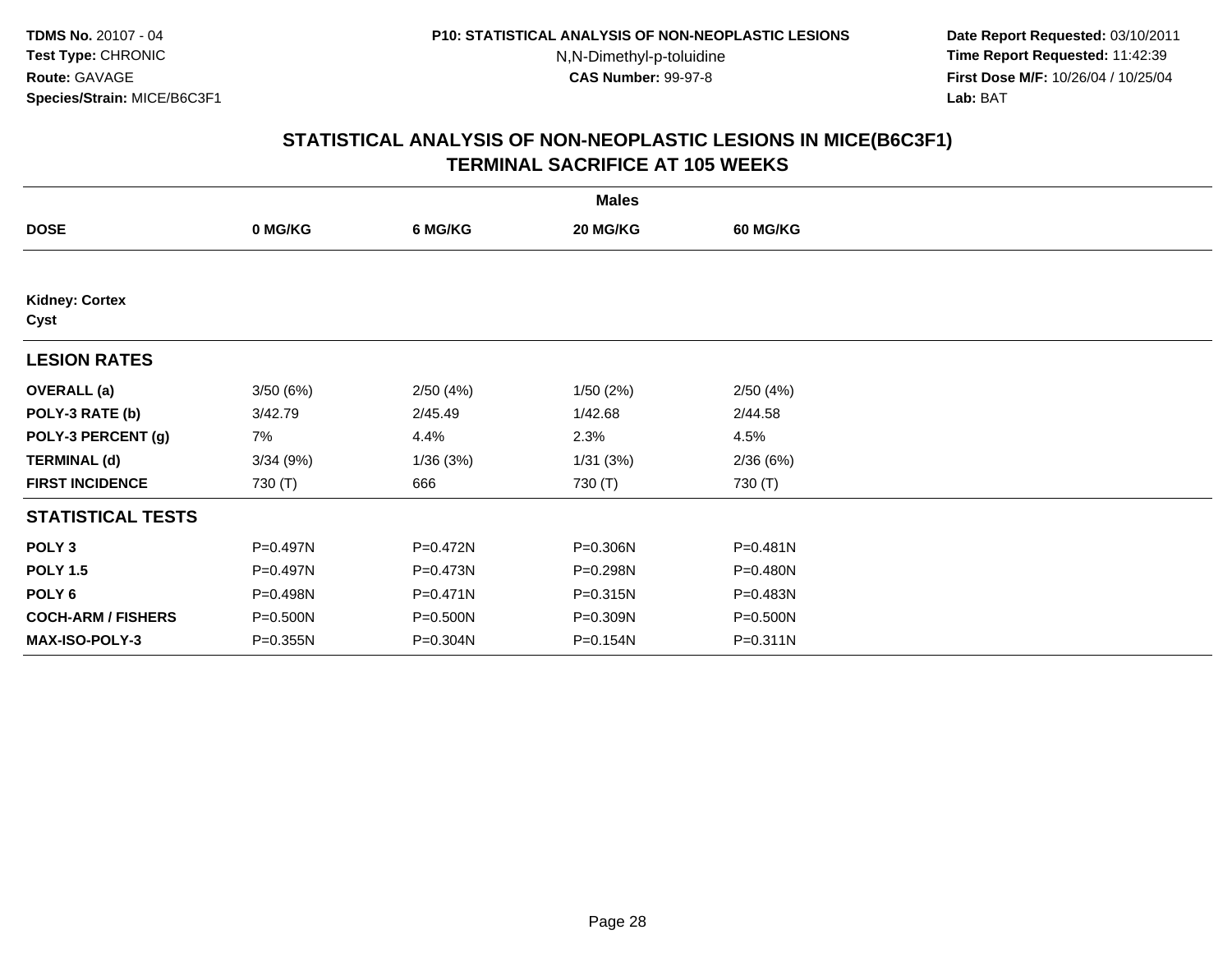**TDMS No.** 20107 - 04
**Test Type:** CHRONIC
**Route:** GAVAGE
**Species/Strain:** MICE/B6C3F1

**P10: STATISTICAL ANALYSIS OF NON-NEOPLASTIC LESIONS**
N,N-Dimethyl-p-toluidine
**CAS Number:** 99-97-8

**Date Report Requested:** 03/10/2011
**Time Report Requested:** 11:42:39
**First Dose M/F:** 10/26/04 / 10/25/04
**Lab:** BAT

## STATISTICAL ANALYSIS OF NON-NEOPLASTIC LESIONS IN MICE(B6C3F1)
## TERMINAL SACRIFICE AT 105 WEEKS

| | Males | | | |
|---|---|---|---|---|
| **DOSE** | **0 MG/KG** | **6 MG/KG** | **20 MG/KG** | **60 MG/KG** |
| **Kidney: Cortex** | | | | |
| **Cyst** | | | | |
| **LESION RATES** | | | | |
| **OVERALL (a)** | 3/50 (6%) | 2/50 (4%) | 1/50 (2%) | 2/50 (4%) |
| **POLY-3 RATE (b)** | 3/42.79 | 2/45.49 | 1/42.68 | 2/44.58 |
| **POLY-3 PERCENT (g)** | 7% | 4.4% | 2.3% | 4.5% |
| **TERMINAL (d)** | 3/34 (9%) | 1/36 (3%) | 1/31 (3%) | 2/36 (6%) |
| **FIRST INCIDENCE** | 730 (T) | 666 | 730 (T) | 730 (T) |
| **STATISTICAL TESTS** | | | | |
| **POLY 3** | P=0.497N | P=0.472N | P=0.306N | P=0.481N |
| **POLY 1.5** | P=0.497N | P=0.473N | P=0.298N | P=0.480N |
| **POLY 6** | P=0.498N | P=0.471N | P=0.315N | P=0.483N |
| **COCH-ARM / FISHERS** | P=0.500N | P=0.500N | P=0.309N | P=0.500N |
| **MAX-ISO-POLY-3** | P=0.355N | P=0.304N | P=0.154N | P=0.311N |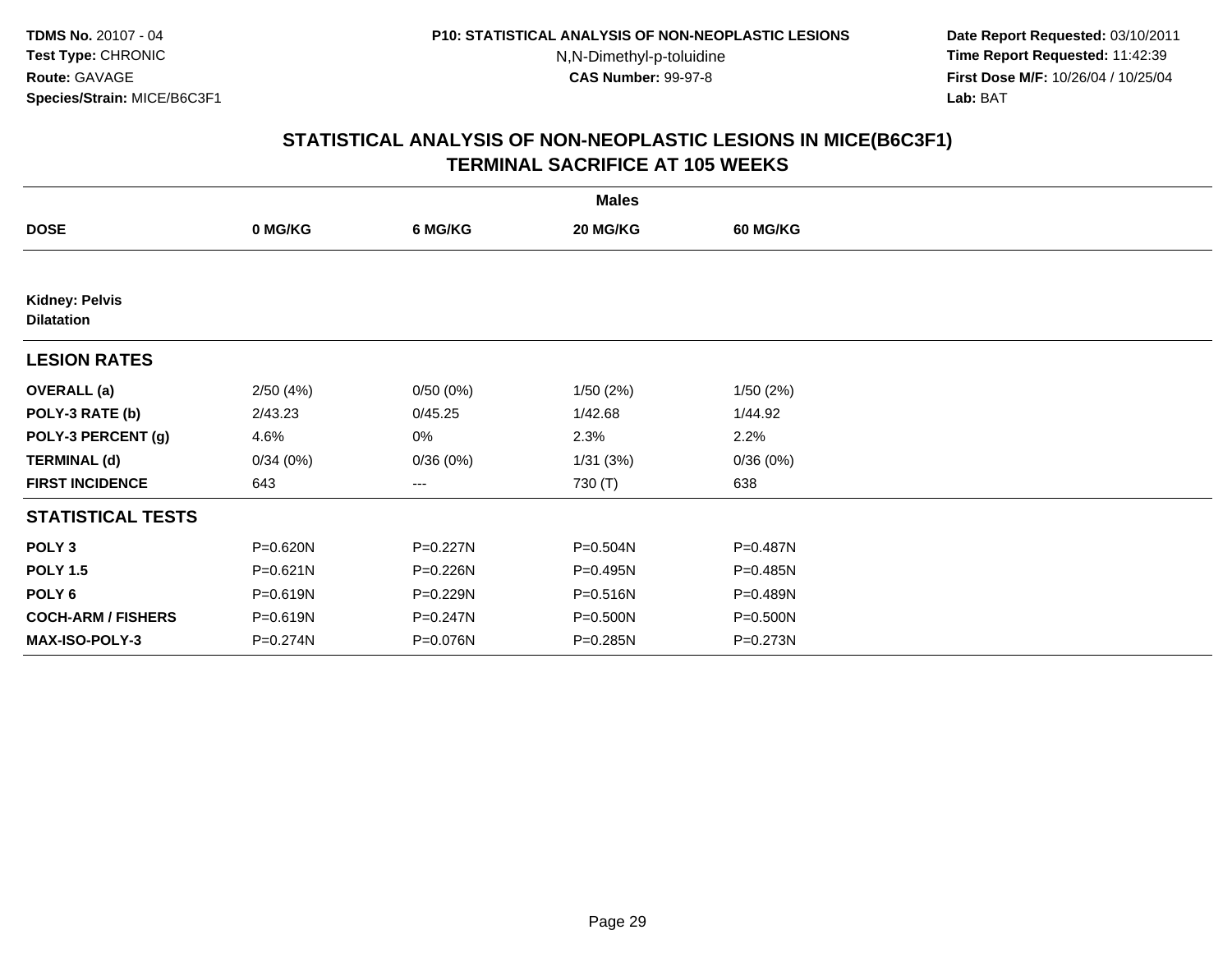**TDMS No.** 20107 - 04
**Test Type:** CHRONIC
**Route:** GAVAGE
**Species/Strain:** MICE/B6C3F1

**P10: STATISTICAL ANALYSIS OF NON-NEOPLASTIC LESIONS**
N,N-Dimethyl-p-toluidine
**CAS Number:** 99-97-8

**Date Report Requested:** 03/10/2011
**Time Report Requested:** 11:42:39
**First Dose M/F:** 10/26/04 / 10/25/04
**Lab:** BAT

## STATISTICAL ANALYSIS OF NON-NEOPLASTIC LESIONS IN MICE(B6C3F1)
## TERMINAL SACRIFICE AT 105 WEEKS

| | Males | | | |
|---|---|---|---|---|
| **DOSE** | **0 MG/KG** | **6 MG/KG** | **20 MG/KG** | **60 MG/KG** |
| **Kidney: Pelvis** | | | | |
| **Dilatation** | | | | |
| **LESION RATES** | | | | |
| **OVERALL (a)** | 2/50 (4%) | 0/50 (0%) | 1/50 (2%) | 1/50 (2%) |
| **POLY-3 RATE (b)** | 2/43.23 | 0/45.25 | 1/42.68 | 1/44.92 |
| **POLY-3 PERCENT (g)** | 4.6% | 0% | 2.3% | 2.2% |
| **TERMINAL (d)** | 0/34 (0%) | 0/36 (0%) | 1/31 (3%) | 0/36 (0%) |
| **FIRST INCIDENCE** | 643 | --- | 730 (T) | 638 |
| **STATISTICAL TESTS** | | | | |
| **POLY 3** | P=0.620N | P=0.227N | P=0.504N | P=0.487N |
| **POLY 1.5** | P=0.621N | P=0.226N | P=0.495N | P=0.485N |
| **POLY 6** | P=0.619N | P=0.229N | P=0.516N | P=0.489N |
| **COCH-ARM / FISHERS** | P=0.619N | P=0.247N | P=0.500N | P=0.500N |
| **MAX-ISO-POLY-3** | P=0.274N | P=0.076N | P=0.285N | P=0.273N |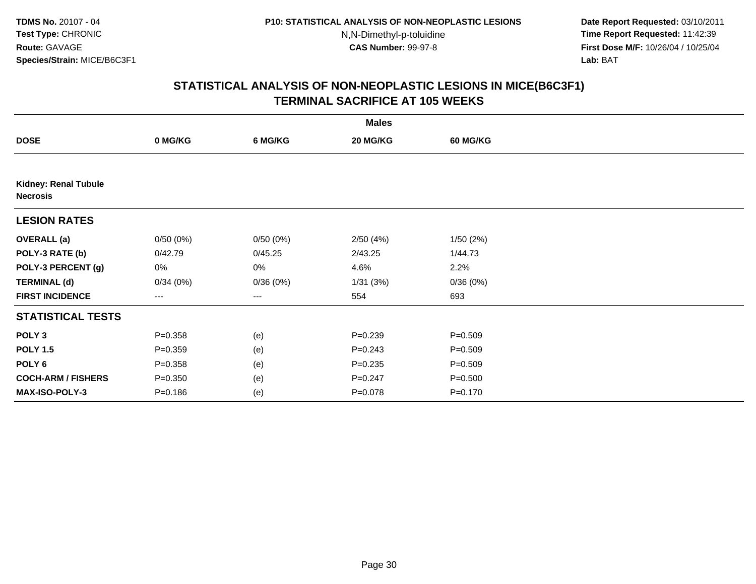**TDMS No.** 20107 - 04
**Test Type:** CHRONIC
**Route:** GAVAGE
**Species/Strain:** MICE/B6C3F1

**P10: STATISTICAL ANALYSIS OF NON-NEOPLASTIC LESIONS**
N,N-Dimethyl-p-toluidine
**CAS Number:** 99-97-8

**Date Report Requested:** 03/10/2011
**Time Report Requested:** 11:42:39
**First Dose M/F:** 10/26/04 / 10/25/04
**Lab:** BAT

## STATISTICAL ANALYSIS OF NON-NEOPLASTIC LESIONS IN MICE(B6C3F1) TERMINAL SACRIFICE AT 105 WEEKS

| | Males | | | |
|---|---|---|---|---|
| **DOSE** | **0 MG/KG** | **6 MG/KG** | **20 MG/KG** | **60 MG/KG** |
| **Kidney: Renal Tubule Necrosis** | | | | |
| **LESION RATES** | | | | |
| **OVERALL (a)** | 0/50 (0%) | 0/50 (0%) | 2/50 (4%) | 1/50 (2%) |
| **POLY-3 RATE (b)** | 0/42.79 | 0/45.25 | 2/43.25 | 1/44.73 |
| **POLY-3 PERCENT (g)** | 0% | 0% | 4.6% | 2.2% |
| **TERMINAL (d)** | 0/34 (0%) | 0/36 (0%) | 1/31 (3%) | 0/36 (0%) |
| **FIRST INCIDENCE** | --- | --- | 554 | 693 |
| **STATISTICAL TESTS** | | | | |
| **POLY 3** | P=0.358 | (e) | P=0.239 | P=0.509 |
| **POLY 1.5** | P=0.359 | (e) | P=0.243 | P=0.509 |
| **POLY 6** | P=0.358 | (e) | P=0.235 | P=0.509 |
| **COCH-ARM / FISHERS** | P=0.350 | (e) | P=0.247 | P=0.500 |
| **MAX-ISO-POLY-3** | P=0.186 | (e) | P=0.078 | P=0.170 |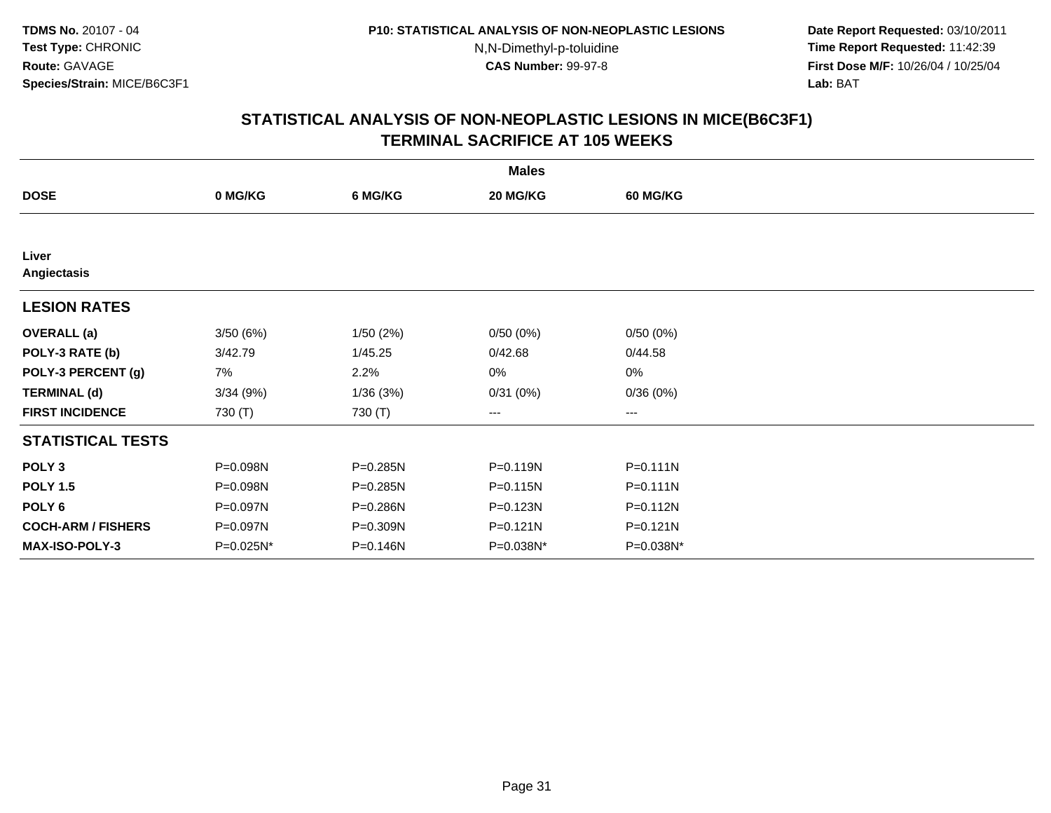**TDMS No.** 20107 - 04
**Test Type:** CHRONIC
**Route:** GAVAGE
**Species/Strain:** MICE/B6C3F1

**P10: STATISTICAL ANALYSIS OF NON-NEOPLASTIC LESIONS**
N,N-Dimethyl-p-toluidine
**CAS Number:** 99-97-8

**Date Report Requested:** 03/10/2011
**Time Report Requested:** 11:42:39
**First Dose M/F:** 10/26/04 / 10/25/04
**Lab:** BAT

## STATISTICAL ANALYSIS OF NON-NEOPLASTIC LESIONS IN MICE(B6C3F1) TERMINAL SACRIFICE AT 105 WEEKS

| | Males | | | |
|---|---|---|---|---|
| **DOSE** | **0 MG/KG** | **6 MG/KG** | **20 MG/KG** | **60 MG/KG** |
| **Liver** | | | | |
| **Angiectasis** | | | | |
| **LESION RATES** | | | | |
| **OVERALL (a)** | 3/50 (6%) | 1/50 (2%) | 0/50 (0%) | 0/50 (0%) |
| **POLY-3 RATE (b)** | 3/42.79 | 1/45.25 | 0/42.68 | 0/44.58 |
| **POLY-3 PERCENT (g)** | 7% | 2.2% | 0% | 0% |
| **TERMINAL (d)** | 3/34 (9%) | 1/36 (3%) | 0/31 (0%) | 0/36 (0%) |
| **FIRST INCIDENCE** | 730 (T) | 730 (T) | --- | --- |
| **STATISTICAL TESTS** | | | | |
| **POLY 3** | P=0.098N | P=0.285N | P=0.119N | P=0.111N |
| **POLY 1.5** | P=0.098N | P=0.285N | P=0.115N | P=0.111N |
| **POLY 6** | P=0.097N | P=0.286N | P=0.123N | P=0.112N |
| **COCH-ARM / FISHERS** | P=0.097N | P=0.309N | P=0.121N | P=0.121N |
| **MAX-ISO-POLY-3** | P=0.025N* | P=0.146N | P=0.038N* | P=0.038N* |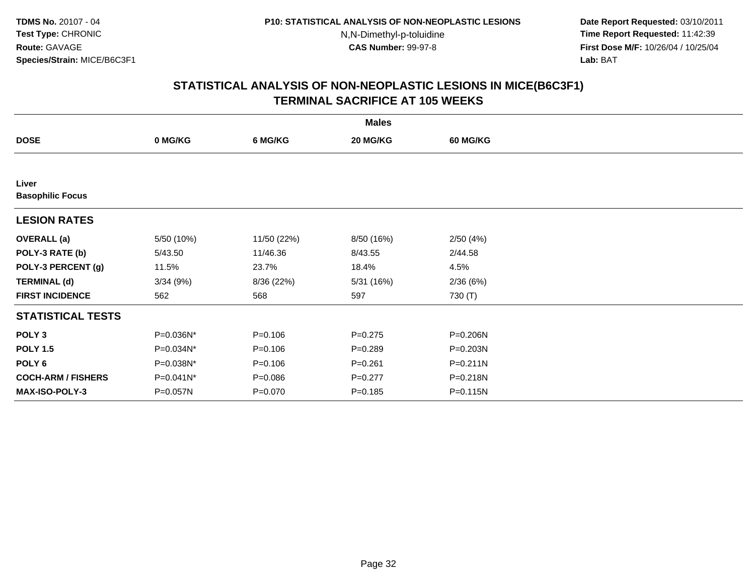# STATISTICAL ANALYSIS OF NON-NEOPLASTIC LESIONS IN MICE(B6C3F1)
## TERMINAL SACRIFICE AT 105 WEEKS

| | Males | | | |
|---|---|---|---|---|
| **DOSE** | **0 MG/KG** | **6 MG/KG** | **20 MG/KG** | **60 MG/KG** |
| **Liver** | | | | |
| **Basophilic Focus** | | | | |
| **LESION RATES** | | | | |
| **OVERALL (a)** | 5/50 (10%) | 11/50 (22%) | 8/50 (16%) | 2/50 (4%) |
| **POLY-3 RATE (b)** | 5/43.50 | 11/46.36 | 8/43.55 | 2/44.58 |
| **POLY-3 PERCENT (g)** | 11.5% | 23.7% | 18.4% | 4.5% |
| **TERMINAL (d)** | 3/34 (9%) | 8/36 (22%) | 5/31 (16%) | 2/36 (6%) |
| **FIRST INCIDENCE** | 562 | 568 | 597 | 730 (T) |
| **STATISTICAL TESTS** | | | | |
| **POLY 3** | P=0.036N* | P=0.106 | P=0.275 | P=0.206N |
| **POLY 1.5** | P=0.034N* | P=0.106 | P=0.289 | P=0.203N |
| **POLY 6** | P=0.038N* | P=0.106 | P=0.261 | P=0.211N |
| **COCH-ARM / FISHERS** | P=0.041N* | P=0.086 | P=0.277 | P=0.218N |
| **MAX-ISO-POLY-3** | P=0.057N | P=0.070 | P=0.185 | P=0.115N |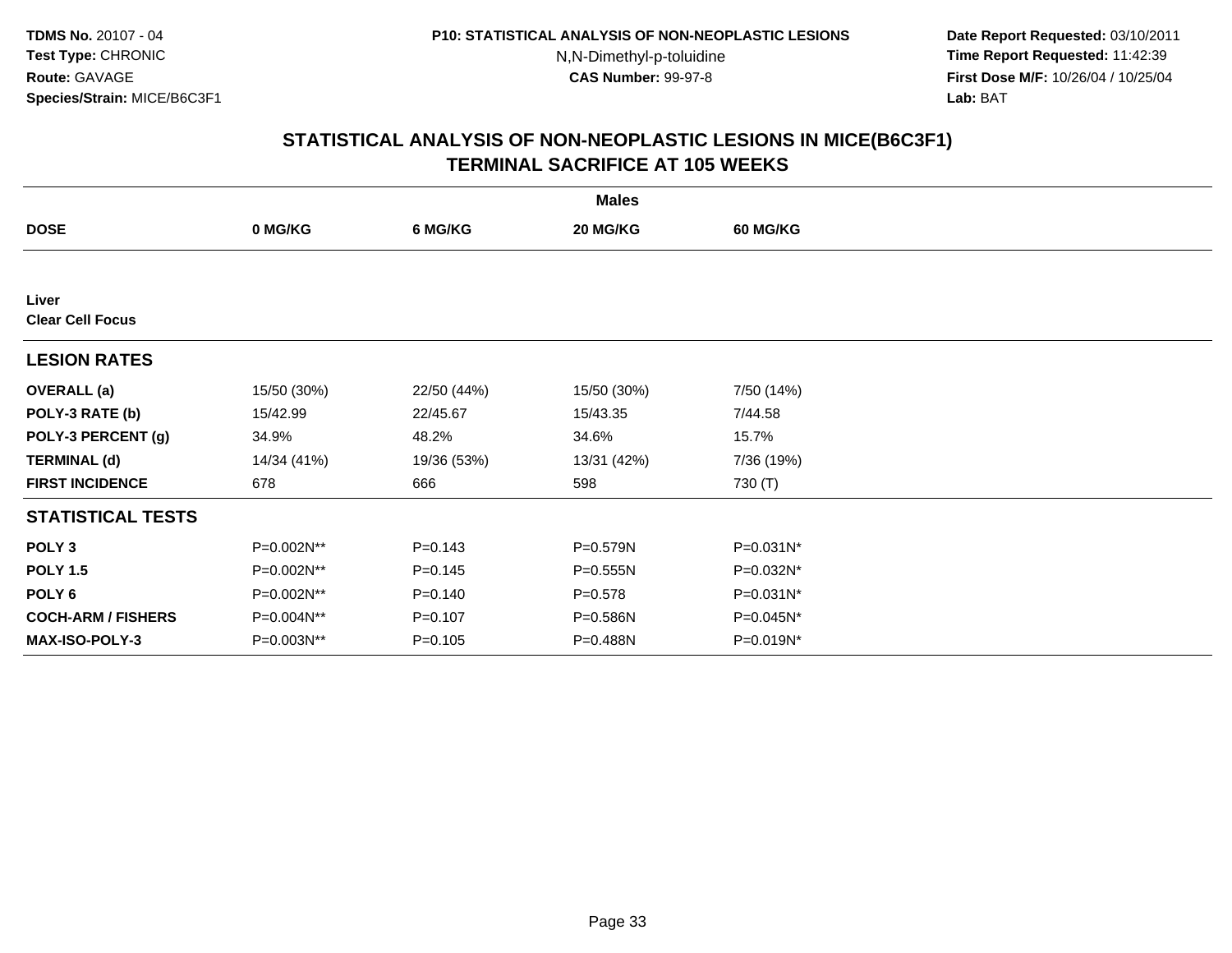TDMS No. 20107 - 04
Test Type: CHRONIC
Route: GAVAGE
Species/Strain: MICE/B6C3F1

P10: STATISTICAL ANALYSIS OF NON-NEOPLASTIC LESIONS
N,N-Dimethyl-p-toluidine
CAS Number: 99-97-8

Date Report Requested: 03/10/2011
Time Report Requested: 11:42:39
First Dose M/F: 10/26/04 / 10/25/04
Lab: BAT

## STATISTICAL ANALYSIS OF NON-NEOPLASTIC LESIONS IN MICE(B6C3F1)
## TERMINAL SACRIFICE AT 105 WEEKS

| | Males | | | |
|---|---|---|---|---|
| **DOSE** | **0 MG/KG** | **6 MG/KG** | **20 MG/KG** | **60 MG/KG** |
| **Liver** | | | | |
| **Clear Cell Focus** | | | | |
| **LESION RATES** | | | | |
| **OVERALL (a)** | 15/50 (30%) | 22/50 (44%) | 15/50 (30%) | 7/50 (14%) |
| **POLY-3 RATE (b)** | 15/42.99 | 22/45.67 | 15/43.35 | 7/44.58 |
| **POLY-3 PERCENT (g)** | 34.9% | 48.2% | 34.6% | 15.7% |
| **TERMINAL (d)** | 14/34 (41%) | 19/36 (53%) | 13/31 (42%) | 7/36 (19%) |
| **FIRST INCIDENCE** | 678 | 666 | 598 | 730 (T) |
| **STATISTICAL TESTS** | | | | |
| **POLY 3** | P=0.002N** | P=0.143 | P=0.579N | P=0.031N* |
| **POLY 1.5** | P=0.002N** | P=0.145 | P=0.555N | P=0.032N* |
| **POLY 6** | P=0.002N** | P=0.140 | P=0.578 | P=0.031N* |
| **COCH-ARM / FISHERS** | P=0.004N** | P=0.107 | P=0.586N | P=0.045N* |
| **MAX-ISO-POLY-3** | P=0.003N** | P=0.105 | P=0.488N | P=0.019N* |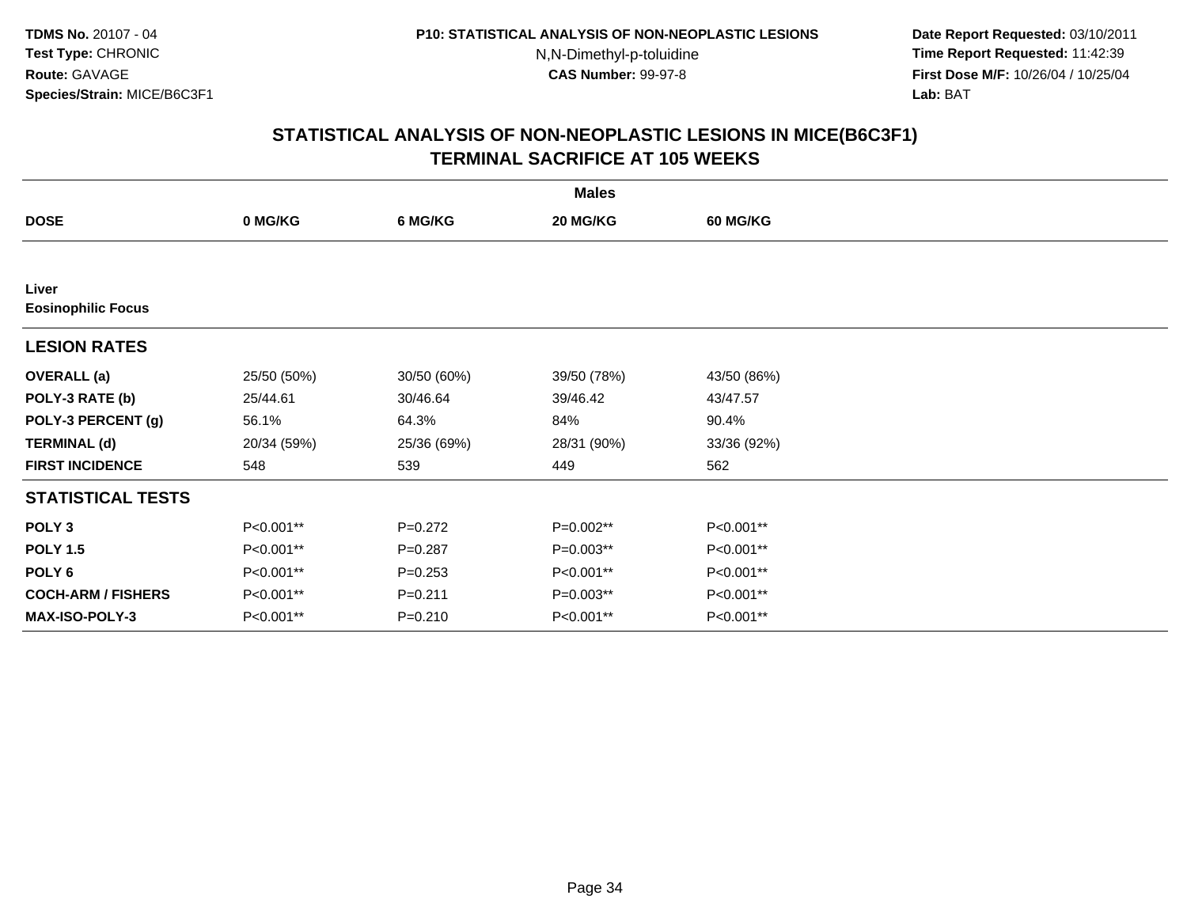# STATISTICAL ANALYSIS OF NON-NEOPLASTIC LESIONS IN MICE(B6C3F1)
## TERMINAL SACRIFICE AT 105 WEEKS

| | Males | | | |
|---|---|---|---|---|
| **DOSE** | **0 MG/KG** | **6 MG/KG** | **20 MG/KG** | **60 MG/KG** |
| **Liver** | | | | |
| **Eosinophilic Focus** | | | | |
| **LESION RATES** | | | | |
| **OVERALL (a)** | 25/50 (50%) | 30/50 (60%) | 39/50 (78%) | 43/50 (86%) |
| **POLY-3 RATE (b)** | 25/44.61 | 30/46.64 | 39/46.42 | 43/47.57 |
| **POLY-3 PERCENT (g)** | 56.1% | 64.3% | 84% | 90.4% |
| **TERMINAL (d)** | 20/34 (59%) | 25/36 (69%) | 28/31 (90%) | 33/36 (92%) |
| **FIRST INCIDENCE** | 548 | 539 | 449 | 562 |
| **STATISTICAL TESTS** | | | | |
| **POLY 3** | P<0.001** | P=0.272 | P=0.002** | P<0.001** |
| **POLY 1.5** | P<0.001** | P=0.287 | P=0.003** | P<0.001** |
| **POLY 6** | P<0.001** | P=0.253 | P<0.001** | P<0.001** |
| **COCH-ARM / FISHERS** | P<0.001** | P=0.211 | P=0.003** | P<0.001** |
| **MAX-ISO-POLY-3** | P<0.001** | P=0.210 | P<0.001** | P<0.001** |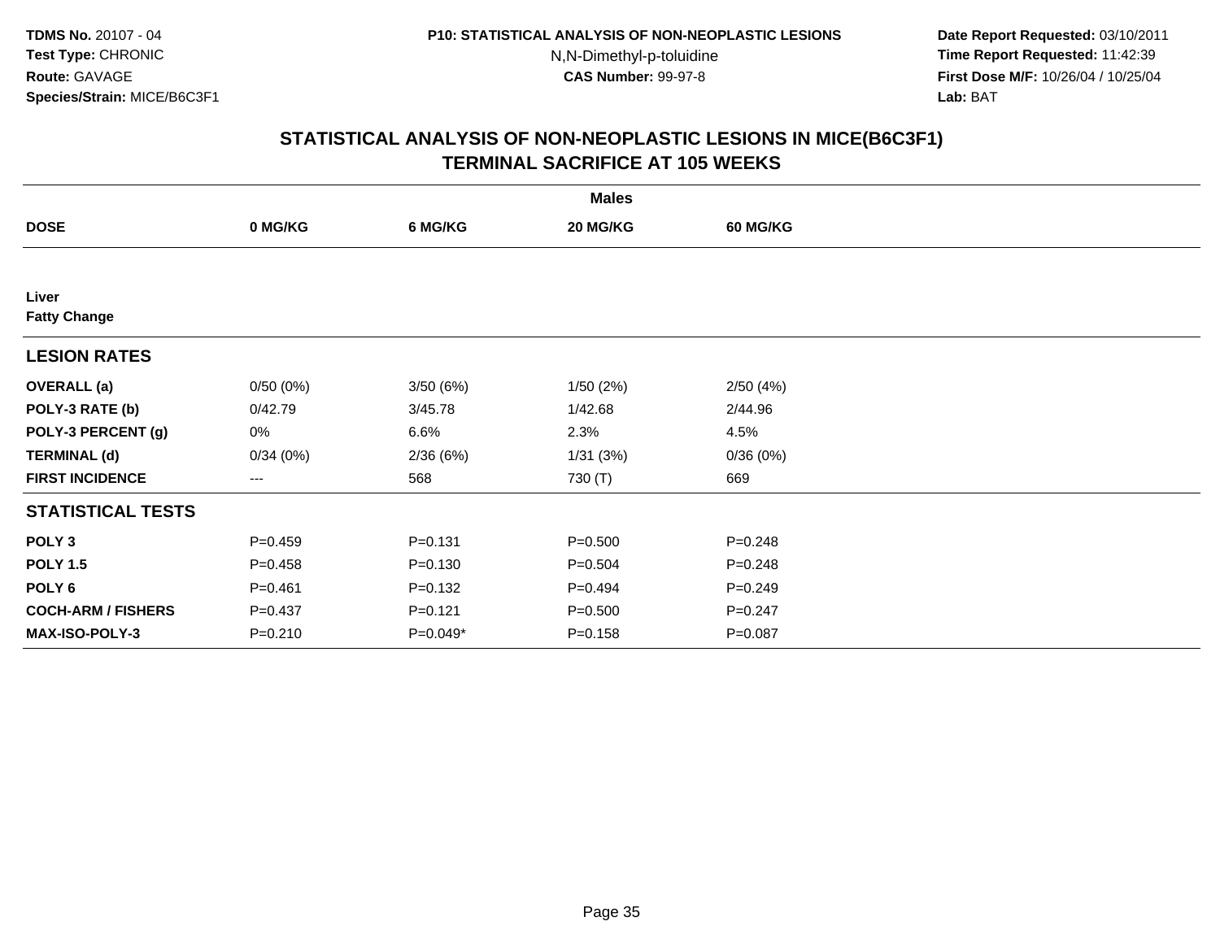TDMS No. 20107 - 04
Test Type: CHRONIC
Route: GAVAGE
Species/Strain: MICE/B6C3F1

P10: STATISTICAL ANALYSIS OF NON-NEOPLASTIC LESIONS
N,N-Dimethyl-p-toluidine
CAS Number: 99-97-8

Date Report Requested: 03/10/2011
Time Report Requested: 11:42:39
First Dose M/F: 10/26/04 / 10/25/04
Lab: BAT

## STATISTICAL ANALYSIS OF NON-NEOPLASTIC LESIONS IN MICE(B6C3F1) TERMINAL SACRIFICE AT 105 WEEKS

| | Males | | | |
|---|---|---|---|---|
| **DOSE** | **0 MG/KG** | **6 MG/KG** | **20 MG/KG** | **60 MG/KG** |
| **Liver** | | | | |
| **Fatty Change** | | | | |
| **LESION RATES** | | | | |
| **OVERALL (a)** | 0/50 (0%) | 3/50 (6%) | 1/50 (2%) | 2/50 (4%) |
| **POLY-3 RATE (b)** | 0/42.79 | 3/45.78 | 1/42.68 | 2/44.96 |
| **POLY-3 PERCENT (g)** | 0% | 6.6% | 2.3% | 4.5% |
| **TERMINAL (d)** | 0/34 (0%) | 2/36 (6%) | 1/31 (3%) | 0/36 (0%) |
| **FIRST INCIDENCE** | --- | 568 | 730 (T) | 669 |
| **STATISTICAL TESTS** | | | | |
| **POLY 3** | P=0.459 | P=0.131 | P=0.500 | P=0.248 |
| **POLY 1.5** | P=0.458 | P=0.130 | P=0.504 | P=0.248 |
| **POLY 6** | P=0.461 | P=0.132 | P=0.494 | P=0.249 |
| **COCH-ARM / FISHERS** | P=0.437 | P=0.121 | P=0.500 | P=0.247 |
| **MAX-ISO-POLY-3** | P=0.210 | P=0.049* | P=0.158 | P=0.087 |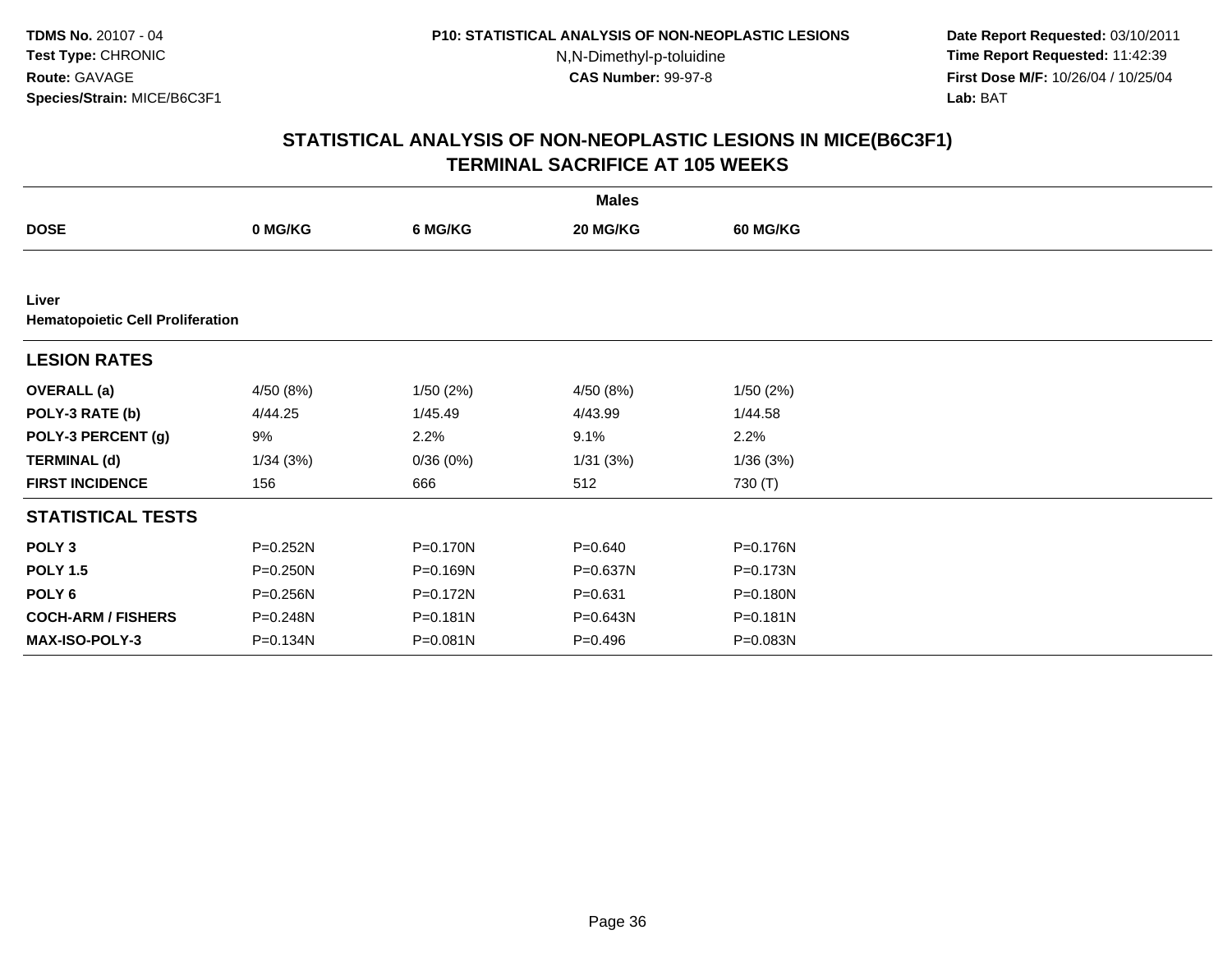TDMS No. 20107 - 04
Test Type: CHRONIC
Route: GAVAGE
Species/Strain: MICE/B6C3F1

P10: STATISTICAL ANALYSIS OF NON-NEOPLASTIC LESIONS
N,N-Dimethyl-p-toluidine
CAS Number: 99-97-8

Date Report Requested: 03/10/2011
Time Report Requested: 11:42:39
First Dose M/F: 10/26/04 / 10/25/04
Lab: BAT

## STATISTICAL ANALYSIS OF NON-NEOPLASTIC LESIONS IN MICE(B6C3F1)
## TERMINAL SACRIFICE AT 105 WEEKS

| | Males | | | |
|---|---|---|---|---|
| **DOSE** | **0 MG/KG** | **6 MG/KG** | **20 MG/KG** | **60 MG/KG** |
| **Liver** | | | | |
| **Hematopoietic Cell Proliferation** | | | | |
| **LESION RATES** | | | | |
| **OVERALL (a)** | 4/50 (8%) | 1/50 (2%) | 4/50 (8%) | 1/50 (2%) |
| **POLY-3 RATE (b)** | 4/44.25 | 1/45.49 | 4/43.99 | 1/44.58 |
| **POLY-3 PERCENT (g)** | 9% | 2.2% | 9.1% | 2.2% |
| **TERMINAL (d)** | 1/34 (3%) | 0/36 (0%) | 1/31 (3%) | 1/36 (3%) |
| **FIRST INCIDENCE** | 156 | 666 | 512 | 730 (T) |
| **STATISTICAL TESTS** | | | | |
| **POLY 3** | P=0.252N | P=0.170N | P=0.640 | P=0.176N |
| **POLY 1.5** | P=0.250N | P=0.169N | P=0.637N | P=0.173N |
| **POLY 6** | P=0.256N | P=0.172N | P=0.631 | P=0.180N |
| **COCH-ARM / FISHERS** | P=0.248N | P=0.181N | P=0.643N | P=0.181N |
| **MAX-ISO-POLY-3** | P=0.134N | P=0.081N | P=0.496 | P=0.083N |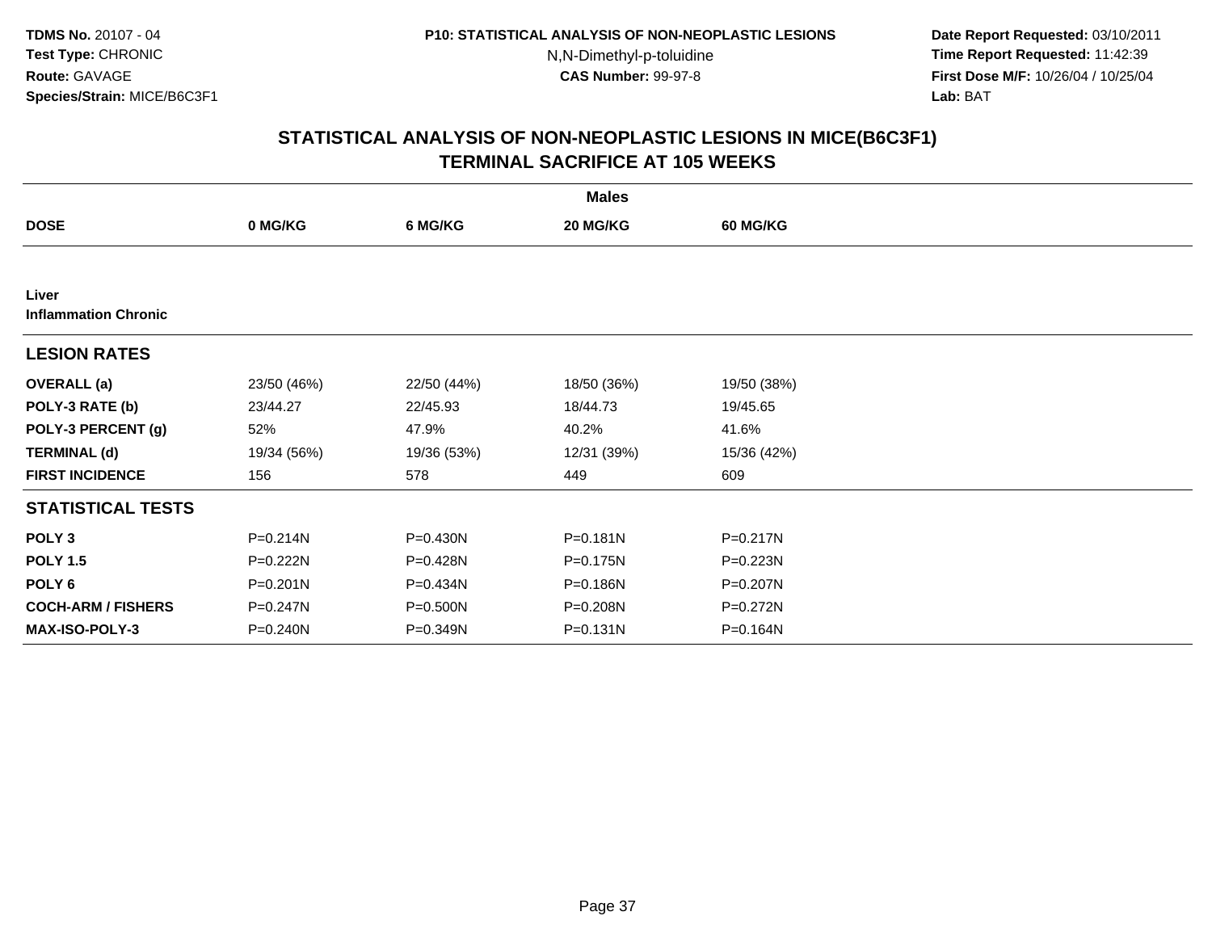**TDMS No.** 20107 - 04
**Test Type:** CHRONIC
**Route:** GAVAGE
**Species/Strain:** MICE/B6C3F1

**P10: STATISTICAL ANALYSIS OF NON-NEOPLASTIC LESIONS**
N,N-Dimethyl-p-toluidine
**CAS Number:** 99-97-8

**Date Report Requested:** 03/10/2011
**Time Report Requested:** 11:42:39
**First Dose M/F:** 10/26/04 / 10/25/04
**Lab:** BAT

## STATISTICAL ANALYSIS OF NON-NEOPLASTIC LESIONS IN MICE(B6C3F1)
## TERMINAL SACRIFICE AT 105 WEEKS

| | Males | | | |
|---|---|---|---|---|
| **DOSE** | **0 MG/KG** | **6 MG/KG** | **20 MG/KG** | **60 MG/KG** |
| **Liver** | | | | |
| **Inflammation Chronic** | | | | |
| **LESION RATES** | | | | |
| **OVERALL (a)** | 23/50 (46%) | 22/50 (44%) | 18/50 (36%) | 19/50 (38%) |
| **POLY-3 RATE (b)** | 23/44.27 | 22/45.93 | 18/44.73 | 19/45.65 |
| **POLY-3 PERCENT (g)** | 52% | 47.9% | 40.2% | 41.6% |
| **TERMINAL (d)** | 19/34 (56%) | 19/36 (53%) | 12/31 (39%) | 15/36 (42%) |
| **FIRST INCIDENCE** | 156 | 578 | 449 | 609 |
| **STATISTICAL TESTS** | | | | |
| **POLY 3** | P=0.214N | P=0.430N | P=0.181N | P=0.217N |
| **POLY 1.5** | P=0.222N | P=0.428N | P=0.175N | P=0.223N |
| **POLY 6** | P=0.201N | P=0.434N | P=0.186N | P=0.207N |
| **COCH-ARM / FISHERS** | P=0.247N | P=0.500N | P=0.208N | P=0.272N |
| **MAX-ISO-POLY-3** | P=0.240N | P=0.349N | P=0.131N | P=0.164N |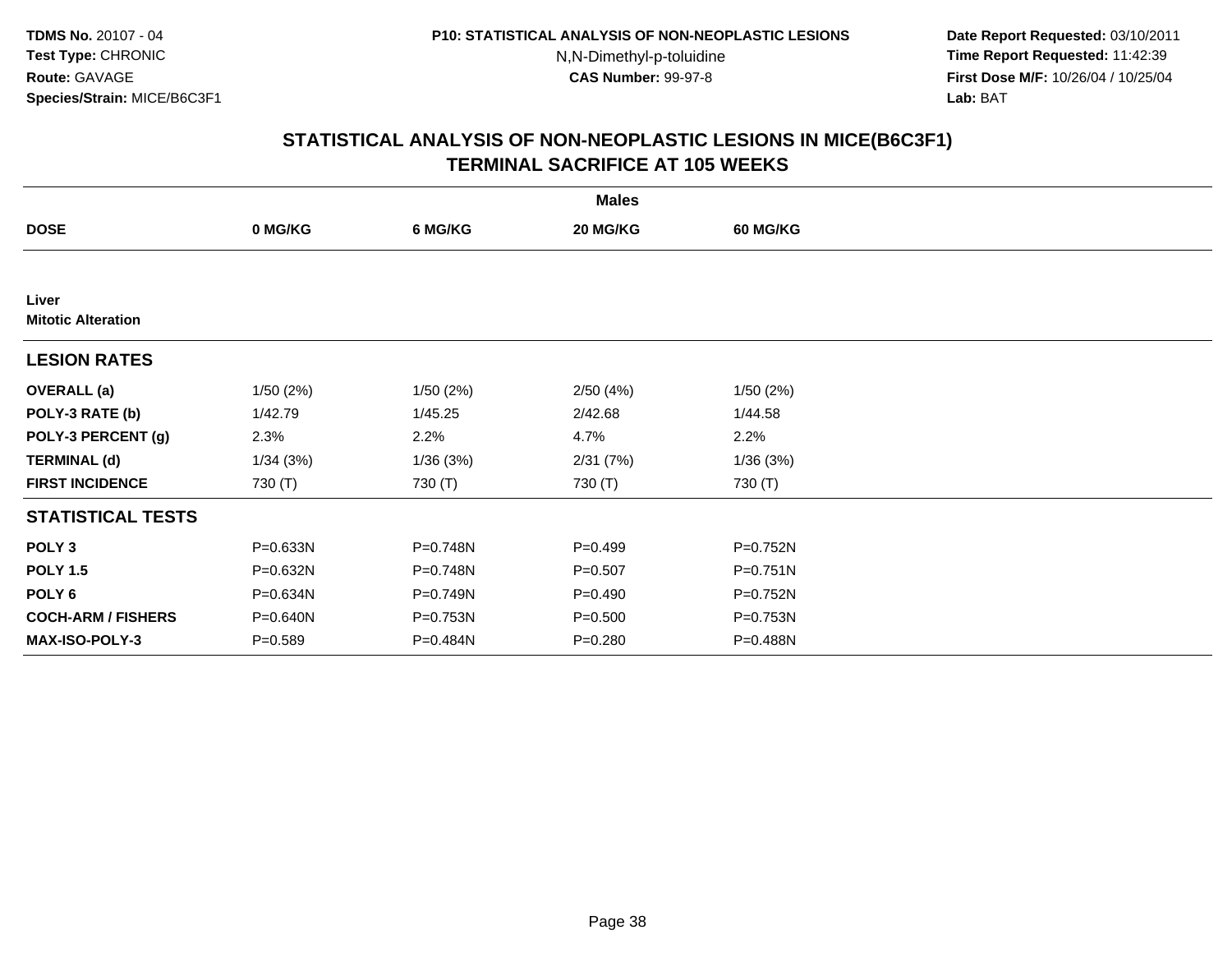## STATISTICAL ANALYSIS OF NON-NEOPLASTIC LESIONS IN MICE(B6C3F1)
## TERMINAL SACRIFICE AT 105 WEEKS

| | Males | | | |
|---|---|---|---|---|
| **DOSE** | **0 MG/KG** | **6 MG/KG** | **20 MG/KG** | **60 MG/KG** |
| **Liver** | | | | |
| **Mitotic Alteration** | | | | |
| **LESION RATES** | | | | |
| **OVERALL (a)** | 1/50 (2%) | 1/50 (2%) | 2/50 (4%) | 1/50 (2%) |
| **POLY-3 RATE (b)** | 1/42.79 | 1/45.25 | 2/42.68 | 1/44.58 |
| **POLY-3 PERCENT (g)** | 2.3% | 2.2% | 4.7% | 2.2% |
| **TERMINAL (d)** | 1/34 (3%) | 1/36 (3%) | 2/31 (7%) | 1/36 (3%) |
| **FIRST INCIDENCE** | 730 (T) | 730 (T) | 730 (T) | 730 (T) |
| **STATISTICAL TESTS** | | | | |
| **POLY 3** | P=0.633N | P=0.748N | P=0.499 | P=0.752N |
| **POLY 1.5** | P=0.632N | P=0.748N | P=0.507 | P=0.751N |
| **POLY 6** | P=0.634N | P=0.749N | P=0.490 | P=0.752N |
| **COCH-ARM / FISHERS** | P=0.640N | P=0.753N | P=0.500 | P=0.753N |
| **MAX-ISO-POLY-3** | P=0.589 | P=0.484N | P=0.280 | P=0.488N |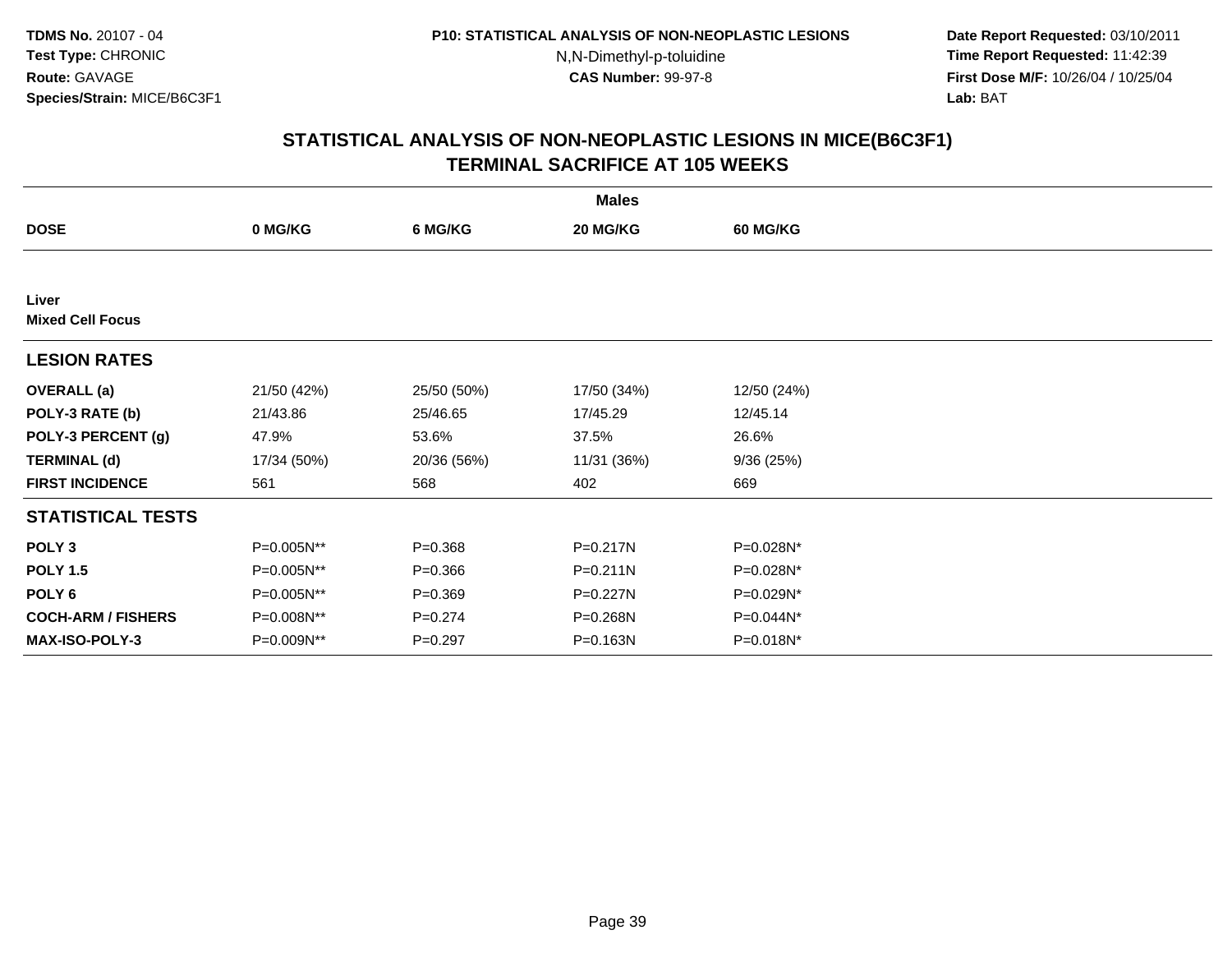# STATISTICAL ANALYSIS OF NON-NEOPLASTIC LESIONS IN MICE(B6C3F1)
## TERMINAL SACRIFICE AT 105 WEEKS

| | Males | | | |
|---|---|---|---|---|
| **DOSE** | **0 MG/KG** | **6 MG/KG** | **20 MG/KG** | **60 MG/KG** |
| **Liver** | | | | |
| **Mixed Cell Focus** | | | | |
| **LESION RATES** | | | | |
| **OVERALL (a)** | 21/50 (42%) | 25/50 (50%) | 17/50 (34%) | 12/50 (24%) |
| **POLY-3 RATE (b)** | 21/43.86 | 25/46.65 | 17/45.29 | 12/45.14 |
| **POLY-3 PERCENT (g)** | 47.9% | 53.6% | 37.5% | 26.6% |
| **TERMINAL (d)** | 17/34 (50%) | 20/36 (56%) | 11/31 (36%) | 9/36 (25%) |
| **FIRST INCIDENCE** | 561 | 568 | 402 | 669 |
| **STATISTICAL TESTS** | | | | |
| **POLY 3** | P=0.005N** | P=0.368 | P=0.217N | P=0.028N* |
| **POLY 1.5** | P=0.005N** | P=0.366 | P=0.211N | P=0.028N* |
| **POLY 6** | P=0.005N** | P=0.369 | P=0.227N | P=0.029N* |
| **COCH-ARM / FISHERS** | P=0.008N** | P=0.274 | P=0.268N | P=0.044N* |
| **MAX-ISO-POLY-3** | P=0.009N** | P=0.297 | P=0.163N | P=0.018N* |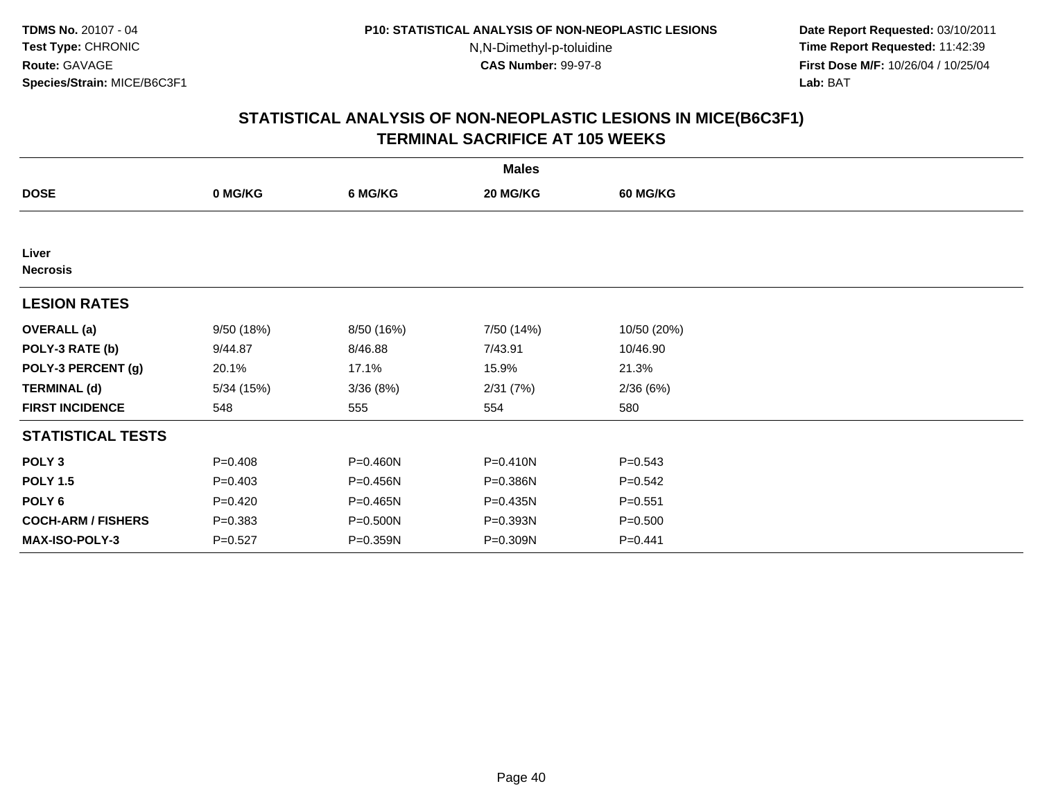**TDMS No.** 20107 - 04
**Test Type:** CHRONIC
**Route:** GAVAGE
**Species/Strain:** MICE/B6C3F1

**P10: STATISTICAL ANALYSIS OF NON-NEOPLASTIC LESIONS**
N,N-Dimethyl-p-toluidine
**CAS Number:** 99-97-8

**Date Report Requested:** 03/10/2011
**Time Report Requested:** 11:42:39
**First Dose M/F:** 10/26/04 / 10/25/04
**Lab:** BAT

## STATISTICAL ANALYSIS OF NON-NEOPLASTIC LESIONS IN MICE(B6C3F1) TERMINAL SACRIFICE AT 105 WEEKS

| | Males | | | |
|---|---|---|---|---|
| **DOSE** | **0 MG/KG** | **6 MG/KG** | **20 MG/KG** | **60 MG/KG** |
| **Liver** | | | | |
| **Necrosis** | | | | |
| **LESION RATES** | | | | |
| **OVERALL (a)** | 9/50 (18%) | 8/50 (16%) | 7/50 (14%) | 10/50 (20%) |
| **POLY-3 RATE (b)** | 9/44.87 | 8/46.88 | 7/43.91 | 10/46.90 |
| **POLY-3 PERCENT (g)** | 20.1% | 17.1% | 15.9% | 21.3% |
| **TERMINAL (d)** | 5/34 (15%) | 3/36 (8%) | 2/31 (7%) | 2/36 (6%) |
| **FIRST INCIDENCE** | 548 | 555 | 554 | 580 |
| **STATISTICAL TESTS** | | | | |
| **POLY 3** | P=0.408 | P=0.460N | P=0.410N | P=0.543 |
| **POLY 1.5** | P=0.403 | P=0.456N | P=0.386N | P=0.542 |
| **POLY 6** | P=0.420 | P=0.465N | P=0.435N | P=0.551 |
| **COCH-ARM / FISHERS** | P=0.383 | P=0.500N | P=0.393N | P=0.500 |
| **MAX-ISO-POLY-3** | P=0.527 | P=0.359N | P=0.309N | P=0.441 |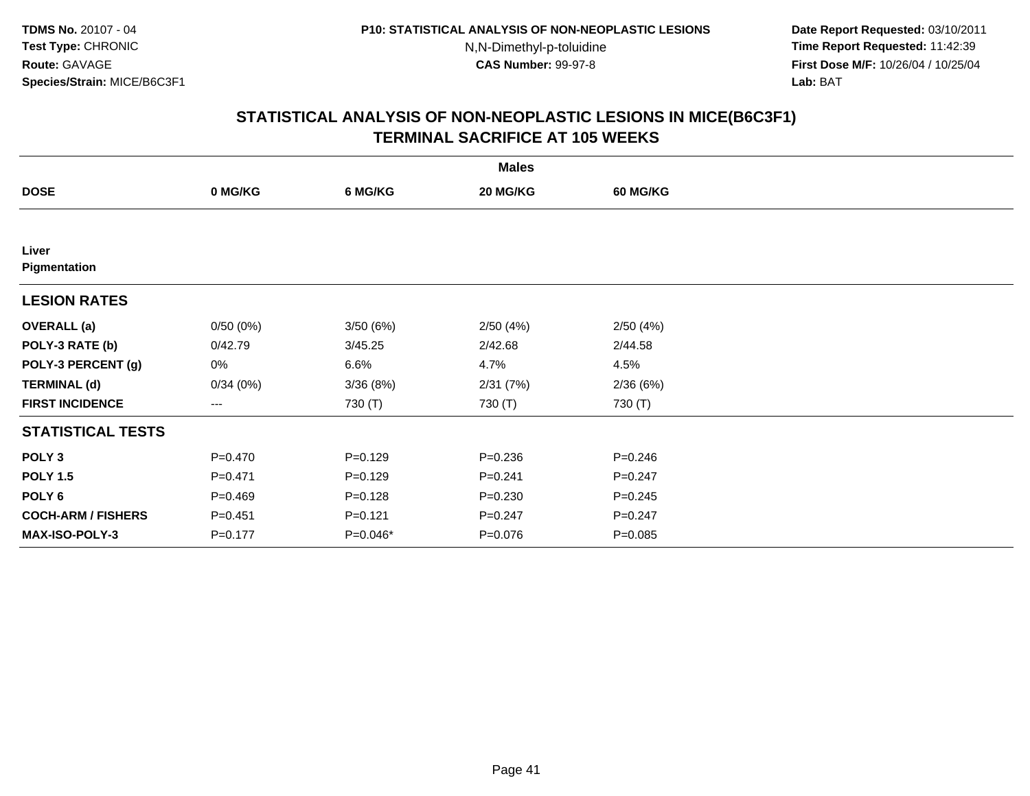TDMS No. 20107 - 04
Test Type: CHRONIC
Route: GAVAGE
Species/Strain: MICE/B6C3F1

P10: STATISTICAL ANALYSIS OF NON-NEOPLASTIC LESIONS
N,N-Dimethyl-p-toluidine
CAS Number: 99-97-8

Date Report Requested: 03/10/2011
Time Report Requested: 11:42:39
First Dose M/F: 10/26/04 / 10/25/04
Lab: BAT

## STATISTICAL ANALYSIS OF NON-NEOPLASTIC LESIONS IN MICE(B6C3F1)
## TERMINAL SACRIFICE AT 105 WEEKS

| | Males | | | |
|---|---|---|---|---|
| **DOSE** | **0 MG/KG** | **6 MG/KG** | **20 MG/KG** | **60 MG/KG** |
| **Liver** | | | | |
| **Pigmentation** | | | | |
| **LESION RATES** | | | | |
| **OVERALL (a)** | 0/50 (0%) | 3/50 (6%) | 2/50 (4%) | 2/50 (4%) |
| **POLY-3 RATE (b)** | 0/42.79 | 3/45.25 | 2/42.68 | 2/44.58 |
| **POLY-3 PERCENT (g)** | 0% | 6.6% | 4.7% | 4.5% |
| **TERMINAL (d)** | 0/34 (0%) | 3/36 (8%) | 2/31 (7%) | 2/36 (6%) |
| **FIRST INCIDENCE** | --- | 730 (T) | 730 (T) | 730 (T) |
| **STATISTICAL TESTS** | | | | |
| **POLY 3** | P=0.470 | P=0.129 | P=0.236 | P=0.246 |
| **POLY 1.5** | P=0.471 | P=0.129 | P=0.241 | P=0.247 |
| **POLY 6** | P=0.469 | P=0.128 | P=0.230 | P=0.245 |
| **COCH-ARM / FISHERS** | P=0.451 | P=0.121 | P=0.247 | P=0.247 |
| **MAX-ISO-POLY-3** | P=0.177 | P=0.046* | P=0.076 | P=0.085 |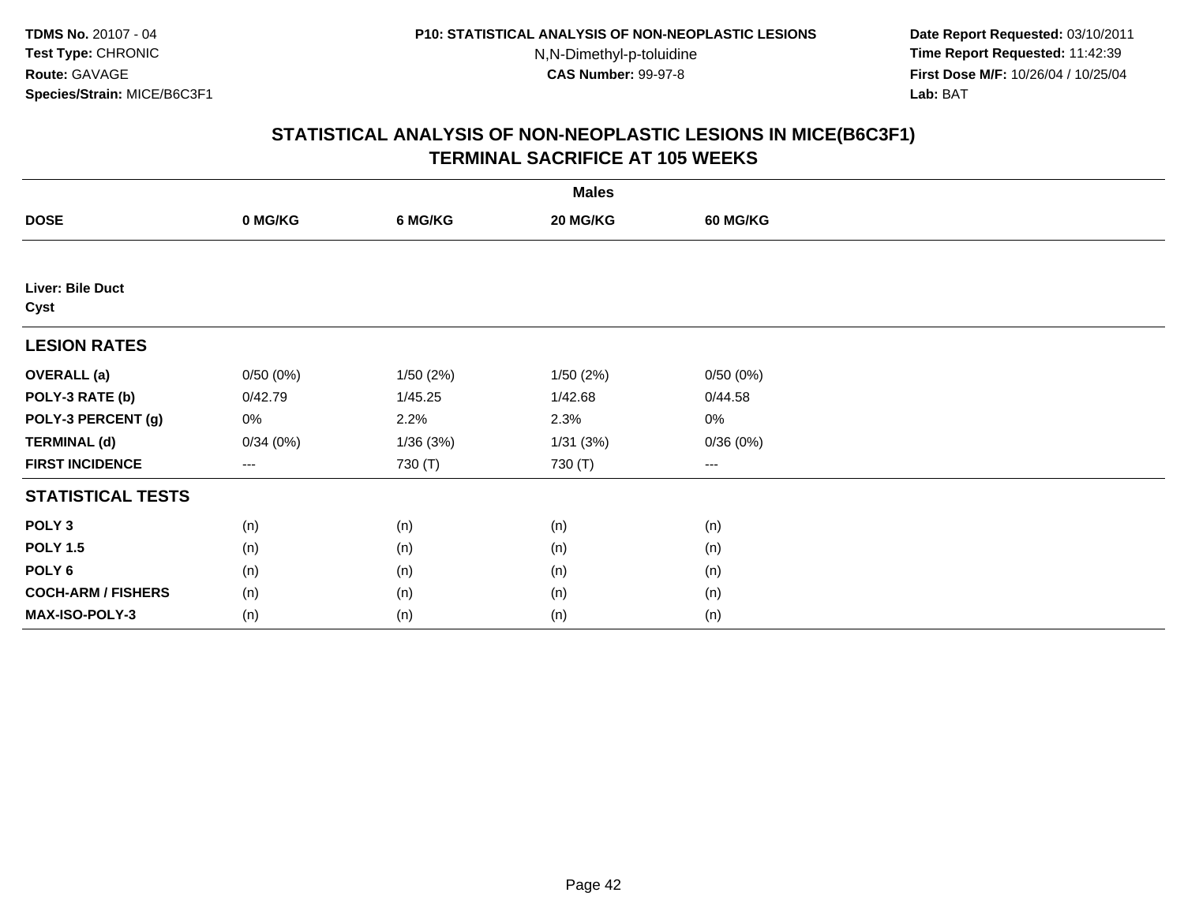**TDMS No.** 20107 - 04
**Test Type:** CHRONIC
**Route:** GAVAGE
**Species/Strain:** MICE/B6C3F1

**P10: STATISTICAL ANALYSIS OF NON-NEOPLASTIC LESIONS**
N,N-Dimethyl-p-toluidine
**CAS Number:** 99-97-8

**Date Report Requested:** 03/10/2011
**Time Report Requested:** 11:42:39
**First Dose M/F:** 10/26/04 / 10/25/04
**Lab:** BAT

## STATISTICAL ANALYSIS OF NON-NEOPLASTIC LESIONS IN MICE(B6C3F1) TERMINAL SACRIFICE AT 105 WEEKS

| | Males | | | |
|---|---|---|---|---|
| **DOSE** | **0 MG/KG** | **6 MG/KG** | **20 MG/KG** | **60 MG/KG** |
| **Liver: Bile Duct** | | | | |
| **Cyst** | | | | |
| **LESION RATES** | | | | |
| **OVERALL (a)** | 0/50 (0%) | 1/50 (2%) | 1/50 (2%) | 0/50 (0%) |
| **POLY-3 RATE (b)** | 0/42.79 | 1/45.25 | 1/42.68 | 0/44.58 |
| **POLY-3 PERCENT (g)** | 0% | 2.2% | 2.3% | 0% |
| **TERMINAL (d)** | 0/34 (0%) | 1/36 (3%) | 1/31 (3%) | 0/36 (0%) |
| **FIRST INCIDENCE** | --- | 730 (T) | 730 (T) | --- |
| **STATISTICAL TESTS** | | | | |
| **POLY 3** | (n) | (n) | (n) | (n) |
| **POLY 1.5** | (n) | (n) | (n) | (n) |
| **POLY 6** | (n) | (n) | (n) | (n) |
| **COCH-ARM / FISHERS** | (n) | (n) | (n) | (n) |
| **MAX-ISO-POLY-3** | (n) | (n) | (n) | (n) |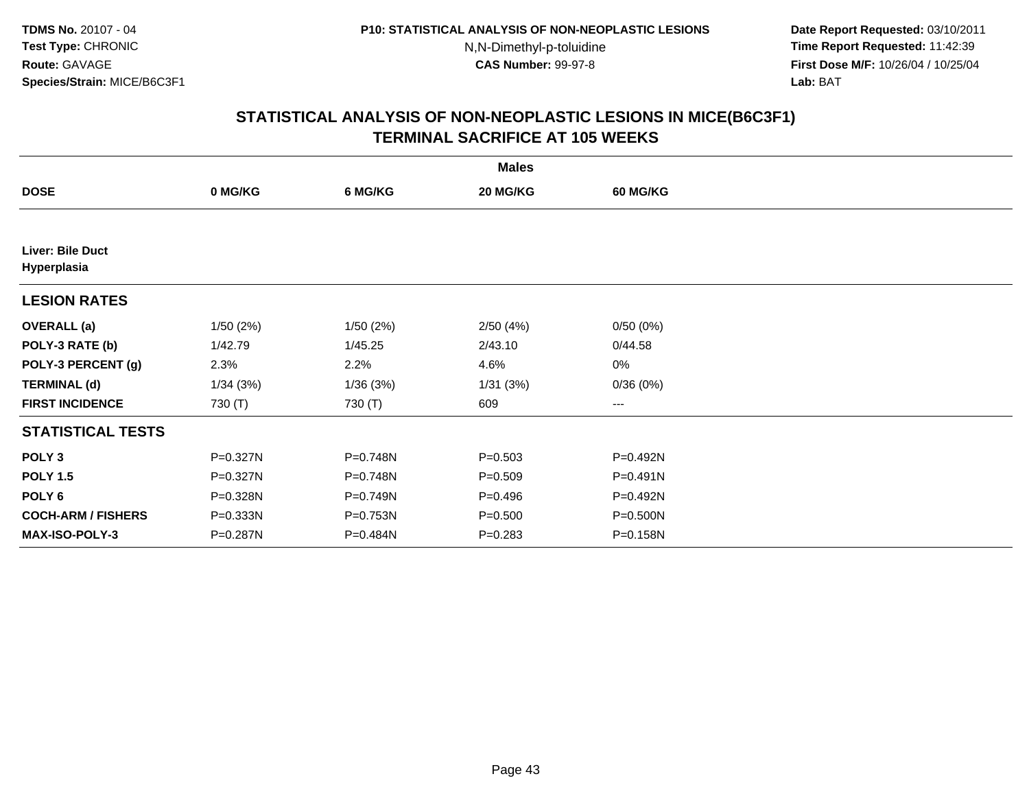**TDMS No.** 20107 - 04
**Test Type:** CHRONIC
**Route:** GAVAGE
**Species/Strain:** MICE/B6C3F1

**P10: STATISTICAL ANALYSIS OF NON-NEOPLASTIC LESIONS**
N,N-Dimethyl-p-toluidine
**CAS Number:** 99-97-8

**Date Report Requested:** 03/10/2011
**Time Report Requested:** 11:42:39
**First Dose M/F:** 10/26/04 / 10/25/04
**Lab:** BAT

## STATISTICAL ANALYSIS OF NON-NEOPLASTIC LESIONS IN MICE(B6C3F1)
## TERMINAL SACRIFICE AT 105 WEEKS

| | Males | | | |
|---|---|---|---|---|
| **DOSE** | **0 MG/KG** | **6 MG/KG** | **20 MG/KG** | **60 MG/KG** |
| **Liver: Bile Duct Hyperplasia** | | | | |
| **LESION RATES** | | | | |
| **OVERALL (a)** | 1/50 (2%) | 1/50 (2%) | 2/50 (4%) | 0/50 (0%) |
| **POLY-3 RATE (b)** | 1/42.79 | 1/45.25 | 2/43.10 | 0/44.58 |
| **POLY-3 PERCENT (g)** | 2.3% | 2.2% | 4.6% | 0% |
| **TERMINAL (d)** | 1/34 (3%) | 1/36 (3%) | 1/31 (3%) | 0/36 (0%) |
| **FIRST INCIDENCE** | 730 (T) | 730 (T) | 609 | --- |
| **STATISTICAL TESTS** | | | | |
| **POLY 3** | P=0.327N | P=0.748N | P=0.503 | P=0.492N |
| **POLY 1.5** | P=0.327N | P=0.748N | P=0.509 | P=0.491N |
| **POLY 6** | P=0.328N | P=0.749N | P=0.496 | P=0.492N |
| **COCH-ARM / FISHERS** | P=0.333N | P=0.753N | P=0.500 | P=0.500N |
| **MAX-ISO-POLY-3** | P=0.287N | P=0.484N | P=0.283 | P=0.158N |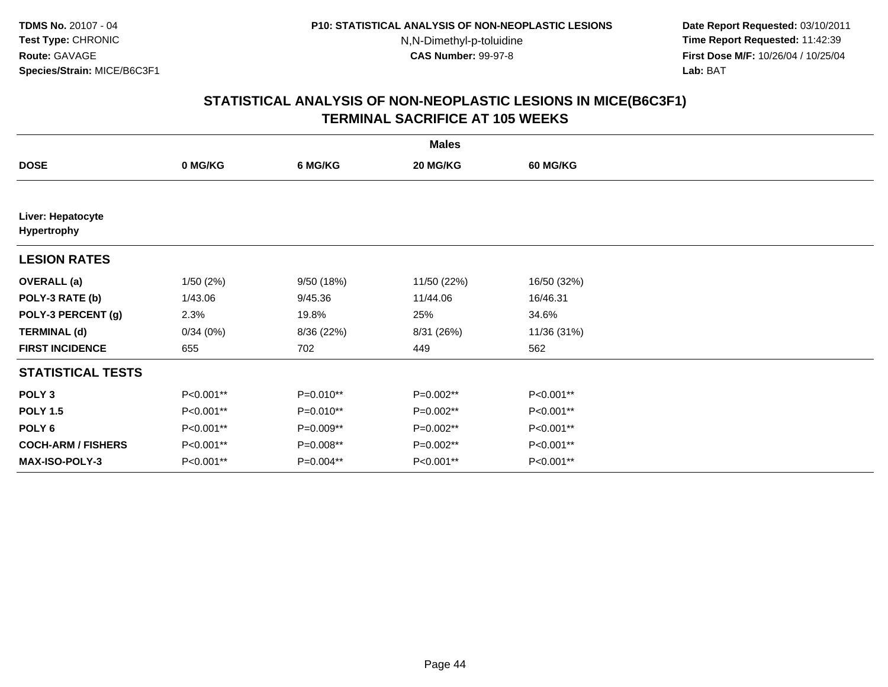# STATISTICAL ANALYSIS OF NON-NEOPLASTIC LESIONS IN MICE(B6C3F1)
## TERMINAL SACRIFICE AT 105 WEEKS

| | Males | | | |
|---|---|---|---|---|
| **DOSE** | **0 MG/KG** | **6 MG/KG** | **20 MG/KG** | **60 MG/KG** |
| **Liver: Hepatocyte Hypertrophy** | | | | |
| **LESION RATES** | | | | |
| **OVERALL (a)** | 1/50 (2%) | 9/50 (18%) | 11/50 (22%) | 16/50 (32%) |
| **POLY-3 RATE (b)** | 1/43.06 | 9/45.36 | 11/44.06 | 16/46.31 |
| **POLY-3 PERCENT (g)** | 2.3% | 19.8% | 25% | 34.6% |
| **TERMINAL (d)** | 0/34 (0%) | 8/36 (22%) | 8/31 (26%) | 11/36 (31%) |
| **FIRST INCIDENCE** | 655 | 702 | 449 | 562 |
| **STATISTICAL TESTS** | | | | |
| **POLY 3** | P<0.001** | P=0.010** | P=0.002** | P<0.001** |
| **POLY 1.5** | P<0.001** | P=0.010** | P=0.002** | P<0.001** |
| **POLY 6** | P<0.001** | P=0.009** | P=0.002** | P<0.001** |
| **COCH-ARM / FISHERS** | P<0.001** | P=0.008** | P=0.002** | P<0.001** |
| **MAX-ISO-POLY-3** | P<0.001** | P=0.004** | P<0.001** | P<0.001** |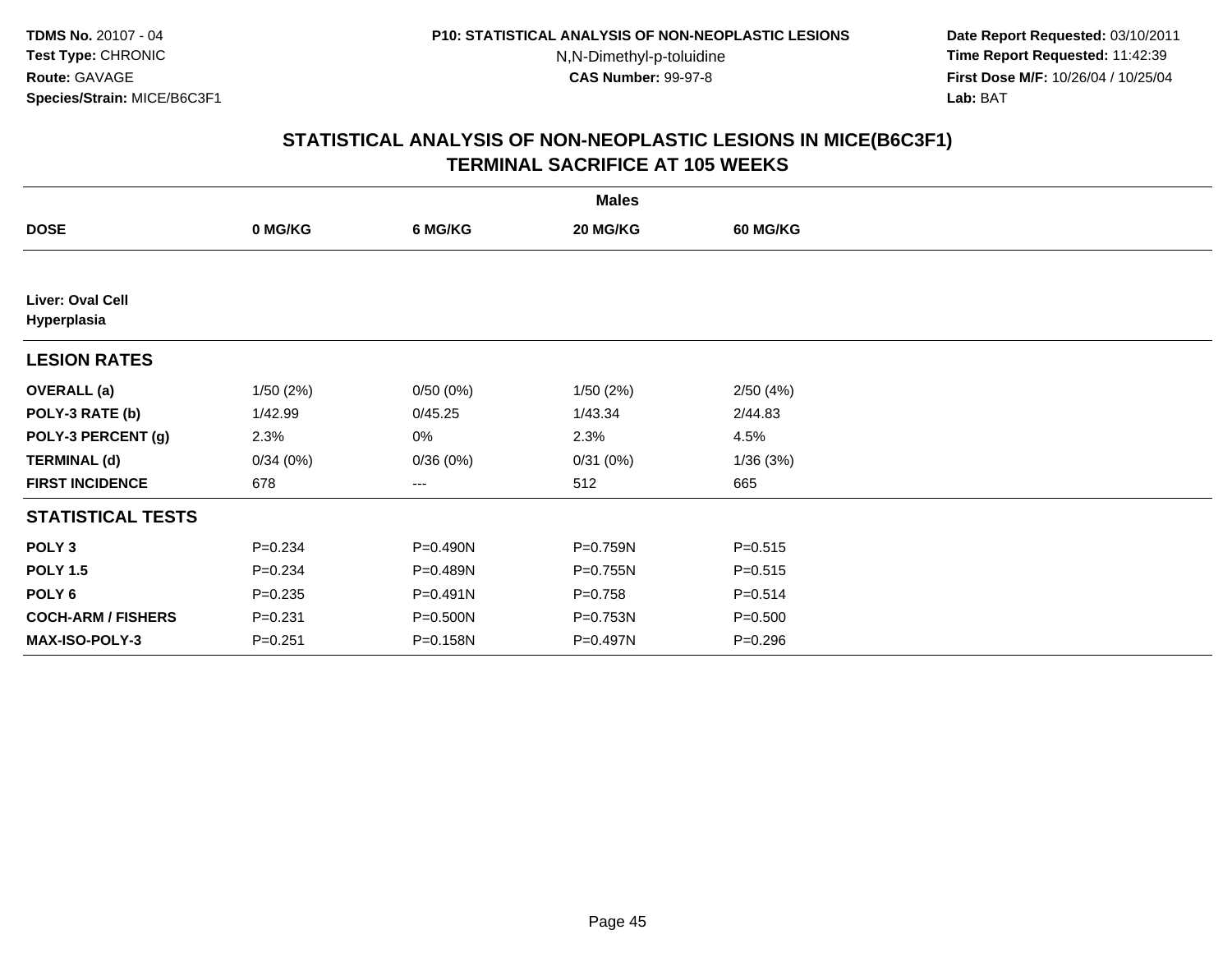**TDMS No.** 20107 - 04
**Test Type:** CHRONIC
**Route:** GAVAGE
**Species/Strain:** MICE/B6C3F1

**P10: STATISTICAL ANALYSIS OF NON-NEOPLASTIC LESIONS**
N,N-Dimethyl-p-toluidine
**CAS Number:** 99-97-8

**Date Report Requested:** 03/10/2011
**Time Report Requested:** 11:42:39
**First Dose M/F:** 10/26/04 / 10/25/04
**Lab:** BAT

## STATISTICAL ANALYSIS OF NON-NEOPLASTIC LESIONS IN MICE(B6C3F1) TERMINAL SACRIFICE AT 105 WEEKS

| | Males | | | |
|---|---|---|---|---|
| **DOSE** | **0 MG/KG** | **6 MG/KG** | **20 MG/KG** | **60 MG/KG** |
| **Liver: Oval Cell Hyperplasia** | | | | |
| **LESION RATES** | | | | |
| **OVERALL (a)** | 1/50 (2%) | 0/50 (0%) | 1/50 (2%) | 2/50 (4%) |
| **POLY-3 RATE (b)** | 1/42.99 | 0/45.25 | 1/43.34 | 2/44.83 |
| **POLY-3 PERCENT (g)** | 2.3% | 0% | 2.3% | 4.5% |
| **TERMINAL (d)** | 0/34 (0%) | 0/36 (0%) | 0/31 (0%) | 1/36 (3%) |
| **FIRST INCIDENCE** | 678 | --- | 512 | 665 |
| **STATISTICAL TESTS** | | | | |
| **POLY 3** | P=0.234 | P=0.490N | P=0.759N | P=0.515 |
| **POLY 1.5** | P=0.234 | P=0.489N | P=0.755N | P=0.515 |
| **POLY 6** | P=0.235 | P=0.491N | P=0.758 | P=0.514 |
| **COCH-ARM / FISHERS** | P=0.231 | P=0.500N | P=0.753N | P=0.500 |
| **MAX-ISO-POLY-3** | P=0.251 | P=0.158N | P=0.497N | P=0.296 |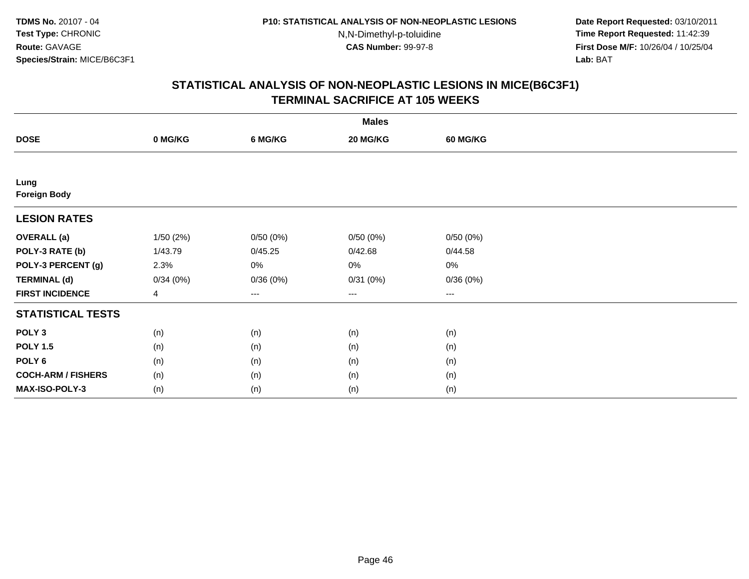**TDMS No.** 20107 - 04
**Test Type:** CHRONIC
**Route:** GAVAGE
**Species/Strain:** MICE/B6C3F1

**P10: STATISTICAL ANALYSIS OF NON-NEOPLASTIC LESIONS**
N,N-Dimethyl-p-toluidine
**CAS Number:** 99-97-8

**Date Report Requested:** 03/10/2011
**Time Report Requested:** 11:42:39
**First Dose M/F:** 10/26/04 / 10/25/04
**Lab:** BAT

## STATISTICAL ANALYSIS OF NON-NEOPLASTIC LESIONS IN MICE(B6C3F1) TERMINAL SACRIFICE AT 105 WEEKS

| | Males | | | |
|---|---|---|---|---|
| **DOSE** | **0 MG/KG** | **6 MG/KG** | **20 MG/KG** | **60 MG/KG** |
| **Lung** | | | | |
| **Foreign Body** | | | | |
| **LESION RATES** | | | | |
| **OVERALL (a)** | 1/50 (2%) | 0/50 (0%) | 0/50 (0%) | 0/50 (0%) |
| **POLY-3 RATE (b)** | 1/43.79 | 0/45.25 | 0/42.68 | 0/44.58 |
| **POLY-3 PERCENT (g)** | 2.3% | 0% | 0% | 0% |
| **TERMINAL (d)** | 0/34 (0%) | 0/36 (0%) | 0/31 (0%) | 0/36 (0%) |
| **FIRST INCIDENCE** | 4 | --- | --- | --- |
| **STATISTICAL TESTS** | | | | |
| **POLY 3** | (n) | (n) | (n) | (n) |
| **POLY 1.5** | (n) | (n) | (n) | (n) |
| **POLY 6** | (n) | (n) | (n) | (n) |
| **COCH-ARM / FISHERS** | (n) | (n) | (n) | (n) |
| **MAX-ISO-POLY-3** | (n) | (n) | (n) | (n) |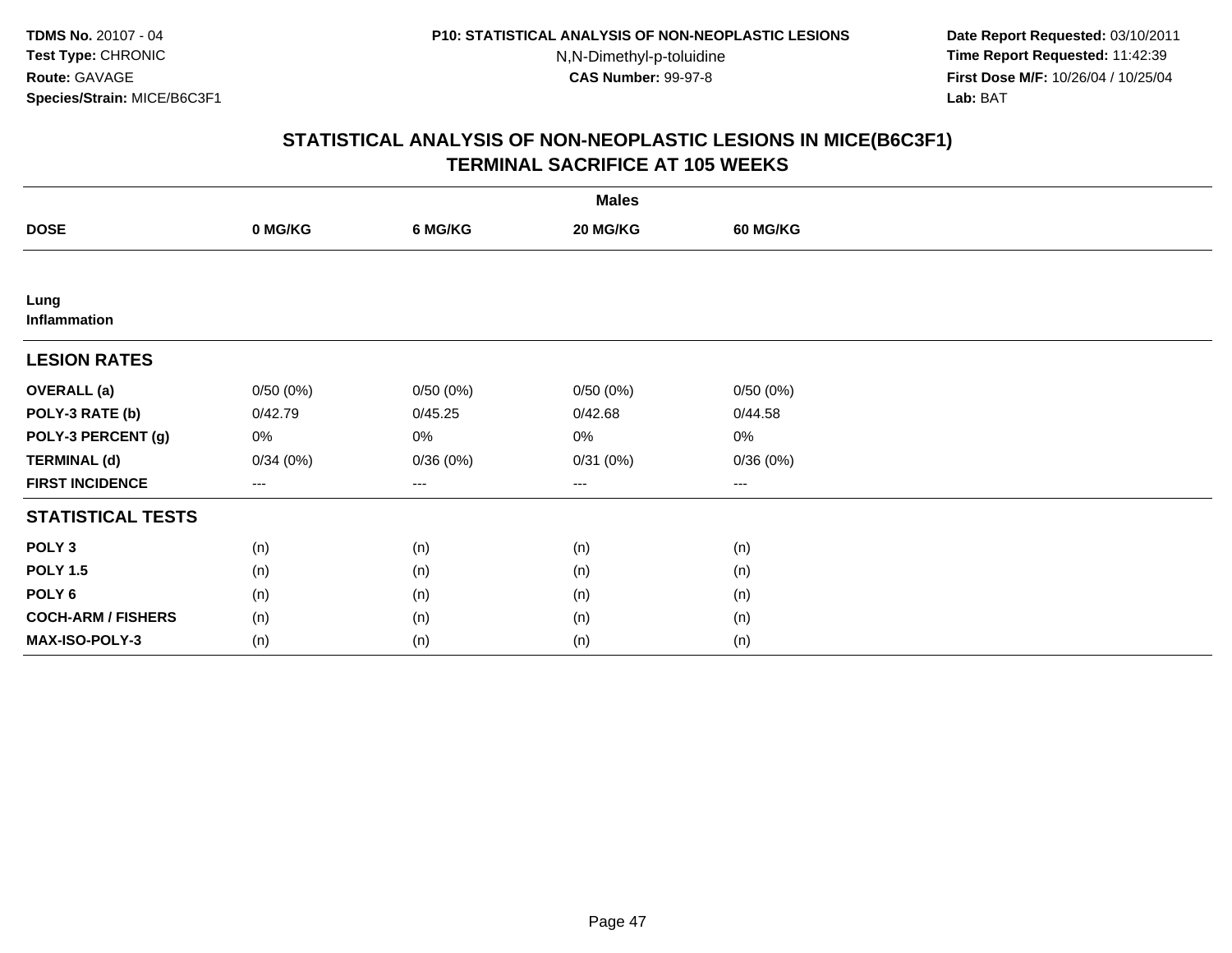TDMS No. 20107 - 04
Test Type: CHRONIC
Route: GAVAGE
Species/Strain: MICE/B6C3F1

P10: STATISTICAL ANALYSIS OF NON-NEOPLASTIC LESIONS
N,N-Dimethyl-p-toluidine
CAS Number: 99-97-8

Date Report Requested: 03/10/2011
Time Report Requested: 11:42:39
First Dose M/F: 10/26/04 / 10/25/04
Lab: BAT

## STATISTICAL ANALYSIS OF NON-NEOPLASTIC LESIONS IN MICE(B6C3F1)
## TERMINAL SACRIFICE AT 105 WEEKS

| | Males | | | |
|---|---|---|---|---|
| **DOSE** | **0 MG/KG** | **6 MG/KG** | **20 MG/KG** | **60 MG/KG** |
| **Lung** | | | | |
| **Inflammation** | | | | |
| **LESION RATES** | | | | |
| **OVERALL (a)** | 0/50 (0%) | 0/50 (0%) | 0/50 (0%) | 0/50 (0%) |
| **POLY-3 RATE (b)** | 0/42.79 | 0/45.25 | 0/42.68 | 0/44.58 |
| **POLY-3 PERCENT (g)** | 0% | 0% | 0% | 0% |
| **TERMINAL (d)** | 0/34 (0%) | 0/36 (0%) | 0/31 (0%) | 0/36 (0%) |
| **FIRST INCIDENCE** | --- | --- | --- | --- |
| **STATISTICAL TESTS** | | | | |
| **POLY 3** | (n) | (n) | (n) | (n) |
| **POLY 1.5** | (n) | (n) | (n) | (n) |
| **POLY 6** | (n) | (n) | (n) | (n) |
| **COCH-ARM / FISHERS** | (n) | (n) | (n) | (n) |
| **MAX-ISO-POLY-3** | (n) | (n) | (n) | (n) |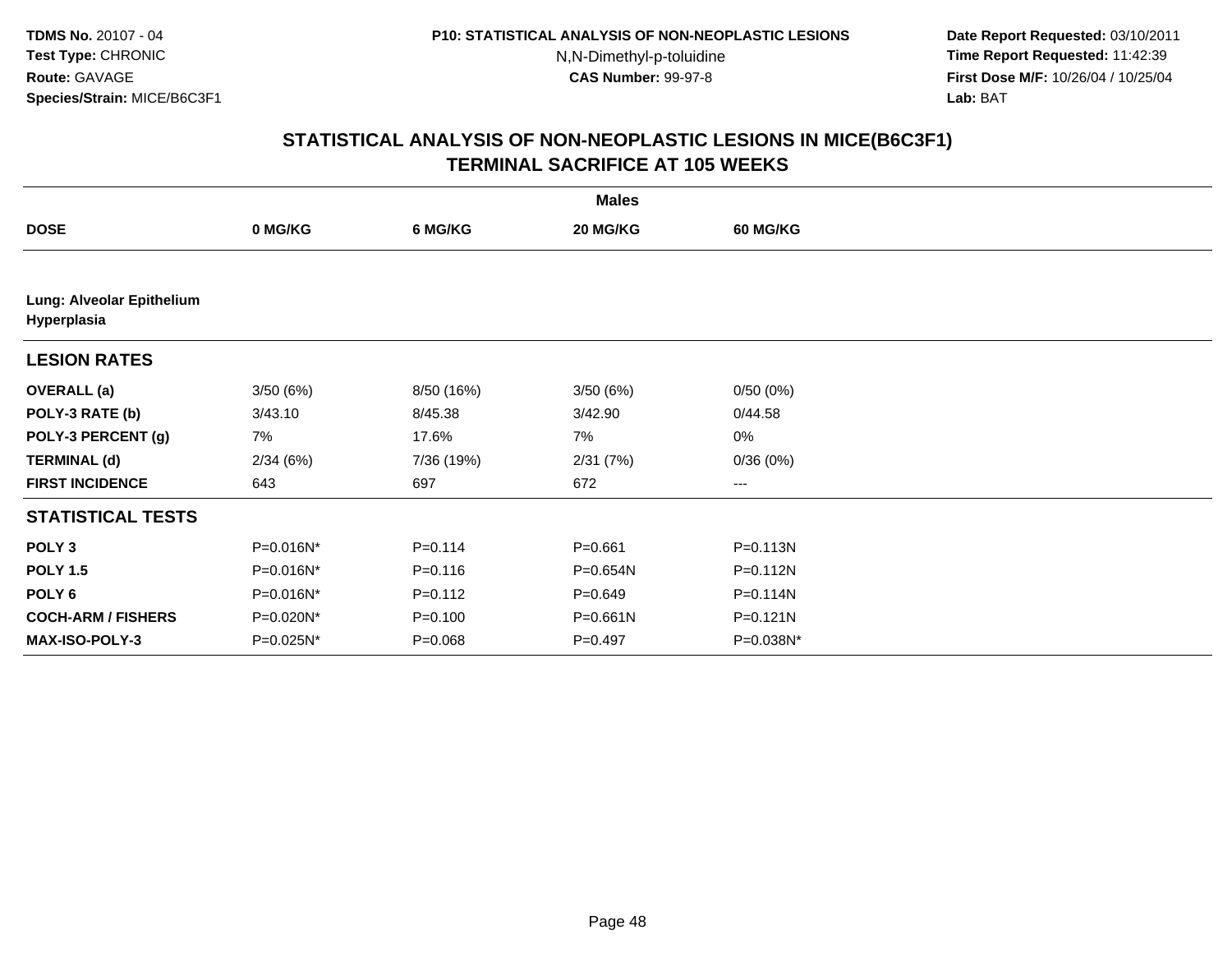TDMS No. 20107 - 04
Test Type: CHRONIC
Route: GAVAGE
Species/Strain: MICE/B6C3F1

P10: STATISTICAL ANALYSIS OF NON-NEOPLASTIC LESIONS
N,N-Dimethyl-p-toluidine
CAS Number: 99-97-8

Date Report Requested: 03/10/2011
Time Report Requested: 11:42:39
First Dose M/F: 10/26/04 / 10/25/04
Lab: BAT

## STATISTICAL ANALYSIS OF NON-NEOPLASTIC LESIONS IN MICE(B6C3F1)
## TERMINAL SACRIFICE AT 105 WEEKS

| | Males | | | |
|---|---|---|---|---|
| **DOSE** | **0 MG/KG** | **6 MG/KG** | **20 MG/KG** | **60 MG/KG** |
| **Lung: Alveolar Epithelium Hyperplasia** | | | | |
| **LESION RATES** | | | | |
| **OVERALL (a)** | 3/50 (6%) | 8/50 (16%) | 3/50 (6%) | 0/50 (0%) |
| **POLY-3 RATE (b)** | 3/43.10 | 8/45.38 | 3/42.90 | 0/44.58 |
| **POLY-3 PERCENT (g)** | 7% | 17.6% | 7% | 0% |
| **TERMINAL (d)** | 2/34 (6%) | 7/36 (19%) | 2/31 (7%) | 0/36 (0%) |
| **FIRST INCIDENCE** | 643 | 697 | 672 | --- |
| **STATISTICAL TESTS** | | | | |
| **POLY 3** | P=0.016N* | P=0.114 | P=0.661 | P=0.113N |
| **POLY 1.5** | P=0.016N* | P=0.116 | P=0.654N | P=0.112N |
| **POLY 6** | P=0.016N* | P=0.112 | P=0.649 | P=0.114N |
| **COCH-ARM / FISHERS** | P=0.020N* | P=0.100 | P=0.661N | P=0.121N |
| **MAX-ISO-POLY-3** | P=0.025N* | P=0.068 | P=0.497 | P=0.038N* |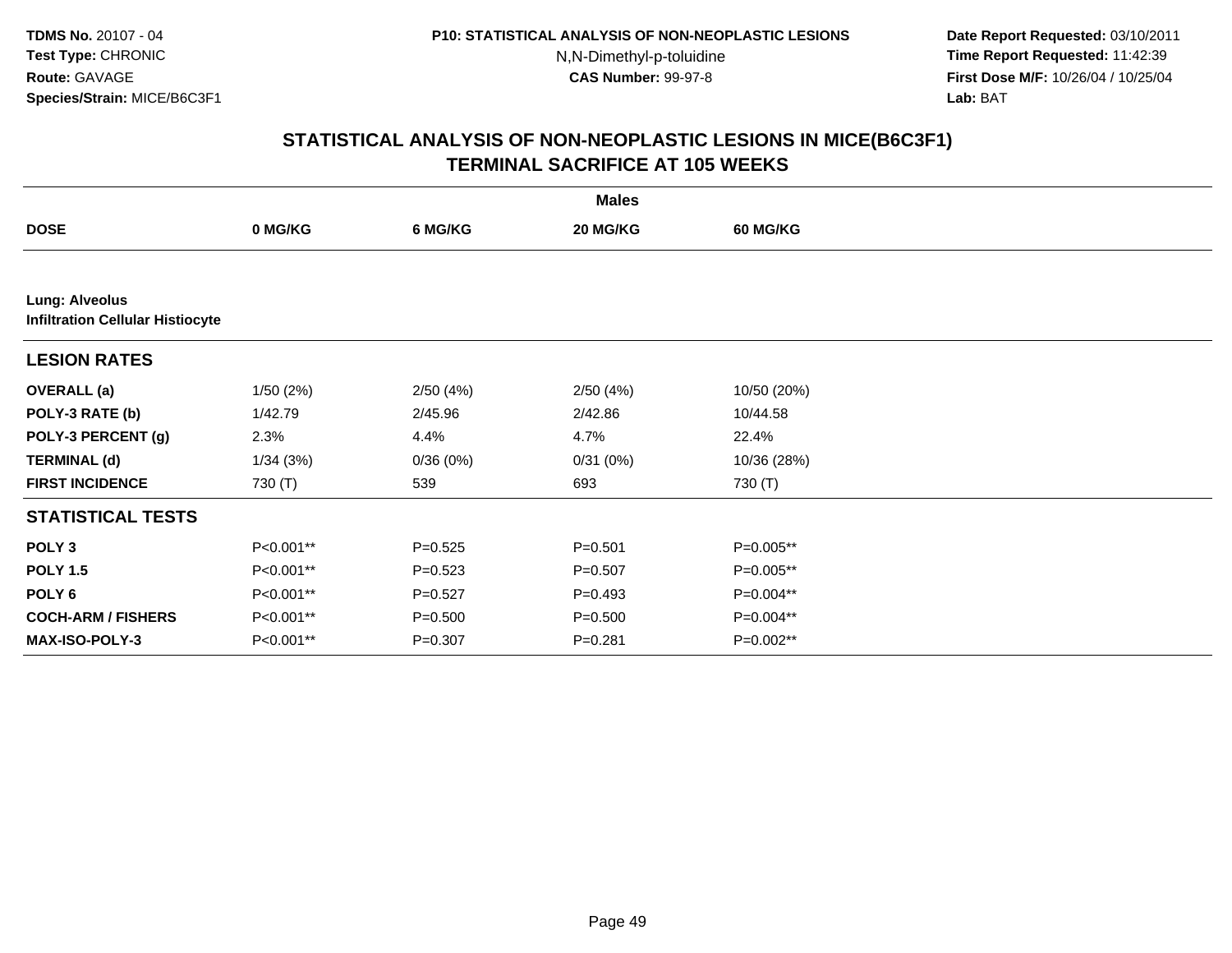**TDMS No.** 20107 - 04
**Test Type:** CHRONIC
**Route:** GAVAGE
**Species/Strain:** MICE/B6C3F1

**P10: STATISTICAL ANALYSIS OF NON-NEOPLASTIC LESIONS**
N,N-Dimethyl-p-toluidine
**CAS Number:** 99-97-8

**Date Report Requested:** 03/10/2011
**Time Report Requested:** 11:42:39
**First Dose M/F:** 10/26/04 / 10/25/04
**Lab:** BAT

## STATISTICAL ANALYSIS OF NON-NEOPLASTIC LESIONS IN MICE(B6C3F1) TERMINAL SACRIFICE AT 105 WEEKS

| | Males | | | |
|---|---|---|---|---|
| **DOSE** | **0 MG/KG** | **6 MG/KG** | **20 MG/KG** | **60 MG/KG** |
| **Lung: Alveolus** | | | | |
| **Infiltration Cellular Histiocyte** | | | | |
| **LESION RATES** | | | | |
| **OVERALL (a)** | 1/50 (2%) | 2/50 (4%) | 2/50 (4%) | 10/50 (20%) |
| **POLY-3 RATE (b)** | 1/42.79 | 2/45.96 | 2/42.86 | 10/44.58 |
| **POLY-3 PERCENT (g)** | 2.3% | 4.4% | 4.7% | 22.4% |
| **TERMINAL (d)** | 1/34 (3%) | 0/36 (0%) | 0/31 (0%) | 10/36 (28%) |
| **FIRST INCIDENCE** | 730 (T) | 539 | 693 | 730 (T) |
| **STATISTICAL TESTS** | | | | |
| **POLY 3** | P<0.001** | P=0.525 | P=0.501 | P=0.005** |
| **POLY 1.5** | P<0.001** | P=0.523 | P=0.507 | P=0.005** |
| **POLY 6** | P<0.001** | P=0.527 | P=0.493 | P=0.004** |
| **COCH-ARM / FISHERS** | P<0.001** | P=0.500 | P=0.500 | P=0.004** |
| **MAX-ISO-POLY-3** | P<0.001** | P=0.307 | P=0.281 | P=0.002** |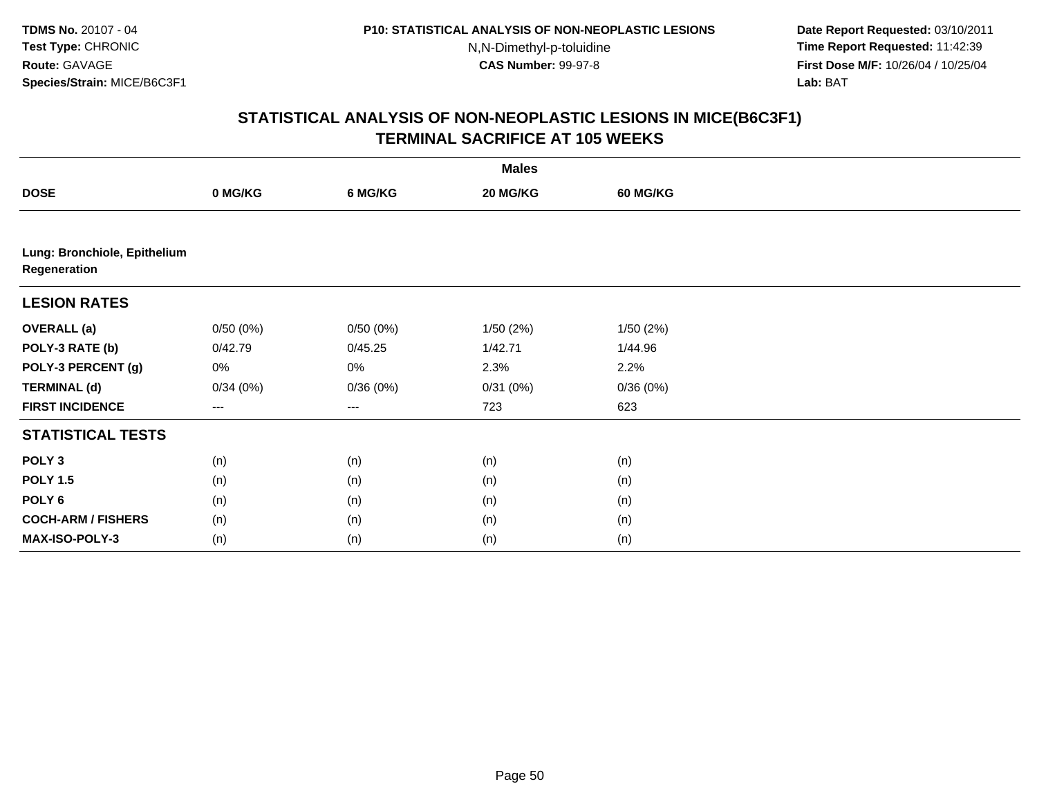# STATISTICAL ANALYSIS OF NON-NEOPLASTIC LESIONS IN MICE(B6C3F1)
## TERMINAL SACRIFICE AT 105 WEEKS

| | Males | | | |
|---|---|---|---|---|
| **DOSE** | **0 MG/KG** | **6 MG/KG** | **20 MG/KG** | **60 MG/KG** |
| **Lung: Bronchiole, Epithelium Regeneration** | | | | |
| **LESION RATES** | | | | |
| **OVERALL (a)** | 0/50 (0%) | 0/50 (0%) | 1/50 (2%) | 1/50 (2%) |
| **POLY-3 RATE (b)** | 0/42.79 | 0/45.25 | 1/42.71 | 1/44.96 |
| **POLY-3 PERCENT (g)** | 0% | 0% | 2.3% | 2.2% |
| **TERMINAL (d)** | 0/34 (0%) | 0/36 (0%) | 0/31 (0%) | 0/36 (0%) |
| **FIRST INCIDENCE** | --- | --- | 723 | 623 |
| **STATISTICAL TESTS** | | | | |
| **POLY 3** | (n) | (n) | (n) | (n) |
| **POLY 1.5** | (n) | (n) | (n) | (n) |
| **POLY 6** | (n) | (n) | (n) | (n) |
| **COCH-ARM / FISHERS** | (n) | (n) | (n) | (n) |
| **MAX-ISO-POLY-3** | (n) | (n) | (n) | (n) |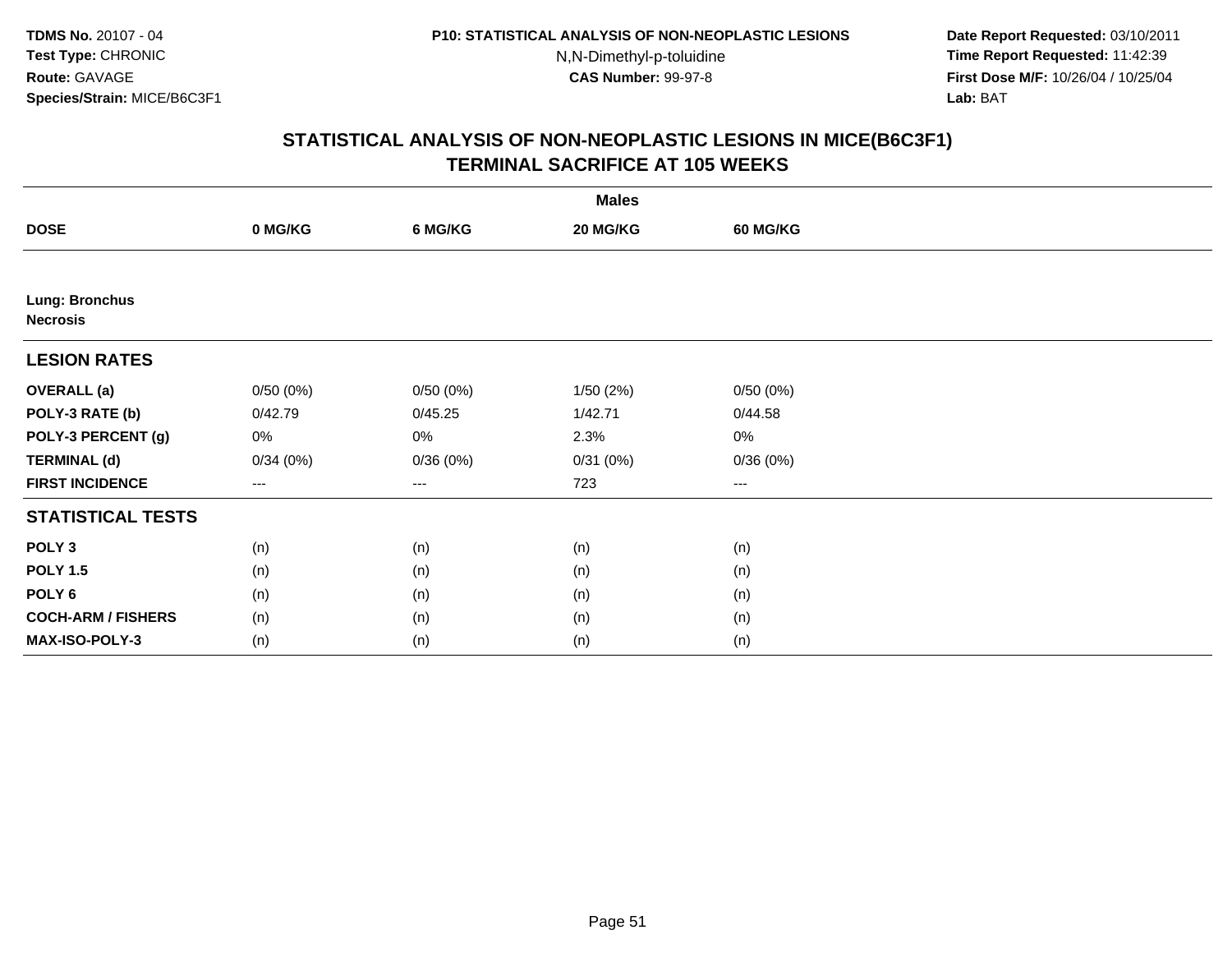# STATISTICAL ANALYSIS OF NON-NEOPLASTIC LESIONS IN MICE(B6C3F1)
## TERMINAL SACRIFICE AT 105 WEEKS

| | Males | | | |
|---|---|---|---|---|
| **DOSE** | **0 MG/KG** | **6 MG/KG** | **20 MG/KG** | **60 MG/KG** |
| **Lung: Bronchus** | | | | |
| **Necrosis** | | | | |
| **LESION RATES** | | | | |
| **OVERALL (a)** | 0/50 (0%) | 0/50 (0%) | 1/50 (2%) | 0/50 (0%) |
| **POLY-3 RATE (b)** | 0/42.79 | 0/45.25 | 1/42.71 | 0/44.58 |
| **POLY-3 PERCENT (g)** | 0% | 0% | 2.3% | 0% |
| **TERMINAL (d)** | 0/34 (0%) | 0/36 (0%) | 0/31 (0%) | 0/36 (0%) |
| **FIRST INCIDENCE** | --- | --- | 723 | --- |
| **STATISTICAL TESTS** | | | | |
| **POLY 3** | (n) | (n) | (n) | (n) |
| **POLY 1.5** | (n) | (n) | (n) | (n) |
| **POLY 6** | (n) | (n) | (n) | (n) |
| **COCH-ARM / FISHERS** | (n) | (n) | (n) | (n) |
| **MAX-ISO-POLY-3** | (n) | (n) | (n) | (n) |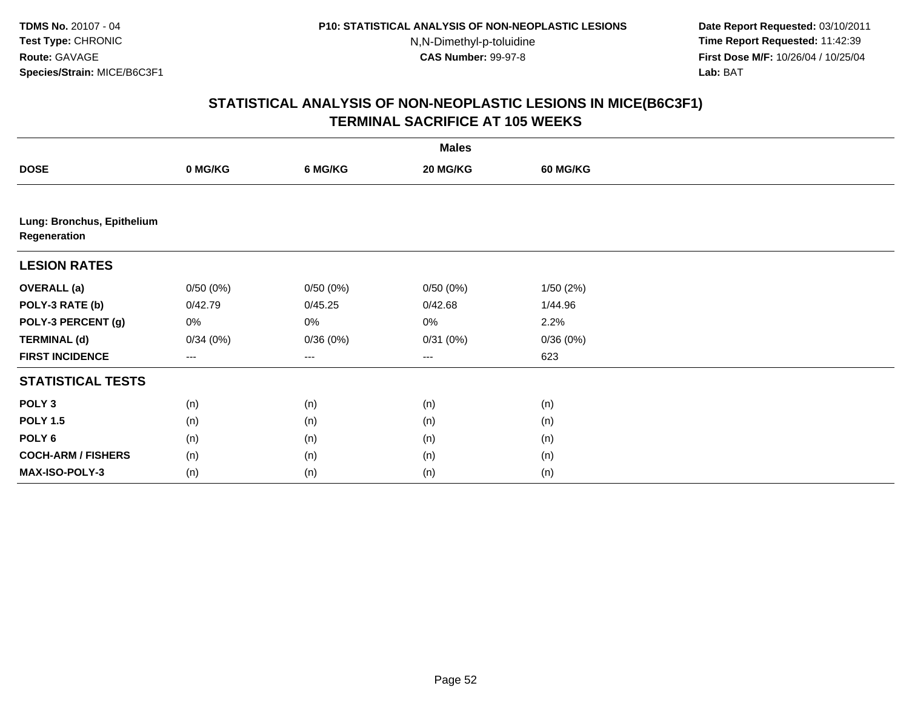**TDMS No.** 20107 - 04
**Test Type:** CHRONIC
**Route:** GAVAGE
**Species/Strain:** MICE/B6C3F1

**P10: STATISTICAL ANALYSIS OF NON-NEOPLASTIC LESIONS**
N,N-Dimethyl-p-toluidine
**CAS Number:** 99-97-8

**Date Report Requested:** 03/10/2011
**Time Report Requested:** 11:42:39
**First Dose M/F:** 10/26/04 / 10/25/04
**Lab:** BAT

## STATISTICAL ANALYSIS OF NON-NEOPLASTIC LESIONS IN MICE(B6C3F1)
## TERMINAL SACRIFICE AT 105 WEEKS

| | Males | | | |
|---|---|---|---|---|
| **DOSE** | **0 MG/KG** | **6 MG/KG** | **20 MG/KG** | **60 MG/KG** |
| **Lung: Bronchus, Epithelium Regeneration** | | | | |
| **LESION RATES** | | | | |
| **OVERALL (a)** | 0/50 (0%) | 0/50 (0%) | 0/50 (0%) | 1/50 (2%) |
| **POLY-3 RATE (b)** | 0/42.79 | 0/45.25 | 0/42.68 | 1/44.96 |
| **POLY-3 PERCENT (g)** | 0% | 0% | 0% | 2.2% |
| **TERMINAL (d)** | 0/34 (0%) | 0/36 (0%) | 0/31 (0%) | 0/36 (0%) |
| **FIRST INCIDENCE** | --- | --- | --- | 623 |
| **STATISTICAL TESTS** | | | | |
| **POLY 3** | (n) | (n) | (n) | (n) |
| **POLY 1.5** | (n) | (n) | (n) | (n) |
| **POLY 6** | (n) | (n) | (n) | (n) |
| **COCH-ARM / FISHERS** | (n) | (n) | (n) | (n) |
| **MAX-ISO-POLY-3** | (n) | (n) | (n) | (n) |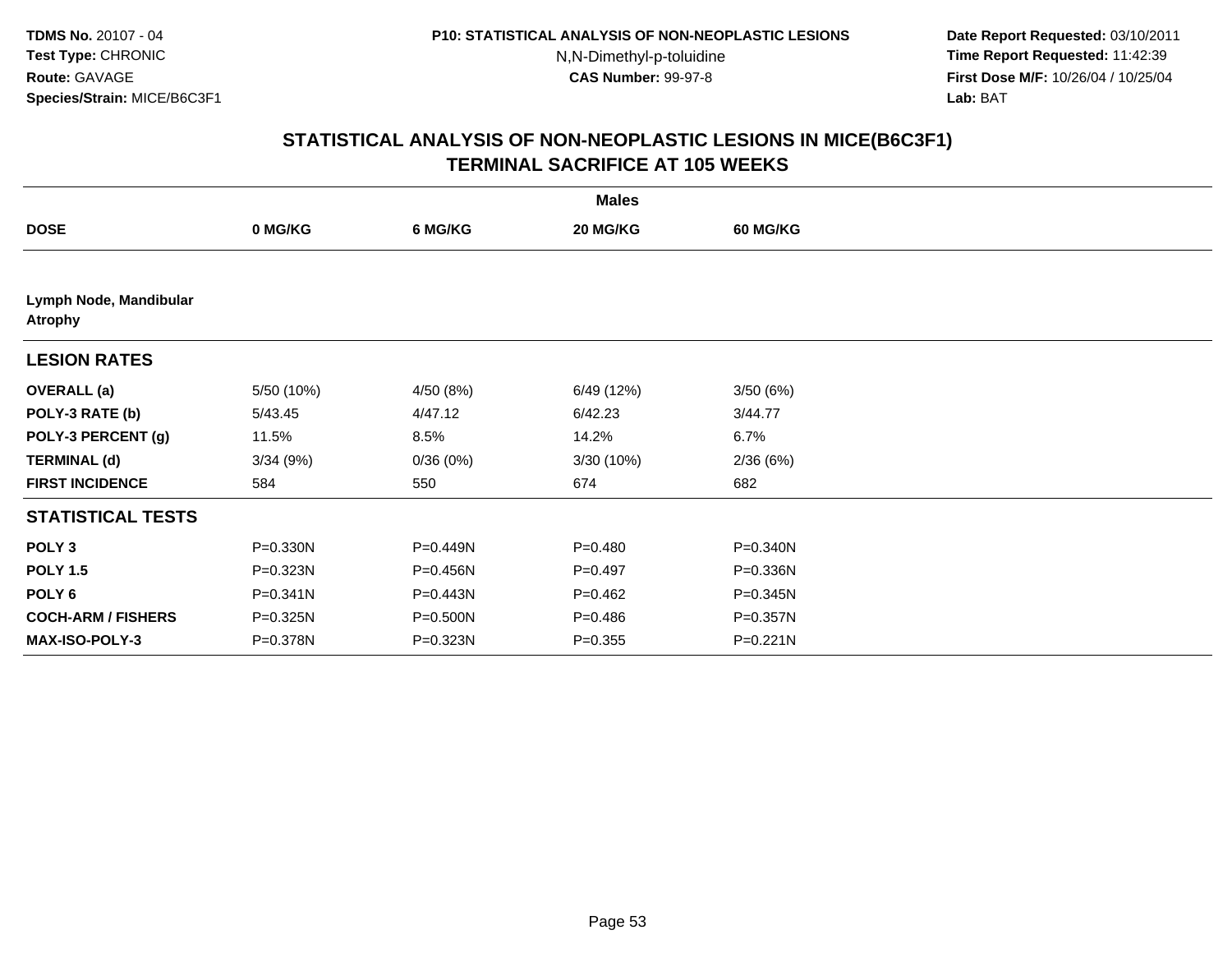**TDMS No.** 20107 - 04
**Test Type:** CHRONIC
**Route:** GAVAGE
**Species/Strain:** MICE/B6C3F1

**P10: STATISTICAL ANALYSIS OF NON-NEOPLASTIC LESIONS**
N,N-Dimethyl-p-toluidine
**CAS Number:** 99-97-8

**Date Report Requested:** 03/10/2011
**Time Report Requested:** 11:42:39
**First Dose M/F:** 10/26/04 / 10/25/04
**Lab:** BAT

## STATISTICAL ANALYSIS OF NON-NEOPLASTIC LESIONS IN MICE(B6C3F1) TERMINAL SACRIFICE AT 105 WEEKS

| | Males | | | |
|---|---|---|---|---|
| **DOSE** | **0 MG/KG** | **6 MG/KG** | **20 MG/KG** | **60 MG/KG** |
| **Lymph Node, Mandibular** **Atrophy** | | | | |
| **LESION RATES** | | | | |
| **OVERALL (a)** | 5/50 (10%) | 4/50 (8%) | 6/49 (12%) | 3/50 (6%) |
| **POLY-3 RATE (b)** | 5/43.45 | 4/47.12 | 6/42.23 | 3/44.77 |
| **POLY-3 PERCENT (g)** | 11.5% | 8.5% | 14.2% | 6.7% |
| **TERMINAL (d)** | 3/34 (9%) | 0/36 (0%) | 3/30 (10%) | 2/36 (6%) |
| **FIRST INCIDENCE** | 584 | 550 | 674 | 682 |
| **STATISTICAL TESTS** | | | | |
| **POLY 3** | P=0.330N | P=0.449N | P=0.480 | P=0.340N |
| **POLY 1.5** | P=0.323N | P=0.456N | P=0.497 | P=0.336N |
| **POLY 6** | P=0.341N | P=0.443N | P=0.462 | P=0.345N |
| **COCH-ARM / FISHERS** | P=0.325N | P=0.500N | P=0.486 | P=0.357N |
| **MAX-ISO-POLY-3** | P=0.378N | P=0.323N | P=0.355 | P=0.221N |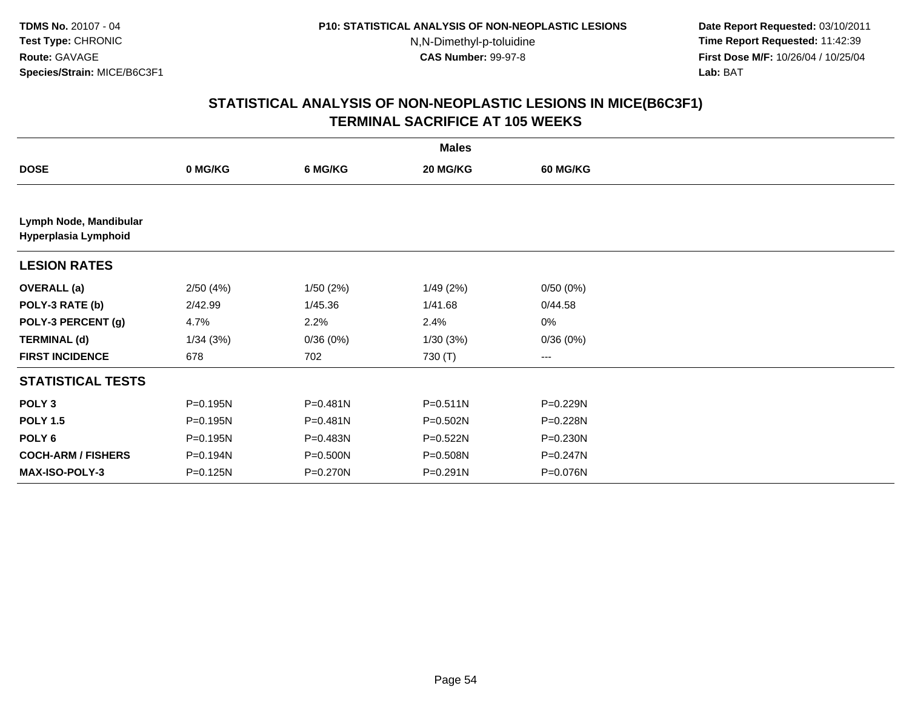## STATISTICAL ANALYSIS OF NON-NEOPLASTIC LESIONS IN MICE(B6C3F1)
## TERMINAL SACRIFICE AT 105 WEEKS

| | Males | | | |
|---|---|---|---|---|
| **DOSE** | **0 MG/KG** | **6 MG/KG** | **20 MG/KG** | **60 MG/KG** |
| **Lymph Node, Mandibular** | | | | |
| **Hyperplasia Lymphoid** | | | | |
| **LESION RATES** | | | | |
| **OVERALL (a)** | 2/50 (4%) | 1/50 (2%) | 1/49 (2%) | 0/50 (0%) |
| **POLY-3 RATE (b)** | 2/42.99 | 1/45.36 | 1/41.68 | 0/44.58 |
| **POLY-3 PERCENT (g)** | 4.7% | 2.2% | 2.4% | 0% |
| **TERMINAL (d)** | 1/34 (3%) | 0/36 (0%) | 1/30 (3%) | 0/36 (0%) |
| **FIRST INCIDENCE** | 678 | 702 | 730 (T) | --- |
| **STATISTICAL TESTS** | | | | |
| **POLY 3** | P=0.195N | P=0.481N | P=0.511N | P=0.229N |
| **POLY 1.5** | P=0.195N | P=0.481N | P=0.502N | P=0.228N |
| **POLY 6** | P=0.195N | P=0.483N | P=0.522N | P=0.230N |
| **COCH-ARM / FISHERS** | P=0.194N | P=0.500N | P=0.508N | P=0.247N |
| **MAX-ISO-POLY-3** | P=0.125N | P=0.270N | P=0.291N | P=0.076N |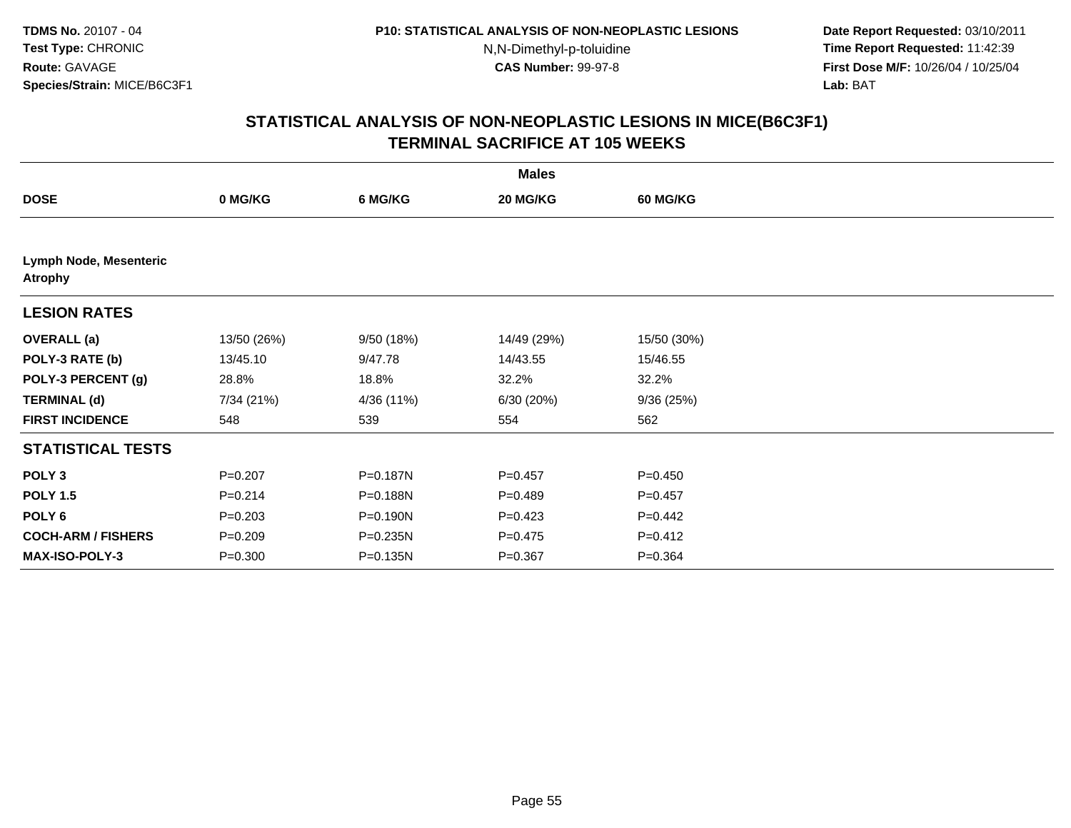TDMS No. 20107 - 04
Test Type: CHRONIC
Route: GAVAGE
Species/Strain: MICE/B6C3F1

P10: STATISTICAL ANALYSIS OF NON-NEOPLASTIC LESIONS
N,N-Dimethyl-p-toluidine
CAS Number: 99-97-8

Date Report Requested: 03/10/2011
Time Report Requested: 11:42:39
First Dose M/F: 10/26/04 / 10/25/04
Lab: BAT

## STATISTICAL ANALYSIS OF NON-NEOPLASTIC LESIONS IN MICE(B6C3F1)
## TERMINAL SACRIFICE AT 105 WEEKS

| | Males | | | |
|---|---|---|---|---|
| **DOSE** | **0 MG/KG** | **6 MG/KG** | **20 MG/KG** | **60 MG/KG** |
| **Lymph Node, Mesenteric Atrophy** | | | | |
| **LESION RATES** | | | | |
| **OVERALL (a)** | 13/50 (26%) | 9/50 (18%) | 14/49 (29%) | 15/50 (30%) |
| **POLY-3 RATE (b)** | 13/45.10 | 9/47.78 | 14/43.55 | 15/46.55 |
| **POLY-3 PERCENT (g)** | 28.8% | 18.8% | 32.2% | 32.2% |
| **TERMINAL (d)** | 7/34 (21%) | 4/36 (11%) | 6/30 (20%) | 9/36 (25%) |
| **FIRST INCIDENCE** | 548 | 539 | 554 | 562 |
| **STATISTICAL TESTS** | | | | |
| **POLY 3** | P=0.207 | P=0.187N | P=0.457 | P=0.450 |
| **POLY 1.5** | P=0.214 | P=0.188N | P=0.489 | P=0.457 |
| **POLY 6** | P=0.203 | P=0.190N | P=0.423 | P=0.442 |
| **COCH-ARM / FISHERS** | P=0.209 | P=0.235N | P=0.475 | P=0.412 |
| **MAX-ISO-POLY-3** | P=0.300 | P=0.135N | P=0.367 | P=0.364 |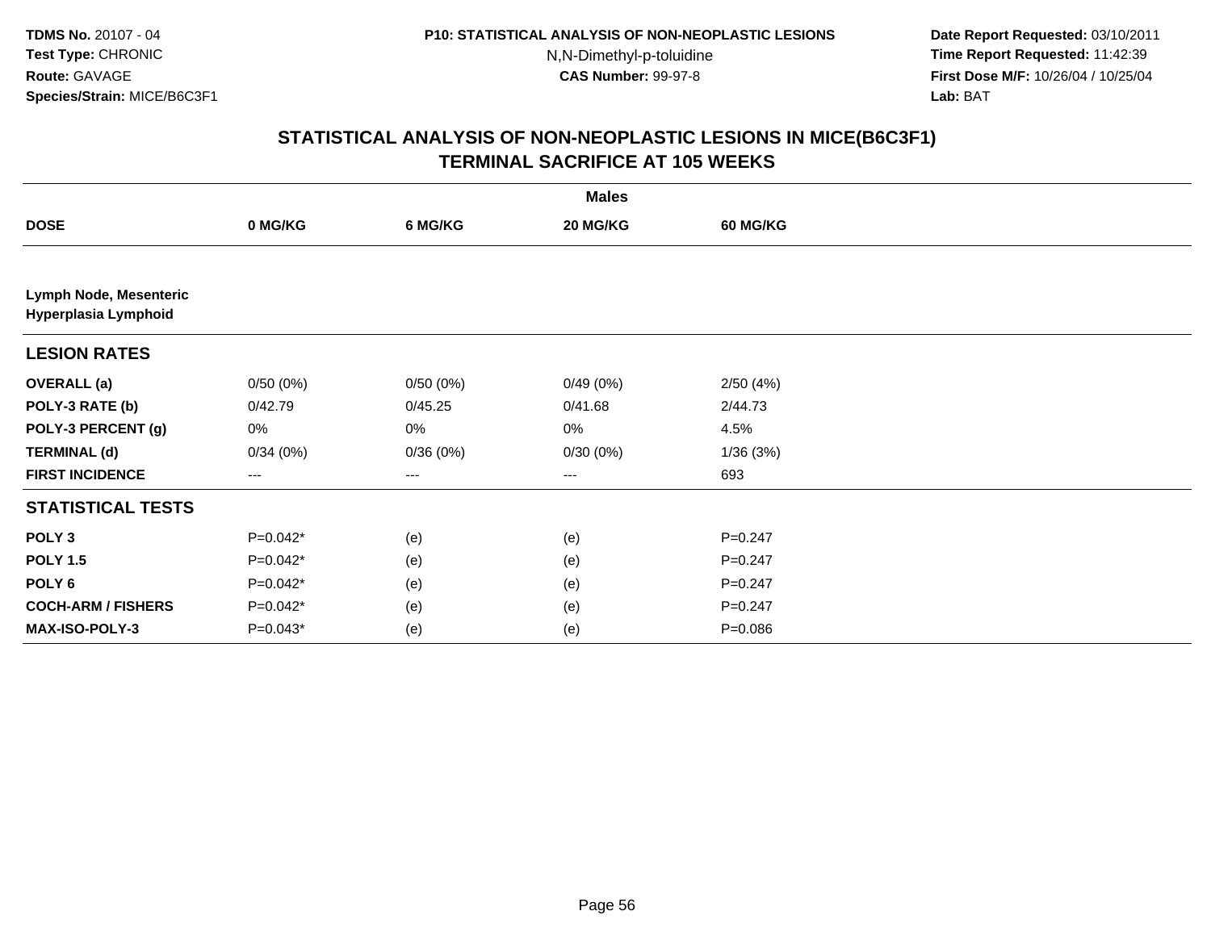TDMS No. 20107 - 04
Test Type: CHRONIC
Route: GAVAGE
Species/Strain: MICE/B6C3F1

P10: STATISTICAL ANALYSIS OF NON-NEOPLASTIC LESIONS
N,N-Dimethyl-p-toluidine
CAS Number: 99-97-8

Date Report Requested: 03/10/2011
Time Report Requested: 11:42:39
First Dose M/F: 10/26/04 / 10/25/04
Lab: BAT

## STATISTICAL ANALYSIS OF NON-NEOPLASTIC LESIONS IN MICE(B6C3F1)
## TERMINAL SACRIFICE AT 105 WEEKS

| | Males | | | |
|---|---|---|---|---|
| **DOSE** | **0 MG/KG** | **6 MG/KG** | **20 MG/KG** | **60 MG/KG** |
| **Lymph Node, Mesenteric Hyperplasia Lymphoid** | | | | |
| **LESION RATES** | | | | |
| **OVERALL (a)** | 0/50 (0%) | 0/50 (0%) | 0/49 (0%) | 2/50 (4%) |
| **POLY-3 RATE (b)** | 0/42.79 | 0/45.25 | 0/41.68 | 2/44.73 |
| **POLY-3 PERCENT (g)** | 0% | 0% | 0% | 4.5% |
| **TERMINAL (d)** | 0/34 (0%) | 0/36 (0%) | 0/30 (0%) | 1/36 (3%) |
| **FIRST INCIDENCE** | --- | --- | --- | 693 |
| **STATISTICAL TESTS** | | | | |
| **POLY 3** | P=0.042* | (e) | (e) | P=0.247 |
| **POLY 1.5** | P=0.042* | (e) | (e) | P=0.247 |
| **POLY 6** | P=0.042* | (e) | (e) | P=0.247 |
| **COCH-ARM / FISHERS** | P=0.042* | (e) | (e) | P=0.247 |
| **MAX-ISO-POLY-3** | P=0.043* | (e) | (e) | P=0.086 |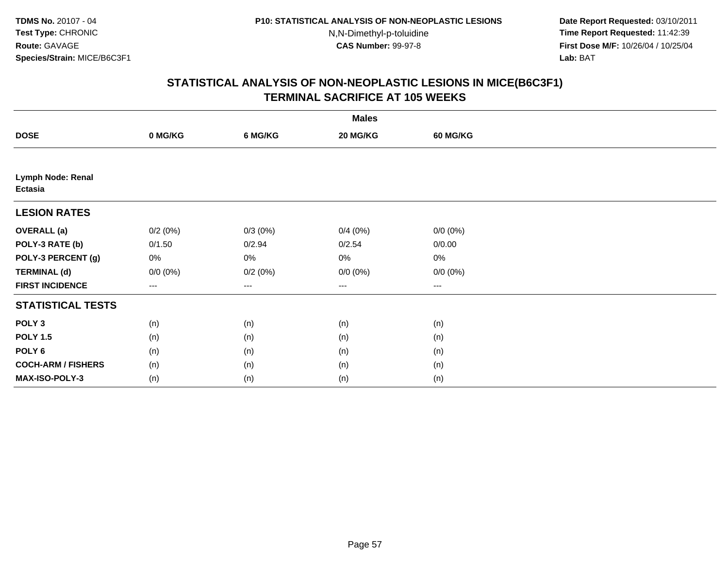TDMS No. 20107 - 04
Test Type: CHRONIC
Route: GAVAGE
Species/Strain: MICE/B6C3F1

P10: STATISTICAL ANALYSIS OF NON-NEOPLASTIC LESIONS
N,N-Dimethyl-p-toluidine
CAS Number: 99-97-8

Date Report Requested: 03/10/2011
Time Report Requested: 11:42:39
First Dose M/F: 10/26/04 / 10/25/04
Lab: BAT

## STATISTICAL ANALYSIS OF NON-NEOPLASTIC LESIONS IN MICE(B6C3F1)
## TERMINAL SACRIFICE AT 105 WEEKS

| | Males | | | |
|---|---|---|---|---|
| **DOSE** | **0 MG/KG** | **6 MG/KG** | **20 MG/KG** | **60 MG/KG** |
| **Lymph Node: Renal Ectasia** | | | | |
| **LESION RATES** | | | | |
| **OVERALL (a)** | 0/2 (0%) | 0/3 (0%) | 0/4 (0%) | 0/0 (0%) |
| **POLY-3 RATE (b)** | 0/1.50 | 0/2.94 | 0/2.54 | 0/0.00 |
| **POLY-3 PERCENT (g)** | 0% | 0% | 0% | 0% |
| **TERMINAL (d)** | 0/0 (0%) | 0/2 (0%) | 0/0 (0%) | 0/0 (0%) |
| **FIRST INCIDENCE** | --- | --- | --- | --- |
| **STATISTICAL TESTS** | | | | |
| **POLY 3** | (n) | (n) | (n) | (n) |
| **POLY 1.5** | (n) | (n) | (n) | (n) |
| **POLY 6** | (n) | (n) | (n) | (n) |
| **COCH-ARM / FISHERS** | (n) | (n) | (n) | (n) |
| **MAX-ISO-POLY-3** | (n) | (n) | (n) | (n) |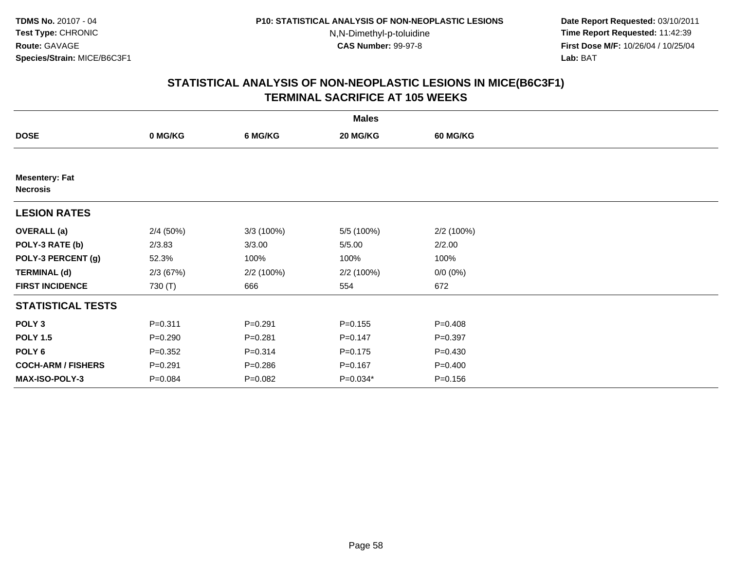## STATISTICAL ANALYSIS OF NON-NEOPLASTIC LESIONS IN MICE(B6C3F1)
## TERMINAL SACRIFICE AT 105 WEEKS

| | Males | | | |
|---|---|---|---|---|
| **DOSE** | **0 MG/KG** | **6 MG/KG** | **20 MG/KG** | **60 MG/KG** |
| **Mesentery: Fat** | | | | |
| **Necrosis** | | | | |
| **LESION RATES** | | | | |
| **OVERALL (a)** | 2/4 (50%) | 3/3 (100%) | 5/5 (100%) | 2/2 (100%) |
| **POLY-3 RATE (b)** | 2/3.83 | 3/3.00 | 5/5.00 | 2/2.00 |
| **POLY-3 PERCENT (g)** | 52.3% | 100% | 100% | 100% |
| **TERMINAL (d)** | 2/3 (67%) | 2/2 (100%) | 2/2 (100%) | 0/0 (0%) |
| **FIRST INCIDENCE** | 730 (T) | 666 | 554 | 672 |
| **STATISTICAL TESTS** | | | | |
| **POLY 3** | P=0.311 | P=0.291 | P=0.155 | P=0.408 |
| **POLY 1.5** | P=0.290 | P=0.281 | P=0.147 | P=0.397 |
| **POLY 6** | P=0.352 | P=0.314 | P=0.175 | P=0.430 |
| **COCH-ARM / FISHERS** | P=0.291 | P=0.286 | P=0.167 | P=0.400 |
| **MAX-ISO-POLY-3** | P=0.084 | P=0.082 | P=0.034* | P=0.156 |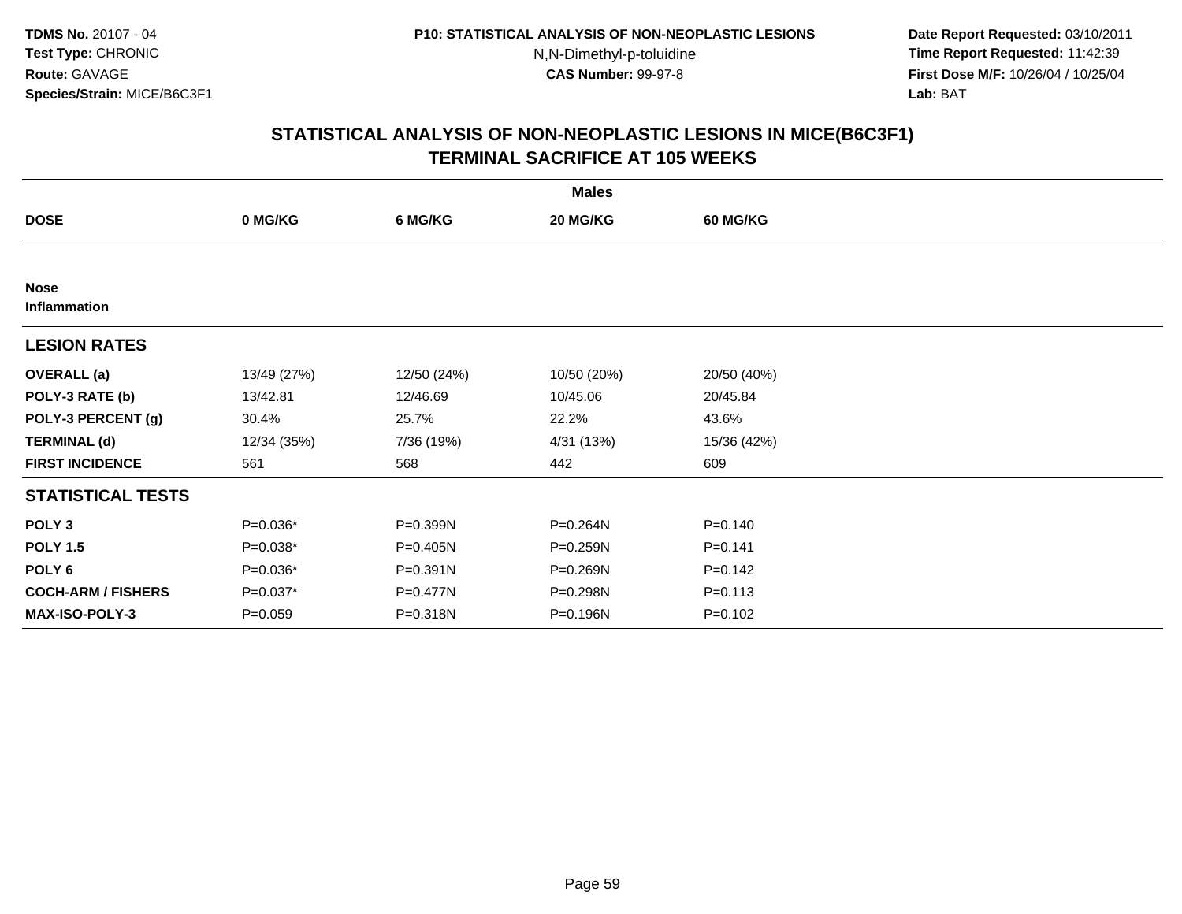**TDMS No.** 20107 - 04
**Test Type:** CHRONIC
**Route:** GAVAGE
**Species/Strain:** MICE/B6C3F1

**P10: STATISTICAL ANALYSIS OF NON-NEOPLASTIC LESIONS**
N,N-Dimethyl-p-toluidine
**CAS Number:** 99-97-8

**Date Report Requested:** 03/10/2011
**Time Report Requested:** 11:42:39
**First Dose M/F:** 10/26/04 / 10/25/04
**Lab:** BAT

## STATISTICAL ANALYSIS OF NON-NEOPLASTIC LESIONS IN MICE(B6C3F1) TERMINAL SACRIFICE AT 105 WEEKS

| | Males | | | |
|---|---|---|---|---|
| **DOSE** | **0 MG/KG** | **6 MG/KG** | **20 MG/KG** | **60 MG/KG** |
| **Nose** | | | | |
| **Inflammation** | | | | |
| **LESION RATES** | | | | |
| **OVERALL (a)** | 13/49 (27%) | 12/50 (24%) | 10/50 (20%) | 20/50 (40%) |
| **POLY-3 RATE (b)** | 13/42.81 | 12/46.69 | 10/45.06 | 20/45.84 |
| **POLY-3 PERCENT (g)** | 30.4% | 25.7% | 22.2% | 43.6% |
| **TERMINAL (d)** | 12/34 (35%) | 7/36 (19%) | 4/31 (13%) | 15/36 (42%) |
| **FIRST INCIDENCE** | 561 | 568 | 442 | 609 |
| **STATISTICAL TESTS** | | | | |
| **POLY 3** | P=0.036* | P=0.399N | P=0.264N | P=0.140 |
| **POLY 1.5** | P=0.038* | P=0.405N | P=0.259N | P=0.141 |
| **POLY 6** | P=0.036* | P=0.391N | P=0.269N | P=0.142 |
| **COCH-ARM / FISHERS** | P=0.037* | P=0.477N | P=0.298N | P=0.113 |
| **MAX-ISO-POLY-3** | P=0.059 | P=0.318N | P=0.196N | P=0.102 |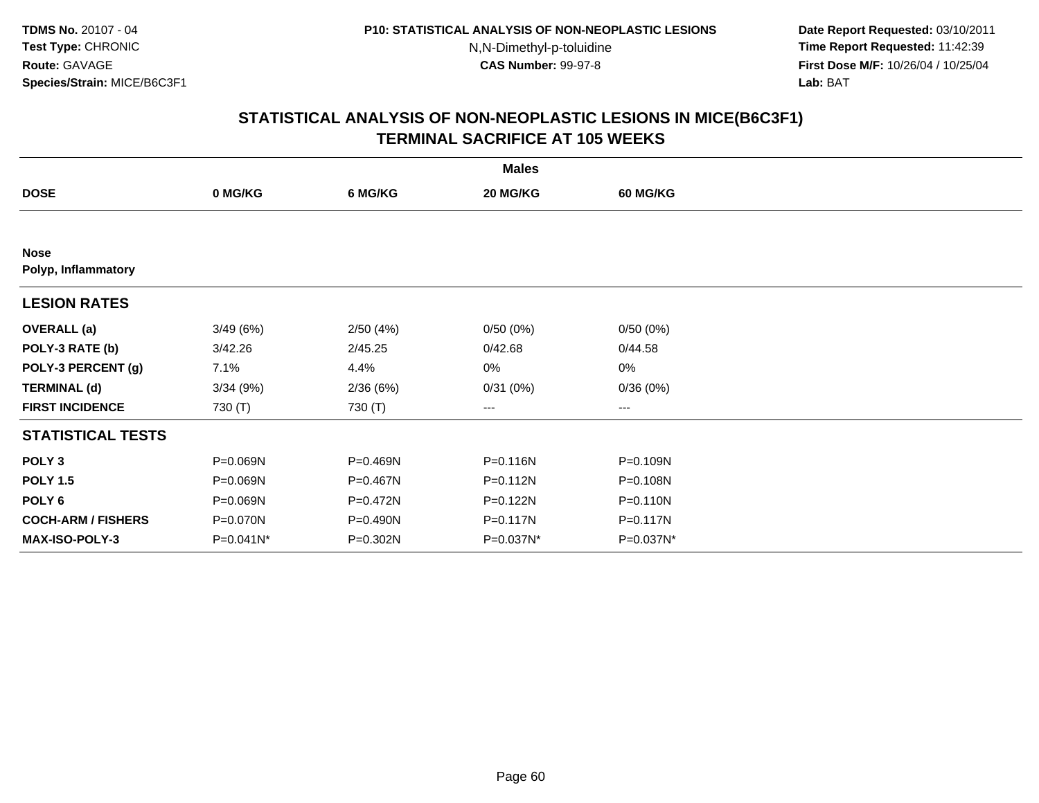**TDMS No.** 20107 - 04
**Test Type:** CHRONIC
**Route:** GAVAGE
**Species/Strain:** MICE/B6C3F1

**P10: STATISTICAL ANALYSIS OF NON-NEOPLASTIC LESIONS**
N,N-Dimethyl-p-toluidine
**CAS Number:** 99-97-8

**Date Report Requested:** 03/10/2011
**Time Report Requested:** 11:42:39
**First Dose M/F:** 10/26/04 / 10/25/04
**Lab:** BAT

## STATISTICAL ANALYSIS OF NON-NEOPLASTIC LESIONS IN MICE(B6C3F1)
## TERMINAL SACRIFICE AT 105 WEEKS

| | Males | | | |
|---|---|---|---|---|
| **DOSE** | **0 MG/KG** | **6 MG/KG** | **20 MG/KG** | **60 MG/KG** |
| **Nose** | | | | |
| **Polyp, Inflammatory** | | | | |
| **LESION RATES** | | | | |
| **OVERALL (a)** | 3/49 (6%) | 2/50 (4%) | 0/50 (0%) | 0/50 (0%) |
| **POLY-3 RATE (b)** | 3/42.26 | 2/45.25 | 0/42.68 | 0/44.58 |
| **POLY-3 PERCENT (g)** | 7.1% | 4.4% | 0% | 0% |
| **TERMINAL (d)** | 3/34 (9%) | 2/36 (6%) | 0/31 (0%) | 0/36 (0%) |
| **FIRST INCIDENCE** | 730 (T) | 730 (T) | --- | --- |
| **STATISTICAL TESTS** | | | | |
| **POLY 3** | P=0.069N | P=0.469N | P=0.116N | P=0.109N |
| **POLY 1.5** | P=0.069N | P=0.467N | P=0.112N | P=0.108N |
| **POLY 6** | P=0.069N | P=0.472N | P=0.122N | P=0.110N |
| **COCH-ARM / FISHERS** | P=0.070N | P=0.490N | P=0.117N | P=0.117N |
| **MAX-ISO-POLY-3** | P=0.041N* | P=0.302N | P=0.037N* | P=0.037N* |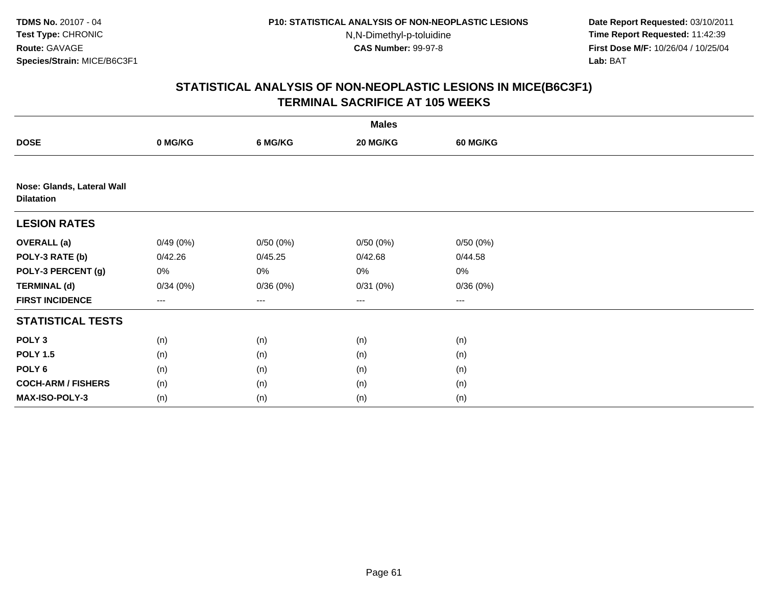**TDMS No.** 20107 - 04
**Test Type:** CHRONIC
**Route:** GAVAGE
**Species/Strain:** MICE/B6C3F1

**P10: STATISTICAL ANALYSIS OF NON-NEOPLASTIC LESIONS**
N,N-Dimethyl-p-toluidine
**CAS Number:** 99-97-8

**Date Report Requested:** 03/10/2011
**Time Report Requested:** 11:42:39
**First Dose M/F:** 10/26/04 / 10/25/04
**Lab:** BAT

## STATISTICAL ANALYSIS OF NON-NEOPLASTIC LESIONS IN MICE(B6C3F1)
## TERMINAL SACRIFICE AT 105 WEEKS

| | Males | | | |
|---|---|---|---|---|
| **DOSE** | **0 MG/KG** | **6 MG/KG** | **20 MG/KG** | **60 MG/KG** |
| **Nose: Glands, Lateral Wall** | | | | |
| **Dilatation** | | | | |
| **LESION RATES** | | | | |
| **OVERALL (a)** | 0/49 (0%) | 0/50 (0%) | 0/50 (0%) | 0/50 (0%) |
| **POLY-3 RATE (b)** | 0/42.26 | 0/45.25 | 0/42.68 | 0/44.58 |
| **POLY-3 PERCENT (g)** | 0% | 0% | 0% | 0% |
| **TERMINAL (d)** | 0/34 (0%) | 0/36 (0%) | 0/31 (0%) | 0/36 (0%) |
| **FIRST INCIDENCE** | --- | --- | --- | --- |
| **STATISTICAL TESTS** | | | | |
| **POLY 3** | (n) | (n) | (n) | (n) |
| **POLY 1.5** | (n) | (n) | (n) | (n) |
| **POLY 6** | (n) | (n) | (n) | (n) |
| **COCH-ARM / FISHERS** | (n) | (n) | (n) | (n) |
| **MAX-ISO-POLY-3** | (n) | (n) | (n) | (n) |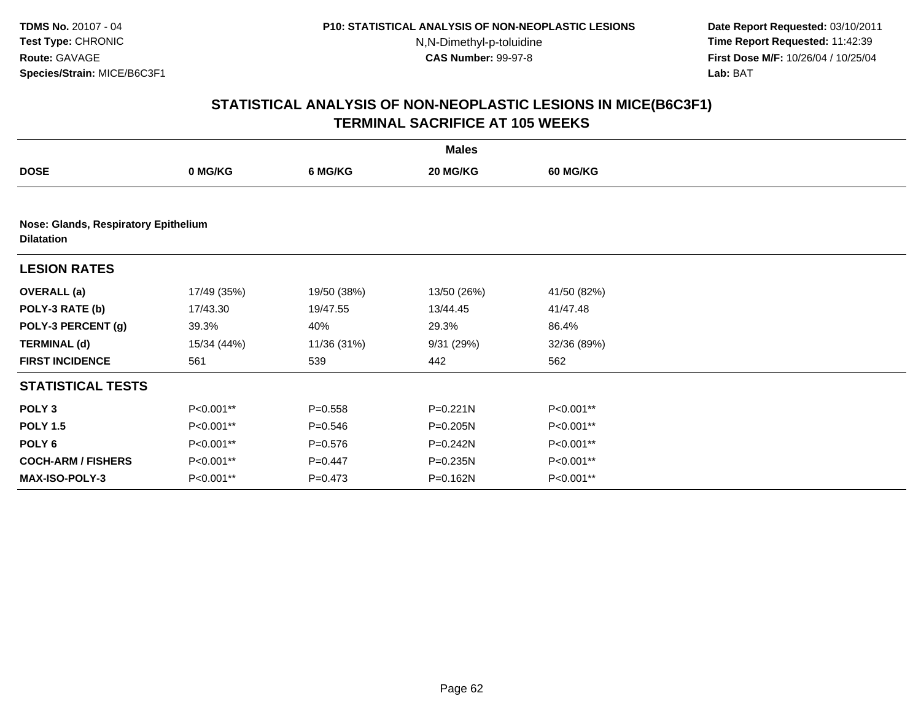**TDMS No.** 20107 - 04
**Test Type:** CHRONIC
**Route:** GAVAGE
**Species/Strain:** MICE/B6C3F1

**P10: STATISTICAL ANALYSIS OF NON-NEOPLASTIC LESIONS**
N,N-Dimethyl-p-toluidine
**CAS Number:** 99-97-8

**Date Report Requested:** 03/10/2011
**Time Report Requested:** 11:42:39
**First Dose M/F:** 10/26/04 / 10/25/04
**Lab:** BAT

## STATISTICAL ANALYSIS OF NON-NEOPLASTIC LESIONS IN MICE(B6C3F1) TERMINAL SACRIFICE AT 105 WEEKS

| | Males | | | |
|---|---|---|---|---|
| **DOSE** | **0 MG/KG** | **6 MG/KG** | **20 MG/KG** | **60 MG/KG** |
| **Nose: Glands, Respiratory Epithelium** | | | | |
| **Dilatation** | | | | |
| **LESION RATES** | | | | |
| **OVERALL (a)** | 17/49 (35%) | 19/50 (38%) | 13/50 (26%) | 41/50 (82%) |
| **POLY-3 RATE (b)** | 17/43.30 | 19/47.55 | 13/44.45 | 41/47.48 |
| **POLY-3 PERCENT (g)** | 39.3% | 40% | 29.3% | 86.4% |
| **TERMINAL (d)** | 15/34 (44%) | 11/36 (31%) | 9/31 (29%) | 32/36 (89%) |
| **FIRST INCIDENCE** | 561 | 539 | 442 | 562 |
| **STATISTICAL TESTS** | | | | |
| **POLY 3** | P<0.001** | P=0.558 | P=0.221N | P<0.001** |
| **POLY 1.5** | P<0.001** | P=0.546 | P=0.205N | P<0.001** |
| **POLY 6** | P<0.001** | P=0.576 | P=0.242N | P<0.001** |
| **COCH-ARM / FISHERS** | P<0.001** | P=0.447 | P=0.235N | P<0.001** |
| **MAX-ISO-POLY-3** | P<0.001** | P=0.473 | P=0.162N | P<0.001** |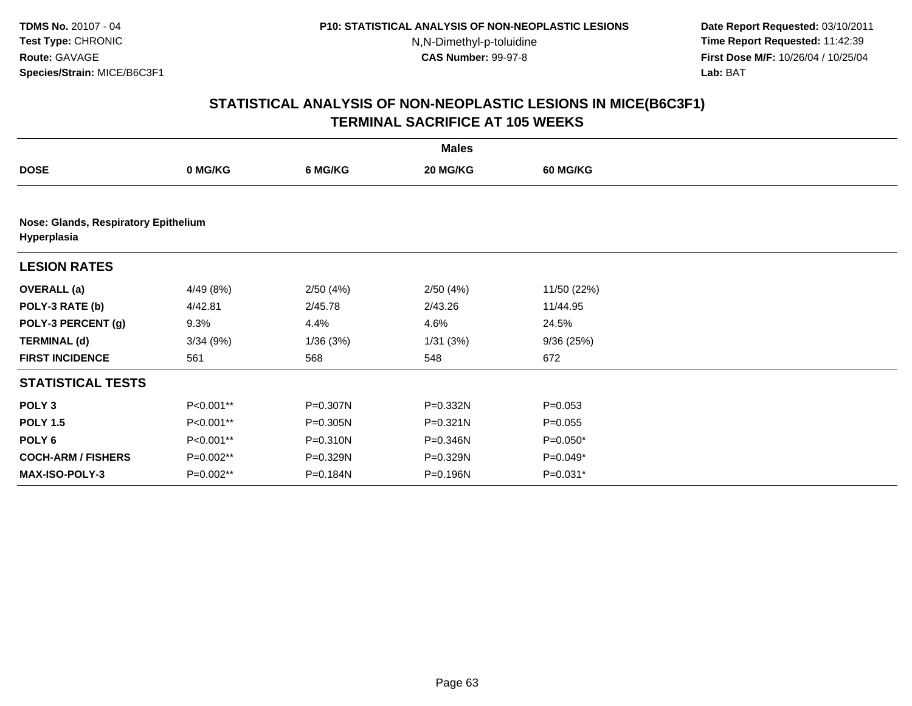**TDMS No.** 20107 - 04
**Test Type:** CHRONIC
**Route:** GAVAGE
**Species/Strain:** MICE/B6C3F1

**P10: STATISTICAL ANALYSIS OF NON-NEOPLASTIC LESIONS**
N,N-Dimethyl-p-toluidine
**CAS Number:** 99-97-8

**Date Report Requested:** 03/10/2011
**Time Report Requested:** 11:42:39
**First Dose M/F:** 10/26/04 / 10/25/04
**Lab:** BAT

## STATISTICAL ANALYSIS OF NON-NEOPLASTIC LESIONS IN MICE(B6C3F1)
## TERMINAL SACRIFICE AT 105 WEEKS

| | Males | | | |
|---|---|---|---|---|
| **DOSE** | **0 MG/KG** | **6 MG/KG** | **20 MG/KG** | **60 MG/KG** |
| **Nose: Glands, Respiratory Epithelium** | | | | |
| **Hyperplasia** | | | | |
| **LESION RATES** | | | | |
| **OVERALL (a)** | 4/49 (8%) | 2/50 (4%) | 2/50 (4%) | 11/50 (22%) |
| **POLY-3 RATE (b)** | 4/42.81 | 2/45.78 | 2/43.26 | 11/44.95 |
| **POLY-3 PERCENT (g)** | 9.3% | 4.4% | 4.6% | 24.5% |
| **TERMINAL (d)** | 3/34 (9%) | 1/36 (3%) | 1/31 (3%) | 9/36 (25%) |
| **FIRST INCIDENCE** | 561 | 568 | 548 | 672 |
| **STATISTICAL TESTS** | | | | |
| **POLY 3** | P<0.001** | P=0.307N | P=0.332N | P=0.053 |
| **POLY 1.5** | P<0.001** | P=0.305N | P=0.321N | P=0.055 |
| **POLY 6** | P<0.001** | P=0.310N | P=0.346N | P=0.050* |
| **COCH-ARM / FISHERS** | P=0.002** | P=0.329N | P=0.329N | P=0.049* |
| **MAX-ISO-POLY-3** | P=0.002** | P=0.184N | P=0.196N | P=0.031* |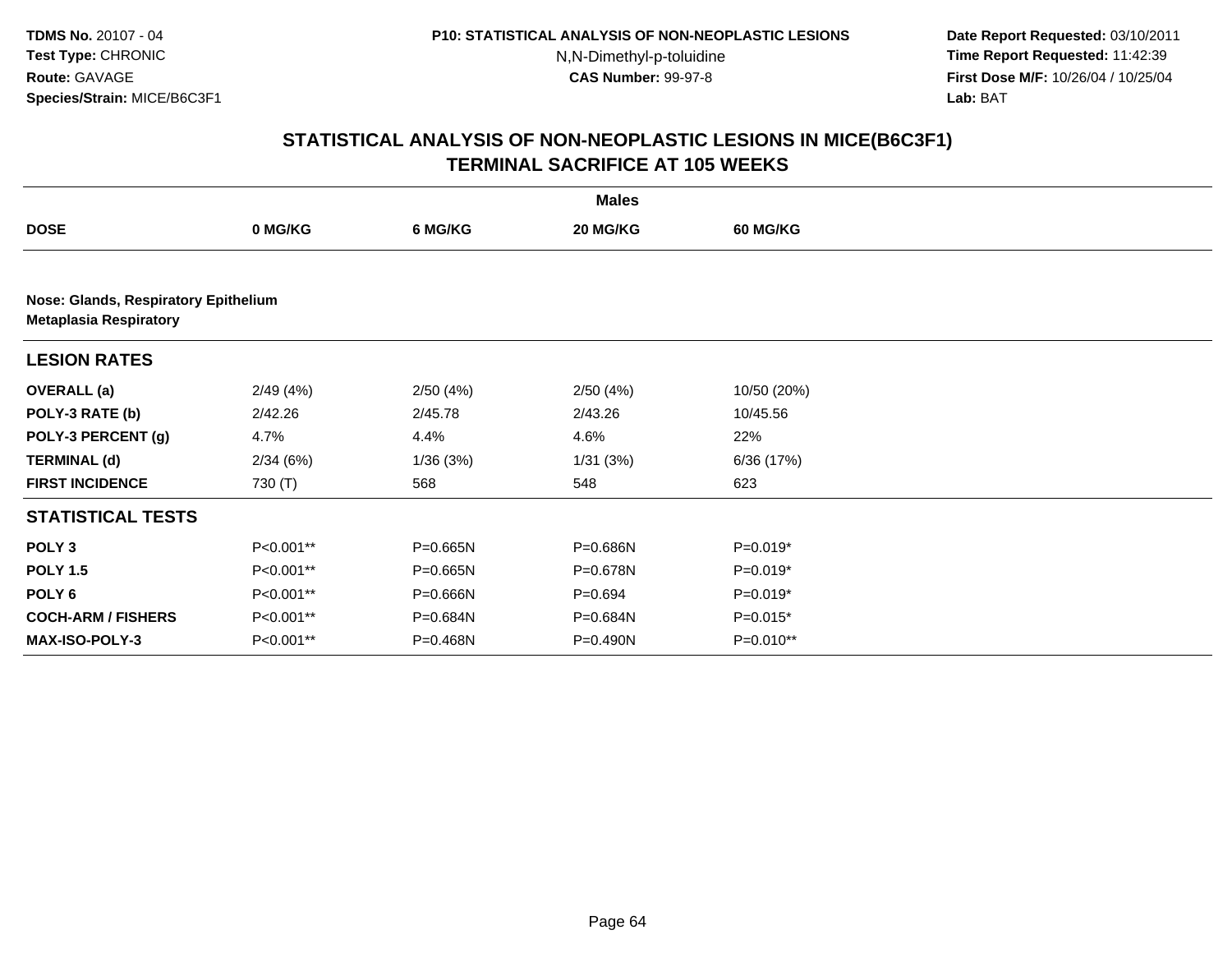**TDMS No.** 20107 - 04
**Test Type:** CHRONIC
**Route:** GAVAGE
**Species/Strain:** MICE/B6C3F1

**P10: STATISTICAL ANALYSIS OF NON-NEOPLASTIC LESIONS**
N,N-Dimethyl-p-toluidine
**CAS Number:** 99-97-8

**Date Report Requested:** 03/10/2011
**Time Report Requested:** 11:42:39
**First Dose M/F:** 10/26/04 / 10/25/04
**Lab:** BAT

## STATISTICAL ANALYSIS OF NON-NEOPLASTIC LESIONS IN MICE(B6C3F1) TERMINAL SACRIFICE AT 105 WEEKS

| | Males | | | |
|---|---|---|---|---|
| **DOSE** | **0 MG/KG** | **6 MG/KG** | **20 MG/KG** | **60 MG/KG** |
| **Nose: Glands, Respiratory Epithelium** | | | | |
| **Metaplasia Respiratory** | | | | |
| **LESION RATES** | | | | |
| **OVERALL (a)** | 2/49 (4%) | 2/50 (4%) | 2/50 (4%) | 10/50 (20%) |
| **POLY-3 RATE (b)** | 2/42.26 | 2/45.78 | 2/43.26 | 10/45.56 |
| **POLY-3 PERCENT (g)** | 4.7% | 4.4% | 4.6% | 22% |
| **TERMINAL (d)** | 2/34 (6%) | 1/36 (3%) | 1/31 (3%) | 6/36 (17%) |
| **FIRST INCIDENCE** | 730 (T) | 568 | 548 | 623 |
| **STATISTICAL TESTS** | | | | |
| **POLY 3** | P<0.001** | P=0.665N | P=0.686N | P=0.019* |
| **POLY 1.5** | P<0.001** | P=0.665N | P=0.678N | P=0.019* |
| **POLY 6** | P<0.001** | P=0.666N | P=0.694 | P=0.019* |
| **COCH-ARM / FISHERS** | P<0.001** | P=0.684N | P=0.684N | P=0.015* |
| **MAX-ISO-POLY-3** | P<0.001** | P=0.468N | P=0.490N | P=0.010** |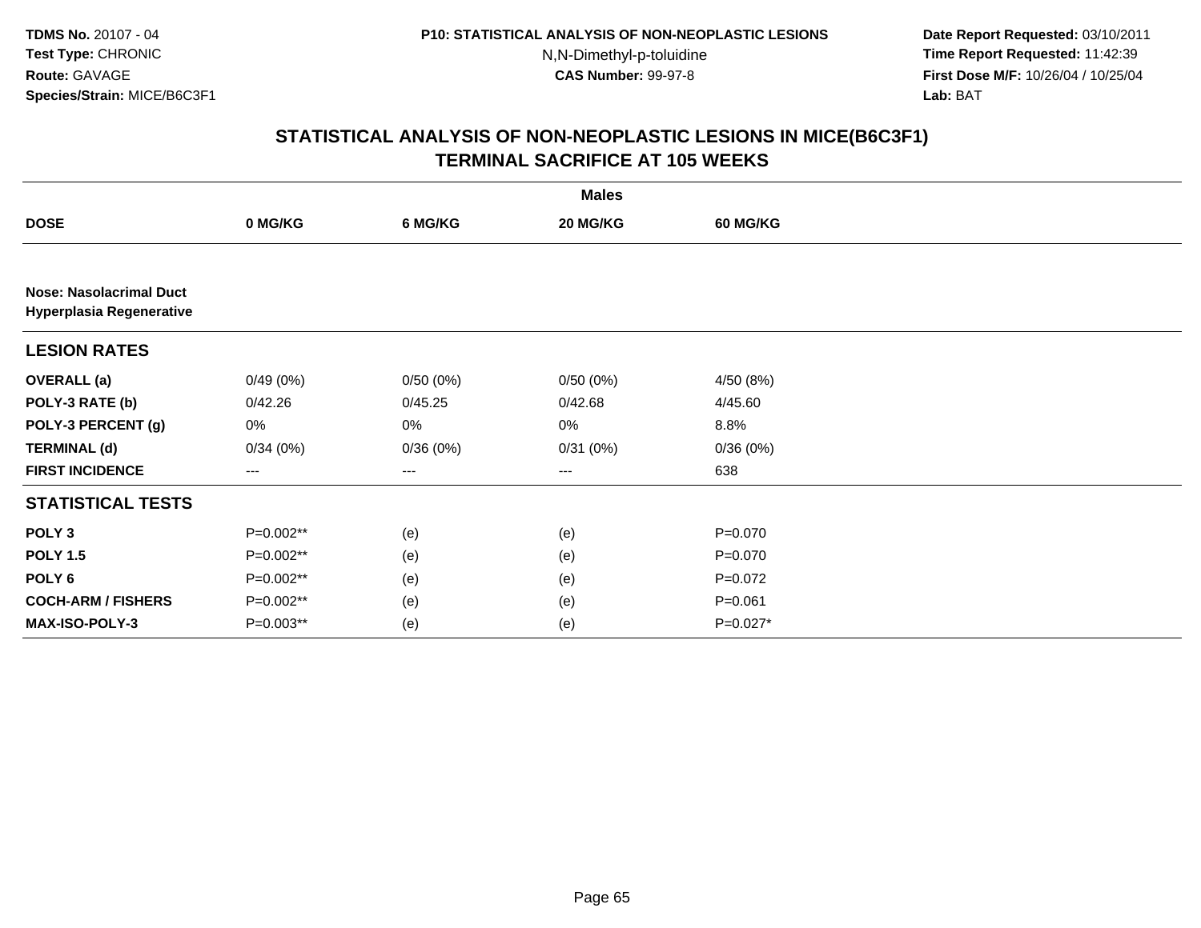**TDMS No.** 20107 - 04
**Test Type:** CHRONIC
**Route:** GAVAGE
**Species/Strain:** MICE/B6C3F1

**P10: STATISTICAL ANALYSIS OF NON-NEOPLASTIC LESIONS**
N,N-Dimethyl-p-toluidine
**CAS Number:** 99-97-8

**Date Report Requested:** 03/10/2011
**Time Report Requested:** 11:42:39
**First Dose M/F:** 10/26/04 / 10/25/04
**Lab:** BAT

## STATISTICAL ANALYSIS OF NON-NEOPLASTIC LESIONS IN MICE(B6C3F1)
## TERMINAL SACRIFICE AT 105 WEEKS

| Males | | | | |
|---|---|---|---|---|
| **DOSE** | **0 MG/KG** | **6 MG/KG** | **20 MG/KG** | **60 MG/KG** |
| **Nose: Nasolacrimal Duct** | | | | |
| **Hyperplasia Regenerative** | | | | |
| **LESION RATES** | | | | |
| **OVERALL (a)** | 0/49 (0%) | 0/50 (0%) | 0/50 (0%) | 4/50 (8%) |
| **POLY-3 RATE (b)** | 0/42.26 | 0/45.25 | 0/42.68 | 4/45.60 |
| **POLY-3 PERCENT (g)** | 0% | 0% | 0% | 8.8% |
| **TERMINAL (d)** | 0/34 (0%) | 0/36 (0%) | 0/31 (0%) | 0/36 (0%) |
| **FIRST INCIDENCE** | --- | --- | --- | 638 |
| **STATISTICAL TESTS** | | | | |
| **POLY 3** | P=0.002** | (e) | (e) | P=0.070 |
| **POLY 1.5** | P=0.002** | (e) | (e) | P=0.070 |
| **POLY 6** | P=0.002** | (e) | (e) | P=0.072 |
| **COCH-ARM / FISHERS** | P=0.002** | (e) | (e) | P=0.061 |
| **MAX-ISO-POLY-3** | P=0.003** | (e) | (e) | P=0.027* |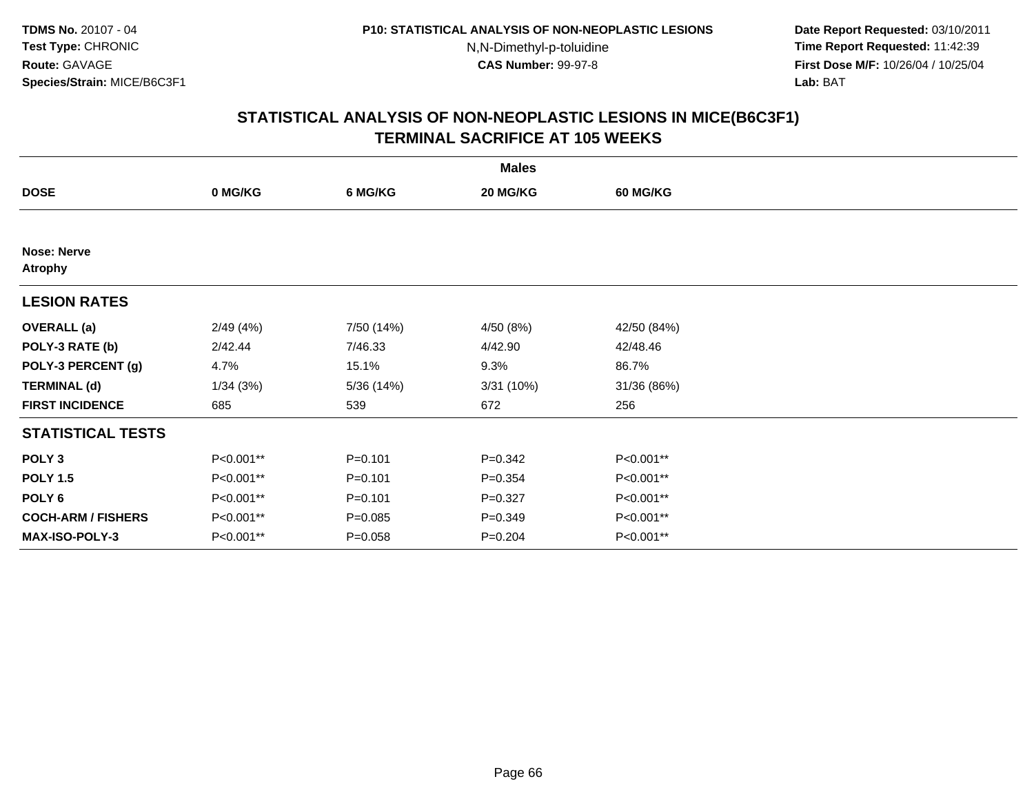TDMS No. 20107 - 04
Test Type: CHRONIC
Route: GAVAGE
Species/Strain: MICE/B6C3F1

P10: STATISTICAL ANALYSIS OF NON-NEOPLASTIC LESIONS
N,N-Dimethyl-p-toluidine
CAS Number: 99-97-8

Date Report Requested: 03/10/2011
Time Report Requested: 11:42:39
First Dose M/F: 10/26/04 / 10/25/04
Lab: BAT

## STATISTICAL ANALYSIS OF NON-NEOPLASTIC LESIONS IN MICE(B6C3F1)
## TERMINAL SACRIFICE AT 105 WEEKS

| | Males | | | |
|---|---|---|---|---|
| **DOSE** | **0 MG/KG** | **6 MG/KG** | **20 MG/KG** | **60 MG/KG** |
| **Nose: Nerve** | | | | |
| **Atrophy** | | | | |
| **LESION RATES** | | | | |
| **OVERALL (a)** | 2/49 (4%) | 7/50 (14%) | 4/50 (8%) | 42/50 (84%) |
| **POLY-3 RATE (b)** | 2/42.44 | 7/46.33 | 4/42.90 | 42/48.46 |
| **POLY-3 PERCENT (g)** | 4.7% | 15.1% | 9.3% | 86.7% |
| **TERMINAL (d)** | 1/34 (3%) | 5/36 (14%) | 3/31 (10%) | 31/36 (86%) |
| **FIRST INCIDENCE** | 685 | 539 | 672 | 256 |
| **STATISTICAL TESTS** | | | | |
| **POLY 3** | P<0.001** | P=0.101 | P=0.342 | P<0.001** |
| **POLY 1.5** | P<0.001** | P=0.101 | P=0.354 | P<0.001** |
| **POLY 6** | P<0.001** | P=0.101 | P=0.327 | P<0.001** |
| **COCH-ARM / FISHERS** | P<0.001** | P=0.085 | P=0.349 | P<0.001** |
| **MAX-ISO-POLY-3** | P<0.001** | P=0.058 | P=0.204 | P<0.001** |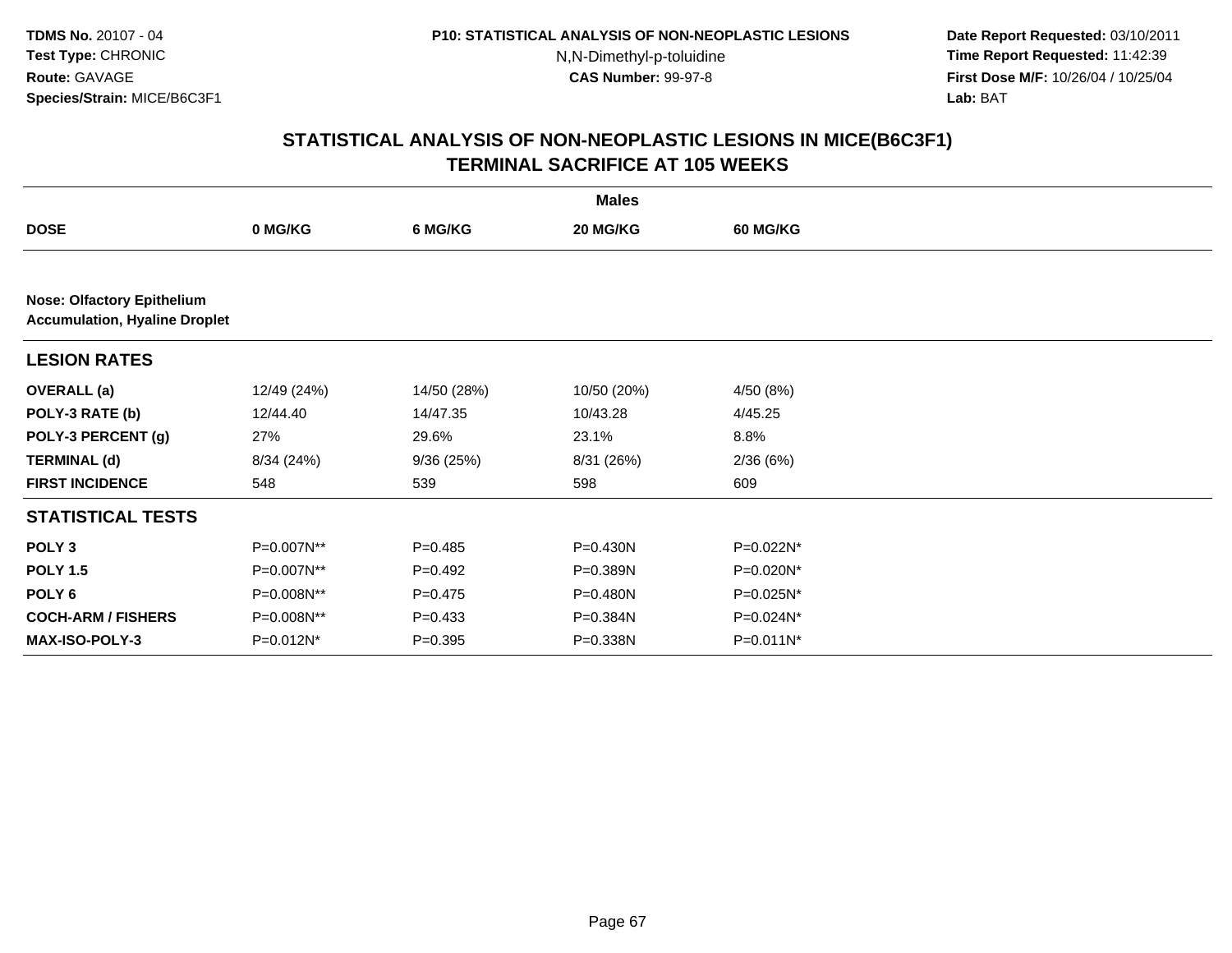TDMS No. 20107 - 04
Test Type: CHRONIC
Route: GAVAGE
Species/Strain: MICE/B6C3F1

P10: STATISTICAL ANALYSIS OF NON-NEOPLASTIC LESIONS
N,N-Dimethyl-p-toluidine
CAS Number: 99-97-8

Date Report Requested: 03/10/2011
Time Report Requested: 11:42:39
First Dose M/F: 10/26/04 / 10/25/04
Lab: BAT

## STATISTICAL ANALYSIS OF NON-NEOPLASTIC LESIONS IN MICE(B6C3F1)
## TERMINAL SACRIFICE AT 105 WEEKS

| | Males | | | |
|---|---|---|---|---|
| **DOSE** | **0 MG/KG** | **6 MG/KG** | **20 MG/KG** | **60 MG/KG** |
| **Nose: Olfactory Epithelium** | | | | |
| **Accumulation, Hyaline Droplet** | | | | |
| **LESION RATES** | | | | |
| **OVERALL (a)** | 12/49 (24%) | 14/50 (28%) | 10/50 (20%) | 4/50 (8%) |
| **POLY-3 RATE (b)** | 12/44.40 | 14/47.35 | 10/43.28 | 4/45.25 |
| **POLY-3 PERCENT (g)** | 27% | 29.6% | 23.1% | 8.8% |
| **TERMINAL (d)** | 8/34 (24%) | 9/36 (25%) | 8/31 (26%) | 2/36 (6%) |
| **FIRST INCIDENCE** | 548 | 539 | 598 | 609 |
| **STATISTICAL TESTS** | | | | |
| **POLY 3** | P=0.007N** | P=0.485 | P=0.430N | P=0.022N* |
| **POLY 1.5** | P=0.007N** | P=0.492 | P=0.389N | P=0.020N* |
| **POLY 6** | P=0.008N** | P=0.475 | P=0.480N | P=0.025N* |
| **COCH-ARM / FISHERS** | P=0.008N** | P=0.433 | P=0.384N | P=0.024N* |
| **MAX-ISO-POLY-3** | P=0.012N* | P=0.395 | P=0.338N | P=0.011N* |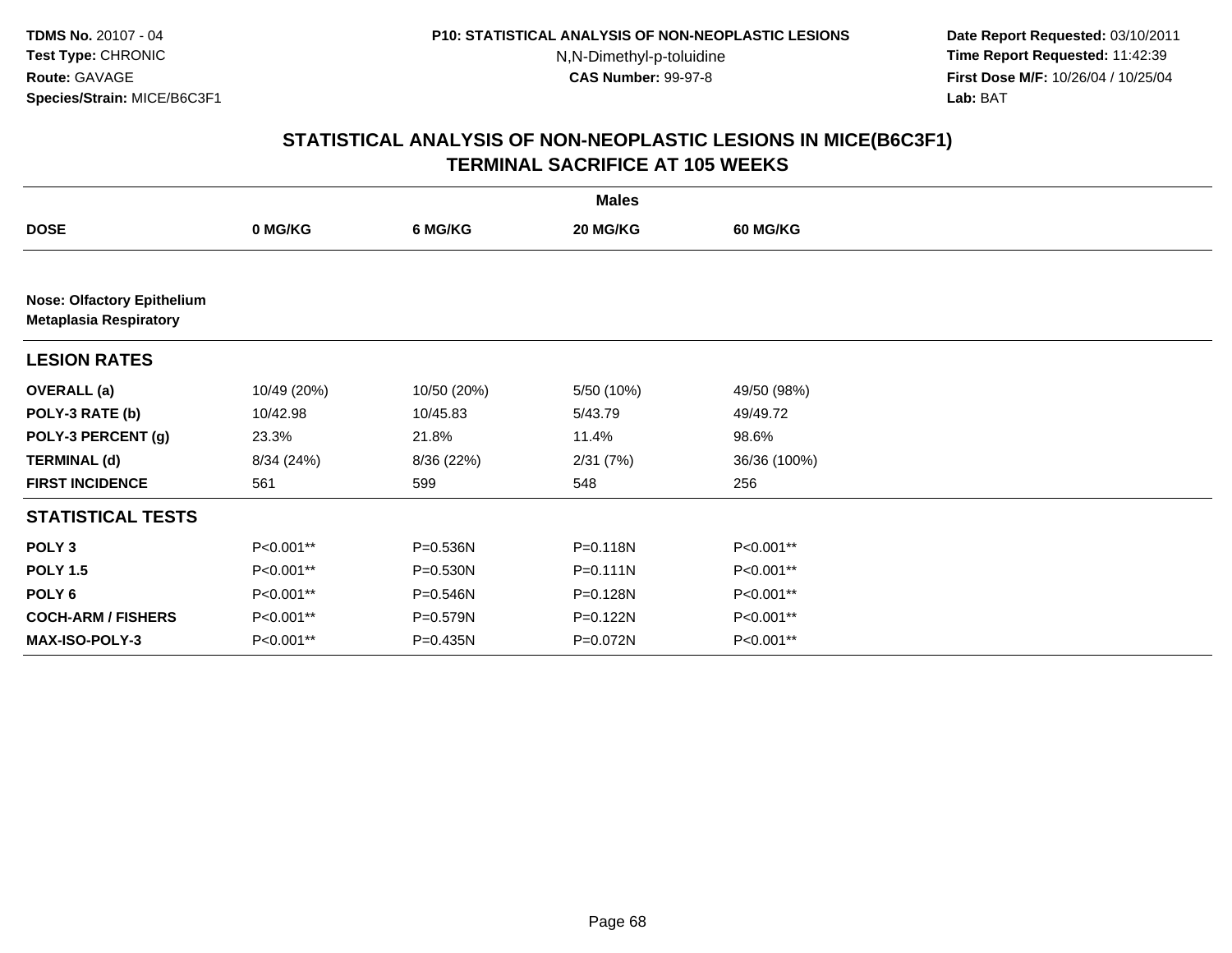**TDMS No.** 20107 - 04
**Test Type:** CHRONIC
**Route:** GAVAGE
**Species/Strain:** MICE/B6C3F1

**P10: STATISTICAL ANALYSIS OF NON-NEOPLASTIC LESIONS**
N,N-Dimethyl-p-toluidine
**CAS Number:** 99-97-8

**Date Report Requested:** 03/10/2011
**Time Report Requested:** 11:42:39
**First Dose M/F:** 10/26/04 / 10/25/04
**Lab:** BAT

## STATISTICAL ANALYSIS OF NON-NEOPLASTIC LESIONS IN MICE(B6C3F1) TERMINAL SACRIFICE AT 105 WEEKS

| | Males | | | |
|---|---|---|---|---|
| **DOSE** | **0 MG/KG** | **6 MG/KG** | **20 MG/KG** | **60 MG/KG** |
| **Nose: Olfactory Epithelium** **Metaplasia Respiratory** | | | | |
| **LESION RATES** | | | | |
| **OVERALL (a)** | 10/49 (20%) | 10/50 (20%) | 5/50 (10%) | 49/50 (98%) |
| **POLY-3 RATE (b)** | 10/42.98 | 10/45.83 | 5/43.79 | 49/49.72 |
| **POLY-3 PERCENT (g)** | 23.3% | 21.8% | 11.4% | 98.6% |
| **TERMINAL (d)** | 8/34 (24%) | 8/36 (22%) | 2/31 (7%) | 36/36 (100%) |
| **FIRST INCIDENCE** | 561 | 599 | 548 | 256 |
| **STATISTICAL TESTS** | | | | |
| **POLY 3** | P<0.001** | P=0.536N | P=0.118N | P<0.001** |
| **POLY 1.5** | P<0.001** | P=0.530N | P=0.111N | P<0.001** |
| **POLY 6** | P<0.001** | P=0.546N | P=0.128N | P<0.001** |
| **COCH-ARM / FISHERS** | P<0.001** | P=0.579N | P=0.122N | P<0.001** |
| **MAX-ISO-POLY-3** | P<0.001** | P=0.435N | P=0.072N | P<0.001** |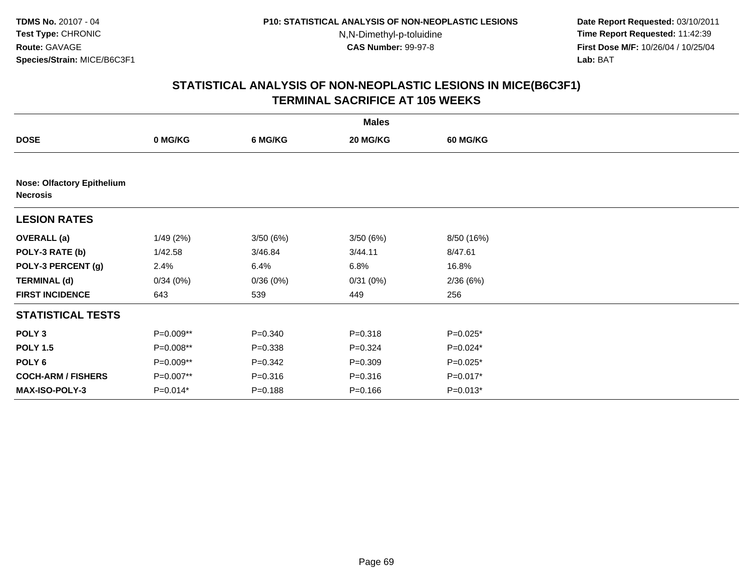TDMS No. 20107 - 04
Test Type: CHRONIC
Route: GAVAGE
Species/Strain: MICE/B6C3F1

P10: STATISTICAL ANALYSIS OF NON-NEOPLASTIC LESIONS
N,N-Dimethyl-p-toluidine
CAS Number: 99-97-8

Date Report Requested: 03/10/2011
Time Report Requested: 11:42:39
First Dose M/F: 10/26/04 / 10/25/04
Lab: BAT

## STATISTICAL ANALYSIS OF NON-NEOPLASTIC LESIONS IN MICE(B6C3F1) TERMINAL SACRIFICE AT 105 WEEKS

| | Males | | | |
|---|---|---|---|---|
| **DOSE** | **0 MG/KG** | **6 MG/KG** | **20 MG/KG** | **60 MG/KG** |
| **Nose: Olfactory Epithelium Necrosis** | | | | |
| **LESION RATES** | | | | |
| **OVERALL (a)** | 1/49 (2%) | 3/50 (6%) | 3/50 (6%) | 8/50 (16%) |
| **POLY-3 RATE (b)** | 1/42.58 | 3/46.84 | 3/44.11 | 8/47.61 |
| **POLY-3 PERCENT (g)** | 2.4% | 6.4% | 6.8% | 16.8% |
| **TERMINAL (d)** | 0/34 (0%) | 0/36 (0%) | 0/31 (0%) | 2/36 (6%) |
| **FIRST INCIDENCE** | 643 | 539 | 449 | 256 |
| **STATISTICAL TESTS** | | | | |
| **POLY 3** | P=0.009** | P=0.340 | P=0.318 | P=0.025* |
| **POLY 1.5** | P=0.008** | P=0.338 | P=0.324 | P=0.024* |
| **POLY 6** | P=0.009** | P=0.342 | P=0.309 | P=0.025* |
| **COCH-ARM / FISHERS** | P=0.007** | P=0.316 | P=0.316 | P=0.017* |
| **MAX-ISO-POLY-3** | P=0.014* | P=0.188 | P=0.166 | P=0.013* |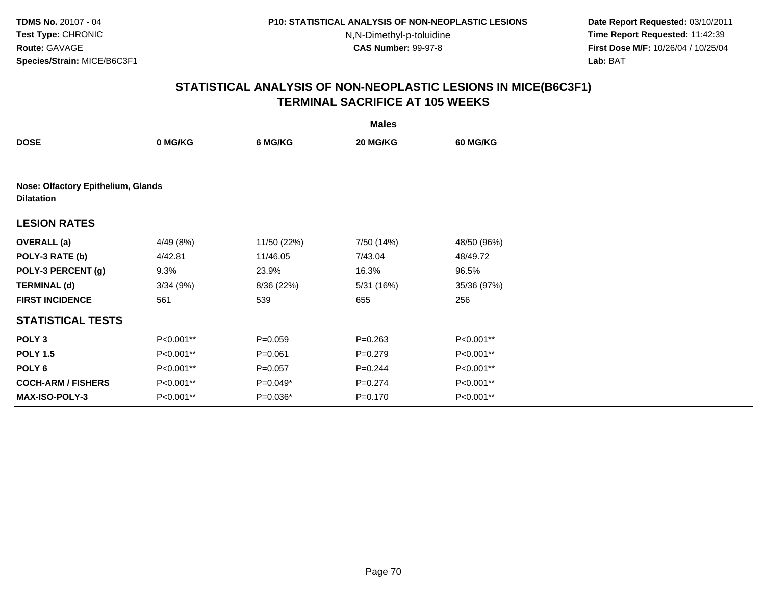## STATISTICAL ANALYSIS OF NON-NEOPLASTIC LESIONS IN MICE(B6C3F1)
## TERMINAL SACRIFICE AT 105 WEEKS

| | Males | | | |
|---|---|---|---|---|
| **DOSE** | **0 MG/KG** | **6 MG/KG** | **20 MG/KG** | **60 MG/KG** |
| **Nose: Olfactory Epithelium, Glands** | | | | |
| **Dilatation** | | | | |
| **LESION RATES** | | | | |
| **OVERALL (a)** | 4/49 (8%) | 11/50 (22%) | 7/50 (14%) | 48/50 (96%) |
| **POLY-3 RATE (b)** | 4/42.81 | 11/46.05 | 7/43.04 | 48/49.72 |
| **POLY-3 PERCENT (g)** | 9.3% | 23.9% | 16.3% | 96.5% |
| **TERMINAL (d)** | 3/34 (9%) | 8/36 (22%) | 5/31 (16%) | 35/36 (97%) |
| **FIRST INCIDENCE** | 561 | 539 | 655 | 256 |
| **STATISTICAL TESTS** | | | | |
| **POLY 3** | P<0.001** | P=0.059 | P=0.263 | P<0.001** |
| **POLY 1.5** | P<0.001** | P=0.061 | P=0.279 | P<0.001** |
| **POLY 6** | P<0.001** | P=0.057 | P=0.244 | P<0.001** |
| **COCH-ARM / FISHERS** | P<0.001** | P=0.049* | P=0.274 | P<0.001** |
| **MAX-ISO-POLY-3** | P<0.001** | P=0.036* | P=0.170 | P<0.001** |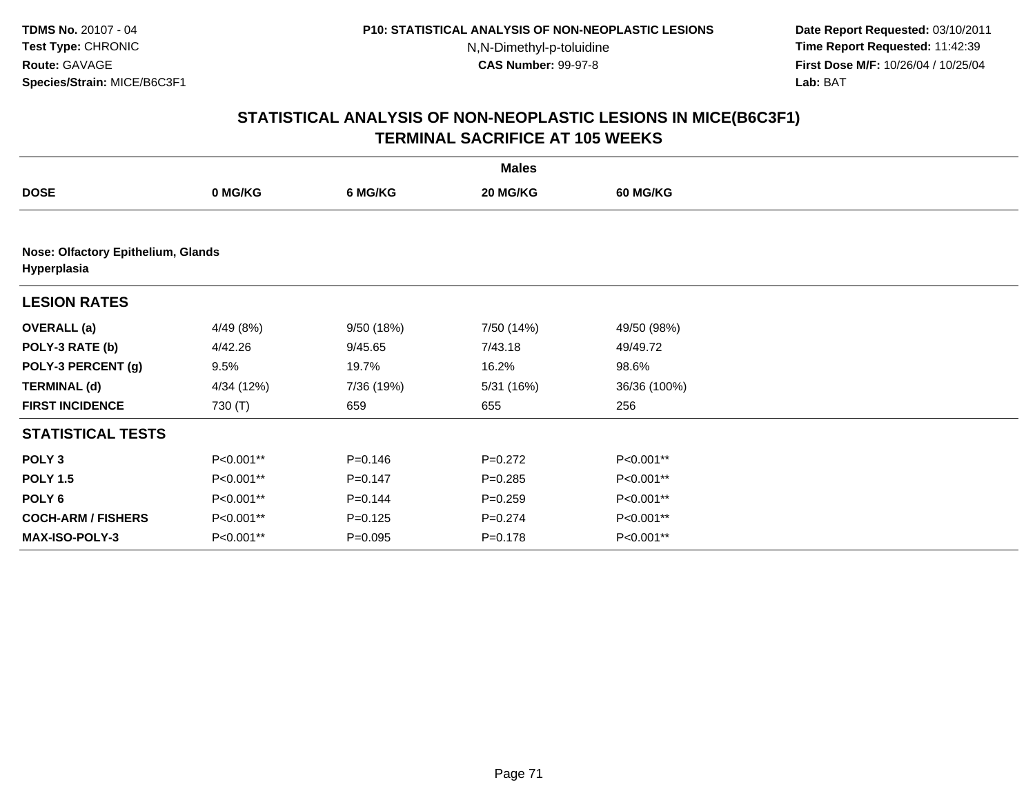# STATISTICAL ANALYSIS OF NON-NEOPLASTIC LESIONS IN MICE(B6C3F1)
## TERMINAL SACRIFICE AT 105 WEEKS

| | Males | | | |
|---|---|---|---|---|
| **DOSE** | **0 MG/KG** | **6 MG/KG** | **20 MG/KG** | **60 MG/KG** |
| **Nose: Olfactory Epithelium, Glands** | | | | |
| **Hyperplasia** | | | | |
| **LESION RATES** | | | | |
| **OVERALL (a)** | 4/49 (8%) | 9/50 (18%) | 7/50 (14%) | 49/50 (98%) |
| **POLY-3 RATE (b)** | 4/42.26 | 9/45.65 | 7/43.18 | 49/49.72 |
| **POLY-3 PERCENT (g)** | 9.5% | 19.7% | 16.2% | 98.6% |
| **TERMINAL (d)** | 4/34 (12%) | 7/36 (19%) | 5/31 (16%) | 36/36 (100%) |
| **FIRST INCIDENCE** | 730 (T) | 659 | 655 | 256 |
| **STATISTICAL TESTS** | | | | |
| **POLY 3** | P<0.001** | P=0.146 | P=0.272 | P<0.001** |
| **POLY 1.5** | P<0.001** | P=0.147 | P=0.285 | P<0.001** |
| **POLY 6** | P<0.001** | P=0.144 | P=0.259 | P<0.001** |
| **COCH-ARM / FISHERS** | P<0.001** | P=0.125 | P=0.274 | P<0.001** |
| **MAX-ISO-POLY-3** | P<0.001** | P=0.095 | P=0.178 | P<0.001** |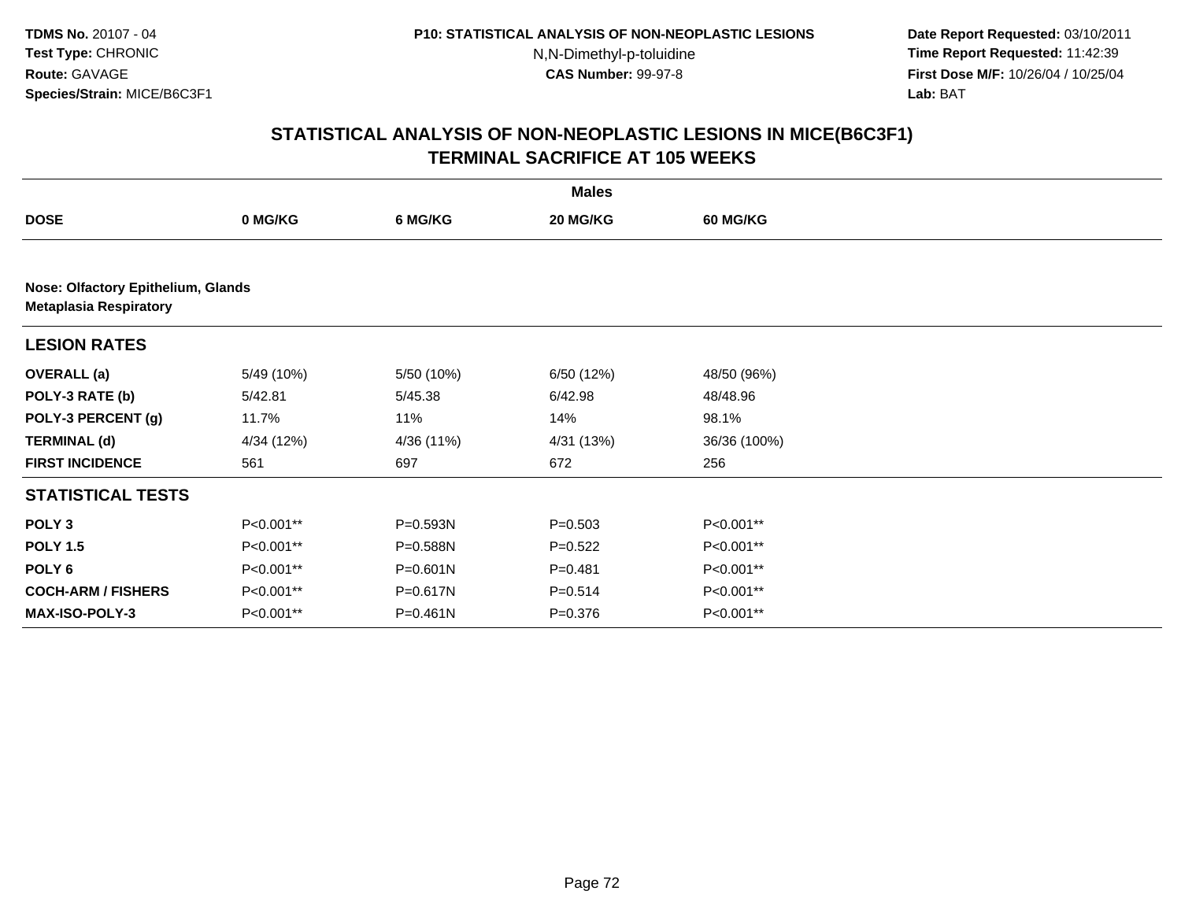TDMS No. 20107 - 04
Test Type: CHRONIC
Route: GAVAGE
Species/Strain: MICE/B6C3F1

P10: STATISTICAL ANALYSIS OF NON-NEOPLASTIC LESIONS
N,N-Dimethyl-p-toluidine
CAS Number: 99-97-8

Date Report Requested: 03/10/2011
Time Report Requested: 11:42:39
First Dose M/F: 10/26/04 / 10/25/04
Lab: BAT

## STATISTICAL ANALYSIS OF NON-NEOPLASTIC LESIONS IN MICE(B6C3F1)
## TERMINAL SACRIFICE AT 105 WEEKS

| | Males | | | |
|---|---|---|---|---|
| **DOSE** | **0 MG/KG** | **6 MG/KG** | **20 MG/KG** | **60 MG/KG** |
| **Nose: Olfactory Epithelium, Glands** | | | | |
| **Metaplasia Respiratory** | | | | |
| **LESION RATES** | | | | |
| **OVERALL (a)** | 5/49 (10%) | 5/50 (10%) | 6/50 (12%) | 48/50 (96%) |
| **POLY-3 RATE (b)** | 5/42.81 | 5/45.38 | 6/42.98 | 48/48.96 |
| **POLY-3 PERCENT (g)** | 11.7% | 11% | 14% | 98.1% |
| **TERMINAL (d)** | 4/34 (12%) | 4/36 (11%) | 4/31 (13%) | 36/36 (100%) |
| **FIRST INCIDENCE** | 561 | 697 | 672 | 256 |
| **STATISTICAL TESTS** | | | | |
| **POLY 3** | P<0.001** | P=0.593N | P=0.503 | P<0.001** |
| **POLY 1.5** | P<0.001** | P=0.588N | P=0.522 | P<0.001** |
| **POLY 6** | P<0.001** | P=0.601N | P=0.481 | P<0.001** |
| **COCH-ARM / FISHERS** | P<0.001** | P=0.617N | P=0.514 | P<0.001** |
| **MAX-ISO-POLY-3** | P<0.001** | P=0.461N | P=0.376 | P<0.001** |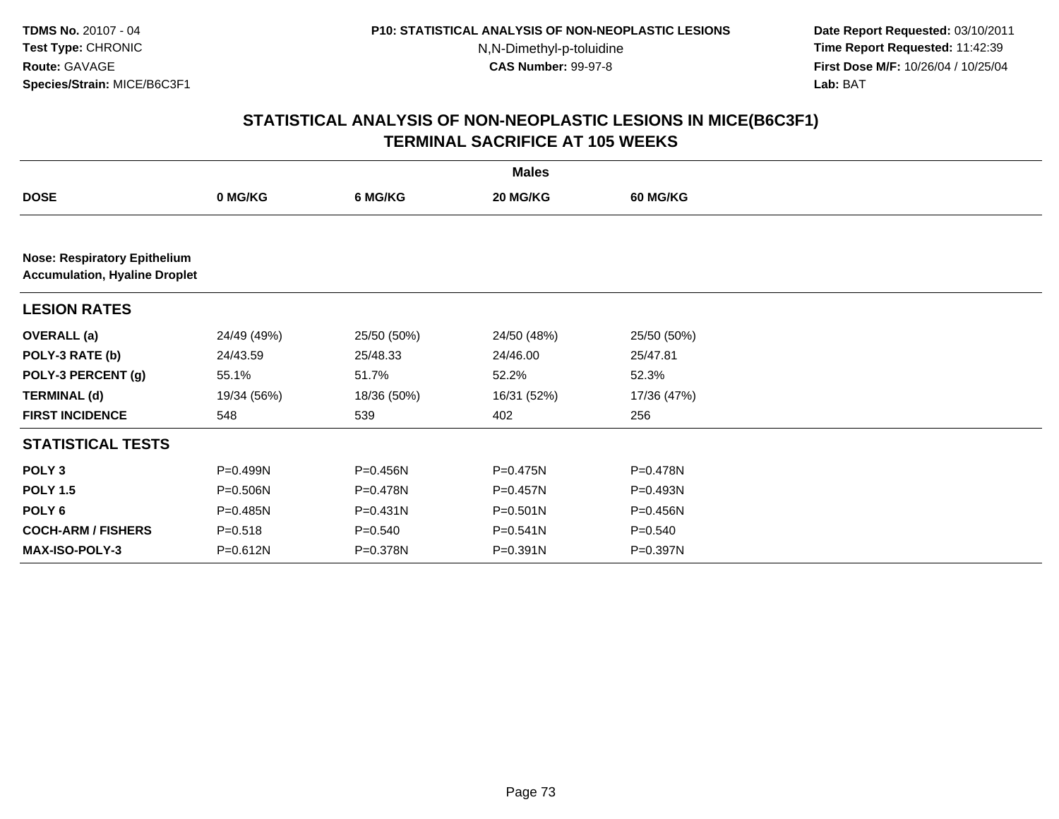**TDMS No.** 20107 - 04
**Test Type:** CHRONIC
**Route:** GAVAGE
**Species/Strain:** MICE/B6C3F1

**P10: STATISTICAL ANALYSIS OF NON-NEOPLASTIC LESIONS**
N,N-Dimethyl-p-toluidine
**CAS Number:** 99-97-8

**Date Report Requested:** 03/10/2011
**Time Report Requested:** 11:42:39
**First Dose M/F:** 10/26/04 / 10/25/04
**Lab:** BAT

## STATISTICAL ANALYSIS OF NON-NEOPLASTIC LESIONS IN MICE(B6C3F1) TERMINAL SACRIFICE AT 105 WEEKS

| | Males | | | |
|---|---|---|---|---|
| **DOSE** | **0 MG/KG** | **6 MG/KG** | **20 MG/KG** | **60 MG/KG** |
| **Nose: Respiratory Epithelium** **Accumulation, Hyaline Droplet** | | | | |
| **LESION RATES** | | | | |
| **OVERALL (a)** | 24/49 (49%) | 25/50 (50%) | 24/50 (48%) | 25/50 (50%) |
| **POLY-3 RATE (b)** | 24/43.59 | 25/48.33 | 24/46.00 | 25/47.81 |
| **POLY-3 PERCENT (g)** | 55.1% | 51.7% | 52.2% | 52.3% |
| **TERMINAL (d)** | 19/34 (56%) | 18/36 (50%) | 16/31 (52%) | 17/36 (47%) |
| **FIRST INCIDENCE** | 548 | 539 | 402 | 256 |
| **STATISTICAL TESTS** | | | | |
| **POLY 3** | P=0.499N | P=0.456N | P=0.475N | P=0.478N |
| **POLY 1.5** | P=0.506N | P=0.478N | P=0.457N | P=0.493N |
| **POLY 6** | P=0.485N | P=0.431N | P=0.501N | P=0.456N |
| **COCH-ARM / FISHERS** | P=0.518 | P=0.540 | P=0.541N | P=0.540 |
| **MAX-ISO-POLY-3** | P=0.612N | P=0.378N | P=0.391N | P=0.397N |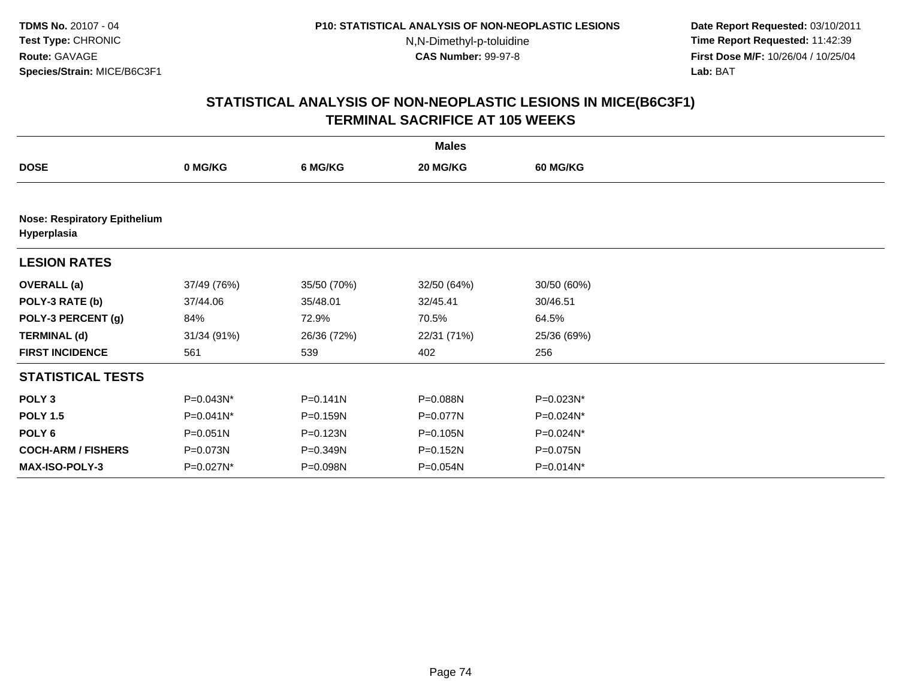**TDMS No.** 20107 - 04
**Test Type:** CHRONIC
**Route:** GAVAGE
**Species/Strain:** MICE/B6C3F1

**P10: STATISTICAL ANALYSIS OF NON-NEOPLASTIC LESIONS**
N,N-Dimethyl-p-toluidine
**CAS Number:** 99-97-8

**Date Report Requested:** 03/10/2011
**Time Report Requested:** 11:42:39
**First Dose M/F:** 10/26/04 / 10/25/04
**Lab:** BAT

## STATISTICAL ANALYSIS OF NON-NEOPLASTIC LESIONS IN MICE(B6C3F1)
## TERMINAL SACRIFICE AT 105 WEEKS

| | Males | | | |
|---|---|---|---|---|
| **DOSE** | **0 MG/KG** | **6 MG/KG** | **20 MG/KG** | **60 MG/KG** |
| **Nose: Respiratory Epithelium Hyperplasia** | | | | |
| **LESION RATES** | | | | |
| **OVERALL (a)** | 37/49 (76%) | 35/50 (70%) | 32/50 (64%) | 30/50 (60%) |
| **POLY-3 RATE (b)** | 37/44.06 | 35/48.01 | 32/45.41 | 30/46.51 |
| **POLY-3 PERCENT (g)** | 84% | 72.9% | 70.5% | 64.5% |
| **TERMINAL (d)** | 31/34 (91%) | 26/36 (72%) | 22/31 (71%) | 25/36 (69%) |
| **FIRST INCIDENCE** | 561 | 539 | 402 | 256 |
| **STATISTICAL TESTS** | | | | |
| **POLY 3** | P=0.043N* | P=0.141N | P=0.088N | P=0.023N* |
| **POLY 1.5** | P=0.041N* | P=0.159N | P=0.077N | P=0.024N* |
| **POLY 6** | P=0.051N | P=0.123N | P=0.105N | P=0.024N* |
| **COCH-ARM / FISHERS** | P=0.073N | P=0.349N | P=0.152N | P=0.075N |
| **MAX-ISO-POLY-3** | P=0.027N* | P=0.098N | P=0.054N | P=0.014N* |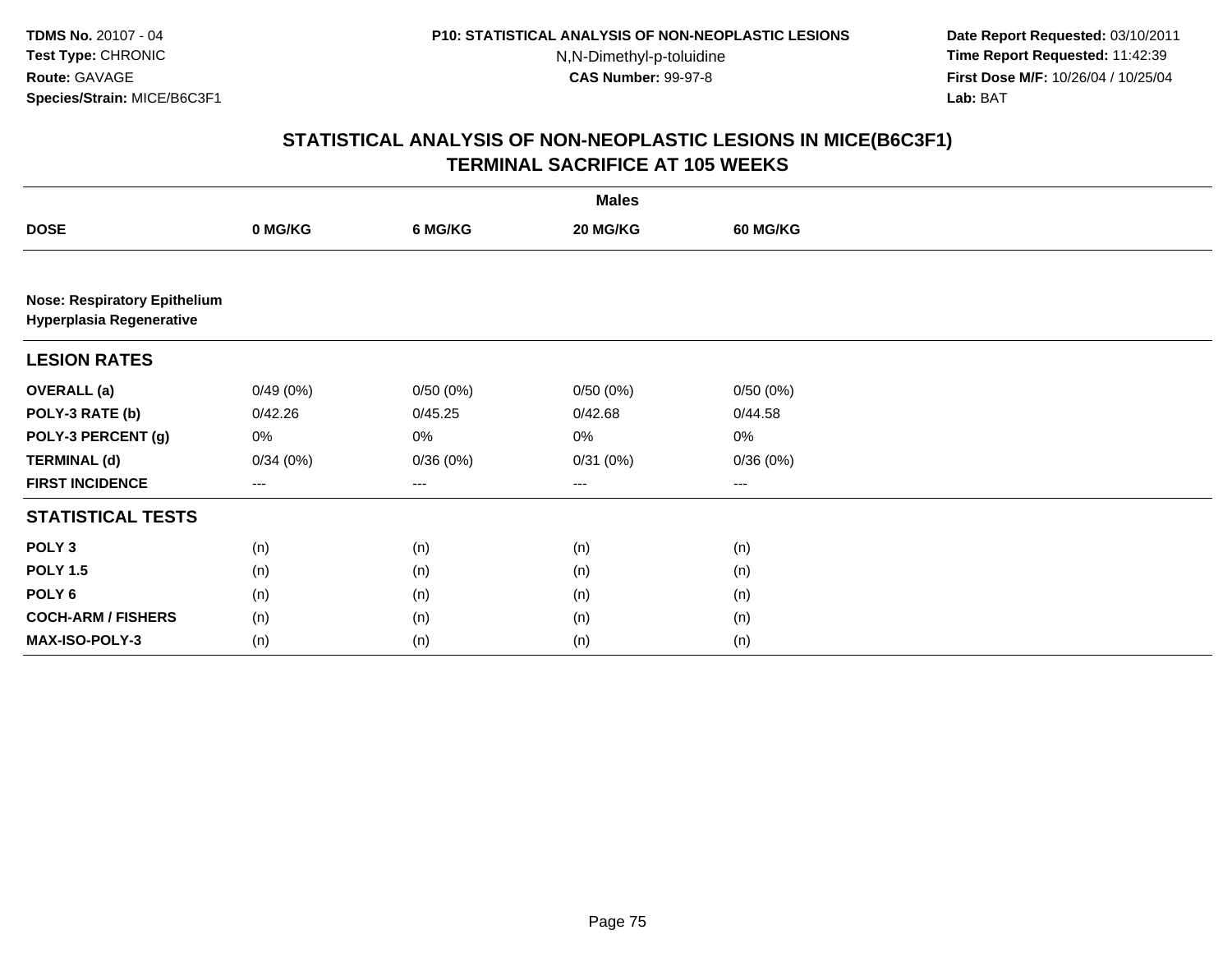**TDMS No.** 20107 - 04
**Test Type:** CHRONIC
**Route:** GAVAGE
**Species/Strain:** MICE/B6C3F1

**P10: STATISTICAL ANALYSIS OF NON-NEOPLASTIC LESIONS**
N,N-Dimethyl-p-toluidine
**CAS Number:** 99-97-8

**Date Report Requested:** 03/10/2011
**Time Report Requested:** 11:42:39
**First Dose M/F:** 10/26/04 / 10/25/04
**Lab:** BAT

## STATISTICAL ANALYSIS OF NON-NEOPLASTIC LESIONS IN MICE(B6C3F1)
## TERMINAL SACRIFICE AT 105 WEEKS

| | Males | | | |
|---|---|---|---|---|
| **DOSE** | **0 MG/KG** | **6 MG/KG** | **20 MG/KG** | **60 MG/KG** |
| **Nose: Respiratory Epithelium Hyperplasia Regenerative** | | | | |
| **LESION RATES** | | | | |
| **OVERALL (a)** | 0/49 (0%) | 0/50 (0%) | 0/50 (0%) | 0/50 (0%) |
| **POLY-3 RATE (b)** | 0/42.26 | 0/45.25 | 0/42.68 | 0/44.58 |
| **POLY-3 PERCENT (g)** | 0% | 0% | 0% | 0% |
| **TERMINAL (d)** | 0/34 (0%) | 0/36 (0%) | 0/31 (0%) | 0/36 (0%) |
| **FIRST INCIDENCE** | --- | --- | --- | --- |
| **STATISTICAL TESTS** | | | | |
| **POLY 3** | (n) | (n) | (n) | (n) |
| **POLY 1.5** | (n) | (n) | (n) | (n) |
| **POLY 6** | (n) | (n) | (n) | (n) |
| **COCH-ARM / FISHERS** | (n) | (n) | (n) | (n) |
| **MAX-ISO-POLY-3** | (n) | (n) | (n) | (n) |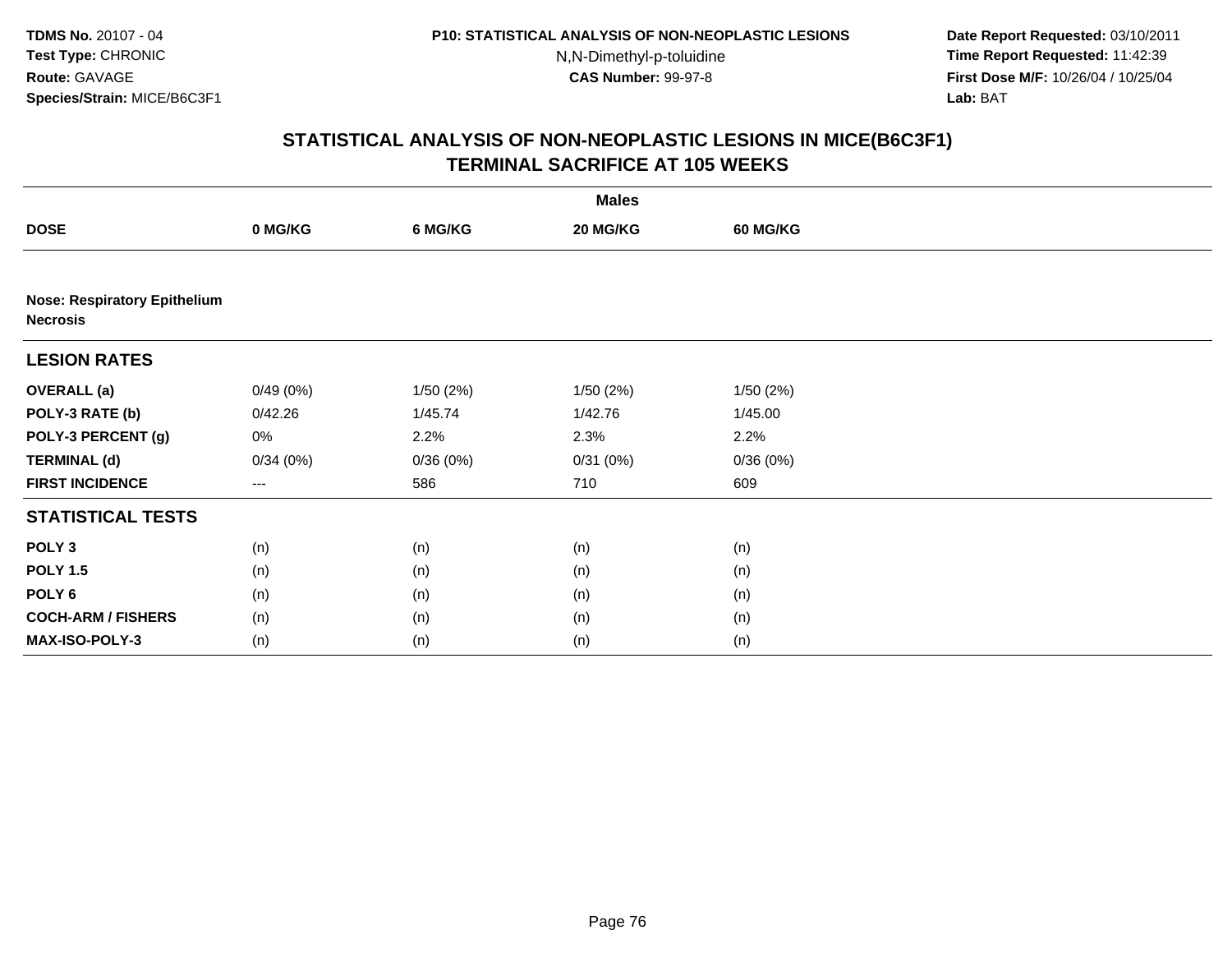# STATISTICAL ANALYSIS OF NON-NEOPLASTIC LESIONS IN MICE(B6C3F1)
## TERMINAL SACRIFICE AT 105 WEEKS

| | Males | | | |
|---|---|---|---|---|
| **DOSE** | **0 MG/KG** | **6 MG/KG** | **20 MG/KG** | **60 MG/KG** |
| **Nose: Respiratory Epithelium Necrosis** | | | | |
| **LESION RATES** | | | | |
| **OVERALL (a)** | 0/49 (0%) | 1/50 (2%) | 1/50 (2%) | 1/50 (2%) |
| **POLY-3 RATE (b)** | 0/42.26 | 1/45.74 | 1/42.76 | 1/45.00 |
| **POLY-3 PERCENT (g)** | 0% | 2.2% | 2.3% | 2.2% |
| **TERMINAL (d)** | 0/34 (0%) | 0/36 (0%) | 0/31 (0%) | 0/36 (0%) |
| **FIRST INCIDENCE** | --- | 586 | 710 | 609 |
| **STATISTICAL TESTS** | | | | |
| **POLY 3** | (n) | (n) | (n) | (n) |
| **POLY 1.5** | (n) | (n) | (n) | (n) |
| **POLY 6** | (n) | (n) | (n) | (n) |
| **COCH-ARM / FISHERS** | (n) | (n) | (n) | (n) |
| **MAX-ISO-POLY-3** | (n) | (n) | (n) | (n) |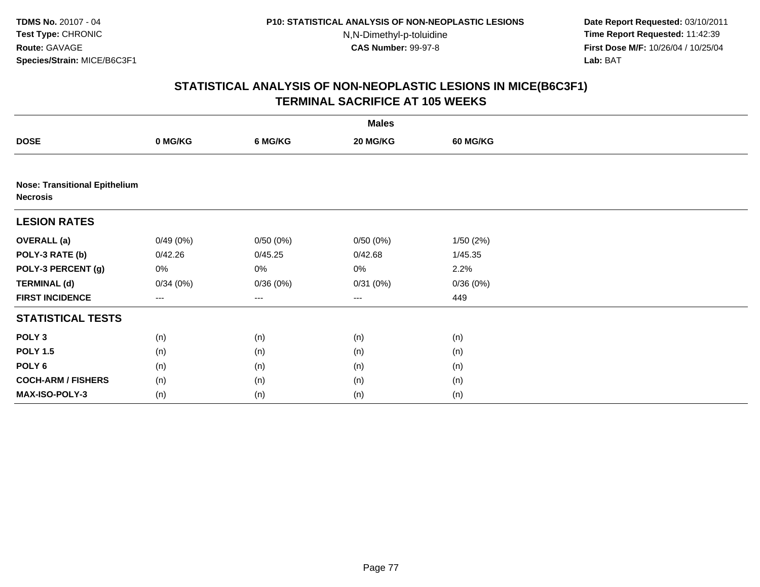TDMS No. 20107 - 04
Test Type: CHRONIC
Route: GAVAGE
Species/Strain: MICE/B6C3F1

P10: STATISTICAL ANALYSIS OF NON-NEOPLASTIC LESIONS
N,N-Dimethyl-p-toluidine
CAS Number: 99-97-8

Date Report Requested: 03/10/2011
Time Report Requested: 11:42:39
First Dose M/F: 10/26/04 / 10/25/04
Lab: BAT

## STATISTICAL ANALYSIS OF NON-NEOPLASTIC LESIONS IN MICE(B6C3F1)
## TERMINAL SACRIFICE AT 105 WEEKS

| | Males | | | |
|---|---|---|---|---|
| **DOSE** | **0 MG/KG** | **6 MG/KG** | **20 MG/KG** | **60 MG/KG** |
| **Nose: Transitional Epithelium Necrosis** | | | | |
| **LESION RATES** | | | | |
| **OVERALL (a)** | 0/49 (0%) | 0/50 (0%) | 0/50 (0%) | 1/50 (2%) |
| **POLY-3 RATE (b)** | 0/42.26 | 0/45.25 | 0/42.68 | 1/45.35 |
| **POLY-3 PERCENT (g)** | 0% | 0% | 0% | 2.2% |
| **TERMINAL (d)** | 0/34 (0%) | 0/36 (0%) | 0/31 (0%) | 0/36 (0%) |
| **FIRST INCIDENCE** | --- | --- | --- | 449 |
| **STATISTICAL TESTS** | | | | |
| **POLY 3** | (n) | (n) | (n) | (n) |
| **POLY 1.5** | (n) | (n) | (n) | (n) |
| **POLY 6** | (n) | (n) | (n) | (n) |
| **COCH-ARM / FISHERS** | (n) | (n) | (n) | (n) |
| **MAX-ISO-POLY-3** | (n) | (n) | (n) | (n) |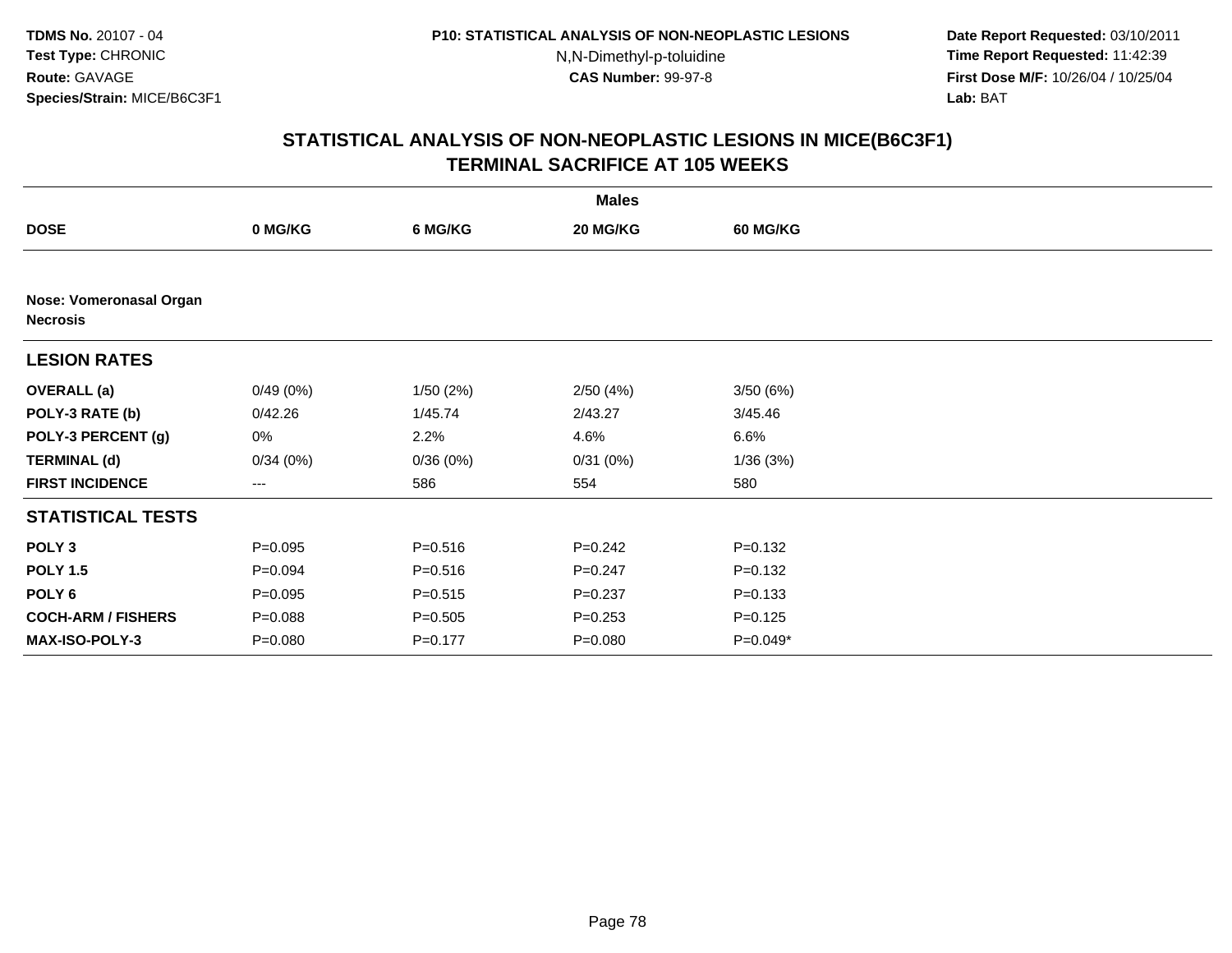TDMS No. 20107 - 04
Test Type: CHRONIC
Route: GAVAGE
Species/Strain: MICE/B6C3F1

P10: STATISTICAL ANALYSIS OF NON-NEOPLASTIC LESIONS
N,N-Dimethyl-p-toluidine
CAS Number: 99-97-8

Date Report Requested: 03/10/2011
Time Report Requested: 11:42:39
First Dose M/F: 10/26/04 / 10/25/04
Lab: BAT

# STATISTICAL ANALYSIS OF NON-NEOPLASTIC LESIONS IN MICE(B6C3F1)
## TERMINAL SACRIFICE AT 105 WEEKS

| | Males | | | |
|---|---|---|---|---|
| **DOSE** | **0 MG/KG** | **6 MG/KG** | **20 MG/KG** | **60 MG/KG** |
| **Nose: Vomeronasal Organ Necrosis** | | | | |
| **LESION RATES** | | | | |
| **OVERALL (a)** | 0/49 (0%) | 1/50 (2%) | 2/50 (4%) | 3/50 (6%) |
| **POLY-3 RATE (b)** | 0/42.26 | 1/45.74 | 2/43.27 | 3/45.46 |
| **POLY-3 PERCENT (g)** | 0% | 2.2% | 4.6% | 6.6% |
| **TERMINAL (d)** | 0/34 (0%) | 0/36 (0%) | 0/31 (0%) | 1/36 (3%) |
| **FIRST INCIDENCE** | --- | 586 | 554 | 580 |
| **STATISTICAL TESTS** | | | | |
| **POLY 3** | P=0.095 | P=0.516 | P=0.242 | P=0.132 |
| **POLY 1.5** | P=0.094 | P=0.516 | P=0.247 | P=0.132 |
| **POLY 6** | P=0.095 | P=0.515 | P=0.237 | P=0.133 |
| **COCH-ARM / FISHERS** | P=0.088 | P=0.505 | P=0.253 | P=0.125 |
| **MAX-ISO-POLY-3** | P=0.080 | P=0.177 | P=0.080 | P=0.049* |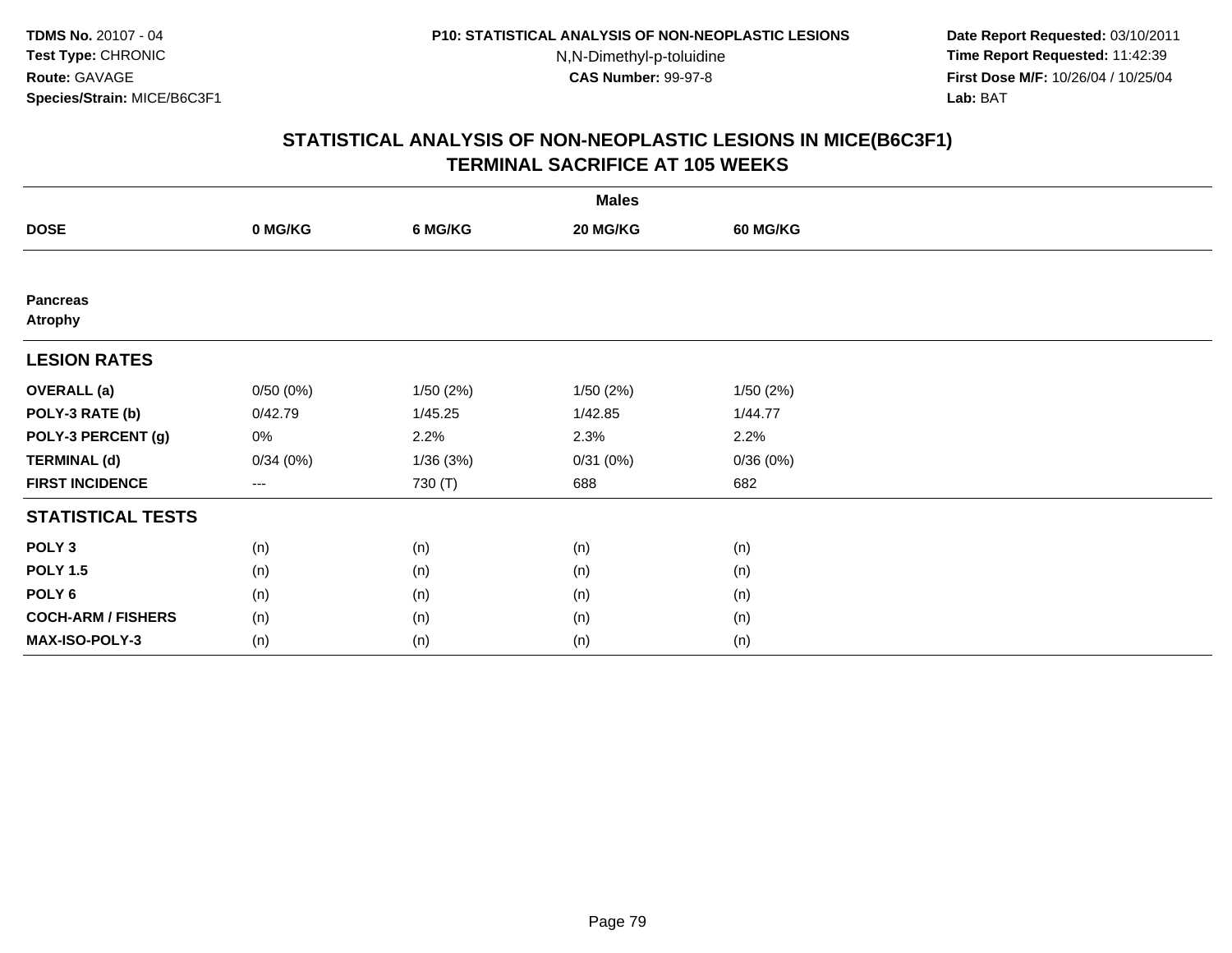**TDMS No.** 20107 - 04
**Test Type:** CHRONIC
**Route:** GAVAGE
**Species/Strain:** MICE/B6C3F1

**P10: STATISTICAL ANALYSIS OF NON-NEOPLASTIC LESIONS**
N,N-Dimethyl-p-toluidine
**CAS Number:** 99-97-8

**Date Report Requested:** 03/10/2011
**Time Report Requested:** 11:42:39
**First Dose M/F:** 10/26/04 / 10/25/04
**Lab:** BAT

## STATISTICAL ANALYSIS OF NON-NEOPLASTIC LESIONS IN MICE(B6C3F1) TERMINAL SACRIFICE AT 105 WEEKS

| | Males | | | |
|---|---|---|---|---|
| **DOSE** | **0 MG/KG** | **6 MG/KG** | **20 MG/KG** | **60 MG/KG** |
| **Pancreas** | | | | |
| **Atrophy** | | | | |
| **LESION RATES** | | | | |
| **OVERALL (a)** | 0/50 (0%) | 1/50 (2%) | 1/50 (2%) | 1/50 (2%) |
| **POLY-3 RATE (b)** | 0/42.79 | 1/45.25 | 1/42.85 | 1/44.77 |
| **POLY-3 PERCENT (g)** | 0% | 2.2% | 2.3% | 2.2% |
| **TERMINAL (d)** | 0/34 (0%) | 1/36 (3%) | 0/31 (0%) | 0/36 (0%) |
| **FIRST INCIDENCE** | --- | 730 (T) | 688 | 682 |
| **STATISTICAL TESTS** | | | | |
| **POLY 3** | (n) | (n) | (n) | (n) |
| **POLY 1.5** | (n) | (n) | (n) | (n) |
| **POLY 6** | (n) | (n) | (n) | (n) |
| **COCH-ARM / FISHERS** | (n) | (n) | (n) | (n) |
| **MAX-ISO-POLY-3** | (n) | (n) | (n) | (n) |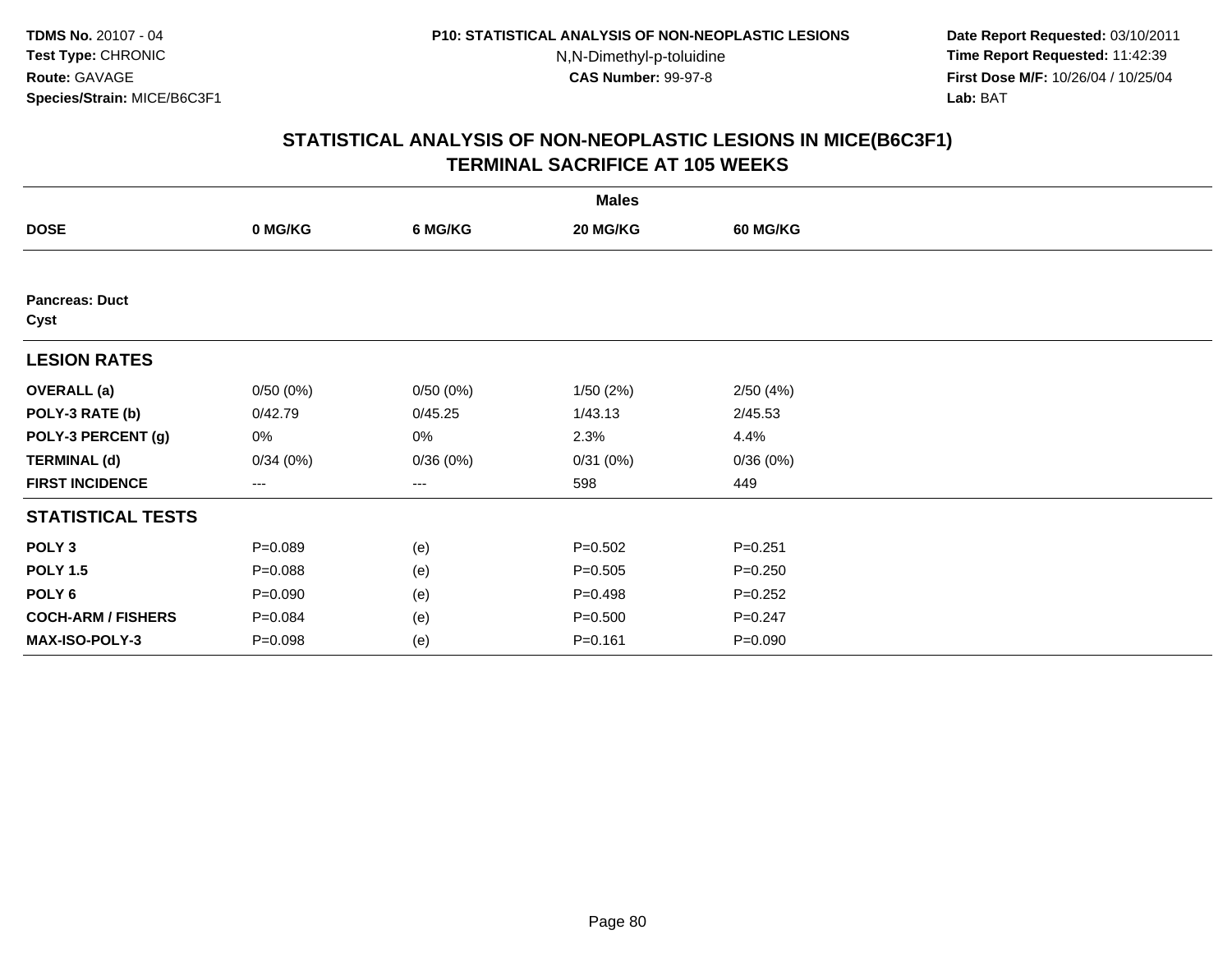**TDMS No.** 20107 - 04
**Test Type:** CHRONIC
**Route:** GAVAGE
**Species/Strain:** MICE/B6C3F1

**P10: STATISTICAL ANALYSIS OF NON-NEOPLASTIC LESIONS**
N,N-Dimethyl-p-toluidine
**CAS Number:** 99-97-8

**Date Report Requested:** 03/10/2011
**Time Report Requested:** 11:42:39
**First Dose M/F:** 10/26/04 / 10/25/04
**Lab:** BAT

## STATISTICAL ANALYSIS OF NON-NEOPLASTIC LESIONS IN MICE(B6C3F1) TERMINAL SACRIFICE AT 105 WEEKS

| | Males | | | |
|---|---|---|---|---|
| **DOSE** | **0 MG/KG** | **6 MG/KG** | **20 MG/KG** | **60 MG/KG** |
| **Pancreas: Duct** | | | | |
| **Cyst** | | | | |
| **LESION RATES** | | | | |
| **OVERALL (a)** | 0/50 (0%) | 0/50 (0%) | 1/50 (2%) | 2/50 (4%) |
| **POLY-3 RATE (b)** | 0/42.79 | 0/45.25 | 1/43.13 | 2/45.53 |
| **POLY-3 PERCENT (g)** | 0% | 0% | 2.3% | 4.4% |
| **TERMINAL (d)** | 0/34 (0%) | 0/36 (0%) | 0/31 (0%) | 0/36 (0%) |
| **FIRST INCIDENCE** | --- | --- | 598 | 449 |
| **STATISTICAL TESTS** | | | | |
| **POLY 3** | P=0.089 | (e) | P=0.502 | P=0.251 |
| **POLY 1.5** | P=0.088 | (e) | P=0.505 | P=0.250 |
| **POLY 6** | P=0.090 | (e) | P=0.498 | P=0.252 |
| **COCH-ARM / FISHERS** | P=0.084 | (e) | P=0.500 | P=0.247 |
| **MAX-ISO-POLY-3** | P=0.098 | (e) | P=0.161 | P=0.090 |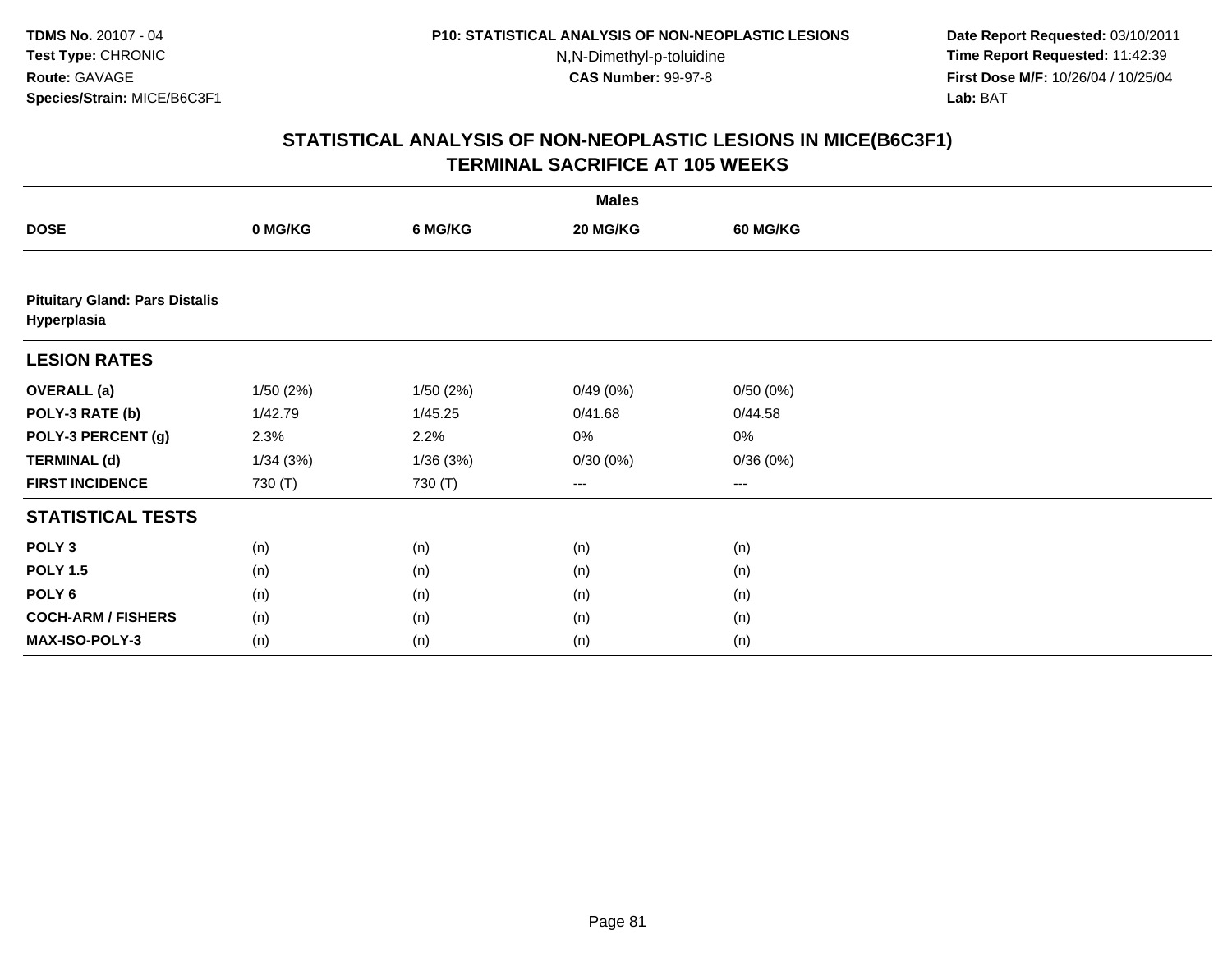**TDMS No.** 20107 - 04
**Test Type:** CHRONIC
**Route:** GAVAGE
**Species/Strain:** MICE/B6C3F1

**P10: STATISTICAL ANALYSIS OF NON-NEOPLASTIC LESIONS**
N,N-Dimethyl-p-toluidine
**CAS Number:** 99-97-8

**Date Report Requested:** 03/10/2011
**Time Report Requested:** 11:42:39
**First Dose M/F:** 10/26/04 / 10/25/04
**Lab:** BAT

## STATISTICAL ANALYSIS OF NON-NEOPLASTIC LESIONS IN MICE(B6C3F1)
## TERMINAL SACRIFICE AT 105 WEEKS

| | Males | | | |
|---|---|---|---|---|
| **DOSE** | **0 MG/KG** | **6 MG/KG** | **20 MG/KG** | **60 MG/KG** |
| **Pituitary Gland: Pars Distalis Hyperplasia** | | | | |
| **LESION RATES** | | | | |
| **OVERALL (a)** | 1/50 (2%) | 1/50 (2%) | 0/49 (0%) | 0/50 (0%) |
| **POLY-3 RATE (b)** | 1/42.79 | 1/45.25 | 0/41.68 | 0/44.58 |
| **POLY-3 PERCENT (g)** | 2.3% | 2.2% | 0% | 0% |
| **TERMINAL (d)** | 1/34 (3%) | 1/36 (3%) | 0/30 (0%) | 0/36 (0%) |
| **FIRST INCIDENCE** | 730 (T) | 730 (T) | --- | --- |
| **STATISTICAL TESTS** | | | | |
| **POLY 3** | (n) | (n) | (n) | (n) |
| **POLY 1.5** | (n) | (n) | (n) | (n) |
| **POLY 6** | (n) | (n) | (n) | (n) |
| **COCH-ARM / FISHERS** | (n) | (n) | (n) | (n) |
| **MAX-ISO-POLY-3** | (n) | (n) | (n) | (n) |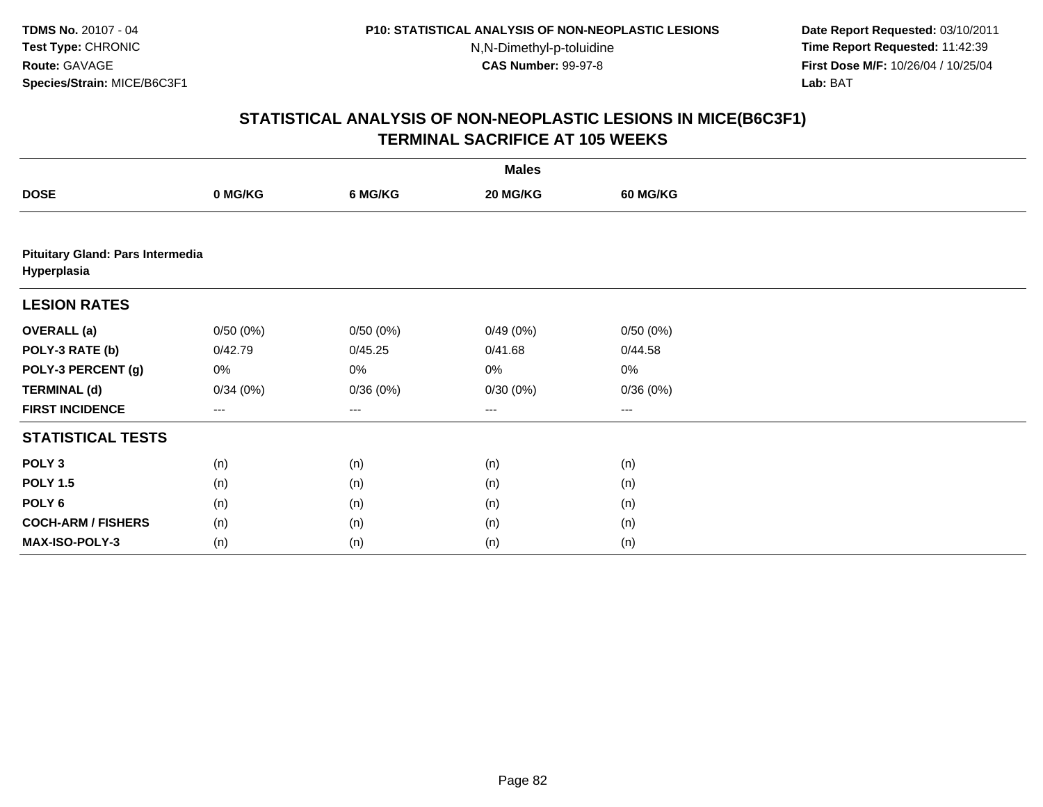# STATISTICAL ANALYSIS OF NON-NEOPLASTIC LESIONS IN MICE(B6C3F1)
## TERMINAL SACRIFICE AT 105 WEEKS

| | Males | | | |
|---|---|---|---|---|
| **DOSE** | **0 MG/KG** | **6 MG/KG** | **20 MG/KG** | **60 MG/KG** |
| **Pituitary Gland: Pars Intermedia Hyperplasia** | | | | |
| **LESION RATES** | | | | |
| **OVERALL (a)** | 0/50 (0%) | 0/50 (0%) | 0/49 (0%) | 0/50 (0%) |
| **POLY-3 RATE (b)** | 0/42.79 | 0/45.25 | 0/41.68 | 0/44.58 |
| **POLY-3 PERCENT (g)** | 0% | 0% | 0% | 0% |
| **TERMINAL (d)** | 0/34 (0%) | 0/36 (0%) | 0/30 (0%) | 0/36 (0%) |
| **FIRST INCIDENCE** | --- | --- | --- | --- |
| **STATISTICAL TESTS** | | | | |
| **POLY 3** | (n) | (n) | (n) | (n) |
| **POLY 1.5** | (n) | (n) | (n) | (n) |
| **POLY 6** | (n) | (n) | (n) | (n) |
| **COCH-ARM / FISHERS** | (n) | (n) | (n) | (n) |
| **MAX-ISO-POLY-3** | (n) | (n) | (n) | (n) |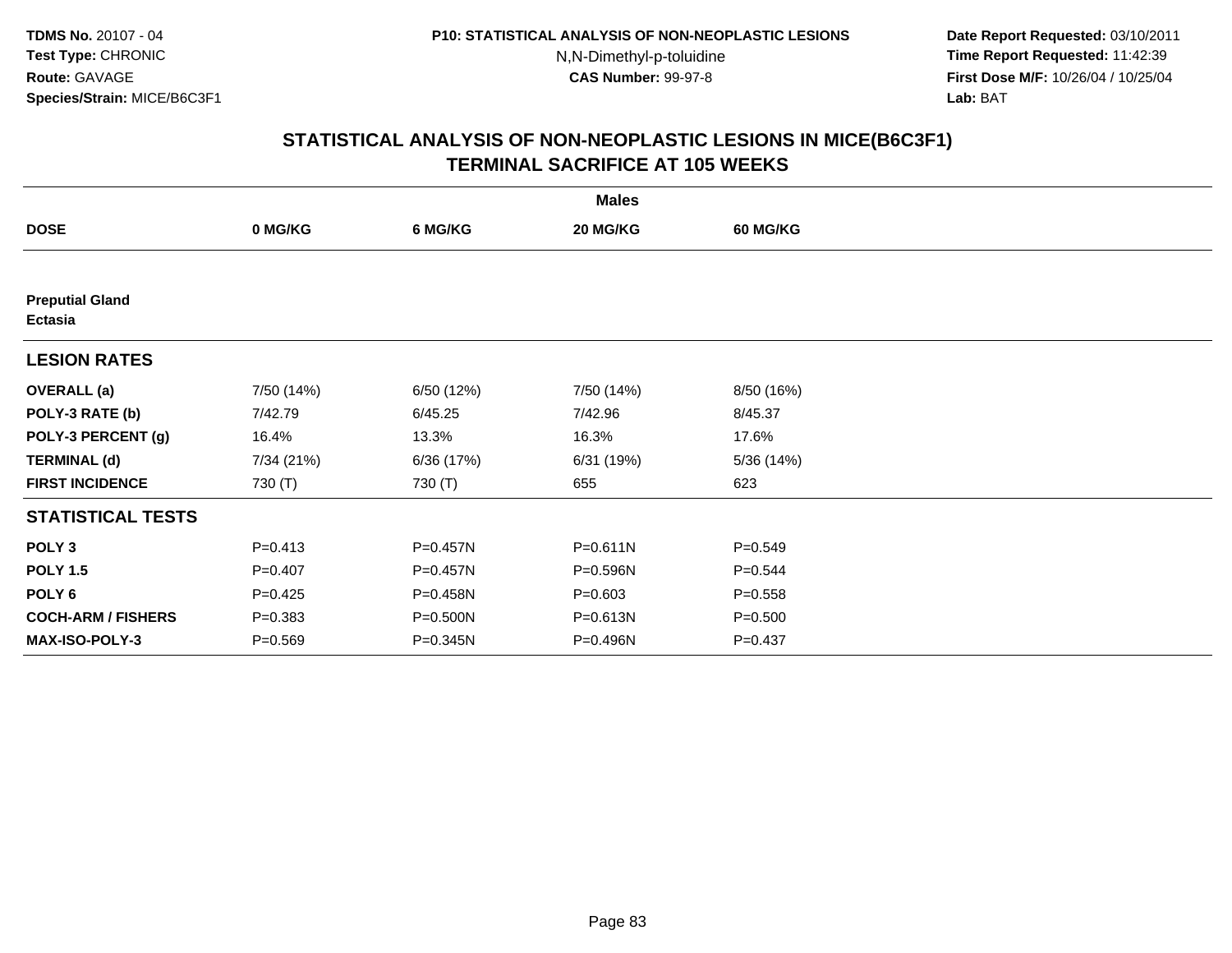**TDMS No.** 20107 - 04
**Test Type:** CHRONIC
**Route:** GAVAGE
**Species/Strain:** MICE/B6C3F1

**P10: STATISTICAL ANALYSIS OF NON-NEOPLASTIC LESIONS**
N,N-Dimethyl-p-toluidine
**CAS Number:** 99-97-8

**Date Report Requested:** 03/10/2011
**Time Report Requested:** 11:42:39
**First Dose M/F:** 10/26/04 / 10/25/04
**Lab:** BAT

## STATISTICAL ANALYSIS OF NON-NEOPLASTIC LESIONS IN MICE(B6C3F1) TERMINAL SACRIFICE AT 105 WEEKS

| | Males | | | |
|---|---|---|---|---|
| **DOSE** | **0 MG/KG** | **6 MG/KG** | **20 MG/KG** | **60 MG/KG** |
| **Preputial Gland Ectasia** | | | | |
| **LESION RATES** | | | | |
| **OVERALL (a)** | 7/50 (14%) | 6/50 (12%) | 7/50 (14%) | 8/50 (16%) |
| **POLY-3 RATE (b)** | 7/42.79 | 6/45.25 | 7/42.96 | 8/45.37 |
| **POLY-3 PERCENT (g)** | 16.4% | 13.3% | 16.3% | 17.6% |
| **TERMINAL (d)** | 7/34 (21%) | 6/36 (17%) | 6/31 (19%) | 5/36 (14%) |
| **FIRST INCIDENCE** | 730 (T) | 730 (T) | 655 | 623 |
| **STATISTICAL TESTS** | | | | |
| **POLY 3** | P=0.413 | P=0.457N | P=0.611N | P=0.549 |
| **POLY 1.5** | P=0.407 | P=0.457N | P=0.596N | P=0.544 |
| **POLY 6** | P=0.425 | P=0.458N | P=0.603 | P=0.558 |
| **COCH-ARM / FISHERS** | P=0.383 | P=0.500N | P=0.613N | P=0.500 |
| **MAX-ISO-POLY-3** | P=0.569 | P=0.345N | P=0.496N | P=0.437 |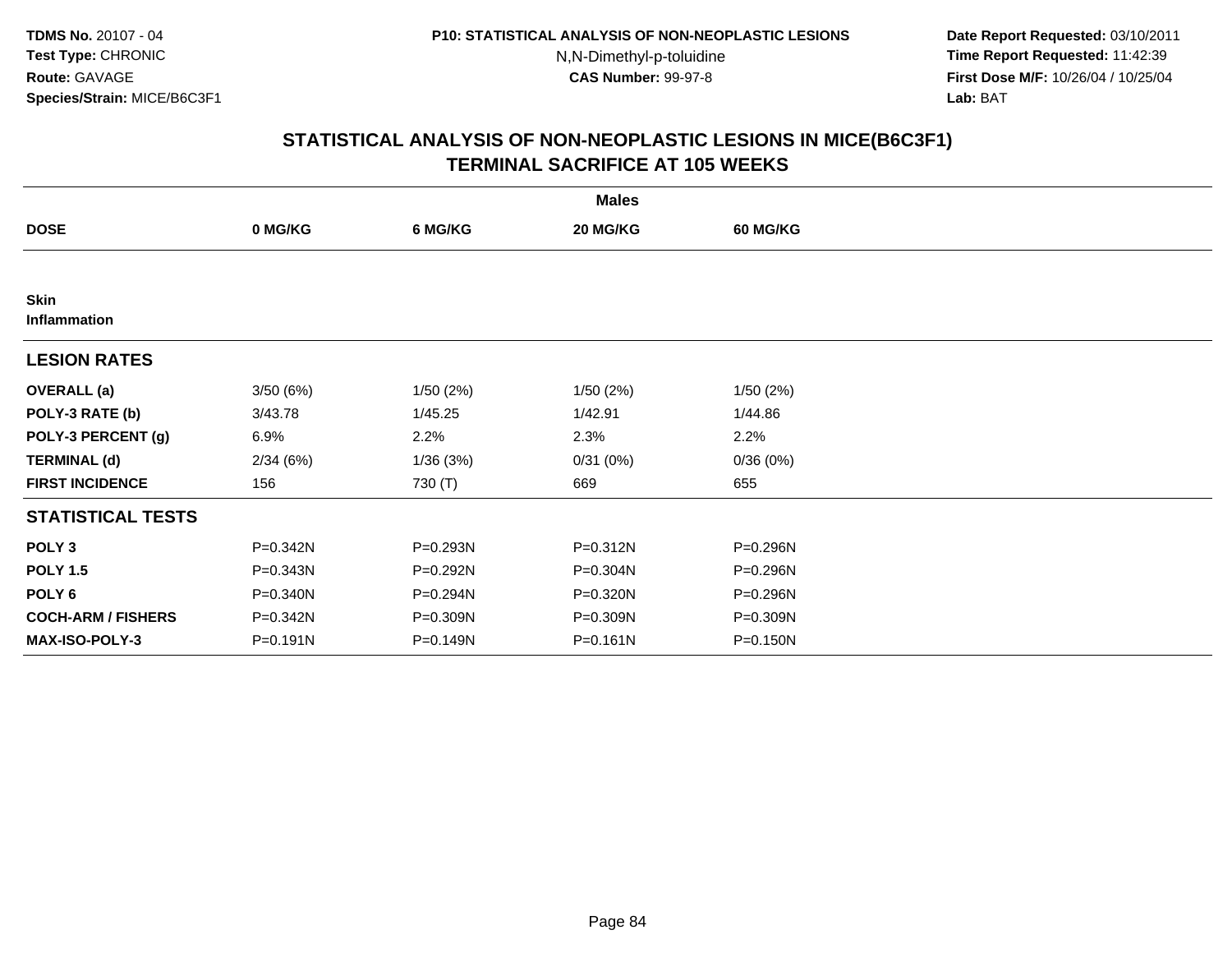**TDMS No.** 20107 - 04
**Test Type:** CHRONIC
**Route:** GAVAGE
**Species/Strain:** MICE/B6C3F1

**P10: STATISTICAL ANALYSIS OF NON-NEOPLASTIC LESIONS**
N,N-Dimethyl-p-toluidine
**CAS Number:** 99-97-8

**Date Report Requested:** 03/10/2011
**Time Report Requested:** 11:42:39
**First Dose M/F:** 10/26/04 / 10/25/04
**Lab:** BAT

## STATISTICAL ANALYSIS OF NON-NEOPLASTIC LESIONS IN MICE(B6C3F1)
## TERMINAL SACRIFICE AT 105 WEEKS

| | Males | | | |
|---|---|---|---|---|
| **DOSE** | **0 MG/KG** | **6 MG/KG** | **20 MG/KG** | **60 MG/KG** |
| **Skin** | | | | |
| **Inflammation** | | | | |
| **LESION RATES** | | | | |
| **OVERALL (a)** | 3/50 (6%) | 1/50 (2%) | 1/50 (2%) | 1/50 (2%) |
| **POLY-3 RATE (b)** | 3/43.78 | 1/45.25 | 1/42.91 | 1/44.86 |
| **POLY-3 PERCENT (g)** | 6.9% | 2.2% | 2.3% | 2.2% |
| **TERMINAL (d)** | 2/34 (6%) | 1/36 (3%) | 0/31 (0%) | 0/36 (0%) |
| **FIRST INCIDENCE** | 156 | 730 (T) | 669 | 655 |
| **STATISTICAL TESTS** | | | | |
| **POLY 3** | P=0.342N | P=0.293N | P=0.312N | P=0.296N |
| **POLY 1.5** | P=0.343N | P=0.292N | P=0.304N | P=0.296N |
| **POLY 6** | P=0.340N | P=0.294N | P=0.320N | P=0.296N |
| **COCH-ARM / FISHERS** | P=0.342N | P=0.309N | P=0.309N | P=0.309N |
| **MAX-ISO-POLY-3** | P=0.191N | P=0.149N | P=0.161N | P=0.150N |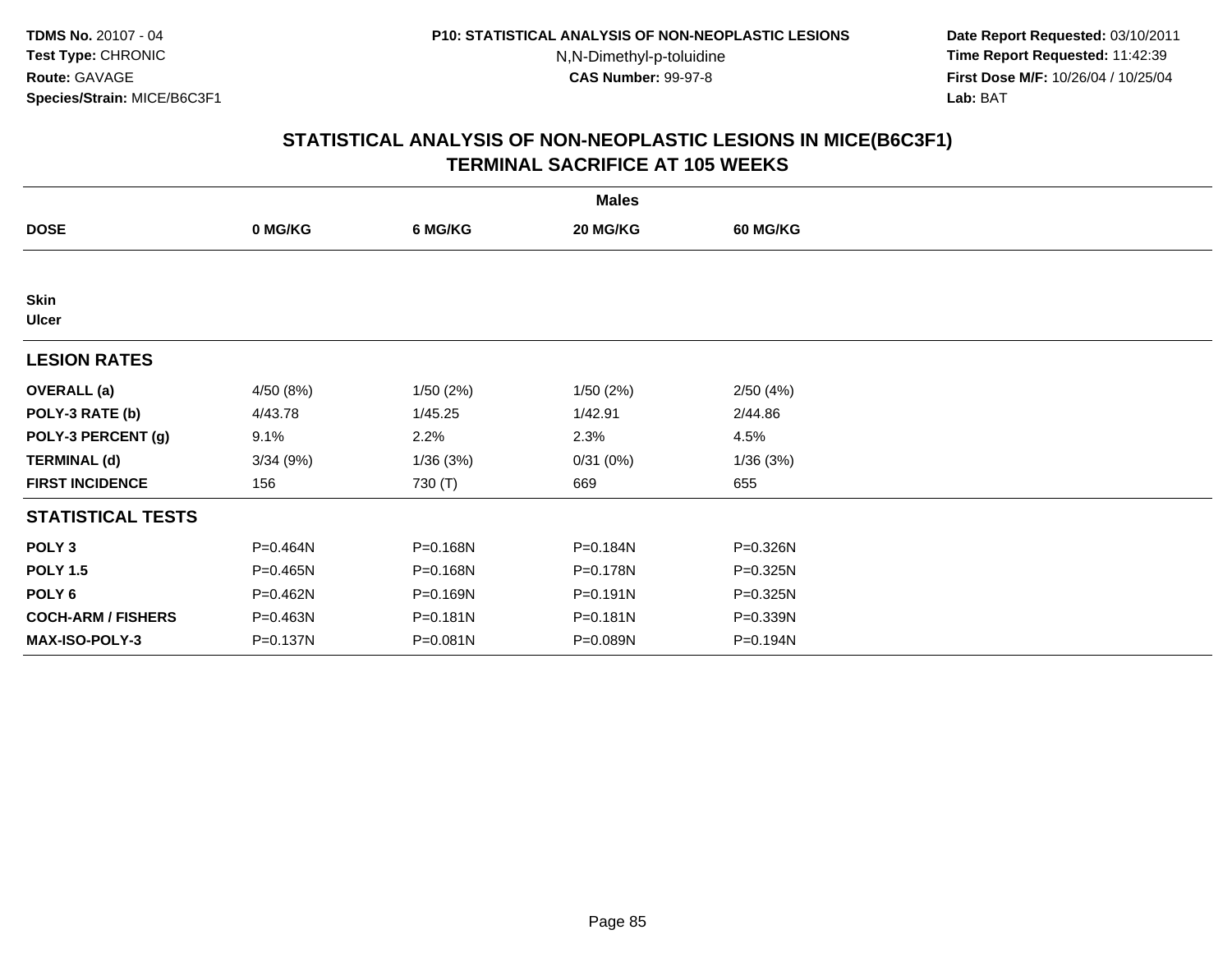TDMS No. 20107 - 04
Test Type: CHRONIC
Route: GAVAGE
Species/Strain: MICE/B6C3F1

P10: STATISTICAL ANALYSIS OF NON-NEOPLASTIC LESIONS
N,N-Dimethyl-p-toluidine
CAS Number: 99-97-8

Date Report Requested: 03/10/2011
Time Report Requested: 11:42:39
First Dose M/F: 10/26/04 / 10/25/04
Lab: BAT

## STATISTICAL ANALYSIS OF NON-NEOPLASTIC LESIONS IN MICE(B6C3F1)
## TERMINAL SACRIFICE AT 105 WEEKS

| | Males | | | |
|---|---|---|---|---|
| **DOSE** | **0 MG/KG** | **6 MG/KG** | **20 MG/KG** | **60 MG/KG** |
| **Skin** | | | | |
| **Ulcer** | | | | |
| **LESION RATES** | | | | |
| **OVERALL (a)** | 4/50 (8%) | 1/50 (2%) | 1/50 (2%) | 2/50 (4%) |
| **POLY-3 RATE (b)** | 4/43.78 | 1/45.25 | 1/42.91 | 2/44.86 |
| **POLY-3 PERCENT (g)** | 9.1% | 2.2% | 2.3% | 4.5% |
| **TERMINAL (d)** | 3/34 (9%) | 1/36 (3%) | 0/31 (0%) | 1/36 (3%) |
| **FIRST INCIDENCE** | 156 | 730 (T) | 669 | 655 |
| **STATISTICAL TESTS** | | | | |
| **POLY 3** | P=0.464N | P=0.168N | P=0.184N | P=0.326N |
| **POLY 1.5** | P=0.465N | P=0.168N | P=0.178N | P=0.325N |
| **POLY 6** | P=0.462N | P=0.169N | P=0.191N | P=0.325N |
| **COCH-ARM / FISHERS** | P=0.463N | P=0.181N | P=0.181N | P=0.339N |
| **MAX-ISO-POLY-3** | P=0.137N | P=0.081N | P=0.089N | P=0.194N |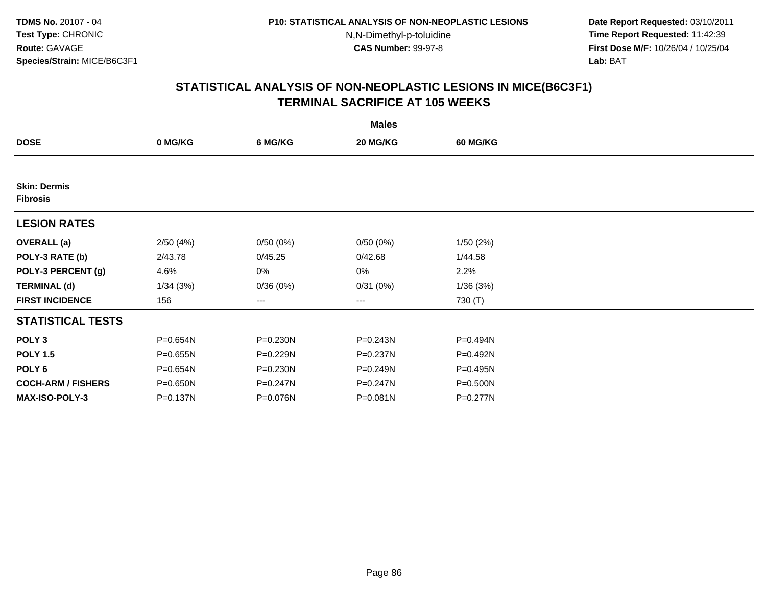**TDMS No.** 20107 - 04
**Test Type:** CHRONIC
**Route:** GAVAGE
**Species/Strain:** MICE/B6C3F1

**P10: STATISTICAL ANALYSIS OF NON-NEOPLASTIC LESIONS**
N,N-Dimethyl-p-toluidine
**CAS Number:** 99-97-8

**Date Report Requested:** 03/10/2011
**Time Report Requested:** 11:42:39
**First Dose M/F:** 10/26/04 / 10/25/04
**Lab:** BAT

## STATISTICAL ANALYSIS OF NON-NEOPLASTIC LESIONS IN MICE(B6C3F1)
## TERMINAL SACRIFICE AT 105 WEEKS

| | Males | | | |
|---|---|---|---|---|
| **DOSE** | **0 MG/KG** | **6 MG/KG** | **20 MG/KG** | **60 MG/KG** |
| **Skin: Dermis** | | | | |
| **Fibrosis** | | | | |
| **LESION RATES** | | | | |
| **OVERALL (a)** | 2/50 (4%) | 0/50 (0%) | 0/50 (0%) | 1/50 (2%) |
| **POLY-3 RATE (b)** | 2/43.78 | 0/45.25 | 0/42.68 | 1/44.58 |
| **POLY-3 PERCENT (g)** | 4.6% | 0% | 0% | 2.2% |
| **TERMINAL (d)** | 1/34 (3%) | 0/36 (0%) | 0/31 (0%) | 1/36 (3%) |
| **FIRST INCIDENCE** | 156 | --- | --- | 730 (T) |
| **STATISTICAL TESTS** | | | | |
| **POLY 3** | P=0.654N | P=0.230N | P=0.243N | P=0.494N |
| **POLY 1.5** | P=0.655N | P=0.229N | P=0.237N | P=0.492N |
| **POLY 6** | P=0.654N | P=0.230N | P=0.249N | P=0.495N |
| **COCH-ARM / FISHERS** | P=0.650N | P=0.247N | P=0.247N | P=0.500N |
| **MAX-ISO-POLY-3** | P=0.137N | P=0.076N | P=0.081N | P=0.277N |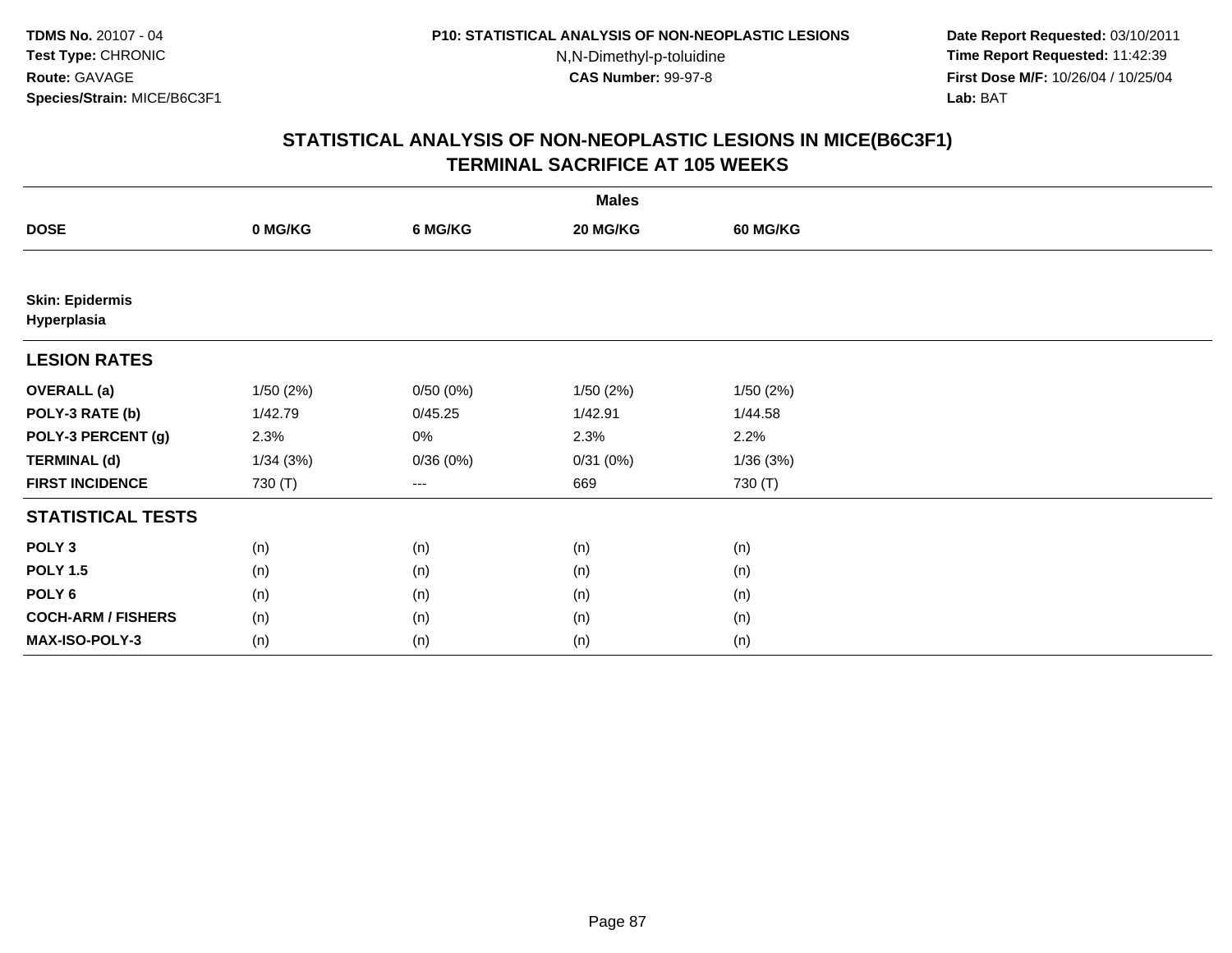**TDMS No.** 20107 - 04
**Test Type:** CHRONIC
**Route:** GAVAGE
**Species/Strain:** MICE/B6C3F1

**P10: STATISTICAL ANALYSIS OF NON-NEOPLASTIC LESIONS**
N,N-Dimethyl-p-toluidine
**CAS Number:** 99-97-8

**Date Report Requested:** 03/10/2011
**Time Report Requested:** 11:42:39
**First Dose M/F:** 10/26/04 / 10/25/04
**Lab:** BAT

## STATISTICAL ANALYSIS OF NON-NEOPLASTIC LESIONS IN MICE(B6C3F1) TERMINAL SACRIFICE AT 105 WEEKS

| | Males | | | |
|---|---|---|---|---|
| **DOSE** | **0 MG/KG** | **6 MG/KG** | **20 MG/KG** | **60 MG/KG** |
| **Skin: Epidermis Hyperplasia** | | | | |
| **LESION RATES** | | | | |
| **OVERALL (a)** | 1/50 (2%) | 0/50 (0%) | 1/50 (2%) | 1/50 (2%) |
| **POLY-3 RATE (b)** | 1/42.79 | 0/45.25 | 1/42.91 | 1/44.58 |
| **POLY-3 PERCENT (g)** | 2.3% | 0% | 2.3% | 2.2% |
| **TERMINAL (d)** | 1/34 (3%) | 0/36 (0%) | 0/31 (0%) | 1/36 (3%) |
| **FIRST INCIDENCE** | 730 (T) | --- | 669 | 730 (T) |
| **STATISTICAL TESTS** | | | | |
| **POLY 3** | (n) | (n) | (n) | (n) |
| **POLY 1.5** | (n) | (n) | (n) | (n) |
| **POLY 6** | (n) | (n) | (n) | (n) |
| **COCH-ARM / FISHERS** | (n) | (n) | (n) | (n) |
| **MAX-ISO-POLY-3** | (n) | (n) | (n) | (n) |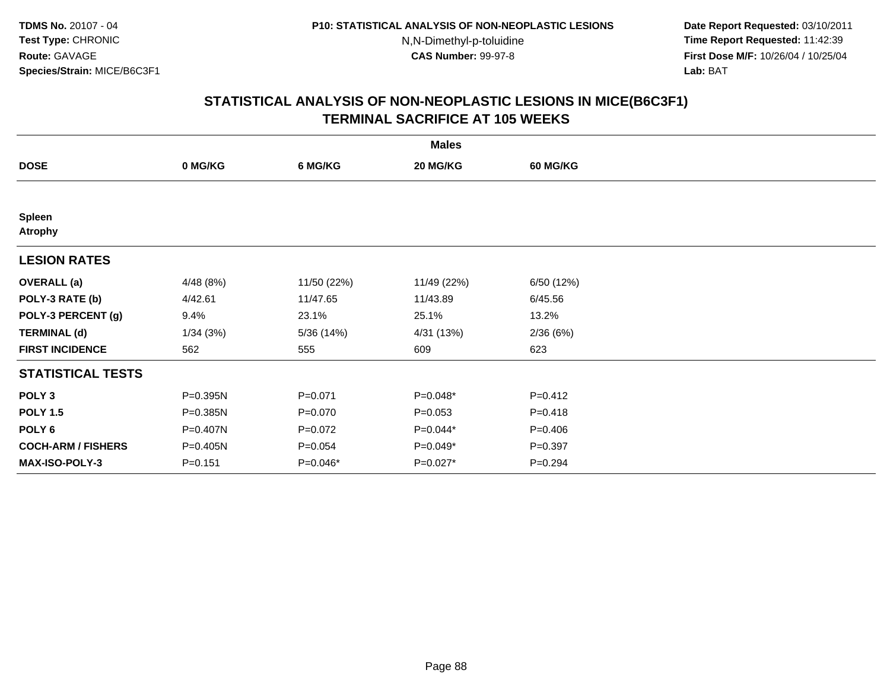TDMS No. 20107 - 04
Test Type: CHRONIC
Route: GAVAGE
Species/Strain: MICE/B6C3F1

P10: STATISTICAL ANALYSIS OF NON-NEOPLASTIC LESIONS
N,N-Dimethyl-p-toluidine
CAS Number: 99-97-8

Date Report Requested: 03/10/2011
Time Report Requested: 11:42:39
First Dose M/F: 10/26/04 / 10/25/04
Lab: BAT

## STATISTICAL ANALYSIS OF NON-NEOPLASTIC LESIONS IN MICE(B6C3F1)
## TERMINAL SACRIFICE AT 105 WEEKS

| | Males | | | |
|---|---|---|---|---|
| **DOSE** | **0 MG/KG** | **6 MG/KG** | **20 MG/KG** | **60 MG/KG** |
| **Spleen** | | | | |
| **Atrophy** | | | | |
| **LESION RATES** | | | | |
| **OVERALL (a)** | 4/48 (8%) | 11/50 (22%) | 11/49 (22%) | 6/50 (12%) |
| **POLY-3 RATE (b)** | 4/42.61 | 11/47.65 | 11/43.89 | 6/45.56 |
| **POLY-3 PERCENT (g)** | 9.4% | 23.1% | 25.1% | 13.2% |
| **TERMINAL (d)** | 1/34 (3%) | 5/36 (14%) | 4/31 (13%) | 2/36 (6%) |
| **FIRST INCIDENCE** | 562 | 555 | 609 | 623 |
| **STATISTICAL TESTS** | | | | |
| **POLY 3** | P=0.395N | P=0.071 | P=0.048* | P=0.412 |
| **POLY 1.5** | P=0.385N | P=0.070 | P=0.053 | P=0.418 |
| **POLY 6** | P=0.407N | P=0.072 | P=0.044* | P=0.406 |
| **COCH-ARM / FISHERS** | P=0.405N | P=0.054 | P=0.049* | P=0.397 |
| **MAX-ISO-POLY-3** | P=0.151 | P=0.046* | P=0.027* | P=0.294 |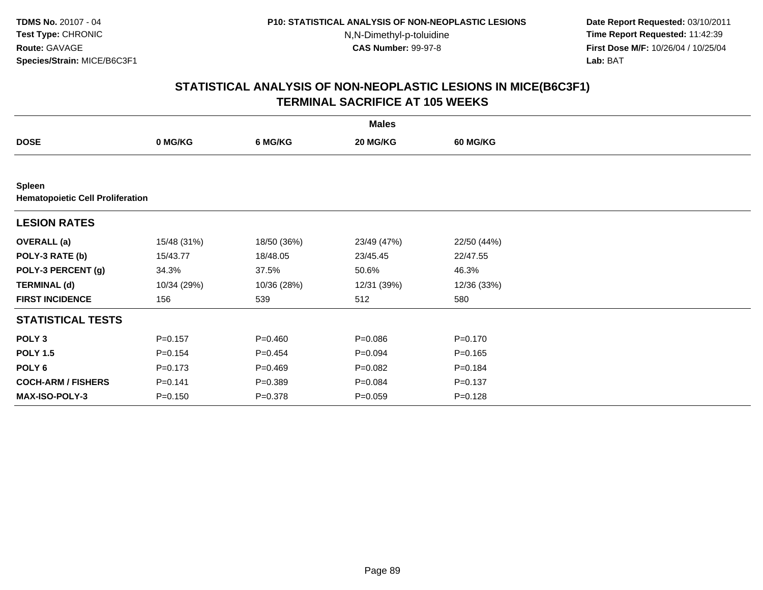**TDMS No.** 20107 - 04
**Test Type:** CHRONIC
**Route:** GAVAGE
**Species/Strain:** MICE/B6C3F1

**P10: STATISTICAL ANALYSIS OF NON-NEOPLASTIC LESIONS**
N,N-Dimethyl-p-toluidine
**CAS Number:** 99-97-8

**Date Report Requested:** 03/10/2011
**Time Report Requested:** 11:42:39
**First Dose M/F:** 10/26/04 / 10/25/04
**Lab:** BAT

## STATISTICAL ANALYSIS OF NON-NEOPLASTIC LESIONS IN MICE(B6C3F1) TERMINAL SACRIFICE AT 105 WEEKS

| | Males | | | |
|---|---|---|---|---|
| **DOSE** | **0 MG/KG** | **6 MG/KG** | **20 MG/KG** | **60 MG/KG** |
| **Spleen** | | | | |
| **Hematopoietic Cell Proliferation** | | | | |
| **LESION RATES** | | | | |
| **OVERALL (a)** | 15/48 (31%) | 18/50 (36%) | 23/49 (47%) | 22/50 (44%) |
| **POLY-3 RATE (b)** | 15/43.77 | 18/48.05 | 23/45.45 | 22/47.55 |
| **POLY-3 PERCENT (g)** | 34.3% | 37.5% | 50.6% | 46.3% |
| **TERMINAL (d)** | 10/34 (29%) | 10/36 (28%) | 12/31 (39%) | 12/36 (33%) |
| **FIRST INCIDENCE** | 156 | 539 | 512 | 580 |
| **STATISTICAL TESTS** | | | | |
| **POLY 3** | P=0.157 | P=0.460 | P=0.086 | P=0.170 |
| **POLY 1.5** | P=0.154 | P=0.454 | P=0.094 | P=0.165 |
| **POLY 6** | P=0.173 | P=0.469 | P=0.082 | P=0.184 |
| **COCH-ARM / FISHERS** | P=0.141 | P=0.389 | P=0.084 | P=0.137 |
| **MAX-ISO-POLY-3** | P=0.150 | P=0.378 | P=0.059 | P=0.128 |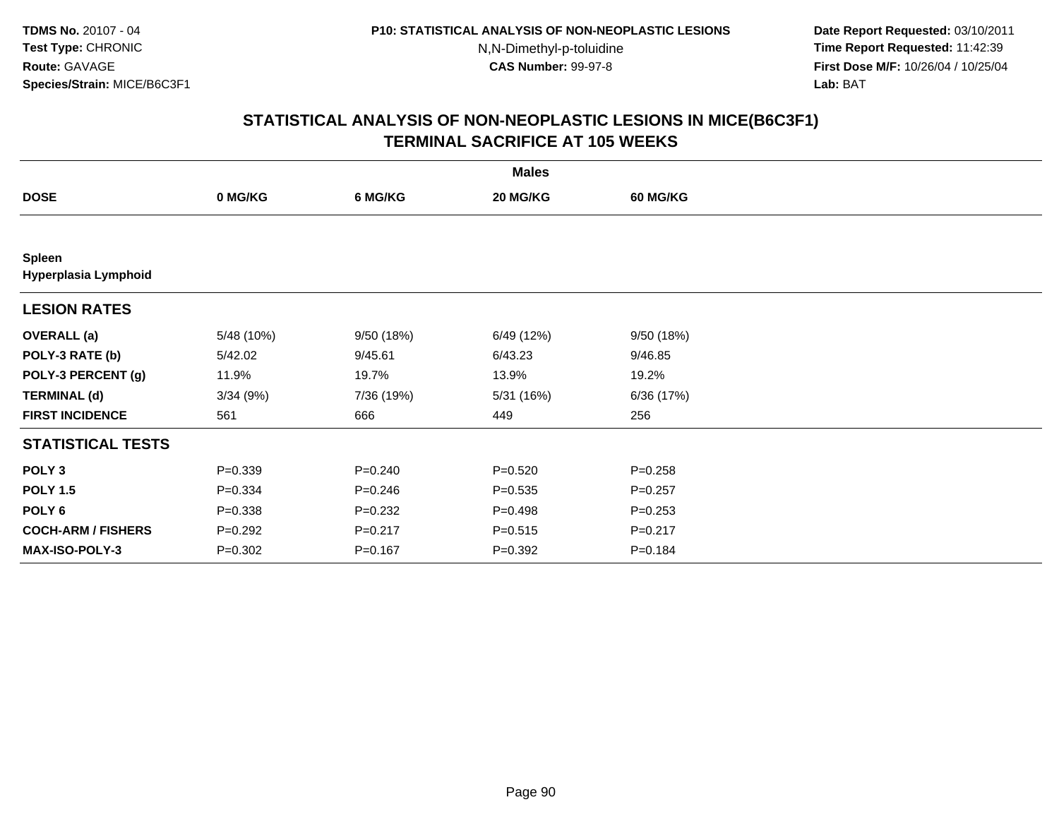**TDMS No.** 20107 - 04
**Test Type:** CHRONIC
**Route:** GAVAGE
**Species/Strain:** MICE/B6C3F1

**P10: STATISTICAL ANALYSIS OF NON-NEOPLASTIC LESIONS**
N,N-Dimethyl-p-toluidine
**CAS Number:** 99-97-8

**Date Report Requested:** 03/10/2011
**Time Report Requested:** 11:42:39
**First Dose M/F:** 10/26/04 / 10/25/04
**Lab:** BAT

## STATISTICAL ANALYSIS OF NON-NEOPLASTIC LESIONS IN MICE(B6C3F1) TERMINAL SACRIFICE AT 105 WEEKS

| | Males | | | |
|---|---|---|---|---|
| **DOSE** | **0 MG/KG** | **6 MG/KG** | **20 MG/KG** | **60 MG/KG** |
| **Spleen** | | | | |
| **Hyperplasia Lymphoid** | | | | |
| **LESION RATES** | | | | |
| **OVERALL (a)** | 5/48 (10%) | 9/50 (18%) | 6/49 (12%) | 9/50 (18%) |
| **POLY-3 RATE (b)** | 5/42.02 | 9/45.61 | 6/43.23 | 9/46.85 |
| **POLY-3 PERCENT (g)** | 11.9% | 19.7% | 13.9% | 19.2% |
| **TERMINAL (d)** | 3/34 (9%) | 7/36 (19%) | 5/31 (16%) | 6/36 (17%) |
| **FIRST INCIDENCE** | 561 | 666 | 449 | 256 |
| **STATISTICAL TESTS** | | | | |
| **POLY 3** | P=0.339 | P=0.240 | P=0.520 | P=0.258 |
| **POLY 1.5** | P=0.334 | P=0.246 | P=0.535 | P=0.257 |
| **POLY 6** | P=0.338 | P=0.232 | P=0.498 | P=0.253 |
| **COCH-ARM / FISHERS** | P=0.292 | P=0.217 | P=0.515 | P=0.217 |
| **MAX-ISO-POLY-3** | P=0.302 | P=0.167 | P=0.392 | P=0.184 |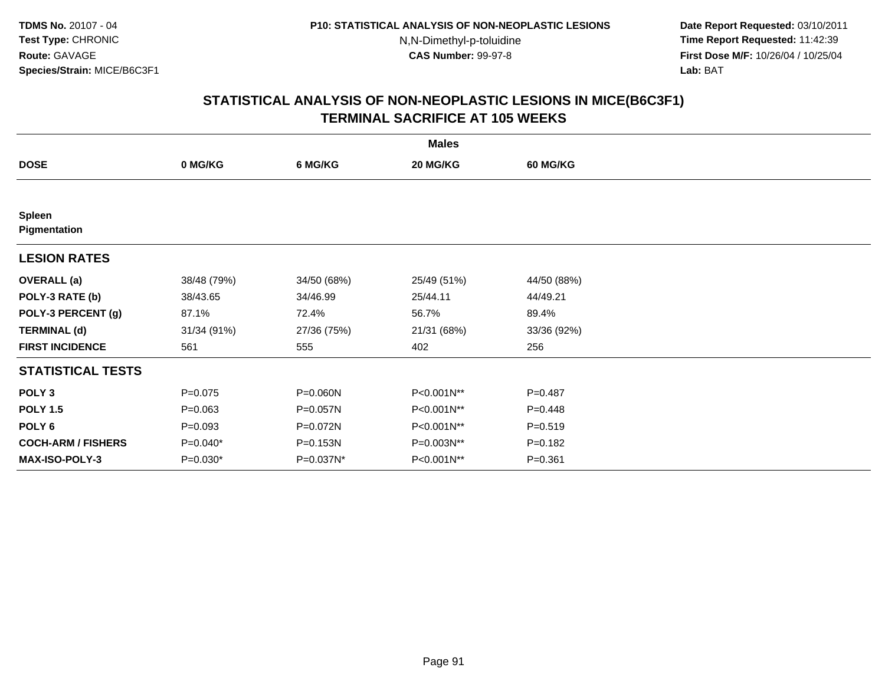**TDMS No.** 20107 - 04
**Test Type:** CHRONIC
**Route:** GAVAGE
**Species/Strain:** MICE/B6C3F1

**P10: STATISTICAL ANALYSIS OF NON-NEOPLASTIC LESIONS**
N,N-Dimethyl-p-toluidine
**CAS Number:** 99-97-8

**Date Report Requested:** 03/10/2011
**Time Report Requested:** 11:42:39
**First Dose M/F:** 10/26/04 / 10/25/04
**Lab:** BAT

## STATISTICAL ANALYSIS OF NON-NEOPLASTIC LESIONS IN MICE(B6C3F1) TERMINAL SACRIFICE AT 105 WEEKS

| | Males | | | |
|---|---|---|---|---|
| **DOSE** | **0 MG/KG** | **6 MG/KG** | **20 MG/KG** | **60 MG/KG** |
| **Spleen** **Pigmentation** | | | | |
| **LESION RATES** | | | | |
| **OVERALL (a)** | 38/48 (79%) | 34/50 (68%) | 25/49 (51%) | 44/50 (88%) |
| **POLY-3 RATE (b)** | 38/43.65 | 34/46.99 | 25/44.11 | 44/49.21 |
| **POLY-3 PERCENT (g)** | 87.1% | 72.4% | 56.7% | 89.4% |
| **TERMINAL (d)** | 31/34 (91%) | 27/36 (75%) | 21/31 (68%) | 33/36 (92%) |
| **FIRST INCIDENCE** | 561 | 555 | 402 | 256 |
| **STATISTICAL TESTS** | | | | |
| **POLY 3** | P=0.075 | P=0.060N | P<0.001N** | P=0.487 |
| **POLY 1.5** | P=0.063 | P=0.057N | P<0.001N** | P=0.448 |
| **POLY 6** | P=0.093 | P=0.072N | P<0.001N** | P=0.519 |
| **COCH-ARM / FISHERS** | P=0.040* | P=0.153N | P=0.003N** | P=0.182 |
| **MAX-ISO-POLY-3** | P=0.030* | P=0.037N* | P<0.001N** | P=0.361 |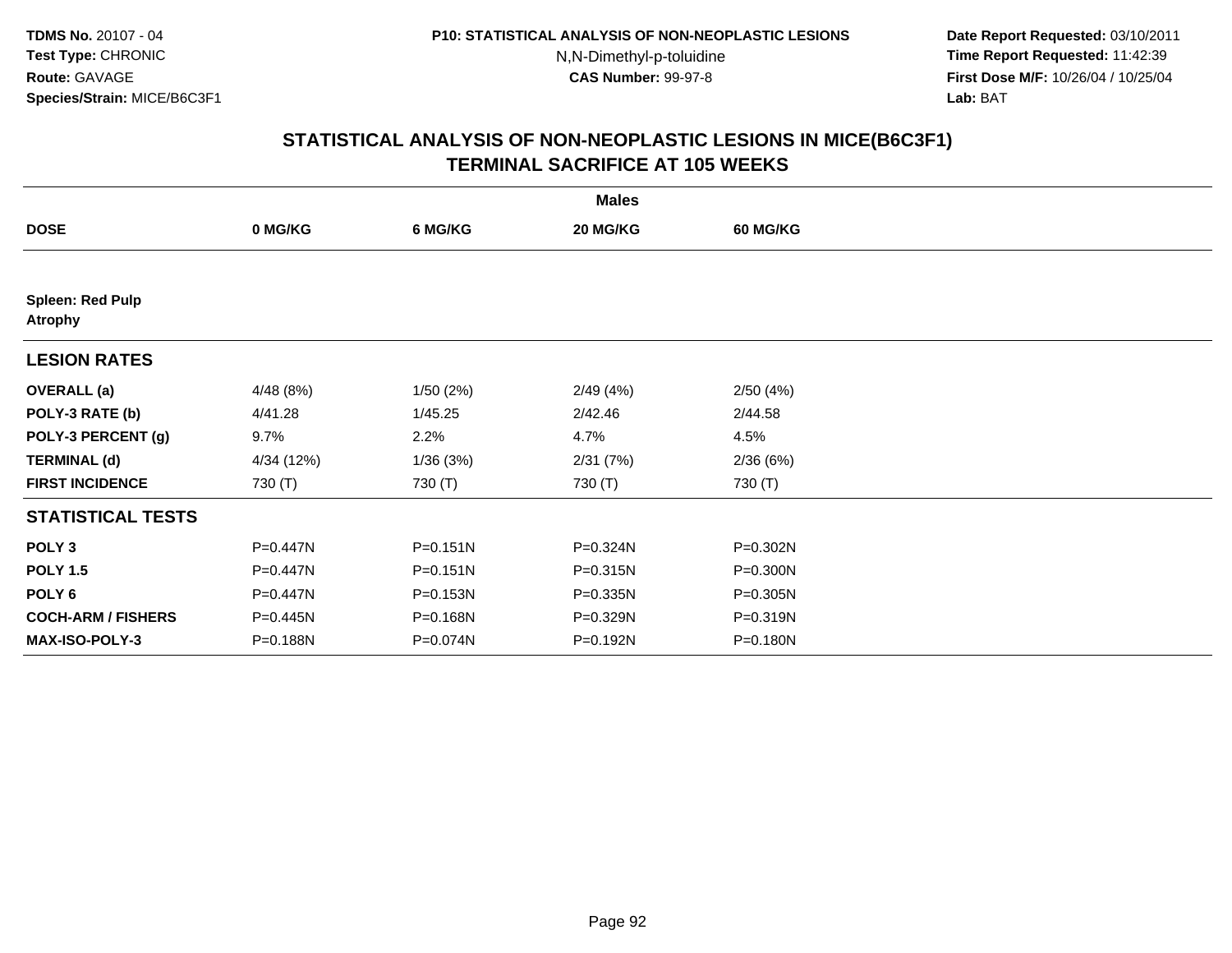# STATISTICAL ANALYSIS OF NON-NEOPLASTIC LESIONS IN MICE(B6C3F1)
## TERMINAL SACRIFICE AT 105 WEEKS

| | Males | | | |
|---|---|---|---|---|
| **DOSE** | **0 MG/KG** | **6 MG/KG** | **20 MG/KG** | **60 MG/KG** |
| **Spleen: Red Pulp Atrophy** | | | | |
| **LESION RATES** | | | | |
| **OVERALL (a)** | 4/48 (8%) | 1/50 (2%) | 2/49 (4%) | 2/50 (4%) |
| **POLY-3 RATE (b)** | 4/41.28 | 1/45.25 | 2/42.46 | 2/44.58 |
| **POLY-3 PERCENT (g)** | 9.7% | 2.2% | 4.7% | 4.5% |
| **TERMINAL (d)** | 4/34 (12%) | 1/36 (3%) | 2/31 (7%) | 2/36 (6%) |
| **FIRST INCIDENCE** | 730 (T) | 730 (T) | 730 (T) | 730 (T) |
| **STATISTICAL TESTS** | | | | |
| **POLY 3** | P=0.447N | P=0.151N | P=0.324N | P=0.302N |
| **POLY 1.5** | P=0.447N | P=0.151N | P=0.315N | P=0.300N |
| **POLY 6** | P=0.447N | P=0.153N | P=0.335N | P=0.305N |
| **COCH-ARM / FISHERS** | P=0.445N | P=0.168N | P=0.329N | P=0.319N |
| **MAX-ISO-POLY-3** | P=0.188N | P=0.074N | P=0.192N | P=0.180N |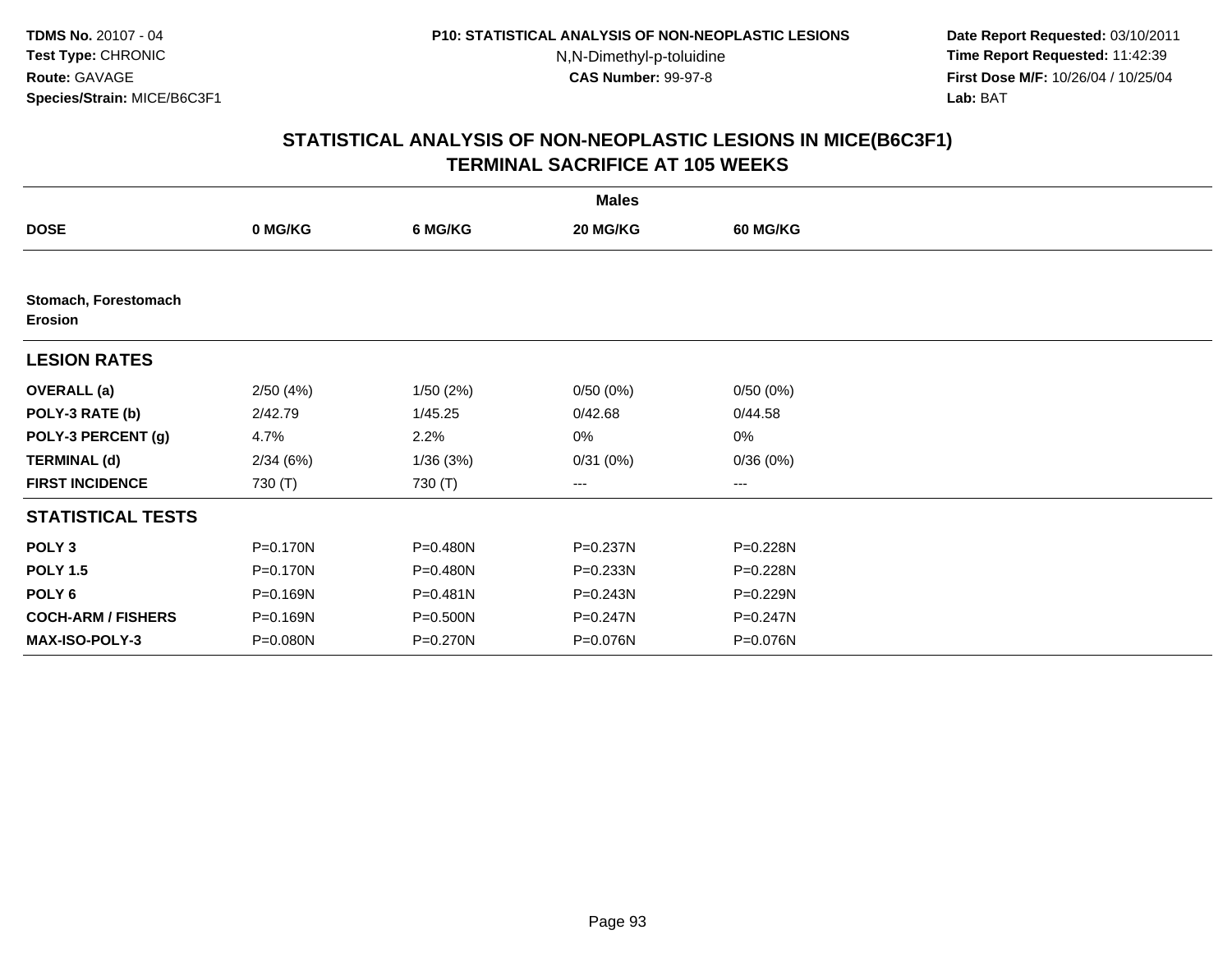TDMS No. 20107 - 04
Test Type: CHRONIC
Route: GAVAGE
Species/Strain: MICE/B6C3F1

P10: STATISTICAL ANALYSIS OF NON-NEOPLASTIC LESIONS
N,N-Dimethyl-p-toluidine
CAS Number: 99-97-8

Date Report Requested: 03/10/2011
Time Report Requested: 11:42:39
First Dose M/F: 10/26/04 / 10/25/04
Lab: BAT

## STATISTICAL ANALYSIS OF NON-NEOPLASTIC LESIONS IN MICE(B6C3F1) TERMINAL SACRIFICE AT 105 WEEKS

| | Males | | | |
|---|---|---|---|---|
| **DOSE** | **0 MG/KG** | **6 MG/KG** | **20 MG/KG** | **60 MG/KG** |
| **Stomach, Forestomach Erosion** | | | | |
| **LESION RATES** | | | | |
| **OVERALL (a)** | 2/50 (4%) | 1/50 (2%) | 0/50 (0%) | 0/50 (0%) |
| **POLY-3 RATE (b)** | 2/42.79 | 1/45.25 | 0/42.68 | 0/44.58 |
| **POLY-3 PERCENT (g)** | 4.7% | 2.2% | 0% | 0% |
| **TERMINAL (d)** | 2/34 (6%) | 1/36 (3%) | 0/31 (0%) | 0/36 (0%) |
| **FIRST INCIDENCE** | 730 (T) | 730 (T) | --- | --- |
| **STATISTICAL TESTS** | | | | |
| **POLY 3** | P=0.170N | P=0.480N | P=0.237N | P=0.228N |
| **POLY 1.5** | P=0.170N | P=0.480N | P=0.233N | P=0.228N |
| **POLY 6** | P=0.169N | P=0.481N | P=0.243N | P=0.229N |
| **COCH-ARM / FISHERS** | P=0.169N | P=0.500N | P=0.247N | P=0.247N |
| **MAX-ISO-POLY-3** | P=0.080N | P=0.270N | P=0.076N | P=0.076N |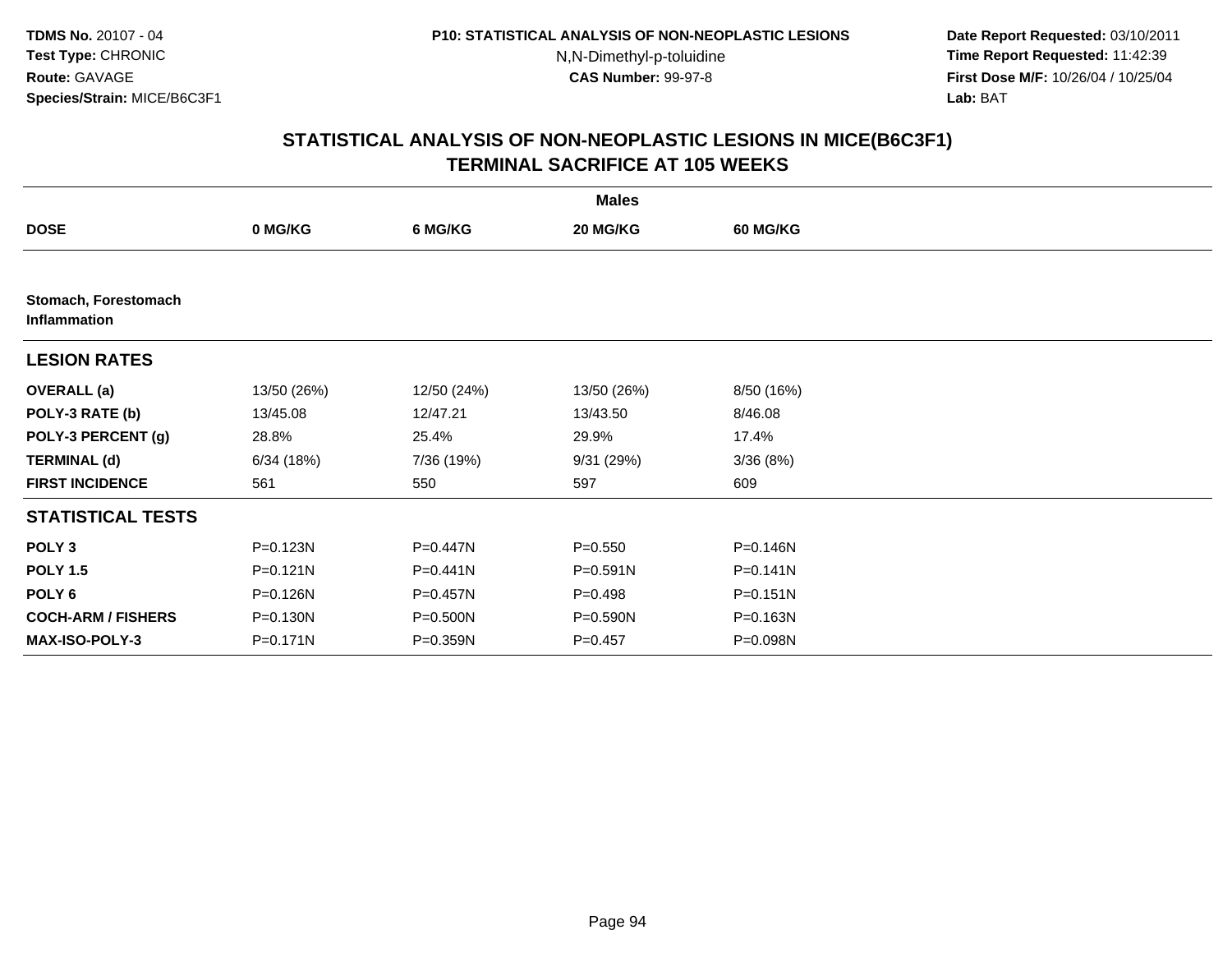**TDMS No.** 20107 - 04
**Test Type:** CHRONIC
**Route:** GAVAGE
**Species/Strain:** MICE/B6C3F1

**P10: STATISTICAL ANALYSIS OF NON-NEOPLASTIC LESIONS**
N,N-Dimethyl-p-toluidine
**CAS Number:** 99-97-8

**Date Report Requested:** 03/10/2011
**Time Report Requested:** 11:42:39
**First Dose M/F:** 10/26/04 / 10/25/04
**Lab:** BAT

## STATISTICAL ANALYSIS OF NON-NEOPLASTIC LESIONS IN MICE(B6C3F1) TERMINAL SACRIFICE AT 105 WEEKS

| | Males | | | |
|---|---|---|---|---|
| **DOSE** | **0 MG/KG** | **6 MG/KG** | **20 MG/KG** | **60 MG/KG** |
| **Stomach, Forestomach Inflammation** | | | | |
| **LESION RATES** | | | | |
| **OVERALL (a)** | 13/50 (26%) | 12/50 (24%) | 13/50 (26%) | 8/50 (16%) |
| **POLY-3 RATE (b)** | 13/45.08 | 12/47.21 | 13/43.50 | 8/46.08 |
| **POLY-3 PERCENT (g)** | 28.8% | 25.4% | 29.9% | 17.4% |
| **TERMINAL (d)** | 6/34 (18%) | 7/36 (19%) | 9/31 (29%) | 3/36 (8%) |
| **FIRST INCIDENCE** | 561 | 550 | 597 | 609 |
| **STATISTICAL TESTS** | | | | |
| **POLY 3** | P=0.123N | P=0.447N | P=0.550 | P=0.146N |
| **POLY 1.5** | P=0.121N | P=0.441N | P=0.591N | P=0.141N |
| **POLY 6** | P=0.126N | P=0.457N | P=0.498 | P=0.151N |
| **COCH-ARM / FISHERS** | P=0.130N | P=0.500N | P=0.590N | P=0.163N |
| **MAX-ISO-POLY-3** | P=0.171N | P=0.359N | P=0.457 | P=0.098N |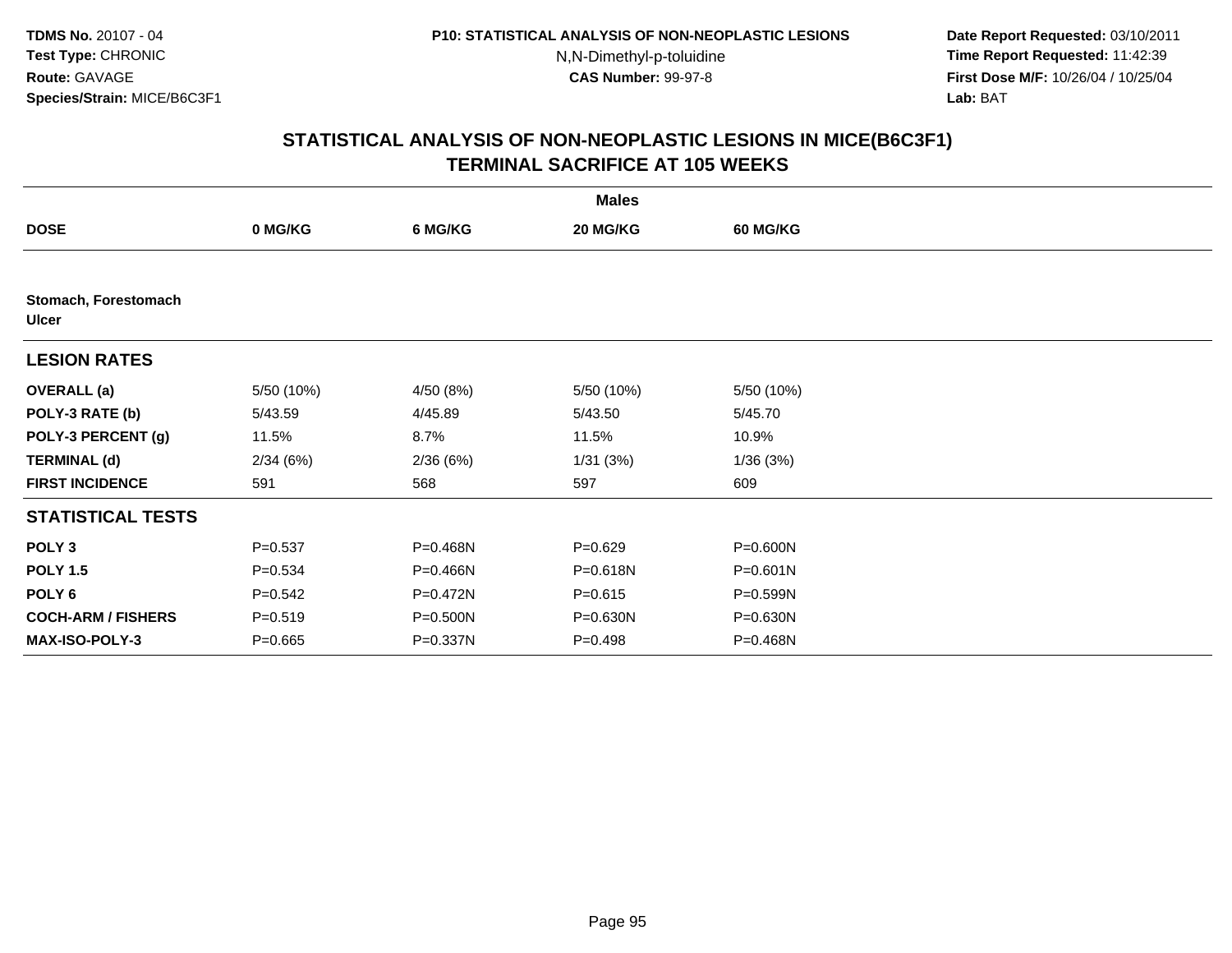**TDMS No.** 20107 - 04
**Test Type:** CHRONIC
**Route:** GAVAGE
**Species/Strain:** MICE/B6C3F1

**P10: STATISTICAL ANALYSIS OF NON-NEOPLASTIC LESIONS**
N,N-Dimethyl-p-toluidine
**CAS Number:** 99-97-8

**Date Report Requested:** 03/10/2011
**Time Report Requested:** 11:42:39
**First Dose M/F:** 10/26/04 / 10/25/04
**Lab:** BAT

## STATISTICAL ANALYSIS OF NON-NEOPLASTIC LESIONS IN MICE(B6C3F1) TERMINAL SACRIFICE AT 105 WEEKS

| | **Males** | | | |
|---|---|---|---|---|
| **DOSE** | **0 MG/KG** | **6 MG/KG** | **20 MG/KG** | **60 MG/KG** |
| **Stomach, Forestomach** | | | | |
| **Ulcer** | | | | |
| **LESION RATES** | | | | |
| **OVERALL (a)** | 5/50 (10%) | 4/50 (8%) | 5/50 (10%) | 5/50 (10%) |
| **POLY-3 RATE (b)** | 5/43.59 | 4/45.89 | 5/43.50 | 5/45.70 |
| **POLY-3 PERCENT (g)** | 11.5% | 8.7% | 11.5% | 10.9% |
| **TERMINAL (d)** | 2/34 (6%) | 2/36 (6%) | 1/31 (3%) | 1/36 (3%) |
| **FIRST INCIDENCE** | 591 | 568 | 597 | 609 |
| **STATISTICAL TESTS** | | | | |
| **POLY 3** | P=0.537 | P=0.468N | P=0.629 | P=0.600N |
| **POLY 1.5** | P=0.534 | P=0.466N | P=0.618N | P=0.601N |
| **POLY 6** | P=0.542 | P=0.472N | P=0.615 | P=0.599N |
| **COCH-ARM / FISHERS** | P=0.519 | P=0.500N | P=0.630N | P=0.630N |
| **MAX-ISO-POLY-3** | P=0.665 | P=0.337N | P=0.498 | P=0.468N |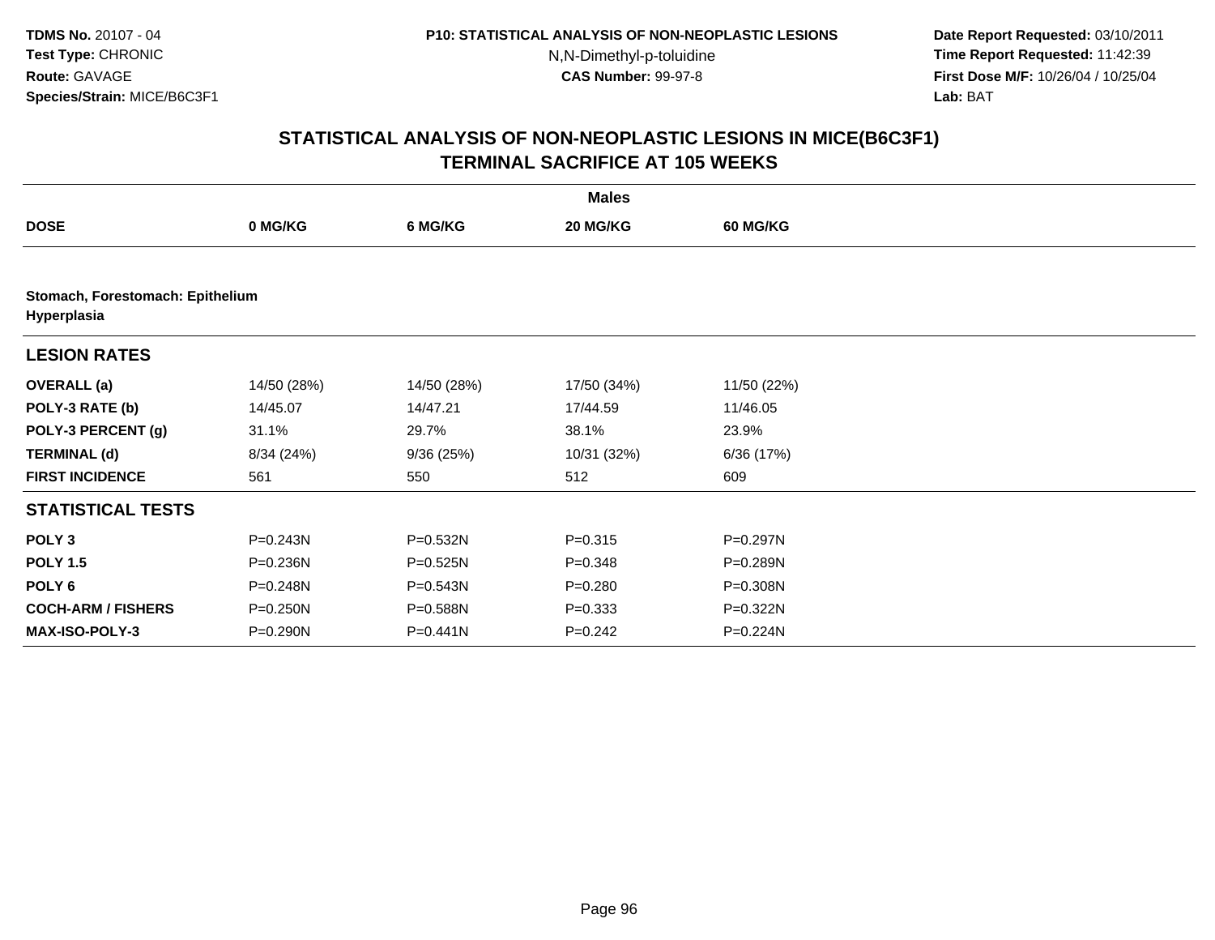TDMS No. 20107 - 04
Test Type: CHRONIC
Route: GAVAGE
Species/Strain: MICE/B6C3F1

P10: STATISTICAL ANALYSIS OF NON-NEOPLASTIC LESIONS
N,N-Dimethyl-p-toluidine
CAS Number: 99-97-8

Date Report Requested: 03/10/2011
Time Report Requested: 11:42:39
First Dose M/F: 10/26/04 / 10/25/04
Lab: BAT

## STATISTICAL ANALYSIS OF NON-NEOPLASTIC LESIONS IN MICE(B6C3F1)
## TERMINAL SACRIFICE AT 105 WEEKS

| | Males | | | |
|---|---|---|---|---|
| **DOSE** | **0 MG/KG** | **6 MG/KG** | **20 MG/KG** | **60 MG/KG** |
| **Stomach, Forestomach: Epithelium** | | | | |
| **Hyperplasia** | | | | |
| **LESION RATES** | | | | |
| **OVERALL (a)** | 14/50 (28%) | 14/50 (28%) | 17/50 (34%) | 11/50 (22%) |
| **POLY-3 RATE (b)** | 14/45.07 | 14/47.21 | 17/44.59 | 11/46.05 |
| **POLY-3 PERCENT (g)** | 31.1% | 29.7% | 38.1% | 23.9% |
| **TERMINAL (d)** | 8/34 (24%) | 9/36 (25%) | 10/31 (32%) | 6/36 (17%) |
| **FIRST INCIDENCE** | 561 | 550 | 512 | 609 |
| **STATISTICAL TESTS** | | | | |
| **POLY 3** | P=0.243N | P=0.532N | P=0.315 | P=0.297N |
| **POLY 1.5** | P=0.236N | P=0.525N | P=0.348 | P=0.289N |
| **POLY 6** | P=0.248N | P=0.543N | P=0.280 | P=0.308N |
| **COCH-ARM / FISHERS** | P=0.250N | P=0.588N | P=0.333 | P=0.322N |
| **MAX-ISO-POLY-3** | P=0.290N | P=0.441N | P=0.242 | P=0.224N |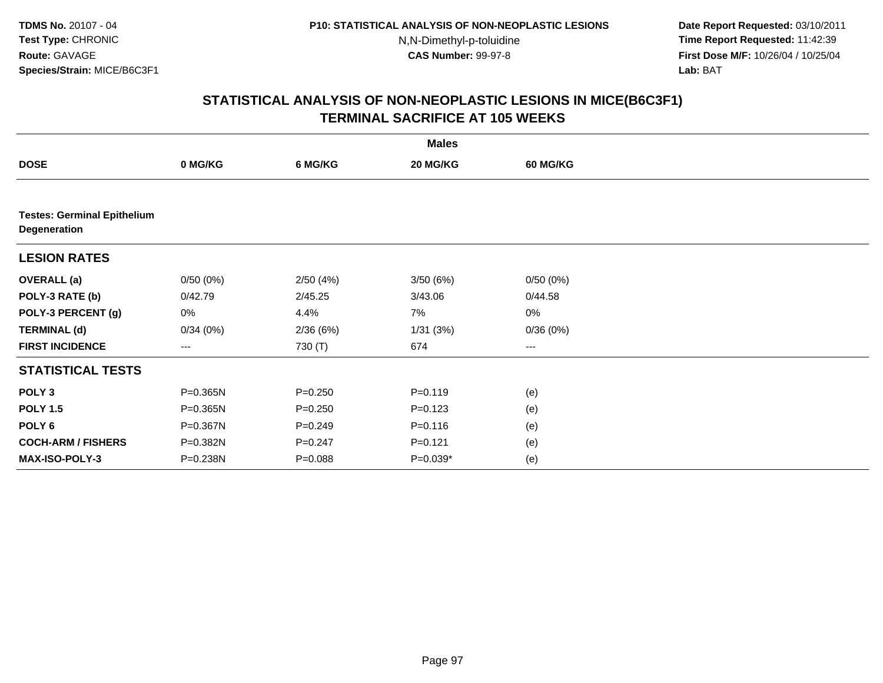**TDMS No.** 20107 - 04
**Test Type:** CHRONIC
**Route:** GAVAGE
**Species/Strain:** MICE/B6C3F1

**P10: STATISTICAL ANALYSIS OF NON-NEOPLASTIC LESIONS**
N,N-Dimethyl-p-toluidine
**CAS Number:** 99-97-8

**Date Report Requested:** 03/10/2011
**Time Report Requested:** 11:42:39
**First Dose M/F:** 10/26/04 / 10/25/04
**Lab:** BAT

## STATISTICAL ANALYSIS OF NON-NEOPLASTIC LESIONS IN MICE(B6C3F1) TERMINAL SACRIFICE AT 105 WEEKS

| | Males | | | |
|---|---|---|---|---|
| **DOSE** | **0 MG/KG** | **6 MG/KG** | **20 MG/KG** | **60 MG/KG** |
| **Testes: Germinal Epithelium Degeneration** | | | | |
| **LESION RATES** | | | | |
| **OVERALL (a)** | 0/50 (0%) | 2/50 (4%) | 3/50 (6%) | 0/50 (0%) |
| **POLY-3 RATE (b)** | 0/42.79 | 2/45.25 | 3/43.06 | 0/44.58 |
| **POLY-3 PERCENT (g)** | 0% | 4.4% | 7% | 0% |
| **TERMINAL (d)** | 0/34 (0%) | 2/36 (6%) | 1/31 (3%) | 0/36 (0%) |
| **FIRST INCIDENCE** | --- | 730 (T) | 674 | --- |
| **STATISTICAL TESTS** | | | | |
| **POLY 3** | P=0.365N | P=0.250 | P=0.119 | (e) |
| **POLY 1.5** | P=0.365N | P=0.250 | P=0.123 | (e) |
| **POLY 6** | P=0.367N | P=0.249 | P=0.116 | (e) |
| **COCH-ARM / FISHERS** | P=0.382N | P=0.247 | P=0.121 | (e) |
| **MAX-ISO-POLY-3** | P=0.238N | P=0.088 | P=0.039* | (e) |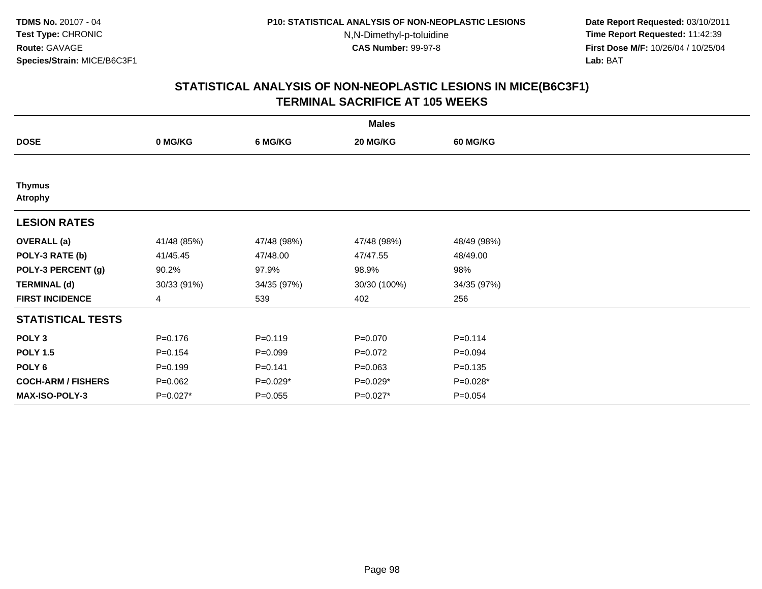# STATISTICAL ANALYSIS OF NON-NEOPLASTIC LESIONS IN MICE(B6C3F1)
## TERMINAL SACRIFICE AT 105 WEEKS

| | Males | | | |
|---|---|---|---|---|
| **DOSE** | **0 MG/KG** | **6 MG/KG** | **20 MG/KG** | **60 MG/KG** |
| **Thymus** | | | | |
| **Atrophy** | | | | |
| **LESION RATES** | | | | |
| **OVERALL (a)** | 41/48 (85%) | 47/48 (98%) | 47/48 (98%) | 48/49 (98%) |
| **POLY-3 RATE (b)** | 41/45.45 | 47/48.00 | 47/47.55 | 48/49.00 |
| **POLY-3 PERCENT (g)** | 90.2% | 97.9% | 98.9% | 98% |
| **TERMINAL (d)** | 30/33 (91%) | 34/35 (97%) | 30/30 (100%) | 34/35 (97%) |
| **FIRST INCIDENCE** | 4 | 539 | 402 | 256 |
| **STATISTICAL TESTS** | | | | |
| **POLY 3** | P=0.176 | P=0.119 | P=0.070 | P=0.114 |
| **POLY 1.5** | P=0.154 | P=0.099 | P=0.072 | P=0.094 |
| **POLY 6** | P=0.199 | P=0.141 | P=0.063 | P=0.135 |
| **COCH-ARM / FISHERS** | P=0.062 | P=0.029* | P=0.029* | P=0.028* |
| **MAX-ISO-POLY-3** | P=0.027* | P=0.055 | P=0.027* | P=0.054 |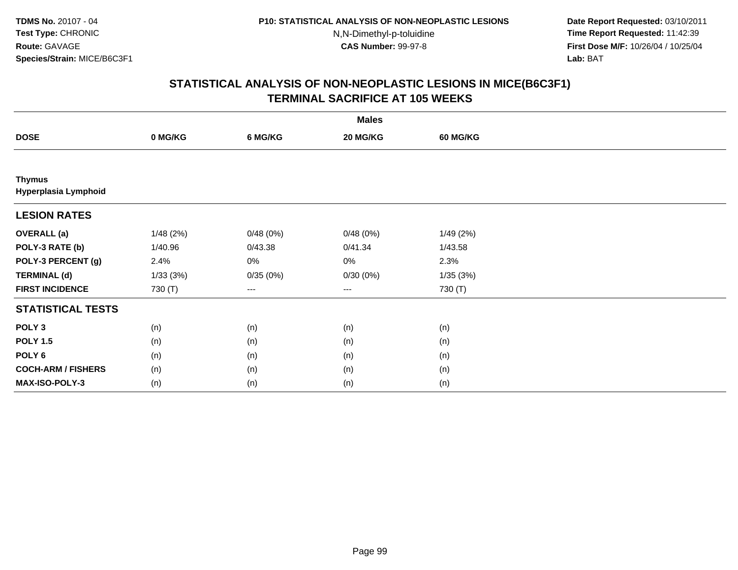**TDMS No.** 20107 - 04
**Test Type:** CHRONIC
**Route:** GAVAGE
**Species/Strain:** MICE/B6C3F1

**P10: STATISTICAL ANALYSIS OF NON-NEOPLASTIC LESIONS**
N,N-Dimethyl-p-toluidine
**CAS Number:** 99-97-8

**Date Report Requested:** 03/10/2011
**Time Report Requested:** 11:42:39
**First Dose M/F:** 10/26/04 / 10/25/04
**Lab:** BAT

## STATISTICAL ANALYSIS OF NON-NEOPLASTIC LESIONS IN MICE(B6C3F1)
## TERMINAL SACRIFICE AT 105 WEEKS

| | Males | | | |
|---|---|---|---|---|
| **DOSE** | **0 MG/KG** | **6 MG/KG** | **20 MG/KG** | **60 MG/KG** |
| **Thymus** | | | | |
| **Hyperplasia Lymphoid** | | | | |
| **LESION RATES** | | | | |
| **OVERALL (a)** | 1/48 (2%) | 0/48 (0%) | 0/48 (0%) | 1/49 (2%) |
| **POLY-3 RATE (b)** | 1/40.96 | 0/43.38 | 0/41.34 | 1/43.58 |
| **POLY-3 PERCENT (g)** | 2.4% | 0% | 0% | 2.3% |
| **TERMINAL (d)** | 1/33 (3%) | 0/35 (0%) | 0/30 (0%) | 1/35 (3%) |
| **FIRST INCIDENCE** | 730 (T) | --- | --- | 730 (T) |
| **STATISTICAL TESTS** | | | | |
| **POLY 3** | (n) | (n) | (n) | (n) |
| **POLY 1.5** | (n) | (n) | (n) | (n) |
| **POLY 6** | (n) | (n) | (n) | (n) |
| **COCH-ARM / FISHERS** | (n) | (n) | (n) | (n) |
| **MAX-ISO-POLY-3** | (n) | (n) | (n) | (n) |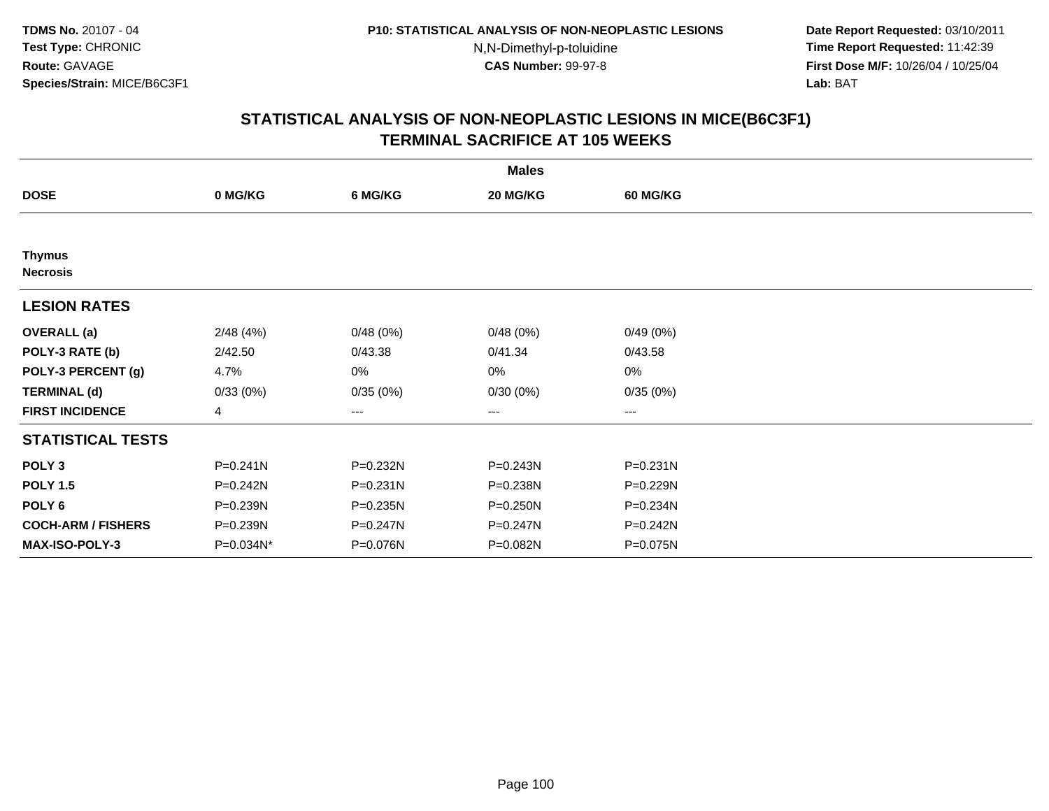TDMS No. 20107 - 04
Test Type: CHRONIC
Route: GAVAGE
Species/Strain: MICE/B6C3F1

P10: STATISTICAL ANALYSIS OF NON-NEOPLASTIC LESIONS
N,N-Dimethyl-p-toluidine
CAS Number: 99-97-8

Date Report Requested: 03/10/2011
Time Report Requested: 11:42:39
First Dose M/F: 10/26/04 / 10/25/04
Lab: BAT

## STATISTICAL ANALYSIS OF NON-NEOPLASTIC LESIONS IN MICE(B6C3F1)
## TERMINAL SACRIFICE AT 105 WEEKS

| | Males | | | |
|---|---|---|---|---|
| **DOSE** | **0 MG/KG** | **6 MG/KG** | **20 MG/KG** | **60 MG/KG** |
| **Thymus** | | | | |
| **Necrosis** | | | | |
| **LESION RATES** | | | | |
| **OVERALL (a)** | 2/48 (4%) | 0/48 (0%) | 0/48 (0%) | 0/49 (0%) |
| **POLY-3 RATE (b)** | 2/42.50 | 0/43.38 | 0/41.34 | 0/43.58 |
| **POLY-3 PERCENT (g)** | 4.7% | 0% | 0% | 0% |
| **TERMINAL (d)** | 0/33 (0%) | 0/35 (0%) | 0/30 (0%) | 0/35 (0%) |
| **FIRST INCIDENCE** | 4 | --- | --- | --- |
| **STATISTICAL TESTS** | | | | |
| **POLY 3** | P=0.241N | P=0.232N | P=0.243N | P=0.231N |
| **POLY 1.5** | P=0.242N | P=0.231N | P=0.238N | P=0.229N |
| **POLY 6** | P=0.239N | P=0.235N | P=0.250N | P=0.234N |
| **COCH-ARM / FISHERS** | P=0.239N | P=0.247N | P=0.247N | P=0.242N |
| **MAX-ISO-POLY-3** | P=0.034N* | P=0.076N | P=0.082N | P=0.075N |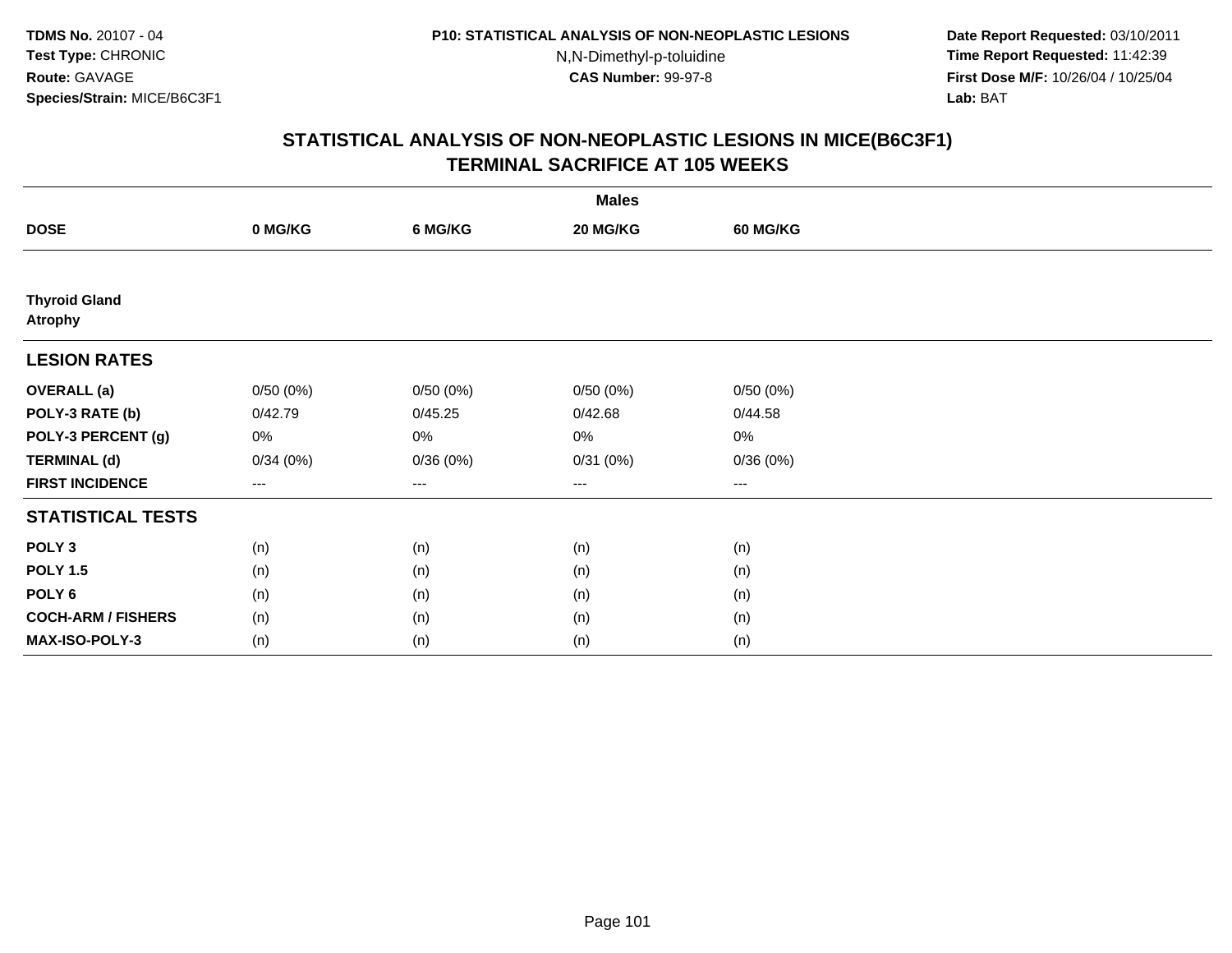**TDMS No.** 20107 - 04
**Test Type:** CHRONIC
**Route:** GAVAGE
**Species/Strain:** MICE/B6C3F1

**P10: STATISTICAL ANALYSIS OF NON-NEOPLASTIC LESIONS**
N,N-Dimethyl-p-toluidine
**CAS Number:** 99-97-8

**Date Report Requested:** 03/10/2011
**Time Report Requested:** 11:42:39
**First Dose M/F:** 10/26/04 / 10/25/04
**Lab:** BAT

## STATISTICAL ANALYSIS OF NON-NEOPLASTIC LESIONS IN MICE(B6C3F1) TERMINAL SACRIFICE AT 105 WEEKS

| | Males | | | |
|---|---|---|---|---|
| **DOSE** | **0 MG/KG** | **6 MG/KG** | **20 MG/KG** | **60 MG/KG** |
| **Thyroid Gland** **Atrophy** | | | | |
| **LESION RATES** | | | | |
| **OVERALL (a)** | 0/50 (0%) | 0/50 (0%) | 0/50 (0%) | 0/50 (0%) |
| **POLY-3 RATE (b)** | 0/42.79 | 0/45.25 | 0/42.68 | 0/44.58 |
| **POLY-3 PERCENT (g)** | 0% | 0% | 0% | 0% |
| **TERMINAL (d)** | 0/34 (0%) | 0/36 (0%) | 0/31 (0%) | 0/36 (0%) |
| **FIRST INCIDENCE** | --- | --- | --- | --- |
| **STATISTICAL TESTS** | | | | |
| **POLY 3** | (n) | (n) | (n) | (n) |
| **POLY 1.5** | (n) | (n) | (n) | (n) |
| **POLY 6** | (n) | (n) | (n) | (n) |
| **COCH-ARM / FISHERS** | (n) | (n) | (n) | (n) |
| **MAX-ISO-POLY-3** | (n) | (n) | (n) | (n) |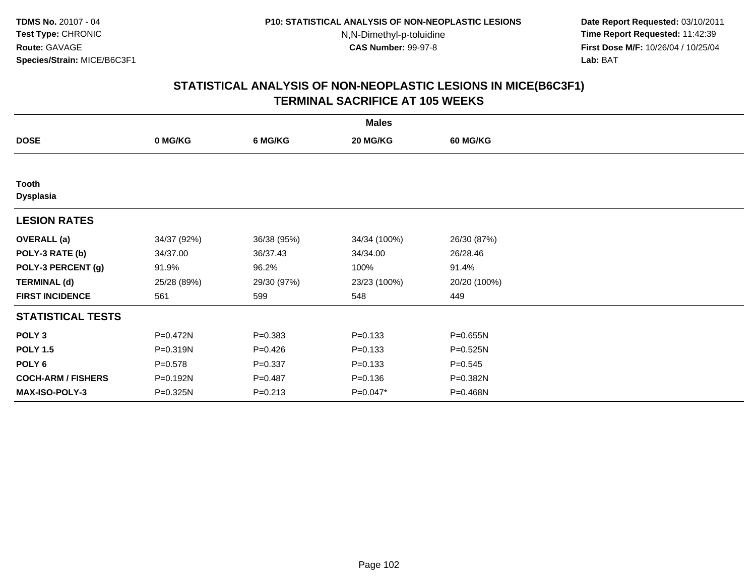# STATISTICAL ANALYSIS OF NON-NEOPLASTIC LESIONS IN MICE(B6C3F1)
## TERMINAL SACRIFICE AT 105 WEEKS

| | Males | | | |
|---|---|---|---|---|
| **DOSE** | **0 MG/KG** | **6 MG/KG** | **20 MG/KG** | **60 MG/KG** |
| **Tooth** | | | | |
| **Dysplasia** | | | | |
| **LESION RATES** | | | | |
| **OVERALL (a)** | 34/37 (92%) | 36/38 (95%) | 34/34 (100%) | 26/30 (87%) |
| **POLY-3 RATE (b)** | 34/37.00 | 36/37.43 | 34/34.00 | 26/28.46 |
| **POLY-3 PERCENT (g)** | 91.9% | 96.2% | 100% | 91.4% |
| **TERMINAL (d)** | 25/28 (89%) | 29/30 (97%) | 23/23 (100%) | 20/20 (100%) |
| **FIRST INCIDENCE** | 561 | 599 | 548 | 449 |
| **STATISTICAL TESTS** | | | | |
| **POLY 3** | P=0.472N | P=0.383 | P=0.133 | P=0.655N |
| **POLY 1.5** | P=0.319N | P=0.426 | P=0.133 | P=0.525N |
| **POLY 6** | P=0.578 | P=0.337 | P=0.133 | P=0.545 |
| **COCH-ARM / FISHERS** | P=0.192N | P=0.487 | P=0.136 | P=0.382N |
| **MAX-ISO-POLY-3** | P=0.325N | P=0.213 | P=0.047* | P=0.468N |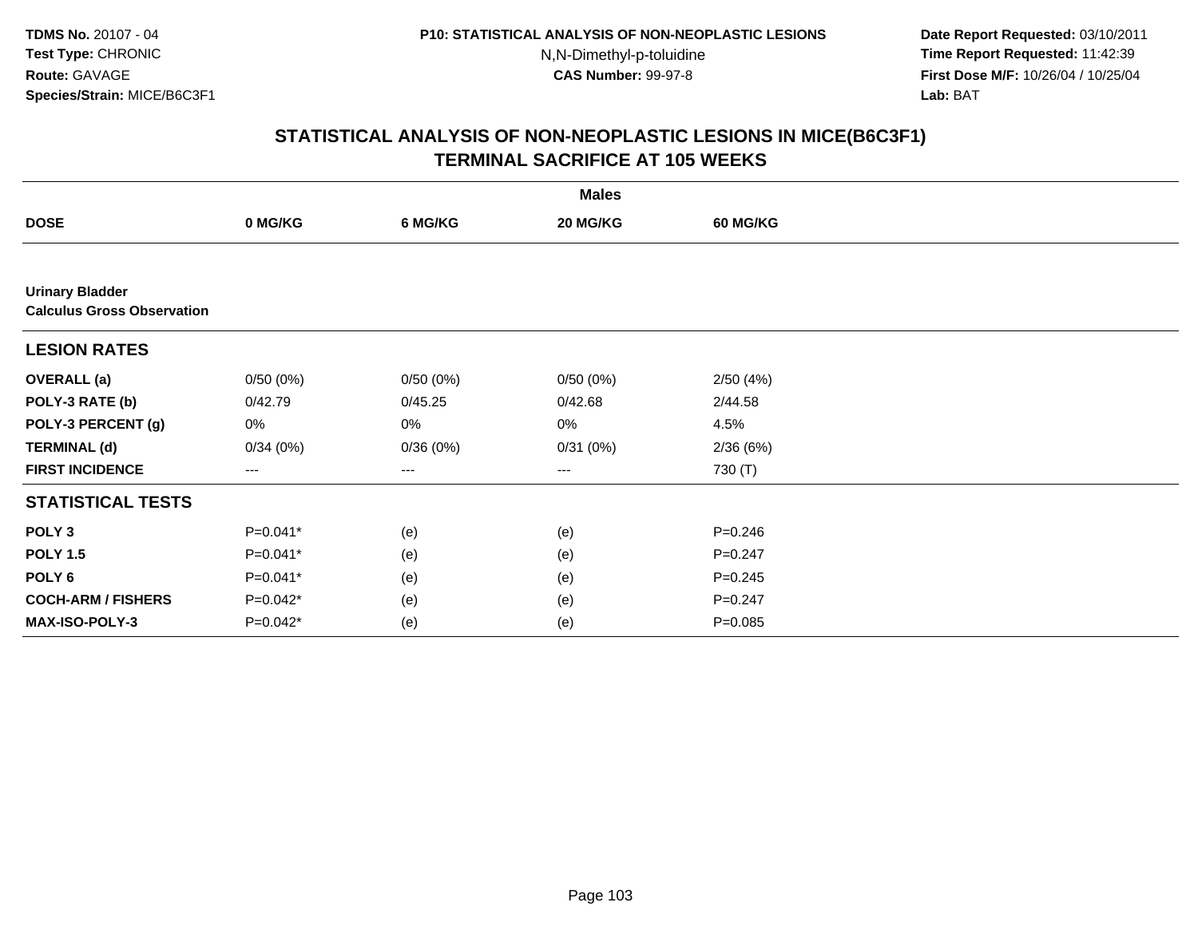TDMS No. 20107 - 04
Test Type: CHRONIC
Route: GAVAGE
Species/Strain: MICE/B6C3F1

P10: STATISTICAL ANALYSIS OF NON-NEOPLASTIC LESIONS
N,N-Dimethyl-p-toluidine
CAS Number: 99-97-8

Date Report Requested: 03/10/2011
Time Report Requested: 11:42:39
First Dose M/F: 10/26/04 / 10/25/04
Lab: BAT

## STATISTICAL ANALYSIS OF NON-NEOPLASTIC LESIONS IN MICE(B6C3F1)
## TERMINAL SACRIFICE AT 105 WEEKS

| | Males | | | |
|---|---|---|---|---|
| **DOSE** | **0 MG/KG** | **6 MG/KG** | **20 MG/KG** | **60 MG/KG** |
| **Urinary Bladder** | | | | |
| **Calculus Gross Observation** | | | | |
| **LESION RATES** | | | | |
| **OVERALL (a)** | 0/50 (0%) | 0/50 (0%) | 0/50 (0%) | 2/50 (4%) |
| **POLY-3 RATE (b)** | 0/42.79 | 0/45.25 | 0/42.68 | 2/44.58 |
| **POLY-3 PERCENT (g)** | 0% | 0% | 0% | 4.5% |
| **TERMINAL (d)** | 0/34 (0%) | 0/36 (0%) | 0/31 (0%) | 2/36 (6%) |
| **FIRST INCIDENCE** | --- | --- | --- | 730 (T) |
| **STATISTICAL TESTS** | | | | |
| **POLY 3** | P=0.041* | (e) | (e) | P=0.246 |
| **POLY 1.5** | P=0.041* | (e) | (e) | P=0.247 |
| **POLY 6** | P=0.041* | (e) | (e) | P=0.245 |
| **COCH-ARM / FISHERS** | P=0.042* | (e) | (e) | P=0.247 |
| **MAX-ISO-POLY-3** | P=0.042* | (e) | (e) | P=0.085 |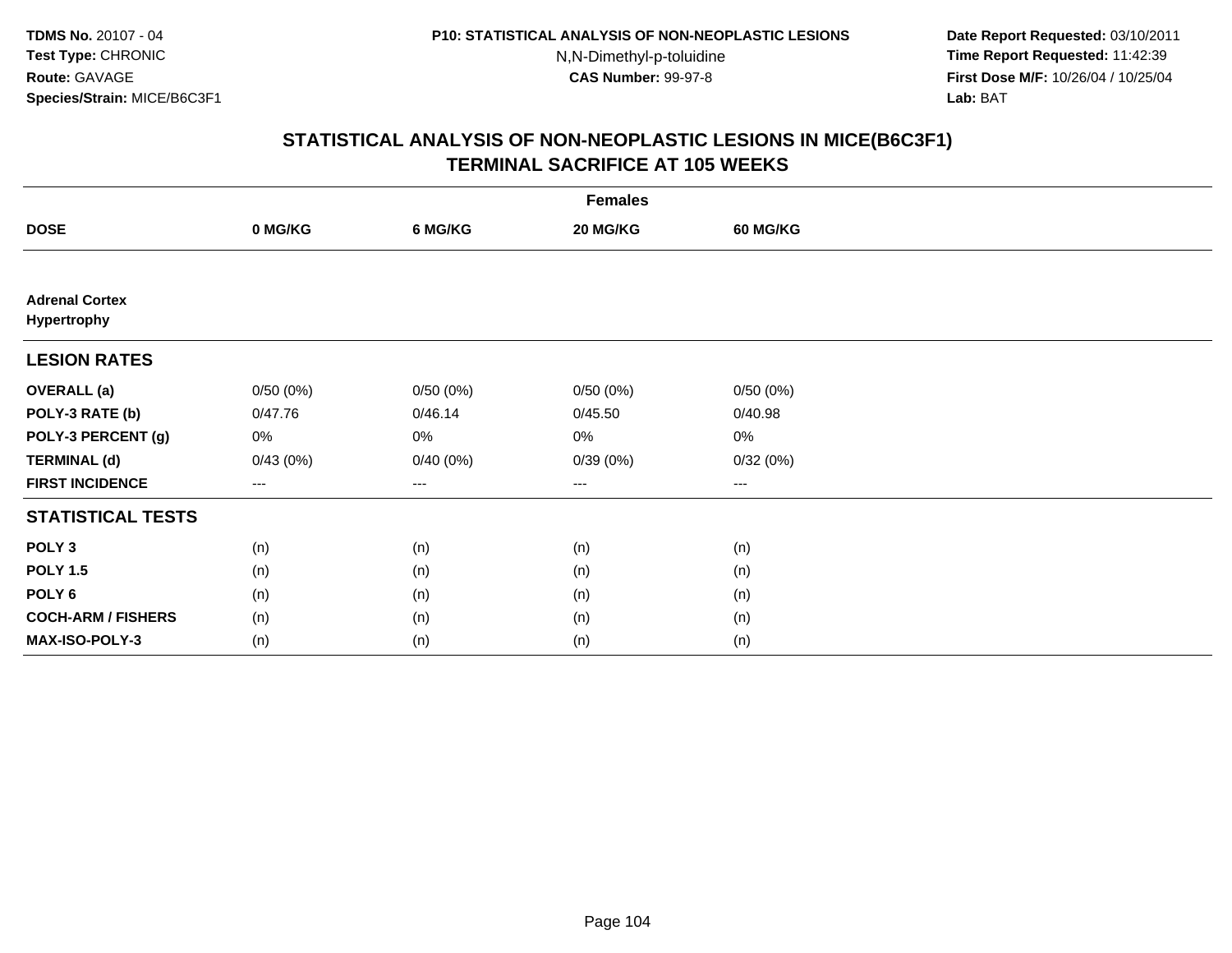**TDMS No.** 20107 - 04
**Test Type:** CHRONIC
**Route:** GAVAGE
**Species/Strain:** MICE/B6C3F1

**P10: STATISTICAL ANALYSIS OF NON-NEOPLASTIC LESIONS**
N,N-Dimethyl-p-toluidine
**CAS Number:** 99-97-8

**Date Report Requested:** 03/10/2011
**Time Report Requested:** 11:42:39
**First Dose M/F:** 10/26/04 / 10/25/04
**Lab:** BAT

## STATISTICAL ANALYSIS OF NON-NEOPLASTIC LESIONS IN MICE(B6C3F1) TERMINAL SACRIFICE AT 105 WEEKS

| Females | | | | |
|---|---|---|---|---|
| **DOSE** | **0 MG/KG** | **6 MG/KG** | **20 MG/KG** | **60 MG/KG** |
| **Adrenal Cortex Hypertrophy** | | | | |
| **LESION RATES** | | | | |
| **OVERALL (a)** | 0/50 (0%) | 0/50 (0%) | 0/50 (0%) | 0/50 (0%) |
| **POLY-3 RATE (b)** | 0/47.76 | 0/46.14 | 0/45.50 | 0/40.98 |
| **POLY-3 PERCENT (g)** | 0% | 0% | 0% | 0% |
| **TERMINAL (d)** | 0/43 (0%) | 0/40 (0%) | 0/39 (0%) | 0/32 (0%) |
| **FIRST INCIDENCE** | --- | --- | --- | --- |
| **STATISTICAL TESTS** | | | | |
| **POLY 3** | (n) | (n) | (n) | (n) |
| **POLY 1.5** | (n) | (n) | (n) | (n) |
| **POLY 6** | (n) | (n) | (n) | (n) |
| **COCH-ARM / FISHERS** | (n) | (n) | (n) | (n) |
| **MAX-ISO-POLY-3** | (n) | (n) | (n) | (n) |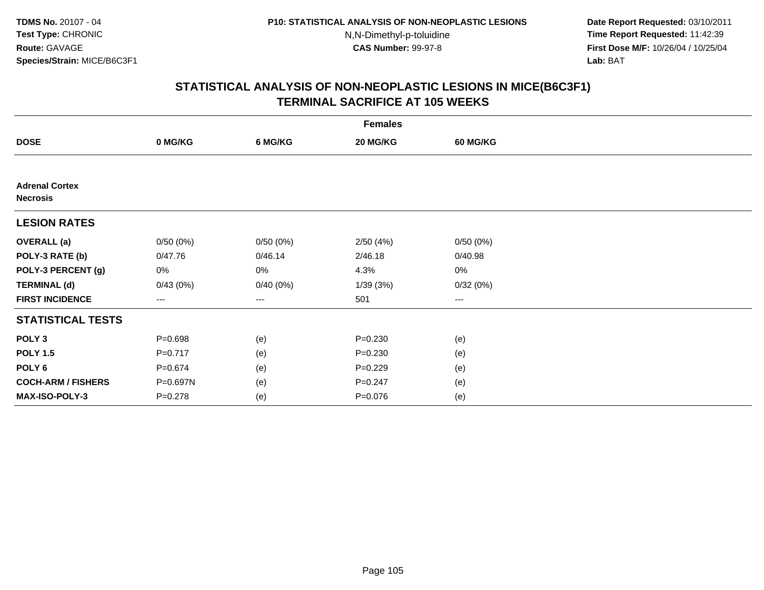**TDMS No.** 20107 - 04
**Test Type:** CHRONIC
**Route:** GAVAGE
**Species/Strain:** MICE/B6C3F1

**P10: STATISTICAL ANALYSIS OF NON-NEOPLASTIC LESIONS**
N,N-Dimethyl-p-toluidine
**CAS Number:** 99-97-8

**Date Report Requested:** 03/10/2011
**Time Report Requested:** 11:42:39
**First Dose M/F:** 10/26/04 / 10/25/04
**Lab:** BAT

## STATISTICAL ANALYSIS OF NON-NEOPLASTIC LESIONS IN MICE(B6C3F1)
## TERMINAL SACRIFICE AT 105 WEEKS

| | Females | | | |
|---|---|---|---|---|
| **DOSE** | **0 MG/KG** | **6 MG/KG** | **20 MG/KG** | **60 MG/KG** |
| **Adrenal Cortex** | | | | |
| **Necrosis** | | | | |
| **LESION RATES** | | | | |
| **OVERALL (a)** | 0/50 (0%) | 0/50 (0%) | 2/50 (4%) | 0/50 (0%) |
| **POLY-3 RATE (b)** | 0/47.76 | 0/46.14 | 2/46.18 | 0/40.98 |
| **POLY-3 PERCENT (g)** | 0% | 0% | 4.3% | 0% |
| **TERMINAL (d)** | 0/43 (0%) | 0/40 (0%) | 1/39 (3%) | 0/32 (0%) |
| **FIRST INCIDENCE** | --- | --- | 501 | --- |
| **STATISTICAL TESTS** | | | | |
| **POLY 3** | P=0.698 | (e) | P=0.230 | (e) |
| **POLY 1.5** | P=0.717 | (e) | P=0.230 | (e) |
| **POLY 6** | P=0.674 | (e) | P=0.229 | (e) |
| **COCH-ARM / FISHERS** | P=0.697N | (e) | P=0.247 | (e) |
| **MAX-ISO-POLY-3** | P=0.278 | (e) | P=0.076 | (e) |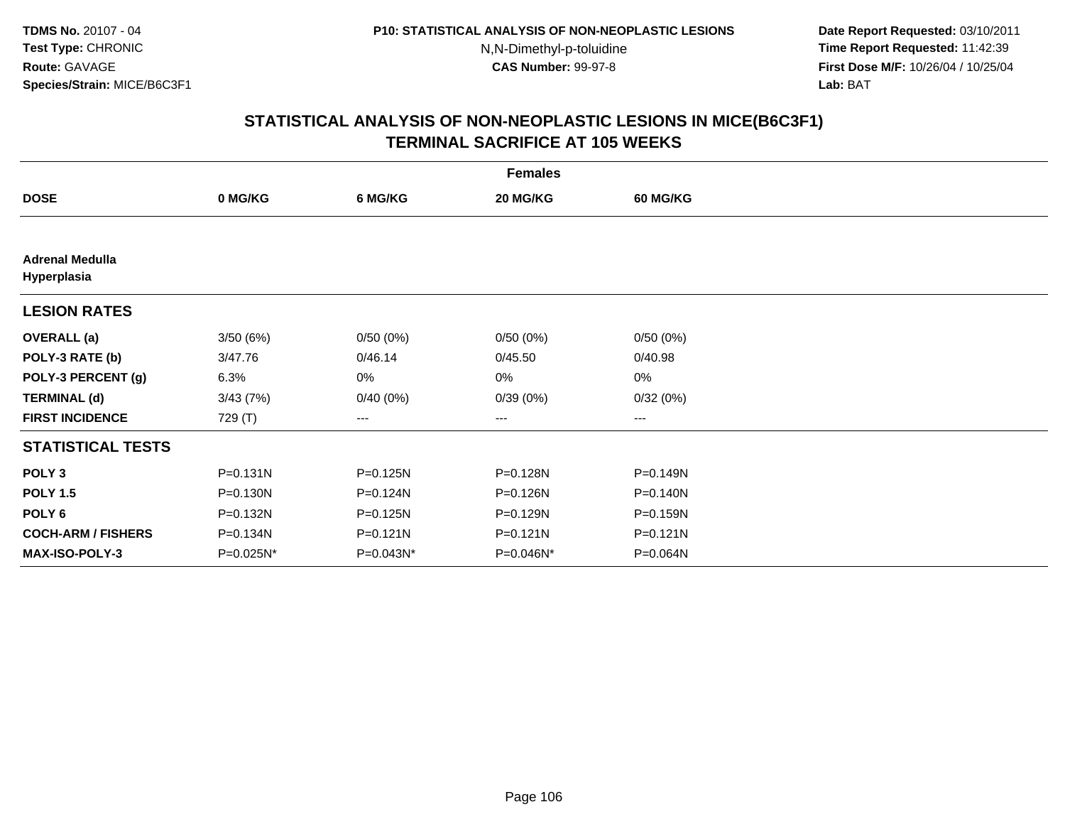TDMS No. 20107 - 04
Test Type: CHRONIC
Route: GAVAGE
Species/Strain: MICE/B6C3F1

P10: STATISTICAL ANALYSIS OF NON-NEOPLASTIC LESIONS
N,N-Dimethyl-p-toluidine
CAS Number: 99-97-8

Date Report Requested: 03/10/2011
Time Report Requested: 11:42:39
First Dose M/F: 10/26/04 / 10/25/04
Lab: BAT

## STATISTICAL ANALYSIS OF NON-NEOPLASTIC LESIONS IN MICE(B6C3F1)
## TERMINAL SACRIFICE AT 105 WEEKS

| | Females | | | |
|---|---|---|---|---|
| **DOSE** | **0 MG/KG** | **6 MG/KG** | **20 MG/KG** | **60 MG/KG** |
| **Adrenal Medulla** | | | | |
| **Hyperplasia** | | | | |
| **LESION RATES** | | | | |
| **OVERALL (a)** | 3/50 (6%) | 0/50 (0%) | 0/50 (0%) | 0/50 (0%) |
| **POLY-3 RATE (b)** | 3/47.76 | 0/46.14 | 0/45.50 | 0/40.98 |
| **POLY-3 PERCENT (g)** | 6.3% | 0% | 0% | 0% |
| **TERMINAL (d)** | 3/43 (7%) | 0/40 (0%) | 0/39 (0%) | 0/32 (0%) |
| **FIRST INCIDENCE** | 729 (T) | --- | --- | --- |
| **STATISTICAL TESTS** | | | | |
| **POLY 3** | P=0.131N | P=0.125N | P=0.128N | P=0.149N |
| **POLY 1.5** | P=0.130N | P=0.124N | P=0.126N | P=0.140N |
| **POLY 6** | P=0.132N | P=0.125N | P=0.129N | P=0.159N |
| **COCH-ARM / FISHERS** | P=0.134N | P=0.121N | P=0.121N | P=0.121N |
| **MAX-ISO-POLY-3** | P=0.025N* | P=0.043N* | P=0.046N* | P=0.064N |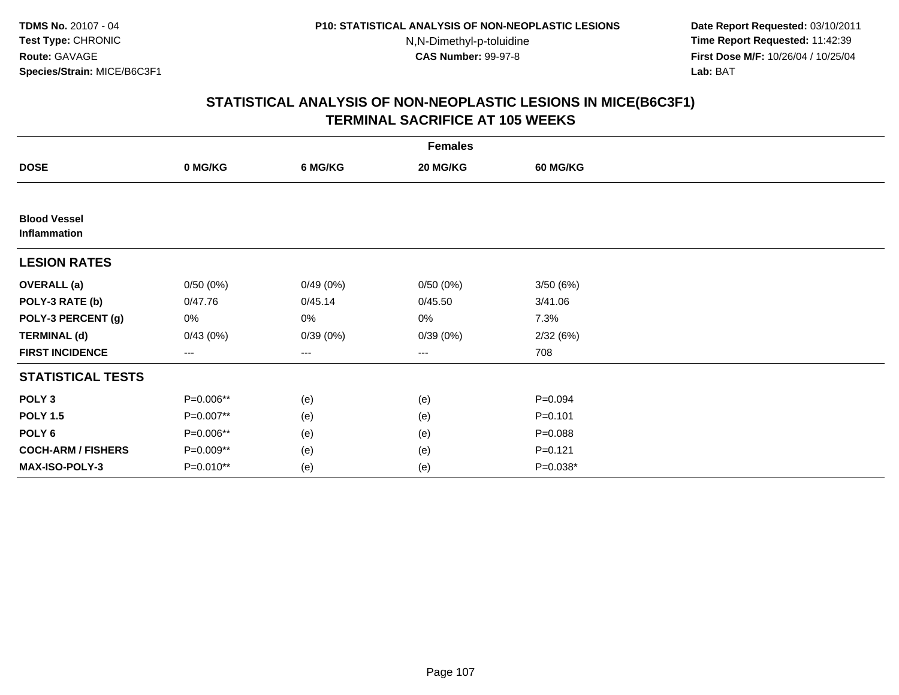**TDMS No.** 20107 - 04
**Test Type:** CHRONIC
**Route:** GAVAGE
**Species/Strain:** MICE/B6C3F1

**P10: STATISTICAL ANALYSIS OF NON-NEOPLASTIC LESIONS**
N,N-Dimethyl-p-toluidine
**CAS Number:** 99-97-8

**Date Report Requested:** 03/10/2011
**Time Report Requested:** 11:42:39
**First Dose M/F:** 10/26/04 / 10/25/04
**Lab:** BAT

## STATISTICAL ANALYSIS OF NON-NEOPLASTIC LESIONS IN MICE(B6C3F1)
## TERMINAL SACRIFICE AT 105 WEEKS

| | Females | | | |
|---|---|---|---|---|
| **DOSE** | **0 MG/KG** | **6 MG/KG** | **20 MG/KG** | **60 MG/KG** |
| **Blood Vessel** | | | | |
| **Inflammation** | | | | |
| **LESION RATES** | | | | |
| **OVERALL (a)** | 0/50 (0%) | 0/49 (0%) | 0/50 (0%) | 3/50 (6%) |
| **POLY-3 RATE (b)** | 0/47.76 | 0/45.14 | 0/45.50 | 3/41.06 |
| **POLY-3 PERCENT (g)** | 0% | 0% | 0% | 7.3% |
| **TERMINAL (d)** | 0/43 (0%) | 0/39 (0%) | 0/39 (0%) | 2/32 (6%) |
| **FIRST INCIDENCE** | --- | --- | --- | 708 |
| **STATISTICAL TESTS** | | | | |
| **POLY 3** | P=0.006** | (e) | (e) | P=0.094 |
| **POLY 1.5** | P=0.007** | (e) | (e) | P=0.101 |
| **POLY 6** | P=0.006** | (e) | (e) | P=0.088 |
| **COCH-ARM / FISHERS** | P=0.009** | (e) | (e) | P=0.121 |
| **MAX-ISO-POLY-3** | P=0.010** | (e) | (e) | P=0.038* |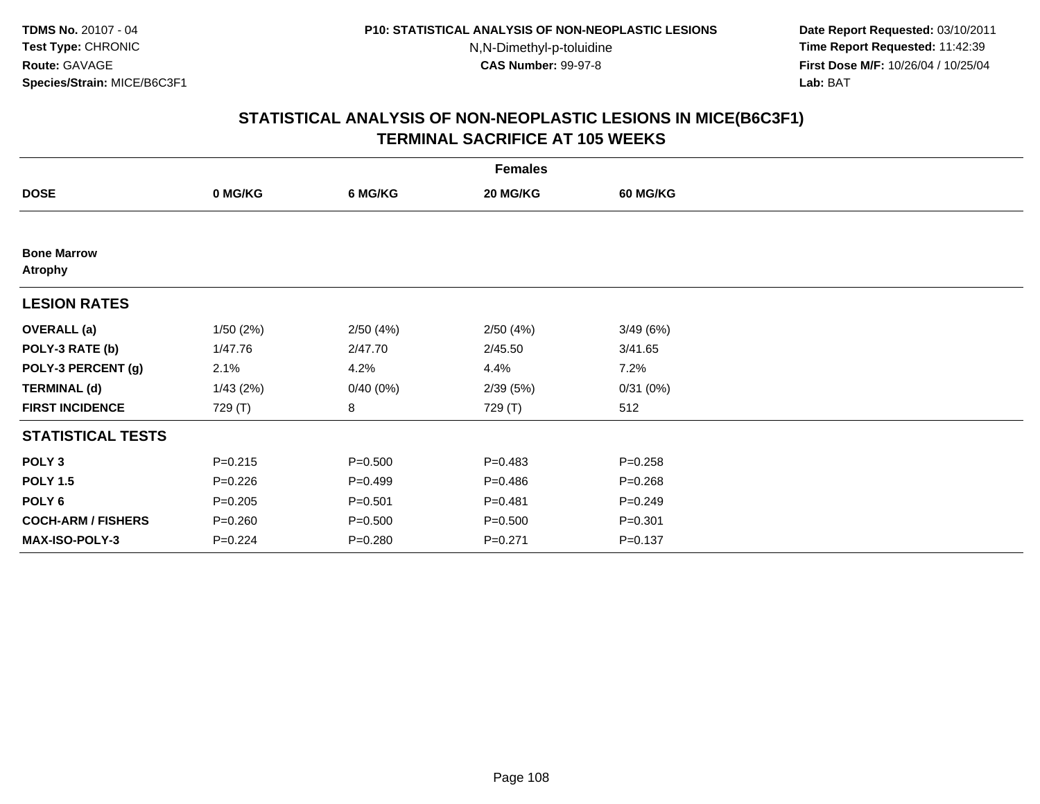**TDMS No.** 20107 - 04
**Test Type:** CHRONIC
**Route:** GAVAGE
**Species/Strain:** MICE/B6C3F1

**P10: STATISTICAL ANALYSIS OF NON-NEOPLASTIC LESIONS**
N,N-Dimethyl-p-toluidine
**CAS Number:** 99-97-8

**Date Report Requested:** 03/10/2011
**Time Report Requested:** 11:42:39
**First Dose M/F:** 10/26/04 / 10/25/04
**Lab:** BAT

## STATISTICAL ANALYSIS OF NON-NEOPLASTIC LESIONS IN MICE(B6C3F1) TERMINAL SACRIFICE AT 105 WEEKS

| | Females | | | |
|---|---|---|---|---|
| **DOSE** | **0 MG/KG** | **6 MG/KG** | **20 MG/KG** | **60 MG/KG** |
| **Bone Marrow** | | | | |
| **Atrophy** | | | | |
| **LESION RATES** | | | | |
| **OVERALL (a)** | 1/50 (2%) | 2/50 (4%) | 2/50 (4%) | 3/49 (6%) |
| **POLY-3 RATE (b)** | 1/47.76 | 2/47.70 | 2/45.50 | 3/41.65 |
| **POLY-3 PERCENT (g)** | 2.1% | 4.2% | 4.4% | 7.2% |
| **TERMINAL (d)** | 1/43 (2%) | 0/40 (0%) | 2/39 (5%) | 0/31 (0%) |
| **FIRST INCIDENCE** | 729 (T) | 8 | 729 (T) | 512 |
| **STATISTICAL TESTS** | | | | |
| **POLY 3** | P=0.215 | P=0.500 | P=0.483 | P=0.258 |
| **POLY 1.5** | P=0.226 | P=0.499 | P=0.486 | P=0.268 |
| **POLY 6** | P=0.205 | P=0.501 | P=0.481 | P=0.249 |
| **COCH-ARM / FISHERS** | P=0.260 | P=0.500 | P=0.500 | P=0.301 |
| **MAX-ISO-POLY-3** | P=0.224 | P=0.280 | P=0.271 | P=0.137 |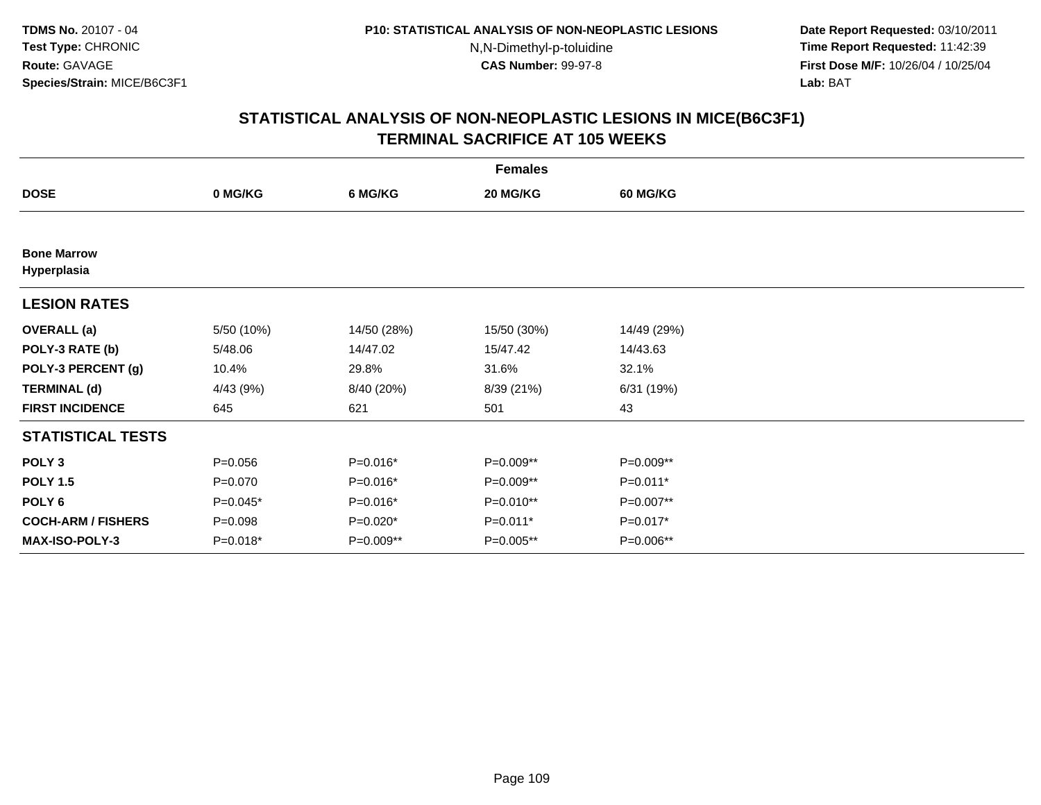TDMS No. 20107 - 04
Test Type: CHRONIC
Route: GAVAGE
Species/Strain: MICE/B6C3F1

P10: STATISTICAL ANALYSIS OF NON-NEOPLASTIC LESIONS
N,N-Dimethyl-p-toluidine
CAS Number: 99-97-8

Date Report Requested: 03/10/2011
Time Report Requested: 11:42:39
First Dose M/F: 10/26/04 / 10/25/04
Lab: BAT

## STATISTICAL ANALYSIS OF NON-NEOPLASTIC LESIONS IN MICE(B6C3F1)
## TERMINAL SACRIFICE AT 105 WEEKS

| | Females | | | |
|---|---|---|---|---|
| **DOSE** | **0 MG/KG** | **6 MG/KG** | **20 MG/KG** | **60 MG/KG** |
| **Bone Marrow** | | | | |
| **Hyperplasia** | | | | |
| **LESION RATES** | | | | |
| **OVERALL (a)** | 5/50 (10%) | 14/50 (28%) | 15/50 (30%) | 14/49 (29%) |
| **POLY-3 RATE (b)** | 5/48.06 | 14/47.02 | 15/47.42 | 14/43.63 |
| **POLY-3 PERCENT (g)** | 10.4% | 29.8% | 31.6% | 32.1% |
| **TERMINAL (d)** | 4/43 (9%) | 8/40 (20%) | 8/39 (21%) | 6/31 (19%) |
| **FIRST INCIDENCE** | 645 | 621 | 501 | 43 |
| **STATISTICAL TESTS** | | | | |
| **POLY 3** | P=0.056 | P=0.016* | P=0.009** | P=0.009** |
| **POLY 1.5** | P=0.070 | P=0.016* | P=0.009** | P=0.011* |
| **POLY 6** | P=0.045* | P=0.016* | P=0.010** | P=0.007** |
| **COCH-ARM / FISHERS** | P=0.098 | P=0.020* | P=0.011* | P=0.017* |
| **MAX-ISO-POLY-3** | P=0.018* | P=0.009** | P=0.005** | P=0.006** |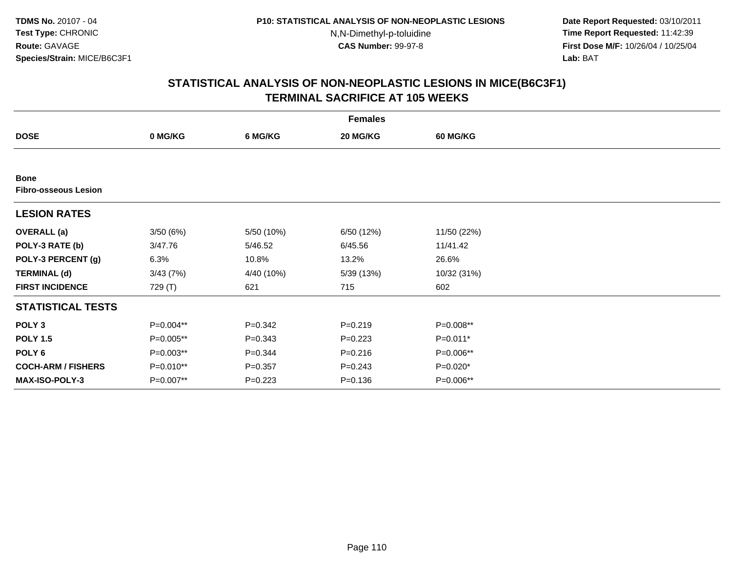**TDMS No.** 20107 - 04
**Test Type:** CHRONIC
**Route:** GAVAGE
**Species/Strain:** MICE/B6C3F1

**P10: STATISTICAL ANALYSIS OF NON-NEOPLASTIC LESIONS**
N,N-Dimethyl-p-toluidine
**CAS Number:** 99-97-8

**Date Report Requested:** 03/10/2011
**Time Report Requested:** 11:42:39
**First Dose M/F:** 10/26/04 / 10/25/04
**Lab:** BAT

## STATISTICAL ANALYSIS OF NON-NEOPLASTIC LESIONS IN MICE(B6C3F1)
## TERMINAL SACRIFICE AT 105 WEEKS

| | Females | | | |
|---|---|---|---|---|
| **DOSE** | **0 MG/KG** | **6 MG/KG** | **20 MG/KG** | **60 MG/KG** |
| **Bone** | | | | |
| **Fibro-osseous Lesion** | | | | |
| **LESION RATES** | | | | |
| **OVERALL (a)** | 3/50 (6%) | 5/50 (10%) | 6/50 (12%) | 11/50 (22%) |
| **POLY-3 RATE (b)** | 3/47.76 | 5/46.52 | 6/45.56 | 11/41.42 |
| **POLY-3 PERCENT (g)** | 6.3% | 10.8% | 13.2% | 26.6% |
| **TERMINAL (d)** | 3/43 (7%) | 4/40 (10%) | 5/39 (13%) | 10/32 (31%) |
| **FIRST INCIDENCE** | 729 (T) | 621 | 715 | 602 |
| **STATISTICAL TESTS** | | | | |
| **POLY 3** | P=0.004** | P=0.342 | P=0.219 | P=0.008** |
| **POLY 1.5** | P=0.005** | P=0.343 | P=0.223 | P=0.011* |
| **POLY 6** | P=0.003** | P=0.344 | P=0.216 | P=0.006** |
| **COCH-ARM / FISHERS** | P=0.010** | P=0.357 | P=0.243 | P=0.020* |
| **MAX-ISO-POLY-3** | P=0.007** | P=0.223 | P=0.136 | P=0.006** |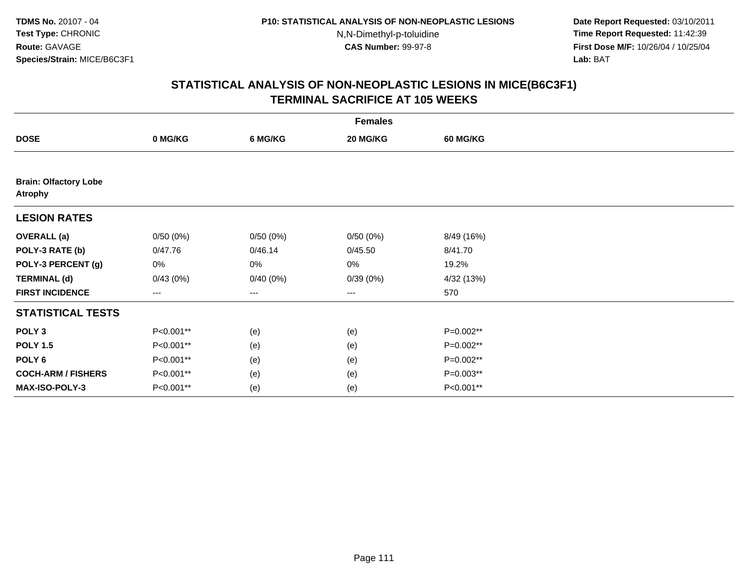**TDMS No.** 20107 - 04
**Test Type:** CHRONIC
**Route:** GAVAGE
**Species/Strain:** MICE/B6C3F1

**P10: STATISTICAL ANALYSIS OF NON-NEOPLASTIC LESIONS**
N,N-Dimethyl-p-toluidine
**CAS Number:** 99-97-8

**Date Report Requested:** 03/10/2011
**Time Report Requested:** 11:42:39
**First Dose M/F:** 10/26/04 / 10/25/04
**Lab:** BAT

## STATISTICAL ANALYSIS OF NON-NEOPLASTIC LESIONS IN MICE(B6C3F1)
## TERMINAL SACRIFICE AT 105 WEEKS

| | Females | | | |
|---|---|---|---|---|
| **DOSE** | **0 MG/KG** | **6 MG/KG** | **20 MG/KG** | **60 MG/KG** |
| **Brain: Olfactory Lobe** **Atrophy** | | | | |
| **LESION RATES** | | | | |
| **OVERALL (a)** | 0/50 (0%) | 0/50 (0%) | 0/50 (0%) | 8/49 (16%) |
| **POLY-3 RATE (b)** | 0/47.76 | 0/46.14 | 0/45.50 | 8/41.70 |
| **POLY-3 PERCENT (g)** | 0% | 0% | 0% | 19.2% |
| **TERMINAL (d)** | 0/43 (0%) | 0/40 (0%) | 0/39 (0%) | 4/32 (13%) |
| **FIRST INCIDENCE** | --- | --- | --- | 570 |
| **STATISTICAL TESTS** | | | | |
| **POLY 3** | P<0.001** | (e) | (e) | P=0.002** |
| **POLY 1.5** | P<0.001** | (e) | (e) | P=0.002** |
| **POLY 6** | P<0.001** | (e) | (e) | P=0.002** |
| **COCH-ARM / FISHERS** | P<0.001** | (e) | (e) | P=0.003** |
| **MAX-ISO-POLY-3** | P<0.001** | (e) | (e) | P<0.001** |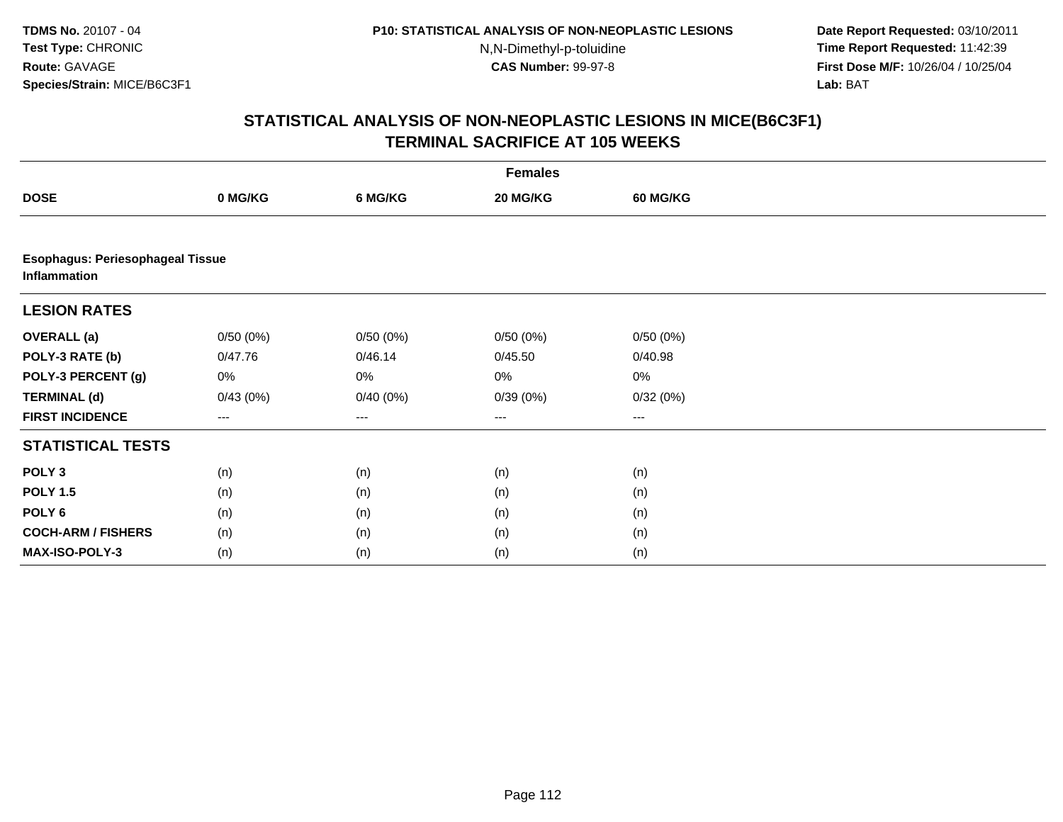# STATISTICAL ANALYSIS OF NON-NEOPLASTIC LESIONS IN MICE(B6C3F1)
## TERMINAL SACRIFICE AT 105 WEEKS

| | Females | | | |
|---|---|---|---|---|
| **DOSE** | **0 MG/KG** | **6 MG/KG** | **20 MG/KG** | **60 MG/KG** |
| **Esophagus: Periesophageal Tissue** | | | | |
| **Inflammation** | | | | |
| **LESION RATES** | | | | |
| **OVERALL (a)** | 0/50 (0%) | 0/50 (0%) | 0/50 (0%) | 0/50 (0%) |
| **POLY-3 RATE (b)** | 0/47.76 | 0/46.14 | 0/45.50 | 0/40.98 |
| **POLY-3 PERCENT (g)** | 0% | 0% | 0% | 0% |
| **TERMINAL (d)** | 0/43 (0%) | 0/40 (0%) | 0/39 (0%) | 0/32 (0%) |
| **FIRST INCIDENCE** | --- | --- | --- | --- |
| **STATISTICAL TESTS** | | | | |
| **POLY 3** | (n) | (n) | (n) | (n) |
| **POLY 1.5** | (n) | (n) | (n) | (n) |
| **POLY 6** | (n) | (n) | (n) | (n) |
| **COCH-ARM / FISHERS** | (n) | (n) | (n) | (n) |
| **MAX-ISO-POLY-3** | (n) | (n) | (n) | (n) |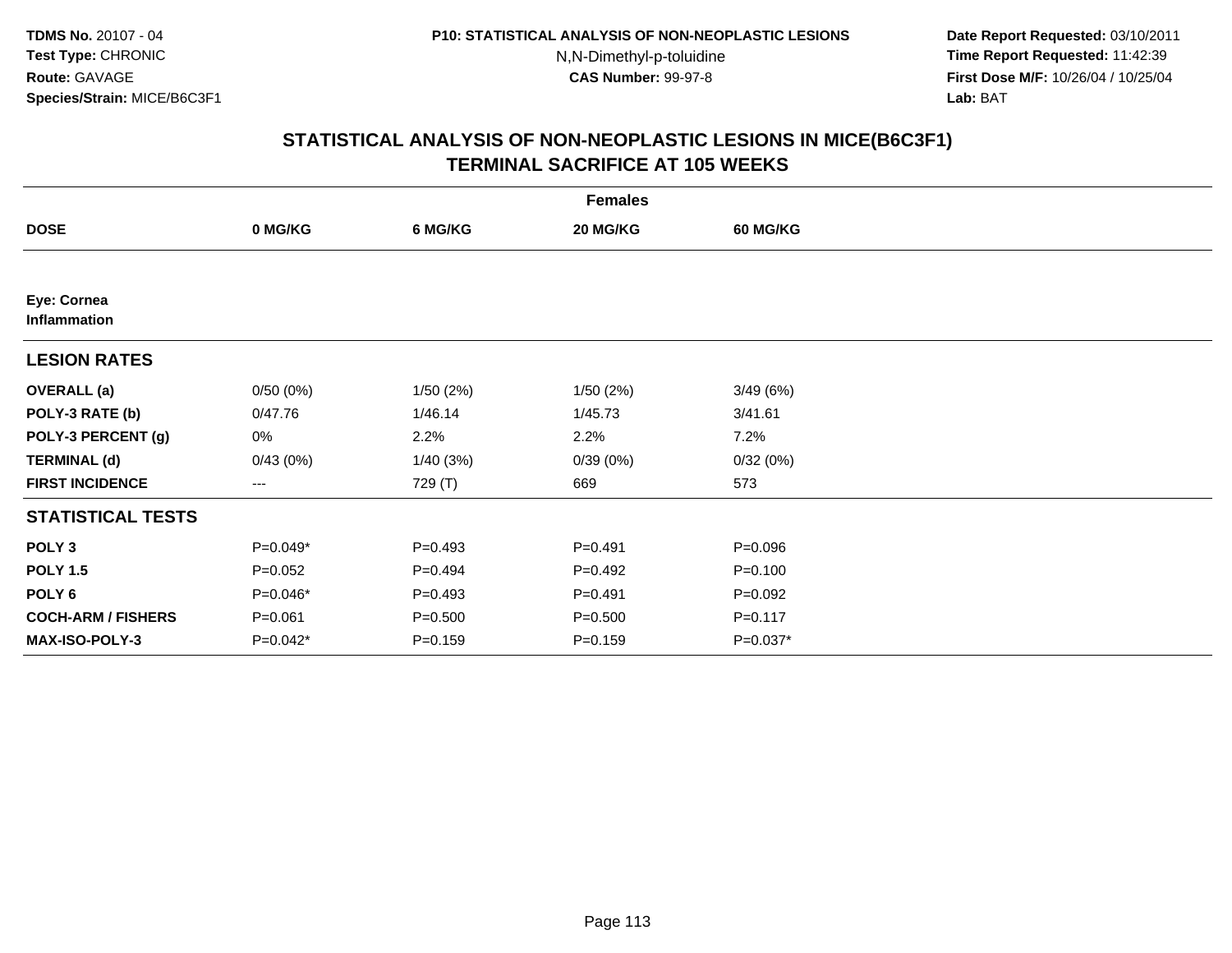TDMS No. 20107 - 04
Test Type: CHRONIC
Route: GAVAGE
Species/Strain: MICE/B6C3F1

P10: STATISTICAL ANALYSIS OF NON-NEOPLASTIC LESIONS
N,N-Dimethyl-p-toluidine
CAS Number: 99-97-8

Date Report Requested: 03/10/2011
Time Report Requested: 11:42:39
First Dose M/F: 10/26/04 / 10/25/04
Lab: BAT

## STATISTICAL ANALYSIS OF NON-NEOPLASTIC LESIONS IN MICE(B6C3F1)
## TERMINAL SACRIFICE AT 105 WEEKS

| Females | | | | |
|---|---|---|---|---|
| **DOSE** | **0 MG/KG** | **6 MG/KG** | **20 MG/KG** | **60 MG/KG** |
| **Eye: Cornea** **Inflammation** | | | | |
| **LESION RATES** | | | | |
| **OVERALL (a)** | 0/50 (0%) | 1/50 (2%) | 1/50 (2%) | 3/49 (6%) |
| **POLY-3 RATE (b)** | 0/47.76 | 1/46.14 | 1/45.73 | 3/41.61 |
| **POLY-3 PERCENT (g)** | 0% | 2.2% | 2.2% | 7.2% |
| **TERMINAL (d)** | 0/43 (0%) | 1/40 (3%) | 0/39 (0%) | 0/32 (0%) |
| **FIRST INCIDENCE** | --- | 729 (T) | 669 | 573 |
| **STATISTICAL TESTS** | | | | |
| **POLY 3** | P=0.049* | P=0.493 | P=0.491 | P=0.096 |
| **POLY 1.5** | P=0.052 | P=0.494 | P=0.492 | P=0.100 |
| **POLY 6** | P=0.046* | P=0.493 | P=0.491 | P=0.092 |
| **COCH-ARM / FISHERS** | P=0.061 | P=0.500 | P=0.500 | P=0.117 |
| **MAX-ISO-POLY-3** | P=0.042* | P=0.159 | P=0.159 | P=0.037* |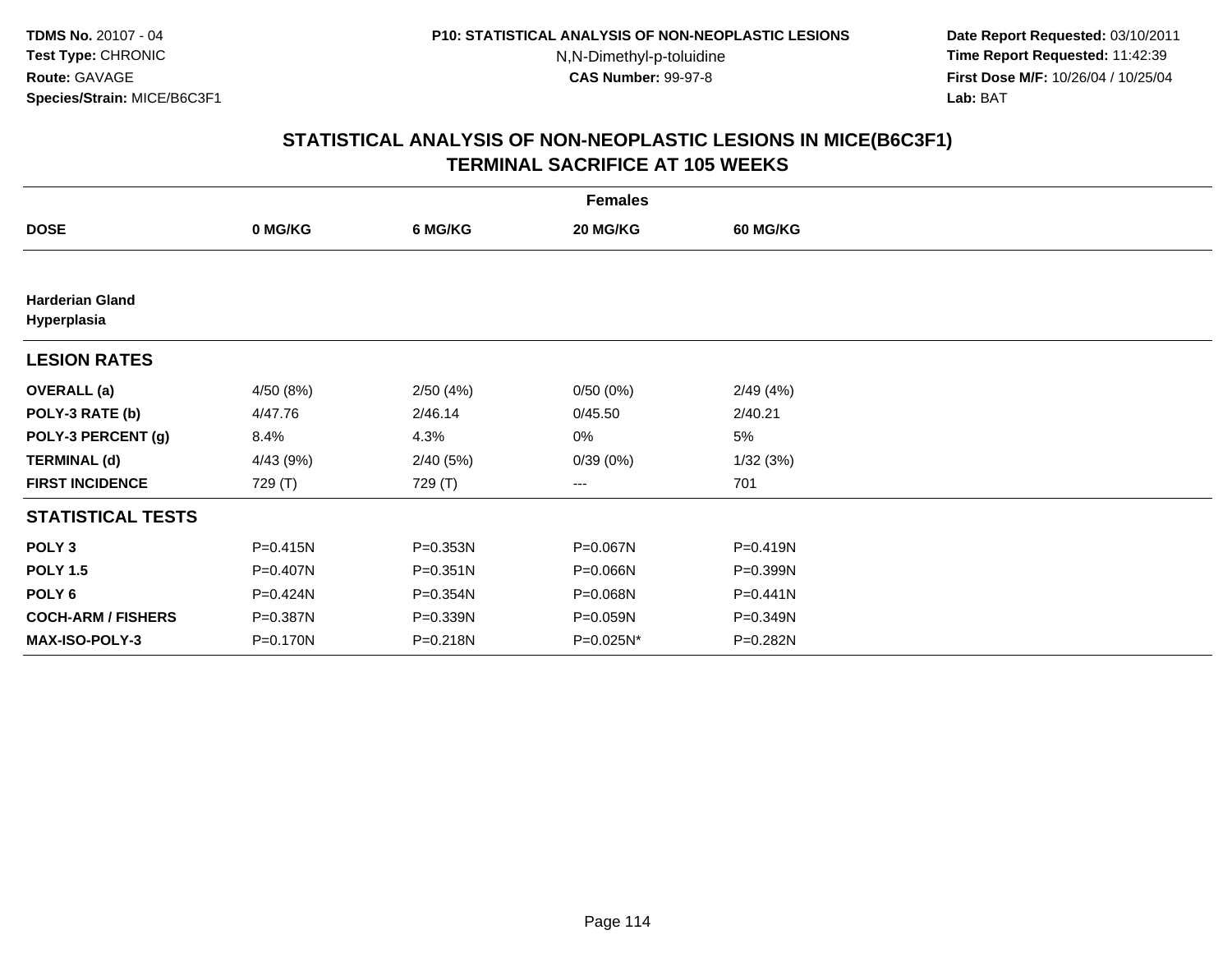**TDMS No.** 20107 - 04
**Test Type:** CHRONIC
**Route:** GAVAGE
**Species/Strain:** MICE/B6C3F1

**P10: STATISTICAL ANALYSIS OF NON-NEOPLASTIC LESIONS**
N,N-Dimethyl-p-toluidine
**CAS Number:** 99-97-8

**Date Report Requested:** 03/10/2011
**Time Report Requested:** 11:42:39
**First Dose M/F:** 10/26/04 / 10/25/04
**Lab:** BAT

## STATISTICAL ANALYSIS OF NON-NEOPLASTIC LESIONS IN MICE(B6C3F1) TERMINAL SACRIFICE AT 105 WEEKS

| | Females | | | |
|---|---|---|---|---|
| **DOSE** | **0 MG/KG** | **6 MG/KG** | **20 MG/KG** | **60 MG/KG** |
| **Harderian Gland** | | | | |
| **Hyperplasia** | | | | |
| **LESION RATES** | | | | |
| **OVERALL (a)** | 4/50 (8%) | 2/50 (4%) | 0/50 (0%) | 2/49 (4%) |
| **POLY-3 RATE (b)** | 4/47.76 | 2/46.14 | 0/45.50 | 2/40.21 |
| **POLY-3 PERCENT (g)** | 8.4% | 4.3% | 0% | 5% |
| **TERMINAL (d)** | 4/43 (9%) | 2/40 (5%) | 0/39 (0%) | 1/32 (3%) |
| **FIRST INCIDENCE** | 729 (T) | 729 (T) | --- | 701 |
| **STATISTICAL TESTS** | | | | |
| **POLY 3** | P=0.415N | P=0.353N | P=0.067N | P=0.419N |
| **POLY 1.5** | P=0.407N | P=0.351N | P=0.066N | P=0.399N |
| **POLY 6** | P=0.424N | P=0.354N | P=0.068N | P=0.441N |
| **COCH-ARM / FISHERS** | P=0.387N | P=0.339N | P=0.059N | P=0.349N |
| **MAX-ISO-POLY-3** | P=0.170N | P=0.218N | P=0.025N* | P=0.282N |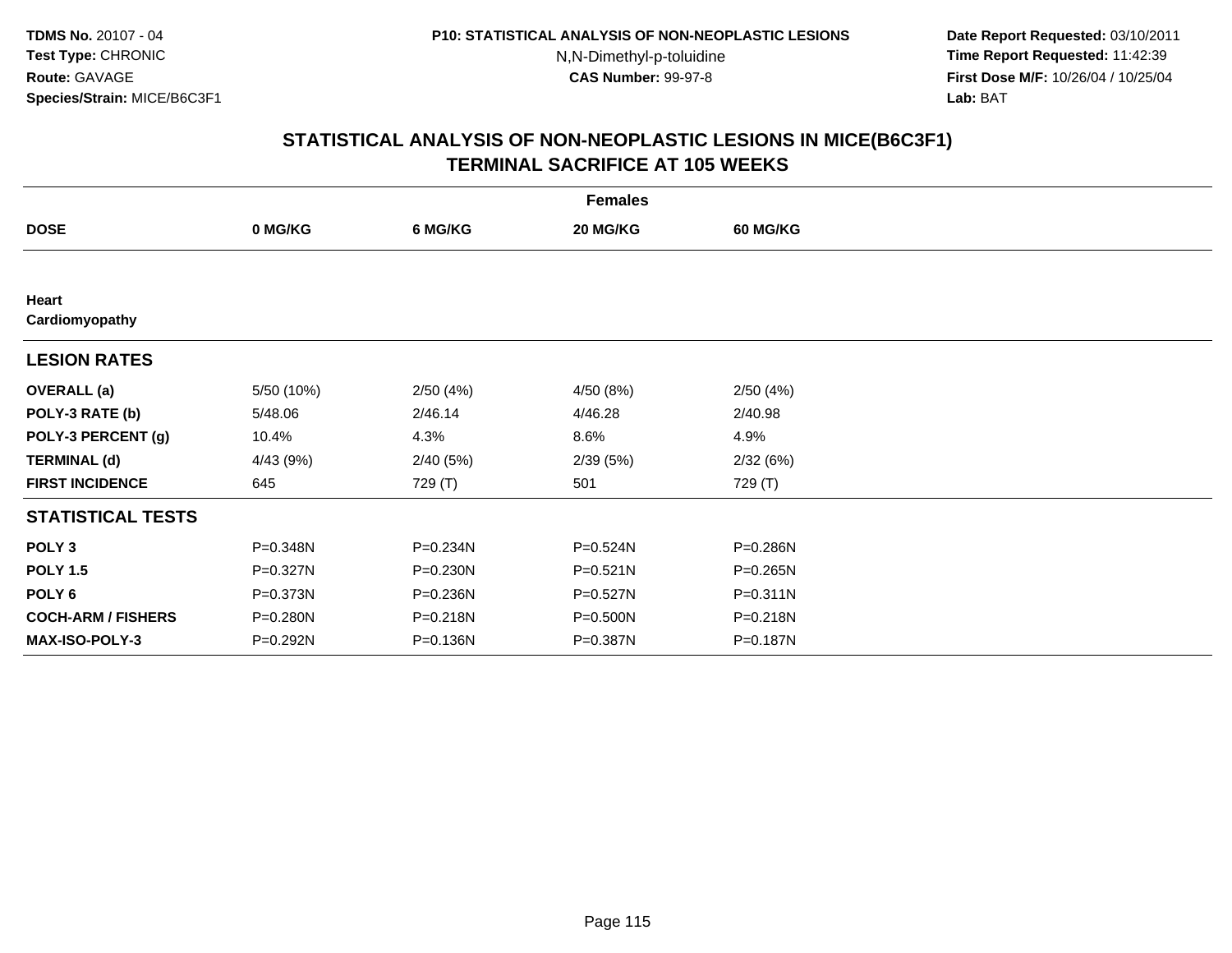TDMS No. 20107 - 04
Test Type: CHRONIC
Route: GAVAGE
Species/Strain: MICE/B6C3F1

P10: STATISTICAL ANALYSIS OF NON-NEOPLASTIC LESIONS
N,N-Dimethyl-p-toluidine
CAS Number: 99-97-8

Date Report Requested: 03/10/2011
Time Report Requested: 11:42:39
First Dose M/F: 10/26/04 / 10/25/04
Lab: BAT

# STATISTICAL ANALYSIS OF NON-NEOPLASTIC LESIONS IN MICE(B6C3F1) TERMINAL SACRIFICE AT 105 WEEKS

| | Females | | | |
|---|---|---|---|---|
| **DOSE** | **0 MG/KG** | **6 MG/KG** | **20 MG/KG** | **60 MG/KG** |
| **Heart** | | | | |
| **Cardiomyopathy** | | | | |
| **LESION RATES** | | | | |
| **OVERALL (a)** | 5/50 (10%) | 2/50 (4%) | 4/50 (8%) | 2/50 (4%) |
| **POLY-3 RATE (b)** | 5/48.06 | 2/46.14 | 4/46.28 | 2/40.98 |
| **POLY-3 PERCENT (g)** | 10.4% | 4.3% | 8.6% | 4.9% |
| **TERMINAL (d)** | 4/43 (9%) | 2/40 (5%) | 2/39 (5%) | 2/32 (6%) |
| **FIRST INCIDENCE** | 645 | 729 (T) | 501 | 729 (T) |
| **STATISTICAL TESTS** | | | | |
| **POLY 3** | P=0.348N | P=0.234N | P=0.524N | P=0.286N |
| **POLY 1.5** | P=0.327N | P=0.230N | P=0.521N | P=0.265N |
| **POLY 6** | P=0.373N | P=0.236N | P=0.527N | P=0.311N |
| **COCH-ARM / FISHERS** | P=0.280N | P=0.218N | P=0.500N | P=0.218N |
| **MAX-ISO-POLY-3** | P=0.292N | P=0.136N | P=0.387N | P=0.187N |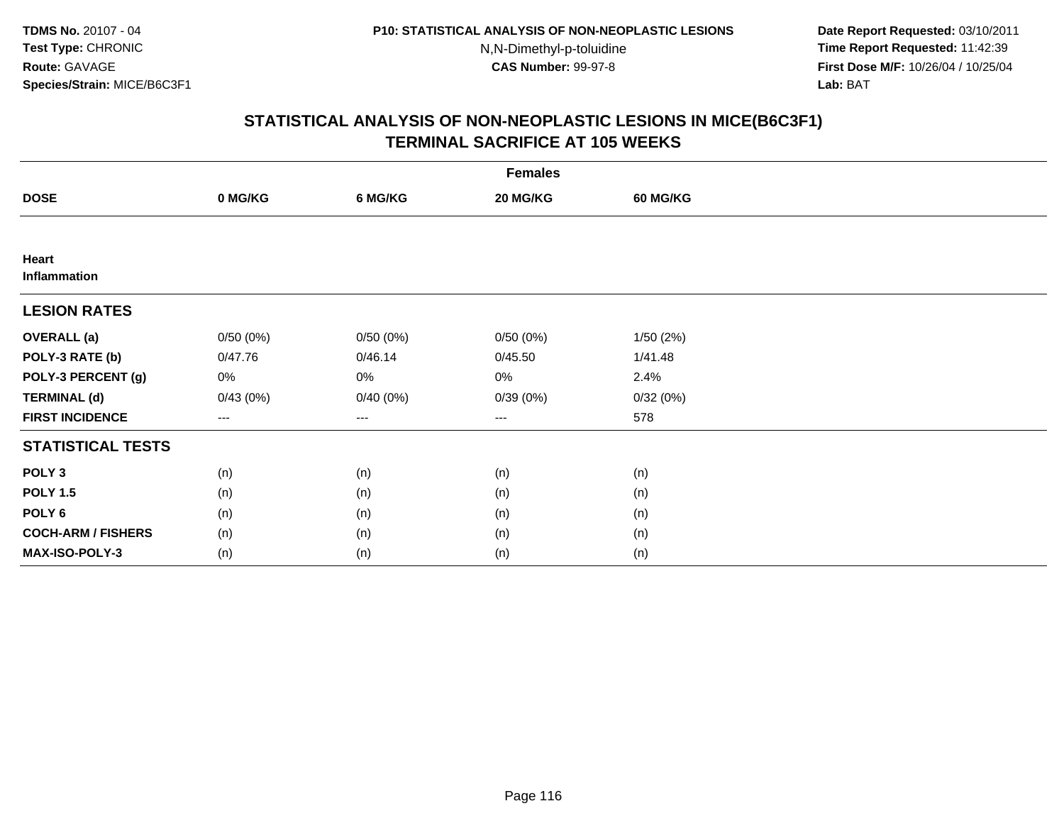**TDMS No.** 20107 - 04
**Test Type:** CHRONIC
**Route:** GAVAGE
**Species/Strain:** MICE/B6C3F1

**P10: STATISTICAL ANALYSIS OF NON-NEOPLASTIC LESIONS**
N,N-Dimethyl-p-toluidine
**CAS Number:** 99-97-8

**Date Report Requested:** 03/10/2011
**Time Report Requested:** 11:42:39
**First Dose M/F:** 10/26/04 / 10/25/04
**Lab:** BAT

## STATISTICAL ANALYSIS OF NON-NEOPLASTIC LESIONS IN MICE(B6C3F1) TERMINAL SACRIFICE AT 105 WEEKS

| | Females | | | |
|---|---|---|---|---|
| **DOSE** | **0 MG/KG** | **6 MG/KG** | **20 MG/KG** | **60 MG/KG** |
| **Heart** | | | | |
| **Inflammation** | | | | |
| **LESION RATES** | | | | |
| **OVERALL (a)** | 0/50 (0%) | 0/50 (0%) | 0/50 (0%) | 1/50 (2%) |
| **POLY-3 RATE (b)** | 0/47.76 | 0/46.14 | 0/45.50 | 1/41.48 |
| **POLY-3 PERCENT (g)** | 0% | 0% | 0% | 2.4% |
| **TERMINAL (d)** | 0/43 (0%) | 0/40 (0%) | 0/39 (0%) | 0/32 (0%) |
| **FIRST INCIDENCE** | --- | --- | --- | 578 |
| **STATISTICAL TESTS** | | | | |
| **POLY 3** | (n) | (n) | (n) | (n) |
| **POLY 1.5** | (n) | (n) | (n) | (n) |
| **POLY 6** | (n) | (n) | (n) | (n) |
| **COCH-ARM / FISHERS** | (n) | (n) | (n) | (n) |
| **MAX-ISO-POLY-3** | (n) | (n) | (n) | (n) |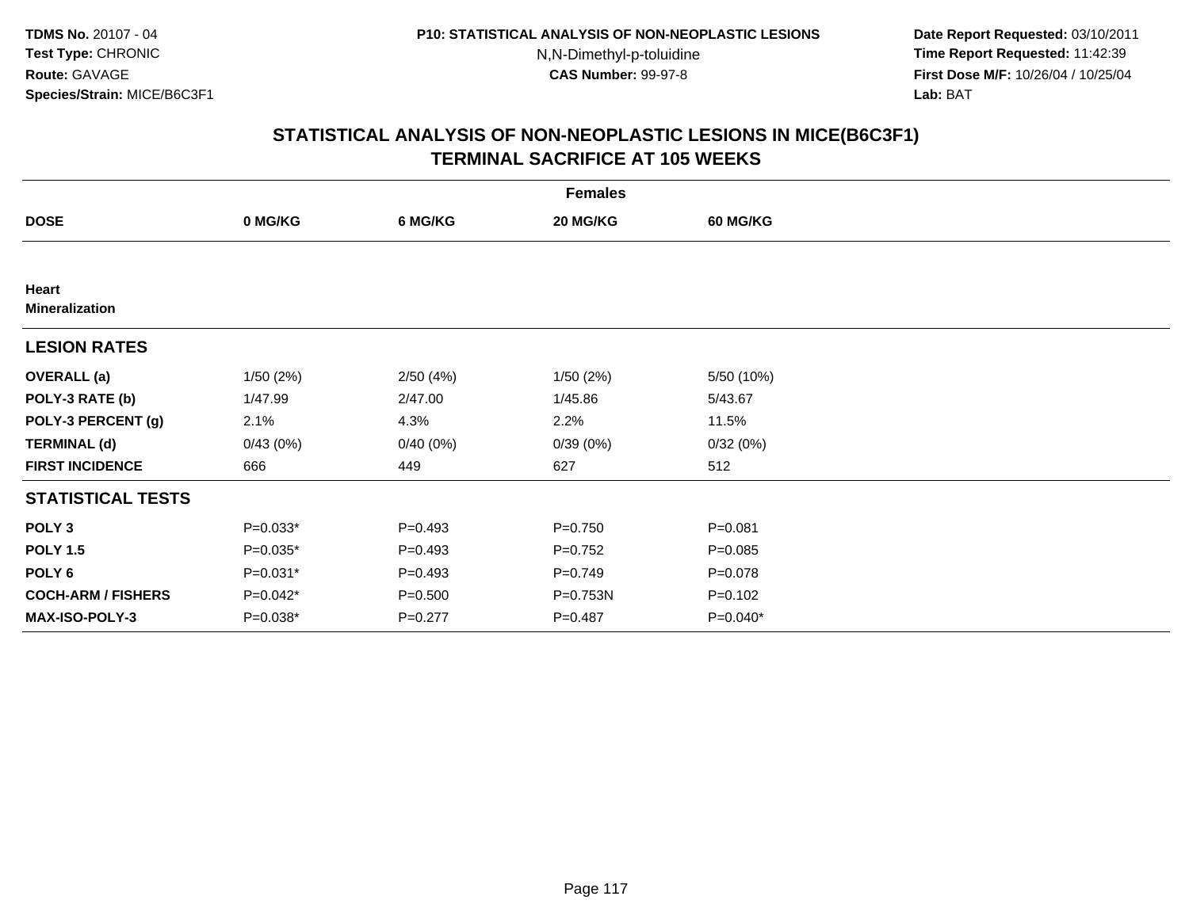TDMS No. 20107 - 04
Test Type: CHRONIC
Route: GAVAGE
Species/Strain: MICE/B6C3F1

P10: STATISTICAL ANALYSIS OF NON-NEOPLASTIC LESIONS
N,N-Dimethyl-p-toluidine
CAS Number: 99-97-8

Date Report Requested: 03/10/2011
Time Report Requested: 11:42:39
First Dose M/F: 10/26/04 / 10/25/04
Lab: BAT

## STATISTICAL ANALYSIS OF NON-NEOPLASTIC LESIONS IN MICE(B6C3F1)
## TERMINAL SACRIFICE AT 105 WEEKS

| | Females | | | |
|---|---|---|---|---|
| **DOSE** | **0 MG/KG** | **6 MG/KG** | **20 MG/KG** | **60 MG/KG** |
| **Heart** | | | | |
| **Mineralization** | | | | |
| **LESION RATES** | | | | |
| **OVERALL (a)** | 1/50 (2%) | 2/50 (4%) | 1/50 (2%) | 5/50 (10%) |
| **POLY-3 RATE (b)** | 1/47.99 | 2/47.00 | 1/45.86 | 5/43.67 |
| **POLY-3 PERCENT (g)** | 2.1% | 4.3% | 2.2% | 11.5% |
| **TERMINAL (d)** | 0/43 (0%) | 0/40 (0%) | 0/39 (0%) | 0/32 (0%) |
| **FIRST INCIDENCE** | 666 | 449 | 627 | 512 |
| **STATISTICAL TESTS** | | | | |
| **POLY 3** | P=0.033* | P=0.493 | P=0.750 | P=0.081 |
| **POLY 1.5** | P=0.035* | P=0.493 | P=0.752 | P=0.085 |
| **POLY 6** | P=0.031* | P=0.493 | P=0.749 | P=0.078 |
| **COCH-ARM / FISHERS** | P=0.042* | P=0.500 | P=0.753N | P=0.102 |
| **MAX-ISO-POLY-3** | P=0.038* | P=0.277 | P=0.487 | P=0.040* |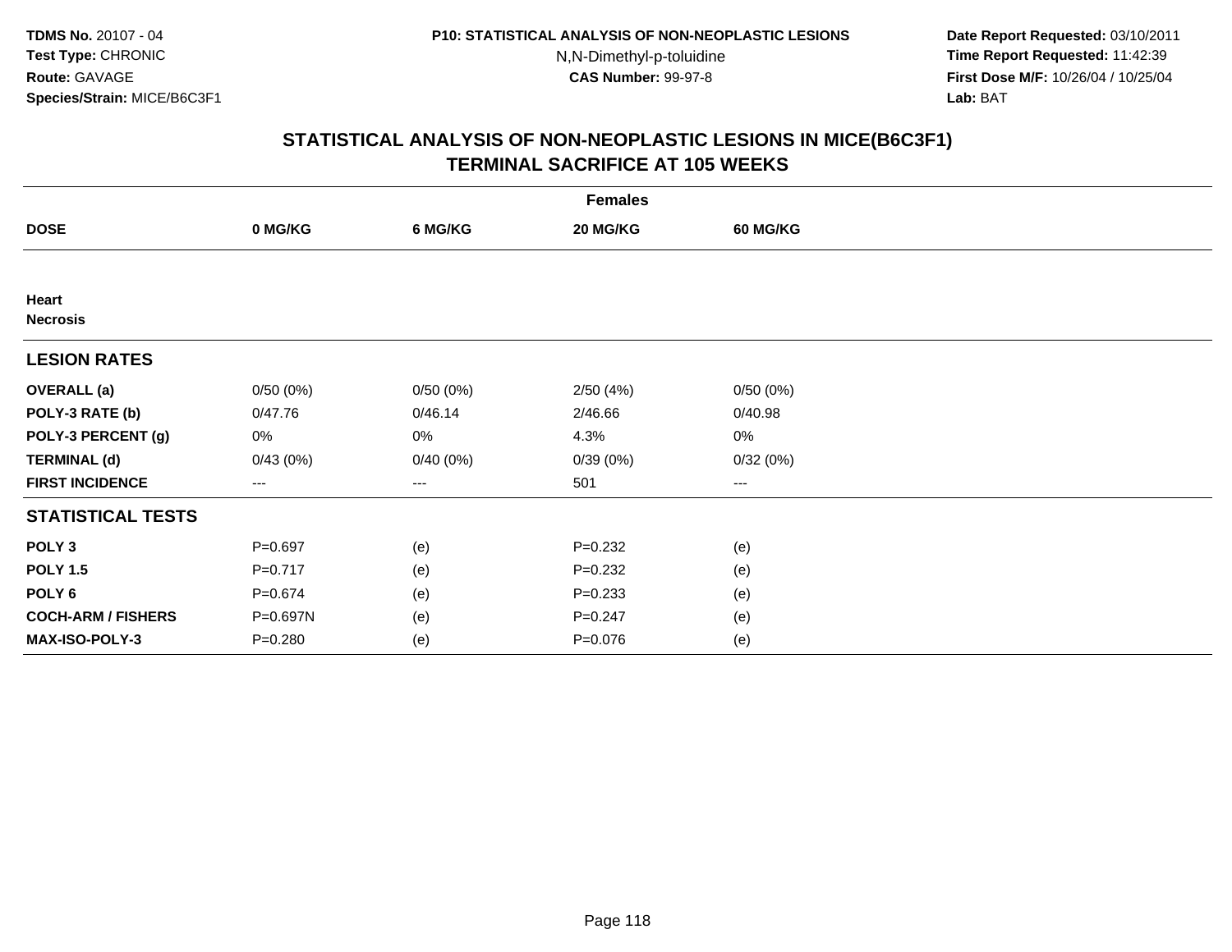**TDMS No.** 20107 - 04
**Test Type:** CHRONIC
**Route:** GAVAGE
**Species/Strain:** MICE/B6C3F1

**P10: STATISTICAL ANALYSIS OF NON-NEOPLASTIC LESIONS**
N,N-Dimethyl-p-toluidine
**CAS Number:** 99-97-8

**Date Report Requested:** 03/10/2011
**Time Report Requested:** 11:42:39
**First Dose M/F:** 10/26/04 / 10/25/04
**Lab:** BAT

## STATISTICAL ANALYSIS OF NON-NEOPLASTIC LESIONS IN MICE(B6C3F1)
## TERMINAL SACRIFICE AT 105 WEEKS

| | Females | | | |
|---|---|---|---|---|
| **DOSE** | **0 MG/KG** | **6 MG/KG** | **20 MG/KG** | **60 MG/KG** |
| **Heart** | | | | |
| **Necrosis** | | | | |
| **LESION RATES** | | | | |
| **OVERALL (a)** | 0/50 (0%) | 0/50 (0%) | 2/50 (4%) | 0/50 (0%) |
| **POLY-3 RATE (b)** | 0/47.76 | 0/46.14 | 2/46.66 | 0/40.98 |
| **POLY-3 PERCENT (g)** | 0% | 0% | 4.3% | 0% |
| **TERMINAL (d)** | 0/43 (0%) | 0/40 (0%) | 0/39 (0%) | 0/32 (0%) |
| **FIRST INCIDENCE** | --- | --- | 501 | --- |
| **STATISTICAL TESTS** | | | | |
| **POLY 3** | P=0.697 | (e) | P=0.232 | (e) |
| **POLY 1.5** | P=0.717 | (e) | P=0.232 | (e) |
| **POLY 6** | P=0.674 | (e) | P=0.233 | (e) |
| **COCH-ARM / FISHERS** | P=0.697N | (e) | P=0.247 | (e) |
| **MAX-ISO-POLY-3** | P=0.280 | (e) | P=0.076 | (e) |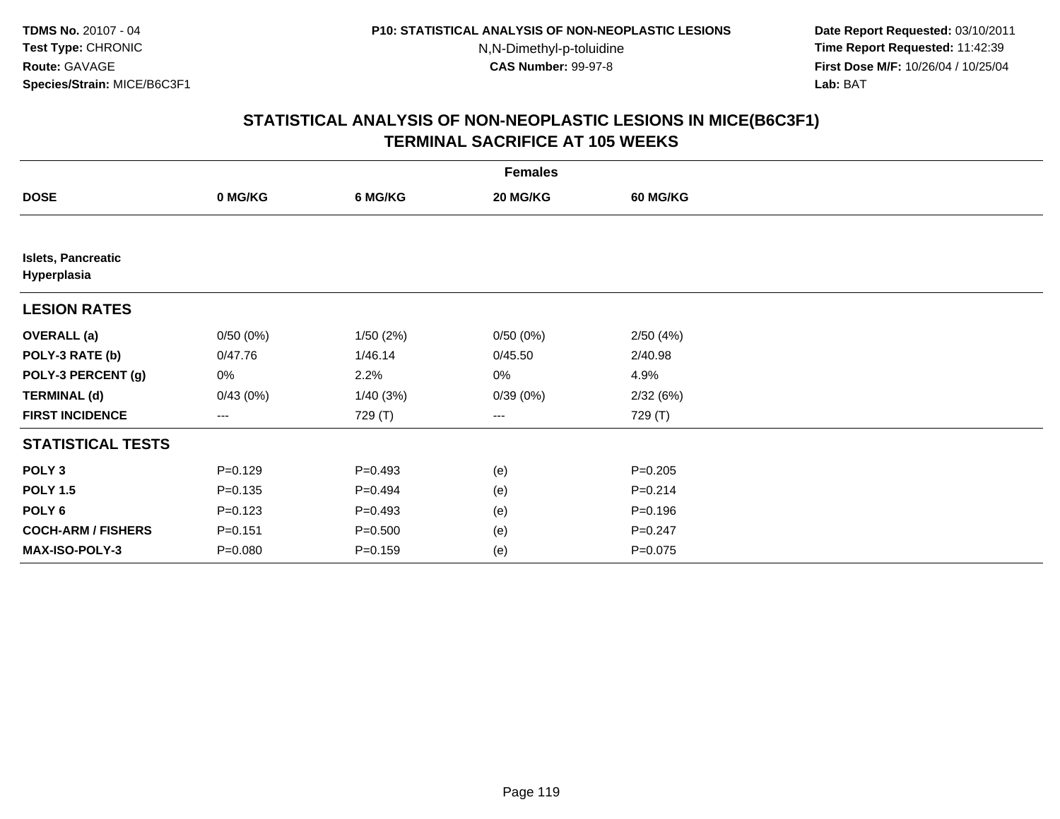**TDMS No.** 20107 - 04
**Test Type:** CHRONIC
**Route:** GAVAGE
**Species/Strain:** MICE/B6C3F1

**P10: STATISTICAL ANALYSIS OF NON-NEOPLASTIC LESIONS**
N,N-Dimethyl-p-toluidine
**CAS Number:** 99-97-8

**Date Report Requested:** 03/10/2011
**Time Report Requested:** 11:42:39
**First Dose M/F:** 10/26/04 / 10/25/04
**Lab:** BAT

## STATISTICAL ANALYSIS OF NON-NEOPLASTIC LESIONS IN MICE(B6C3F1)
## TERMINAL SACRIFICE AT 105 WEEKS

| | Females | | | |
|---|---|---|---|---|
| **DOSE** | **0 MG/KG** | **6 MG/KG** | **20 MG/KG** | **60 MG/KG** |
| **Islets, Pancreatic Hyperplasia** | | | | |
| **LESION RATES** | | | | |
| **OVERALL (a)** | 0/50 (0%) | 1/50 (2%) | 0/50 (0%) | 2/50 (4%) |
| **POLY-3 RATE (b)** | 0/47.76 | 1/46.14 | 0/45.50 | 2/40.98 |
| **POLY-3 PERCENT (g)** | 0% | 2.2% | 0% | 4.9% |
| **TERMINAL (d)** | 0/43 (0%) | 1/40 (3%) | 0/39 (0%) | 2/32 (6%) |
| **FIRST INCIDENCE** | --- | 729 (T) | --- | 729 (T) |
| **STATISTICAL TESTS** | | | | |
| **POLY 3** | P=0.129 | P=0.493 | (e) | P=0.205 |
| **POLY 1.5** | P=0.135 | P=0.494 | (e) | P=0.214 |
| **POLY 6** | P=0.123 | P=0.493 | (e) | P=0.196 |
| **COCH-ARM / FISHERS** | P=0.151 | P=0.500 | (e) | P=0.247 |
| **MAX-ISO-POLY-3** | P=0.080 | P=0.159 | (e) | P=0.075 |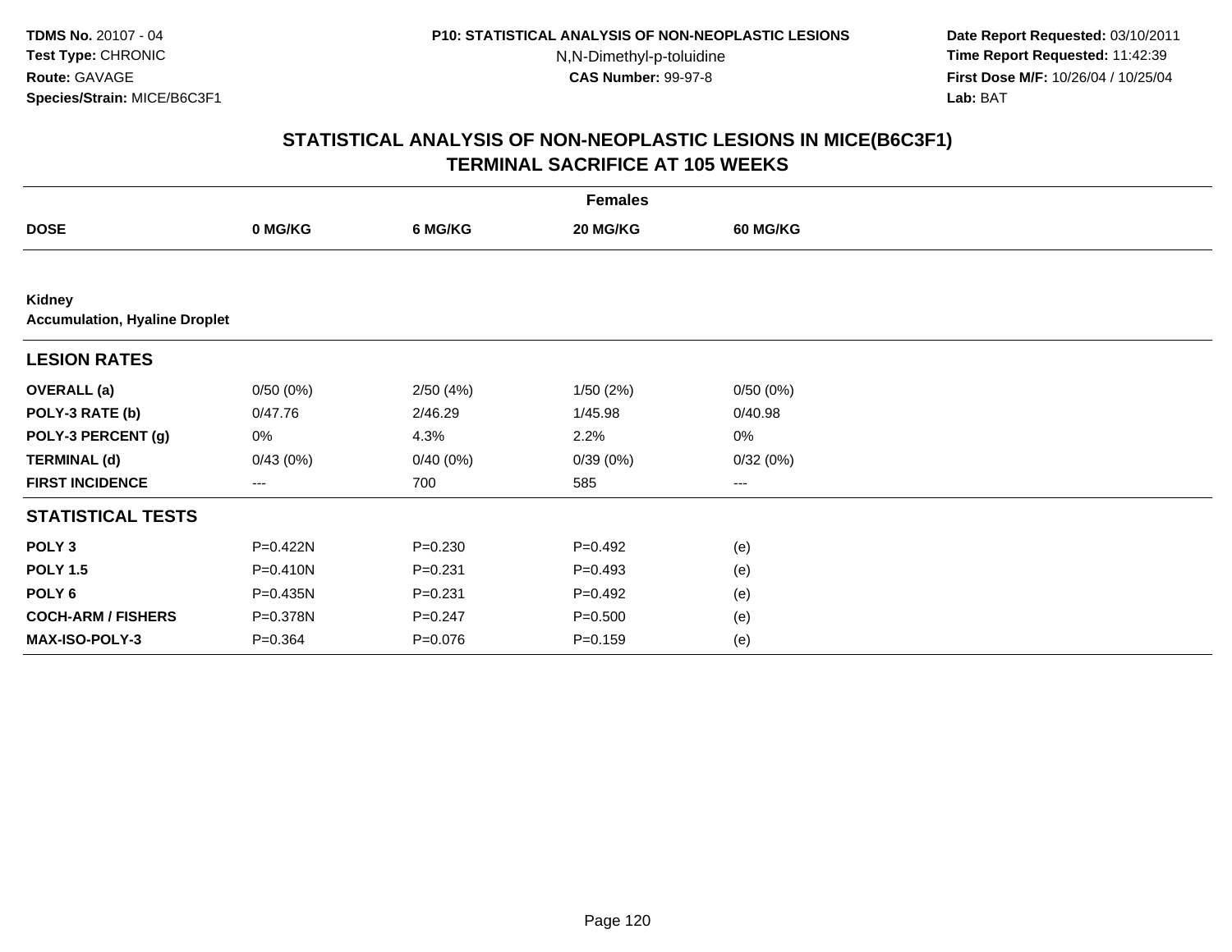**TDMS No.** 20107 - 04
**Test Type:** CHRONIC
**Route:** GAVAGE
**Species/Strain:** MICE/B6C3F1

**P10: STATISTICAL ANALYSIS OF NON-NEOPLASTIC LESIONS**
N,N-Dimethyl-p-toluidine
**CAS Number:** 99-97-8

**Date Report Requested:** 03/10/2011
**Time Report Requested:** 11:42:39
**First Dose M/F:** 10/26/04 / 10/25/04
**Lab:** BAT

## STATISTICAL ANALYSIS OF NON-NEOPLASTIC LESIONS IN MICE(B6C3F1) TERMINAL SACRIFICE AT 105 WEEKS

| | Females | | | |
|---|---|---|---|---|
| **DOSE** | **0 MG/KG** | **6 MG/KG** | **20 MG/KG** | **60 MG/KG** |
| **Kidney** | | | | |
| **Accumulation, Hyaline Droplet** | | | | |
| **LESION RATES** | | | | |
| **OVERALL (a)** | 0/50 (0%) | 2/50 (4%) | 1/50 (2%) | 0/50 (0%) |
| **POLY-3 RATE (b)** | 0/47.76 | 2/46.29 | 1/45.98 | 0/40.98 |
| **POLY-3 PERCENT (g)** | 0% | 4.3% | 2.2% | 0% |
| **TERMINAL (d)** | 0/43 (0%) | 0/40 (0%) | 0/39 (0%) | 0/32 (0%) |
| **FIRST INCIDENCE** | --- | 700 | 585 | --- |
| **STATISTICAL TESTS** | | | | |
| **POLY 3** | P=0.422N | P=0.230 | P=0.492 | (e) |
| **POLY 1.5** | P=0.410N | P=0.231 | P=0.493 | (e) |
| **POLY 6** | P=0.435N | P=0.231 | P=0.492 | (e) |
| **COCH-ARM / FISHERS** | P=0.378N | P=0.247 | P=0.500 | (e) |
| **MAX-ISO-POLY-3** | P=0.364 | P=0.076 | P=0.159 | (e) |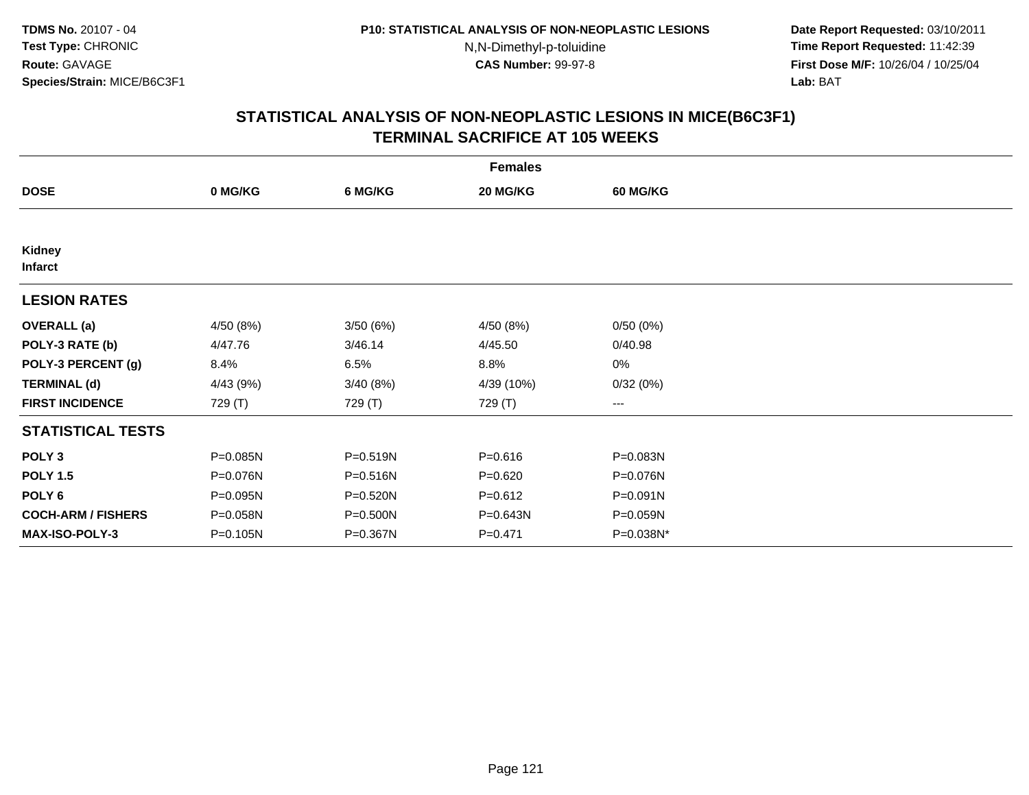**TDMS No.** 20107 - 04
**Test Type:** CHRONIC
**Route:** GAVAGE
**Species/Strain:** MICE/B6C3F1

**P10: STATISTICAL ANALYSIS OF NON-NEOPLASTIC LESIONS**
N,N-Dimethyl-p-toluidine
**CAS Number:** 99-97-8

**Date Report Requested:** 03/10/2011
**Time Report Requested:** 11:42:39
**First Dose M/F:** 10/26/04 / 10/25/04
**Lab:** BAT

## STATISTICAL ANALYSIS OF NON-NEOPLASTIC LESIONS IN MICE(B6C3F1)
## TERMINAL SACRIFICE AT 105 WEEKS

| | Females | | | |
|---|---|---|---|---|
| **DOSE** | **0 MG/KG** | **6 MG/KG** | **20 MG/KG** | **60 MG/KG** |
| **Kidney** | | | | |
| **Infarct** | | | | |
| **LESION RATES** | | | | |
| **OVERALL (a)** | 4/50 (8%) | 3/50 (6%) | 4/50 (8%) | 0/50 (0%) |
| **POLY-3 RATE (b)** | 4/47.76 | 3/46.14 | 4/45.50 | 0/40.98 |
| **POLY-3 PERCENT (g)** | 8.4% | 6.5% | 8.8% | 0% |
| **TERMINAL (d)** | 4/43 (9%) | 3/40 (8%) | 4/39 (10%) | 0/32 (0%) |
| **FIRST INCIDENCE** | 729 (T) | 729 (T) | 729 (T) | --- |
| **STATISTICAL TESTS** | | | | |
| **POLY 3** | P=0.085N | P=0.519N | P=0.616 | P=0.083N |
| **POLY 1.5** | P=0.076N | P=0.516N | P=0.620 | P=0.076N |
| **POLY 6** | P=0.095N | P=0.520N | P=0.612 | P=0.091N |
| **COCH-ARM / FISHERS** | P=0.058N | P=0.500N | P=0.643N | P=0.059N |
| **MAX-ISO-POLY-3** | P=0.105N | P=0.367N | P=0.471 | P=0.038N* |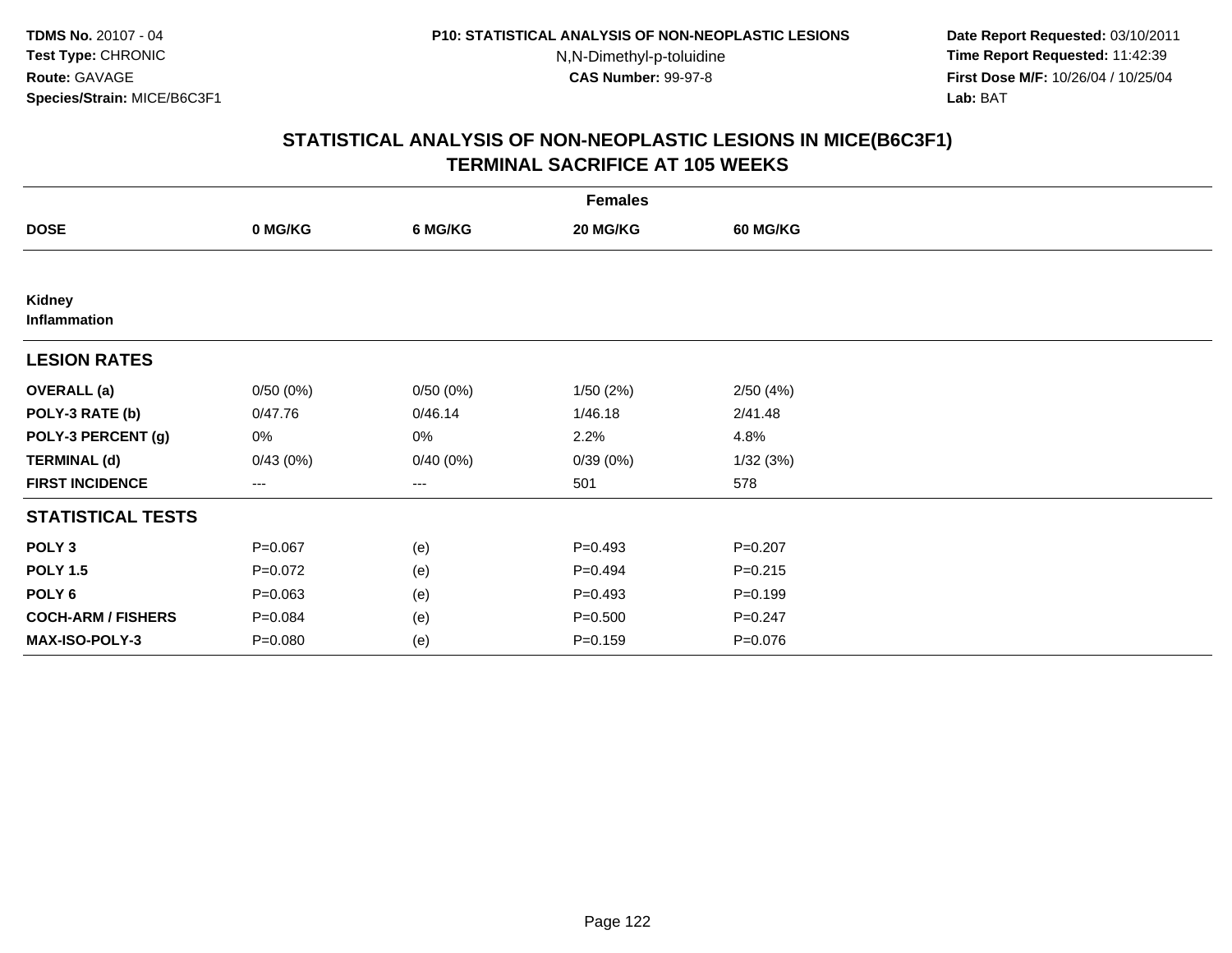**TDMS No.** 20107 - 04
**Test Type:** CHRONIC
**Route:** GAVAGE
**Species/Strain:** MICE/B6C3F1

**P10: STATISTICAL ANALYSIS OF NON-NEOPLASTIC LESIONS**
N,N-Dimethyl-p-toluidine
**CAS Number:** 99-97-8

**Date Report Requested:** 03/10/2011
**Time Report Requested:** 11:42:39
**First Dose M/F:** 10/26/04 / 10/25/04
**Lab:** BAT

## STATISTICAL ANALYSIS OF NON-NEOPLASTIC LESIONS IN MICE(B6C3F1)
## TERMINAL SACRIFICE AT 105 WEEKS

| | Females | | | |
|---|---|---|---|---|
| **DOSE** | **0 MG/KG** | **6 MG/KG** | **20 MG/KG** | **60 MG/KG** |
| **Kidney** | | | | |
| **Inflammation** | | | | |
| **LESION RATES** | | | | |
| **OVERALL (a)** | 0/50 (0%) | 0/50 (0%) | 1/50 (2%) | 2/50 (4%) |
| **POLY-3 RATE (b)** | 0/47.76 | 0/46.14 | 1/46.18 | 2/41.48 |
| **POLY-3 PERCENT (g)** | 0% | 0% | 2.2% | 4.8% |
| **TERMINAL (d)** | 0/43 (0%) | 0/40 (0%) | 0/39 (0%) | 1/32 (3%) |
| **FIRST INCIDENCE** | --- | --- | 501 | 578 |
| **STATISTICAL TESTS** | | | | |
| **POLY 3** | P=0.067 | (e) | P=0.493 | P=0.207 |
| **POLY 1.5** | P=0.072 | (e) | P=0.494 | P=0.215 |
| **POLY 6** | P=0.063 | (e) | P=0.493 | P=0.199 |
| **COCH-ARM / FISHERS** | P=0.084 | (e) | P=0.500 | P=0.247 |
| **MAX-ISO-POLY-3** | P=0.080 | (e) | P=0.159 | P=0.076 |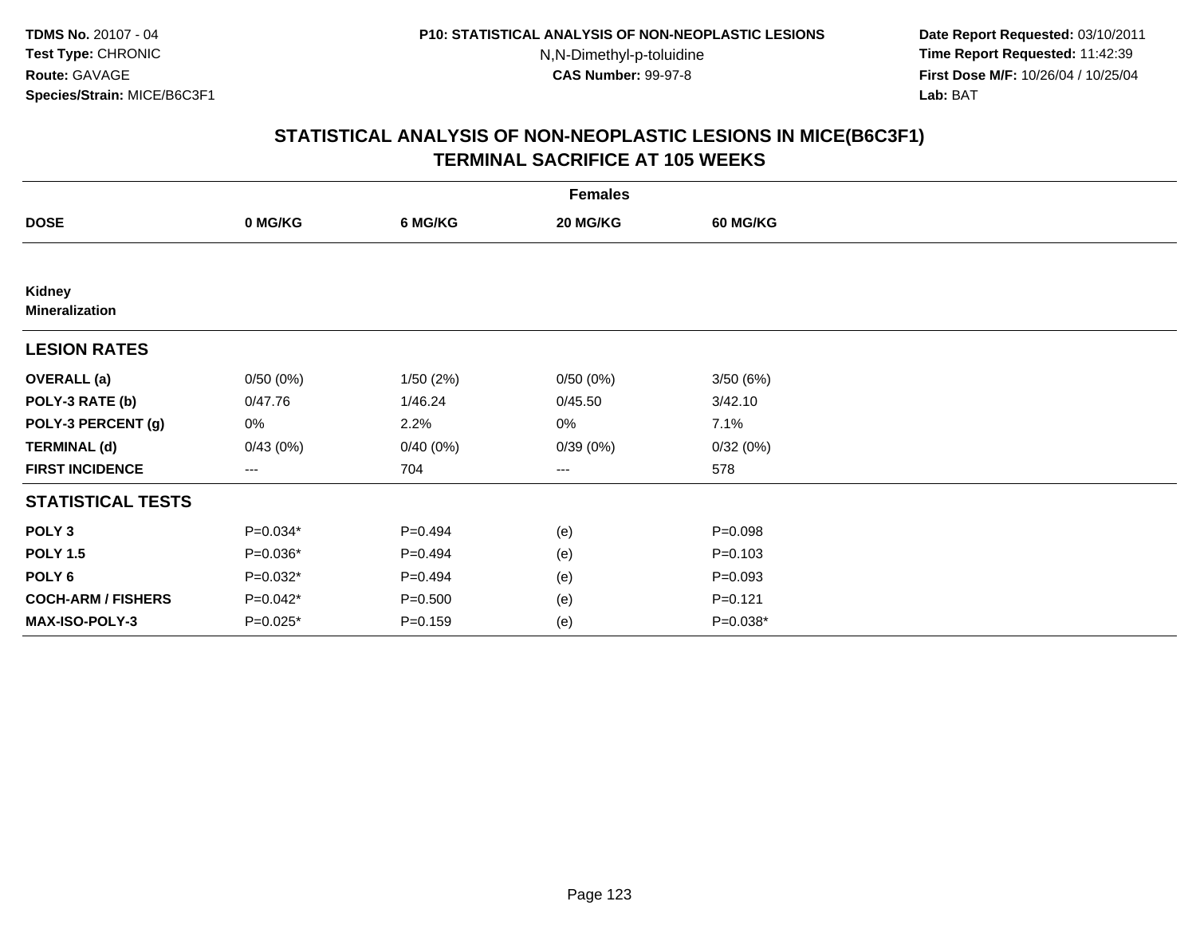**TDMS No.** 20107 - 04
**Test Type:** CHRONIC
**Route:** GAVAGE
**Species/Strain:** MICE/B6C3F1

**P10: STATISTICAL ANALYSIS OF NON-NEOPLASTIC LESIONS**
N,N-Dimethyl-p-toluidine
**CAS Number:** 99-97-8

**Date Report Requested:** 03/10/2011
**Time Report Requested:** 11:42:39
**First Dose M/F:** 10/26/04 / 10/25/04
**Lab:** BAT

## STATISTICAL ANALYSIS OF NON-NEOPLASTIC LESIONS IN MICE(B6C3F1) TERMINAL SACRIFICE AT 105 WEEKS

| | Females | | | |
|---|---|---|---|---|
| **DOSE** | **0 MG/KG** | **6 MG/KG** | **20 MG/KG** | **60 MG/KG** |
| **Kidney** | | | | |
| **Mineralization** | | | | |
| **LESION RATES** | | | | |
| **OVERALL (a)** | 0/50 (0%) | 1/50 (2%) | 0/50 (0%) | 3/50 (6%) |
| **POLY-3 RATE (b)** | 0/47.76 | 1/46.24 | 0/45.50 | 3/42.10 |
| **POLY-3 PERCENT (g)** | 0% | 2.2% | 0% | 7.1% |
| **TERMINAL (d)** | 0/43 (0%) | 0/40 (0%) | 0/39 (0%) | 0/32 (0%) |
| **FIRST INCIDENCE** | --- | 704 | --- | 578 |
| **STATISTICAL TESTS** | | | | |
| **POLY 3** | P=0.034* | P=0.494 | (e) | P=0.098 |
| **POLY 1.5** | P=0.036* | P=0.494 | (e) | P=0.103 |
| **POLY 6** | P=0.032* | P=0.494 | (e) | P=0.093 |
| **COCH-ARM / FISHERS** | P=0.042* | P=0.500 | (e) | P=0.121 |
| **MAX-ISO-POLY-3** | P=0.025* | P=0.159 | (e) | P=0.038* |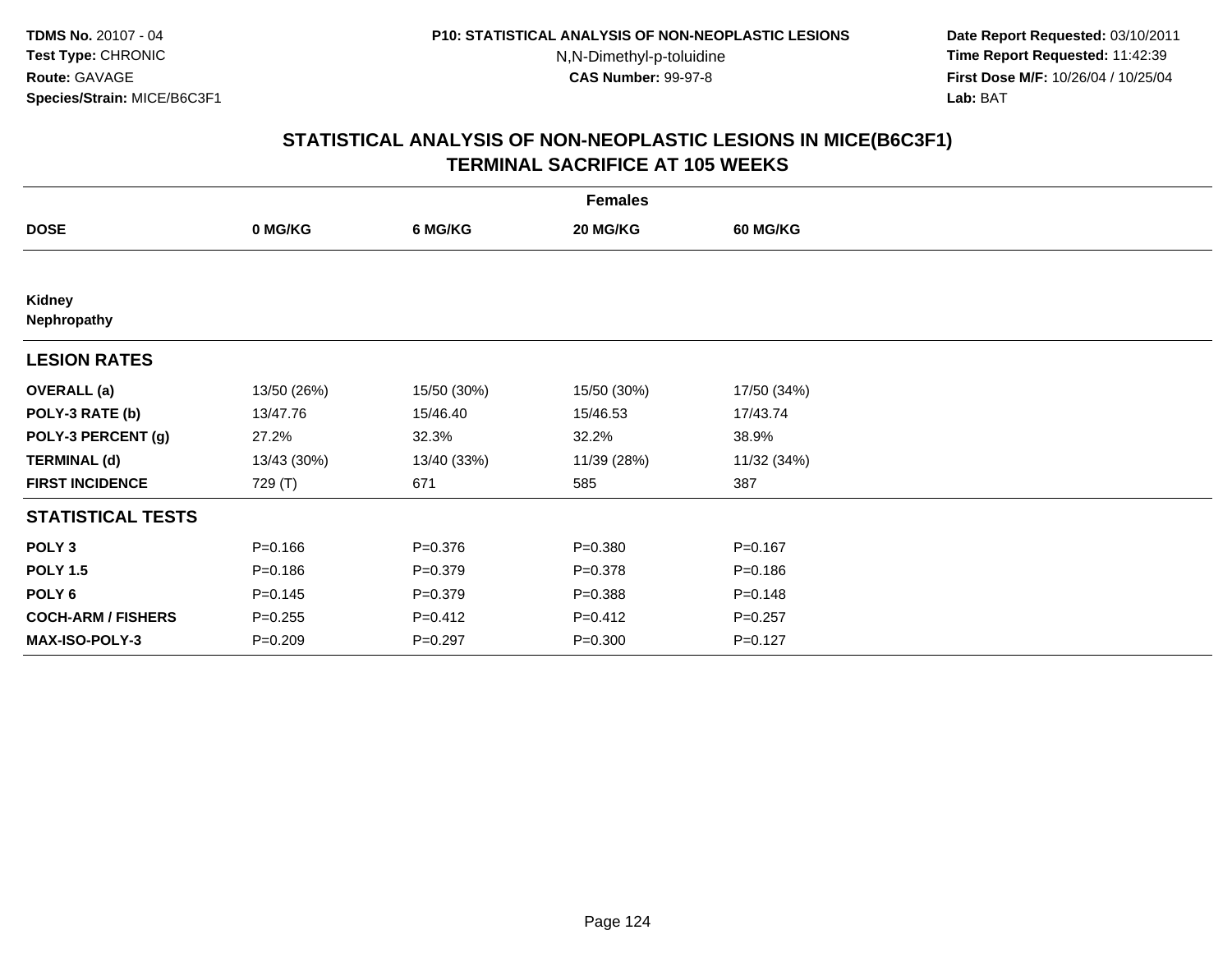**TDMS No.** 20107 - 04
**Test Type:** CHRONIC
**Route:** GAVAGE
**Species/Strain:** MICE/B6C3F1

**P10: STATISTICAL ANALYSIS OF NON-NEOPLASTIC LESIONS**
N,N-Dimethyl-p-toluidine
**CAS Number:** 99-97-8

**Date Report Requested:** 03/10/2011
**Time Report Requested:** 11:42:39
**First Dose M/F:** 10/26/04 / 10/25/04
**Lab:** BAT

## STATISTICAL ANALYSIS OF NON-NEOPLASTIC LESIONS IN MICE(B6C3F1) TERMINAL SACRIFICE AT 105 WEEKS

| | Females | | | |
|---|---|---|---|---|
| **DOSE** | **0 MG/KG** | **6 MG/KG** | **20 MG/KG** | **60 MG/KG** |
| **Kidney** | | | | |
| **Nephropathy** | | | | |
| **LESION RATES** | | | | |
| **OVERALL (a)** | 13/50 (26%) | 15/50 (30%) | 15/50 (30%) | 17/50 (34%) |
| **POLY-3 RATE (b)** | 13/47.76 | 15/46.40 | 15/46.53 | 17/43.74 |
| **POLY-3 PERCENT (g)** | 27.2% | 32.3% | 32.2% | 38.9% |
| **TERMINAL (d)** | 13/43 (30%) | 13/40 (33%) | 11/39 (28%) | 11/32 (34%) |
| **FIRST INCIDENCE** | 729 (T) | 671 | 585 | 387 |
| **STATISTICAL TESTS** | | | | |
| **POLY 3** | P=0.166 | P=0.376 | P=0.380 | P=0.167 |
| **POLY 1.5** | P=0.186 | P=0.379 | P=0.378 | P=0.186 |
| **POLY 6** | P=0.145 | P=0.379 | P=0.388 | P=0.148 |
| **COCH-ARM / FISHERS** | P=0.255 | P=0.412 | P=0.412 | P=0.257 |
| **MAX-ISO-POLY-3** | P=0.209 | P=0.297 | P=0.300 | P=0.127 |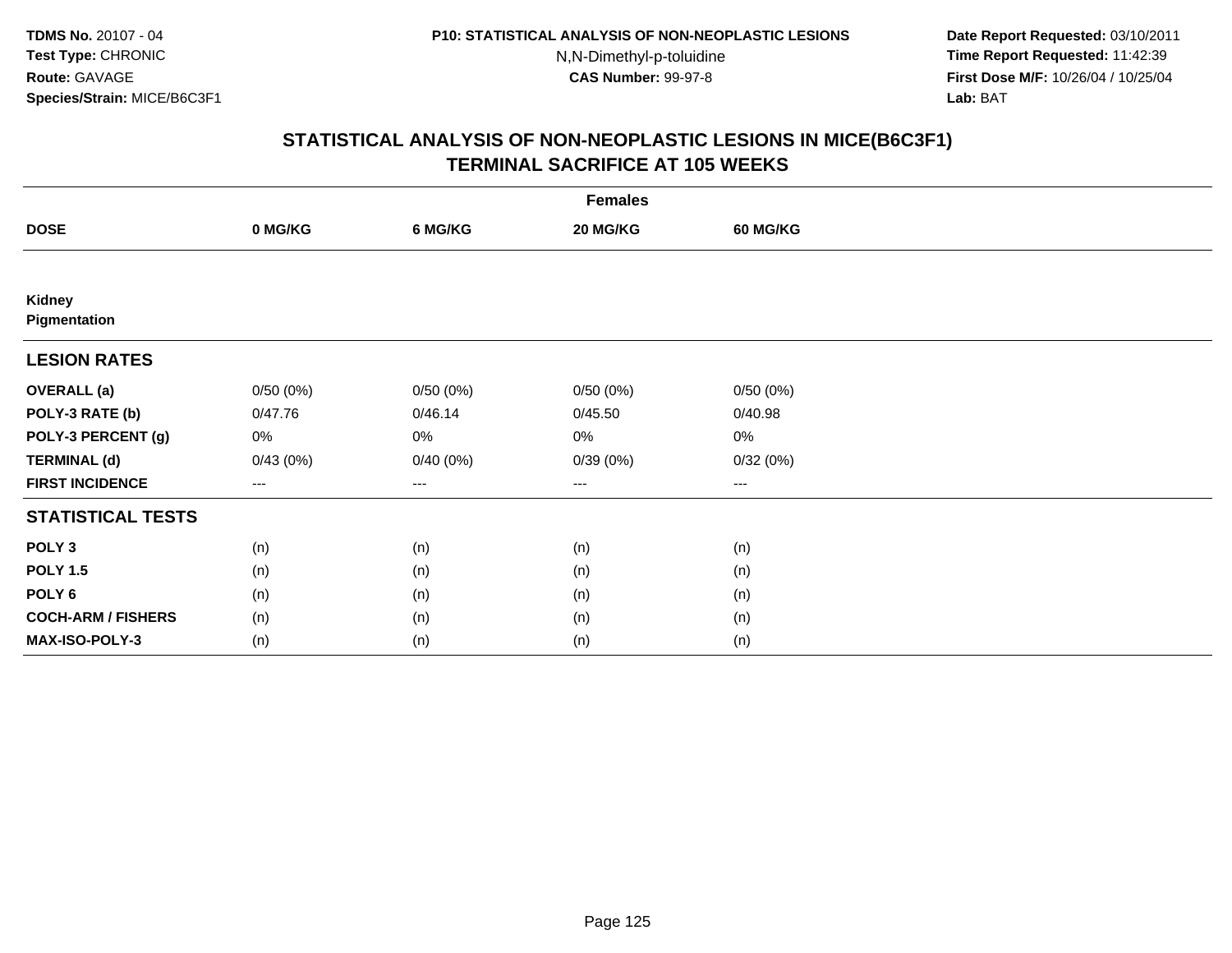TDMS No. 20107 - 04
Test Type: CHRONIC
Route: GAVAGE
Species/Strain: MICE/B6C3F1

P10: STATISTICAL ANALYSIS OF NON-NEOPLASTIC LESIONS
N,N-Dimethyl-p-toluidine
CAS Number: 99-97-8

Date Report Requested: 03/10/2011
Time Report Requested: 11:42:39
First Dose M/F: 10/26/04 / 10/25/04
Lab: BAT

## STATISTICAL ANALYSIS OF NON-NEOPLASTIC LESIONS IN MICE(B6C3F1)
## TERMINAL SACRIFICE AT 105 WEEKS

| | Females | | | |
|---|---|---|---|---|
| **DOSE** | **0 MG/KG** | **6 MG/KG** | **20 MG/KG** | **60 MG/KG** |
| **Kidney** | | | | |
| **Pigmentation** | | | | |
| **LESION RATES** | | | | |
| **OVERALL (a)** | 0/50 (0%) | 0/50 (0%) | 0/50 (0%) | 0/50 (0%) |
| **POLY-3 RATE (b)** | 0/47.76 | 0/46.14 | 0/45.50 | 0/40.98 |
| **POLY-3 PERCENT (g)** | 0% | 0% | 0% | 0% |
| **TERMINAL (d)** | 0/43 (0%) | 0/40 (0%) | 0/39 (0%) | 0/32 (0%) |
| **FIRST INCIDENCE** | --- | --- | --- | --- |
| **STATISTICAL TESTS** | | | | |
| **POLY 3** | (n) | (n) | (n) | (n) |
| **POLY 1.5** | (n) | (n) | (n) | (n) |
| **POLY 6** | (n) | (n) | (n) | (n) |
| **COCH-ARM / FISHERS** | (n) | (n) | (n) | (n) |
| **MAX-ISO-POLY-3** | (n) | (n) | (n) | (n) |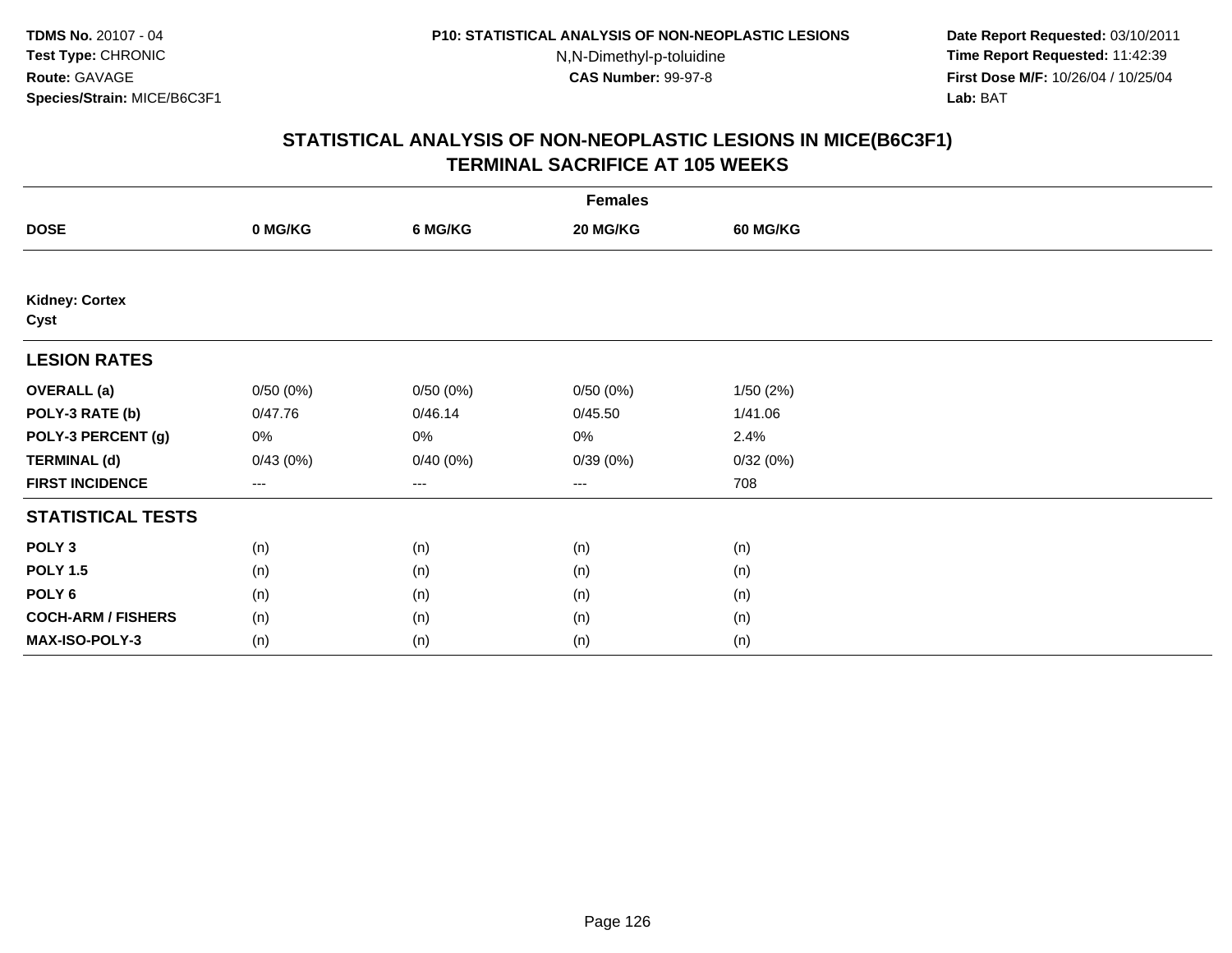TDMS No. 20107 - 04
Test Type: CHRONIC
Route: GAVAGE
Species/Strain: MICE/B6C3F1

P10: STATISTICAL ANALYSIS OF NON-NEOPLASTIC LESIONS
N,N-Dimethyl-p-toluidine
CAS Number: 99-97-8

Date Report Requested: 03/10/2011
Time Report Requested: 11:42:39
First Dose M/F: 10/26/04 / 10/25/04
Lab: BAT

## STATISTICAL ANALYSIS OF NON-NEOPLASTIC LESIONS IN MICE(B6C3F1)
## TERMINAL SACRIFICE AT 105 WEEKS

| | Females | | | |
|---|---|---|---|---|
| **DOSE** | **0 MG/KG** | **6 MG/KG** | **20 MG/KG** | **60 MG/KG** |
| **Kidney: Cortex** | | | | |
| **Cyst** | | | | |
| **LESION RATES** | | | | |
| **OVERALL (a)** | 0/50 (0%) | 0/50 (0%) | 0/50 (0%) | 1/50 (2%) |
| **POLY-3 RATE (b)** | 0/47.76 | 0/46.14 | 0/45.50 | 1/41.06 |
| **POLY-3 PERCENT (g)** | 0% | 0% | 0% | 2.4% |
| **TERMINAL (d)** | 0/43 (0%) | 0/40 (0%) | 0/39 (0%) | 0/32 (0%) |
| **FIRST INCIDENCE** | --- | --- | --- | 708 |
| **STATISTICAL TESTS** | | | | |
| **POLY 3** | (n) | (n) | (n) | (n) |
| **POLY 1.5** | (n) | (n) | (n) | (n) |
| **POLY 6** | (n) | (n) | (n) | (n) |
| **COCH-ARM / FISHERS** | (n) | (n) | (n) | (n) |
| **MAX-ISO-POLY-3** | (n) | (n) | (n) | (n) |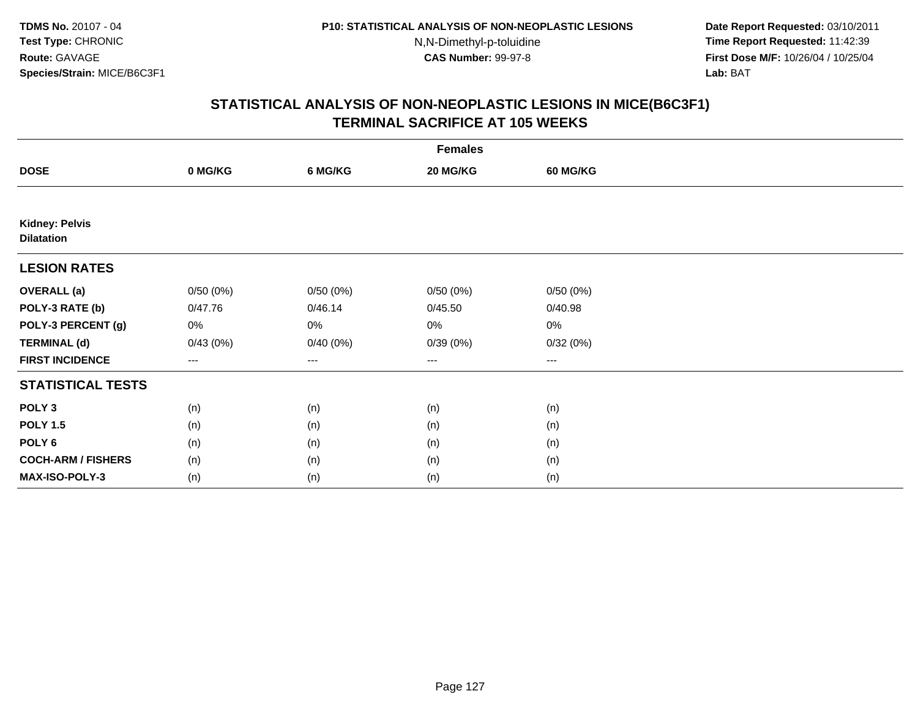## STATISTICAL ANALYSIS OF NON-NEOPLASTIC LESIONS IN MICE(B6C3F1)
## TERMINAL SACRIFICE AT 105 WEEKS

| | Females | | | |
|---|---|---|---|---|
| **DOSE** | **0 MG/KG** | **6 MG/KG** | **20 MG/KG** | **60 MG/KG** |
| **Kidney: Pelvis** | | | | |
| **Dilatation** | | | | |
| **LESION RATES** | | | | |
| **OVERALL (a)** | 0/50 (0%) | 0/50 (0%) | 0/50 (0%) | 0/50 (0%) |
| **POLY-3 RATE (b)** | 0/47.76 | 0/46.14 | 0/45.50 | 0/40.98 |
| **POLY-3 PERCENT (g)** | 0% | 0% | 0% | 0% |
| **TERMINAL (d)** | 0/43 (0%) | 0/40 (0%) | 0/39 (0%) | 0/32 (0%) |
| **FIRST INCIDENCE** | --- | --- | --- | --- |
| **STATISTICAL TESTS** | | | | |
| **POLY 3** | (n) | (n) | (n) | (n) |
| **POLY 1.5** | (n) | (n) | (n) | (n) |
| **POLY 6** | (n) | (n) | (n) | (n) |
| **COCH-ARM / FISHERS** | (n) | (n) | (n) | (n) |
| **MAX-ISO-POLY-3** | (n) | (n) | (n) | (n) |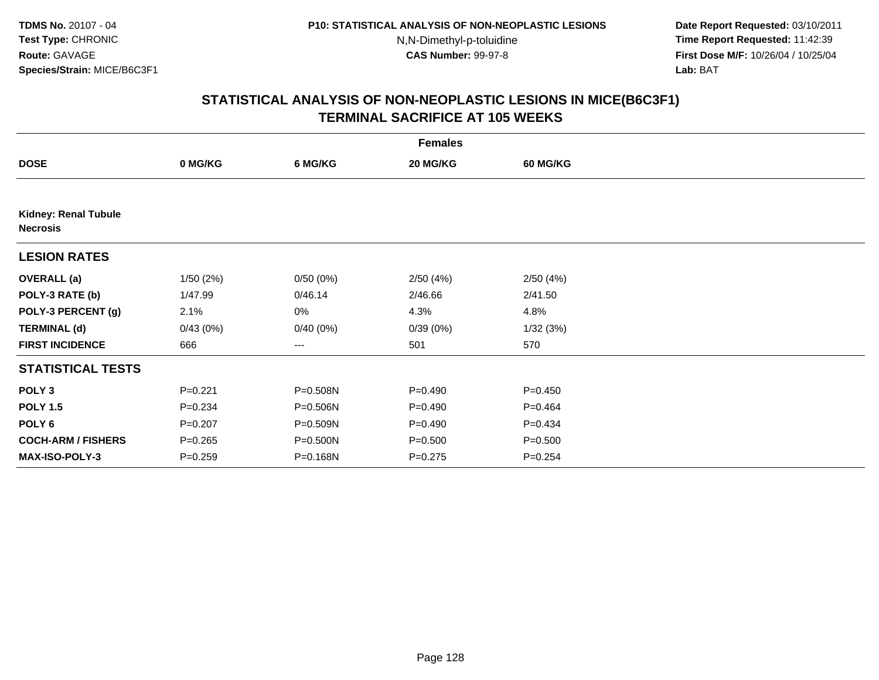TDMS No. 20107 - 04
Test Type: CHRONIC
Route: GAVAGE
Species/Strain: MICE/B6C3F1

P10: STATISTICAL ANALYSIS OF NON-NEOPLASTIC LESIONS
N,N-Dimethyl-p-toluidine
CAS Number: 99-97-8

Date Report Requested: 03/10/2011
Time Report Requested: 11:42:39
First Dose M/F: 10/26/04 / 10/25/04
Lab: BAT

## STATISTICAL ANALYSIS OF NON-NEOPLASTIC LESIONS IN MICE(B6C3F1)
## TERMINAL SACRIFICE AT 105 WEEKS

| | Females | | | |
|---|---|---|---|---|
| **DOSE** | **0 MG/KG** | **6 MG/KG** | **20 MG/KG** | **60 MG/KG** |
| **Kidney: Renal Tubule Necrosis** | | | | |
| **LESION RATES** | | | | |
| **OVERALL (a)** | 1/50 (2%) | 0/50 (0%) | 2/50 (4%) | 2/50 (4%) |
| **POLY-3 RATE (b)** | 1/47.99 | 0/46.14 | 2/46.66 | 2/41.50 |
| **POLY-3 PERCENT (g)** | 2.1% | 0% | 4.3% | 4.8% |
| **TERMINAL (d)** | 0/43 (0%) | 0/40 (0%) | 0/39 (0%) | 1/32 (3%) |
| **FIRST INCIDENCE** | 666 | --- | 501 | 570 |
| **STATISTICAL TESTS** | | | | |
| **POLY 3** | P=0.221 | P=0.508N | P=0.490 | P=0.450 |
| **POLY 1.5** | P=0.234 | P=0.506N | P=0.490 | P=0.464 |
| **POLY 6** | P=0.207 | P=0.509N | P=0.490 | P=0.434 |
| **COCH-ARM / FISHERS** | P=0.265 | P=0.500N | P=0.500 | P=0.500 |
| **MAX-ISO-POLY-3** | P=0.259 | P=0.168N | P=0.275 | P=0.254 |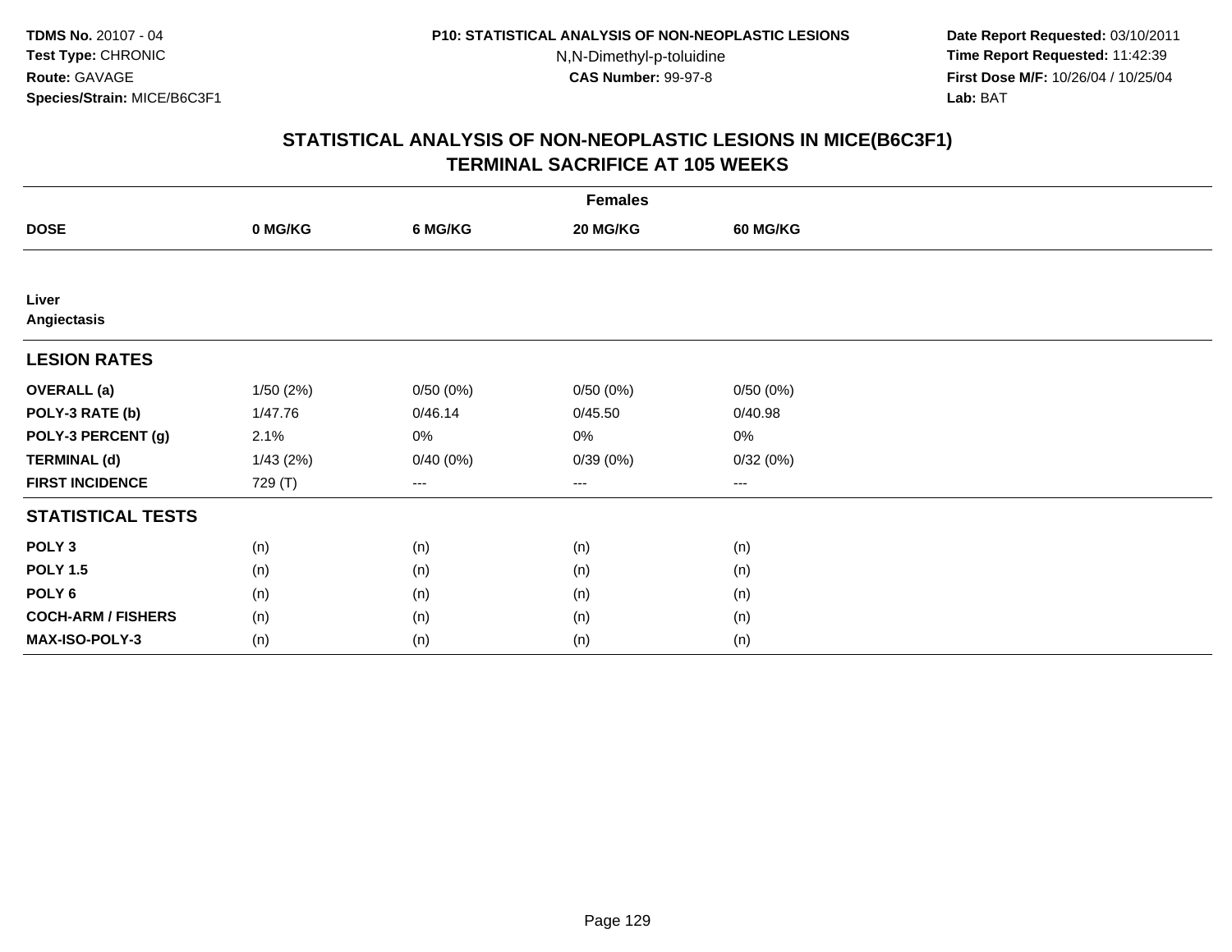**TDMS No.** 20107 - 04
**Test Type:** CHRONIC
**Route:** GAVAGE
**Species/Strain:** MICE/B6C3F1

**P10: STATISTICAL ANALYSIS OF NON-NEOPLASTIC LESIONS**
N,N-Dimethyl-p-toluidine
**CAS Number:** 99-97-8

**Date Report Requested:** 03/10/2011
**Time Report Requested:** 11:42:39
**First Dose M/F:** 10/26/04 / 10/25/04
**Lab:** BAT

## STATISTICAL ANALYSIS OF NON-NEOPLASTIC LESIONS IN MICE(B6C3F1) TERMINAL SACRIFICE AT 105 WEEKS

| | Females | | | |
|---|---|---|---|---|
| **DOSE** | **0 MG/KG** | **6 MG/KG** | **20 MG/KG** | **60 MG/KG** |
| **Liver** | | | | |
| **Angiectasis** | | | | |
| **LESION RATES** | | | | |
| **OVERALL (a)** | 1/50 (2%) | 0/50 (0%) | 0/50 (0%) | 0/50 (0%) |
| **POLY-3 RATE (b)** | 1/47.76 | 0/46.14 | 0/45.50 | 0/40.98 |
| **POLY-3 PERCENT (g)** | 2.1% | 0% | 0% | 0% |
| **TERMINAL (d)** | 1/43 (2%) | 0/40 (0%) | 0/39 (0%) | 0/32 (0%) |
| **FIRST INCIDENCE** | 729 (T) | --- | --- | --- |
| **STATISTICAL TESTS** | | | | |
| **POLY 3** | (n) | (n) | (n) | (n) |
| **POLY 1.5** | (n) | (n) | (n) | (n) |
| **POLY 6** | (n) | (n) | (n) | (n) |
| **COCH-ARM / FISHERS** | (n) | (n) | (n) | (n) |
| **MAX-ISO-POLY-3** | (n) | (n) | (n) | (n) |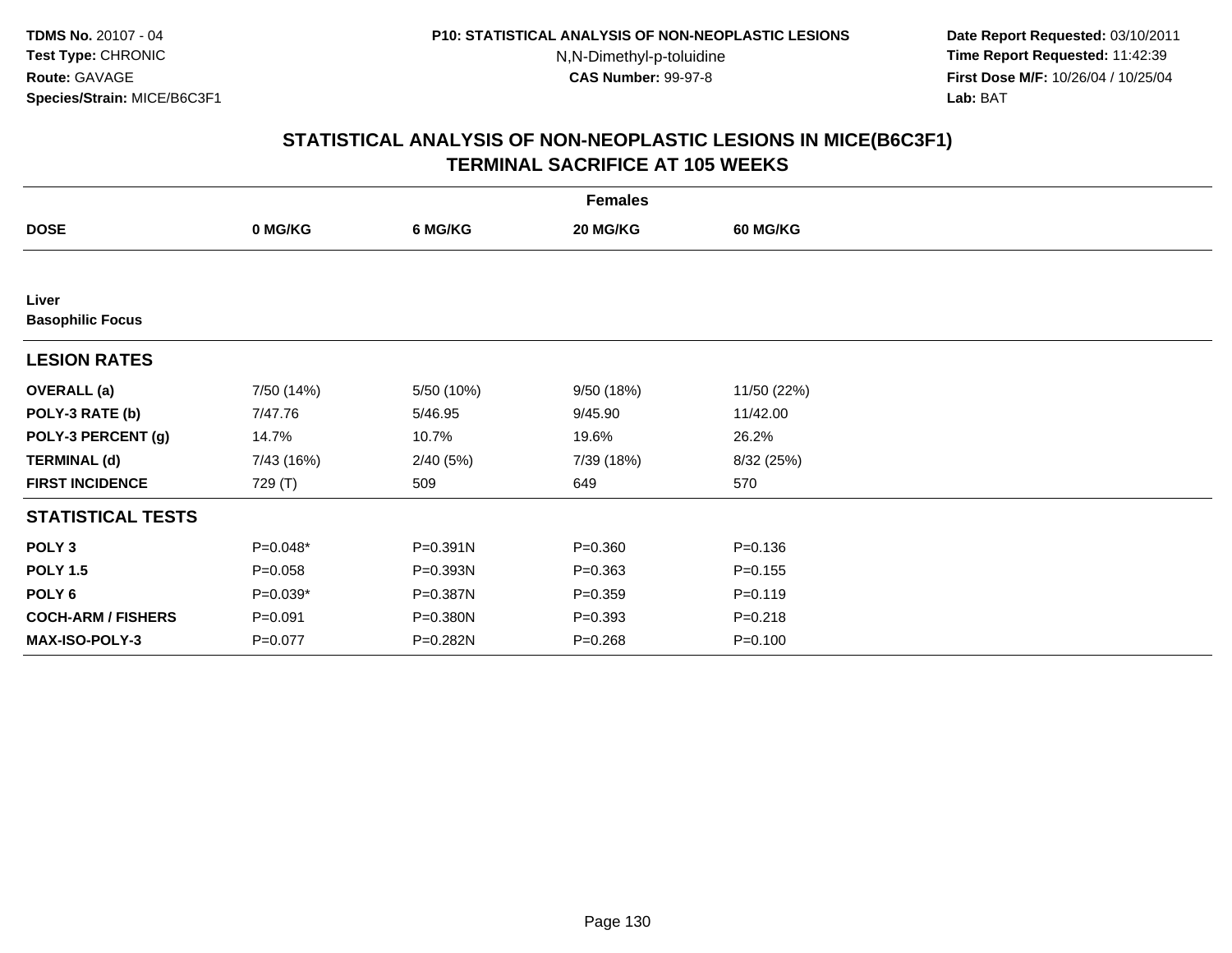TDMS No. 20107 - 04
Test Type: CHRONIC
Route: GAVAGE
Species/Strain: MICE/B6C3F1

P10: STATISTICAL ANALYSIS OF NON-NEOPLASTIC LESIONS
N,N-Dimethyl-p-toluidine
CAS Number: 99-97-8

Date Report Requested: 03/10/2011
Time Report Requested: 11:42:39
First Dose M/F: 10/26/04 / 10/25/04
Lab: BAT

## STATISTICAL ANALYSIS OF NON-NEOPLASTIC LESIONS IN MICE(B6C3F1)
## TERMINAL SACRIFICE AT 105 WEEKS

| | Females | | | |
|---|---|---|---|---|
| **DOSE** | **0 MG/KG** | **6 MG/KG** | **20 MG/KG** | **60 MG/KG** |
| **Liver** | | | | |
| **Basophilic Focus** | | | | |
| **LESION RATES** | | | | |
| **OVERALL (a)** | 7/50 (14%) | 5/50 (10%) | 9/50 (18%) | 11/50 (22%) |
| **POLY-3 RATE (b)** | 7/47.76 | 5/46.95 | 9/45.90 | 11/42.00 |
| **POLY-3 PERCENT (g)** | 14.7% | 10.7% | 19.6% | 26.2% |
| **TERMINAL (d)** | 7/43 (16%) | 2/40 (5%) | 7/39 (18%) | 8/32 (25%) |
| **FIRST INCIDENCE** | 729 (T) | 509 | 649 | 570 |
| **STATISTICAL TESTS** | | | | |
| **POLY 3** | P=0.048* | P=0.391N | P=0.360 | P=0.136 |
| **POLY 1.5** | P=0.058 | P=0.393N | P=0.363 | P=0.155 |
| **POLY 6** | P=0.039* | P=0.387N | P=0.359 | P=0.119 |
| **COCH-ARM / FISHERS** | P=0.091 | P=0.380N | P=0.393 | P=0.218 |
| **MAX-ISO-POLY-3** | P=0.077 | P=0.282N | P=0.268 | P=0.100 |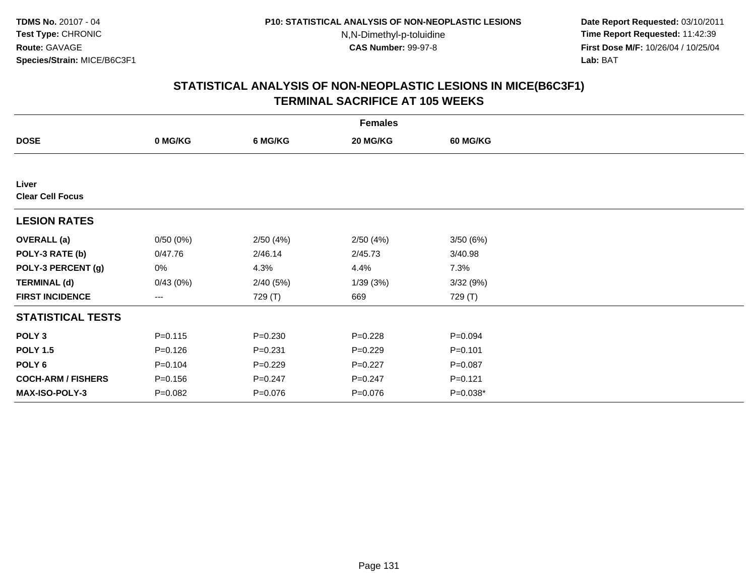TDMS No. 20107 - 04
Test Type: CHRONIC
Route: GAVAGE
Species/Strain: MICE/B6C3F1

P10: STATISTICAL ANALYSIS OF NON-NEOPLASTIC LESIONS
N,N-Dimethyl-p-toluidine
CAS Number: 99-97-8

Date Report Requested: 03/10/2011
Time Report Requested: 11:42:39
First Dose M/F: 10/26/04 / 10/25/04
Lab: BAT

## STATISTICAL ANALYSIS OF NON-NEOPLASTIC LESIONS IN MICE(B6C3F1)
## TERMINAL SACRIFICE AT 105 WEEKS

| | Females | | | |
|---|---|---|---|---|
| **DOSE** | **0 MG/KG** | **6 MG/KG** | **20 MG/KG** | **60 MG/KG** |
| **Liver** | | | | |
| **Clear Cell Focus** | | | | |
| **LESION RATES** | | | | |
| **OVERALL (a)** | 0/50 (0%) | 2/50 (4%) | 2/50 (4%) | 3/50 (6%) |
| **POLY-3 RATE (b)** | 0/47.76 | 2/46.14 | 2/45.73 | 3/40.98 |
| **POLY-3 PERCENT (g)** | 0% | 4.3% | 4.4% | 7.3% |
| **TERMINAL (d)** | 0/43 (0%) | 2/40 (5%) | 1/39 (3%) | 3/32 (9%) |
| **FIRST INCIDENCE** | --- | 729 (T) | 669 | 729 (T) |
| **STATISTICAL TESTS** | | | | |
| **POLY 3** | P=0.115 | P=0.230 | P=0.228 | P=0.094 |
| **POLY 1.5** | P=0.126 | P=0.231 | P=0.229 | P=0.101 |
| **POLY 6** | P=0.104 | P=0.229 | P=0.227 | P=0.087 |
| **COCH-ARM / FISHERS** | P=0.156 | P=0.247 | P=0.247 | P=0.121 |
| **MAX-ISO-POLY-3** | P=0.082 | P=0.076 | P=0.076 | P=0.038* |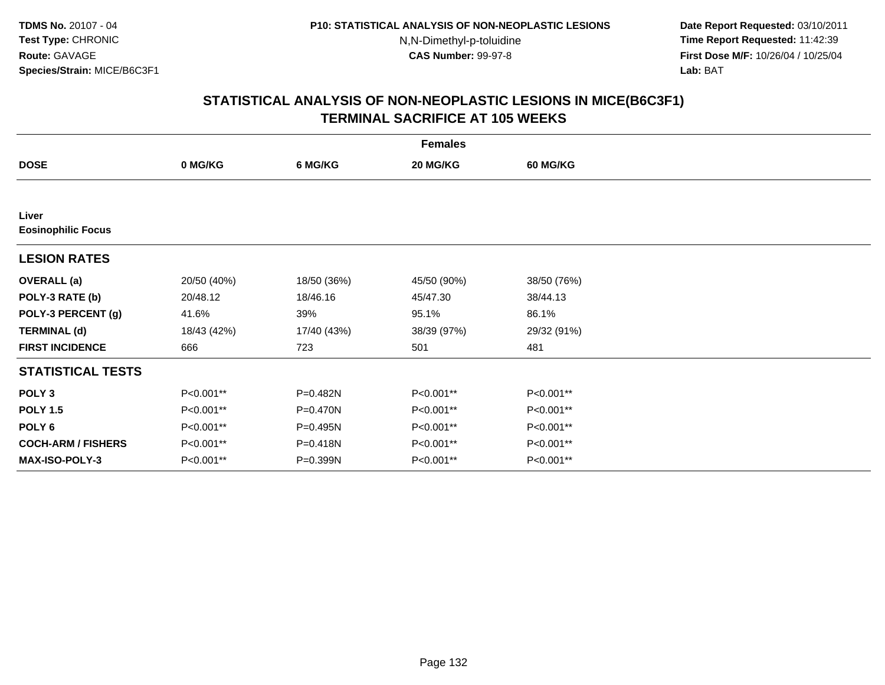**TDMS No.** 20107 - 04
**Test Type:** CHRONIC
**Route:** GAVAGE
**Species/Strain:** MICE/B6C3F1

**P10: STATISTICAL ANALYSIS OF NON-NEOPLASTIC LESIONS**
N,N-Dimethyl-p-toluidine
**CAS Number:** 99-97-8

**Date Report Requested:** 03/10/2011
**Time Report Requested:** 11:42:39
**First Dose M/F:** 10/26/04 / 10/25/04
**Lab:** BAT

## STATISTICAL ANALYSIS OF NON-NEOPLASTIC LESIONS IN MICE(B6C3F1)
## TERMINAL SACRIFICE AT 105 WEEKS

| | Females | | | |
|---|---|---|---|---|
| **DOSE** | **0 MG/KG** | **6 MG/KG** | **20 MG/KG** | **60 MG/KG** |
| **Liver** | | | | |
| **Eosinophilic Focus** | | | | |
| **LESION RATES** | | | | |
| **OVERALL (a)** | 20/50 (40%) | 18/50 (36%) | 45/50 (90%) | 38/50 (76%) |
| **POLY-3 RATE (b)** | 20/48.12 | 18/46.16 | 45/47.30 | 38/44.13 |
| **POLY-3 PERCENT (g)** | 41.6% | 39% | 95.1% | 86.1% |
| **TERMINAL (d)** | 18/43 (42%) | 17/40 (43%) | 38/39 (97%) | 29/32 (91%) |
| **FIRST INCIDENCE** | 666 | 723 | 501 | 481 |
| **STATISTICAL TESTS** | | | | |
| **POLY 3** | P<0.001** | P=0.482N | P<0.001** | P<0.001** |
| **POLY 1.5** | P<0.001** | P=0.470N | P<0.001** | P<0.001** |
| **POLY 6** | P<0.001** | P=0.495N | P<0.001** | P<0.001** |
| **COCH-ARM / FISHERS** | P<0.001** | P=0.418N | P<0.001** | P<0.001** |
| **MAX-ISO-POLY-3** | P<0.001** | P=0.399N | P<0.001** | P<0.001** |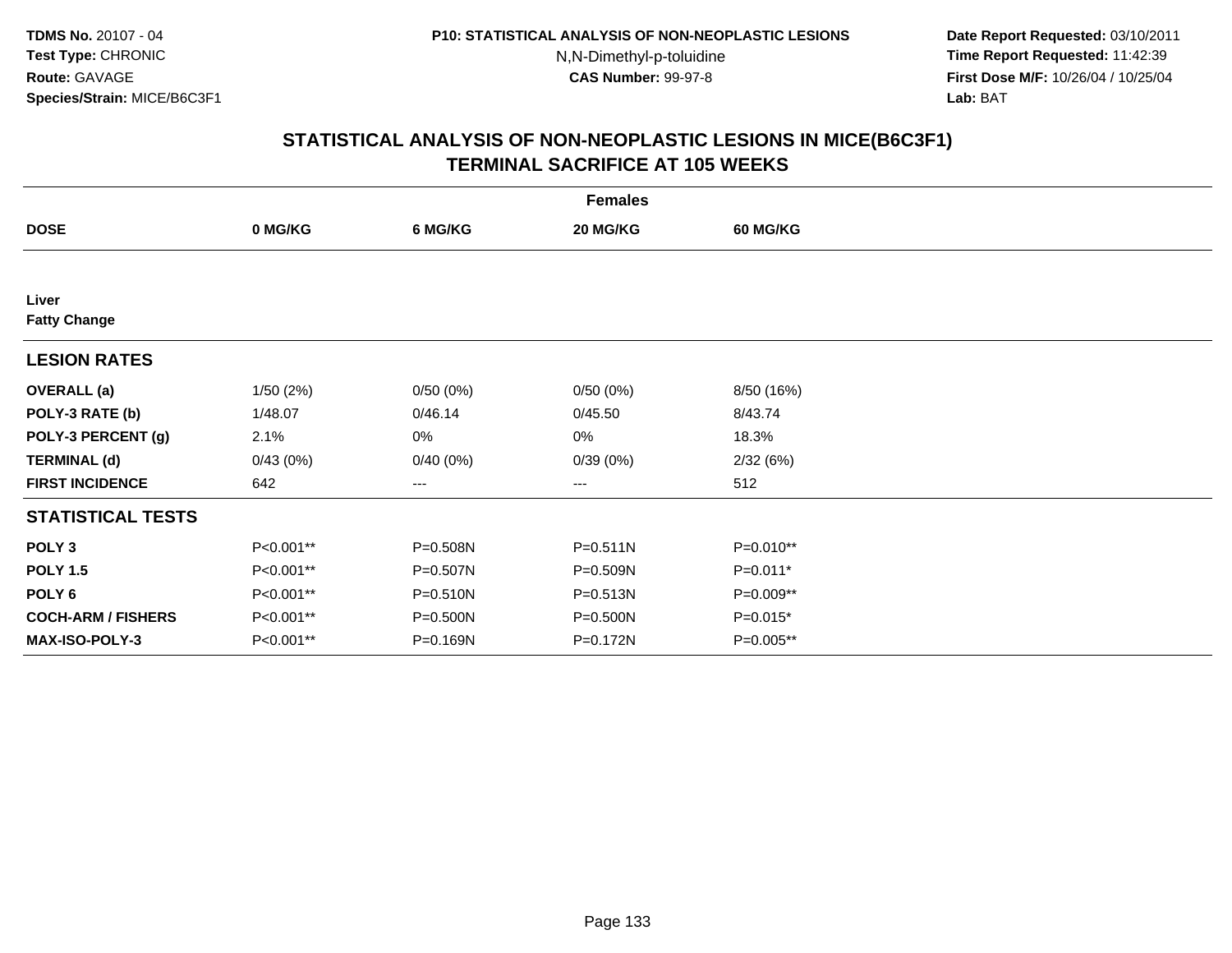**TDMS No.** 20107 - 04
**Test Type:** CHRONIC
**Route:** GAVAGE
**Species/Strain:** MICE/B6C3F1

**P10: STATISTICAL ANALYSIS OF NON-NEOPLASTIC LESIONS**
N,N-Dimethyl-p-toluidine
**CAS Number:** 99-97-8

**Date Report Requested:** 03/10/2011
**Time Report Requested:** 11:42:39
**First Dose M/F:** 10/26/04 / 10/25/04
**Lab:** BAT

## STATISTICAL ANALYSIS OF NON-NEOPLASTIC LESIONS IN MICE(B6C3F1)
## TERMINAL SACRIFICE AT 105 WEEKS

| | Females | | | |
|---|---|---|---|---|
| **DOSE** | **0 MG/KG** | **6 MG/KG** | **20 MG/KG** | **60 MG/KG** |
| **Liver** | | | | |
| **Fatty Change** | | | | |
| **LESION RATES** | | | | |
| **OVERALL (a)** | 1/50 (2%) | 0/50 (0%) | 0/50 (0%) | 8/50 (16%) |
| **POLY-3 RATE (b)** | 1/48.07 | 0/46.14 | 0/45.50 | 8/43.74 |
| **POLY-3 PERCENT (g)** | 2.1% | 0% | 0% | 18.3% |
| **TERMINAL (d)** | 0/43 (0%) | 0/40 (0%) | 0/39 (0%) | 2/32 (6%) |
| **FIRST INCIDENCE** | 642 | --- | --- | 512 |
| **STATISTICAL TESTS** | | | | |
| **POLY 3** | P<0.001** | P=0.508N | P=0.511N | P=0.010** |
| **POLY 1.5** | P<0.001** | P=0.507N | P=0.509N | P=0.011* |
| **POLY 6** | P<0.001** | P=0.510N | P=0.513N | P=0.009** |
| **COCH-ARM / FISHERS** | P<0.001** | P=0.500N | P=0.500N | P=0.015* |
| **MAX-ISO-POLY-3** | P<0.001** | P=0.169N | P=0.172N | P=0.005** |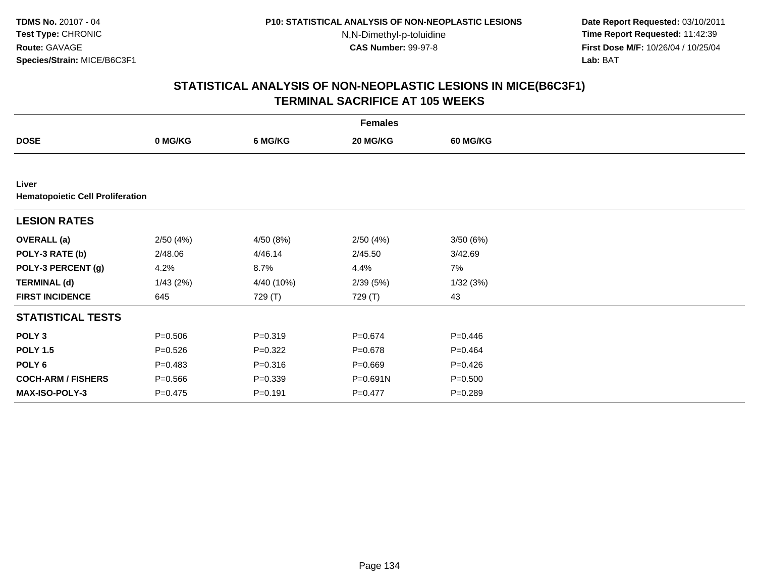**TDMS No.** 20107 - 04
**Test Type:** CHRONIC
**Route:** GAVAGE
**Species/Strain:** MICE/B6C3F1

**P10: STATISTICAL ANALYSIS OF NON-NEOPLASTIC LESIONS**
N,N-Dimethyl-p-toluidine
**CAS Number:** 99-97-8

**Date Report Requested:** 03/10/2011
**Time Report Requested:** 11:42:39
**First Dose M/F:** 10/26/04 / 10/25/04
**Lab:** BAT

## STATISTICAL ANALYSIS OF NON-NEOPLASTIC LESIONS IN MICE(B6C3F1) TERMINAL SACRIFICE AT 105 WEEKS

| | Females | | | |
|---|---|---|---|---|
| **DOSE** | **0 MG/KG** | **6 MG/KG** | **20 MG/KG** | **60 MG/KG** |
| **Liver** | | | | |
| **Hematopoietic Cell Proliferation** | | | | |
| **LESION RATES** | | | | |
| **OVERALL (a)** | 2/50 (4%) | 4/50 (8%) | 2/50 (4%) | 3/50 (6%) |
| **POLY-3 RATE (b)** | 2/48.06 | 4/46.14 | 2/45.50 | 3/42.69 |
| **POLY-3 PERCENT (g)** | 4.2% | 8.7% | 4.4% | 7% |
| **TERMINAL (d)** | 1/43 (2%) | 4/40 (10%) | 2/39 (5%) | 1/32 (3%) |
| **FIRST INCIDENCE** | 645 | 729 (T) | 729 (T) | 43 |
| **STATISTICAL TESTS** | | | | |
| **POLY 3** | P=0.506 | P=0.319 | P=0.674 | P=0.446 |
| **POLY 1.5** | P=0.526 | P=0.322 | P=0.678 | P=0.464 |
| **POLY 6** | P=0.483 | P=0.316 | P=0.669 | P=0.426 |
| **COCH-ARM / FISHERS** | P=0.566 | P=0.339 | P=0.691N | P=0.500 |
| **MAX-ISO-POLY-3** | P=0.475 | P=0.191 | P=0.477 | P=0.289 |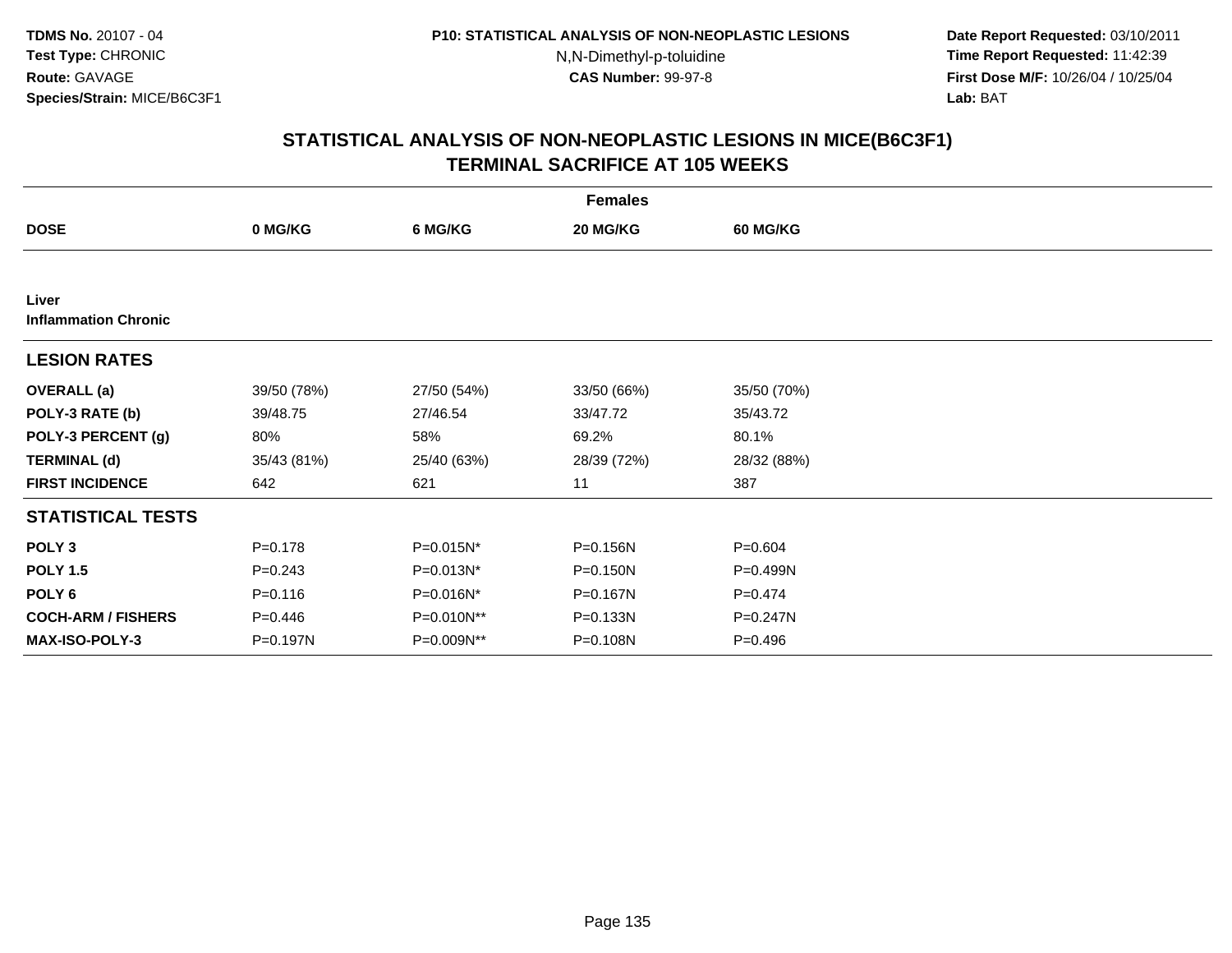TDMS No. 20107 - 04
Test Type: CHRONIC
Route: GAVAGE
Species/Strain: MICE/B6C3F1

P10: STATISTICAL ANALYSIS OF NON-NEOPLASTIC LESIONS
N,N-Dimethyl-p-toluidine
CAS Number: 99-97-8

Date Report Requested: 03/10/2011
Time Report Requested: 11:42:39
First Dose M/F: 10/26/04 / 10/25/04
Lab: BAT

## STATISTICAL ANALYSIS OF NON-NEOPLASTIC LESIONS IN MICE(B6C3F1)
## TERMINAL SACRIFICE AT 105 WEEKS

| | Females | | | |
|---|---|---|---|---|
| **DOSE** | **0 MG/KG** | **6 MG/KG** | **20 MG/KG** | **60 MG/KG** |
| **Liver** | | | | |
| **Inflammation Chronic** | | | | |
| **LESION RATES** | | | | |
| **OVERALL (a)** | 39/50 (78%) | 27/50 (54%) | 33/50 (66%) | 35/50 (70%) |
| **POLY-3 RATE (b)** | 39/48.75 | 27/46.54 | 33/47.72 | 35/43.72 |
| **POLY-3 PERCENT (g)** | 80% | 58% | 69.2% | 80.1% |
| **TERMINAL (d)** | 35/43 (81%) | 25/40 (63%) | 28/39 (72%) | 28/32 (88%) |
| **FIRST INCIDENCE** | 642 | 621 | 11 | 387 |
| **STATISTICAL TESTS** | | | | |
| **POLY 3** | P=0.178 | P=0.015N* | P=0.156N | P=0.604 |
| **POLY 1.5** | P=0.243 | P=0.013N* | P=0.150N | P=0.499N |
| **POLY 6** | P=0.116 | P=0.016N* | P=0.167N | P=0.474 |
| **COCH-ARM / FISHERS** | P=0.446 | P=0.010N** | P=0.133N | P=0.247N |
| **MAX-ISO-POLY-3** | P=0.197N | P=0.009N** | P=0.108N | P=0.496 |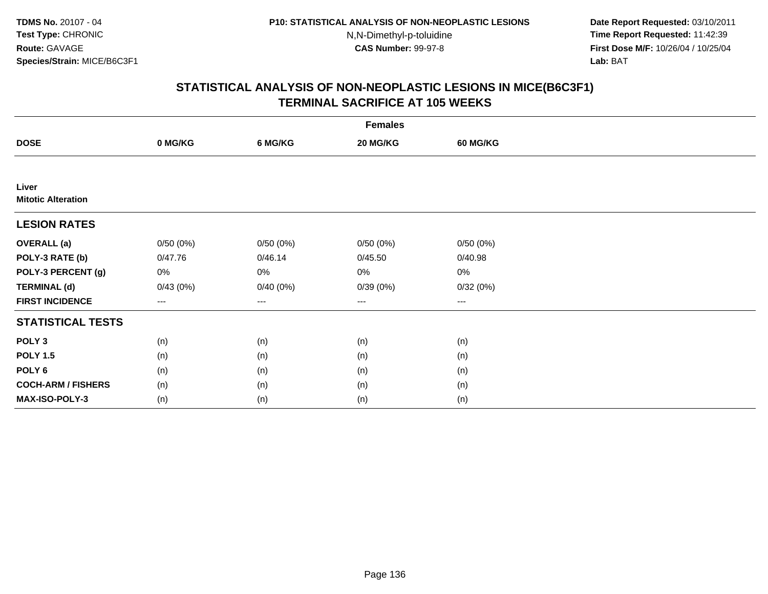**TDMS No.** 20107 - 04
**Test Type:** CHRONIC
**Route:** GAVAGE
**Species/Strain:** MICE/B6C3F1

**P10: STATISTICAL ANALYSIS OF NON-NEOPLASTIC LESIONS**
N,N-Dimethyl-p-toluidine
**CAS Number:** 99-97-8

**Date Report Requested:** 03/10/2011
**Time Report Requested:** 11:42:39
**First Dose M/F:** 10/26/04 / 10/25/04
**Lab:** BAT

## STATISTICAL ANALYSIS OF NON-NEOPLASTIC LESIONS IN MICE(B6C3F1) TERMINAL SACRIFICE AT 105 WEEKS

| | Females | | | |
|---|---|---|---|---|
| **DOSE** | **0 MG/KG** | **6 MG/KG** | **20 MG/KG** | **60 MG/KG** |
| **Liver** | | | | |
| **Mitotic Alteration** | | | | |
| **LESION RATES** | | | | |
| **OVERALL (a)** | 0/50 (0%) | 0/50 (0%) | 0/50 (0%) | 0/50 (0%) |
| **POLY-3 RATE (b)** | 0/47.76 | 0/46.14 | 0/45.50 | 0/40.98 |
| **POLY-3 PERCENT (g)** | 0% | 0% | 0% | 0% |
| **TERMINAL (d)** | 0/43 (0%) | 0/40 (0%) | 0/39 (0%) | 0/32 (0%) |
| **FIRST INCIDENCE** | --- | --- | --- | --- |
| **STATISTICAL TESTS** | | | | |
| **POLY 3** | (n) | (n) | (n) | (n) |
| **POLY 1.5** | (n) | (n) | (n) | (n) |
| **POLY 6** | (n) | (n) | (n) | (n) |
| **COCH-ARM / FISHERS** | (n) | (n) | (n) | (n) |
| **MAX-ISO-POLY-3** | (n) | (n) | (n) | (n) |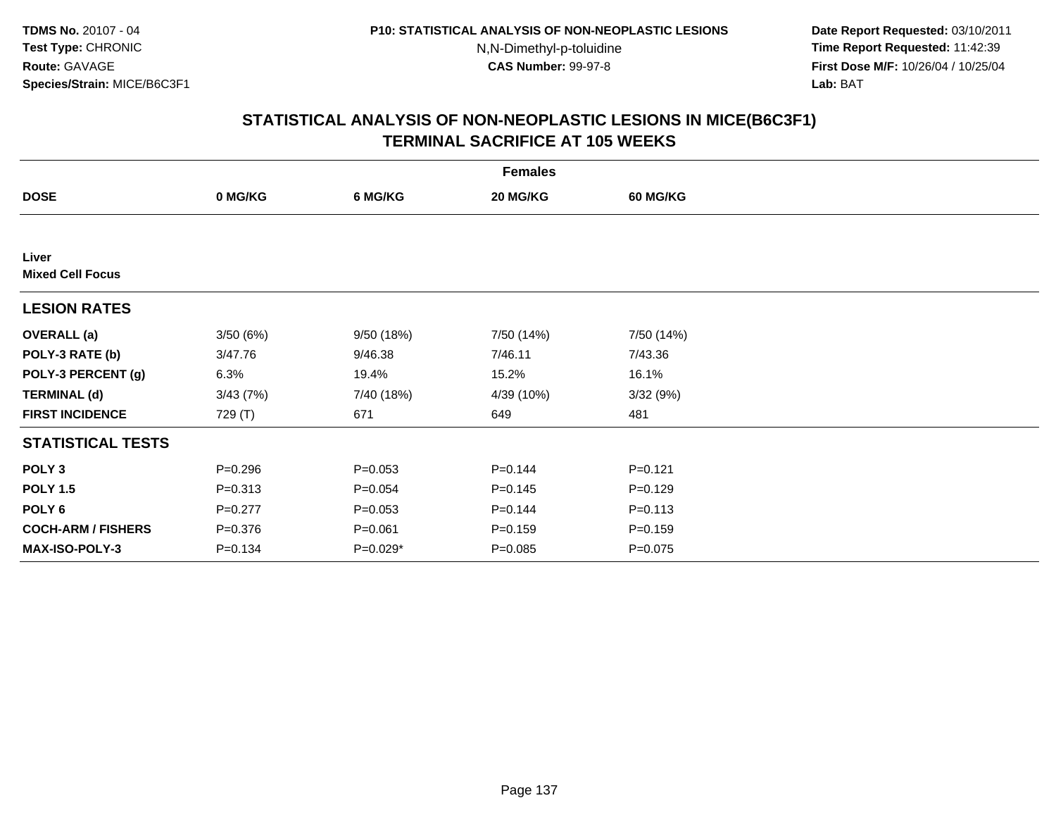**TDMS No.** 20107 - 04
**Test Type:** CHRONIC
**Route:** GAVAGE
**Species/Strain:** MICE/B6C3F1

**P10: STATISTICAL ANALYSIS OF NON-NEOPLASTIC LESIONS**
N,N-Dimethyl-p-toluidine
**CAS Number:** 99-97-8

**Date Report Requested:** 03/10/2011
**Time Report Requested:** 11:42:39
**First Dose M/F:** 10/26/04 / 10/25/04
**Lab:** BAT

## STATISTICAL ANALYSIS OF NON-NEOPLASTIC LESIONS IN MICE(B6C3F1)
## TERMINAL SACRIFICE AT 105 WEEKS

| | Females | | | |
|---|---|---|---|---|
| **DOSE** | **0 MG/KG** | **6 MG/KG** | **20 MG/KG** | **60 MG/KG** |
| **Liver** | | | | |
| **Mixed Cell Focus** | | | | |
| **LESION RATES** | | | | |
| **OVERALL (a)** | 3/50 (6%) | 9/50 (18%) | 7/50 (14%) | 7/50 (14%) |
| **POLY-3 RATE (b)** | 3/47.76 | 9/46.38 | 7/46.11 | 7/43.36 |
| **POLY-3 PERCENT (g)** | 6.3% | 19.4% | 15.2% | 16.1% |
| **TERMINAL (d)** | 3/43 (7%) | 7/40 (18%) | 4/39 (10%) | 3/32 (9%) |
| **FIRST INCIDENCE** | 729 (T) | 671 | 649 | 481 |
| **STATISTICAL TESTS** | | | | |
| **POLY 3** | P=0.296 | P=0.053 | P=0.144 | P=0.121 |
| **POLY 1.5** | P=0.313 | P=0.054 | P=0.145 | P=0.129 |
| **POLY 6** | P=0.277 | P=0.053 | P=0.144 | P=0.113 |
| **COCH-ARM / FISHERS** | P=0.376 | P=0.061 | P=0.159 | P=0.159 |
| **MAX-ISO-POLY-3** | P=0.134 | P=0.029* | P=0.085 | P=0.075 |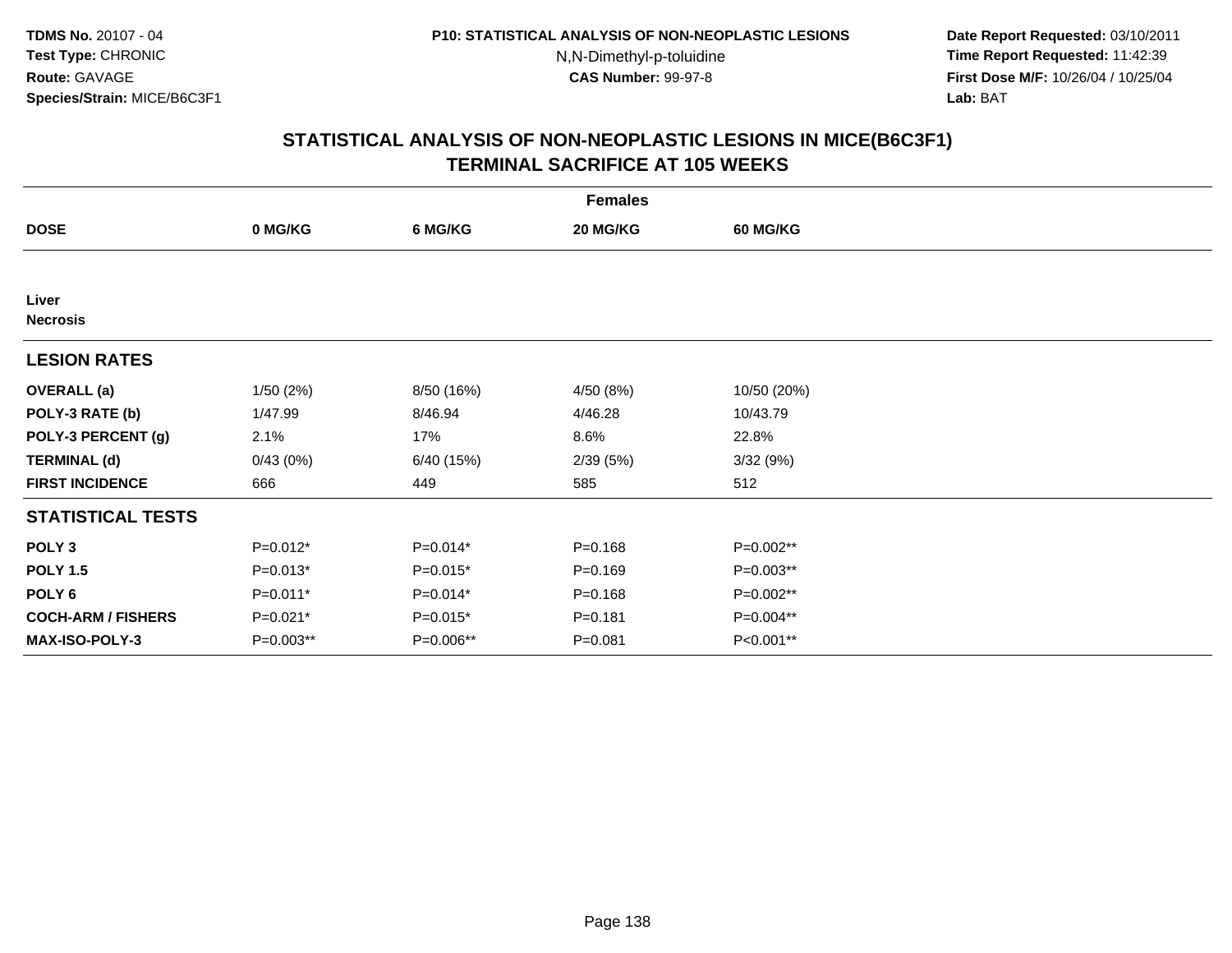TDMS No. 20107 - 04
Test Type: CHRONIC
Route: GAVAGE
Species/Strain: MICE/B6C3F1

P10: STATISTICAL ANALYSIS OF NON-NEOPLASTIC LESIONS
N,N-Dimethyl-p-toluidine
CAS Number: 99-97-8

Date Report Requested: 03/10/2011
Time Report Requested: 11:42:39
First Dose M/F: 10/26/04 / 10/25/04
Lab: BAT

## STATISTICAL ANALYSIS OF NON-NEOPLASTIC LESIONS IN MICE(B6C3F1)
## TERMINAL SACRIFICE AT 105 WEEKS

| | Females | | | |
|---|---|---|---|---|
| **DOSE** | **0 MG/KG** | **6 MG/KG** | **20 MG/KG** | **60 MG/KG** |
| **Liver** | | | | |
| **Necrosis** | | | | |
| **LESION RATES** | | | | |
| **OVERALL (a)** | 1/50 (2%) | 8/50 (16%) | 4/50 (8%) | 10/50 (20%) |
| **POLY-3 RATE (b)** | 1/47.99 | 8/46.94 | 4/46.28 | 10/43.79 |
| **POLY-3 PERCENT (g)** | 2.1% | 17% | 8.6% | 22.8% |
| **TERMINAL (d)** | 0/43 (0%) | 6/40 (15%) | 2/39 (5%) | 3/32 (9%) |
| **FIRST INCIDENCE** | 666 | 449 | 585 | 512 |
| **STATISTICAL TESTS** | | | | |
| **POLY 3** | P=0.012* | P=0.014* | P=0.168 | P=0.002** |
| **POLY 1.5** | P=0.013* | P=0.015* | P=0.169 | P=0.003** |
| **POLY 6** | P=0.011* | P=0.014* | P=0.168 | P=0.002** |
| **COCH-ARM / FISHERS** | P=0.021* | P=0.015* | P=0.181 | P=0.004** |
| **MAX-ISO-POLY-3** | P=0.003** | P=0.006** | P=0.081 | P<0.001** |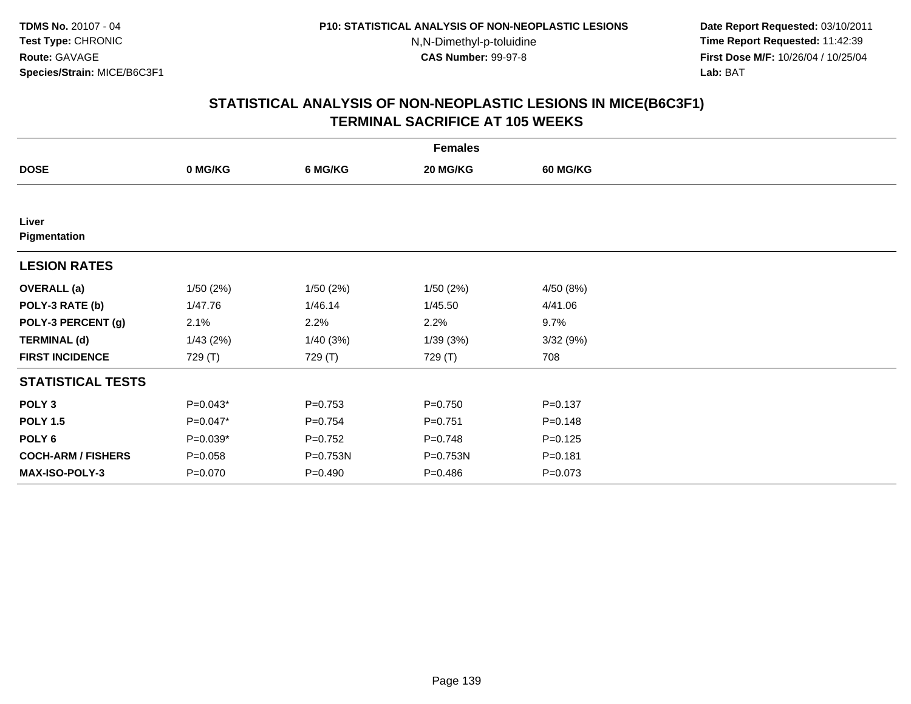**TDMS No.** 20107 - 04
**Test Type:** CHRONIC
**Route:** GAVAGE
**Species/Strain:** MICE/B6C3F1

**P10: STATISTICAL ANALYSIS OF NON-NEOPLASTIC LESIONS**
N,N-Dimethyl-p-toluidine
**CAS Number:** 99-97-8

**Date Report Requested:** 03/10/2011
**Time Report Requested:** 11:42:39
**First Dose M/F:** 10/26/04 / 10/25/04
**Lab:** BAT

## STATISTICAL ANALYSIS OF NON-NEOPLASTIC LESIONS IN MICE(B6C3F1)
## TERMINAL SACRIFICE AT 105 WEEKS

| | Females | | | |
|---|---|---|---|---|
| **DOSE** | **0 MG/KG** | **6 MG/KG** | **20 MG/KG** | **60 MG/KG** |
| **Liver** | | | | |
| **Pigmentation** | | | | |
| **LESION RATES** | | | | |
| **OVERALL (a)** | 1/50 (2%) | 1/50 (2%) | 1/50 (2%) | 4/50 (8%) |
| **POLY-3 RATE (b)** | 1/47.76 | 1/46.14 | 1/45.50 | 4/41.06 |
| **POLY-3 PERCENT (g)** | 2.1% | 2.2% | 2.2% | 9.7% |
| **TERMINAL (d)** | 1/43 (2%) | 1/40 (3%) | 1/39 (3%) | 3/32 (9%) |
| **FIRST INCIDENCE** | 729 (T) | 729 (T) | 729 (T) | 708 |
| **STATISTICAL TESTS** | | | | |
| **POLY 3** | P=0.043* | P=0.753 | P=0.750 | P=0.137 |
| **POLY 1.5** | P=0.047* | P=0.754 | P=0.751 | P=0.148 |
| **POLY 6** | P=0.039* | P=0.752 | P=0.748 | P=0.125 |
| **COCH-ARM / FISHERS** | P=0.058 | P=0.753N | P=0.753N | P=0.181 |
| **MAX-ISO-POLY-3** | P=0.070 | P=0.490 | P=0.486 | P=0.073 |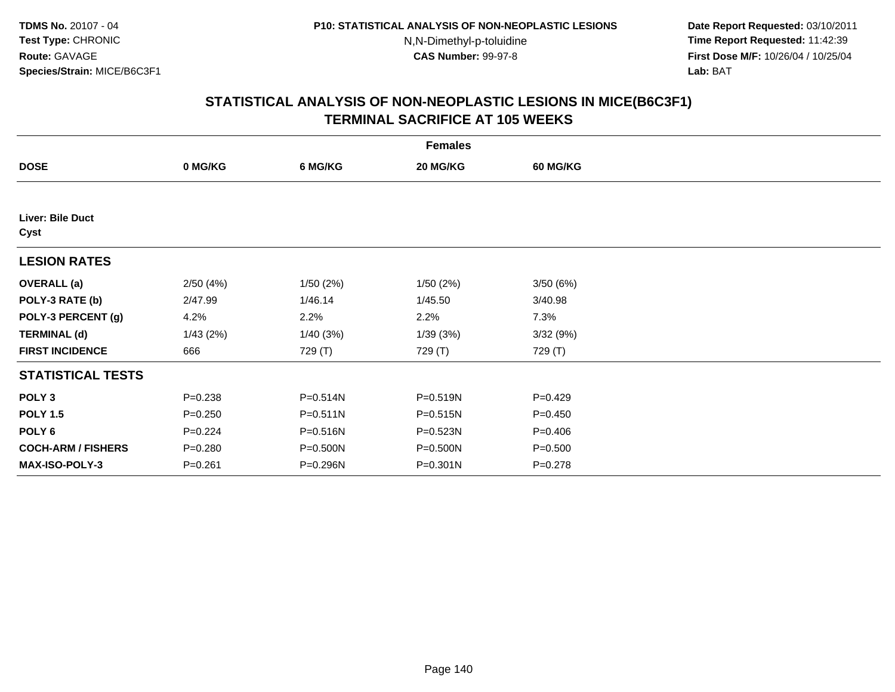**TDMS No.** 20107 - 04
**Test Type:** CHRONIC
**Route:** GAVAGE
**Species/Strain:** MICE/B6C3F1

**P10: STATISTICAL ANALYSIS OF NON-NEOPLASTIC LESIONS**
N,N-Dimethyl-p-toluidine
**CAS Number:** 99-97-8

**Date Report Requested:** 03/10/2011
**Time Report Requested:** 11:42:39
**First Dose M/F:** 10/26/04 / 10/25/04
**Lab:** BAT

## STATISTICAL ANALYSIS OF NON-NEOPLASTIC LESIONS IN MICE(B6C3F1)
## TERMINAL SACRIFICE AT 105 WEEKS

| | Females | | | |
|---|---|---|---|---|
| **DOSE** | **0 MG/KG** | **6 MG/KG** | **20 MG/KG** | **60 MG/KG** |
| **Liver: Bile Duct** | | | | |
| **Cyst** | | | | |
| **LESION RATES** | | | | |
| **OVERALL (a)** | 2/50 (4%) | 1/50 (2%) | 1/50 (2%) | 3/50 (6%) |
| **POLY-3 RATE (b)** | 2/47.99 | 1/46.14 | 1/45.50 | 3/40.98 |
| **POLY-3 PERCENT (g)** | 4.2% | 2.2% | 2.2% | 7.3% |
| **TERMINAL (d)** | 1/43 (2%) | 1/40 (3%) | 1/39 (3%) | 3/32 (9%) |
| **FIRST INCIDENCE** | 666 | 729 (T) | 729 (T) | 729 (T) |
| **STATISTICAL TESTS** | | | | |
| **POLY 3** | P=0.238 | P=0.514N | P=0.519N | P=0.429 |
| **POLY 1.5** | P=0.250 | P=0.511N | P=0.515N | P=0.450 |
| **POLY 6** | P=0.224 | P=0.516N | P=0.523N | P=0.406 |
| **COCH-ARM / FISHERS** | P=0.280 | P=0.500N | P=0.500N | P=0.500 |
| **MAX-ISO-POLY-3** | P=0.261 | P=0.296N | P=0.301N | P=0.278 |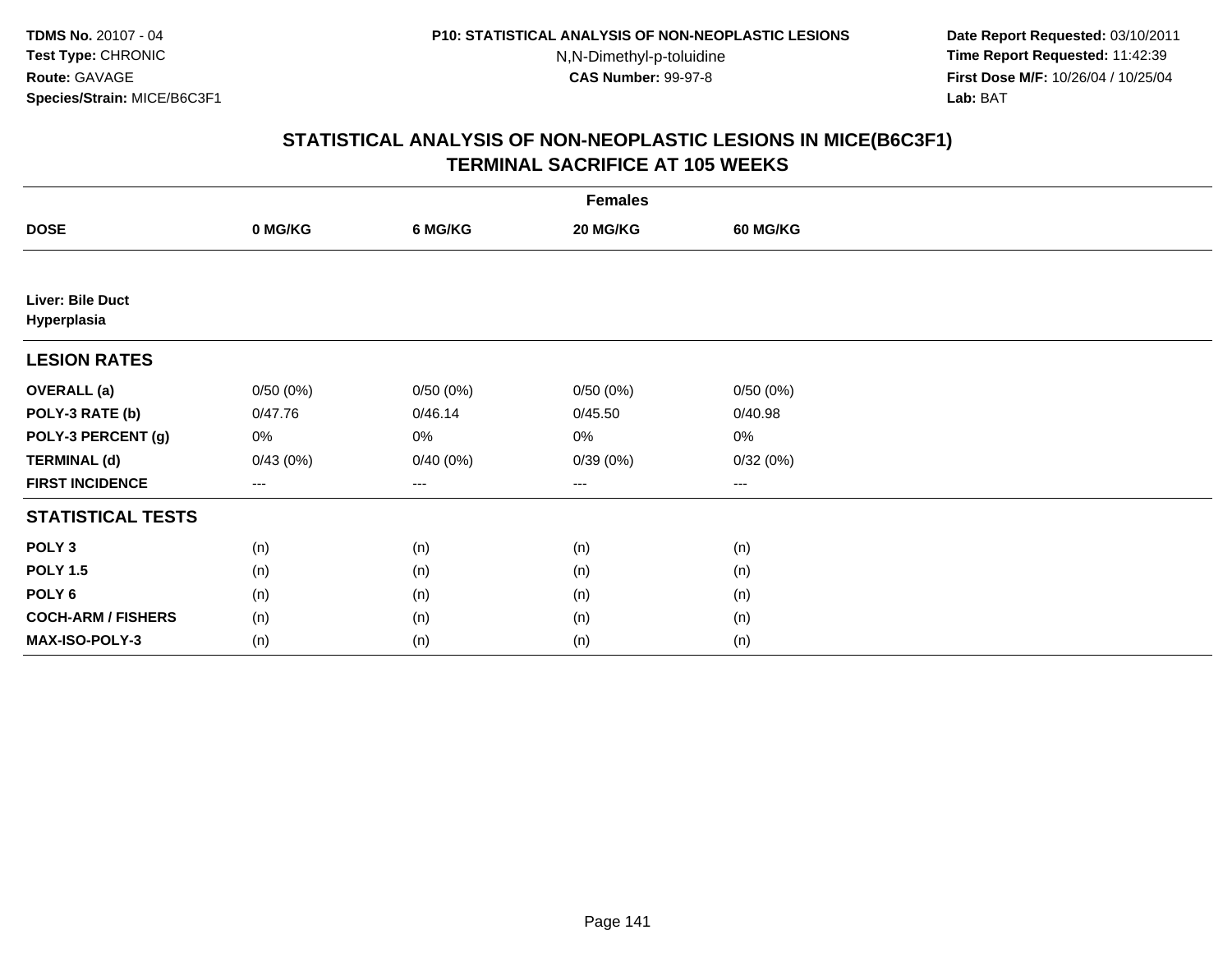**TDMS No.** 20107 - 04
**Test Type:** CHRONIC
**Route:** GAVAGE
**Species/Strain:** MICE/B6C3F1

**P10: STATISTICAL ANALYSIS OF NON-NEOPLASTIC LESIONS**
N,N-Dimethyl-p-toluidine
**CAS Number:** 99-97-8

**Date Report Requested:** 03/10/2011
**Time Report Requested:** 11:42:39
**First Dose M/F:** 10/26/04 / 10/25/04
**Lab:** BAT

## STATISTICAL ANALYSIS OF NON-NEOPLASTIC LESIONS IN MICE(B6C3F1) TERMINAL SACRIFICE AT 105 WEEKS

| | Females | | | |
|---|---|---|---|---|
| **DOSE** | **0 MG/KG** | **6 MG/KG** | **20 MG/KG** | **60 MG/KG** |
| **Liver: Bile Duct Hyperplasia** | | | | |
| **LESION RATES** | | | | |
| **OVERALL (a)** | 0/50 (0%) | 0/50 (0%) | 0/50 (0%) | 0/50 (0%) |
| **POLY-3 RATE (b)** | 0/47.76 | 0/46.14 | 0/45.50 | 0/40.98 |
| **POLY-3 PERCENT (g)** | 0% | 0% | 0% | 0% |
| **TERMINAL (d)** | 0/43 (0%) | 0/40 (0%) | 0/39 (0%) | 0/32 (0%) |
| **FIRST INCIDENCE** | --- | --- | --- | --- |
| **STATISTICAL TESTS** | | | | |
| **POLY 3** | (n) | (n) | (n) | (n) |
| **POLY 1.5** | (n) | (n) | (n) | (n) |
| **POLY 6** | (n) | (n) | (n) | (n) |
| **COCH-ARM / FISHERS** | (n) | (n) | (n) | (n) |
| **MAX-ISO-POLY-3** | (n) | (n) | (n) | (n) |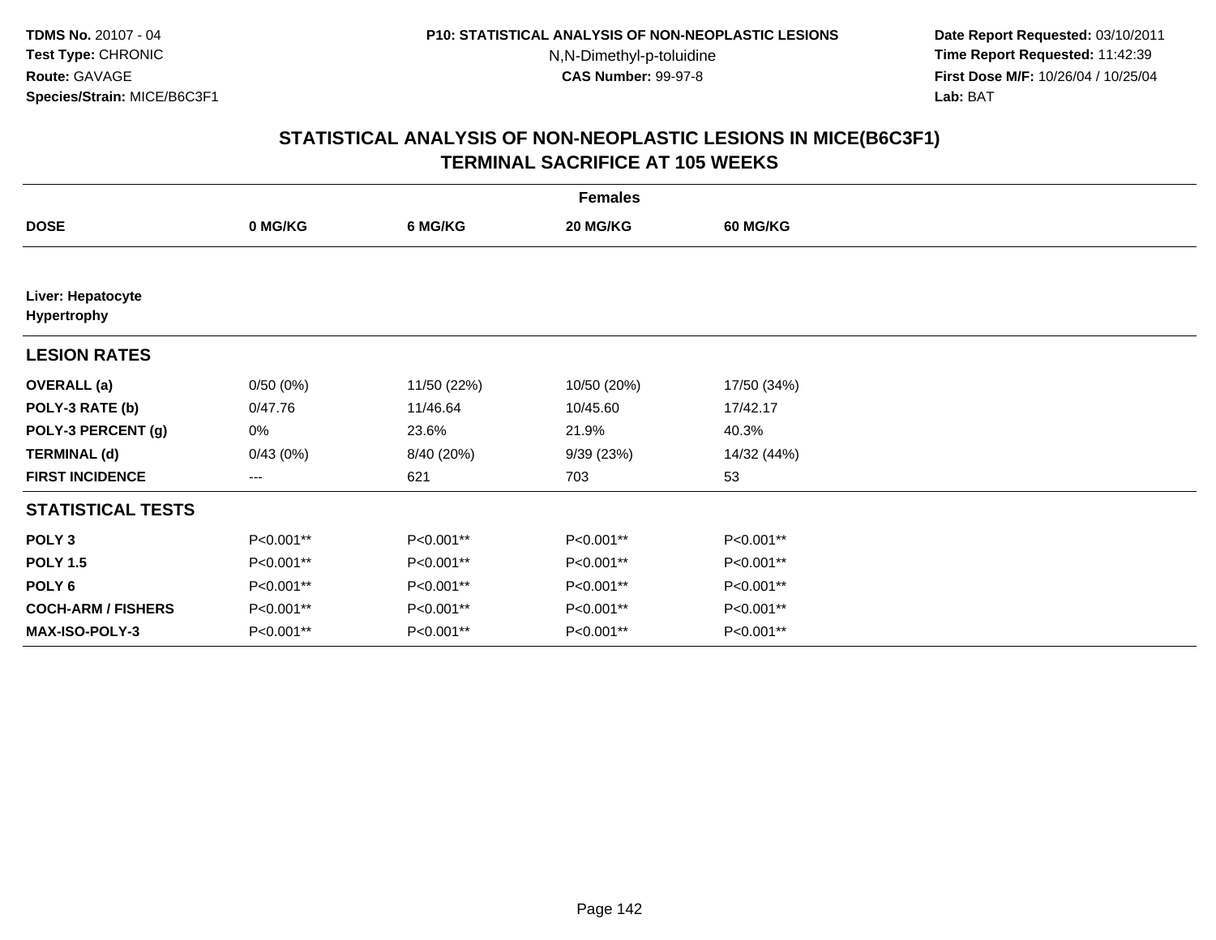TDMS No. 20107 - 04
Test Type: CHRONIC
Route: GAVAGE
Species/Strain: MICE/B6C3F1

P10: STATISTICAL ANALYSIS OF NON-NEOPLASTIC LESIONS
N,N-Dimethyl-p-toluidine
CAS Number: 99-97-8

Date Report Requested: 03/10/2011
Time Report Requested: 11:42:39
First Dose M/F: 10/26/04 / 10/25/04
Lab: BAT

## STATISTICAL ANALYSIS OF NON-NEOPLASTIC LESIONS IN MICE(B6C3F1)
## TERMINAL SACRIFICE AT 105 WEEKS

| | Females | | | |
|---|---|---|---|---|
| **DOSE** | **0 MG/KG** | **6 MG/KG** | **20 MG/KG** | **60 MG/KG** |
| **Liver: Hepatocyte Hypertrophy** | | | | |
| **LESION RATES** | | | | |
| **OVERALL (a)** | 0/50 (0%) | 11/50 (22%) | 10/50 (20%) | 17/50 (34%) |
| **POLY-3 RATE (b)** | 0/47.76 | 11/46.64 | 10/45.60 | 17/42.17 |
| **POLY-3 PERCENT (g)** | 0% | 23.6% | 21.9% | 40.3% |
| **TERMINAL (d)** | 0/43 (0%) | 8/40 (20%) | 9/39 (23%) | 14/32 (44%) |
| **FIRST INCIDENCE** | --- | 621 | 703 | 53 |
| **STATISTICAL TESTS** | | | | |
| **POLY 3** | P<0.001** | P<0.001** | P<0.001** | P<0.001** |
| **POLY 1.5** | P<0.001** | P<0.001** | P<0.001** | P<0.001** |
| **POLY 6** | P<0.001** | P<0.001** | P<0.001** | P<0.001** |
| **COCH-ARM / FISHERS** | P<0.001** | P<0.001** | P<0.001** | P<0.001** |
| **MAX-ISO-POLY-3** | P<0.001** | P<0.001** | P<0.001** | P<0.001** |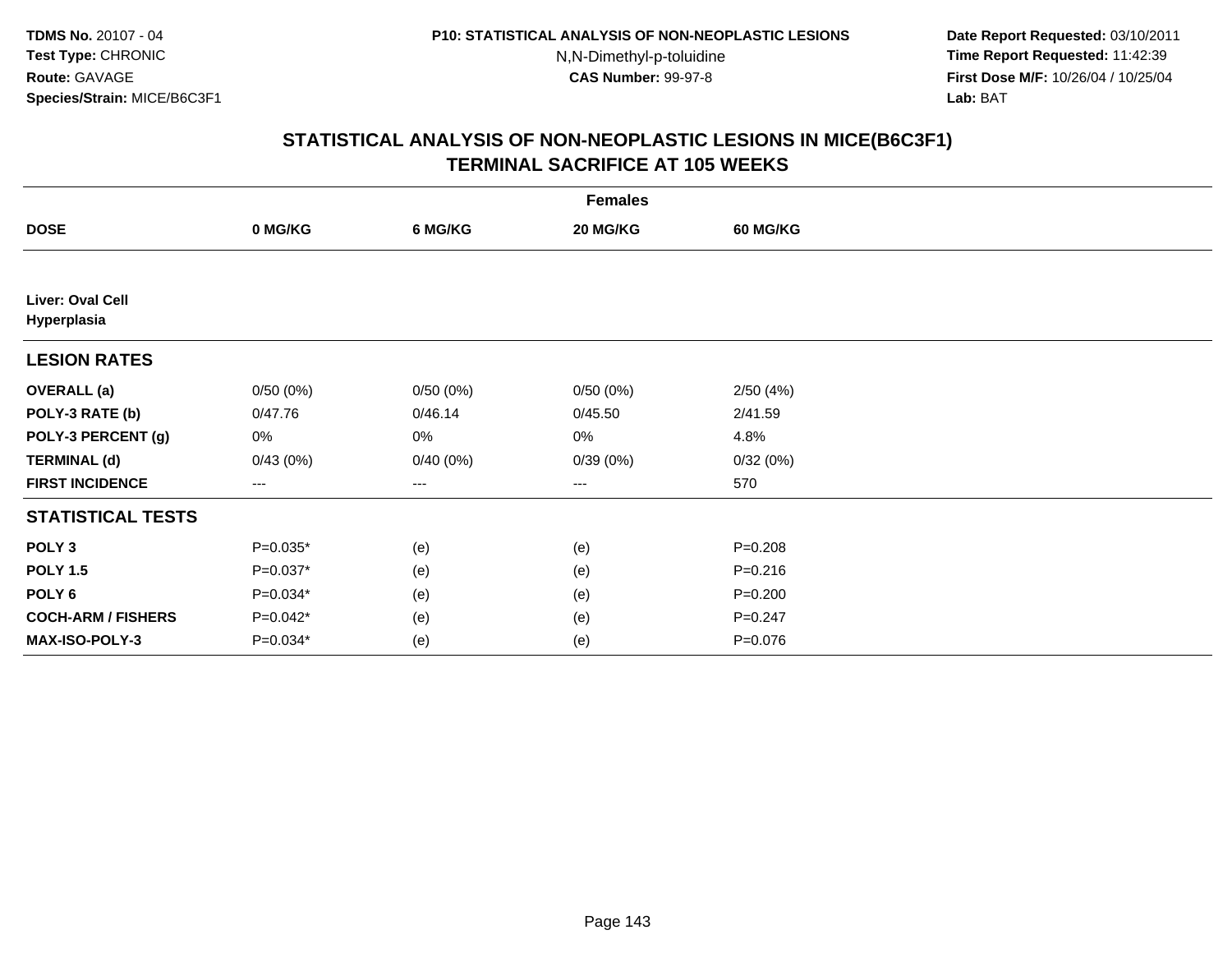**TDMS No.** 20107 - 04
**Test Type:** CHRONIC
**Route:** GAVAGE
**Species/Strain:** MICE/B6C3F1

**P10: STATISTICAL ANALYSIS OF NON-NEOPLASTIC LESIONS**
N,N-Dimethyl-p-toluidine
**CAS Number:** 99-97-8

**Date Report Requested:** 03/10/2011
**Time Report Requested:** 11:42:39
**First Dose M/F:** 10/26/04 / 10/25/04
**Lab:** BAT

## STATISTICAL ANALYSIS OF NON-NEOPLASTIC LESIONS IN MICE(B6C3F1) TERMINAL SACRIFICE AT 105 WEEKS

| | Females | | | |
|---|---|---|---|---|
| **DOSE** | **0 MG/KG** | **6 MG/KG** | **20 MG/KG** | **60 MG/KG** |
| **Liver: Oval Cell Hyperplasia** | | | | |
| **LESION RATES** | | | | |
| **OVERALL (a)** | 0/50 (0%) | 0/50 (0%) | 0/50 (0%) | 2/50 (4%) |
| **POLY-3 RATE (b)** | 0/47.76 | 0/46.14 | 0/45.50 | 2/41.59 |
| **POLY-3 PERCENT (g)** | 0% | 0% | 0% | 4.8% |
| **TERMINAL (d)** | 0/43 (0%) | 0/40 (0%) | 0/39 (0%) | 0/32 (0%) |
| **FIRST INCIDENCE** | --- | --- | --- | 570 |
| **STATISTICAL TESTS** | | | | |
| **POLY 3** | P=0.035* | (e) | (e) | P=0.208 |
| **POLY 1.5** | P=0.037* | (e) | (e) | P=0.216 |
| **POLY 6** | P=0.034* | (e) | (e) | P=0.200 |
| **COCH-ARM / FISHERS** | P=0.042* | (e) | (e) | P=0.247 |
| **MAX-ISO-POLY-3** | P=0.034* | (e) | (e) | P=0.076 |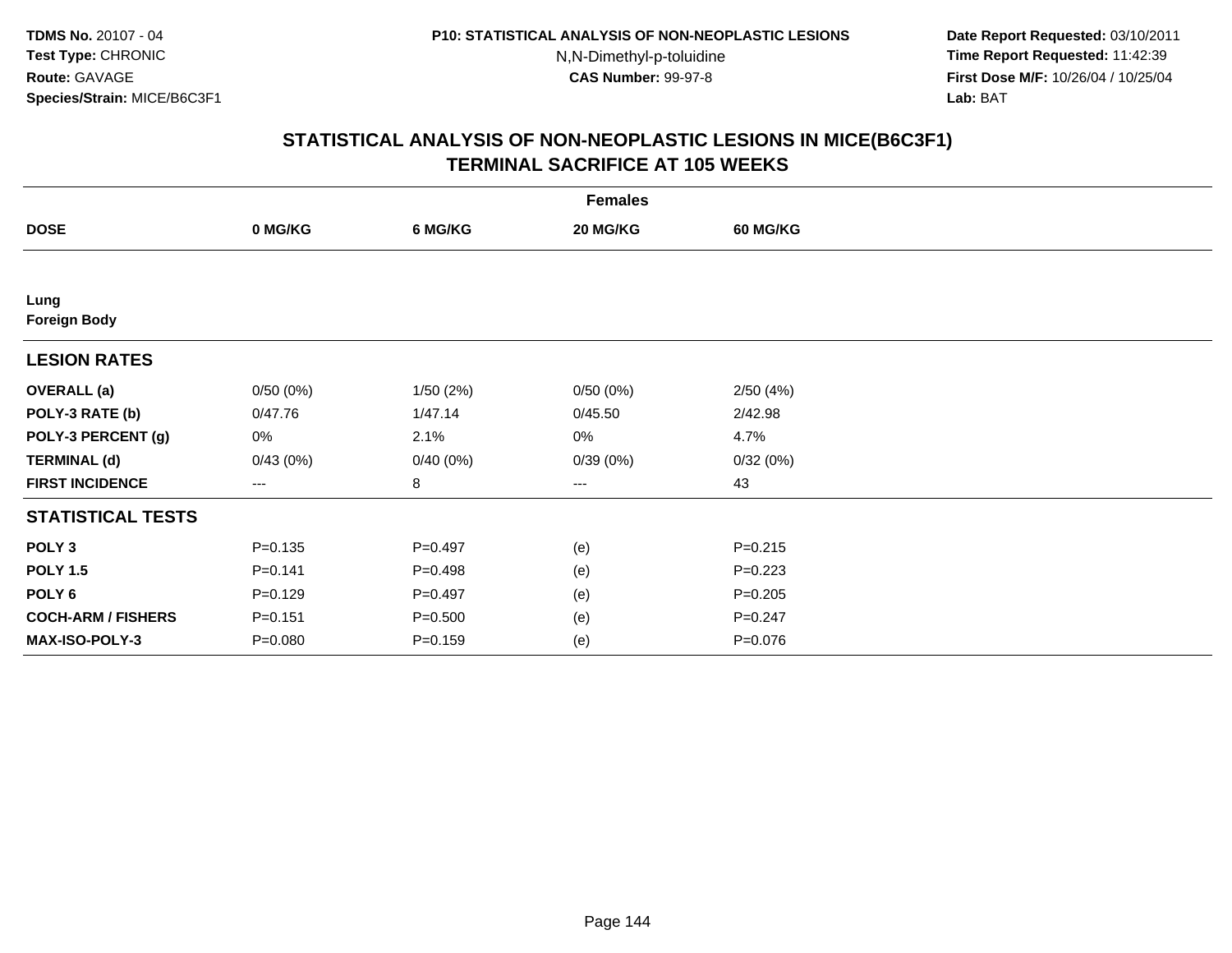**TDMS No.** 20107 - 04
**Test Type:** CHRONIC
**Route:** GAVAGE
**Species/Strain:** MICE/B6C3F1

**P10: STATISTICAL ANALYSIS OF NON-NEOPLASTIC LESIONS**
N,N-Dimethyl-p-toluidine
**CAS Number:** 99-97-8

**Date Report Requested:** 03/10/2011
**Time Report Requested:** 11:42:39
**First Dose M/F:** 10/26/04 / 10/25/04
**Lab:** BAT

## STATISTICAL ANALYSIS OF NON-NEOPLASTIC LESIONS IN MICE(B6C3F1) TERMINAL SACRIFICE AT 105 WEEKS

| | Females | | | |
|---|---|---|---|---|
| **DOSE** | **0 MG/KG** | **6 MG/KG** | **20 MG/KG** | **60 MG/KG** |
| **Lung** | | | | |
| **Foreign Body** | | | | |
| **LESION RATES** | | | | |
| **OVERALL (a)** | 0/50 (0%) | 1/50 (2%) | 0/50 (0%) | 2/50 (4%) |
| **POLY-3 RATE (b)** | 0/47.76 | 1/47.14 | 0/45.50 | 2/42.98 |
| **POLY-3 PERCENT (g)** | 0% | 2.1% | 0% | 4.7% |
| **TERMINAL (d)** | 0/43 (0%) | 0/40 (0%) | 0/39 (0%) | 0/32 (0%) |
| **FIRST INCIDENCE** | --- | 8 | --- | 43 |
| **STATISTICAL TESTS** | | | | |
| **POLY 3** | P=0.135 | P=0.497 | (e) | P=0.215 |
| **POLY 1.5** | P=0.141 | P=0.498 | (e) | P=0.223 |
| **POLY 6** | P=0.129 | P=0.497 | (e) | P=0.205 |
| **COCH-ARM / FISHERS** | P=0.151 | P=0.500 | (e) | P=0.247 |
| **MAX-ISO-POLY-3** | P=0.080 | P=0.159 | (e) | P=0.076 |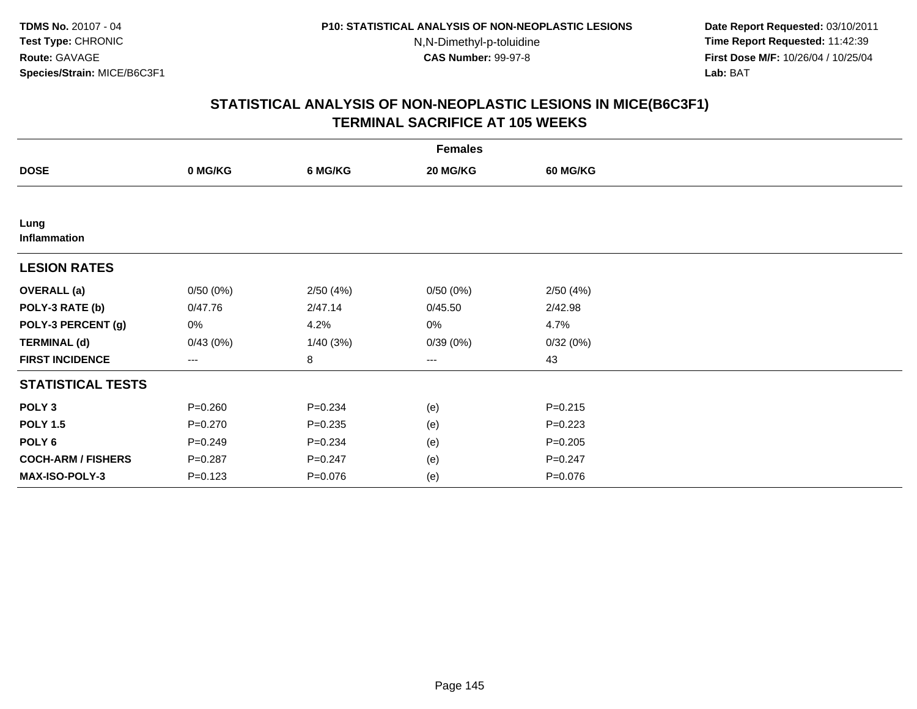**TDMS No.** 20107 - 04
**Test Type:** CHRONIC
**Route:** GAVAGE
**Species/Strain:** MICE/B6C3F1

**P10: STATISTICAL ANALYSIS OF NON-NEOPLASTIC LESIONS**
N,N-Dimethyl-p-toluidine
**CAS Number:** 99-97-8

**Date Report Requested:** 03/10/2011
**Time Report Requested:** 11:42:39
**First Dose M/F:** 10/26/04 / 10/25/04
**Lab:** BAT

## STATISTICAL ANALYSIS OF NON-NEOPLASTIC LESIONS IN MICE(B6C3F1)
## TERMINAL SACRIFICE AT 105 WEEKS

| | Females | | | |
|---|---|---|---|---|
| **DOSE** | **0 MG/KG** | **6 MG/KG** | **20 MG/KG** | **60 MG/KG** |
| **Lung** | | | | |
| **Inflammation** | | | | |
| **LESION RATES** | | | | |
| **OVERALL (a)** | 0/50 (0%) | 2/50 (4%) | 0/50 (0%) | 2/50 (4%) |
| **POLY-3 RATE (b)** | 0/47.76 | 2/47.14 | 0/45.50 | 2/42.98 |
| **POLY-3 PERCENT (g)** | 0% | 4.2% | 0% | 4.7% |
| **TERMINAL (d)** | 0/43 (0%) | 1/40 (3%) | 0/39 (0%) | 0/32 (0%) |
| **FIRST INCIDENCE** | --- | 8 | --- | 43 |
| **STATISTICAL TESTS** | | | | |
| **POLY 3** | P=0.260 | P=0.234 | (e) | P=0.215 |
| **POLY 1.5** | P=0.270 | P=0.235 | (e) | P=0.223 |
| **POLY 6** | P=0.249 | P=0.234 | (e) | P=0.205 |
| **COCH-ARM / FISHERS** | P=0.287 | P=0.247 | (e) | P=0.247 |
| **MAX-ISO-POLY-3** | P=0.123 | P=0.076 | (e) | P=0.076 |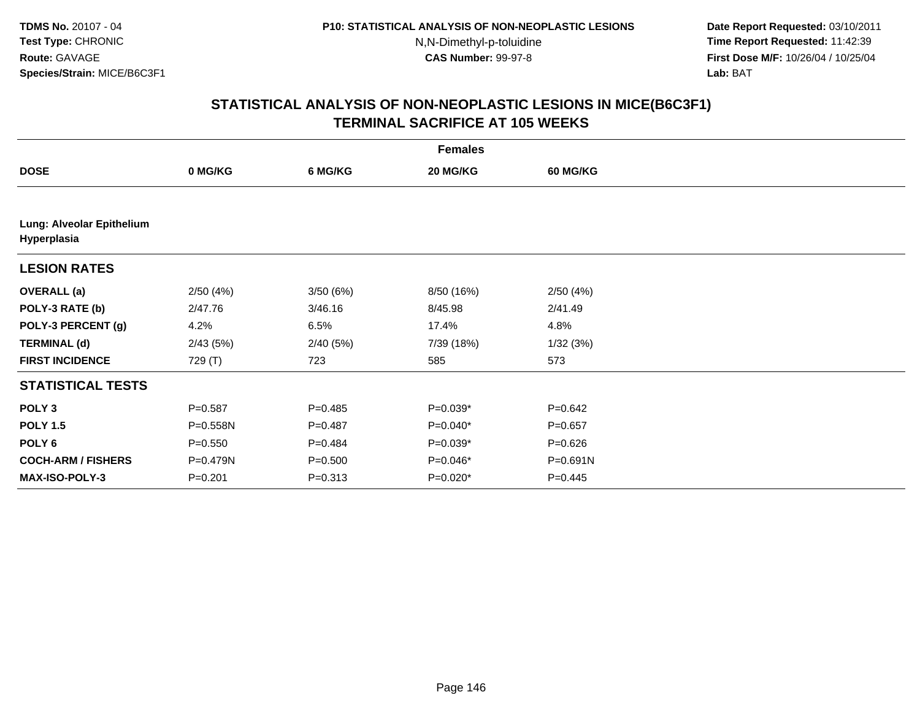**TDMS No.** 20107 - 04
**Test Type:** CHRONIC
**Route:** GAVAGE
**Species/Strain:** MICE/B6C3F1

**P10: STATISTICAL ANALYSIS OF NON-NEOPLASTIC LESIONS**
N,N-Dimethyl-p-toluidine
**CAS Number:** 99-97-8

**Date Report Requested:** 03/10/2011
**Time Report Requested:** 11:42:39
**First Dose M/F:** 10/26/04 / 10/25/04
**Lab:** BAT

## STATISTICAL ANALYSIS OF NON-NEOPLASTIC LESIONS IN MICE(B6C3F1) TERMINAL SACRIFICE AT 105 WEEKS

| | Females | | | |
|---|---|---|---|---|
| **DOSE** | **0 MG/KG** | **6 MG/KG** | **20 MG/KG** | **60 MG/KG** |
| **Lung: Alveolar Epithelium Hyperplasia** | | | | |
| **LESION RATES** | | | | |
| **OVERALL (a)** | 2/50 (4%) | 3/50 (6%) | 8/50 (16%) | 2/50 (4%) |
| **POLY-3 RATE (b)** | 2/47.76 | 3/46.16 | 8/45.98 | 2/41.49 |
| **POLY-3 PERCENT (g)** | 4.2% | 6.5% | 17.4% | 4.8% |
| **TERMINAL (d)** | 2/43 (5%) | 2/40 (5%) | 7/39 (18%) | 1/32 (3%) |
| **FIRST INCIDENCE** | 729 (T) | 723 | 585 | 573 |
| **STATISTICAL TESTS** | | | | |
| **POLY 3** | P=0.587 | P=0.485 | P=0.039* | P=0.642 |
| **POLY 1.5** | P=0.558N | P=0.487 | P=0.040* | P=0.657 |
| **POLY 6** | P=0.550 | P=0.484 | P=0.039* | P=0.626 |
| **COCH-ARM / FISHERS** | P=0.479N | P=0.500 | P=0.046* | P=0.691N |
| **MAX-ISO-POLY-3** | P=0.201 | P=0.313 | P=0.020* | P=0.445 |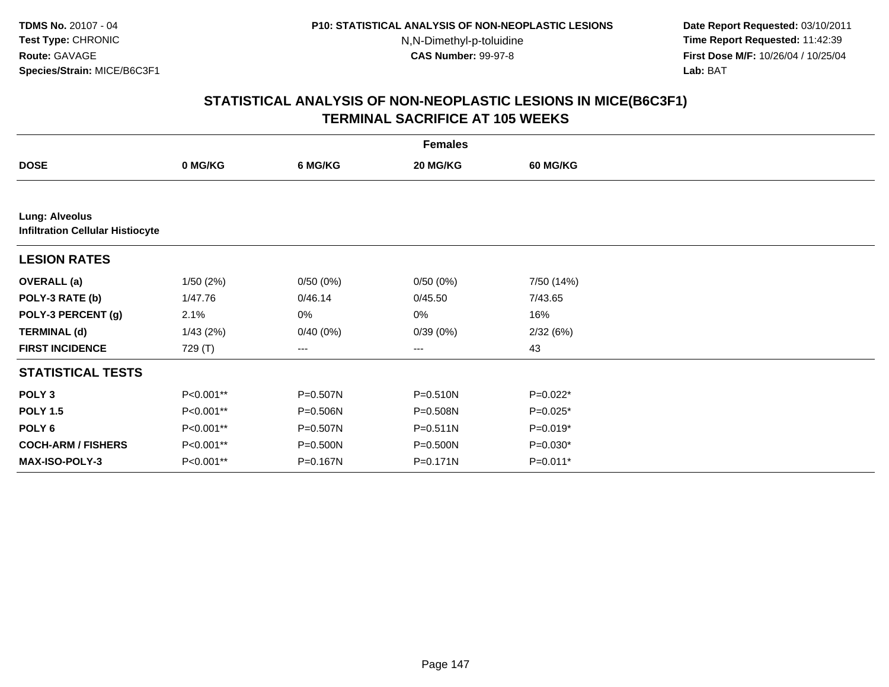**TDMS No.** 20107 - 04
**Test Type:** CHRONIC
**Route:** GAVAGE
**Species/Strain:** MICE/B6C3F1

**P10: STATISTICAL ANALYSIS OF NON-NEOPLASTIC LESIONS**
N,N-Dimethyl-p-toluidine
**CAS Number:** 99-97-8

**Date Report Requested:** 03/10/2011
**Time Report Requested:** 11:42:39
**First Dose M/F:** 10/26/04 / 10/25/04
**Lab:** BAT

## STATISTICAL ANALYSIS OF NON-NEOPLASTIC LESIONS IN MICE(B6C3F1)
## TERMINAL SACRIFICE AT 105 WEEKS

| | Females | | | |
|---|---|---|---|---|
| **DOSE** | **0 MG/KG** | **6 MG/KG** | **20 MG/KG** | **60 MG/KG** |
| **Lung: Alveolus** | | | | |
| **Infiltration Cellular Histiocyte** | | | | |
| **LESION RATES** | | | | |
| **OVERALL (a)** | 1/50 (2%) | 0/50 (0%) | 0/50 (0%) | 7/50 (14%) |
| **POLY-3 RATE (b)** | 1/47.76 | 0/46.14 | 0/45.50 | 7/43.65 |
| **POLY-3 PERCENT (g)** | 2.1% | 0% | 0% | 16% |
| **TERMINAL (d)** | 1/43 (2%) | 0/40 (0%) | 0/39 (0%) | 2/32 (6%) |
| **FIRST INCIDENCE** | 729 (T) | --- | --- | 43 |
| **STATISTICAL TESTS** | | | | |
| **POLY 3** | P<0.001** | P=0.507N | P=0.510N | P=0.022* |
| **POLY 1.5** | P<0.001** | P=0.506N | P=0.508N | P=0.025* |
| **POLY 6** | P<0.001** | P=0.507N | P=0.511N | P=0.019* |
| **COCH-ARM / FISHERS** | P<0.001** | P=0.500N | P=0.500N | P=0.030* |
| **MAX-ISO-POLY-3** | P<0.001** | P=0.167N | P=0.171N | P=0.011* |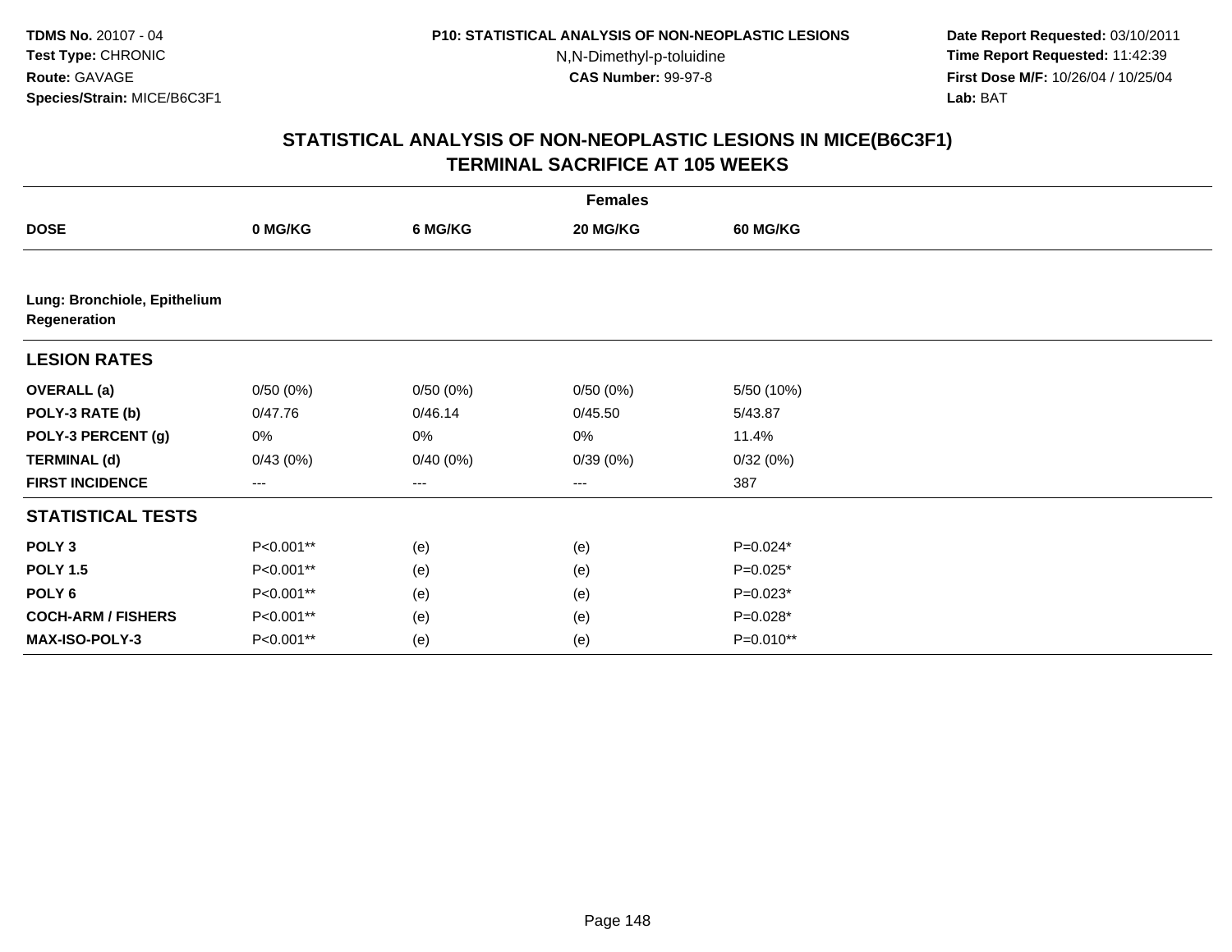TDMS No. 20107 - 04
Test Type: CHRONIC
Route: GAVAGE
Species/Strain: MICE/B6C3F1

P10: STATISTICAL ANALYSIS OF NON-NEOPLASTIC LESIONS
N,N-Dimethyl-p-toluidine
CAS Number: 99-97-8

Date Report Requested: 03/10/2011
Time Report Requested: 11:42:39
First Dose M/F: 10/26/04 / 10/25/04
Lab: BAT

## STATISTICAL ANALYSIS OF NON-NEOPLASTIC LESIONS IN MICE(B6C3F1)
## TERMINAL SACRIFICE AT 105 WEEKS

| | Females | | | |
|---|---|---|---|---|
| **DOSE** | **0 MG/KG** | **6 MG/KG** | **20 MG/KG** | **60 MG/KG** |
| **Lung: Bronchiole, Epithelium Regeneration** | | | | |
| **LESION RATES** | | | | |
| **OVERALL (a)** | 0/50 (0%) | 0/50 (0%) | 0/50 (0%) | 5/50 (10%) |
| **POLY-3 RATE (b)** | 0/47.76 | 0/46.14 | 0/45.50 | 5/43.87 |
| **POLY-3 PERCENT (g)** | 0% | 0% | 0% | 11.4% |
| **TERMINAL (d)** | 0/43 (0%) | 0/40 (0%) | 0/39 (0%) | 0/32 (0%) |
| **FIRST INCIDENCE** | --- | --- | --- | 387 |
| **STATISTICAL TESTS** | | | | |
| **POLY 3** | P<0.001** | (e) | (e) | P=0.024* |
| **POLY 1.5** | P<0.001** | (e) | (e) | P=0.025* |
| **POLY 6** | P<0.001** | (e) | (e) | P=0.023* |
| **COCH-ARM / FISHERS** | P<0.001** | (e) | (e) | P=0.028* |
| **MAX-ISO-POLY-3** | P<0.001** | (e) | (e) | P=0.010** |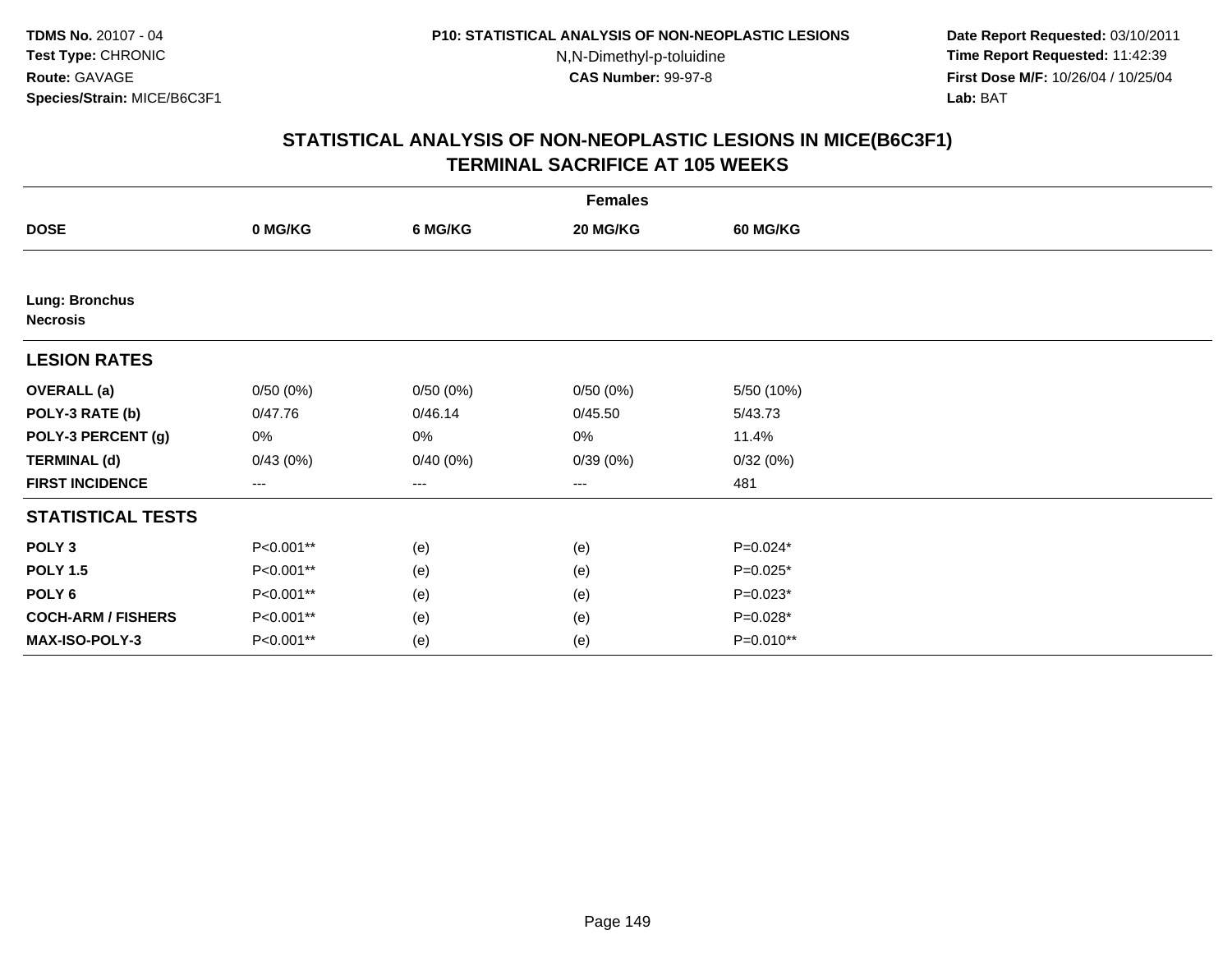**TDMS No.** 20107 - 04
**Test Type:** CHRONIC
**Route:** GAVAGE
**Species/Strain:** MICE/B6C3F1

**P10: STATISTICAL ANALYSIS OF NON-NEOPLASTIC LESIONS**
N,N-Dimethyl-p-toluidine
**CAS Number:** 99-97-8

**Date Report Requested:** 03/10/2011
**Time Report Requested:** 11:42:39
**First Dose M/F:** 10/26/04 / 10/25/04
**Lab:** BAT

## STATISTICAL ANALYSIS OF NON-NEOPLASTIC LESIONS IN MICE(B6C3F1)
## TERMINAL SACRIFICE AT 105 WEEKS

| | Females | | | |
|---|---|---|---|---|
| **DOSE** | **0 MG/KG** | **6 MG/KG** | **20 MG/KG** | **60 MG/KG** |
| **Lung: Bronchus** **Necrosis** | | | | |
| **LESION RATES** | | | | |
| **OVERALL (a)** | 0/50 (0%) | 0/50 (0%) | 0/50 (0%) | 5/50 (10%) |
| **POLY-3 RATE (b)** | 0/47.76 | 0/46.14 | 0/45.50 | 5/43.73 |
| **POLY-3 PERCENT (g)** | 0% | 0% | 0% | 11.4% |
| **TERMINAL (d)** | 0/43 (0%) | 0/40 (0%) | 0/39 (0%) | 0/32 (0%) |
| **FIRST INCIDENCE** | --- | --- | --- | 481 |
| **STATISTICAL TESTS** | | | | |
| **POLY 3** | P<0.001** | (e) | (e) | P=0.024* |
| **POLY 1.5** | P<0.001** | (e) | (e) | P=0.025* |
| **POLY 6** | P<0.001** | (e) | (e) | P=0.023* |
| **COCH-ARM / FISHERS** | P<0.001** | (e) | (e) | P=0.028* |
| **MAX-ISO-POLY-3** | P<0.001** | (e) | (e) | P=0.010** |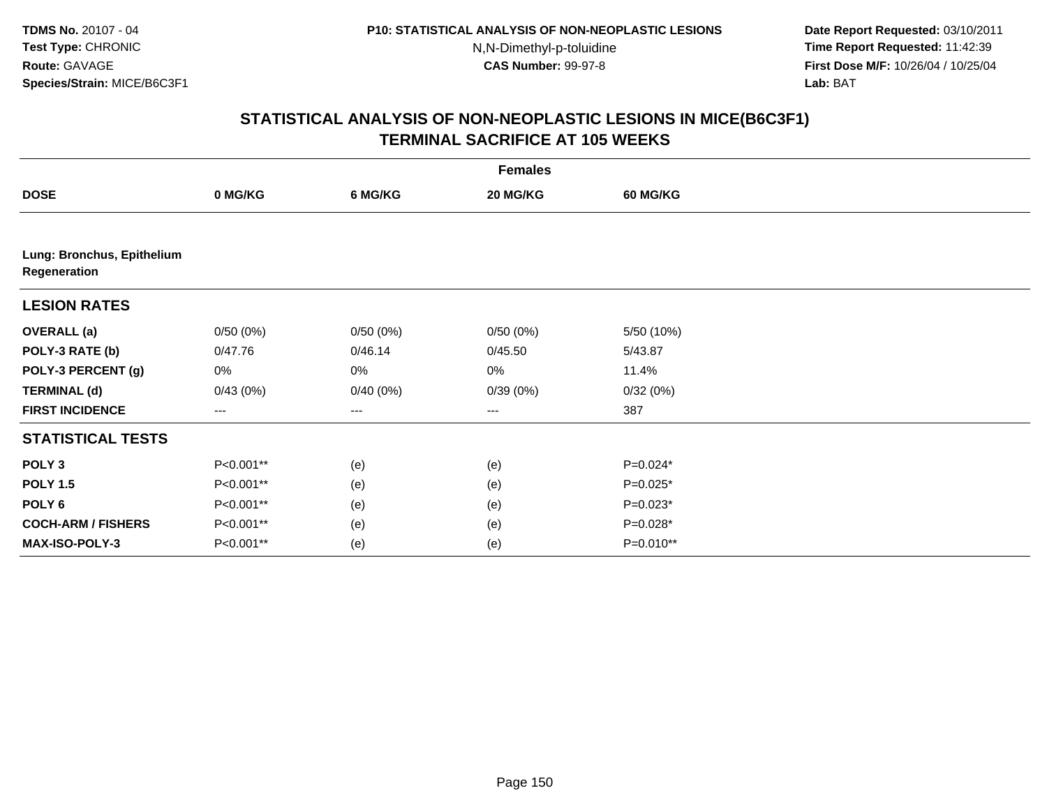**TDMS No.** 20107 - 04
**Test Type:** CHRONIC
**Route:** GAVAGE
**Species/Strain:** MICE/B6C3F1

**P10: STATISTICAL ANALYSIS OF NON-NEOPLASTIC LESIONS**
N,N-Dimethyl-p-toluidine
**CAS Number:** 99-97-8

**Date Report Requested:** 03/10/2011
**Time Report Requested:** 11:42:39
**First Dose M/F:** 10/26/04 / 10/25/04
**Lab:** BAT

## STATISTICAL ANALYSIS OF NON-NEOPLASTIC LESIONS IN MICE(B6C3F1) TERMINAL SACRIFICE AT 105 WEEKS

| | Females | | | |
|---|---|---|---|---|
| **DOSE** | **0 MG/KG** | **6 MG/KG** | **20 MG/KG** | **60 MG/KG** |
| **Lung: Bronchus, Epithelium Regeneration** | | | | |
| **LESION RATES** | | | | |
| **OVERALL (a)** | 0/50 (0%) | 0/50 (0%) | 0/50 (0%) | 5/50 (10%) |
| **POLY-3 RATE (b)** | 0/47.76 | 0/46.14 | 0/45.50 | 5/43.87 |
| **POLY-3 PERCENT (g)** | 0% | 0% | 0% | 11.4% |
| **TERMINAL (d)** | 0/43 (0%) | 0/40 (0%) | 0/39 (0%) | 0/32 (0%) |
| **FIRST INCIDENCE** | --- | --- | --- | 387 |
| **STATISTICAL TESTS** | | | | |
| **POLY 3** | P<0.001** | (e) | (e) | P=0.024* |
| **POLY 1.5** | P<0.001** | (e) | (e) | P=0.025* |
| **POLY 6** | P<0.001** | (e) | (e) | P=0.023* |
| **COCH-ARM / FISHERS** | P<0.001** | (e) | (e) | P=0.028* |
| **MAX-ISO-POLY-3** | P<0.001** | (e) | (e) | P=0.010** |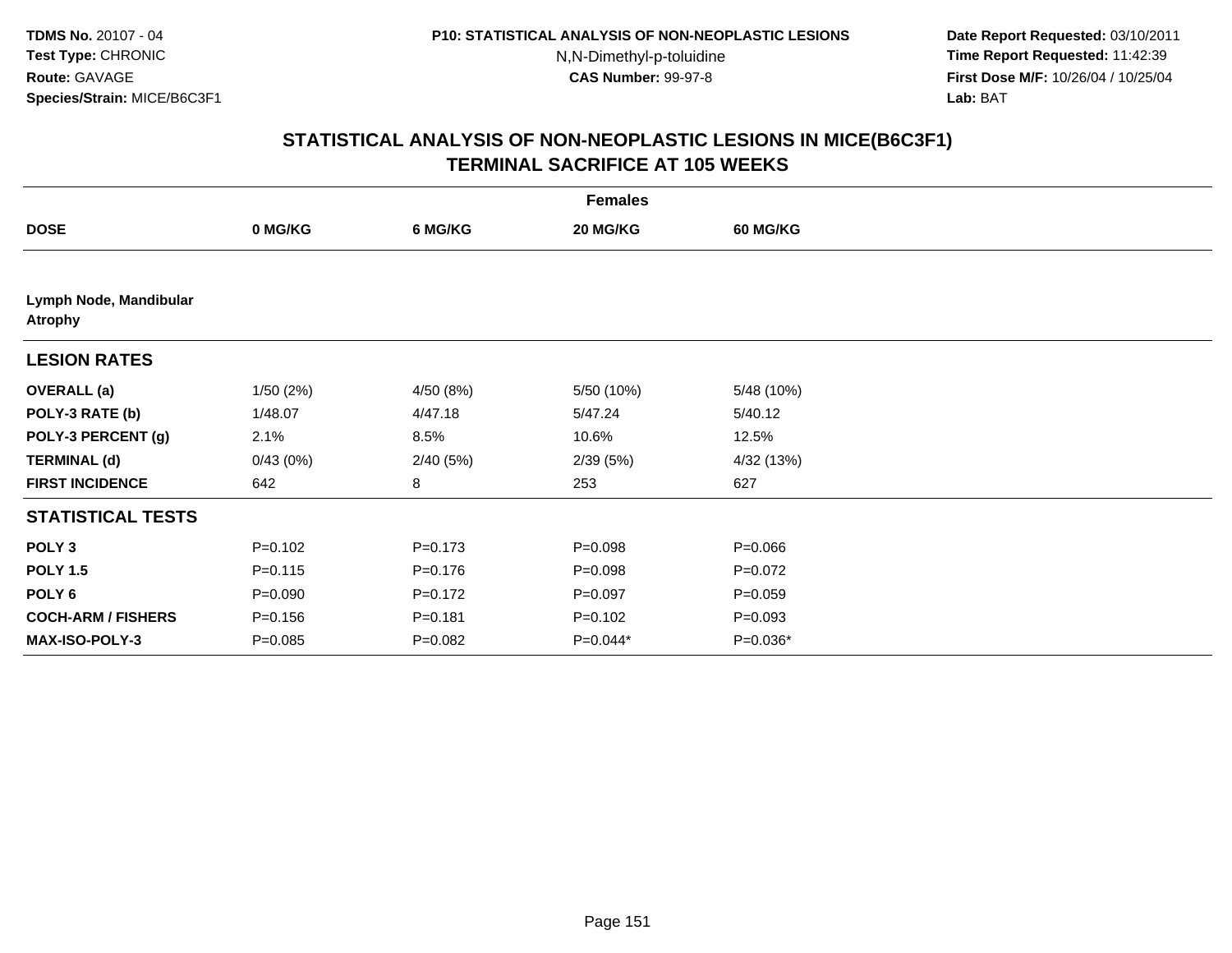**TDMS No.** 20107 - 04
**Test Type:** CHRONIC
**Route:** GAVAGE
**Species/Strain:** MICE/B6C3F1

**P10: STATISTICAL ANALYSIS OF NON-NEOPLASTIC LESIONS**
N,N-Dimethyl-p-toluidine
**CAS Number:** 99-97-8

**Date Report Requested:** 03/10/2011
**Time Report Requested:** 11:42:39
**First Dose M/F:** 10/26/04 / 10/25/04
**Lab:** BAT

## STATISTICAL ANALYSIS OF NON-NEOPLASTIC LESIONS IN MICE(B6C3F1) TERMINAL SACRIFICE AT 105 WEEKS

| | Females | | | |
|---|---|---|---|---|
| **DOSE** | **0 MG/KG** | **6 MG/KG** | **20 MG/KG** | **60 MG/KG** |
| **Lymph Node, Mandibular Atrophy** | | | | |
| **LESION RATES** | | | | |
| **OVERALL (a)** | 1/50 (2%) | 4/50 (8%) | 5/50 (10%) | 5/48 (10%) |
| **POLY-3 RATE (b)** | 1/48.07 | 4/47.18 | 5/47.24 | 5/40.12 |
| **POLY-3 PERCENT (g)** | 2.1% | 8.5% | 10.6% | 12.5% |
| **TERMINAL (d)** | 0/43 (0%) | 2/40 (5%) | 2/39 (5%) | 4/32 (13%) |
| **FIRST INCIDENCE** | 642 | 8 | 253 | 627 |
| **STATISTICAL TESTS** | | | | |
| **POLY 3** | P=0.102 | P=0.173 | P=0.098 | P=0.066 |
| **POLY 1.5** | P=0.115 | P=0.176 | P=0.098 | P=0.072 |
| **POLY 6** | P=0.090 | P=0.172 | P=0.097 | P=0.059 |
| **COCH-ARM / FISHERS** | P=0.156 | P=0.181 | P=0.102 | P=0.093 |
| **MAX-ISO-POLY-3** | P=0.085 | P=0.082 | P=0.044* | P=0.036* |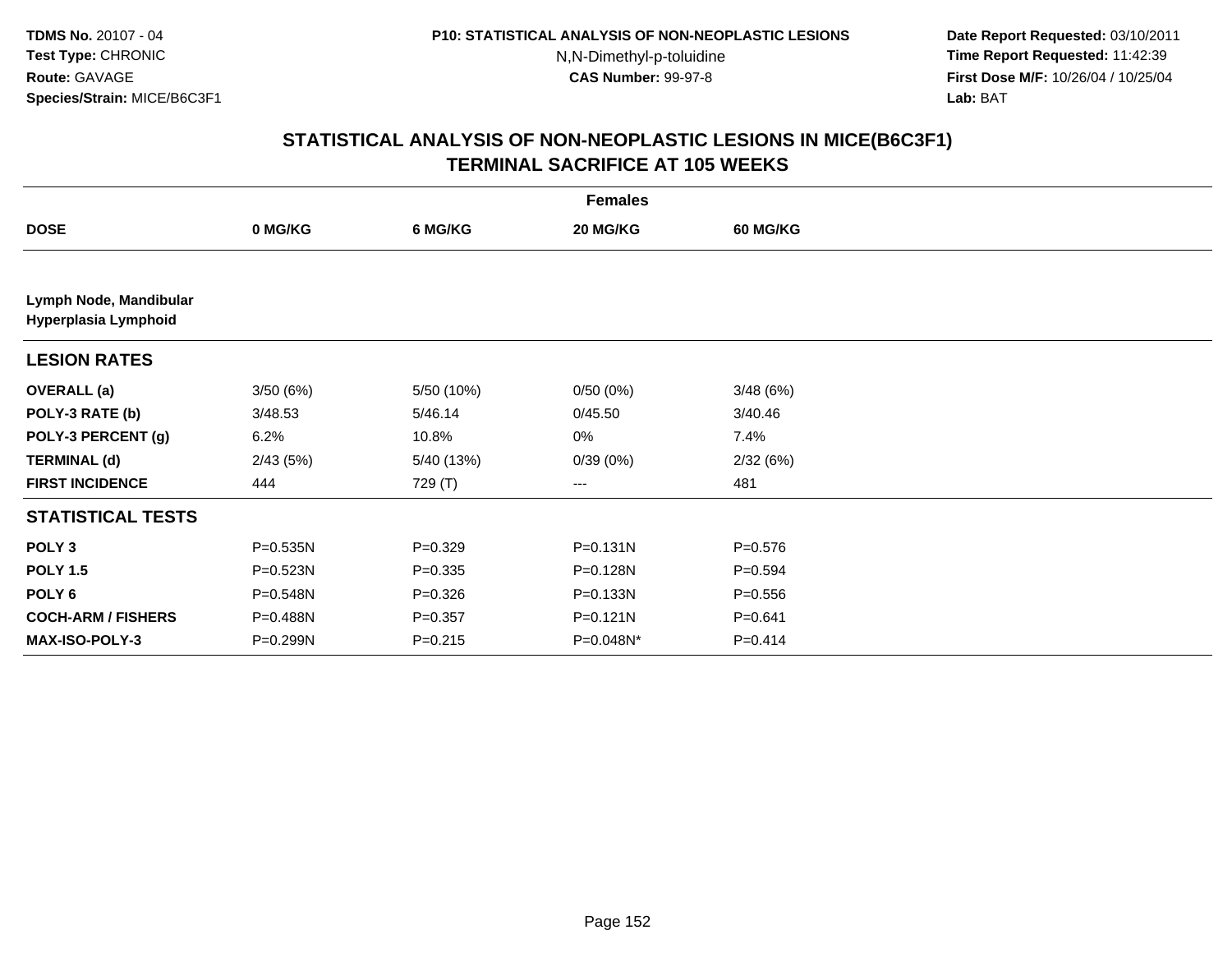**TDMS No.** 20107 - 04
**Test Type:** CHRONIC
**Route:** GAVAGE
**Species/Strain:** MICE/B6C3F1

**P10: STATISTICAL ANALYSIS OF NON-NEOPLASTIC LESIONS**
N,N-Dimethyl-p-toluidine
**CAS Number:** 99-97-8

**Date Report Requested:** 03/10/2011
**Time Report Requested:** 11:42:39
**First Dose M/F:** 10/26/04 / 10/25/04
**Lab:** BAT

## STATISTICAL ANALYSIS OF NON-NEOPLASTIC LESIONS IN MICE(B6C3F1) TERMINAL SACRIFICE AT 105 WEEKS

| | Females | | | |
|---|---|---|---|---|
| **DOSE** | **0 MG/KG** | **6 MG/KG** | **20 MG/KG** | **60 MG/KG** |
| **Lymph Node, Mandibular** **Hyperplasia Lymphoid** | | | | |
| **LESION RATES** | | | | |
| **OVERALL (a)** | 3/50 (6%) | 5/50 (10%) | 0/50 (0%) | 3/48 (6%) |
| **POLY-3 RATE (b)** | 3/48.53 | 5/46.14 | 0/45.50 | 3/40.46 |
| **POLY-3 PERCENT (g)** | 6.2% | 10.8% | 0% | 7.4% |
| **TERMINAL (d)** | 2/43 (5%) | 5/40 (13%) | 0/39 (0%) | 2/32 (6%) |
| **FIRST INCIDENCE** | 444 | 729 (T) | --- | 481 |
| **STATISTICAL TESTS** | | | | |
| **POLY 3** | P=0.535N | P=0.329 | P=0.131N | P=0.576 |
| **POLY 1.5** | P=0.523N | P=0.335 | P=0.128N | P=0.594 |
| **POLY 6** | P=0.548N | P=0.326 | P=0.133N | P=0.556 |
| **COCH-ARM / FISHERS** | P=0.488N | P=0.357 | P=0.121N | P=0.641 |
| **MAX-ISO-POLY-3** | P=0.299N | P=0.215 | P=0.048N* | P=0.414 |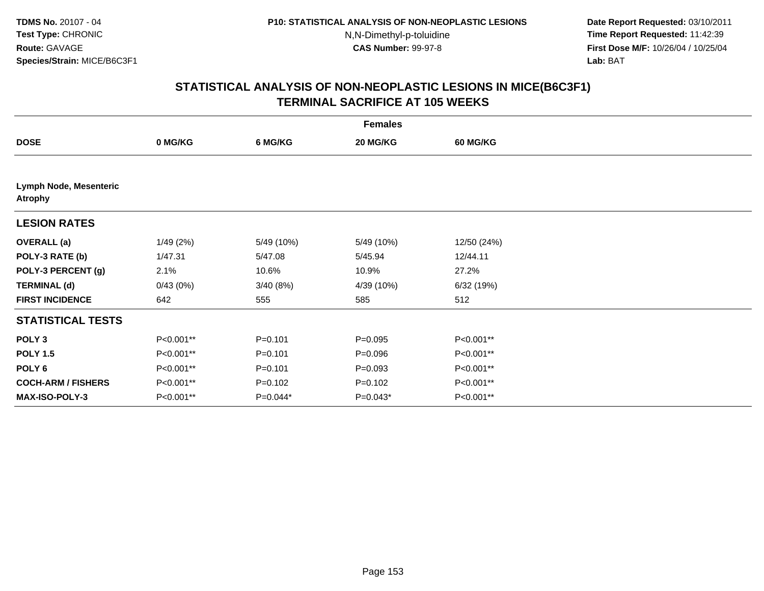**TDMS No.** 20107 - 04
**Test Type:** CHRONIC
**Route:** GAVAGE
**Species/Strain:** MICE/B6C3F1

**P10: STATISTICAL ANALYSIS OF NON-NEOPLASTIC LESIONS**
N,N-Dimethyl-p-toluidine
**CAS Number:** 99-97-8

**Date Report Requested:** 03/10/2011
**Time Report Requested:** 11:42:39
**First Dose M/F:** 10/26/04 / 10/25/04
**Lab:** BAT

## STATISTICAL ANALYSIS OF NON-NEOPLASTIC LESIONS IN MICE(B6C3F1)
## TERMINAL SACRIFICE AT 105 WEEKS

| | Females | | | |
|---|---|---|---|---|
| **DOSE** | **0 MG/KG** | **6 MG/KG** | **20 MG/KG** | **60 MG/KG** |
| **Lymph Node, Mesenteric Atrophy** | | | | |
| **LESION RATES** | | | | |
| **OVERALL (a)** | 1/49 (2%) | 5/49 (10%) | 5/49 (10%) | 12/50 (24%) |
| **POLY-3 RATE (b)** | 1/47.31 | 5/47.08 | 5/45.94 | 12/44.11 |
| **POLY-3 PERCENT (g)** | 2.1% | 10.6% | 10.9% | 27.2% |
| **TERMINAL (d)** | 0/43 (0%) | 3/40 (8%) | 4/39 (10%) | 6/32 (19%) |
| **FIRST INCIDENCE** | 642 | 555 | 585 | 512 |
| **STATISTICAL TESTS** | | | | |
| **POLY 3** | P<0.001** | P=0.101 | P=0.095 | P<0.001** |
| **POLY 1.5** | P<0.001** | P=0.101 | P=0.096 | P<0.001** |
| **POLY 6** | P<0.001** | P=0.101 | P=0.093 | P<0.001** |
| **COCH-ARM / FISHERS** | P<0.001** | P=0.102 | P=0.102 | P<0.001** |
| **MAX-ISO-POLY-3** | P<0.001** | P=0.044* | P=0.043* | P<0.001** |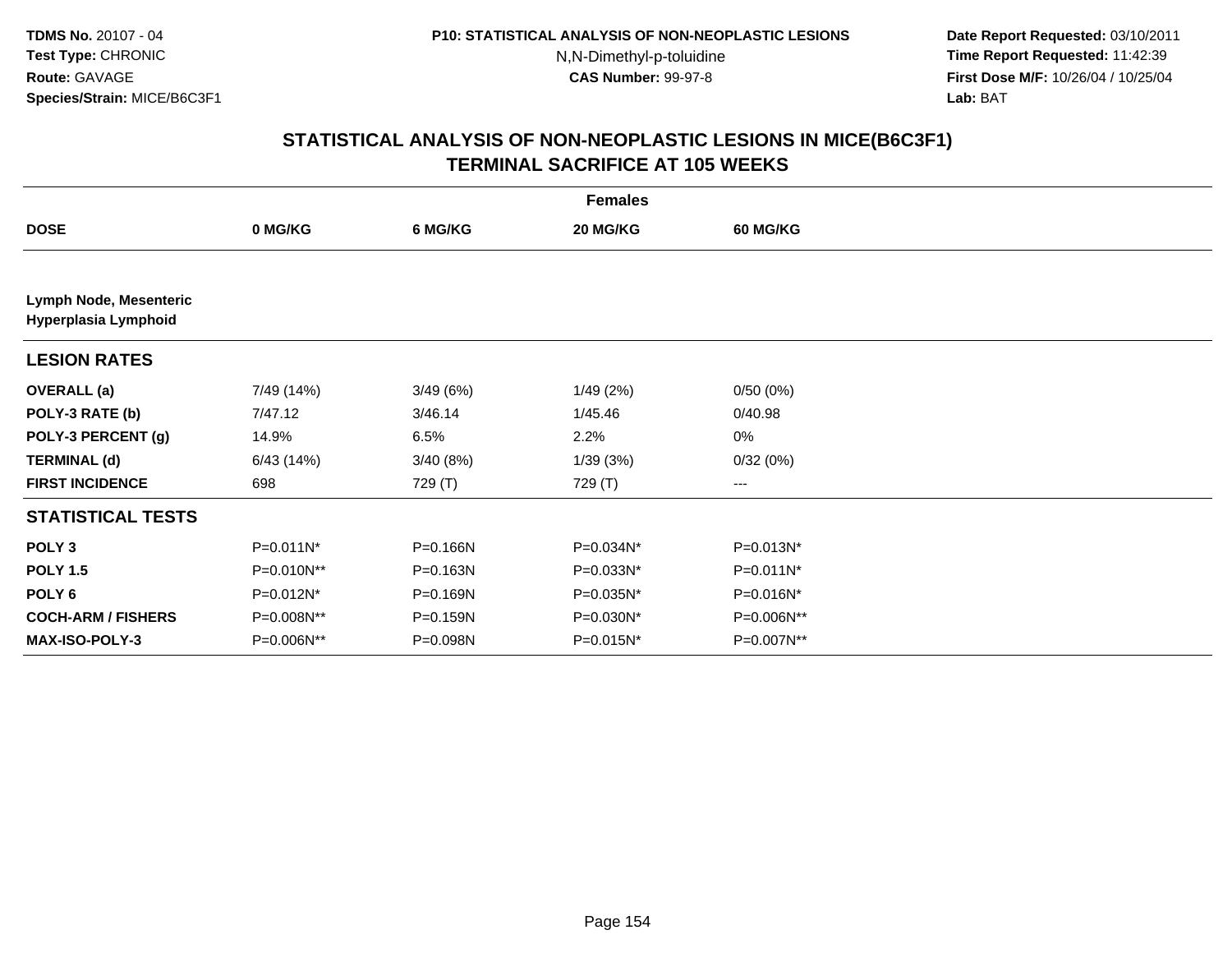**TDMS No.** 20107 - 04
**Test Type:** CHRONIC
**Route:** GAVAGE
**Species/Strain:** MICE/B6C3F1

**P10: STATISTICAL ANALYSIS OF NON-NEOPLASTIC LESIONS**
N,N-Dimethyl-p-toluidine
**CAS Number:** 99-97-8

**Date Report Requested:** 03/10/2011
**Time Report Requested:** 11:42:39
**First Dose M/F:** 10/26/04 / 10/25/04
**Lab:** BAT

## STATISTICAL ANALYSIS OF NON-NEOPLASTIC LESIONS IN MICE(B6C3F1) TERMINAL SACRIFICE AT 105 WEEKS

| | Females | | | |
|---|---|---|---|---|
| **DOSE** | **0 MG/KG** | **6 MG/KG** | **20 MG/KG** | **60 MG/KG** |
| **Lymph Node, Mesenteric** **Hyperplasia Lymphoid** | | | | |
| **LESION RATES** | | | | |
| **OVERALL (a)** | 7/49 (14%) | 3/49 (6%) | 1/49 (2%) | 0/50 (0%) |
| **POLY-3 RATE (b)** | 7/47.12 | 3/46.14 | 1/45.46 | 0/40.98 |
| **POLY-3 PERCENT (g)** | 14.9% | 6.5% | 2.2% | 0% |
| **TERMINAL (d)** | 6/43 (14%) | 3/40 (8%) | 1/39 (3%) | 0/32 (0%) |
| **FIRST INCIDENCE** | 698 | 729 (T) | 729 (T) | --- |
| **STATISTICAL TESTS** | | | | |
| **POLY 3** | P=0.011N* | P=0.166N | P=0.034N* | P=0.013N* |
| **POLY 1.5** | P=0.010N** | P=0.163N | P=0.033N* | P=0.011N* |
| **POLY 6** | P=0.012N* | P=0.169N | P=0.035N* | P=0.016N* |
| **COCH-ARM / FISHERS** | P=0.008N** | P=0.159N | P=0.030N* | P=0.006N** |
| **MAX-ISO-POLY-3** | P=0.006N** | P=0.098N | P=0.015N* | P=0.007N** |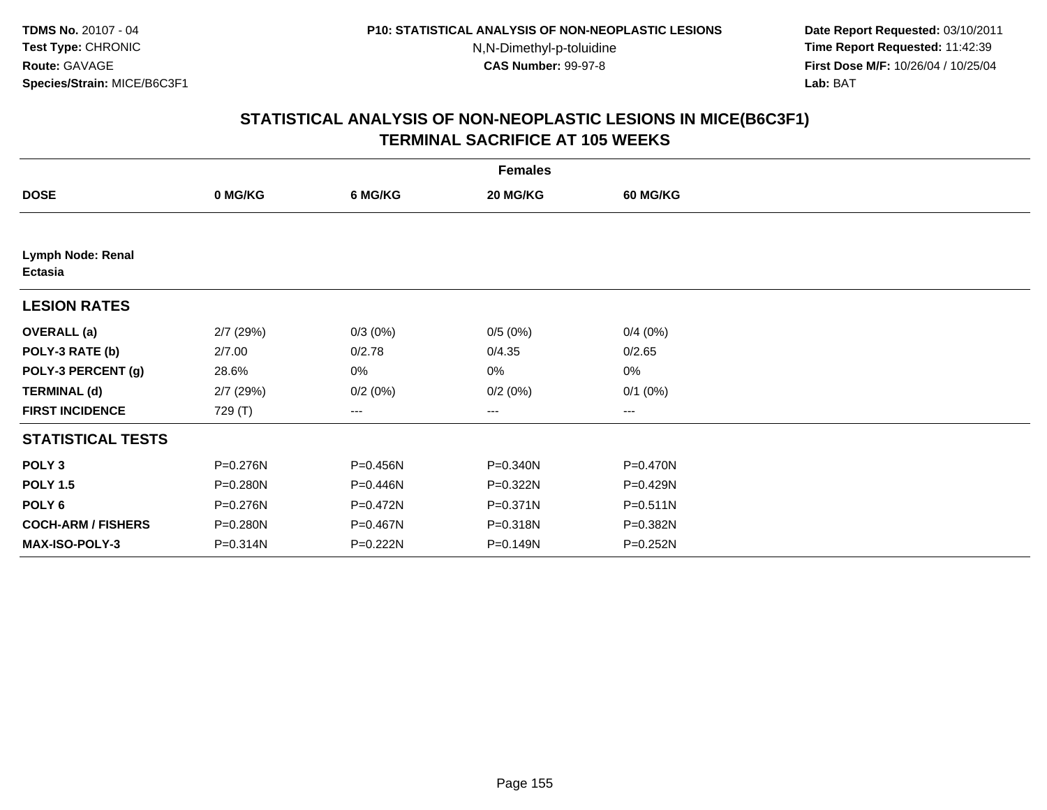**TDMS No.** 20107 - 04
**Test Type:** CHRONIC
**Route:** GAVAGE
**Species/Strain:** MICE/B6C3F1

**P10: STATISTICAL ANALYSIS OF NON-NEOPLASTIC LESIONS**
N,N-Dimethyl-p-toluidine
**CAS Number:** 99-97-8

**Date Report Requested:** 03/10/2011
**Time Report Requested:** 11:42:39
**First Dose M/F:** 10/26/04 / 10/25/04
**Lab:** BAT

## STATISTICAL ANALYSIS OF NON-NEOPLASTIC LESIONS IN MICE(B6C3F1) TERMINAL SACRIFICE AT 105 WEEKS

| | Females | | | |
|---|---|---|---|---|
| **DOSE** | **0 MG/KG** | **6 MG/KG** | **20 MG/KG** | **60 MG/KG** |
| **Lymph Node: Renal Ectasia** | | | | |
| **LESION RATES** | | | | |
| **OVERALL (a)** | 2/7 (29%) | 0/3 (0%) | 0/5 (0%) | 0/4 (0%) |
| **POLY-3 RATE (b)** | 2/7.00 | 0/2.78 | 0/4.35 | 0/2.65 |
| **POLY-3 PERCENT (g)** | 28.6% | 0% | 0% | 0% |
| **TERMINAL (d)** | 2/7 (29%) | 0/2 (0%) | 0/2 (0%) | 0/1 (0%) |
| **FIRST INCIDENCE** | 729 (T) | --- | --- | --- |
| **STATISTICAL TESTS** | | | | |
| **POLY 3** | P=0.276N | P=0.456N | P=0.340N | P=0.470N |
| **POLY 1.5** | P=0.280N | P=0.446N | P=0.322N | P=0.429N |
| **POLY 6** | P=0.276N | P=0.472N | P=0.371N | P=0.511N |
| **COCH-ARM / FISHERS** | P=0.280N | P=0.467N | P=0.318N | P=0.382N |
| **MAX-ISO-POLY-3** | P=0.314N | P=0.222N | P=0.149N | P=0.252N |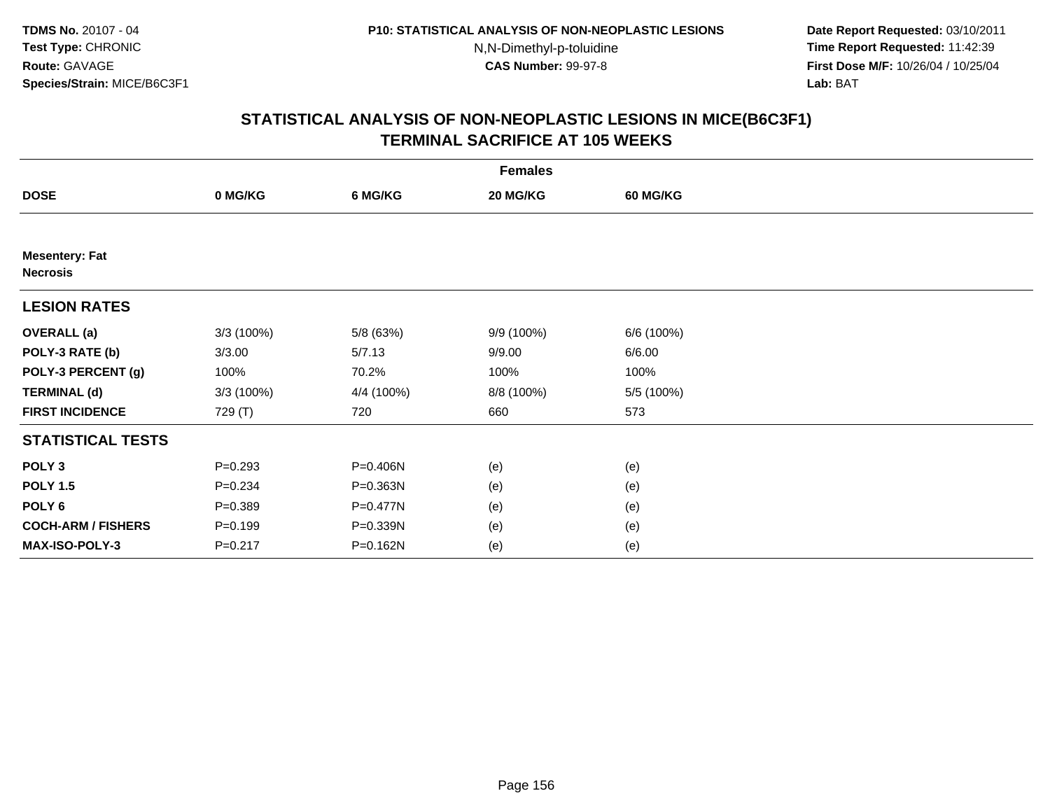**TDMS No.** 20107 - 04
**Test Type:** CHRONIC
**Route:** GAVAGE
**Species/Strain:** MICE/B6C3F1

**P10: STATISTICAL ANALYSIS OF NON-NEOPLASTIC LESIONS**
N,N-Dimethyl-p-toluidine
**CAS Number:** 99-97-8

**Date Report Requested:** 03/10/2011
**Time Report Requested:** 11:42:39
**First Dose M/F:** 10/26/04 / 10/25/04
**Lab:** BAT

## STATISTICAL ANALYSIS OF NON-NEOPLASTIC LESIONS IN MICE(B6C3F1) TERMINAL SACRIFICE AT 105 WEEKS

| | Females | | | |
|---|---|---|---|---|
| **DOSE** | **0 MG/KG** | **6 MG/KG** | **20 MG/KG** | **60 MG/KG** |
| **Mesentery: Fat** **Necrosis** | | | | |
| **LESION RATES** | | | | |
| **OVERALL (a)** | 3/3 (100%) | 5/8 (63%) | 9/9 (100%) | 6/6 (100%) |
| **POLY-3 RATE (b)** | 3/3.00 | 5/7.13 | 9/9.00 | 6/6.00 |
| **POLY-3 PERCENT (g)** | 100% | 70.2% | 100% | 100% |
| **TERMINAL (d)** | 3/3 (100%) | 4/4 (100%) | 8/8 (100%) | 5/5 (100%) |
| **FIRST INCIDENCE** | 729 (T) | 720 | 660 | 573 |
| **STATISTICAL TESTS** | | | | |
| **POLY 3** | P=0.293 | P=0.406N | (e) | (e) |
| **POLY 1.5** | P=0.234 | P=0.363N | (e) | (e) |
| **POLY 6** | P=0.389 | P=0.477N | (e) | (e) |
| **COCH-ARM / FISHERS** | P=0.199 | P=0.339N | (e) | (e) |
| **MAX-ISO-POLY-3** | P=0.217 | P=0.162N | (e) | (e) |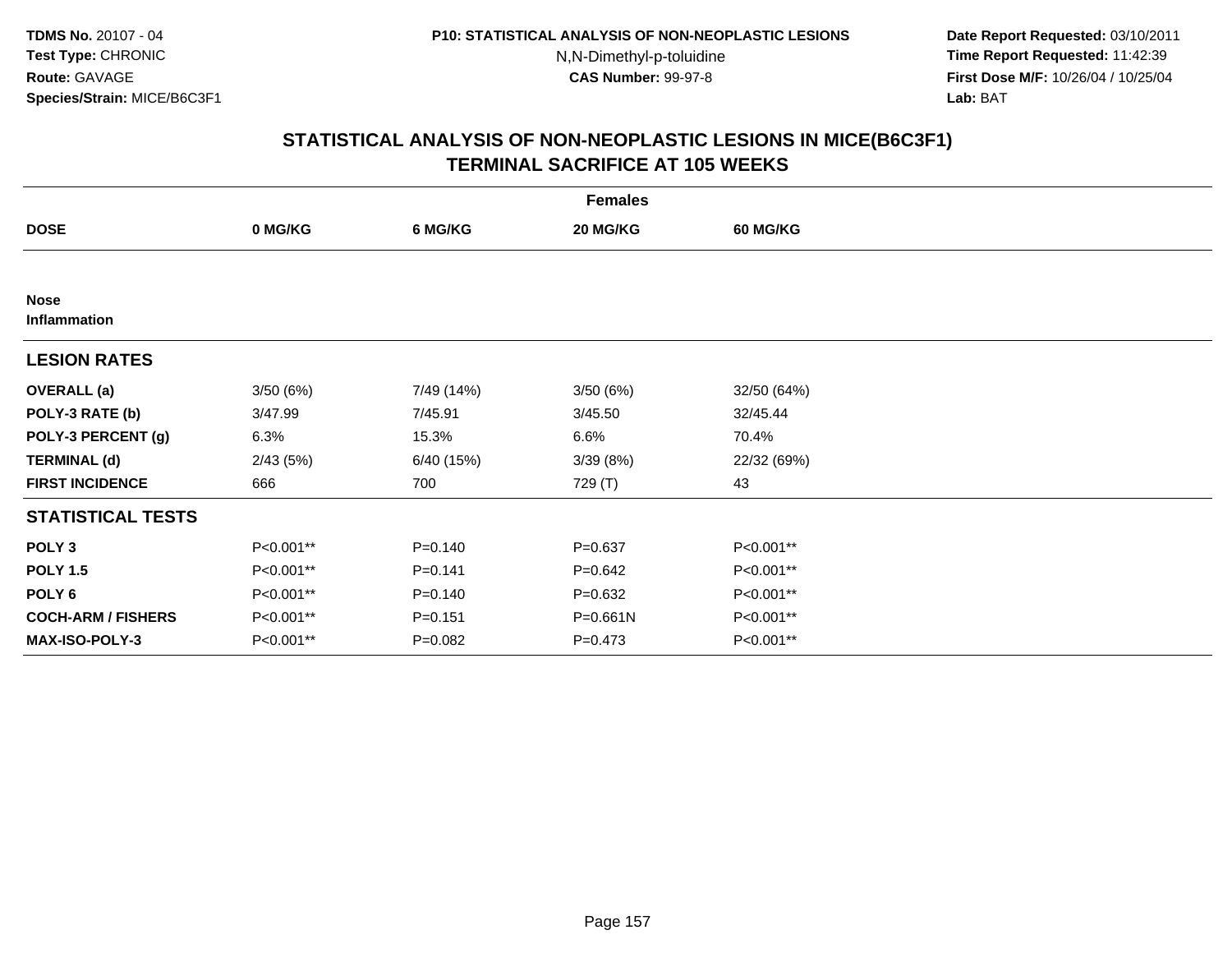# STATISTICAL ANALYSIS OF NON-NEOPLASTIC LESIONS IN MICE(B6C3F1)
## TERMINAL SACRIFICE AT 105 WEEKS

| | Females | | | |
|---|---|---|---|---|
| **DOSE** | **0 MG/KG** | **6 MG/KG** | **20 MG/KG** | **60 MG/KG** |
| **Nose** | | | | |
| **Inflammation** | | | | |
| **LESION RATES** | | | | |
| **OVERALL (a)** | 3/50 (6%) | 7/49 (14%) | 3/50 (6%) | 32/50 (64%) |
| **POLY-3 RATE (b)** | 3/47.99 | 7/45.91 | 3/45.50 | 32/45.44 |
| **POLY-3 PERCENT (g)** | 6.3% | 15.3% | 6.6% | 70.4% |
| **TERMINAL (d)** | 2/43 (5%) | 6/40 (15%) | 3/39 (8%) | 22/32 (69%) |
| **FIRST INCIDENCE** | 666 | 700 | 729 (T) | 43 |
| **STATISTICAL TESTS** | | | | |
| **POLY 3** | P<0.001** | P=0.140 | P=0.637 | P<0.001** |
| **POLY 1.5** | P<0.001** | P=0.141 | P=0.642 | P<0.001** |
| **POLY 6** | P<0.001** | P=0.140 | P=0.632 | P<0.001** |
| **COCH-ARM / FISHERS** | P<0.001** | P=0.151 | P=0.661N | P<0.001** |
| **MAX-ISO-POLY-3** | P<0.001** | P=0.082 | P=0.473 | P<0.001** |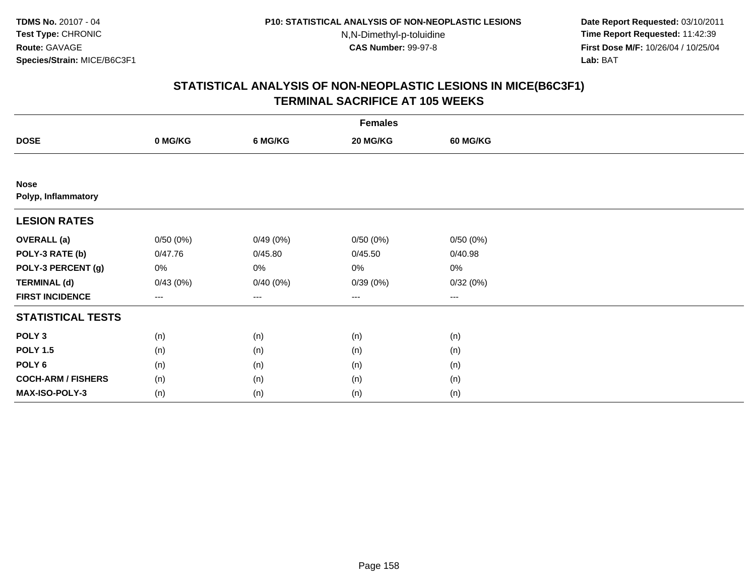# STATISTICAL ANALYSIS OF NON-NEOPLASTIC LESIONS IN MICE(B6C3F1)
## TERMINAL SACRIFICE AT 105 WEEKS

| | Females | | | |
|---|---|---|---|---|
| **DOSE** | **0 MG/KG** | **6 MG/KG** | **20 MG/KG** | **60 MG/KG** |
| **Nose** | | | | |
| **Polyp, Inflammatory** | | | | |
| **LESION RATES** | | | | |
| **OVERALL (a)** | 0/50 (0%) | 0/49 (0%) | 0/50 (0%) | 0/50 (0%) |
| **POLY-3 RATE (b)** | 0/47.76 | 0/45.80 | 0/45.50 | 0/40.98 |
| **POLY-3 PERCENT (g)** | 0% | 0% | 0% | 0% |
| **TERMINAL (d)** | 0/43 (0%) | 0/40 (0%) | 0/39 (0%) | 0/32 (0%) |
| **FIRST INCIDENCE** | --- | --- | --- | --- |
| **STATISTICAL TESTS** | | | | |
| **POLY 3** | (n) | (n) | (n) | (n) |
| **POLY 1.5** | (n) | (n) | (n) | (n) |
| **POLY 6** | (n) | (n) | (n) | (n) |
| **COCH-ARM / FISHERS** | (n) | (n) | (n) | (n) |
| **MAX-ISO-POLY-3** | (n) | (n) | (n) | (n) |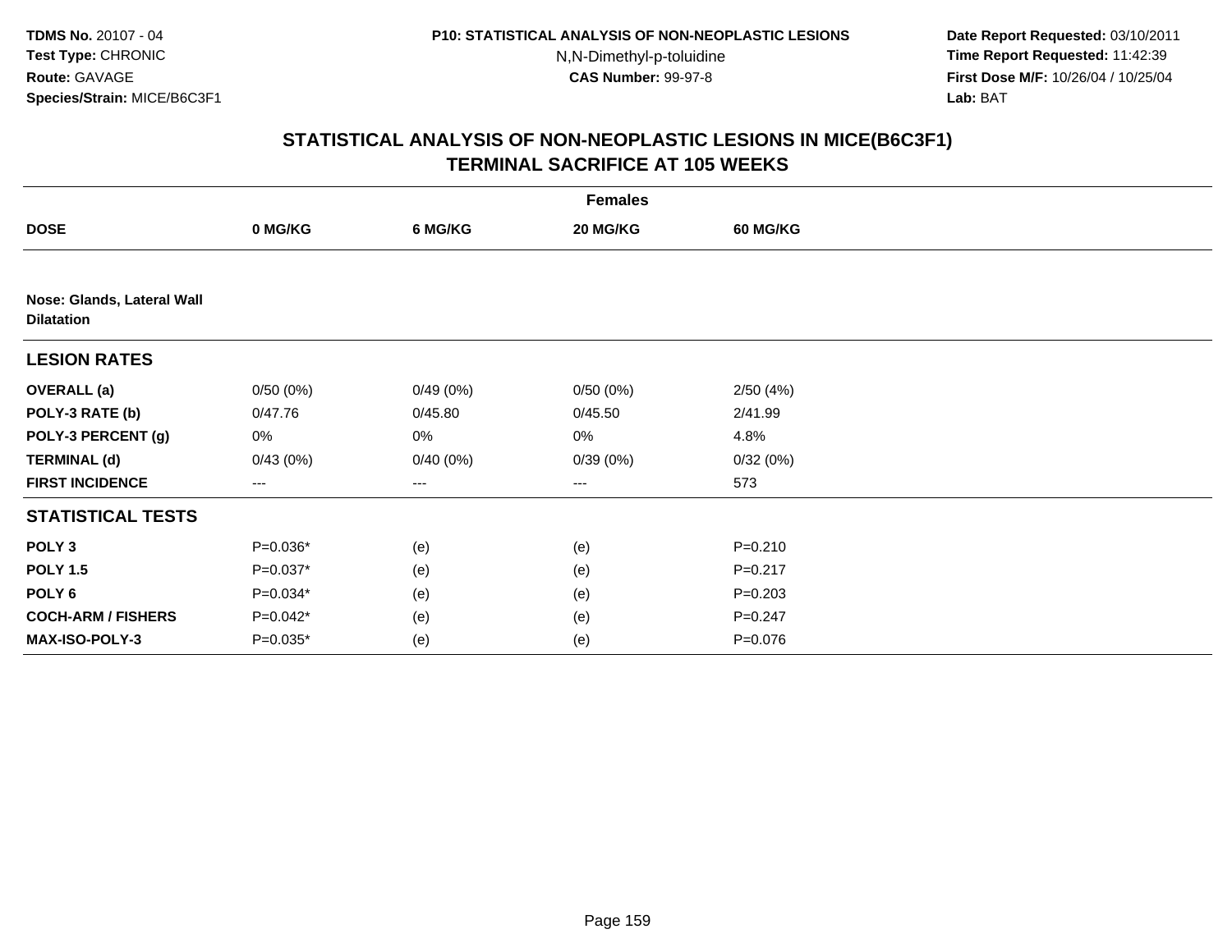**TDMS No.** 20107 - 04
**Test Type:** CHRONIC
**Route:** GAVAGE
**Species/Strain:** MICE/B6C3F1

**P10: STATISTICAL ANALYSIS OF NON-NEOPLASTIC LESIONS**
N,N-Dimethyl-p-toluidine
**CAS Number:** 99-97-8

**Date Report Requested:** 03/10/2011
**Time Report Requested:** 11:42:39
**First Dose M/F:** 10/26/04 / 10/25/04
**Lab:** BAT

## STATISTICAL ANALYSIS OF NON-NEOPLASTIC LESIONS IN MICE(B6C3F1)
## TERMINAL SACRIFICE AT 105 WEEKS

| | Females | | | |
|---|---|---|---|---|
| **DOSE** | **0 MG/KG** | **6 MG/KG** | **20 MG/KG** | **60 MG/KG** |
| **Nose: Glands, Lateral Wall** | | | | |
| **Dilatation** | | | | |
| **LESION RATES** | | | | |
| **OVERALL (a)** | 0/50 (0%) | 0/49 (0%) | 0/50 (0%) | 2/50 (4%) |
| **POLY-3 RATE (b)** | 0/47.76 | 0/45.80 | 0/45.50 | 2/41.99 |
| **POLY-3 PERCENT (g)** | 0% | 0% | 0% | 4.8% |
| **TERMINAL (d)** | 0/43 (0%) | 0/40 (0%) | 0/39 (0%) | 0/32 (0%) |
| **FIRST INCIDENCE** | --- | --- | --- | 573 |
| **STATISTICAL TESTS** | | | | |
| **POLY 3** | P=0.036* | (e) | (e) | P=0.210 |
| **POLY 1.5** | P=0.037* | (e) | (e) | P=0.217 |
| **POLY 6** | P=0.034* | (e) | (e) | P=0.203 |
| **COCH-ARM / FISHERS** | P=0.042* | (e) | (e) | P=0.247 |
| **MAX-ISO-POLY-3** | P=0.035* | (e) | (e) | P=0.076 |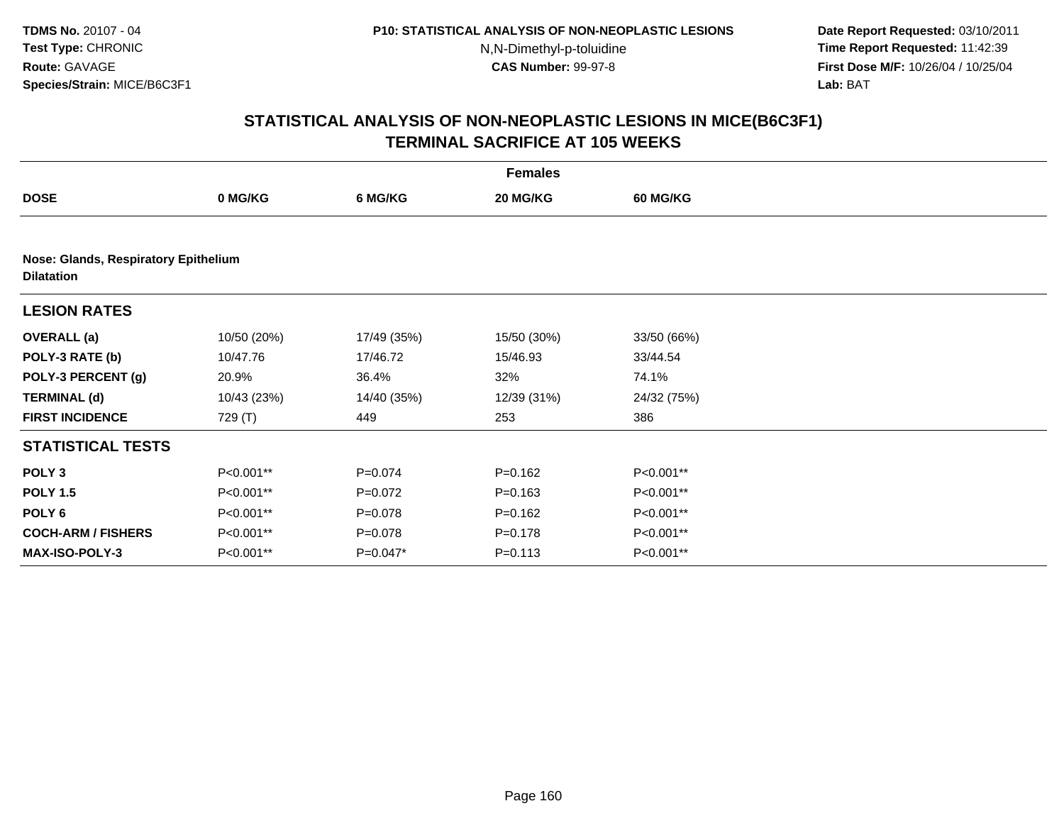**TDMS No.** 20107 - 04
**Test Type:** CHRONIC
**Route:** GAVAGE
**Species/Strain:** MICE/B6C3F1

**P10: STATISTICAL ANALYSIS OF NON-NEOPLASTIC LESIONS**
N,N-Dimethyl-p-toluidine
**CAS Number:** 99-97-8

**Date Report Requested:** 03/10/2011
**Time Report Requested:** 11:42:39
**First Dose M/F:** 10/26/04 / 10/25/04
**Lab:** BAT

## STATISTICAL ANALYSIS OF NON-NEOPLASTIC LESIONS IN MICE(B6C3F1) TERMINAL SACRIFICE AT 105 WEEKS

| | Females | | | |
|---|---|---|---|---|
| **DOSE** | **0 MG/KG** | **6 MG/KG** | **20 MG/KG** | **60 MG/KG** |
| **Nose: Glands, Respiratory Epithelium** | | | | |
| **Dilatation** | | | | |
| **LESION RATES** | | | | |
| **OVERALL (a)** | 10/50 (20%) | 17/49 (35%) | 15/50 (30%) | 33/50 (66%) |
| **POLY-3 RATE (b)** | 10/47.76 | 17/46.72 | 15/46.93 | 33/44.54 |
| **POLY-3 PERCENT (g)** | 20.9% | 36.4% | 32% | 74.1% |
| **TERMINAL (d)** | 10/43 (23%) | 14/40 (35%) | 12/39 (31%) | 24/32 (75%) |
| **FIRST INCIDENCE** | 729 (T) | 449 | 253 | 386 |
| **STATISTICAL TESTS** | | | | |
| **POLY 3** | P<0.001** | P=0.074 | P=0.162 | P<0.001** |
| **POLY 1.5** | P<0.001** | P=0.072 | P=0.163 | P<0.001** |
| **POLY 6** | P<0.001** | P=0.078 | P=0.162 | P<0.001** |
| **COCH-ARM / FISHERS** | P<0.001** | P=0.078 | P=0.178 | P<0.001** |
| **MAX-ISO-POLY-3** | P<0.001** | P=0.047* | P=0.113 | P<0.001** |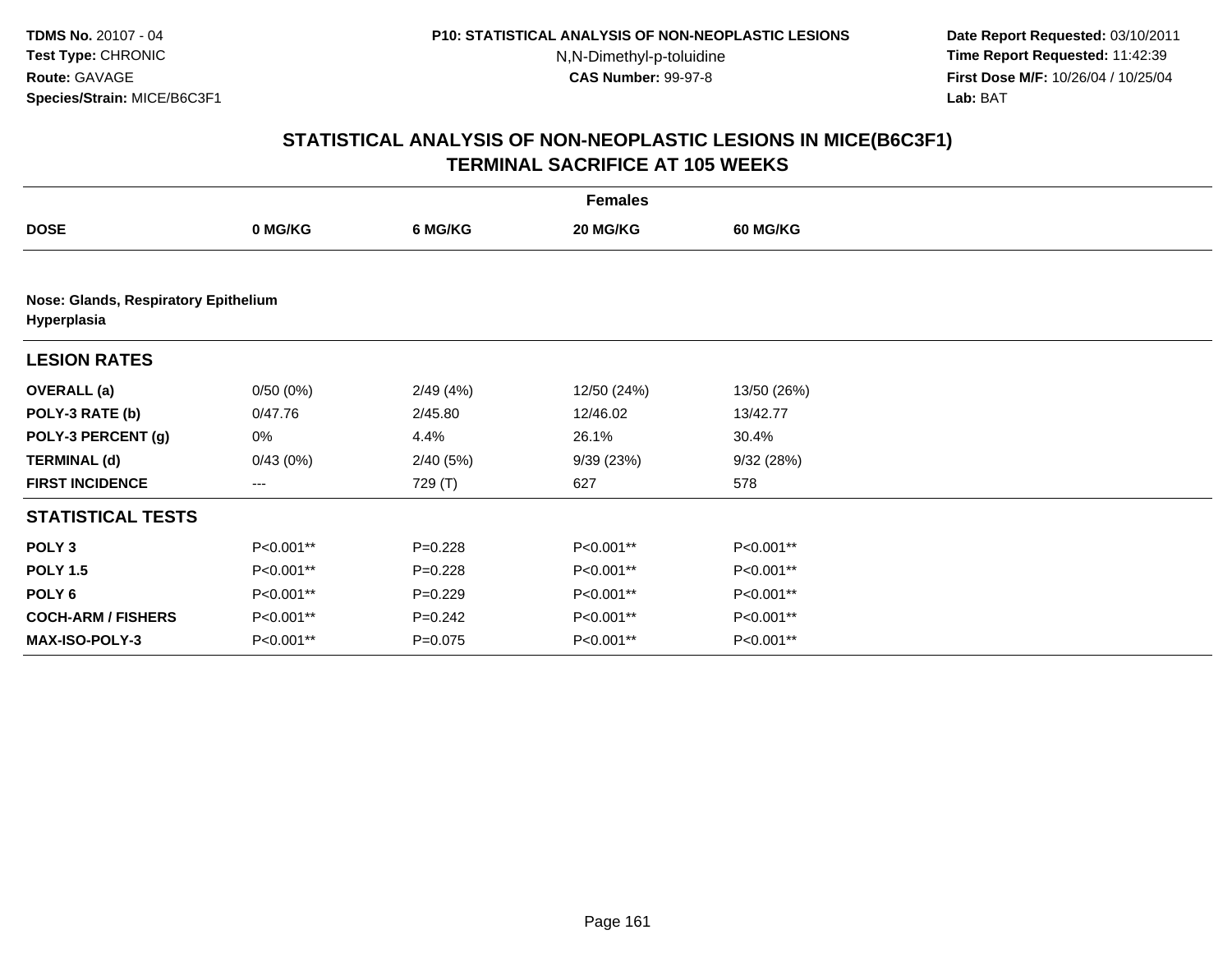**TDMS No.** 20107 - 04
**Test Type:** CHRONIC
**Route:** GAVAGE
**Species/Strain:** MICE/B6C3F1

**P10: STATISTICAL ANALYSIS OF NON-NEOPLASTIC LESIONS**
N,N-Dimethyl-p-toluidine
**CAS Number:** 99-97-8

**Date Report Requested:** 03/10/2011
**Time Report Requested:** 11:42:39
**First Dose M/F:** 10/26/04 / 10/25/04
**Lab:** BAT

## STATISTICAL ANALYSIS OF NON-NEOPLASTIC LESIONS IN MICE(B6C3F1) TERMINAL SACRIFICE AT 105 WEEKS

| | Females | | | |
|---|---|---|---|---|
| **DOSE** | **0 MG/KG** | **6 MG/KG** | **20 MG/KG** | **60 MG/KG** |
| **Nose: Glands, Respiratory Epithelium Hyperplasia** | | | | |
| **LESION RATES** | | | | |
| **OVERALL (a)** | 0/50 (0%) | 2/49 (4%) | 12/50 (24%) | 13/50 (26%) |
| **POLY-3 RATE (b)** | 0/47.76 | 2/45.80 | 12/46.02 | 13/42.77 |
| **POLY-3 PERCENT (g)** | 0% | 4.4% | 26.1% | 30.4% |
| **TERMINAL (d)** | 0/43 (0%) | 2/40 (5%) | 9/39 (23%) | 9/32 (28%) |
| **FIRST INCIDENCE** | --- | 729 (T) | 627 | 578 |
| **STATISTICAL TESTS** | | | | |
| **POLY 3** | P<0.001** | P=0.228 | P<0.001** | P<0.001** |
| **POLY 1.5** | P<0.001** | P=0.228 | P<0.001** | P<0.001** |
| **POLY 6** | P<0.001** | P=0.229 | P<0.001** | P<0.001** |
| **COCH-ARM / FISHERS** | P<0.001** | P=0.242 | P<0.001** | P<0.001** |
| **MAX-ISO-POLY-3** | P<0.001** | P=0.075 | P<0.001** | P<0.001** |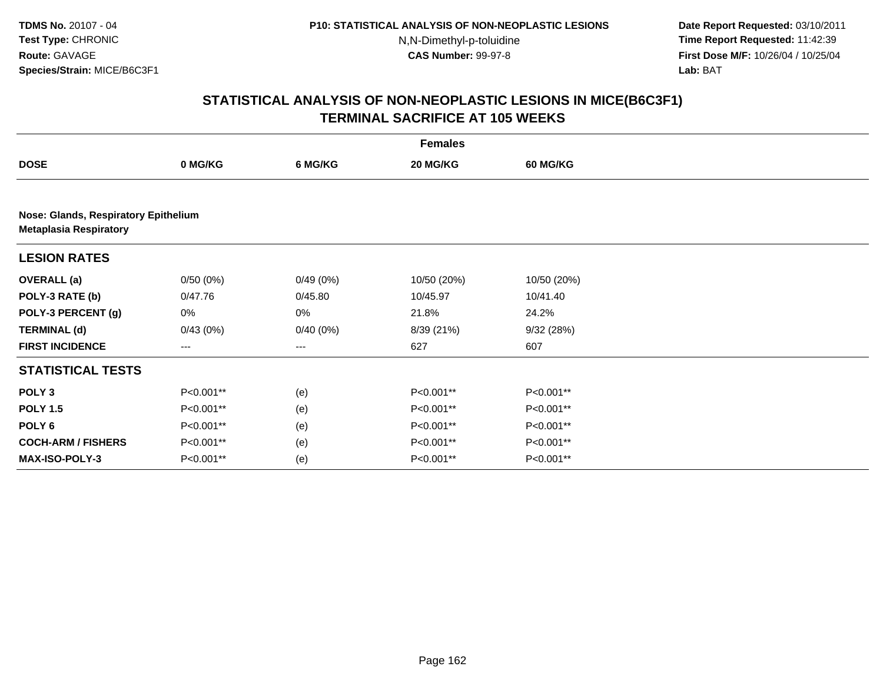**TDMS No.** 20107 - 04
**Test Type:** CHRONIC
**Route:** GAVAGE
**Species/Strain:** MICE/B6C3F1

**P10: STATISTICAL ANALYSIS OF NON-NEOPLASTIC LESIONS**
N,N-Dimethyl-p-toluidine
**CAS Number:** 99-97-8

**Date Report Requested:** 03/10/2011
**Time Report Requested:** 11:42:39
**First Dose M/F:** 10/26/04 / 10/25/04
**Lab:** BAT

## STATISTICAL ANALYSIS OF NON-NEOPLASTIC LESIONS IN MICE(B6C3F1) TERMINAL SACRIFICE AT 105 WEEKS

| | Females | | | |
|---|---|---|---|---|
| **DOSE** | **0 MG/KG** | **6 MG/KG** | **20 MG/KG** | **60 MG/KG** |
| **Nose: Glands, Respiratory Epithelium** | | | | |
| **Metaplasia Respiratory** | | | | |
| **LESION RATES** | | | | |
| **OVERALL (a)** | 0/50 (0%) | 0/49 (0%) | 10/50 (20%) | 10/50 (20%) |
| **POLY-3 RATE (b)** | 0/47.76 | 0/45.80 | 10/45.97 | 10/41.40 |
| **POLY-3 PERCENT (g)** | 0% | 0% | 21.8% | 24.2% |
| **TERMINAL (d)** | 0/43 (0%) | 0/40 (0%) | 8/39 (21%) | 9/32 (28%) |
| **FIRST INCIDENCE** | --- | --- | 627 | 607 |
| **STATISTICAL TESTS** | | | | |
| **POLY 3** | P<0.001** | (e) | P<0.001** | P<0.001** |
| **POLY 1.5** | P<0.001** | (e) | P<0.001** | P<0.001** |
| **POLY 6** | P<0.001** | (e) | P<0.001** | P<0.001** |
| **COCH-ARM / FISHERS** | P<0.001** | (e) | P<0.001** | P<0.001** |
| **MAX-ISO-POLY-3** | P<0.001** | (e) | P<0.001** | P<0.001** |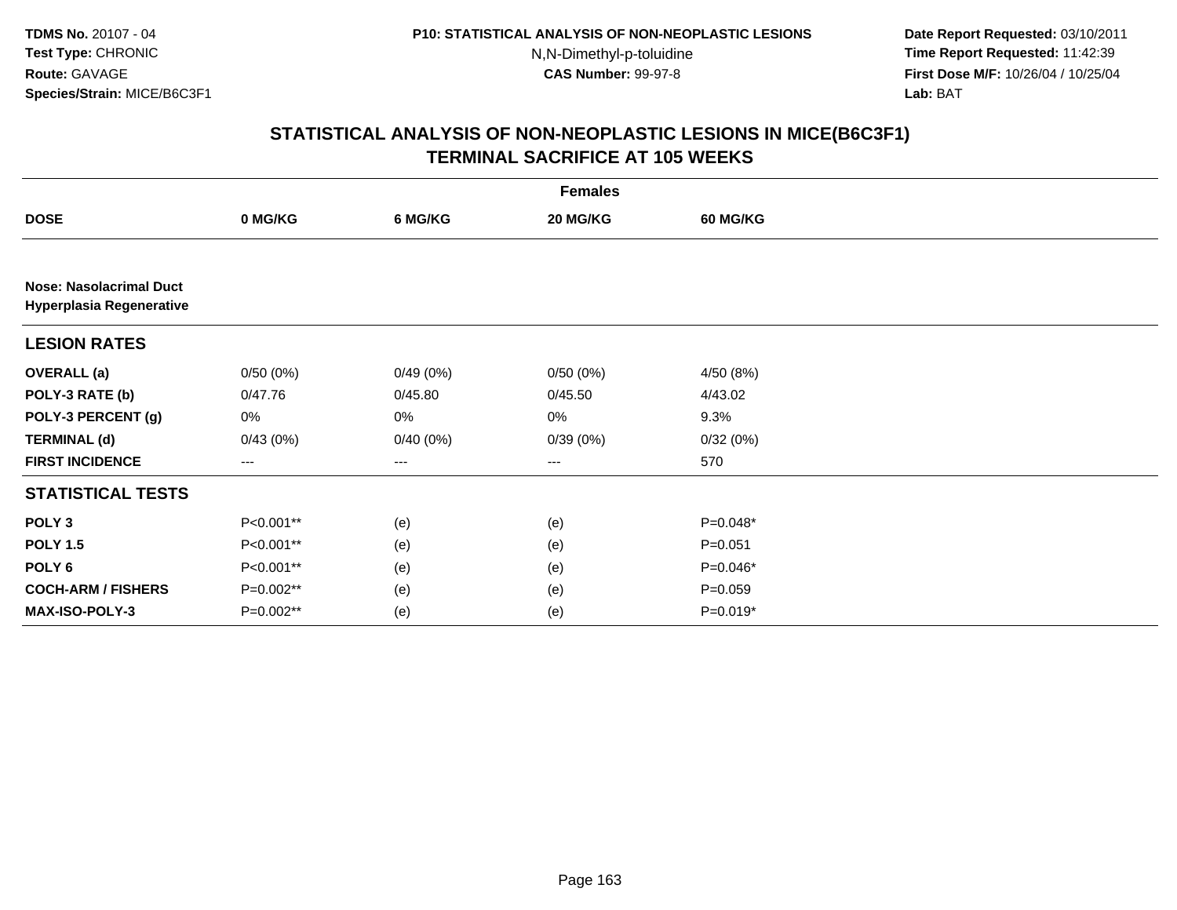**TDMS No.** 20107 - 04
**Test Type:** CHRONIC
**Route:** GAVAGE
**Species/Strain:** MICE/B6C3F1

**P10: STATISTICAL ANALYSIS OF NON-NEOPLASTIC LESIONS**
N,N-Dimethyl-p-toluidine
**CAS Number:** 99-97-8

**Date Report Requested:** 03/10/2011
**Time Report Requested:** 11:42:39
**First Dose M/F:** 10/26/04 / 10/25/04
**Lab:** BAT

## STATISTICAL ANALYSIS OF NON-NEOPLASTIC LESIONS IN MICE(B6C3F1) TERMINAL SACRIFICE AT 105 WEEKS

| | Females | | | |
|---|---|---|---|---|
| **DOSE** | **0 MG/KG** | **6 MG/KG** | **20 MG/KG** | **60 MG/KG** |
| **Nose: Nasolacrimal Duct Hyperplasia Regenerative** | | | | |
| **LESION RATES** | | | | |
| **OVERALL (a)** | 0/50 (0%) | 0/49 (0%) | 0/50 (0%) | 4/50 (8%) |
| **POLY-3 RATE (b)** | 0/47.76 | 0/45.80 | 0/45.50 | 4/43.02 |
| **POLY-3 PERCENT (g)** | 0% | 0% | 0% | 9.3% |
| **TERMINAL (d)** | 0/43 (0%) | 0/40 (0%) | 0/39 (0%) | 0/32 (0%) |
| **FIRST INCIDENCE** | --- | --- | --- | 570 |
| **STATISTICAL TESTS** | | | | |
| **POLY 3** | P<0.001** | (e) | (e) | P=0.048* |
| **POLY 1.5** | P<0.001** | (e) | (e) | P=0.051 |
| **POLY 6** | P<0.001** | (e) | (e) | P=0.046* |
| **COCH-ARM / FISHERS** | P=0.002** | (e) | (e) | P=0.059 |
| **MAX-ISO-POLY-3** | P=0.002** | (e) | (e) | P=0.019* |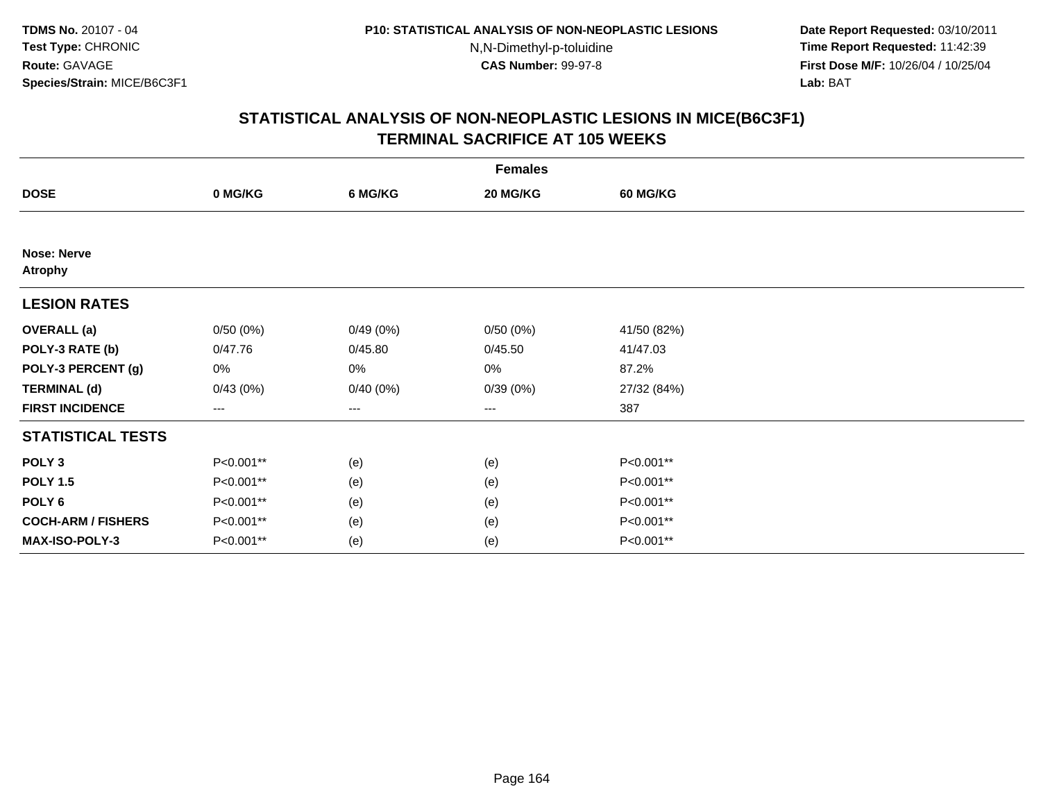**TDMS No.** 20107 - 04
**Test Type:** CHRONIC
**Route:** GAVAGE
**Species/Strain:** MICE/B6C3F1

**P10: STATISTICAL ANALYSIS OF NON-NEOPLASTIC LESIONS**
N,N-Dimethyl-p-toluidine
**CAS Number:** 99-97-8

**Date Report Requested:** 03/10/2011
**Time Report Requested:** 11:42:39
**First Dose M/F:** 10/26/04 / 10/25/04
**Lab:** BAT

## STATISTICAL ANALYSIS OF NON-NEOPLASTIC LESIONS IN MICE(B6C3F1) TERMINAL SACRIFICE AT 105 WEEKS

| | Females | | | |
|---|---|---|---|---|
| **DOSE** | **0 MG/KG** | **6 MG/KG** | **20 MG/KG** | **60 MG/KG** |
| **Nose: Nerve** | | | | |
| **Atrophy** | | | | |
| **LESION RATES** | | | | |
| **OVERALL (a)** | 0/50 (0%) | 0/49 (0%) | 0/50 (0%) | 41/50 (82%) |
| **POLY-3 RATE (b)** | 0/47.76 | 0/45.80 | 0/45.50 | 41/47.03 |
| **POLY-3 PERCENT (g)** | 0% | 0% | 0% | 87.2% |
| **TERMINAL (d)** | 0/43 (0%) | 0/40 (0%) | 0/39 (0%) | 27/32 (84%) |
| **FIRST INCIDENCE** | --- | --- | --- | 387 |
| **STATISTICAL TESTS** | | | | |
| **POLY 3** | P<0.001** | (e) | (e) | P<0.001** |
| **POLY 1.5** | P<0.001** | (e) | (e) | P<0.001** |
| **POLY 6** | P<0.001** | (e) | (e) | P<0.001** |
| **COCH-ARM / FISHERS** | P<0.001** | (e) | (e) | P<0.001** |
| **MAX-ISO-POLY-3** | P<0.001** | (e) | (e) | P<0.001** |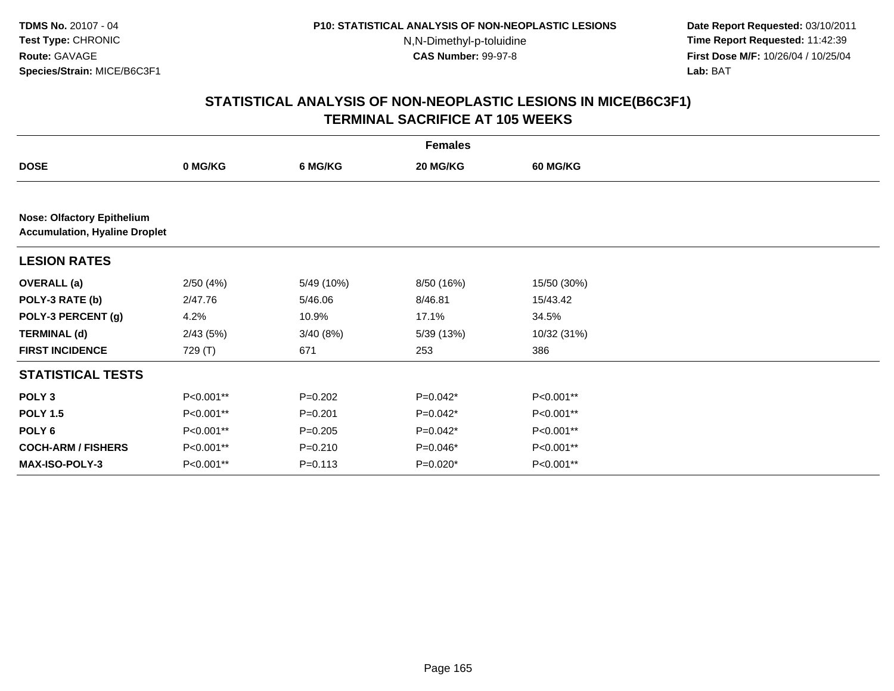**TDMS No.** 20107 - 04
**Test Type:** CHRONIC
**Route:** GAVAGE
**Species/Strain:** MICE/B6C3F1

**P10: STATISTICAL ANALYSIS OF NON-NEOPLASTIC LESIONS**
N,N-Dimethyl-p-toluidine
**CAS Number:** 99-97-8

**Date Report Requested:** 03/10/2011
**Time Report Requested:** 11:42:39
**First Dose M/F:** 10/26/04 / 10/25/04
**Lab:** BAT

## STATISTICAL ANALYSIS OF NON-NEOPLASTIC LESIONS IN MICE(B6C3F1) TERMINAL SACRIFICE AT 105 WEEKS

| | Females | | | |
|---|---|---|---|---|
| **DOSE** | **0 MG/KG** | **6 MG/KG** | **20 MG/KG** | **60 MG/KG** |
| **Nose: Olfactory Epithelium Accumulation, Hyaline Droplet** | | | | |
| **LESION RATES** | | | | |
| **OVERALL (a)** | 2/50 (4%) | 5/49 (10%) | 8/50 (16%) | 15/50 (30%) |
| **POLY-3 RATE (b)** | 2/47.76 | 5/46.06 | 8/46.81 | 15/43.42 |
| **POLY-3 PERCENT (g)** | 4.2% | 10.9% | 17.1% | 34.5% |
| **TERMINAL (d)** | 2/43 (5%) | 3/40 (8%) | 5/39 (13%) | 10/32 (31%) |
| **FIRST INCIDENCE** | 729 (T) | 671 | 253 | 386 |
| **STATISTICAL TESTS** | | | | |
| **POLY 3** | P<0.001** | P=0.202 | P=0.042* | P<0.001** |
| **POLY 1.5** | P<0.001** | P=0.201 | P=0.042* | P<0.001** |
| **POLY 6** | P<0.001** | P=0.205 | P=0.042* | P<0.001** |
| **COCH-ARM / FISHERS** | P<0.001** | P=0.210 | P=0.046* | P<0.001** |
| **MAX-ISO-POLY-3** | P<0.001** | P=0.113 | P=0.020* | P<0.001** |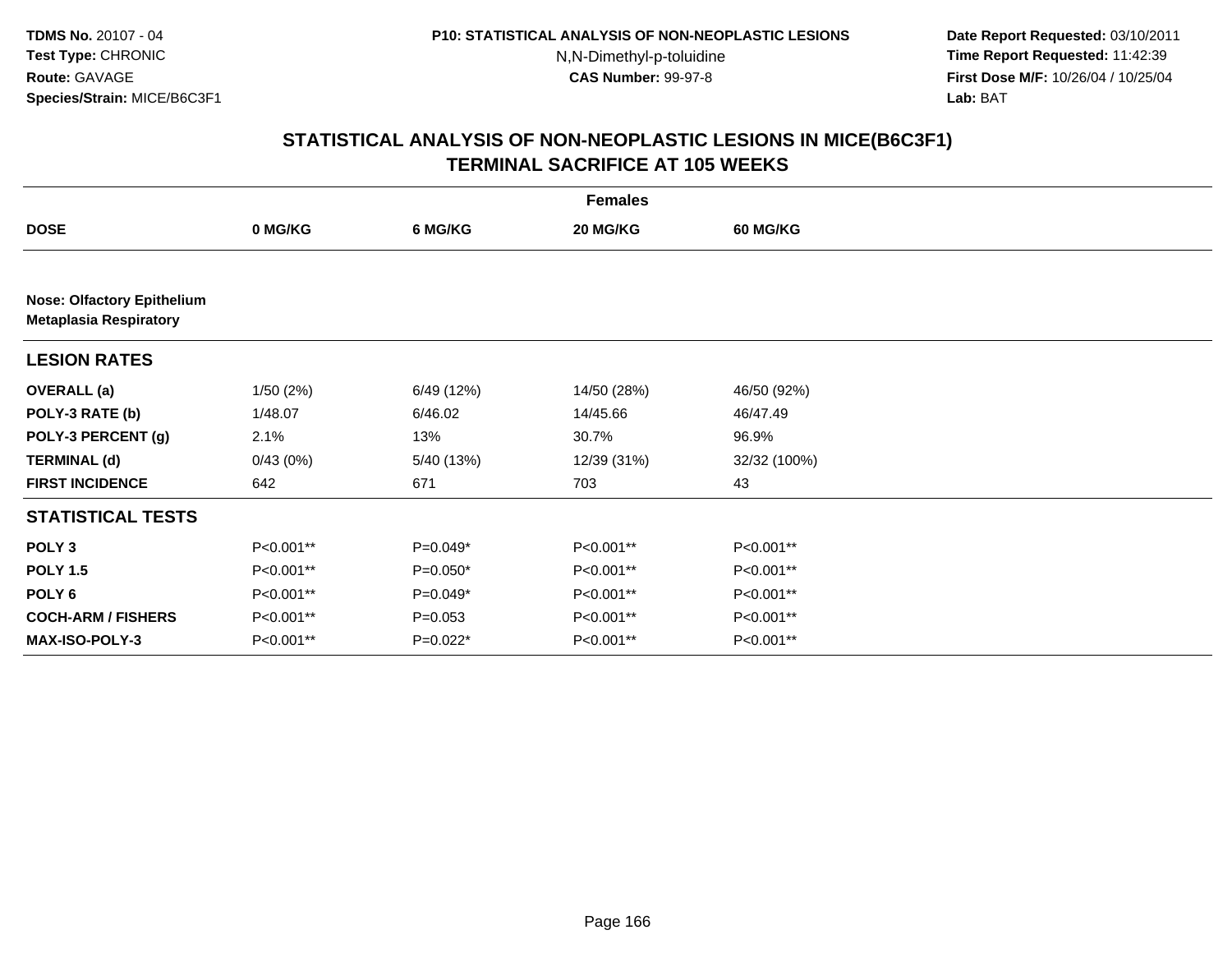**TDMS No.** 20107 - 04
**Test Type:** CHRONIC
**Route:** GAVAGE
**Species/Strain:** MICE/B6C3F1

**P10: STATISTICAL ANALYSIS OF NON-NEOPLASTIC LESIONS**
N,N-Dimethyl-p-toluidine
**CAS Number:** 99-97-8

**Date Report Requested:** 03/10/2011
**Time Report Requested:** 11:42:39
**First Dose M/F:** 10/26/04 / 10/25/04
**Lab:** BAT

## STATISTICAL ANALYSIS OF NON-NEOPLASTIC LESIONS IN MICE(B6C3F1) TERMINAL SACRIFICE AT 105 WEEKS

| | Females | | | |
|---|---|---|---|---|
| **DOSE** | **0 MG/KG** | **6 MG/KG** | **20 MG/KG** | **60 MG/KG** |
| **Nose: Olfactory Epithelium Metaplasia Respiratory** | | | | |
| **LESION RATES** | | | | |
| **OVERALL (a)** | 1/50 (2%) | 6/49 (12%) | 14/50 (28%) | 46/50 (92%) |
| **POLY-3 RATE (b)** | 1/48.07 | 6/46.02 | 14/45.66 | 46/47.49 |
| **POLY-3 PERCENT (g)** | 2.1% | 13% | 30.7% | 96.9% |
| **TERMINAL (d)** | 0/43 (0%) | 5/40 (13%) | 12/39 (31%) | 32/32 (100%) |
| **FIRST INCIDENCE** | 642 | 671 | 703 | 43 |
| **STATISTICAL TESTS** | | | | |
| **POLY 3** | P<0.001** | P=0.049* | P<0.001** | P<0.001** |
| **POLY 1.5** | P<0.001** | P=0.050* | P<0.001** | P<0.001** |
| **POLY 6** | P<0.001** | P=0.049* | P<0.001** | P<0.001** |
| **COCH-ARM / FISHERS** | P<0.001** | P=0.053 | P<0.001** | P<0.001** |
| **MAX-ISO-POLY-3** | P<0.001** | P=0.022* | P<0.001** | P<0.001** |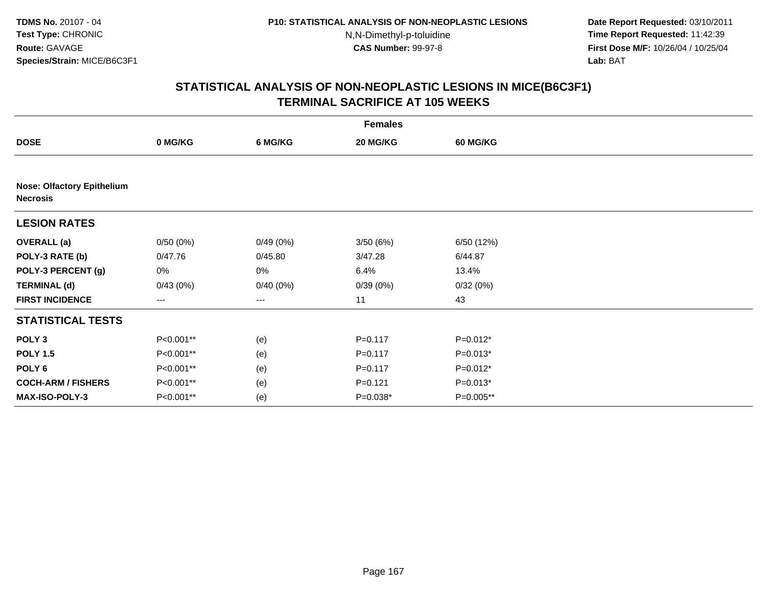TDMS No. 20107 - 04
Test Type: CHRONIC
Route: GAVAGE
Species/Strain: MICE/B6C3F1

P10: STATISTICAL ANALYSIS OF NON-NEOPLASTIC LESIONS
N,N-Dimethyl-p-toluidine
CAS Number: 99-97-8

Date Report Requested: 03/10/2011
Time Report Requested: 11:42:39
First Dose M/F: 10/26/04 / 10/25/04
Lab: BAT

## STATISTICAL ANALYSIS OF NON-NEOPLASTIC LESIONS IN MICE(B6C3F1)
## TERMINAL SACRIFICE AT 105 WEEKS

| | Females | | | |
|---|---|---|---|---|
| **DOSE** | **0 MG/KG** | **6 MG/KG** | **20 MG/KG** | **60 MG/KG** |
| **Nose: Olfactory Epithelium Necrosis** | | | | |
| **LESION RATES** | | | | |
| **OVERALL (a)** | 0/50 (0%) | 0/49 (0%) | 3/50 (6%) | 6/50 (12%) |
| **POLY-3 RATE (b)** | 0/47.76 | 0/45.80 | 3/47.28 | 6/44.87 |
| **POLY-3 PERCENT (g)** | 0% | 0% | 6.4% | 13.4% |
| **TERMINAL (d)** | 0/43 (0%) | 0/40 (0%) | 0/39 (0%) | 0/32 (0%) |
| **FIRST INCIDENCE** | --- | --- | 11 | 43 |
| **STATISTICAL TESTS** | | | | |
| **POLY 3** | P<0.001** | (e) | P=0.117 | P=0.012* |
| **POLY 1.5** | P<0.001** | (e) | P=0.117 | P=0.013* |
| **POLY 6** | P<0.001** | (e) | P=0.117 | P=0.012* |
| **COCH-ARM / FISHERS** | P<0.001** | (e) | P=0.121 | P=0.013* |
| **MAX-ISO-POLY-3** | P<0.001** | (e) | P=0.038* | P=0.005** |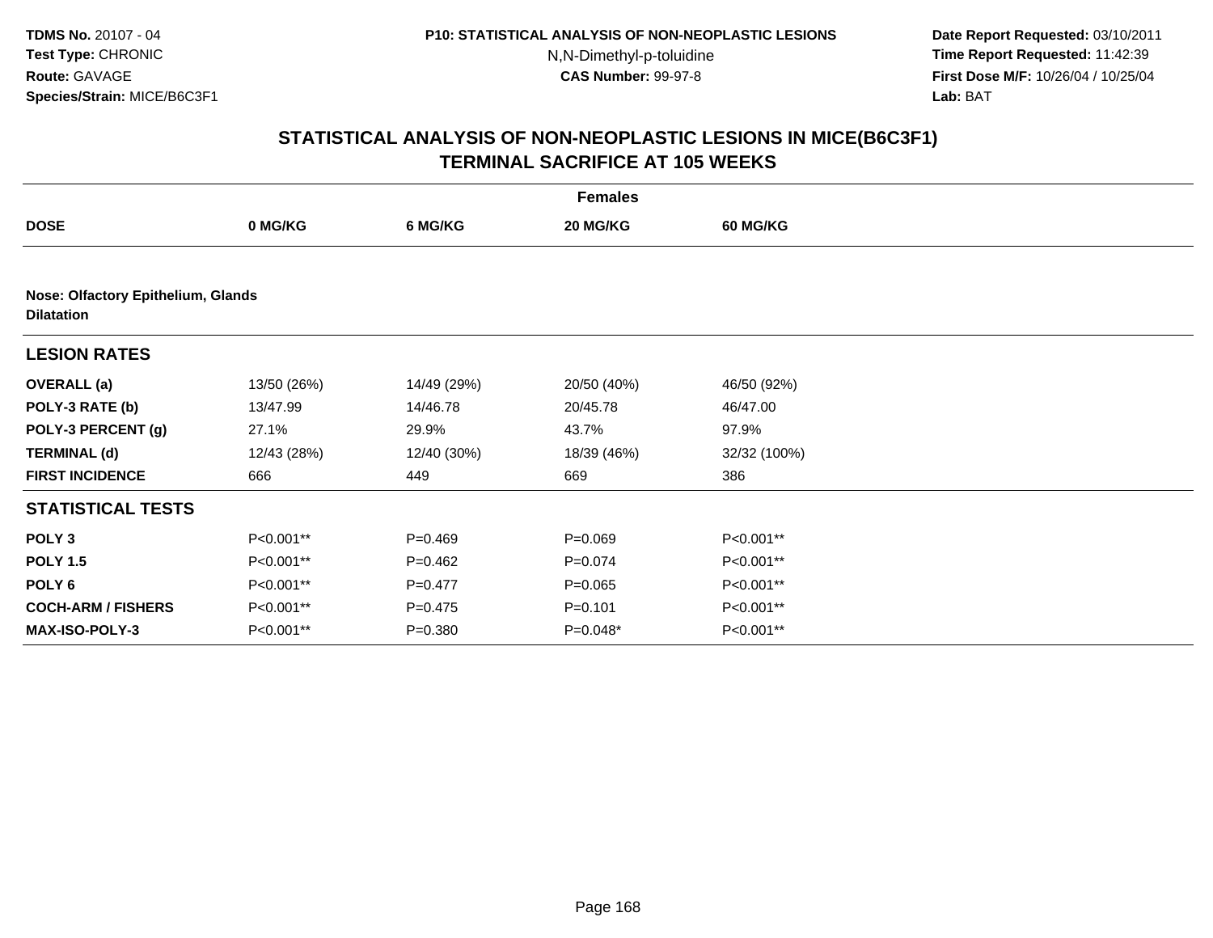## STATISTICAL ANALYSIS OF NON-NEOPLASTIC LESIONS IN MICE(B6C3F1)
## TERMINAL SACRIFICE AT 105 WEEKS

| | Females | | | |
|---|---|---|---|---|
| **DOSE** | **0 MG/KG** | **6 MG/KG** | **20 MG/KG** | **60 MG/KG** |
| **Nose: Olfactory Epithelium, Glands** | | | | |
| **Dilatation** | | | | |
| **LESION RATES** | | | | |
| **OVERALL (a)** | 13/50 (26%) | 14/49 (29%) | 20/50 (40%) | 46/50 (92%) |
| **POLY-3 RATE (b)** | 13/47.99 | 14/46.78 | 20/45.78 | 46/47.00 |
| **POLY-3 PERCENT (g)** | 27.1% | 29.9% | 43.7% | 97.9% |
| **TERMINAL (d)** | 12/43 (28%) | 12/40 (30%) | 18/39 (46%) | 32/32 (100%) |
| **FIRST INCIDENCE** | 666 | 449 | 669 | 386 |
| **STATISTICAL TESTS** | | | | |
| **POLY 3** | P<0.001** | P=0.469 | P=0.069 | P<0.001** |
| **POLY 1.5** | P<0.001** | P=0.462 | P=0.074 | P<0.001** |
| **POLY 6** | P<0.001** | P=0.477 | P=0.065 | P<0.001** |
| **COCH-ARM / FISHERS** | P<0.001** | P=0.475 | P=0.101 | P<0.001** |
| **MAX-ISO-POLY-3** | P<0.001** | P=0.380 | P=0.048* | P<0.001** |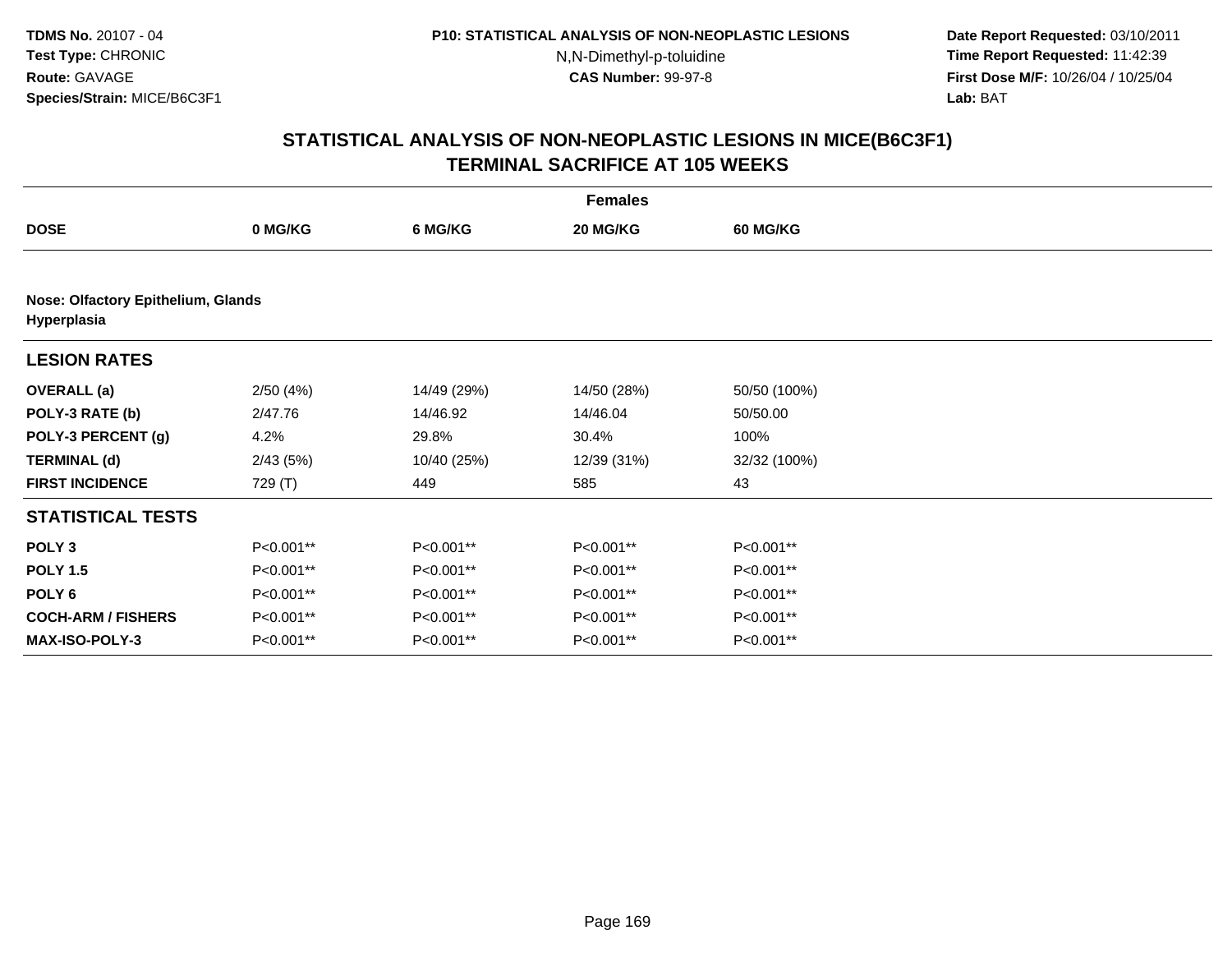# STATISTICAL ANALYSIS OF NON-NEOPLASTIC LESIONS IN MICE(B6C3F1)
## TERMINAL SACRIFICE AT 105 WEEKS

| | Females | | | |
|---|---|---|---|---|
| **DOSE** | **0 MG/KG** | **6 MG/KG** | **20 MG/KG** | **60 MG/KG** |
| **Nose: Olfactory Epithelium, Glands** | | | | |
| **Hyperplasia** | | | | |
| **LESION RATES** | | | | |
| **OVERALL (a)** | 2/50 (4%) | 14/49 (29%) | 14/50 (28%) | 50/50 (100%) |
| **POLY-3 RATE (b)** | 2/47.76 | 14/46.92 | 14/46.04 | 50/50.00 |
| **POLY-3 PERCENT (g)** | 4.2% | 29.8% | 30.4% | 100% |
| **TERMINAL (d)** | 2/43 (5%) | 10/40 (25%) | 12/39 (31%) | 32/32 (100%) |
| **FIRST INCIDENCE** | 729 (T) | 449 | 585 | 43 |
| **STATISTICAL TESTS** | | | | |
| **POLY 3** | P<0.001** | P<0.001** | P<0.001** | P<0.001** |
| **POLY 1.5** | P<0.001** | P<0.001** | P<0.001** | P<0.001** |
| **POLY 6** | P<0.001** | P<0.001** | P<0.001** | P<0.001** |
| **COCH-ARM / FISHERS** | P<0.001** | P<0.001** | P<0.001** | P<0.001** |
| **MAX-ISO-POLY-3** | P<0.001** | P<0.001** | P<0.001** | P<0.001** |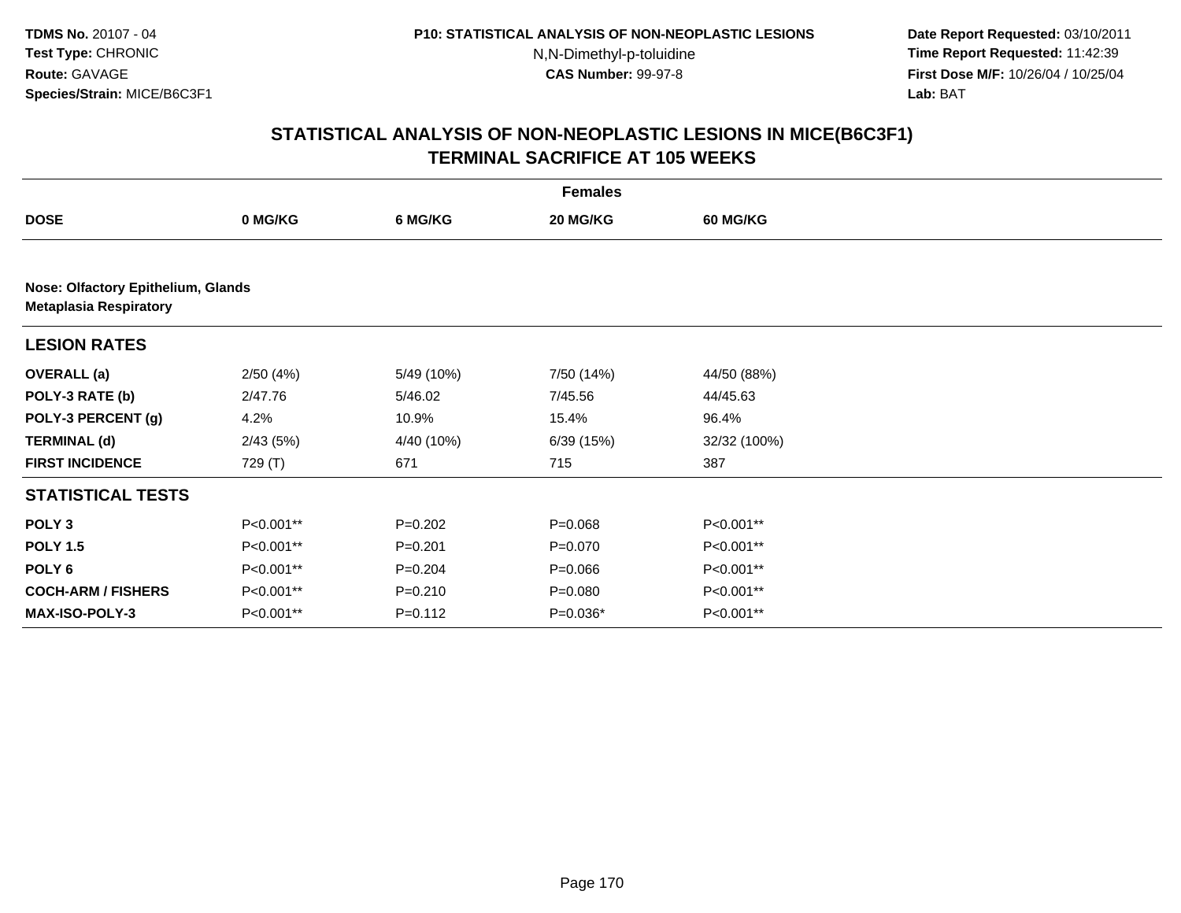**TDMS No.** 20107 - 04
**Test Type:** CHRONIC
**Route:** GAVAGE
**Species/Strain:** MICE/B6C3F1

**P10: STATISTICAL ANALYSIS OF NON-NEOPLASTIC LESIONS**
N,N-Dimethyl-p-toluidine
**CAS Number:** 99-97-8

**Date Report Requested:** 03/10/2011
**Time Report Requested:** 11:42:39
**First Dose M/F:** 10/26/04 / 10/25/04
**Lab:** BAT

## STATISTICAL ANALYSIS OF NON-NEOPLASTIC LESIONS IN MICE(B6C3F1) TERMINAL SACRIFICE AT 105 WEEKS

| | Females | | | |
|---|---|---|---|---|
| **DOSE** | **0 MG/KG** | **6 MG/KG** | **20 MG/KG** | **60 MG/KG** |
| **Nose: Olfactory Epithelium, Glands** | | | | |
| **Metaplasia Respiratory** | | | | |
| **LESION RATES** | | | | |
| **OVERALL (a)** | 2/50 (4%) | 5/49 (10%) | 7/50 (14%) | 44/50 (88%) |
| **POLY-3 RATE (b)** | 2/47.76 | 5/46.02 | 7/45.56 | 44/45.63 |
| **POLY-3 PERCENT (g)** | 4.2% | 10.9% | 15.4% | 96.4% |
| **TERMINAL (d)** | 2/43 (5%) | 4/40 (10%) | 6/39 (15%) | 32/32 (100%) |
| **FIRST INCIDENCE** | 729 (T) | 671 | 715 | 387 |
| **STATISTICAL TESTS** | | | | |
| **POLY 3** | P<0.001** | P=0.202 | P=0.068 | P<0.001** |
| **POLY 1.5** | P<0.001** | P=0.201 | P=0.070 | P<0.001** |
| **POLY 6** | P<0.001** | P=0.204 | P=0.066 | P<0.001** |
| **COCH-ARM / FISHERS** | P<0.001** | P=0.210 | P=0.080 | P<0.001** |
| **MAX-ISO-POLY-3** | P<0.001** | P=0.112 | P=0.036* | P<0.001** |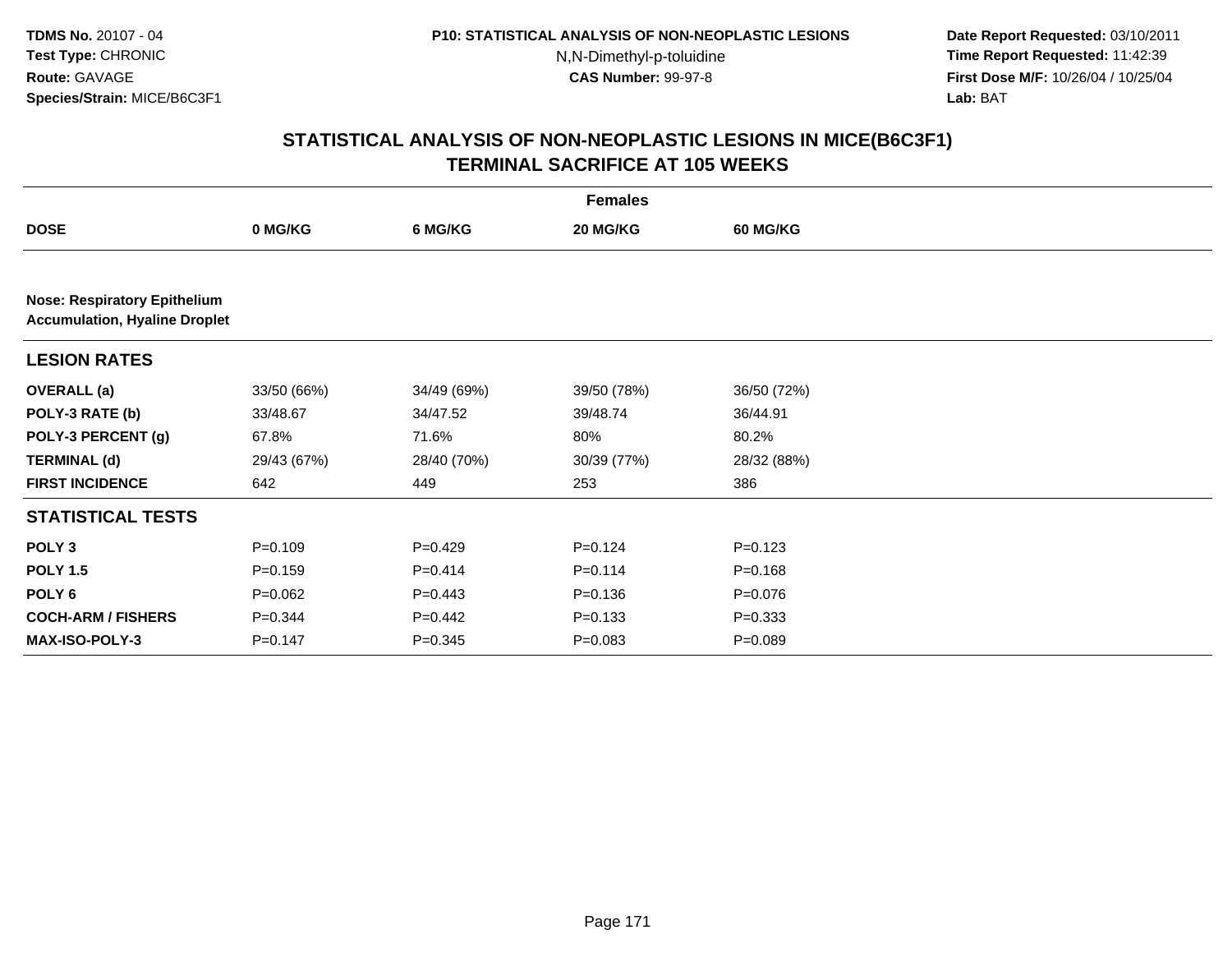TDMS No. 20107 - 04
Test Type: CHRONIC
Route: GAVAGE
Species/Strain: MICE/B6C3F1

P10: STATISTICAL ANALYSIS OF NON-NEOPLASTIC LESIONS
N,N-Dimethyl-p-toluidine
CAS Number: 99-97-8

Date Report Requested: 03/10/2011
Time Report Requested: 11:42:39
First Dose M/F: 10/26/04 / 10/25/04
Lab: BAT

## STATISTICAL ANALYSIS OF NON-NEOPLASTIC LESIONS IN MICE(B6C3F1)
## TERMINAL SACRIFICE AT 105 WEEKS

| | Females | | | |
|---|---|---|---|---|
| **DOSE** | **0 MG/KG** | **6 MG/KG** | **20 MG/KG** | **60 MG/KG** |
| **Nose: Respiratory Epithelium**<br>**Accumulation, Hyaline Droplet** | | | | |
| **LESION RATES** | | | | |
| **OVERALL (a)** | 33/50 (66%) | 34/49 (69%) | 39/50 (78%) | 36/50 (72%) |
| **POLY-3 RATE (b)** | 33/48.67 | 34/47.52 | 39/48.74 | 36/44.91 |
| **POLY-3 PERCENT (g)** | 67.8% | 71.6% | 80% | 80.2% |
| **TERMINAL (d)** | 29/43 (67%) | 28/40 (70%) | 30/39 (77%) | 28/32 (88%) |
| **FIRST INCIDENCE** | 642 | 449 | 253 | 386 |
| **STATISTICAL TESTS** | | | | |
| **POLY 3** | P=0.109 | P=0.429 | P=0.124 | P=0.123 |
| **POLY 1.5** | P=0.159 | P=0.414 | P=0.114 | P=0.168 |
| **POLY 6** | P=0.062 | P=0.443 | P=0.136 | P=0.076 |
| **COCH-ARM / FISHERS** | P=0.344 | P=0.442 | P=0.133 | P=0.333 |
| **MAX-ISO-POLY-3** | P=0.147 | P=0.345 | P=0.083 | P=0.089 |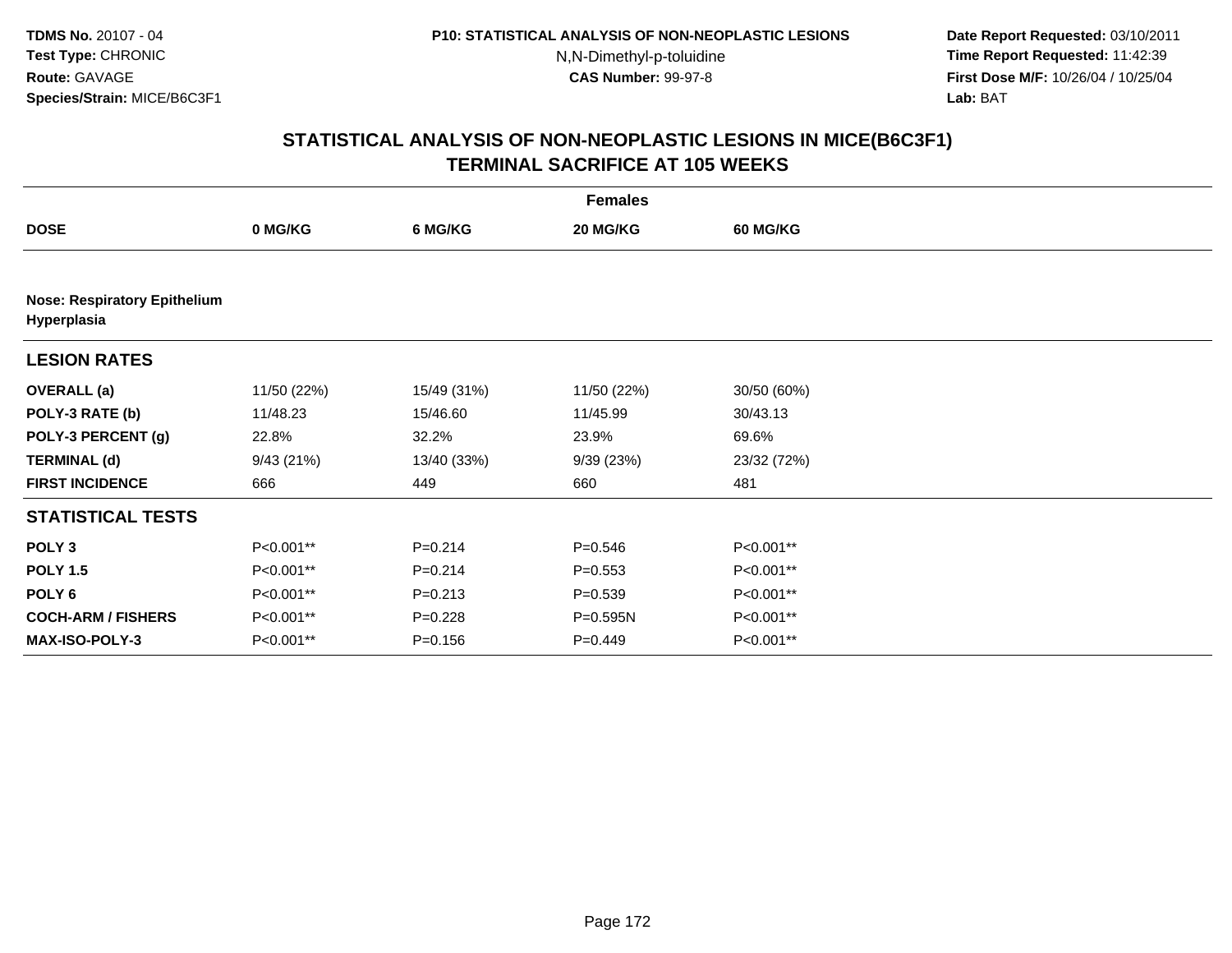TDMS No. 20107 - 04
Test Type: CHRONIC
Route: GAVAGE
Species/Strain: MICE/B6C3F1

P10: STATISTICAL ANALYSIS OF NON-NEOPLASTIC LESIONS
N,N-Dimethyl-p-toluidine
CAS Number: 99-97-8

Date Report Requested: 03/10/2011
Time Report Requested: 11:42:39
First Dose M/F: 10/26/04 / 10/25/04
Lab: BAT

## STATISTICAL ANALYSIS OF NON-NEOPLASTIC LESIONS IN MICE(B6C3F1)
## TERMINAL SACRIFICE AT 105 WEEKS

| | Females | | | |
|---|---|---|---|---|
| **DOSE** | **0 MG/KG** | **6 MG/KG** | **20 MG/KG** | **60 MG/KG** |
| **Nose: Respiratory Epithelium Hyperplasia** | | | | |
| **LESION RATES** | | | | |
| **OVERALL (a)** | 11/50 (22%) | 15/49 (31%) | 11/50 (22%) | 30/50 (60%) |
| **POLY-3 RATE (b)** | 11/48.23 | 15/46.60 | 11/45.99 | 30/43.13 |
| **POLY-3 PERCENT (g)** | 22.8% | 32.2% | 23.9% | 69.6% |
| **TERMINAL (d)** | 9/43 (21%) | 13/40 (33%) | 9/39 (23%) | 23/32 (72%) |
| **FIRST INCIDENCE** | 666 | 449 | 660 | 481 |
| **STATISTICAL TESTS** | | | | |
| **POLY 3** | P<0.001** | P=0.214 | P=0.546 | P<0.001** |
| **POLY 1.5** | P<0.001** | P=0.214 | P=0.553 | P<0.001** |
| **POLY 6** | P<0.001** | P=0.213 | P=0.539 | P<0.001** |
| **COCH-ARM / FISHERS** | P<0.001** | P=0.228 | P=0.595N | P<0.001** |
| **MAX-ISO-POLY-3** | P<0.001** | P=0.156 | P=0.449 | P<0.001** |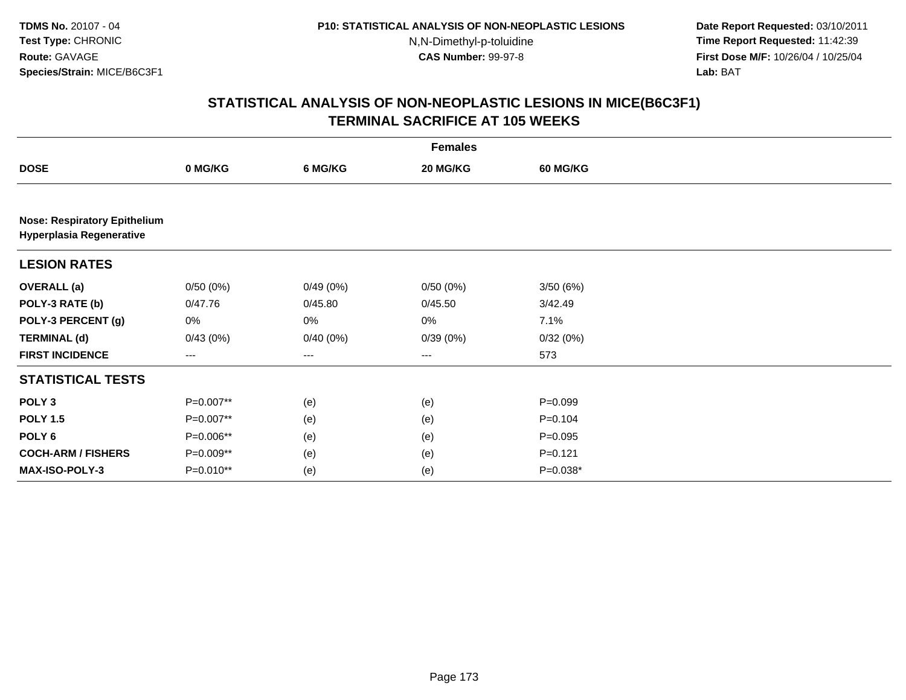TDMS No. 20107 - 04
Test Type: CHRONIC
Route: GAVAGE
Species/Strain: MICE/B6C3F1

P10: STATISTICAL ANALYSIS OF NON-NEOPLASTIC LESIONS
N,N-Dimethyl-p-toluidine
CAS Number: 99-97-8

Date Report Requested: 03/10/2011
Time Report Requested: 11:42:39
First Dose M/F: 10/26/04 / 10/25/04
Lab: BAT

## STATISTICAL ANALYSIS OF NON-NEOPLASTIC LESIONS IN MICE(B6C3F1)
## TERMINAL SACRIFICE AT 105 WEEKS

| | Females | | | |
|---|---|---|---|---|
| **DOSE** | **0 MG/KG** | **6 MG/KG** | **20 MG/KG** | **60 MG/KG** |
| **Nose: Respiratory Epithelium Hyperplasia Regenerative** | | | | |
| **LESION RATES** | | | | |
| **OVERALL (a)** | 0/50 (0%) | 0/49 (0%) | 0/50 (0%) | 3/50 (6%) |
| **POLY-3 RATE (b)** | 0/47.76 | 0/45.80 | 0/45.50 | 3/42.49 |
| **POLY-3 PERCENT (g)** | 0% | 0% | 0% | 7.1% |
| **TERMINAL (d)** | 0/43 (0%) | 0/40 (0%) | 0/39 (0%) | 0/32 (0%) |
| **FIRST INCIDENCE** | --- | --- | --- | 573 |
| **STATISTICAL TESTS** | | | | |
| **POLY 3** | P=0.007** | (e) | (e) | P=0.099 |
| **POLY 1.5** | P=0.007** | (e) | (e) | P=0.104 |
| **POLY 6** | P=0.006** | (e) | (e) | P=0.095 |
| **COCH-ARM / FISHERS** | P=0.009** | (e) | (e) | P=0.121 |
| **MAX-ISO-POLY-3** | P=0.010** | (e) | (e) | P=0.038* |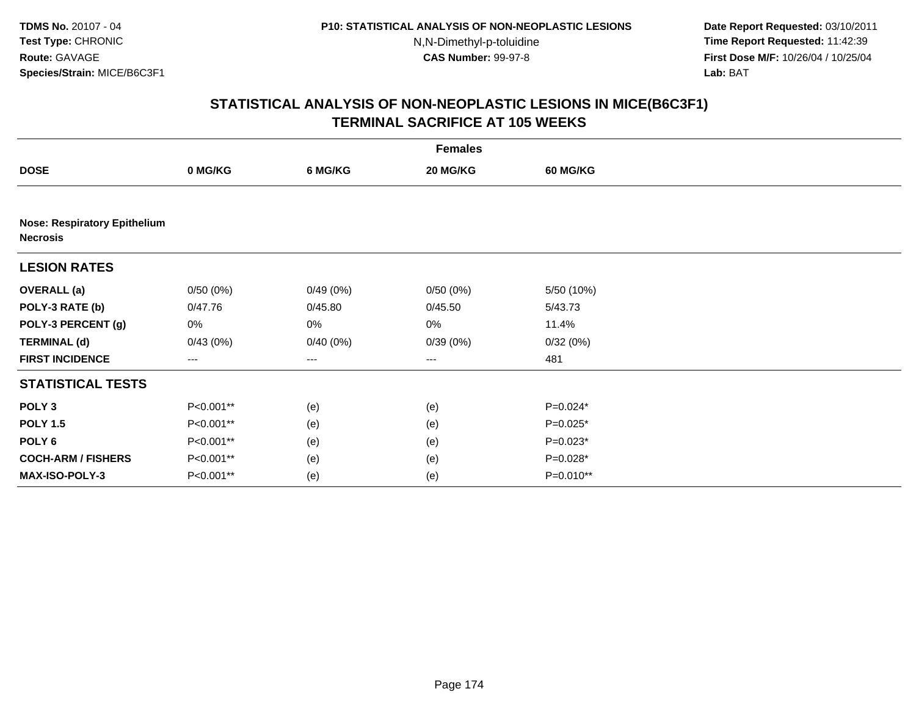**TDMS No.** 20107 - 04
**Test Type:** CHRONIC
**Route:** GAVAGE
**Species/Strain:** MICE/B6C3F1

**P10: STATISTICAL ANALYSIS OF NON-NEOPLASTIC LESIONS**
N,N-Dimethyl-p-toluidine
**CAS Number:** 99-97-8

**Date Report Requested:** 03/10/2011
**Time Report Requested:** 11:42:39
**First Dose M/F:** 10/26/04 / 10/25/04
**Lab:** BAT

## STATISTICAL ANALYSIS OF NON-NEOPLASTIC LESIONS IN MICE(B6C3F1)
## TERMINAL SACRIFICE AT 105 WEEKS

| | Females | | | |
|---|---|---|---|---|
| **DOSE** | **0 MG/KG** | **6 MG/KG** | **20 MG/KG** | **60 MG/KG** |
| **Nose: Respiratory Epithelium Necrosis** | | | | |
| **LESION RATES** | | | | |
| **OVERALL (a)** | 0/50 (0%) | 0/49 (0%) | 0/50 (0%) | 5/50 (10%) |
| **POLY-3 RATE (b)** | 0/47.76 | 0/45.80 | 0/45.50 | 5/43.73 |
| **POLY-3 PERCENT (g)** | 0% | 0% | 0% | 11.4% |
| **TERMINAL (d)** | 0/43 (0%) | 0/40 (0%) | 0/39 (0%) | 0/32 (0%) |
| **FIRST INCIDENCE** | --- | --- | --- | 481 |
| **STATISTICAL TESTS** | | | | |
| **POLY 3** | P<0.001** | (e) | (e) | P=0.024* |
| **POLY 1.5** | P<0.001** | (e) | (e) | P=0.025* |
| **POLY 6** | P<0.001** | (e) | (e) | P=0.023* |
| **COCH-ARM / FISHERS** | P<0.001** | (e) | (e) | P=0.028* |
| **MAX-ISO-POLY-3** | P<0.001** | (e) | (e) | P=0.010** |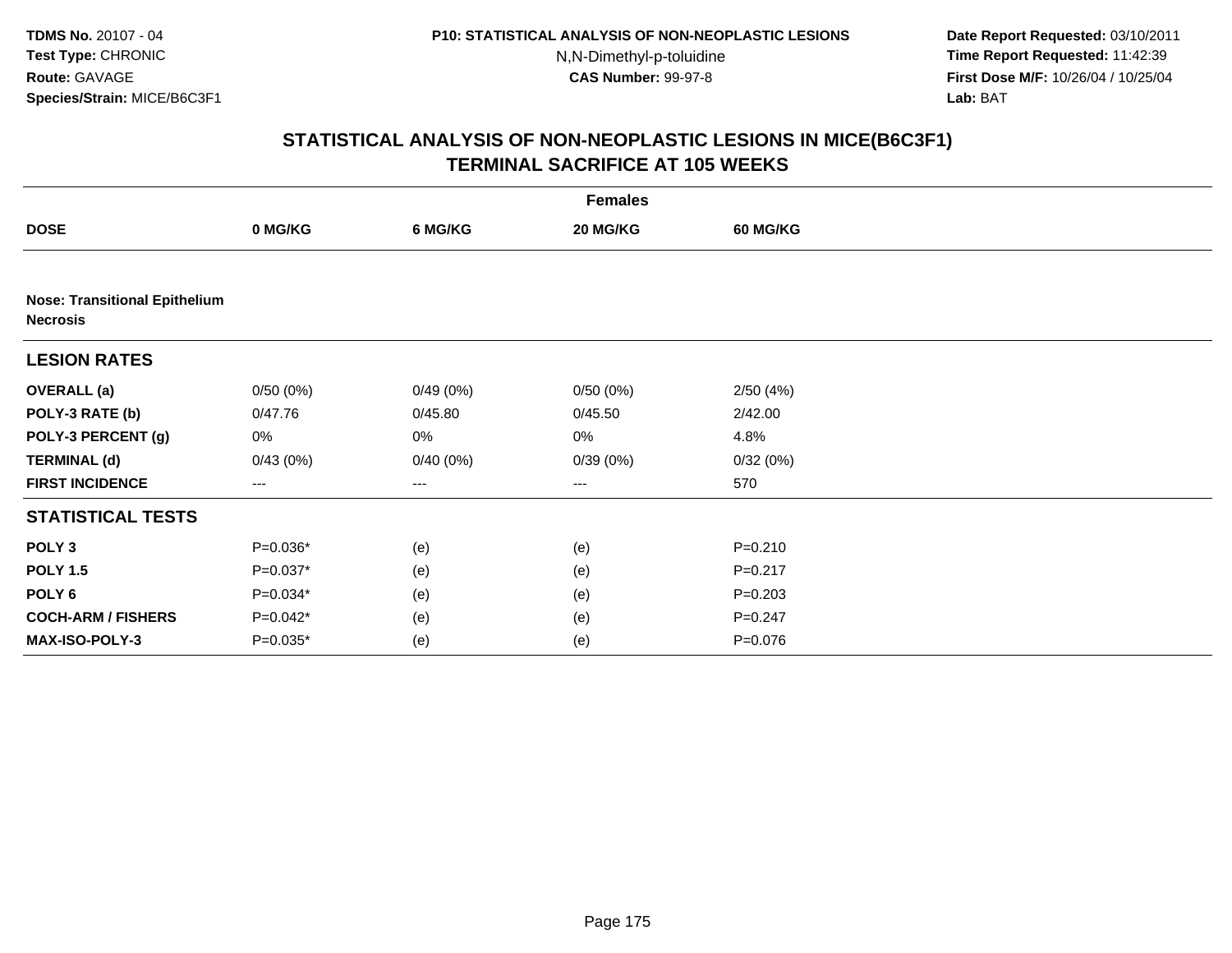**TDMS No.** 20107 - 04
**Test Type:** CHRONIC
**Route:** GAVAGE
**Species/Strain:** MICE/B6C3F1

**P10: STATISTICAL ANALYSIS OF NON-NEOPLASTIC LESIONS**
N,N-Dimethyl-p-toluidine
**CAS Number:** 99-97-8

**Date Report Requested:** 03/10/2011
**Time Report Requested:** 11:42:39
**First Dose M/F:** 10/26/04 / 10/25/04
**Lab:** BAT

## STATISTICAL ANALYSIS OF NON-NEOPLASTIC LESIONS IN MICE(B6C3F1) TERMINAL SACRIFICE AT 105 WEEKS

| | Females | | | |
|---|---|---|---|---|
| **DOSE** | **0 MG/KG** | **6 MG/KG** | **20 MG/KG** | **60 MG/KG** |
| **Nose: Transitional Epithelium Necrosis** | | | | |
| **LESION RATES** | | | | |
| **OVERALL (a)** | 0/50 (0%) | 0/49 (0%) | 0/50 (0%) | 2/50 (4%) |
| **POLY-3 RATE (b)** | 0/47.76 | 0/45.80 | 0/45.50 | 2/42.00 |
| **POLY-3 PERCENT (g)** | 0% | 0% | 0% | 4.8% |
| **TERMINAL (d)** | 0/43 (0%) | 0/40 (0%) | 0/39 (0%) | 0/32 (0%) |
| **FIRST INCIDENCE** | --- | --- | --- | 570 |
| **STATISTICAL TESTS** | | | | |
| **POLY 3** | P=0.036* | (e) | (e) | P=0.210 |
| **POLY 1.5** | P=0.037* | (e) | (e) | P=0.217 |
| **POLY 6** | P=0.034* | (e) | (e) | P=0.203 |
| **COCH-ARM / FISHERS** | P=0.042* | (e) | (e) | P=0.247 |
| **MAX-ISO-POLY-3** | P=0.035* | (e) | (e) | P=0.076 |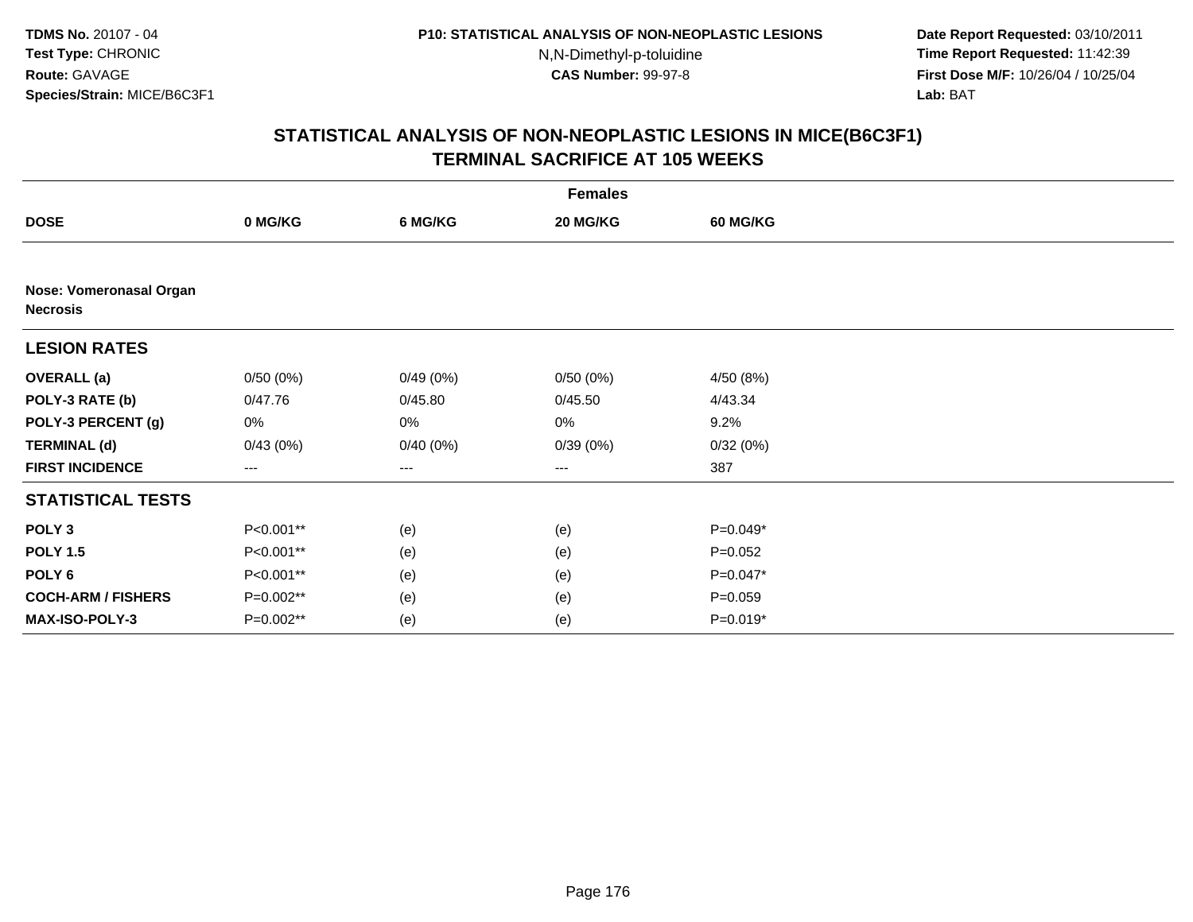**TDMS No.** 20107 - 04
**Test Type:** CHRONIC
**Route:** GAVAGE
**Species/Strain:** MICE/B6C3F1

**P10: STATISTICAL ANALYSIS OF NON-NEOPLASTIC LESIONS**
N,N-Dimethyl-p-toluidine
**CAS Number:** 99-97-8

**Date Report Requested:** 03/10/2011
**Time Report Requested:** 11:42:39
**First Dose M/F:** 10/26/04 / 10/25/04
**Lab:** BAT

## STATISTICAL ANALYSIS OF NON-NEOPLASTIC LESIONS IN MICE(B6C3F1) TERMINAL SACRIFICE AT 105 WEEKS

| | Females | | | |
|---|---|---|---|---|
| **DOSE** | **0 MG/KG** | **6 MG/KG** | **20 MG/KG** | **60 MG/KG** |
| **Nose: Vomeronasal Organ Necrosis** | | | | |
| **LESION RATES** | | | | |
| **OVERALL (a)** | 0/50 (0%) | 0/49 (0%) | 0/50 (0%) | 4/50 (8%) |
| **POLY-3 RATE (b)** | 0/47.76 | 0/45.80 | 0/45.50 | 4/43.34 |
| **POLY-3 PERCENT (g)** | 0% | 0% | 0% | 9.2% |
| **TERMINAL (d)** | 0/43 (0%) | 0/40 (0%) | 0/39 (0%) | 0/32 (0%) |
| **FIRST INCIDENCE** | --- | --- | --- | 387 |
| **STATISTICAL TESTS** | | | | |
| **POLY 3** | P<0.001** | (e) | (e) | P=0.049* |
| **POLY 1.5** | P<0.001** | (e) | (e) | P=0.052 |
| **POLY 6** | P<0.001** | (e) | (e) | P=0.047* |
| **COCH-ARM / FISHERS** | P=0.002** | (e) | (e) | P=0.059 |
| **MAX-ISO-POLY-3** | P=0.002** | (e) | (e) | P=0.019* |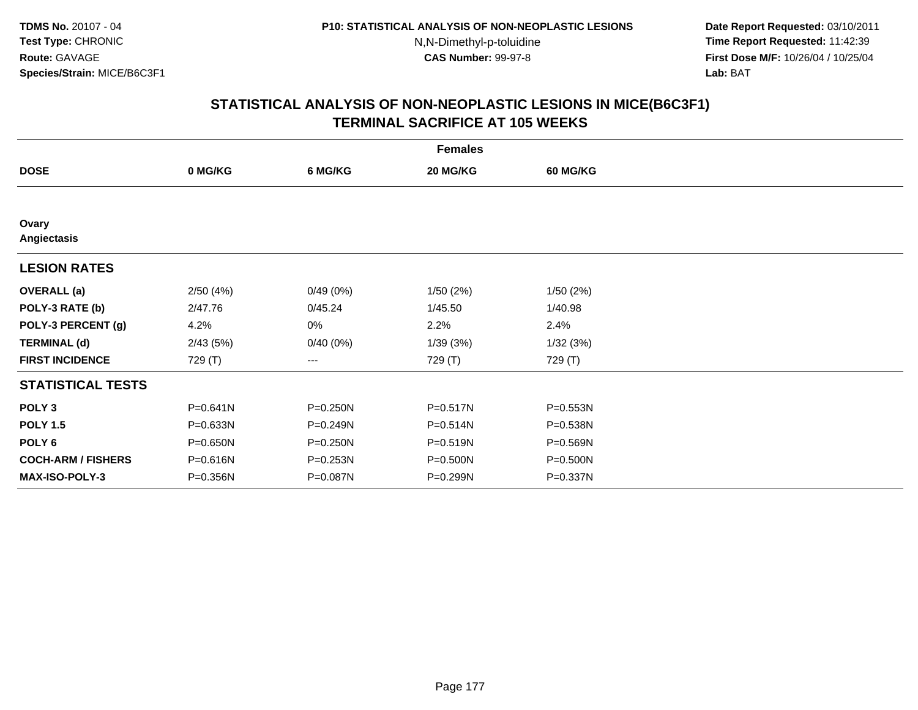# STATISTICAL ANALYSIS OF NON-NEOPLASTIC LESIONS IN MICE(B6C3F1)
## TERMINAL SACRIFICE AT 105 WEEKS

| | Females | | | |
|---|---|---|---|---|
| **DOSE** | **0 MG/KG** | **6 MG/KG** | **20 MG/KG** | **60 MG/KG** |
| **Ovary** | | | | |
| **Angiectasis** | | | | |
| **LESION RATES** | | | | |
| **OVERALL (a)** | 2/50 (4%) | 0/49 (0%) | 1/50 (2%) | 1/50 (2%) |
| **POLY-3 RATE (b)** | 2/47.76 | 0/45.24 | 1/45.50 | 1/40.98 |
| **POLY-3 PERCENT (g)** | 4.2% | 0% | 2.2% | 2.4% |
| **TERMINAL (d)** | 2/43 (5%) | 0/40 (0%) | 1/39 (3%) | 1/32 (3%) |
| **FIRST INCIDENCE** | 729 (T) | --- | 729 (T) | 729 (T) |
| **STATISTICAL TESTS** | | | | |
| **POLY 3** | P=0.641N | P=0.250N | P=0.517N | P=0.553N |
| **POLY 1.5** | P=0.633N | P=0.249N | P=0.514N | P=0.538N |
| **POLY 6** | P=0.650N | P=0.250N | P=0.519N | P=0.569N |
| **COCH-ARM / FISHERS** | P=0.616N | P=0.253N | P=0.500N | P=0.500N |
| **MAX-ISO-POLY-3** | P=0.356N | P=0.087N | P=0.299N | P=0.337N |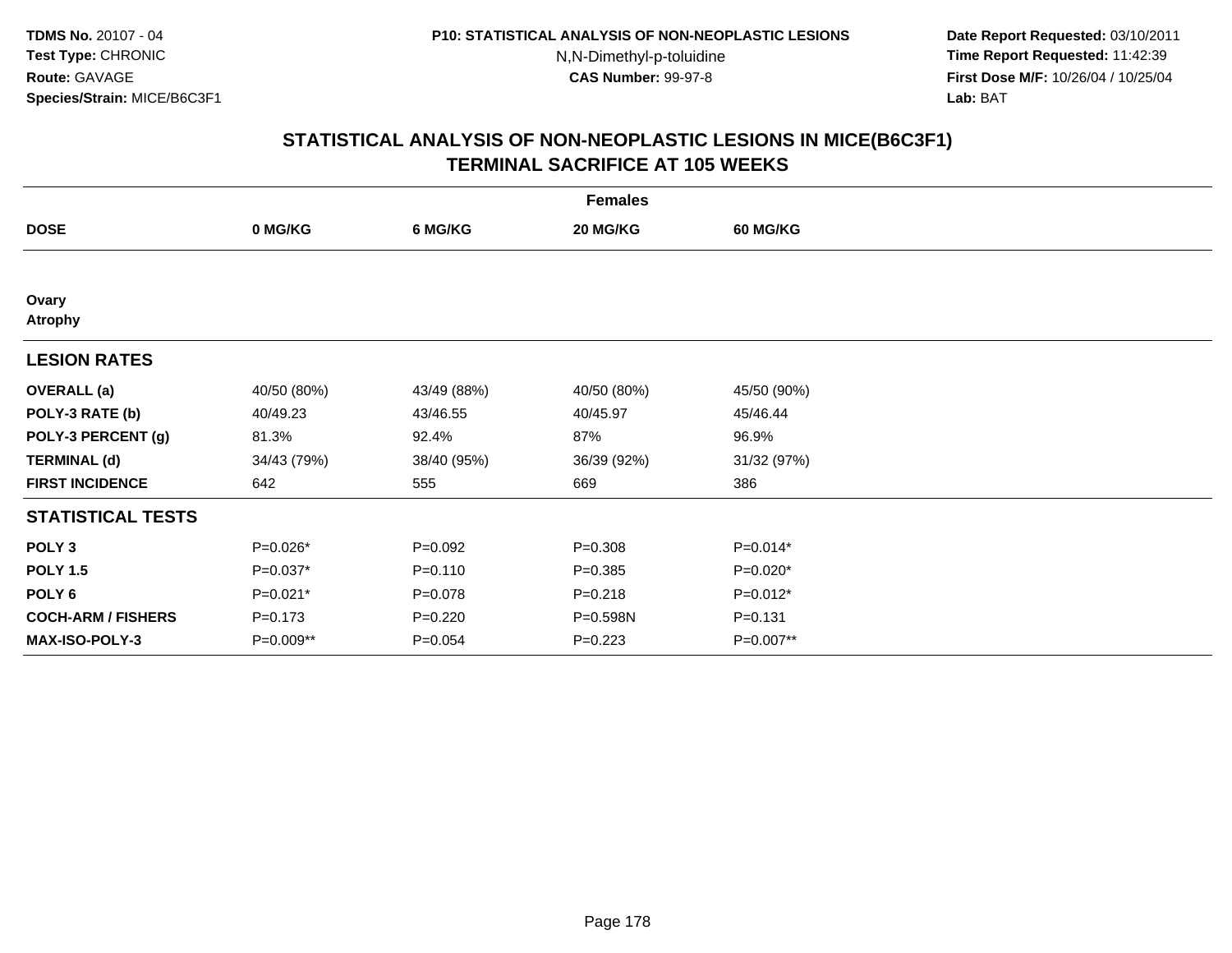**TDMS No.** 20107 - 04
**Test Type:** CHRONIC
**Route:** GAVAGE
**Species/Strain:** MICE/B6C3F1

**P10: STATISTICAL ANALYSIS OF NON-NEOPLASTIC LESIONS**
N,N-Dimethyl-p-toluidine
**CAS Number:** 99-97-8

**Date Report Requested:** 03/10/2011
**Time Report Requested:** 11:42:39
**First Dose M/F:** 10/26/04 / 10/25/04
**Lab:** BAT

## STATISTICAL ANALYSIS OF NON-NEOPLASTIC LESIONS IN MICE(B6C3F1)
## TERMINAL SACRIFICE AT 105 WEEKS

| | Females | | | |
|---|---|---|---|---|
| **DOSE** | **0 MG/KG** | **6 MG/KG** | **20 MG/KG** | **60 MG/KG** |
| **Ovary** | | | | |
| **Atrophy** | | | | |
| **LESION RATES** | | | | |
| **OVERALL (a)** | 40/50 (80%) | 43/49 (88%) | 40/50 (80%) | 45/50 (90%) |
| **POLY-3 RATE (b)** | 40/49.23 | 43/46.55 | 40/45.97 | 45/46.44 |
| **POLY-3 PERCENT (g)** | 81.3% | 92.4% | 87% | 96.9% |
| **TERMINAL (d)** | 34/43 (79%) | 38/40 (95%) | 36/39 (92%) | 31/32 (97%) |
| **FIRST INCIDENCE** | 642 | 555 | 669 | 386 |
| **STATISTICAL TESTS** | | | | |
| **POLY 3** | P=0.026* | P=0.092 | P=0.308 | P=0.014* |
| **POLY 1.5** | P=0.037* | P=0.110 | P=0.385 | P=0.020* |
| **POLY 6** | P=0.021* | P=0.078 | P=0.218 | P=0.012* |
| **COCH-ARM / FISHERS** | P=0.173 | P=0.220 | P=0.598N | P=0.131 |
| **MAX-ISO-POLY-3** | P=0.009** | P=0.054 | P=0.223 | P=0.007** |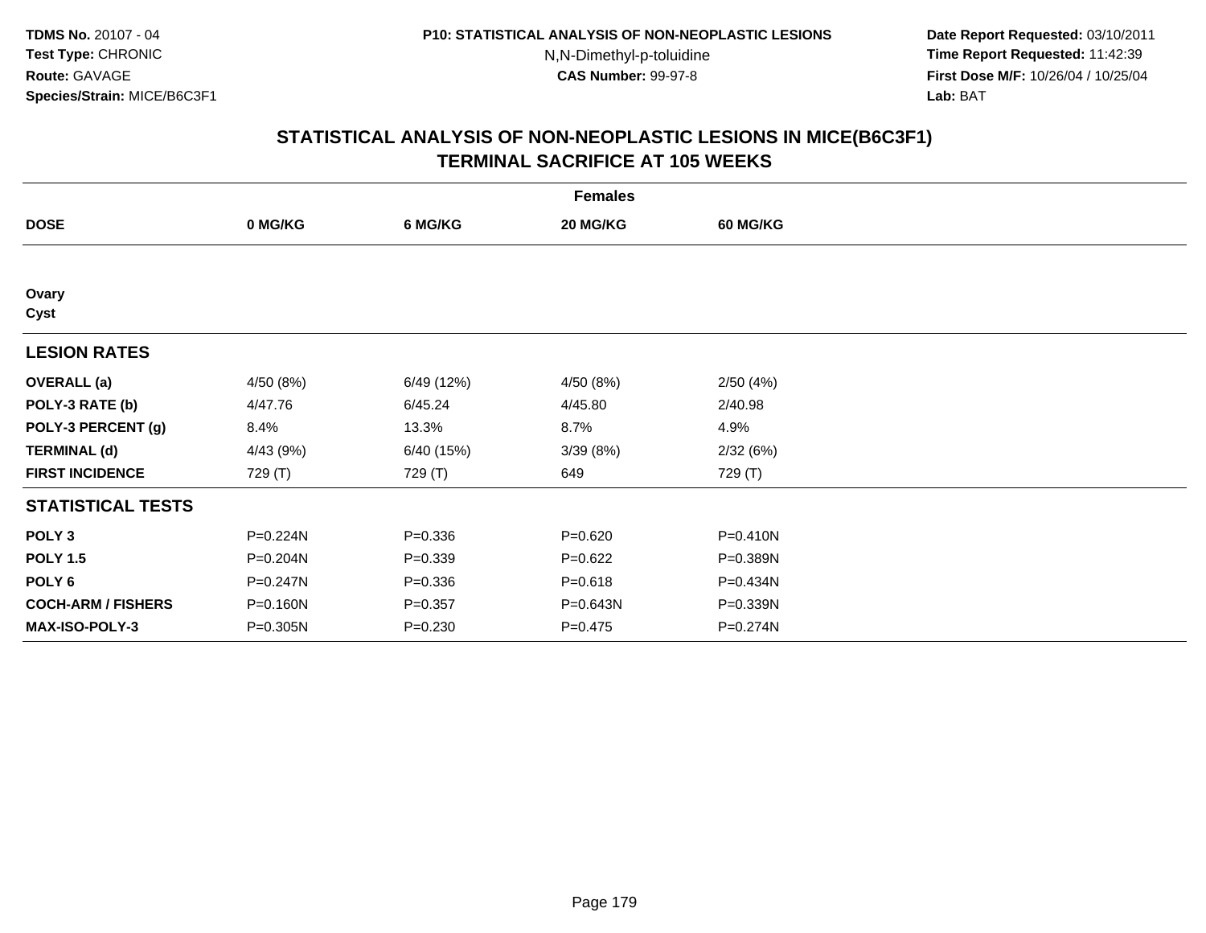**TDMS No.** 20107 - 04
**Test Type:** CHRONIC
**Route:** GAVAGE
**Species/Strain:** MICE/B6C3F1

**P10: STATISTICAL ANALYSIS OF NON-NEOPLASTIC LESIONS**
N,N-Dimethyl-p-toluidine
**CAS Number:** 99-97-8

**Date Report Requested:** 03/10/2011
**Time Report Requested:** 11:42:39
**First Dose M/F:** 10/26/04 / 10/25/04
**Lab:** BAT

## STATISTICAL ANALYSIS OF NON-NEOPLASTIC LESIONS IN MICE(B6C3F1)
## TERMINAL SACRIFICE AT 105 WEEKS

| | Females | | | |
|---|---|---|---|---|
| **DOSE** | **0 MG/KG** | **6 MG/KG** | **20 MG/KG** | **60 MG/KG** |
| **Ovary** | | | | |
| **Cyst** | | | | |
| **LESION RATES** | | | | |
| **OVERALL (a)** | 4/50 (8%) | 6/49 (12%) | 4/50 (8%) | 2/50 (4%) |
| **POLY-3 RATE (b)** | 4/47.76 | 6/45.24 | 4/45.80 | 2/40.98 |
| **POLY-3 PERCENT (g)** | 8.4% | 13.3% | 8.7% | 4.9% |
| **TERMINAL (d)** | 4/43 (9%) | 6/40 (15%) | 3/39 (8%) | 2/32 (6%) |
| **FIRST INCIDENCE** | 729 (T) | 729 (T) | 649 | 729 (T) |
| **STATISTICAL TESTS** | | | | |
| **POLY 3** | P=0.224N | P=0.336 | P=0.620 | P=0.410N |
| **POLY 1.5** | P=0.204N | P=0.339 | P=0.622 | P=0.389N |
| **POLY 6** | P=0.247N | P=0.336 | P=0.618 | P=0.434N |
| **COCH-ARM / FISHERS** | P=0.160N | P=0.357 | P=0.643N | P=0.339N |
| **MAX-ISO-POLY-3** | P=0.305N | P=0.230 | P=0.475 | P=0.274N |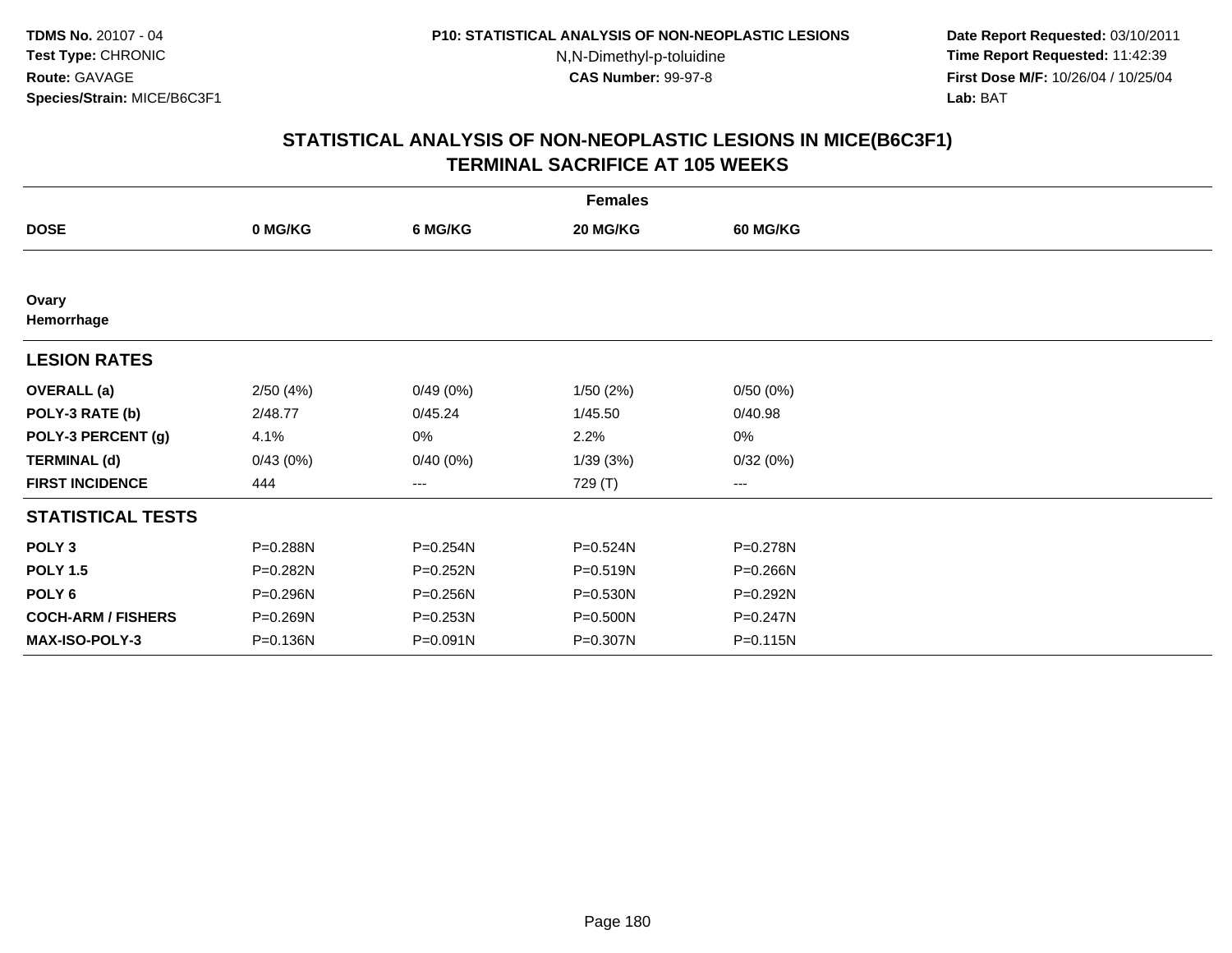**TDMS No.** 20107 - 04
**Test Type:** CHRONIC
**Route:** GAVAGE
**Species/Strain:** MICE/B6C3F1

**P10: STATISTICAL ANALYSIS OF NON-NEOPLASTIC LESIONS**
N,N-Dimethyl-p-toluidine
**CAS Number:** 99-97-8

**Date Report Requested:** 03/10/2011
**Time Report Requested:** 11:42:39
**First Dose M/F:** 10/26/04 / 10/25/04
**Lab:** BAT

## STATISTICAL ANALYSIS OF NON-NEOPLASTIC LESIONS IN MICE(B6C3F1)
## TERMINAL SACRIFICE AT 105 WEEKS

| | Females | | | |
|---|---|---|---|---|
| **DOSE** | **0 MG/KG** | **6 MG/KG** | **20 MG/KG** | **60 MG/KG** |
| **Ovary** | | | | |
| **Hemorrhage** | | | | |
| **LESION RATES** | | | | |
| **OVERALL (a)** | 2/50 (4%) | 0/49 (0%) | 1/50 (2%) | 0/50 (0%) |
| **POLY-3 RATE (b)** | 2/48.77 | 0/45.24 | 1/45.50 | 0/40.98 |
| **POLY-3 PERCENT (g)** | 4.1% | 0% | 2.2% | 0% |
| **TERMINAL (d)** | 0/43 (0%) | 0/40 (0%) | 1/39 (3%) | 0/32 (0%) |
| **FIRST INCIDENCE** | 444 | --- | 729 (T) | --- |
| **STATISTICAL TESTS** | | | | |
| **POLY 3** | P=0.288N | P=0.254N | P=0.524N | P=0.278N |
| **POLY 1.5** | P=0.282N | P=0.252N | P=0.519N | P=0.266N |
| **POLY 6** | P=0.296N | P=0.256N | P=0.530N | P=0.292N |
| **COCH-ARM / FISHERS** | P=0.269N | P=0.253N | P=0.500N | P=0.247N |
| **MAX-ISO-POLY-3** | P=0.136N | P=0.091N | P=0.307N | P=0.115N |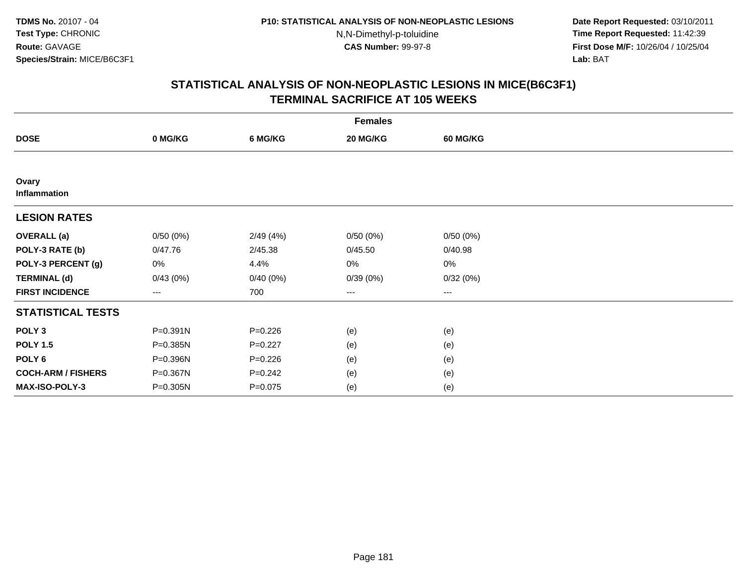**TDMS No.** 20107 - 04
**Test Type:** CHRONIC
**Route:** GAVAGE
**Species/Strain:** MICE/B6C3F1

**P10: STATISTICAL ANALYSIS OF NON-NEOPLASTIC LESIONS**
N,N-Dimethyl-p-toluidine
**CAS Number:** 99-97-8

**Date Report Requested:** 03/10/2011
**Time Report Requested:** 11:42:39
**First Dose M/F:** 10/26/04 / 10/25/04
**Lab:** BAT

## STATISTICAL ANALYSIS OF NON-NEOPLASTIC LESIONS IN MICE(B6C3F1)
## TERMINAL SACRIFICE AT 105 WEEKS

| | Females | | | |
|---|---|---|---|---|
| **DOSE** | **0 MG/KG** | **6 MG/KG** | **20 MG/KG** | **60 MG/KG** |
| **Ovary** | | | | |
| **Inflammation** | | | | |
| **LESION RATES** | | | | |
| **OVERALL (a)** | 0/50 (0%) | 2/49 (4%) | 0/50 (0%) | 0/50 (0%) |
| **POLY-3 RATE (b)** | 0/47.76 | 2/45.38 | 0/45.50 | 0/40.98 |
| **POLY-3 PERCENT (g)** | 0% | 4.4% | 0% | 0% |
| **TERMINAL (d)** | 0/43 (0%) | 0/40 (0%) | 0/39 (0%) | 0/32 (0%) |
| **FIRST INCIDENCE** | --- | 700 | --- | --- |
| **STATISTICAL TESTS** | | | | |
| **POLY 3** | P=0.391N | P=0.226 | (e) | (e) |
| **POLY 1.5** | P=0.385N | P=0.227 | (e) | (e) |
| **POLY 6** | P=0.396N | P=0.226 | (e) | (e) |
| **COCH-ARM / FISHERS** | P=0.367N | P=0.242 | (e) | (e) |
| **MAX-ISO-POLY-3** | P=0.305N | P=0.075 | (e) | (e) |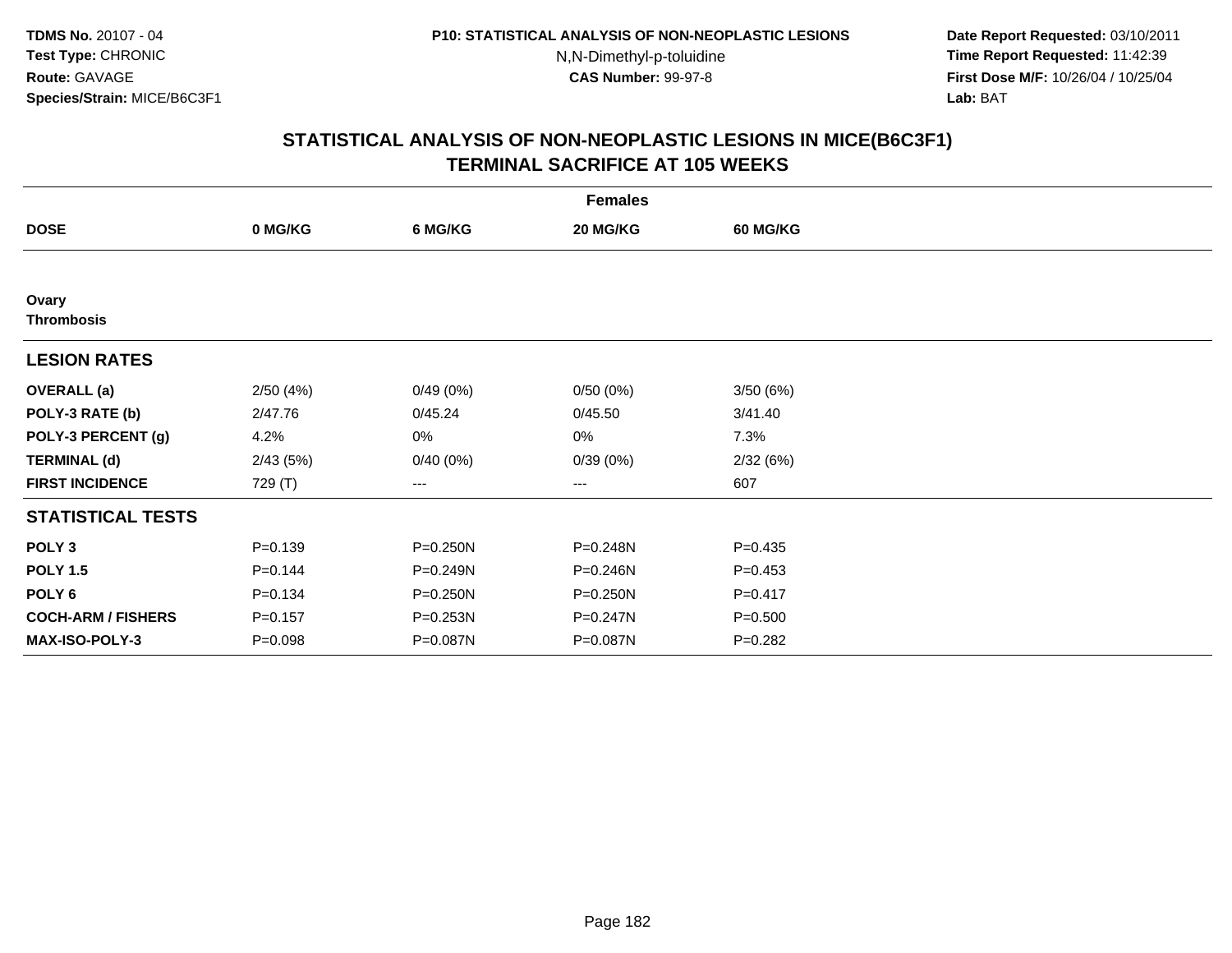TDMS No. 20107 - 04
Test Type: CHRONIC
Route: GAVAGE
Species/Strain: MICE/B6C3F1

P10: STATISTICAL ANALYSIS OF NON-NEOPLASTIC LESIONS
N,N-Dimethyl-p-toluidine
CAS Number: 99-97-8

Date Report Requested: 03/10/2011
Time Report Requested: 11:42:39
First Dose M/F: 10/26/04 / 10/25/04
Lab: BAT

## STATISTICAL ANALYSIS OF NON-NEOPLASTIC LESIONS IN MICE(B6C3F1)
## TERMINAL SACRIFICE AT 105 WEEKS

| | Females | | | |
|---|---|---|---|---|
| **DOSE** | **0 MG/KG** | **6 MG/KG** | **20 MG/KG** | **60 MG/KG** |
| **Ovary** | | | | |
| **Thrombosis** | | | | |
| **LESION RATES** | | | | |
| **OVERALL (a)** | 2/50 (4%) | 0/49 (0%) | 0/50 (0%) | 3/50 (6%) |
| **POLY-3 RATE (b)** | 2/47.76 | 0/45.24 | 0/45.50 | 3/41.40 |
| **POLY-3 PERCENT (g)** | 4.2% | 0% | 0% | 7.3% |
| **TERMINAL (d)** | 2/43 (5%) | 0/40 (0%) | 0/39 (0%) | 2/32 (6%) |
| **FIRST INCIDENCE** | 729 (T) | --- | --- | 607 |
| **STATISTICAL TESTS** | | | | |
| **POLY 3** | P=0.139 | P=0.250N | P=0.248N | P=0.435 |
| **POLY 1.5** | P=0.144 | P=0.249N | P=0.246N | P=0.453 |
| **POLY 6** | P=0.134 | P=0.250N | P=0.250N | P=0.417 |
| **COCH-ARM / FISHERS** | P=0.157 | P=0.253N | P=0.247N | P=0.500 |
| **MAX-ISO-POLY-3** | P=0.098 | P=0.087N | P=0.087N | P=0.282 |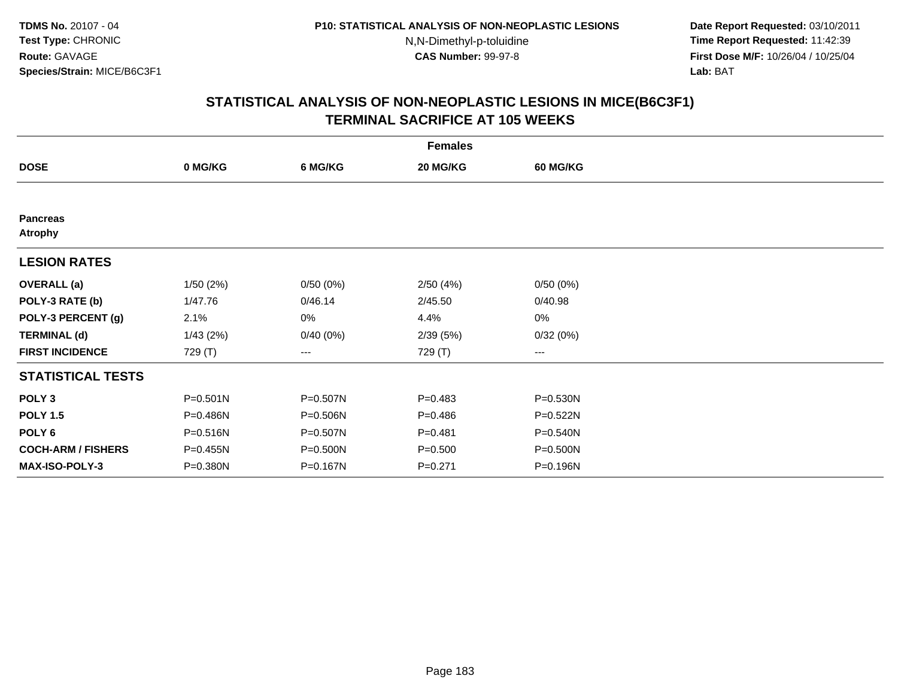TDMS No. 20107 - 04
Test Type: CHRONIC
Route: GAVAGE
Species/Strain: MICE/B6C3F1

P10: STATISTICAL ANALYSIS OF NON-NEOPLASTIC LESIONS
N,N-Dimethyl-p-toluidine
CAS Number: 99-97-8

Date Report Requested: 03/10/2011
Time Report Requested: 11:42:39
First Dose M/F: 10/26/04 / 10/25/04
Lab: BAT

## STATISTICAL ANALYSIS OF NON-NEOPLASTIC LESIONS IN MICE(B6C3F1)
## TERMINAL SACRIFICE AT 105 WEEKS

| | Females | | | |
|---|---|---|---|---|
| **DOSE** | **0 MG/KG** | **6 MG/KG** | **20 MG/KG** | **60 MG/KG** |
| **Pancreas** | | | | |
| **Atrophy** | | | | |
| **LESION RATES** | | | | |
| **OVERALL (a)** | 1/50 (2%) | 0/50 (0%) | 2/50 (4%) | 0/50 (0%) |
| **POLY-3 RATE (b)** | 1/47.76 | 0/46.14 | 2/45.50 | 0/40.98 |
| **POLY-3 PERCENT (g)** | 2.1% | 0% | 4.4% | 0% |
| **TERMINAL (d)** | 1/43 (2%) | 0/40 (0%) | 2/39 (5%) | 0/32 (0%) |
| **FIRST INCIDENCE** | 729 (T) | --- | 729 (T) | --- |
| **STATISTICAL TESTS** | | | | |
| **POLY 3** | P=0.501N | P=0.507N | P=0.483 | P=0.530N |
| **POLY 1.5** | P=0.486N | P=0.506N | P=0.486 | P=0.522N |
| **POLY 6** | P=0.516N | P=0.507N | P=0.481 | P=0.540N |
| **COCH-ARM / FISHERS** | P=0.455N | P=0.500N | P=0.500 | P=0.500N |
| **MAX-ISO-POLY-3** | P=0.380N | P=0.167N | P=0.271 | P=0.196N |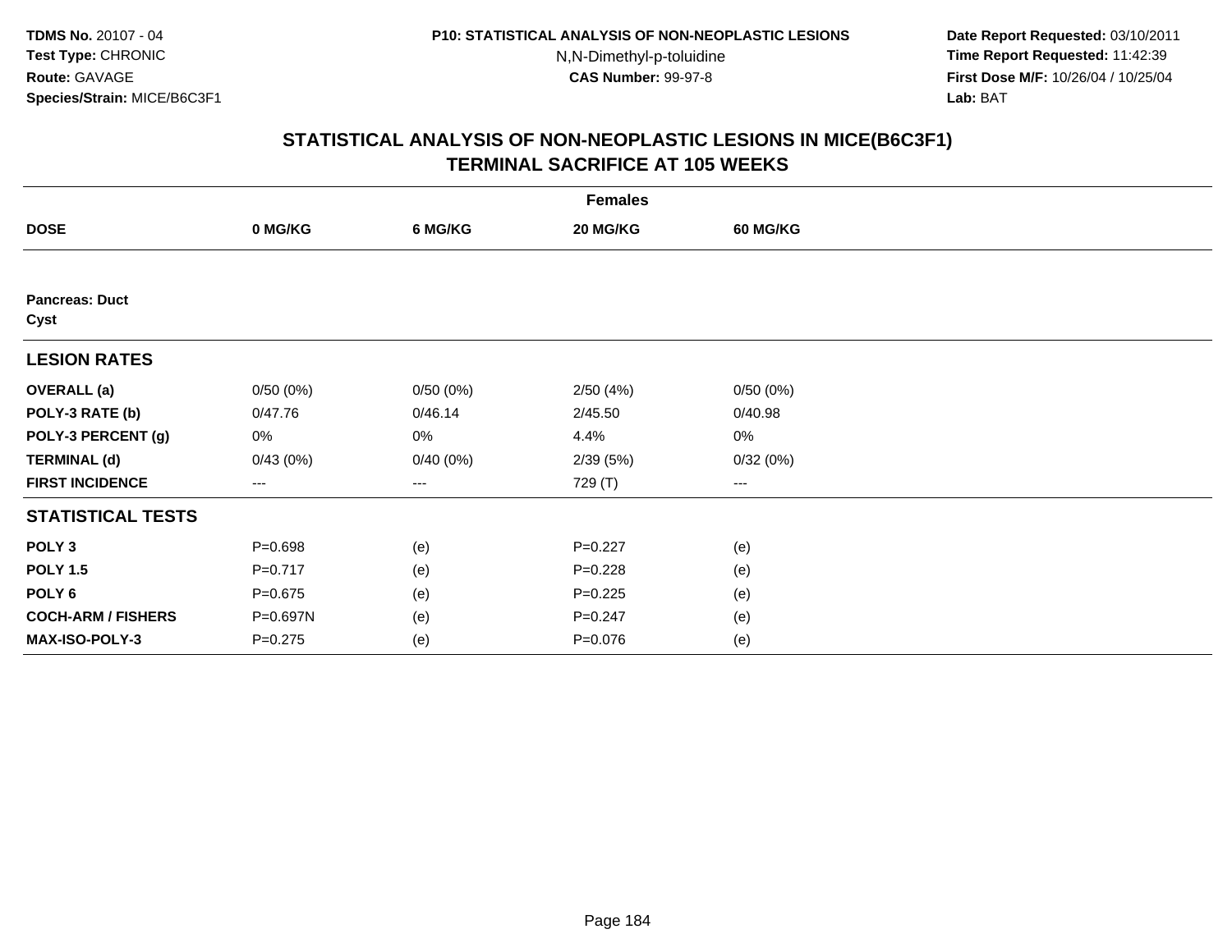**TDMS No.** 20107 - 04
**Test Type:** CHRONIC
**Route:** GAVAGE
**Species/Strain:** MICE/B6C3F1

**P10: STATISTICAL ANALYSIS OF NON-NEOPLASTIC LESIONS**
N,N-Dimethyl-p-toluidine
**CAS Number:** 99-97-8

**Date Report Requested:** 03/10/2011
**Time Report Requested:** 11:42:39
**First Dose M/F:** 10/26/04 / 10/25/04
**Lab:** BAT

## STATISTICAL ANALYSIS OF NON-NEOPLASTIC LESIONS IN MICE(B6C3F1)
## TERMINAL SACRIFICE AT 105 WEEKS

| | Females | | | |
|---|---|---|---|---|
| **DOSE** | **0 MG/KG** | **6 MG/KG** | **20 MG/KG** | **60 MG/KG** |
| **Pancreas: Duct** | | | | |
| **Cyst** | | | | |
| **LESION RATES** | | | | |
| **OVERALL (a)** | 0/50 (0%) | 0/50 (0%) | 2/50 (4%) | 0/50 (0%) |
| **POLY-3 RATE (b)** | 0/47.76 | 0/46.14 | 2/45.50 | 0/40.98 |
| **POLY-3 PERCENT (g)** | 0% | 0% | 4.4% | 0% |
| **TERMINAL (d)** | 0/43 (0%) | 0/40 (0%) | 2/39 (5%) | 0/32 (0%) |
| **FIRST INCIDENCE** | --- | --- | 729 (T) | --- |
| **STATISTICAL TESTS** | | | | |
| **POLY 3** | P=0.698 | (e) | P=0.227 | (e) |
| **POLY 1.5** | P=0.717 | (e) | P=0.228 | (e) |
| **POLY 6** | P=0.675 | (e) | P=0.225 | (e) |
| **COCH-ARM / FISHERS** | P=0.697N | (e) | P=0.247 | (e) |
| **MAX-ISO-POLY-3** | P=0.275 | (e) | P=0.076 | (e) |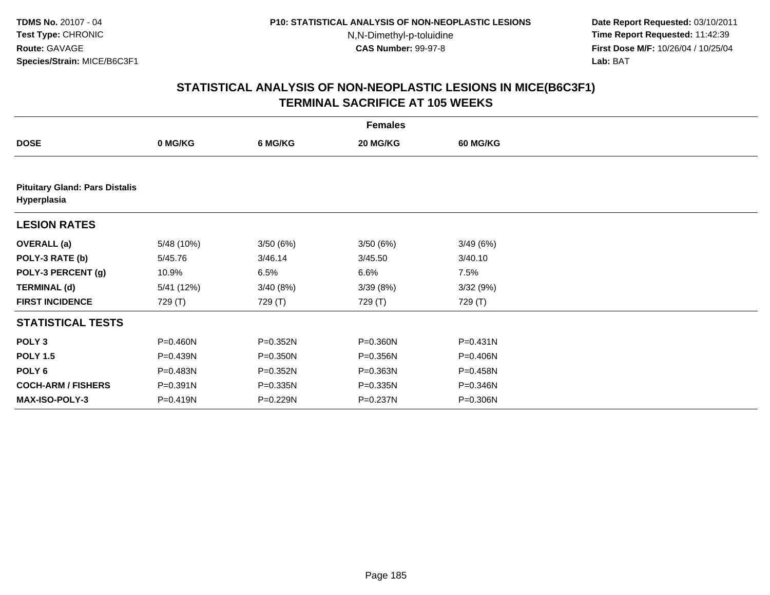**TDMS No.** 20107 - 04
**Test Type:** CHRONIC
**Route:** GAVAGE
**Species/Strain:** MICE/B6C3F1

**P10: STATISTICAL ANALYSIS OF NON-NEOPLASTIC LESIONS**
N,N-Dimethyl-p-toluidine
**CAS Number:** 99-97-8

**Date Report Requested:** 03/10/2011
**Time Report Requested:** 11:42:39
**First Dose M/F:** 10/26/04 / 10/25/04
**Lab:** BAT

## STATISTICAL ANALYSIS OF NON-NEOPLASTIC LESIONS IN MICE(B6C3F1) TERMINAL SACRIFICE AT 105 WEEKS

| | Females | | | |
|---|---|---|---|---|
| **DOSE** | **0 MG/KG** | **6 MG/KG** | **20 MG/KG** | **60 MG/KG** |
| **Pituitary Gland: Pars Distalis Hyperplasia** | | | | |
| **LESION RATES** | | | | |
| **OVERALL (a)** | 5/48 (10%) | 3/50 (6%) | 3/50 (6%) | 3/49 (6%) |
| **POLY-3 RATE (b)** | 5/45.76 | 3/46.14 | 3/45.50 | 3/40.10 |
| **POLY-3 PERCENT (g)** | 10.9% | 6.5% | 6.6% | 7.5% |
| **TERMINAL (d)** | 5/41 (12%) | 3/40 (8%) | 3/39 (8%) | 3/32 (9%) |
| **FIRST INCIDENCE** | 729 (T) | 729 (T) | 729 (T) | 729 (T) |
| **STATISTICAL TESTS** | | | | |
| **POLY 3** | P=0.460N | P=0.352N | P=0.360N | P=0.431N |
| **POLY 1.5** | P=0.439N | P=0.350N | P=0.356N | P=0.406N |
| **POLY 6** | P=0.483N | P=0.352N | P=0.363N | P=0.458N |
| **COCH-ARM / FISHERS** | P=0.391N | P=0.335N | P=0.335N | P=0.346N |
| **MAX-ISO-POLY-3** | P=0.419N | P=0.229N | P=0.237N | P=0.306N |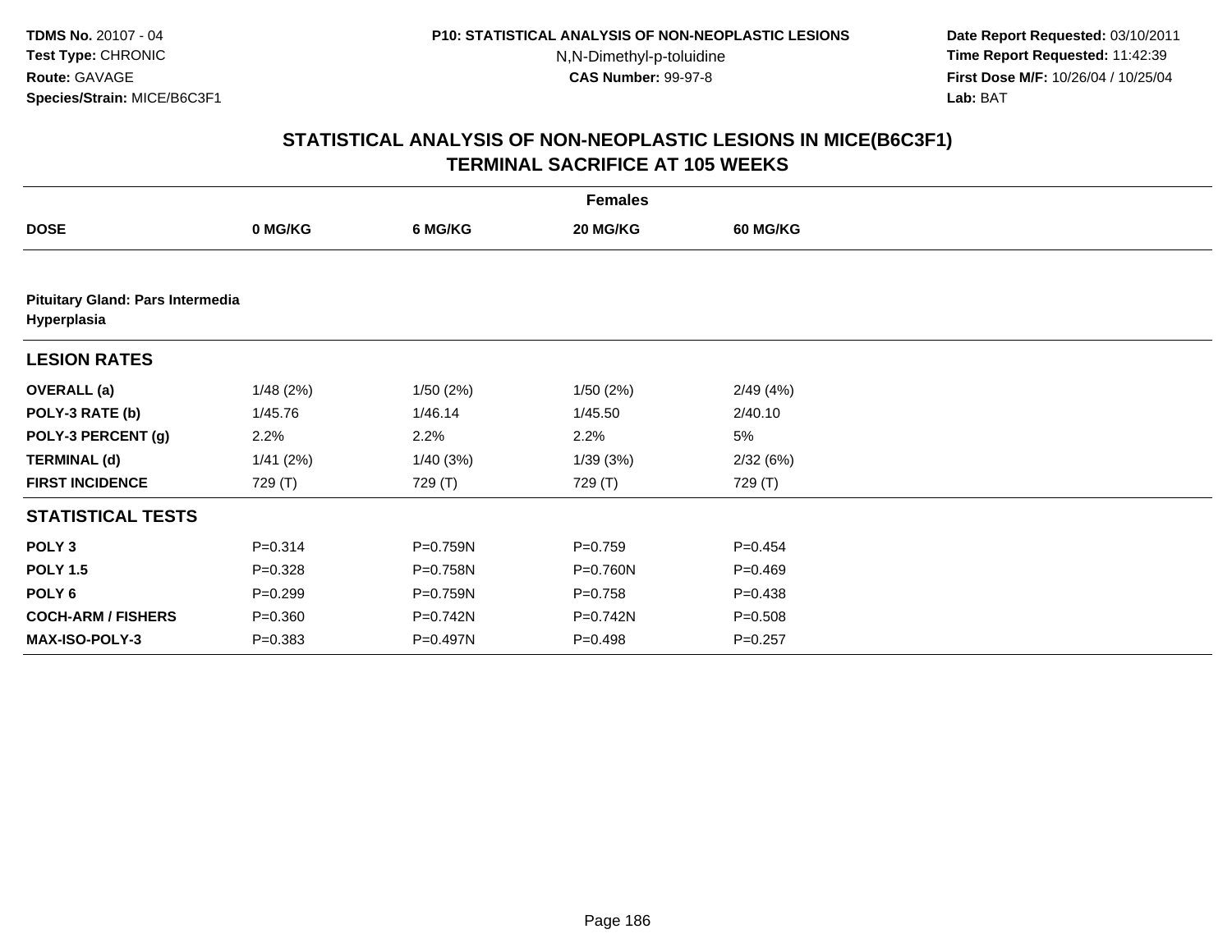**TDMS No.** 20107 - 04
**Test Type:** CHRONIC
**Route:** GAVAGE
**Species/Strain:** MICE/B6C3F1

**P10: STATISTICAL ANALYSIS OF NON-NEOPLASTIC LESIONS**
N,N-Dimethyl-p-toluidine
**CAS Number:** 99-97-8

**Date Report Requested:** 03/10/2011
**Time Report Requested:** 11:42:39
**First Dose M/F:** 10/26/04 / 10/25/04
**Lab:** BAT

## STATISTICAL ANALYSIS OF NON-NEOPLASTIC LESIONS IN MICE(B6C3F1) TERMINAL SACRIFICE AT 105 WEEKS

| | Females | | | |
|---|---|---|---|---|
| **DOSE** | **0 MG/KG** | **6 MG/KG** | **20 MG/KG** | **60 MG/KG** |
| **Pituitary Gland: Pars Intermedia Hyperplasia** | | | | |
| **LESION RATES** | | | | |
| **OVERALL (a)** | 1/48 (2%) | 1/50 (2%) | 1/50 (2%) | 2/49 (4%) |
| **POLY-3 RATE (b)** | 1/45.76 | 1/46.14 | 1/45.50 | 2/40.10 |
| **POLY-3 PERCENT (g)** | 2.2% | 2.2% | 2.2% | 5% |
| **TERMINAL (d)** | 1/41 (2%) | 1/40 (3%) | 1/39 (3%) | 2/32 (6%) |
| **FIRST INCIDENCE** | 729 (T) | 729 (T) | 729 (T) | 729 (T) |
| **STATISTICAL TESTS** | | | | |
| **POLY 3** | P=0.314 | P=0.759N | P=0.759 | P=0.454 |
| **POLY 1.5** | P=0.328 | P=0.758N | P=0.760N | P=0.469 |
| **POLY 6** | P=0.299 | P=0.759N | P=0.758 | P=0.438 |
| **COCH-ARM / FISHERS** | P=0.360 | P=0.742N | P=0.742N | P=0.508 |
| **MAX-ISO-POLY-3** | P=0.383 | P=0.497N | P=0.498 | P=0.257 |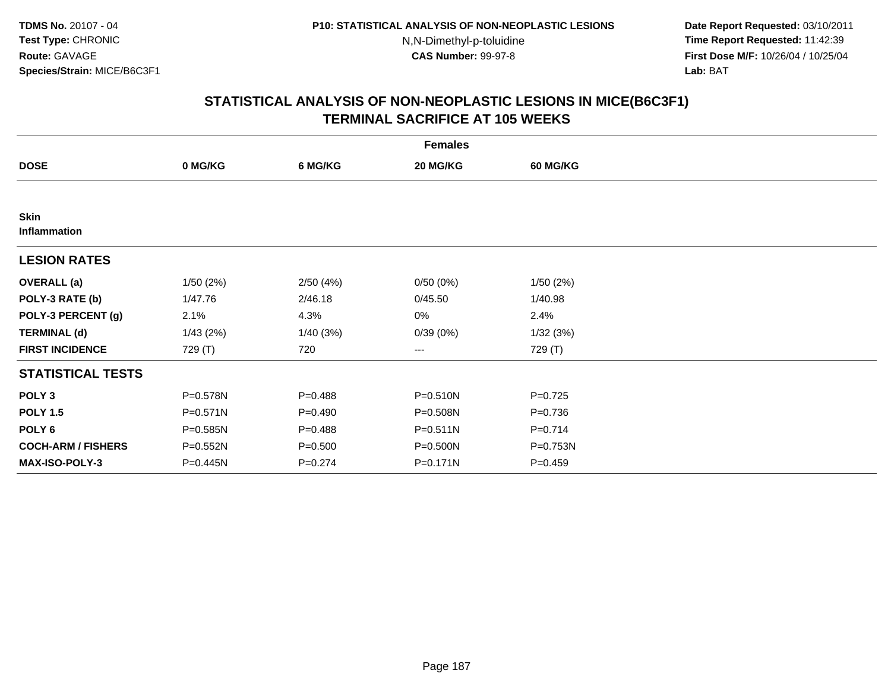**TDMS No.** 20107 - 04
**Test Type:** CHRONIC
**Route:** GAVAGE
**Species/Strain:** MICE/B6C3F1

**P10: STATISTICAL ANALYSIS OF NON-NEOPLASTIC LESIONS**
N,N-Dimethyl-p-toluidine
**CAS Number:** 99-97-8

**Date Report Requested:** 03/10/2011
**Time Report Requested:** 11:42:39
**First Dose M/F:** 10/26/04 / 10/25/04
**Lab:** BAT

## STATISTICAL ANALYSIS OF NON-NEOPLASTIC LESIONS IN MICE(B6C3F1) TERMINAL SACRIFICE AT 105 WEEKS

| | Females | | | |
|---|---|---|---|---|
| **DOSE** | **0 MG/KG** | **6 MG/KG** | **20 MG/KG** | **60 MG/KG** |
| **Skin** | | | | |
| **Inflammation** | | | | |
| **LESION RATES** | | | | |
| **OVERALL (a)** | 1/50 (2%) | 2/50 (4%) | 0/50 (0%) | 1/50 (2%) |
| **POLY-3 RATE (b)** | 1/47.76 | 2/46.18 | 0/45.50 | 1/40.98 |
| **POLY-3 PERCENT (g)** | 2.1% | 4.3% | 0% | 2.4% |
| **TERMINAL (d)** | 1/43 (2%) | 1/40 (3%) | 0/39 (0%) | 1/32 (3%) |
| **FIRST INCIDENCE** | 729 (T) | 720 | --- | 729 (T) |
| **STATISTICAL TESTS** | | | | |
| **POLY 3** | P=0.578N | P=0.488 | P=0.510N | P=0.725 |
| **POLY 1.5** | P=0.571N | P=0.490 | P=0.508N | P=0.736 |
| **POLY 6** | P=0.585N | P=0.488 | P=0.511N | P=0.714 |
| **COCH-ARM / FISHERS** | P=0.552N | P=0.500 | P=0.500N | P=0.753N |
| **MAX-ISO-POLY-3** | P=0.445N | P=0.274 | P=0.171N | P=0.459 |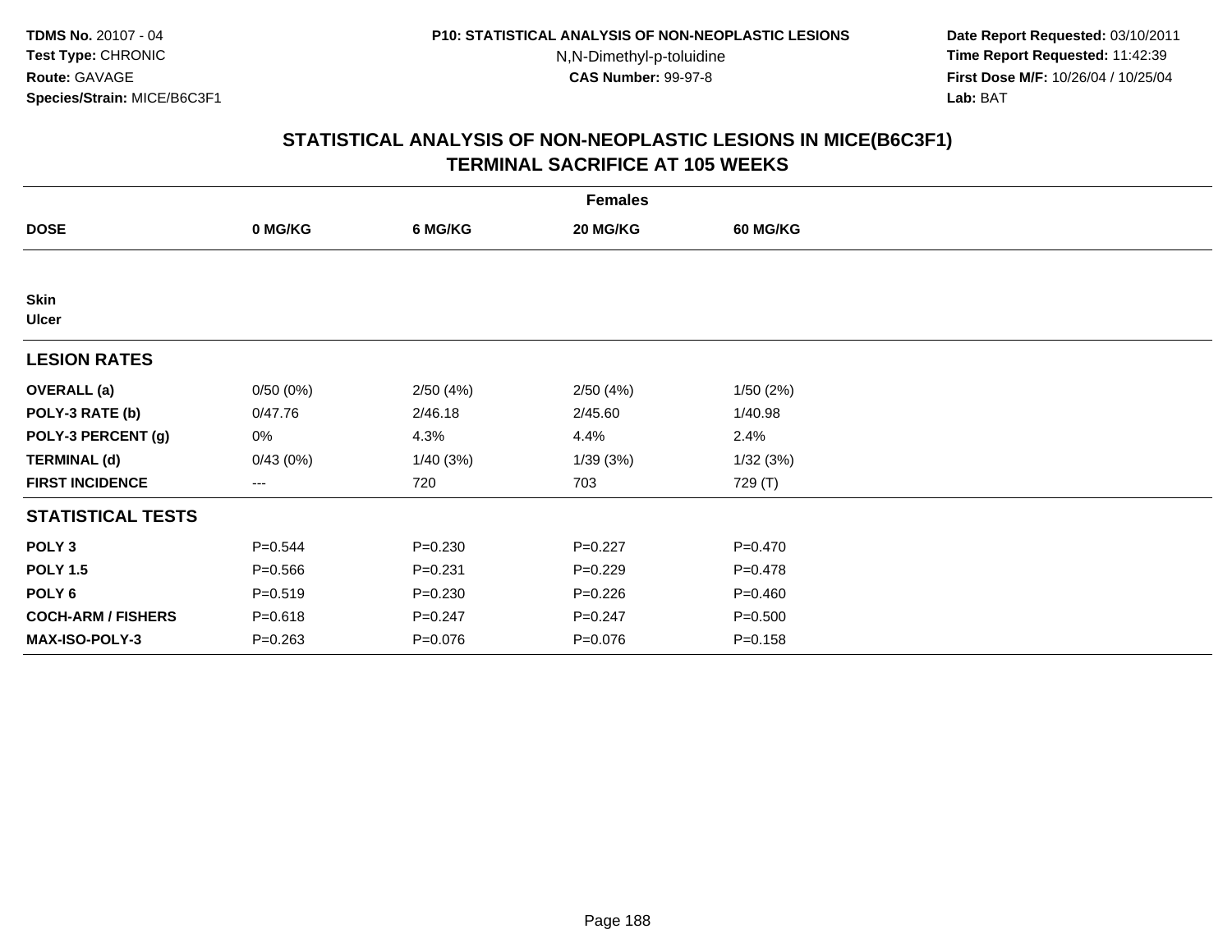TDMS No. 20107 - 04
Test Type: CHRONIC
Route: GAVAGE
Species/Strain: MICE/B6C3F1

P10: STATISTICAL ANALYSIS OF NON-NEOPLASTIC LESIONS
N,N-Dimethyl-p-toluidine
CAS Number: 99-97-8

Date Report Requested: 03/10/2011
Time Report Requested: 11:42:39
First Dose M/F: 10/26/04 / 10/25/04
Lab: BAT

## STATISTICAL ANALYSIS OF NON-NEOPLASTIC LESIONS IN MICE(B6C3F1)
## TERMINAL SACRIFICE AT 105 WEEKS

| | Females | | | |
|---|---|---|---|---|
| **DOSE** | **0 MG/KG** | **6 MG/KG** | **20 MG/KG** | **60 MG/KG** |
| **Skin** | | | | |
| **Ulcer** | | | | |
| **LESION RATES** | | | | |
| **OVERALL (a)** | 0/50 (0%) | 2/50 (4%) | 2/50 (4%) | 1/50 (2%) |
| **POLY-3 RATE (b)** | 0/47.76 | 2/46.18 | 2/45.60 | 1/40.98 |
| **POLY-3 PERCENT (g)** | 0% | 4.3% | 4.4% | 2.4% |
| **TERMINAL (d)** | 0/43 (0%) | 1/40 (3%) | 1/39 (3%) | 1/32 (3%) |
| **FIRST INCIDENCE** | --- | 720 | 703 | 729 (T) |
| **STATISTICAL TESTS** | | | | |
| **POLY 3** | P=0.544 | P=0.230 | P=0.227 | P=0.470 |
| **POLY 1.5** | P=0.566 | P=0.231 | P=0.229 | P=0.478 |
| **POLY 6** | P=0.519 | P=0.230 | P=0.226 | P=0.460 |
| **COCH-ARM / FISHERS** | P=0.618 | P=0.247 | P=0.247 | P=0.500 |
| **MAX-ISO-POLY-3** | P=0.263 | P=0.076 | P=0.076 | P=0.158 |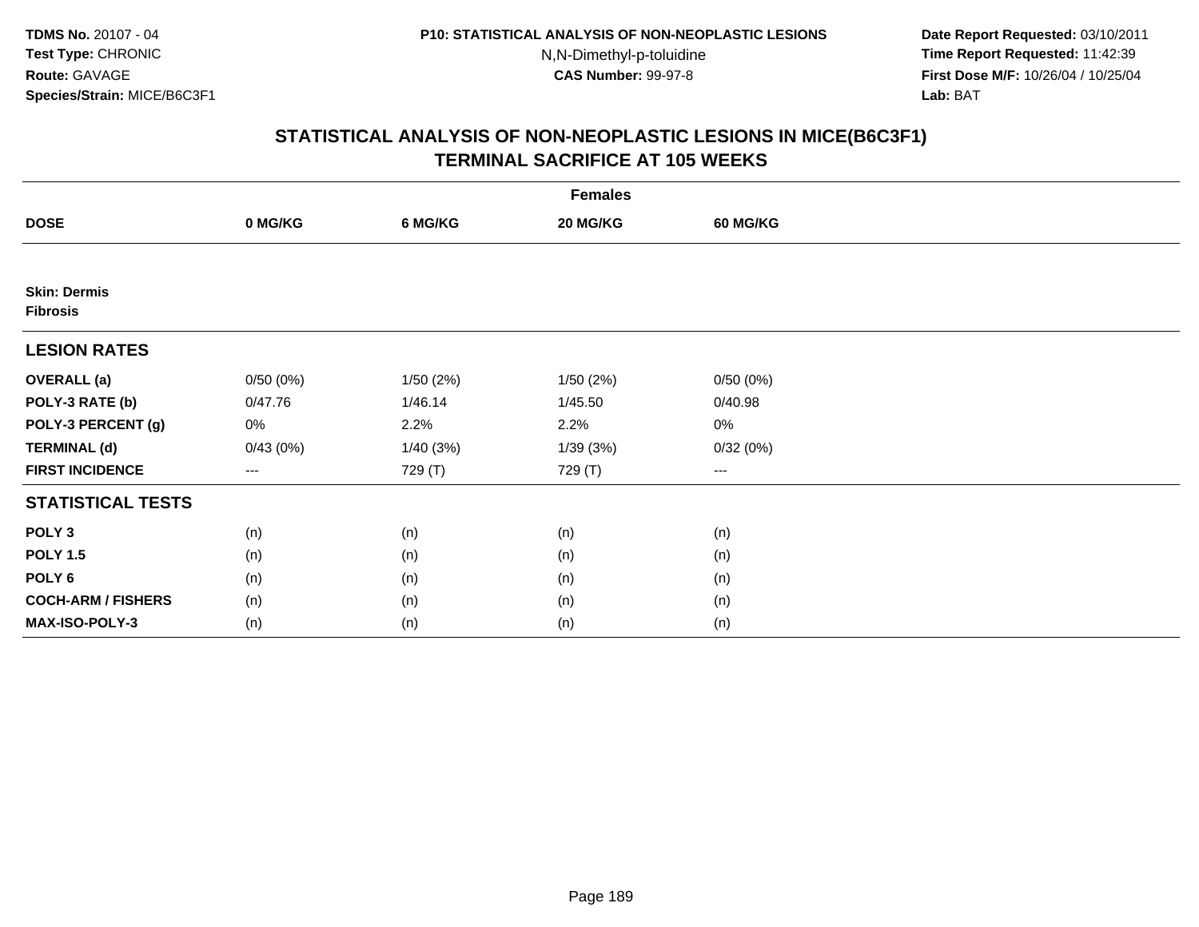TDMS No. 20107 - 04
Test Type: CHRONIC
Route: GAVAGE
Species/Strain: MICE/B6C3F1

P10: STATISTICAL ANALYSIS OF NON-NEOPLASTIC LESIONS
N,N-Dimethyl-p-toluidine
CAS Number: 99-97-8

Date Report Requested: 03/10/2011
Time Report Requested: 11:42:39
First Dose M/F: 10/26/04 / 10/25/04
Lab: BAT

## STATISTICAL ANALYSIS OF NON-NEOPLASTIC LESIONS IN MICE(B6C3F1)
## TERMINAL SACRIFICE AT 105 WEEKS

| | Females | | | |
|---|---|---|---|---|
| **DOSE** | **0 MG/KG** | **6 MG/KG** | **20 MG/KG** | **60 MG/KG** |
| **Skin: Dermis** | | | | |
| **Fibrosis** | | | | |
| **LESION RATES** | | | | |
| **OVERALL (a)** | 0/50 (0%) | 1/50 (2%) | 1/50 (2%) | 0/50 (0%) |
| **POLY-3 RATE (b)** | 0/47.76 | 1/46.14 | 1/45.50 | 0/40.98 |
| **POLY-3 PERCENT (g)** | 0% | 2.2% | 2.2% | 0% |
| **TERMINAL (d)** | 0/43 (0%) | 1/40 (3%) | 1/39 (3%) | 0/32 (0%) |
| **FIRST INCIDENCE** | --- | 729 (T) | 729 (T) | --- |
| **STATISTICAL TESTS** | | | | |
| **POLY 3** | (n) | (n) | (n) | (n) |
| **POLY 1.5** | (n) | (n) | (n) | (n) |
| **POLY 6** | (n) | (n) | (n) | (n) |
| **COCH-ARM / FISHERS** | (n) | (n) | (n) | (n) |
| **MAX-ISO-POLY-3** | (n) | (n) | (n) | (n) |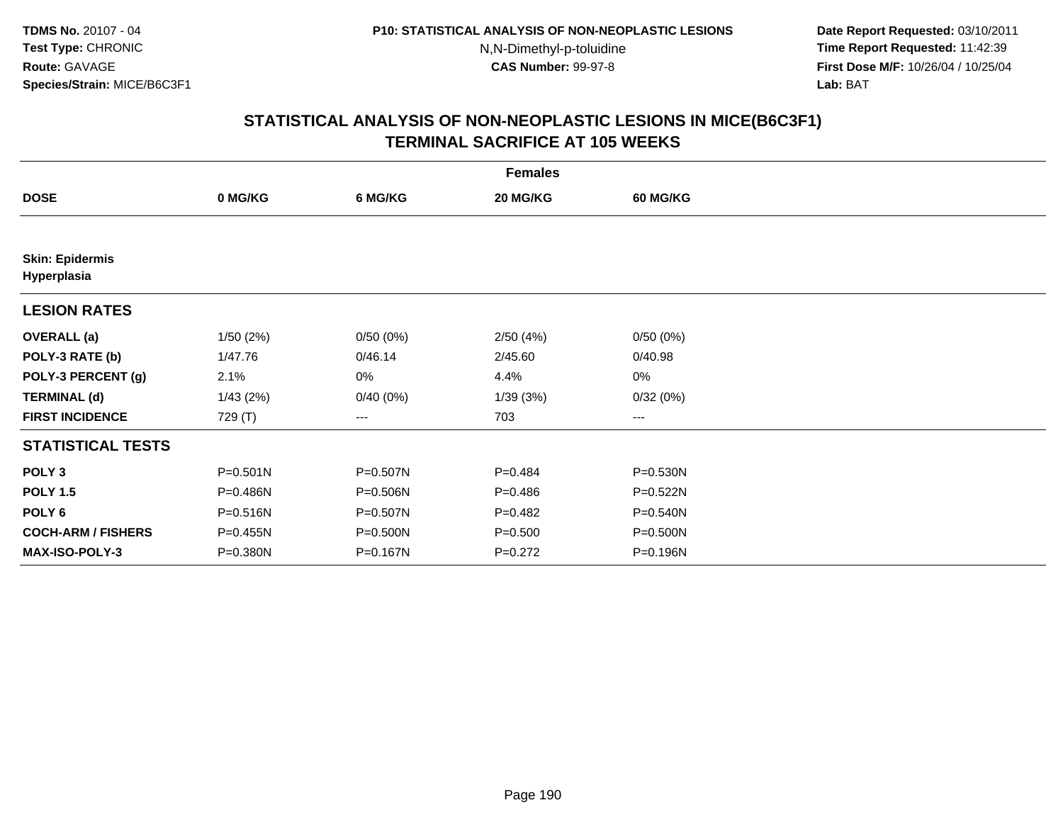**TDMS No.** 20107 - 04
**Test Type:** CHRONIC
**Route:** GAVAGE
**Species/Strain:** MICE/B6C3F1

**P10: STATISTICAL ANALYSIS OF NON-NEOPLASTIC LESIONS**
N,N-Dimethyl-p-toluidine
**CAS Number:** 99-97-8

**Date Report Requested:** 03/10/2011
**Time Report Requested:** 11:42:39
**First Dose M/F:** 10/26/04 / 10/25/04
**Lab:** BAT

## STATISTICAL ANALYSIS OF NON-NEOPLASTIC LESIONS IN MICE(B6C3F1) TERMINAL SACRIFICE AT 105 WEEKS

| | Females | | | |
|---|---|---|---|---|
| **DOSE** | **0 MG/KG** | **6 MG/KG** | **20 MG/KG** | **60 MG/KG** |
| **Skin: Epidermis Hyperplasia** | | | | |
| **LESION RATES** | | | | |
| **OVERALL (a)** | 1/50 (2%) | 0/50 (0%) | 2/50 (4%) | 0/50 (0%) |
| **POLY-3 RATE (b)** | 1/47.76 | 0/46.14 | 2/45.60 | 0/40.98 |
| **POLY-3 PERCENT (g)** | 2.1% | 0% | 4.4% | 0% |
| **TERMINAL (d)** | 1/43 (2%) | 0/40 (0%) | 1/39 (3%) | 0/32 (0%) |
| **FIRST INCIDENCE** | 729 (T) | --- | 703 | --- |
| **STATISTICAL TESTS** | | | | |
| **POLY 3** | P=0.501N | P=0.507N | P=0.484 | P=0.530N |
| **POLY 1.5** | P=0.486N | P=0.506N | P=0.486 | P=0.522N |
| **POLY 6** | P=0.516N | P=0.507N | P=0.482 | P=0.540N |
| **COCH-ARM / FISHERS** | P=0.455N | P=0.500N | P=0.500 | P=0.500N |
| **MAX-ISO-POLY-3** | P=0.380N | P=0.167N | P=0.272 | P=0.196N |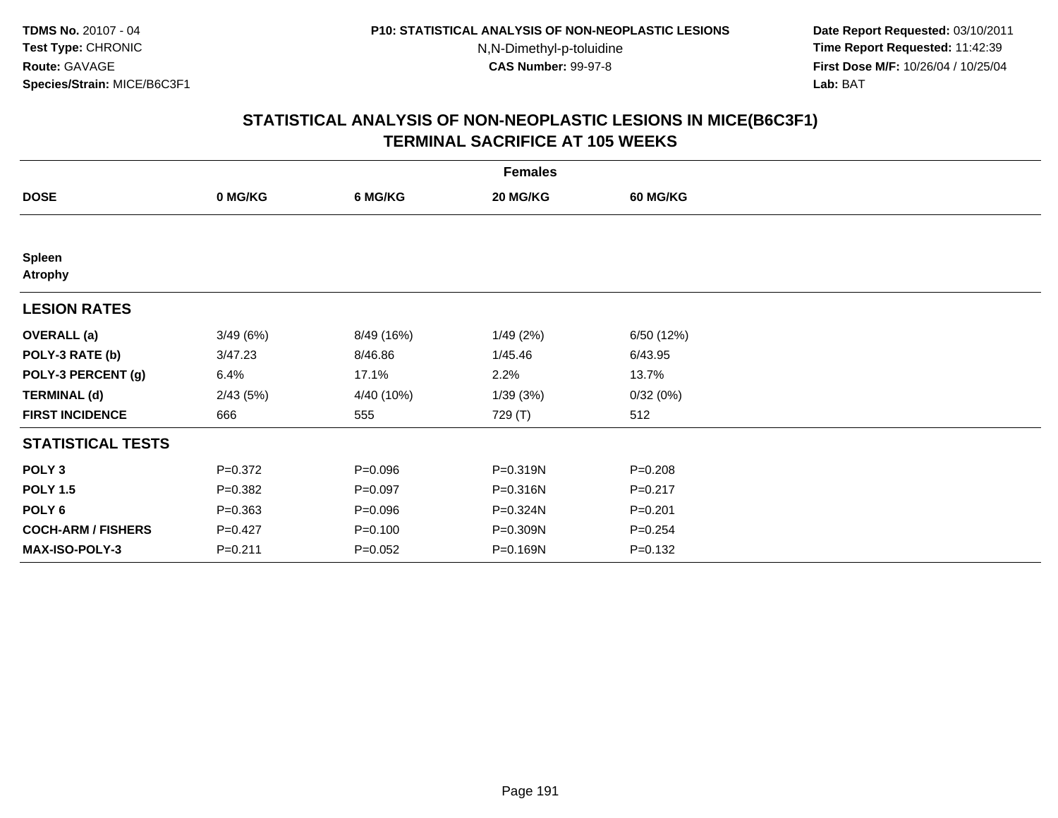TDMS No. 20107 - 04
Test Type: CHRONIC
Route: GAVAGE
Species/Strain: MICE/B6C3F1

P10: STATISTICAL ANALYSIS OF NON-NEOPLASTIC LESIONS
N,N-Dimethyl-p-toluidine
CAS Number: 99-97-8

Date Report Requested: 03/10/2011
Time Report Requested: 11:42:39
First Dose M/F: 10/26/04 / 10/25/04
Lab: BAT

## STATISTICAL ANALYSIS OF NON-NEOPLASTIC LESIONS IN MICE(B6C3F1)
## TERMINAL SACRIFICE AT 105 WEEKS

| | Females | | | |
|---|---|---|---|---|
| **DOSE** | **0 MG/KG** | **6 MG/KG** | **20 MG/KG** | **60 MG/KG** |
| **Spleen** | | | | |
| **Atrophy** | | | | |
| **LESION RATES** | | | | |
| **OVERALL (a)** | 3/49 (6%) | 8/49 (16%) | 1/49 (2%) | 6/50 (12%) |
| **POLY-3 RATE (b)** | 3/47.23 | 8/46.86 | 1/45.46 | 6/43.95 |
| **POLY-3 PERCENT (g)** | 6.4% | 17.1% | 2.2% | 13.7% |
| **TERMINAL (d)** | 2/43 (5%) | 4/40 (10%) | 1/39 (3%) | 0/32 (0%) |
| **FIRST INCIDENCE** | 666 | 555 | 729 (T) | 512 |
| **STATISTICAL TESTS** | | | | |
| **POLY 3** | P=0.372 | P=0.096 | P=0.319N | P=0.208 |
| **POLY 1.5** | P=0.382 | P=0.097 | P=0.316N | P=0.217 |
| **POLY 6** | P=0.363 | P=0.096 | P=0.324N | P=0.201 |
| **COCH-ARM / FISHERS** | P=0.427 | P=0.100 | P=0.309N | P=0.254 |
| **MAX-ISO-POLY-3** | P=0.211 | P=0.052 | P=0.169N | P=0.132 |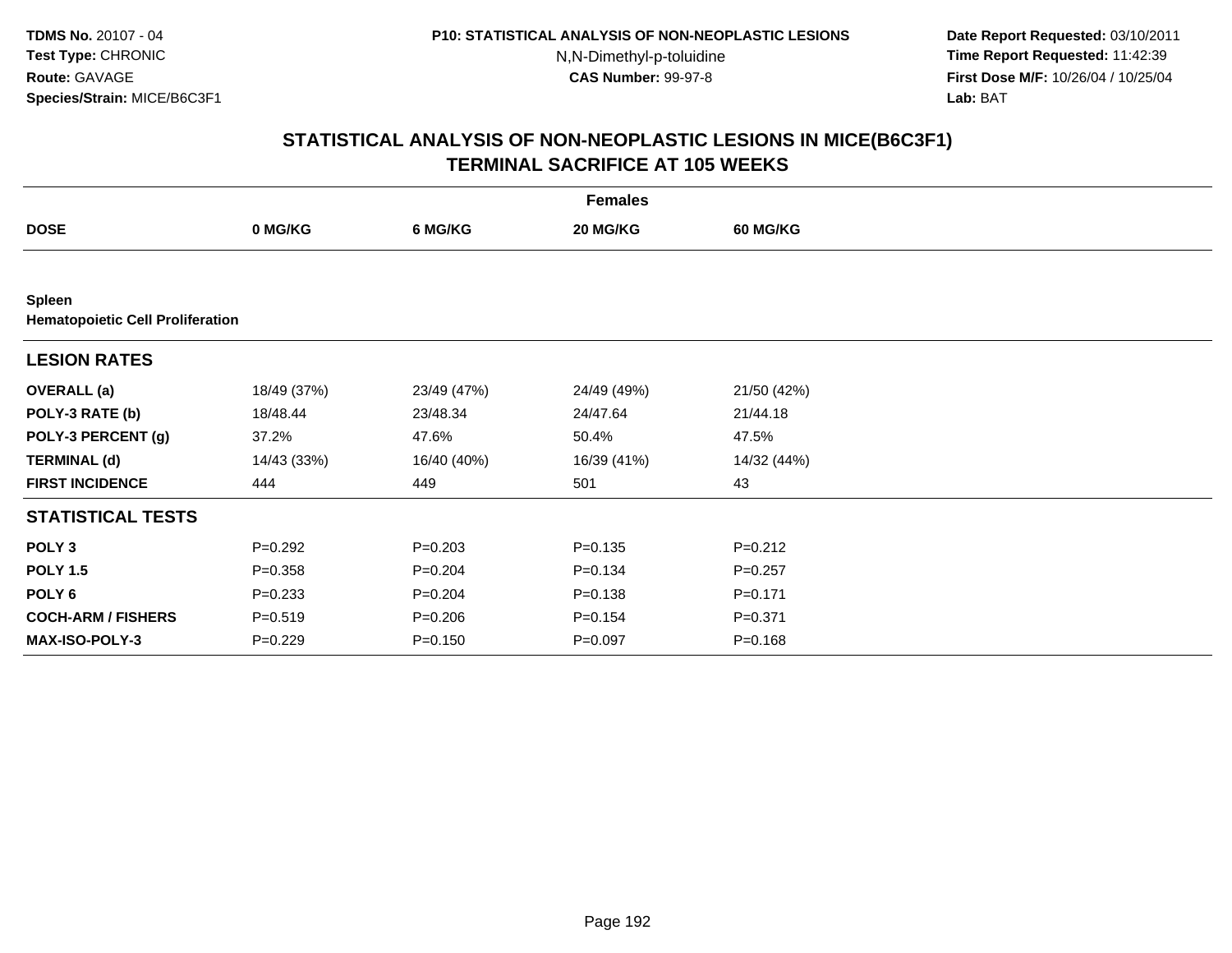**TDMS No.** 20107 - 04
**Test Type:** CHRONIC
**Route:** GAVAGE
**Species/Strain:** MICE/B6C3F1

**P10: STATISTICAL ANALYSIS OF NON-NEOPLASTIC LESIONS**
N,N-Dimethyl-p-toluidine
**CAS Number:** 99-97-8

**Date Report Requested:** 03/10/2011
**Time Report Requested:** 11:42:39
**First Dose M/F:** 10/26/04 / 10/25/04
**Lab:** BAT

## STATISTICAL ANALYSIS OF NON-NEOPLASTIC LESIONS IN MICE(B6C3F1) TERMINAL SACRIFICE AT 105 WEEKS

| | Females | | | |
|---|---|---|---|---|
| **DOSE** | **0 MG/KG** | **6 MG/KG** | **20 MG/KG** | **60 MG/KG** |
| **Spleen** | | | | |
| **Hematopoietic Cell Proliferation** | | | | |
| **LESION RATES** | | | | |
| **OVERALL (a)** | 18/49 (37%) | 23/49 (47%) | 24/49 (49%) | 21/50 (42%) |
| **POLY-3 RATE (b)** | 18/48.44 | 23/48.34 | 24/47.64 | 21/44.18 |
| **POLY-3 PERCENT (g)** | 37.2% | 47.6% | 50.4% | 47.5% |
| **TERMINAL (d)** | 14/43 (33%) | 16/40 (40%) | 16/39 (41%) | 14/32 (44%) |
| **FIRST INCIDENCE** | 444 | 449 | 501 | 43 |
| **STATISTICAL TESTS** | | | | |
| **POLY 3** | P=0.292 | P=0.203 | P=0.135 | P=0.212 |
| **POLY 1.5** | P=0.358 | P=0.204 | P=0.134 | P=0.257 |
| **POLY 6** | P=0.233 | P=0.204 | P=0.138 | P=0.171 |
| **COCH-ARM / FISHERS** | P=0.519 | P=0.206 | P=0.154 | P=0.371 |
| **MAX-ISO-POLY-3** | P=0.229 | P=0.150 | P=0.097 | P=0.168 |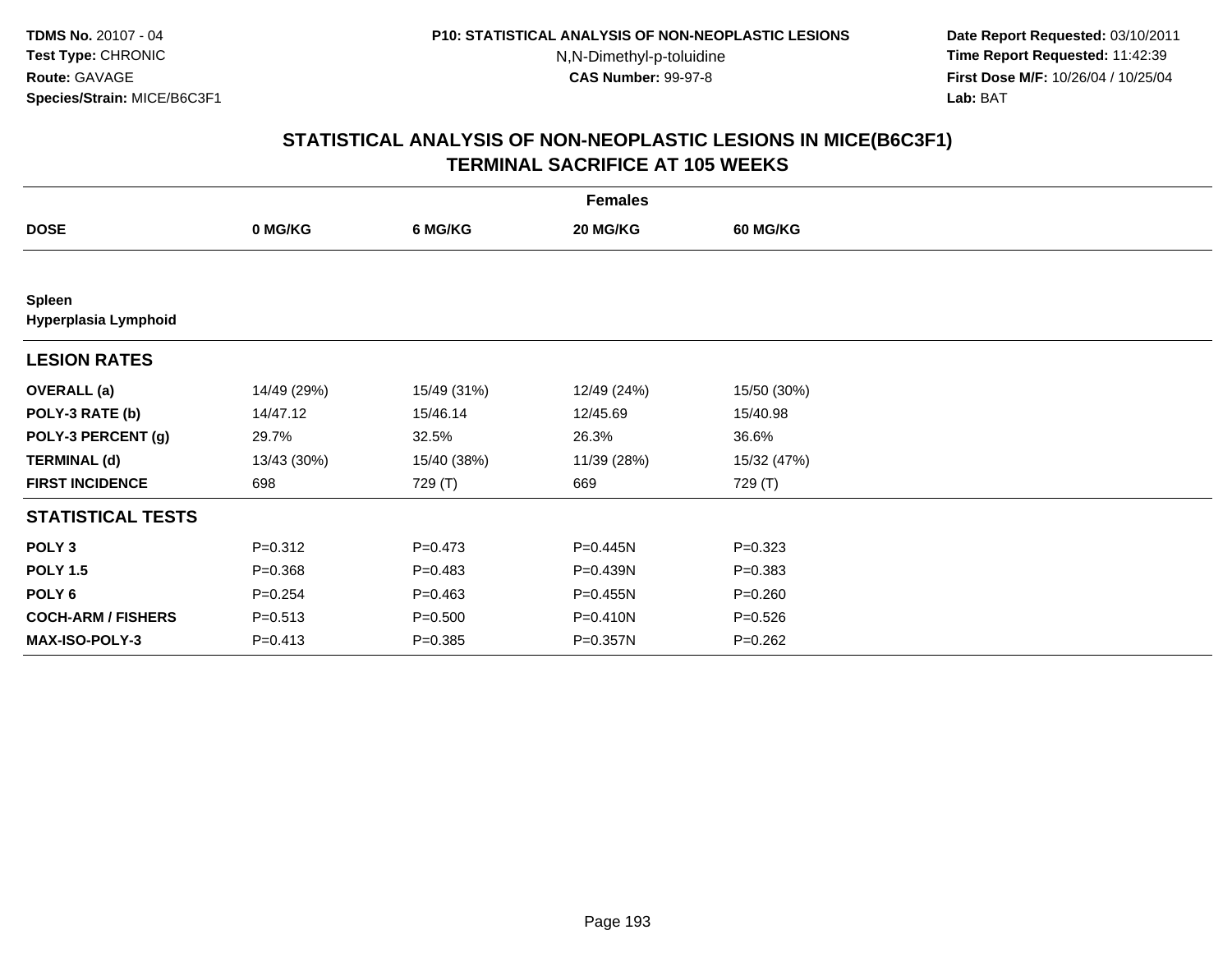**TDMS No.** 20107 - 04
**Test Type:** CHRONIC
**Route:** GAVAGE
**Species/Strain:** MICE/B6C3F1

**P10: STATISTICAL ANALYSIS OF NON-NEOPLASTIC LESIONS**
N,N-Dimethyl-p-toluidine
**CAS Number:** 99-97-8

**Date Report Requested:** 03/10/2011
**Time Report Requested:** 11:42:39
**First Dose M/F:** 10/26/04 / 10/25/04
**Lab:** BAT

## STATISTICAL ANALYSIS OF NON-NEOPLASTIC LESIONS IN MICE(B6C3F1)
## TERMINAL SACRIFICE AT 105 WEEKS

| | Females | | | |
|---|---|---|---|---|
| **DOSE** | **0 MG/KG** | **6 MG/KG** | **20 MG/KG** | **60 MG/KG** |
| **Spleen** | | | | |
| **Hyperplasia Lymphoid** | | | | |
| **LESION RATES** | | | | |
| **OVERALL (a)** | 14/49 (29%) | 15/49 (31%) | 12/49 (24%) | 15/50 (30%) |
| **POLY-3 RATE (b)** | 14/47.12 | 15/46.14 | 12/45.69 | 15/40.98 |
| **POLY-3 PERCENT (g)** | 29.7% | 32.5% | 26.3% | 36.6% |
| **TERMINAL (d)** | 13/43 (30%) | 15/40 (38%) | 11/39 (28%) | 15/32 (47%) |
| **FIRST INCIDENCE** | 698 | 729 (T) | 669 | 729 (T) |
| **STATISTICAL TESTS** | | | | |
| **POLY 3** | P=0.312 | P=0.473 | P=0.445N | P=0.323 |
| **POLY 1.5** | P=0.368 | P=0.483 | P=0.439N | P=0.383 |
| **POLY 6** | P=0.254 | P=0.463 | P=0.455N | P=0.260 |
| **COCH-ARM / FISHERS** | P=0.513 | P=0.500 | P=0.410N | P=0.526 |
| **MAX-ISO-POLY-3** | P=0.413 | P=0.385 | P=0.357N | P=0.262 |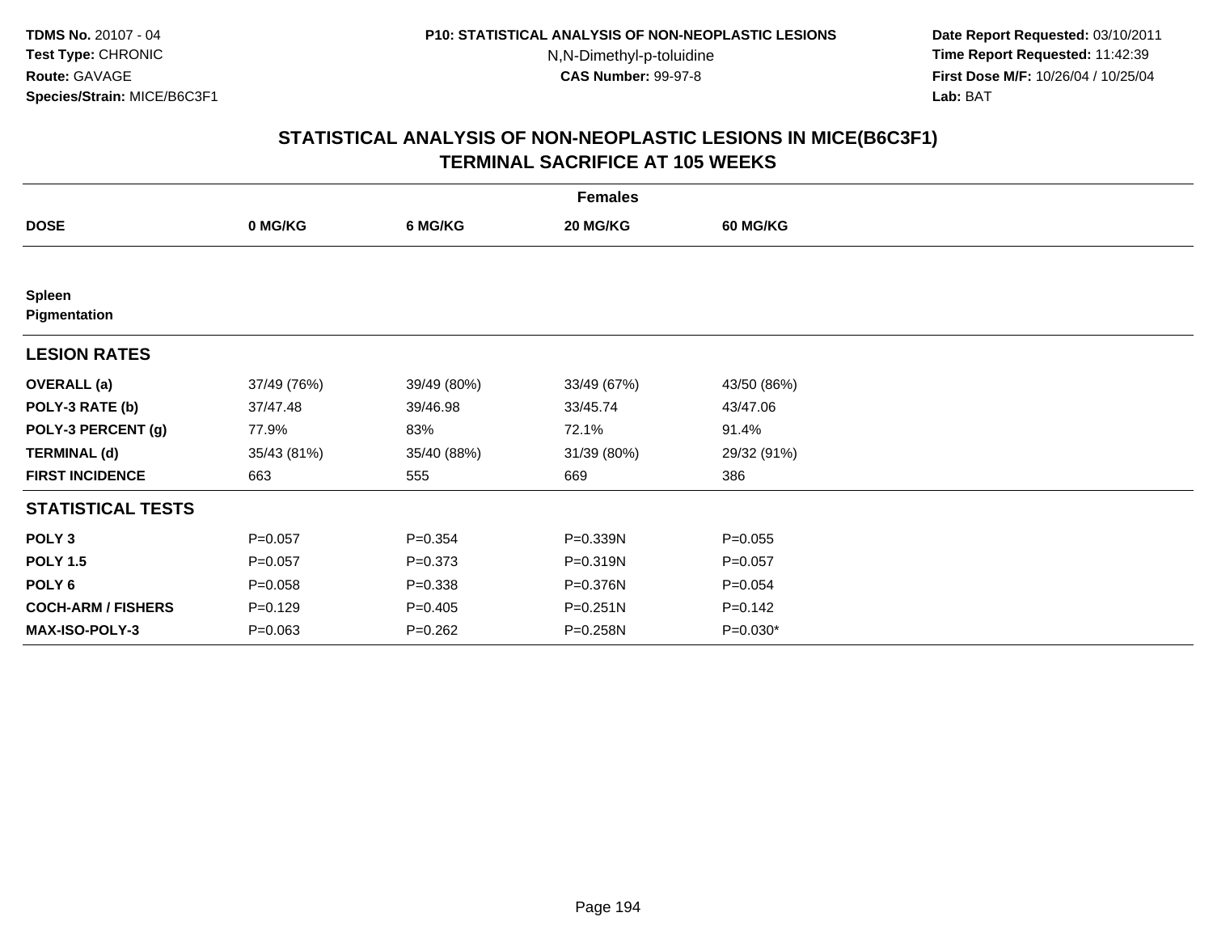**TDMS No.** 20107 - 04
**Test Type:** CHRONIC
**Route:** GAVAGE
**Species/Strain:** MICE/B6C3F1

**P10: STATISTICAL ANALYSIS OF NON-NEOPLASTIC LESIONS**
N,N-Dimethyl-p-toluidine
**CAS Number:** 99-97-8

**Date Report Requested:** 03/10/2011
**Time Report Requested:** 11:42:39
**First Dose M/F:** 10/26/04 / 10/25/04
**Lab:** BAT

## STATISTICAL ANALYSIS OF NON-NEOPLASTIC LESIONS IN MICE(B6C3F1) TERMINAL SACRIFICE AT 105 WEEKS

| | Females | | | |
|---|---|---|---|---|
| **DOSE** | **0 MG/KG** | **6 MG/KG** | **20 MG/KG** | **60 MG/KG** |
| **Spleen** | | | | |
| **Pigmentation** | | | | |
| **LESION RATES** | | | | |
| **OVERALL (a)** | 37/49 (76%) | 39/49 (80%) | 33/49 (67%) | 43/50 (86%) |
| **POLY-3 RATE (b)** | 37/47.48 | 39/46.98 | 33/45.74 | 43/47.06 |
| **POLY-3 PERCENT (g)** | 77.9% | 83% | 72.1% | 91.4% |
| **TERMINAL (d)** | 35/43 (81%) | 35/40 (88%) | 31/39 (80%) | 29/32 (91%) |
| **FIRST INCIDENCE** | 663 | 555 | 669 | 386 |
| **STATISTICAL TESTS** | | | | |
| **POLY 3** | P=0.057 | P=0.354 | P=0.339N | P=0.055 |
| **POLY 1.5** | P=0.057 | P=0.373 | P=0.319N | P=0.057 |
| **POLY 6** | P=0.058 | P=0.338 | P=0.376N | P=0.054 |
| **COCH-ARM / FISHERS** | P=0.129 | P=0.405 | P=0.251N | P=0.142 |
| **MAX-ISO-POLY-3** | P=0.063 | P=0.262 | P=0.258N | P=0.030* |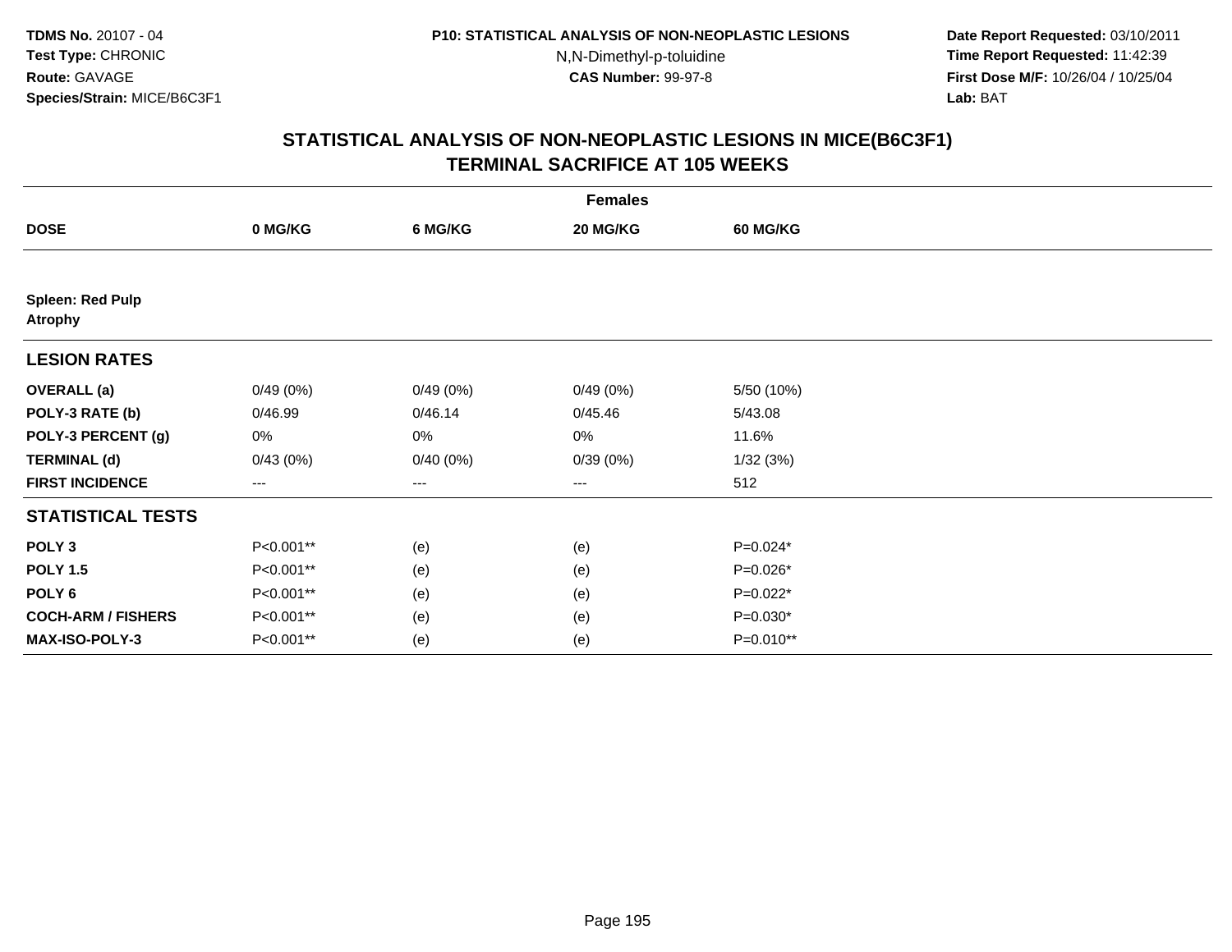**TDMS No.** 20107 - 04
**Test Type:** CHRONIC
**Route:** GAVAGE
**Species/Strain:** MICE/B6C3F1

**P10: STATISTICAL ANALYSIS OF NON-NEOPLASTIC LESIONS**
N,N-Dimethyl-p-toluidine
**CAS Number:** 99-97-8

**Date Report Requested:** 03/10/2011
**Time Report Requested:** 11:42:39
**First Dose M/F:** 10/26/04 / 10/25/04
**Lab:** BAT

## STATISTICAL ANALYSIS OF NON-NEOPLASTIC LESIONS IN MICE(B6C3F1)
## TERMINAL SACRIFICE AT 105 WEEKS

| | Females | | | |
|---|---|---|---|---|
| **DOSE** | **0 MG/KG** | **6 MG/KG** | **20 MG/KG** | **60 MG/KG** |
| **Spleen: Red Pulp** | | | | |
| **Atrophy** | | | | |
| **LESION RATES** | | | | |
| **OVERALL (a)** | 0/49 (0%) | 0/49 (0%) | 0/49 (0%) | 5/50 (10%) |
| **POLY-3 RATE (b)** | 0/46.99 | 0/46.14 | 0/45.46 | 5/43.08 |
| **POLY-3 PERCENT (g)** | 0% | 0% | 0% | 11.6% |
| **TERMINAL (d)** | 0/43 (0%) | 0/40 (0%) | 0/39 (0%) | 1/32 (3%) |
| **FIRST INCIDENCE** | --- | --- | --- | 512 |
| **STATISTICAL TESTS** | | | | |
| **POLY 3** | P<0.001** | (e) | (e) | P=0.024* |
| **POLY 1.5** | P<0.001** | (e) | (e) | P=0.026* |
| **POLY 6** | P<0.001** | (e) | (e) | P=0.022* |
| **COCH-ARM / FISHERS** | P<0.001** | (e) | (e) | P=0.030* |
| **MAX-ISO-POLY-3** | P<0.001** | (e) | (e) | P=0.010** |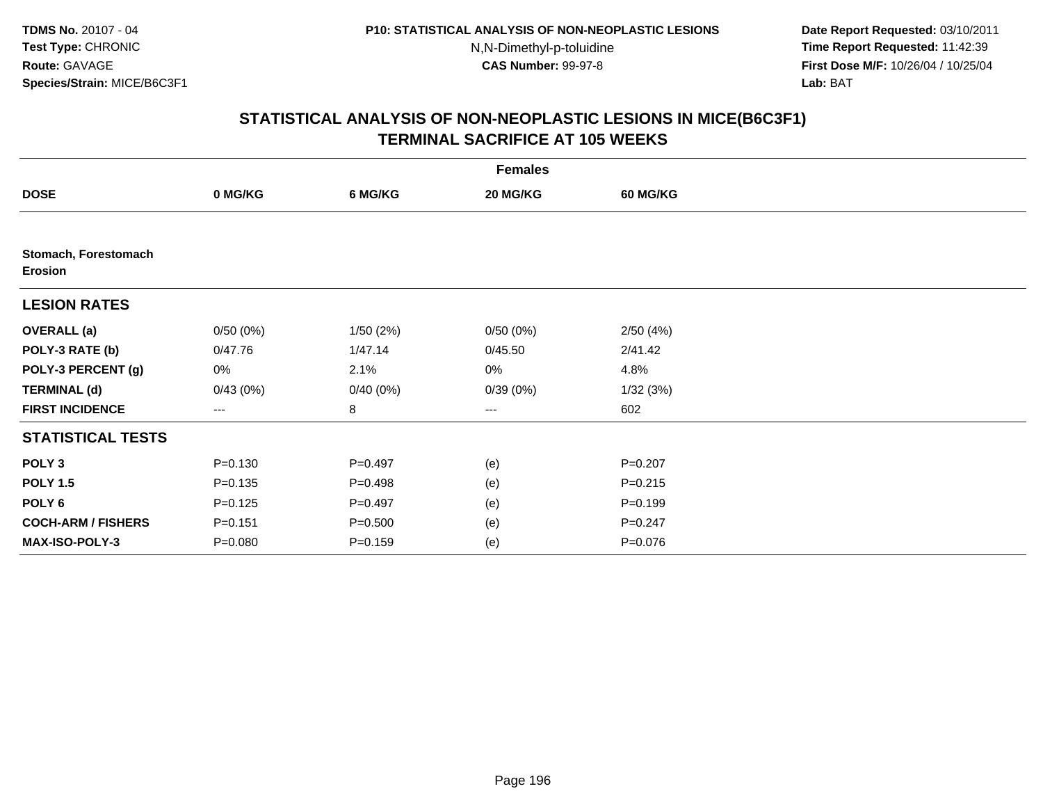TDMS No. 20107 - 04
Test Type: CHRONIC
Route: GAVAGE
Species/Strain: MICE/B6C3F1

P10: STATISTICAL ANALYSIS OF NON-NEOPLASTIC LESIONS
N,N-Dimethyl-p-toluidine
CAS Number: 99-97-8

Date Report Requested: 03/10/2011
Time Report Requested: 11:42:39
First Dose M/F: 10/26/04 / 10/25/04
Lab: BAT

## STATISTICAL ANALYSIS OF NON-NEOPLASTIC LESIONS IN MICE(B6C3F1) TERMINAL SACRIFICE AT 105 WEEKS

| | Females | | | |
|---|---|---|---|---|
| **DOSE** | **0 MG/KG** | **6 MG/KG** | **20 MG/KG** | **60 MG/KG** |
| **Stomach, Forestomach Erosion** | | | | |
| **LESION RATES** | | | | |
| **OVERALL (a)** | 0/50 (0%) | 1/50 (2%) | 0/50 (0%) | 2/50 (4%) |
| **POLY-3 RATE (b)** | 0/47.76 | 1/47.14 | 0/45.50 | 2/41.42 |
| **POLY-3 PERCENT (g)** | 0% | 2.1% | 0% | 4.8% |
| **TERMINAL (d)** | 0/43 (0%) | 0/40 (0%) | 0/39 (0%) | 1/32 (3%) |
| **FIRST INCIDENCE** | --- | 8 | --- | 602 |
| **STATISTICAL TESTS** | | | | |
| **POLY 3** | P=0.130 | P=0.497 | (e) | P=0.207 |
| **POLY 1.5** | P=0.135 | P=0.498 | (e) | P=0.215 |
| **POLY 6** | P=0.125 | P=0.497 | (e) | P=0.199 |
| **COCH-ARM / FISHERS** | P=0.151 | P=0.500 | (e) | P=0.247 |
| **MAX-ISO-POLY-3** | P=0.080 | P=0.159 | (e) | P=0.076 |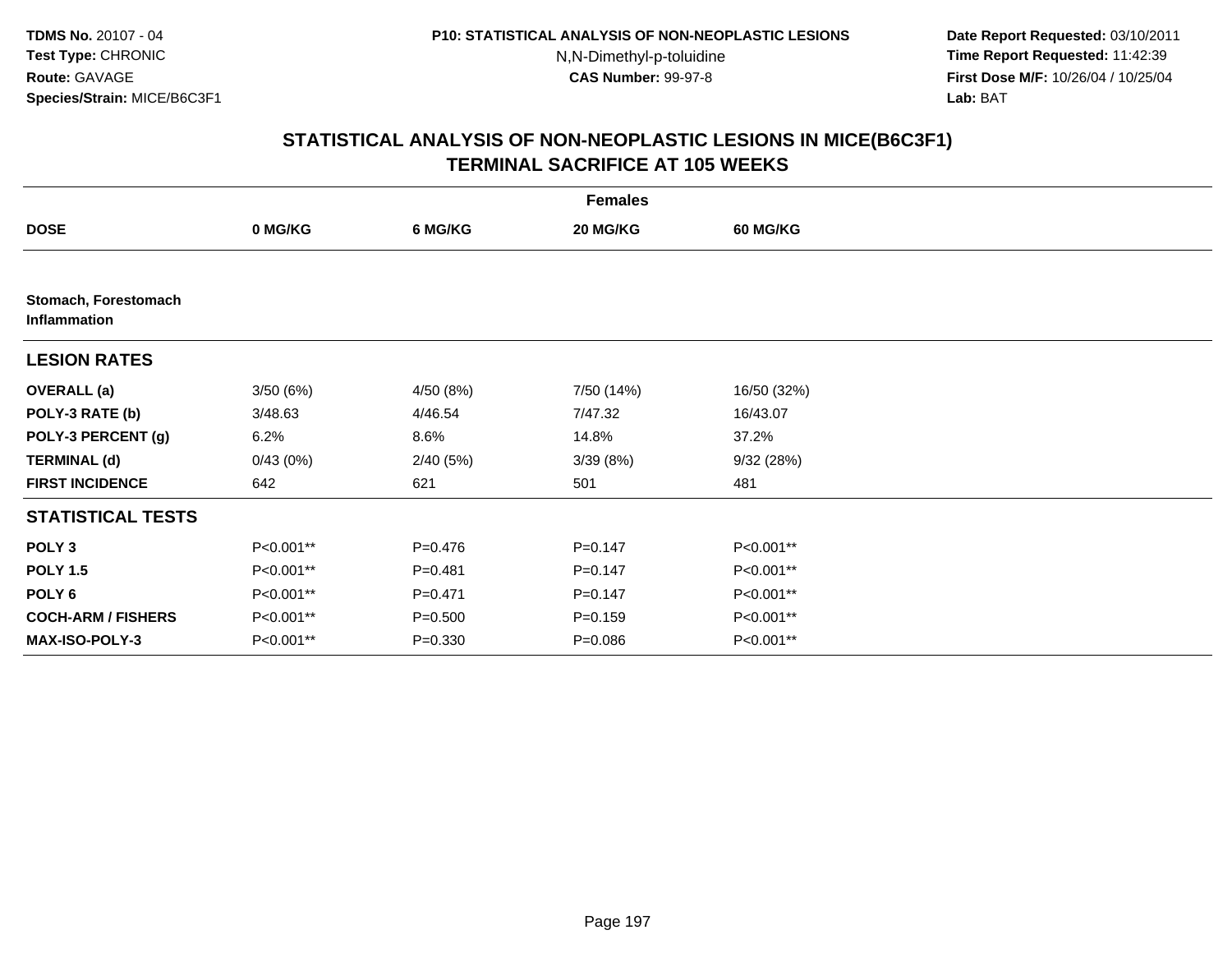**TDMS No.** 20107 - 04
**Test Type:** CHRONIC
**Route:** GAVAGE
**Species/Strain:** MICE/B6C3F1

**P10: STATISTICAL ANALYSIS OF NON-NEOPLASTIC LESIONS**
N,N-Dimethyl-p-toluidine
**CAS Number:** 99-97-8

**Date Report Requested:** 03/10/2011
**Time Report Requested:** 11:42:39
**First Dose M/F:** 10/26/04 / 10/25/04
**Lab:** BAT

## STATISTICAL ANALYSIS OF NON-NEOPLASTIC LESIONS IN MICE(B6C3F1)
## TERMINAL SACRIFICE AT 105 WEEKS

| | Females | | | |
|---|---|---|---|---|
| **DOSE** | **0 MG/KG** | **6 MG/KG** | **20 MG/KG** | **60 MG/KG** |
| **Stomach, Forestomach Inflammation** | | | | |
| **LESION RATES** | | | | |
| **OVERALL (a)** | 3/50 (6%) | 4/50 (8%) | 7/50 (14%) | 16/50 (32%) |
| **POLY-3 RATE (b)** | 3/48.63 | 4/46.54 | 7/47.32 | 16/43.07 |
| **POLY-3 PERCENT (g)** | 6.2% | 8.6% | 14.8% | 37.2% |
| **TERMINAL (d)** | 0/43 (0%) | 2/40 (5%) | 3/39 (8%) | 9/32 (28%) |
| **FIRST INCIDENCE** | 642 | 621 | 501 | 481 |
| **STATISTICAL TESTS** | | | | |
| **POLY 3** | P<0.001** | P=0.476 | P=0.147 | P<0.001** |
| **POLY 1.5** | P<0.001** | P=0.481 | P=0.147 | P<0.001** |
| **POLY 6** | P<0.001** | P=0.471 | P=0.147 | P<0.001** |
| **COCH-ARM / FISHERS** | P<0.001** | P=0.500 | P=0.159 | P<0.001** |
| **MAX-ISO-POLY-3** | P<0.001** | P=0.330 | P=0.086 | P<0.001** |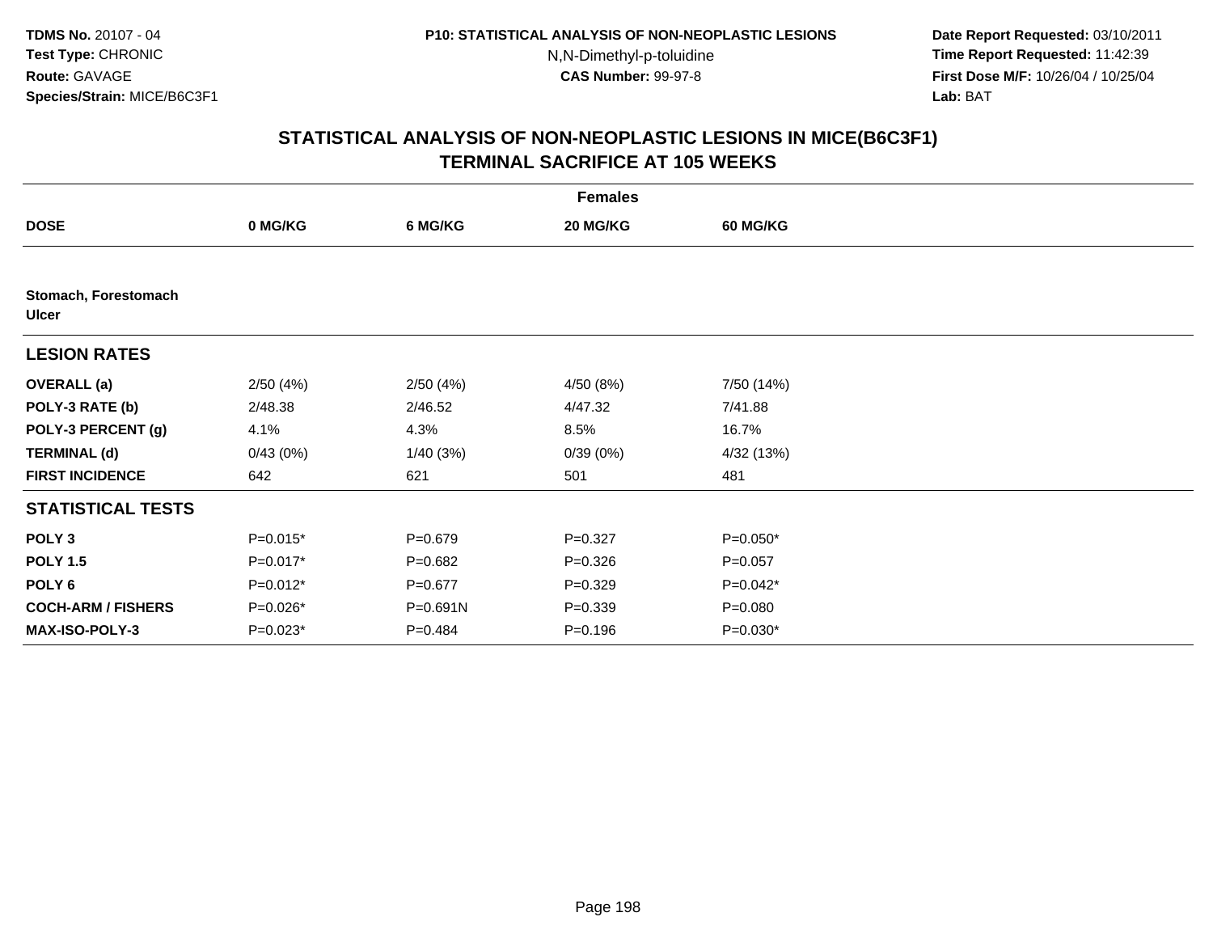**TDMS No.** 20107 - 04
**Test Type:** CHRONIC
**Route:** GAVAGE
**Species/Strain:** MICE/B6C3F1

**P10: STATISTICAL ANALYSIS OF NON-NEOPLASTIC LESIONS**
N,N-Dimethyl-p-toluidine
**CAS Number:** 99-97-8

**Date Report Requested:** 03/10/2011
**Time Report Requested:** 11:42:39
**First Dose M/F:** 10/26/04 / 10/25/04
**Lab:** BAT

## STATISTICAL ANALYSIS OF NON-NEOPLASTIC LESIONS IN MICE(B6C3F1) TERMINAL SACRIFICE AT 105 WEEKS

| | Females | | | |
|---|---|---|---|---|
| **DOSE** | **0 MG/KG** | **6 MG/KG** | **20 MG/KG** | **60 MG/KG** |
| **Stomach, Forestomach Ulcer** | | | | |
| **LESION RATES** | | | | |
| **OVERALL (a)** | 2/50 (4%) | 2/50 (4%) | 4/50 (8%) | 7/50 (14%) |
| **POLY-3 RATE (b)** | 2/48.38 | 2/46.52 | 4/47.32 | 7/41.88 |
| **POLY-3 PERCENT (g)** | 4.1% | 4.3% | 8.5% | 16.7% |
| **TERMINAL (d)** | 0/43 (0%) | 1/40 (3%) | 0/39 (0%) | 4/32 (13%) |
| **FIRST INCIDENCE** | 642 | 621 | 501 | 481 |
| **STATISTICAL TESTS** | | | | |
| **POLY 3** | P=0.015* | P=0.679 | P=0.327 | P=0.050* |
| **POLY 1.5** | P=0.017* | P=0.682 | P=0.326 | P=0.057 |
| **POLY 6** | P=0.012* | P=0.677 | P=0.329 | P=0.042* |
| **COCH-ARM / FISHERS** | P=0.026* | P=0.691N | P=0.339 | P=0.080 |
| **MAX-ISO-POLY-3** | P=0.023* | P=0.484 | P=0.196 | P=0.030* |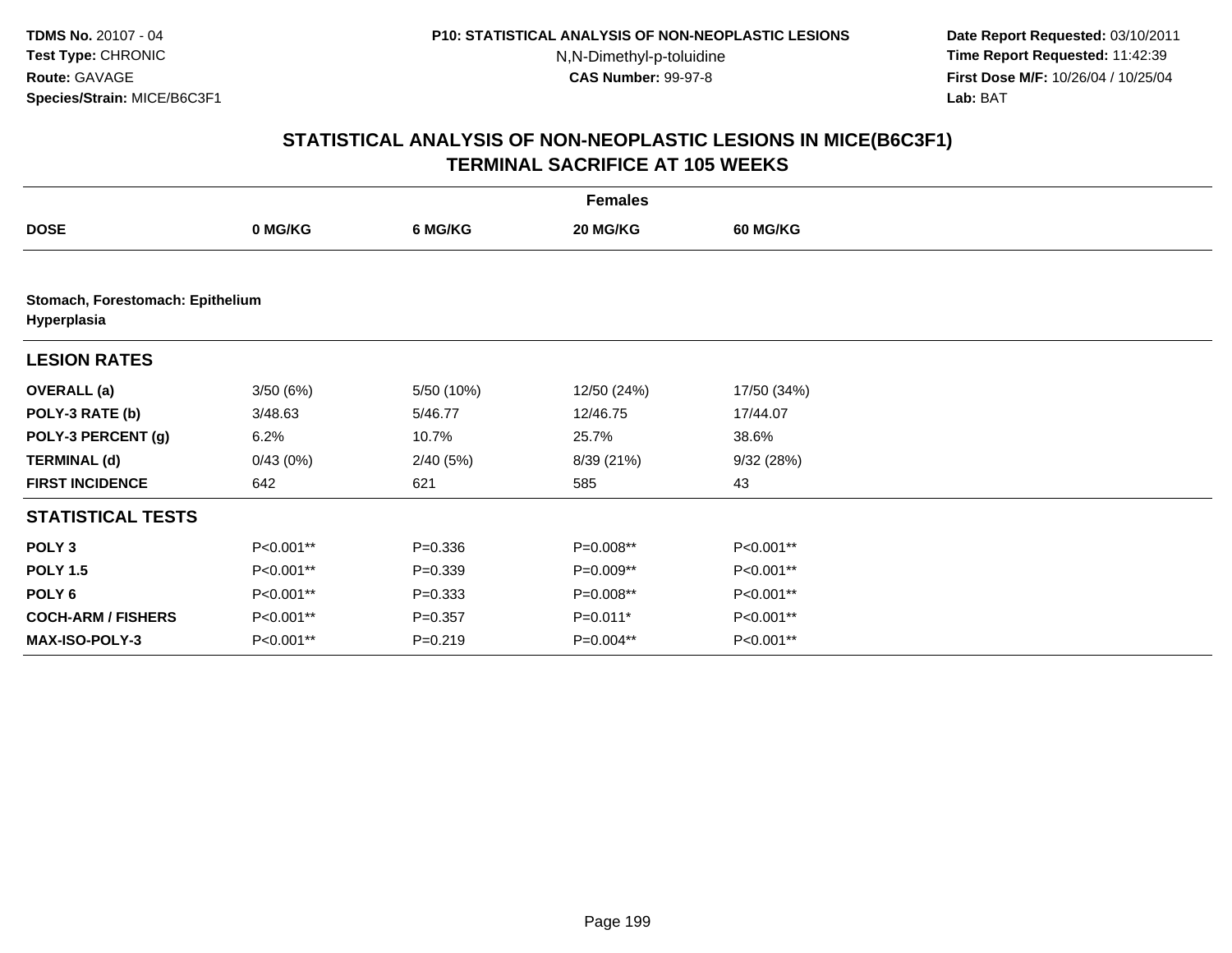**TDMS No.** 20107 - 04
**Test Type:** CHRONIC
**Route:** GAVAGE
**Species/Strain:** MICE/B6C3F1

**P10: STATISTICAL ANALYSIS OF NON-NEOPLASTIC LESIONS**
N,N-Dimethyl-p-toluidine
**CAS Number:** 99-97-8

**Date Report Requested:** 03/10/2011
**Time Report Requested:** 11:42:39
**First Dose M/F:** 10/26/04 / 10/25/04
**Lab:** BAT

## STATISTICAL ANALYSIS OF NON-NEOPLASTIC LESIONS IN MICE(B6C3F1) TERMINAL SACRIFICE AT 105 WEEKS

| | Females | | | |
|---|---|---|---|---|
| **DOSE** | **0 MG/KG** | **6 MG/KG** | **20 MG/KG** | **60 MG/KG** |
| **Stomach, Forestomach: Epithelium Hyperplasia** | | | | |
| **LESION RATES** | | | | |
| **OVERALL (a)** | 3/50 (6%) | 5/50 (10%) | 12/50 (24%) | 17/50 (34%) |
| **POLY-3 RATE (b)** | 3/48.63 | 5/46.77 | 12/46.75 | 17/44.07 |
| **POLY-3 PERCENT (g)** | 6.2% | 10.7% | 25.7% | 38.6% |
| **TERMINAL (d)** | 0/43 (0%) | 2/40 (5%) | 8/39 (21%) | 9/32 (28%) |
| **FIRST INCIDENCE** | 642 | 621 | 585 | 43 |
| **STATISTICAL TESTS** | | | | |
| **POLY 3** | P<0.001** | P=0.336 | P=0.008** | P<0.001** |
| **POLY 1.5** | P<0.001** | P=0.339 | P=0.009** | P<0.001** |
| **POLY 6** | P<0.001** | P=0.333 | P=0.008** | P<0.001** |
| **COCH-ARM / FISHERS** | P<0.001** | P=0.357 | P=0.011* | P<0.001** |
| **MAX-ISO-POLY-3** | P<0.001** | P=0.219 | P=0.004** | P<0.001** |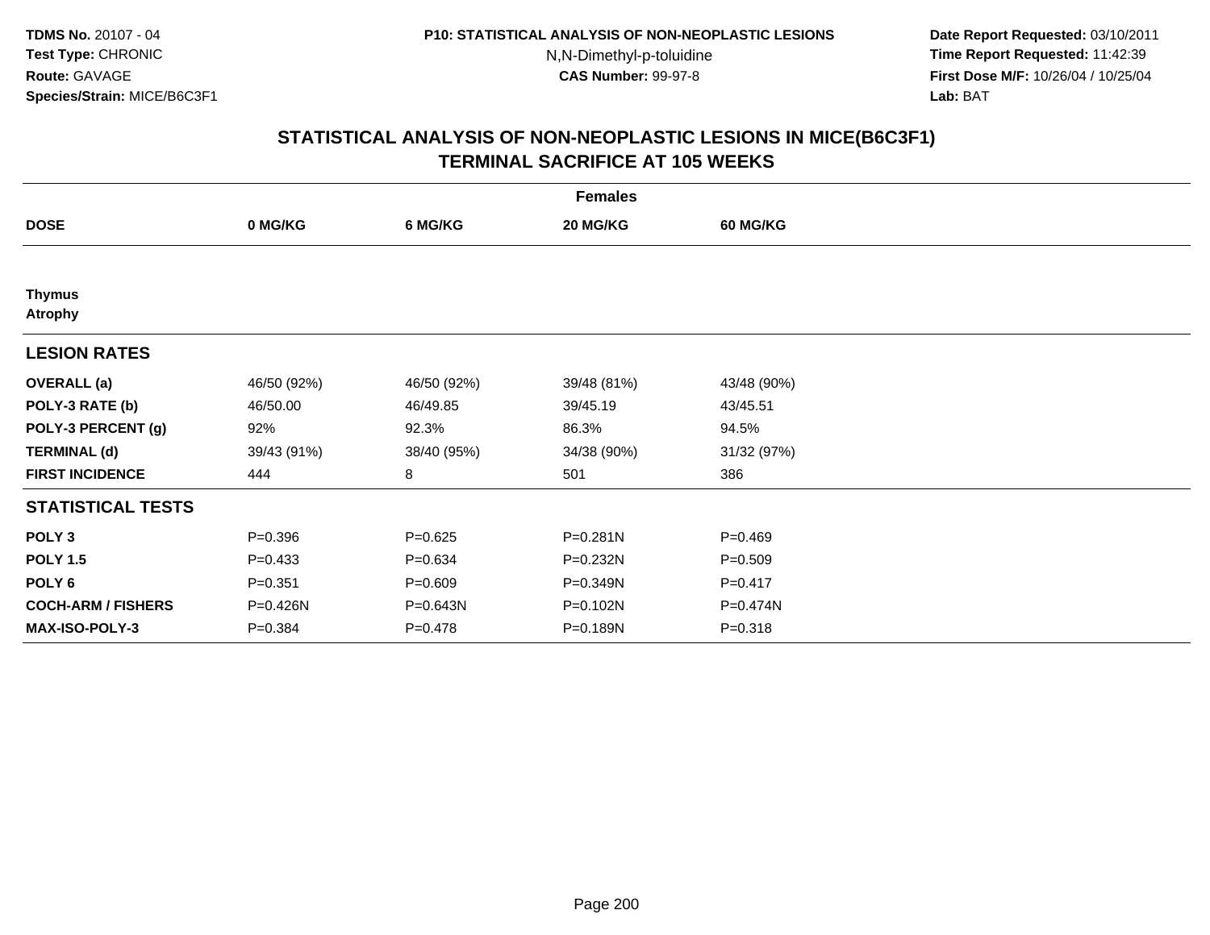**TDMS No.** 20107 - 04
**Test Type:** CHRONIC
**Route:** GAVAGE
**Species/Strain:** MICE/B6C3F1

**P10: STATISTICAL ANALYSIS OF NON-NEOPLASTIC LESIONS**
N,N-Dimethyl-p-toluidine
**CAS Number:** 99-97-8

**Date Report Requested:** 03/10/2011
**Time Report Requested:** 11:42:39
**First Dose M/F:** 10/26/04 / 10/25/04
**Lab:** BAT

## STATISTICAL ANALYSIS OF NON-NEOPLASTIC LESIONS IN MICE(B6C3F1)
## TERMINAL SACRIFICE AT 105 WEEKS

| | Females | | | |
|---|---|---|---|---|
| **DOSE** | **0 MG/KG** | **6 MG/KG** | **20 MG/KG** | **60 MG/KG** |
| **Thymus** | | | | |
| **Atrophy** | | | | |
| **LESION RATES** | | | | |
| **OVERALL (a)** | 46/50 (92%) | 46/50 (92%) | 39/48 (81%) | 43/48 (90%) |
| **POLY-3 RATE (b)** | 46/50.00 | 46/49.85 | 39/45.19 | 43/45.51 |
| **POLY-3 PERCENT (g)** | 92% | 92.3% | 86.3% | 94.5% |
| **TERMINAL (d)** | 39/43 (91%) | 38/40 (95%) | 34/38 (90%) | 31/32 (97%) |
| **FIRST INCIDENCE** | 444 | 8 | 501 | 386 |
| **STATISTICAL TESTS** | | | | |
| **POLY 3** | P=0.396 | P=0.625 | P=0.281N | P=0.469 |
| **POLY 1.5** | P=0.433 | P=0.634 | P=0.232N | P=0.509 |
| **POLY 6** | P=0.351 | P=0.609 | P=0.349N | P=0.417 |
| **COCH-ARM / FISHERS** | P=0.426N | P=0.643N | P=0.102N | P=0.474N |
| **MAX-ISO-POLY-3** | P=0.384 | P=0.478 | P=0.189N | P=0.318 |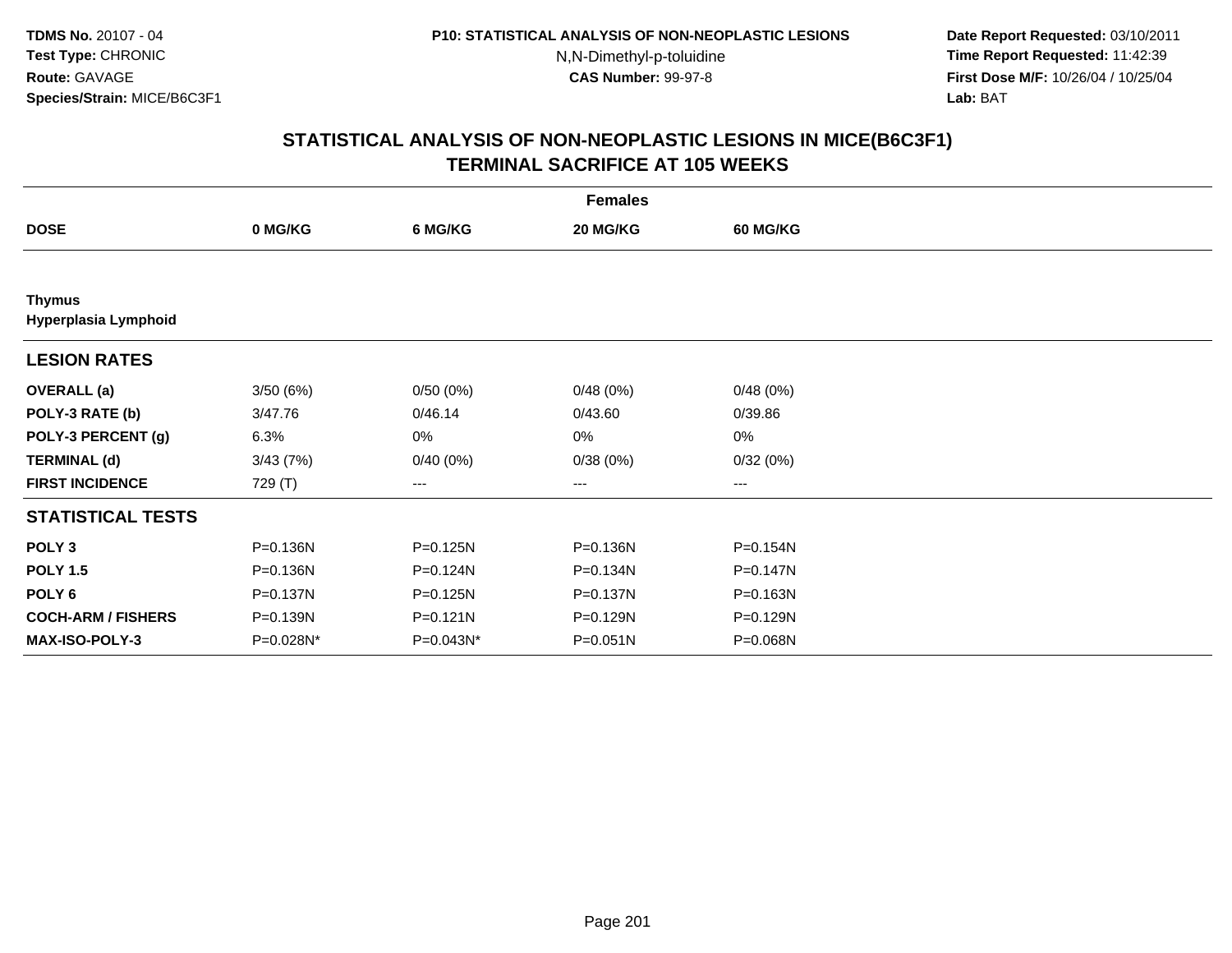**TDMS No.** 20107 - 04
**Test Type:** CHRONIC
**Route:** GAVAGE
**Species/Strain:** MICE/B6C3F1

**P10: STATISTICAL ANALYSIS OF NON-NEOPLASTIC LESIONS**
N,N-Dimethyl-p-toluidine
**CAS Number:** 99-97-8

**Date Report Requested:** 03/10/2011
**Time Report Requested:** 11:42:39
**First Dose M/F:** 10/26/04 / 10/25/04
**Lab:** BAT

## STATISTICAL ANALYSIS OF NON-NEOPLASTIC LESIONS IN MICE(B6C3F1)
## TERMINAL SACRIFICE AT 105 WEEKS

| | Females | | | |
|---|---|---|---|---|
| **DOSE** | **0 MG/KG** | **6 MG/KG** | **20 MG/KG** | **60 MG/KG** |
| **Thymus** | | | | |
| **Hyperplasia Lymphoid** | | | | |
| **LESION RATES** | | | | |
| **OVERALL (a)** | 3/50 (6%) | 0/50 (0%) | 0/48 (0%) | 0/48 (0%) |
| **POLY-3 RATE (b)** | 3/47.76 | 0/46.14 | 0/43.60 | 0/39.86 |
| **POLY-3 PERCENT (g)** | 6.3% | 0% | 0% | 0% |
| **TERMINAL (d)** | 3/43 (7%) | 0/40 (0%) | 0/38 (0%) | 0/32 (0%) |
| **FIRST INCIDENCE** | 729 (T) | --- | --- | --- |
| **STATISTICAL TESTS** | | | | |
| **POLY 3** | P=0.136N | P=0.125N | P=0.136N | P=0.154N |
| **POLY 1.5** | P=0.136N | P=0.124N | P=0.134N | P=0.147N |
| **POLY 6** | P=0.137N | P=0.125N | P=0.137N | P=0.163N |
| **COCH-ARM / FISHERS** | P=0.139N | P=0.121N | P=0.129N | P=0.129N |
| **MAX-ISO-POLY-3** | P=0.028N* | P=0.043N* | P=0.051N | P=0.068N |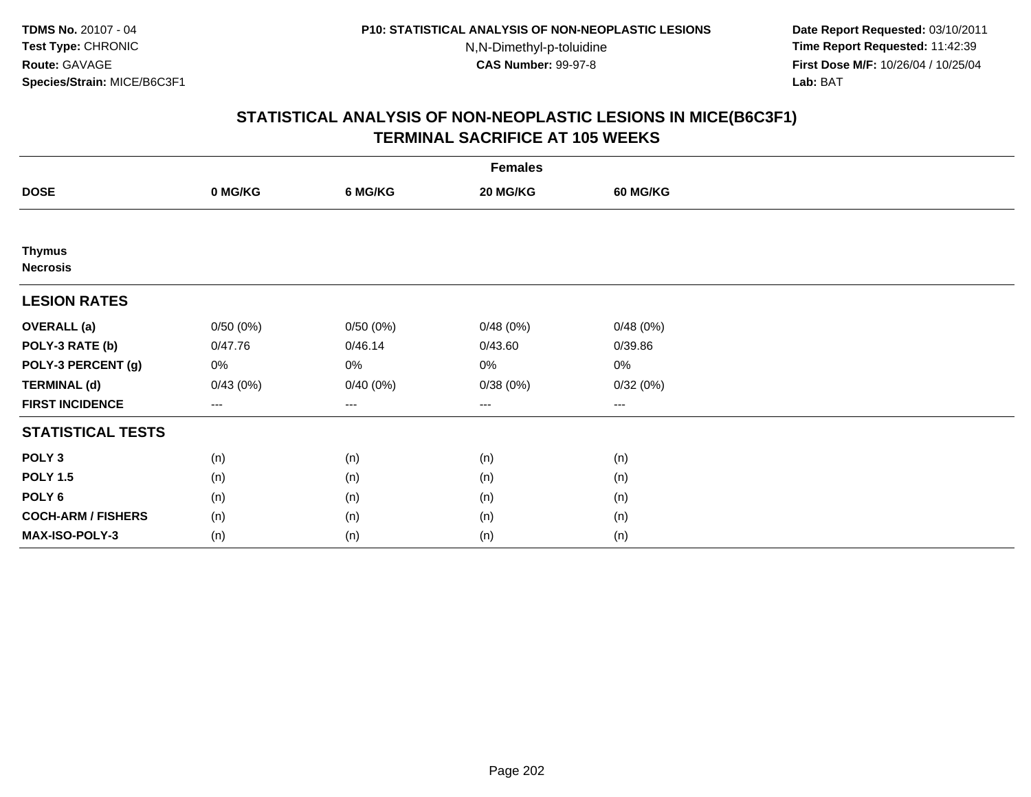**TDMS No.** 20107 - 04
**Test Type:** CHRONIC
**Route:** GAVAGE
**Species/Strain:** MICE/B6C3F1

**P10: STATISTICAL ANALYSIS OF NON-NEOPLASTIC LESIONS**
N,N-Dimethyl-p-toluidine
**CAS Number:** 99-97-8

**Date Report Requested:** 03/10/2011
**Time Report Requested:** 11:42:39
**First Dose M/F:** 10/26/04 / 10/25/04
**Lab:** BAT

## STATISTICAL ANALYSIS OF NON-NEOPLASTIC LESIONS IN MICE(B6C3F1)
## TERMINAL SACRIFICE AT 105 WEEKS

| | Females | | | |
|---|---|---|---|---|
| **DOSE** | **0 MG/KG** | **6 MG/KG** | **20 MG/KG** | **60 MG/KG** |
| **Thymus** | | | | |
| **Necrosis** | | | | |
| **LESION RATES** | | | | |
| **OVERALL (a)** | 0/50 (0%) | 0/50 (0%) | 0/48 (0%) | 0/48 (0%) |
| **POLY-3 RATE (b)** | 0/47.76 | 0/46.14 | 0/43.60 | 0/39.86 |
| **POLY-3 PERCENT (g)** | 0% | 0% | 0% | 0% |
| **TERMINAL (d)** | 0/43 (0%) | 0/40 (0%) | 0/38 (0%) | 0/32 (0%) |
| **FIRST INCIDENCE** | --- | --- | --- | --- |
| **STATISTICAL TESTS** | | | | |
| **POLY 3** | (n) | (n) | (n) | (n) |
| **POLY 1.5** | (n) | (n) | (n) | (n) |
| **POLY 6** | (n) | (n) | (n) | (n) |
| **COCH-ARM / FISHERS** | (n) | (n) | (n) | (n) |
| **MAX-ISO-POLY-3** | (n) | (n) | (n) | (n) |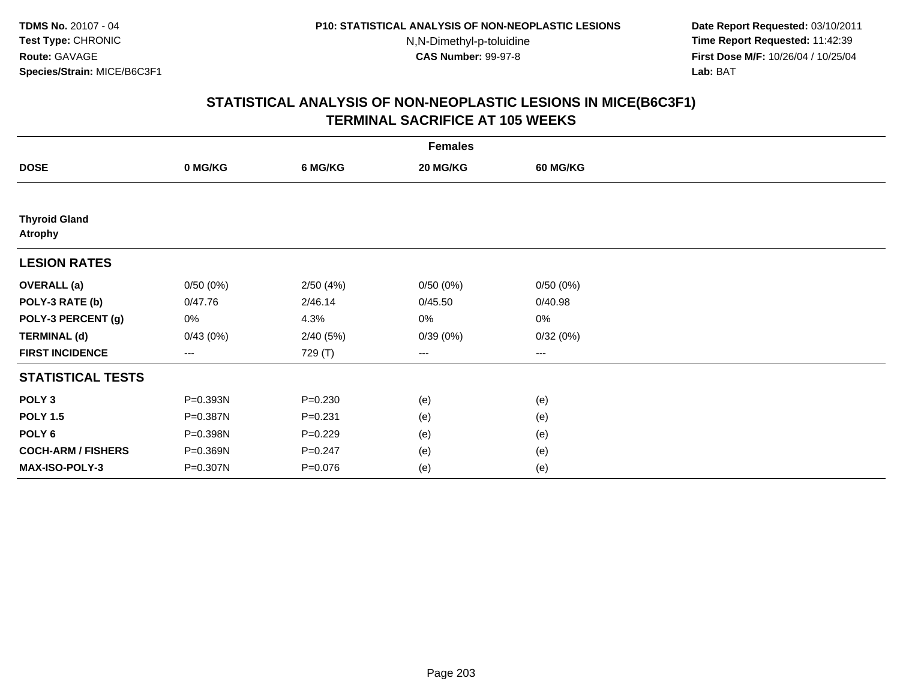**TDMS No.** 20107 - 04
**Test Type:** CHRONIC
**Route:** GAVAGE
**Species/Strain:** MICE/B6C3F1

**P10: STATISTICAL ANALYSIS OF NON-NEOPLASTIC LESIONS**
N,N-Dimethyl-p-toluidine
**CAS Number:** 99-97-8

**Date Report Requested:** 03/10/2011
**Time Report Requested:** 11:42:39
**First Dose M/F:** 10/26/04 / 10/25/04
**Lab:** BAT

## STATISTICAL ANALYSIS OF NON-NEOPLASTIC LESIONS IN MICE(B6C3F1)
## TERMINAL SACRIFICE AT 105 WEEKS

| Females | | | | |
|---|---|---|---|---|
| **DOSE** | **0 MG/KG** | **6 MG/KG** | **20 MG/KG** | **60 MG/KG** |
| **Thyroid Gland** | | | | |
| **Atrophy** | | | | |
| **LESION RATES** | | | | |
| **OVERALL (a)** | 0/50 (0%) | 2/50 (4%) | 0/50 (0%) | 0/50 (0%) |
| **POLY-3 RATE (b)** | 0/47.76 | 2/46.14 | 0/45.50 | 0/40.98 |
| **POLY-3 PERCENT (g)** | 0% | 4.3% | 0% | 0% |
| **TERMINAL (d)** | 0/43 (0%) | 2/40 (5%) | 0/39 (0%) | 0/32 (0%) |
| **FIRST INCIDENCE** | --- | 729 (T) | --- | --- |
| **STATISTICAL TESTS** | | | | |
| **POLY 3** | P=0.393N | P=0.230 | (e) | (e) |
| **POLY 1.5** | P=0.387N | P=0.231 | (e) | (e) |
| **POLY 6** | P=0.398N | P=0.229 | (e) | (e) |
| **COCH-ARM / FISHERS** | P=0.369N | P=0.247 | (e) | (e) |
| **MAX-ISO-POLY-3** | P=0.307N | P=0.076 | (e) | (e) |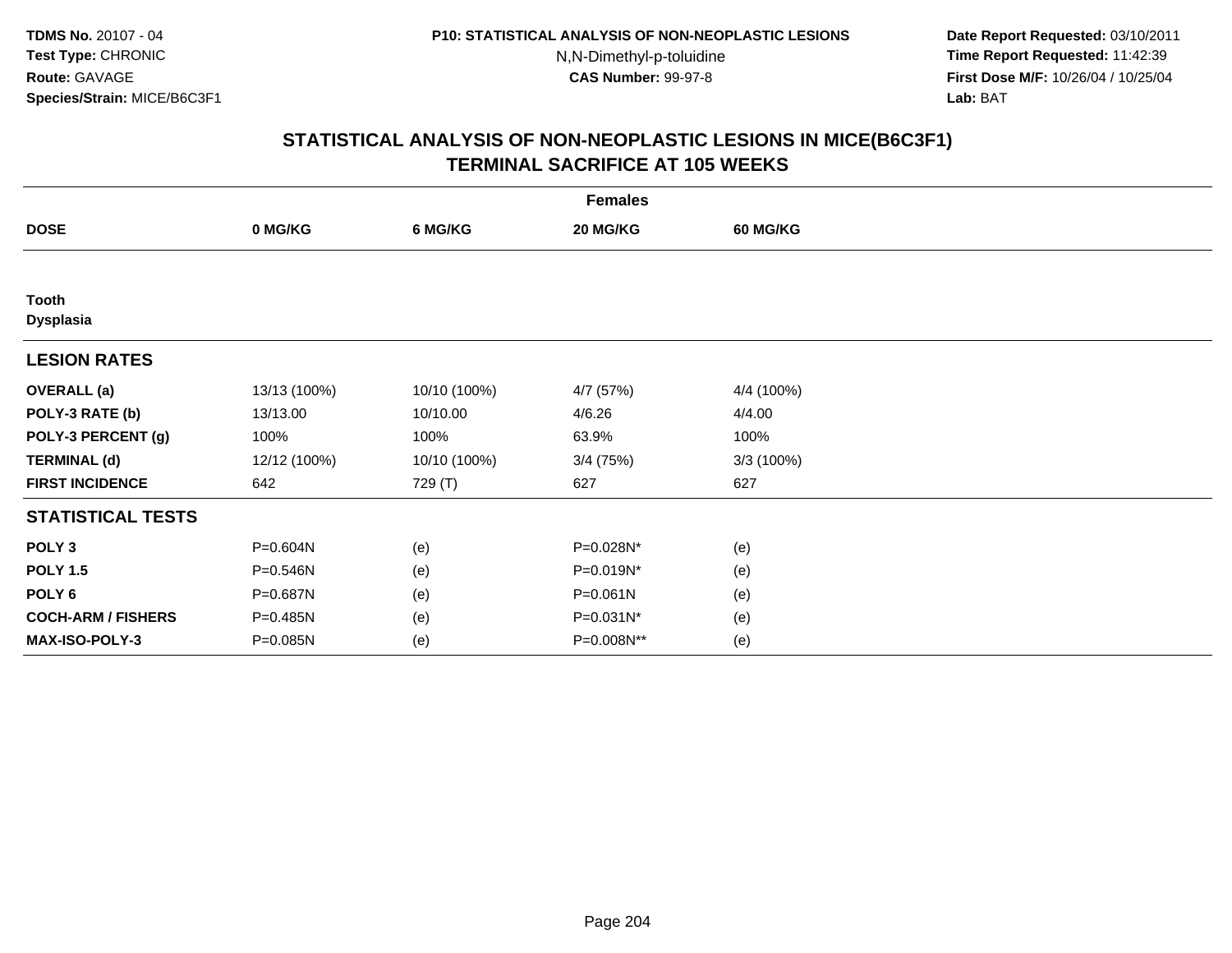**TDMS No.** 20107 - 04
**Test Type:** CHRONIC
**Route:** GAVAGE
**Species/Strain:** MICE/B6C3F1

**P10: STATISTICAL ANALYSIS OF NON-NEOPLASTIC LESIONS**
N,N-Dimethyl-p-toluidine
**CAS Number:** 99-97-8

**Date Report Requested:** 03/10/2011
**Time Report Requested:** 11:42:39
**First Dose M/F:** 10/26/04 / 10/25/04
**Lab:** BAT

## STATISTICAL ANALYSIS OF NON-NEOPLASTIC LESIONS IN MICE(B6C3F1)
## TERMINAL SACRIFICE AT 105 WEEKS

| | Females | | | |
|---|---|---|---|---|
| **DOSE** | **0 MG/KG** | **6 MG/KG** | **20 MG/KG** | **60 MG/KG** |
| **Tooth** | | | | |
| **Dysplasia** | | | | |
| **LESION RATES** | | | | |
| **OVERALL (a)** | 13/13 (100%) | 10/10 (100%) | 4/7 (57%) | 4/4 (100%) |
| **POLY-3 RATE (b)** | 13/13.00 | 10/10.00 | 4/6.26 | 4/4.00 |
| **POLY-3 PERCENT (g)** | 100% | 100% | 63.9% | 100% |
| **TERMINAL (d)** | 12/12 (100%) | 10/10 (100%) | 3/4 (75%) | 3/3 (100%) |
| **FIRST INCIDENCE** | 642 | 729 (T) | 627 | 627 |
| **STATISTICAL TESTS** | | | | |
| **POLY 3** | P=0.604N | (e) | P=0.028N* | (e) |
| **POLY 1.5** | P=0.546N | (e) | P=0.019N* | (e) |
| **POLY 6** | P=0.687N | (e) | P=0.061N | (e) |
| **COCH-ARM / FISHERS** | P=0.485N | (e) | P=0.031N* | (e) |
| **MAX-ISO-POLY-3** | P=0.085N | (e) | P=0.008N** | (e) |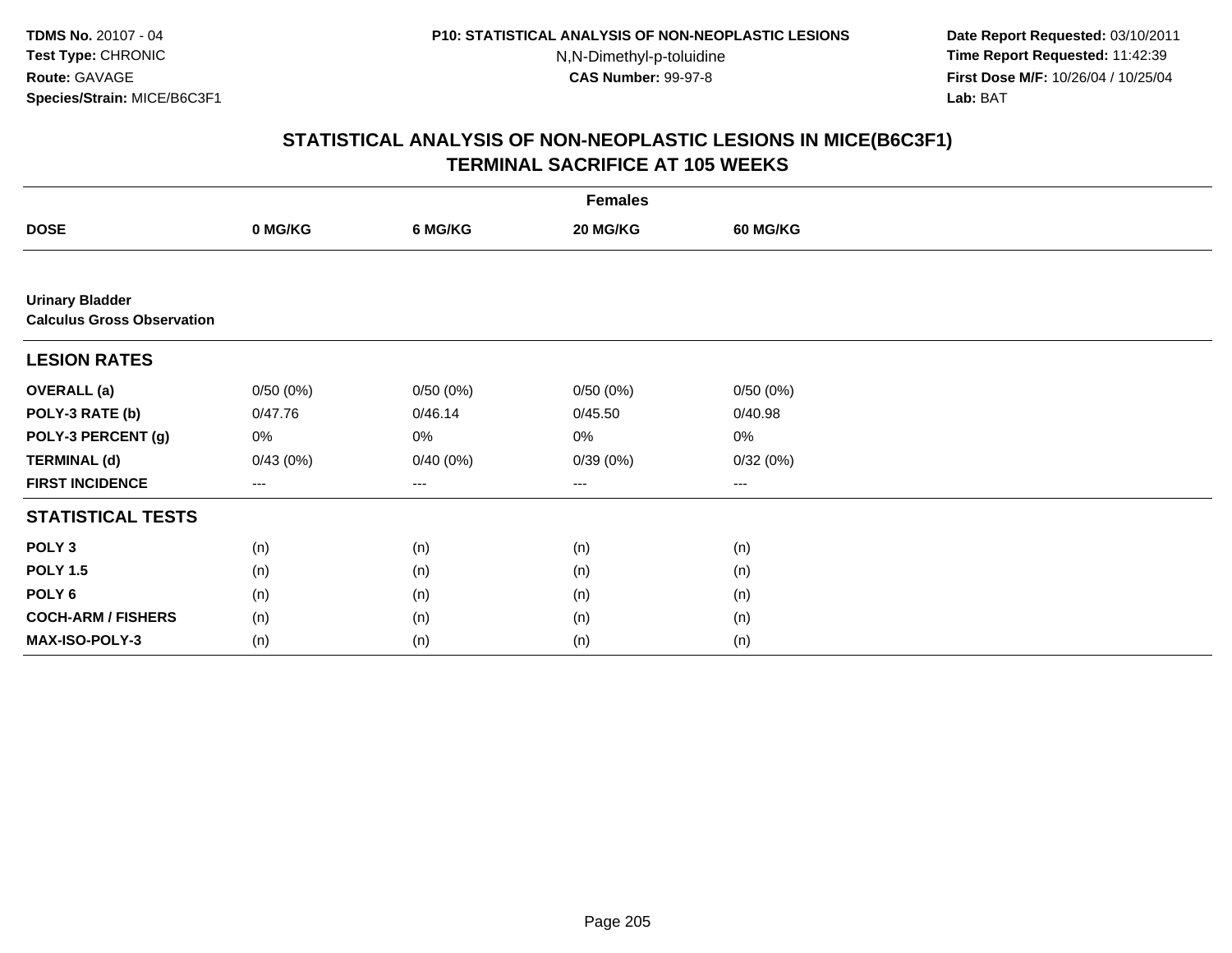**TDMS No.** 20107 - 04
**Test Type:** CHRONIC
**Route:** GAVAGE
**Species/Strain:** MICE/B6C3F1

**P10: STATISTICAL ANALYSIS OF NON-NEOPLASTIC LESIONS**
N,N-Dimethyl-p-toluidine
**CAS Number:** 99-97-8

**Date Report Requested:** 03/10/2011
**Time Report Requested:** 11:42:39
**First Dose M/F:** 10/26/04 / 10/25/04
**Lab:** BAT

## STATISTICAL ANALYSIS OF NON-NEOPLASTIC LESIONS IN MICE(B6C3F1)
## TERMINAL SACRIFICE AT 105 WEEKS

| | Females | | | |
|---|---|---|---|---|
| **DOSE** | **0 MG/KG** | **6 MG/KG** | **20 MG/KG** | **60 MG/KG** |
| **Urinary Bladder** | | | | |
| **Calculus Gross Observation** | | | | |
| **LESION RATES** | | | | |
| **OVERALL (a)** | 0/50 (0%) | 0/50 (0%) | 0/50 (0%) | 0/50 (0%) |
| **POLY-3 RATE (b)** | 0/47.76 | 0/46.14 | 0/45.50 | 0/40.98 |
| **POLY-3 PERCENT (g)** | 0% | 0% | 0% | 0% |
| **TERMINAL (d)** | 0/43 (0%) | 0/40 (0%) | 0/39 (0%) | 0/32 (0%) |
| **FIRST INCIDENCE** | --- | --- | --- | --- |
| **STATISTICAL TESTS** | | | | |
| **POLY 3** | (n) | (n) | (n) | (n) |
| **POLY 1.5** | (n) | (n) | (n) | (n) |
| **POLY 6** | (n) | (n) | (n) | (n) |
| **COCH-ARM / FISHERS** | (n) | (n) | (n) | (n) |
| **MAX-ISO-POLY-3** | (n) | (n) | (n) | (n) |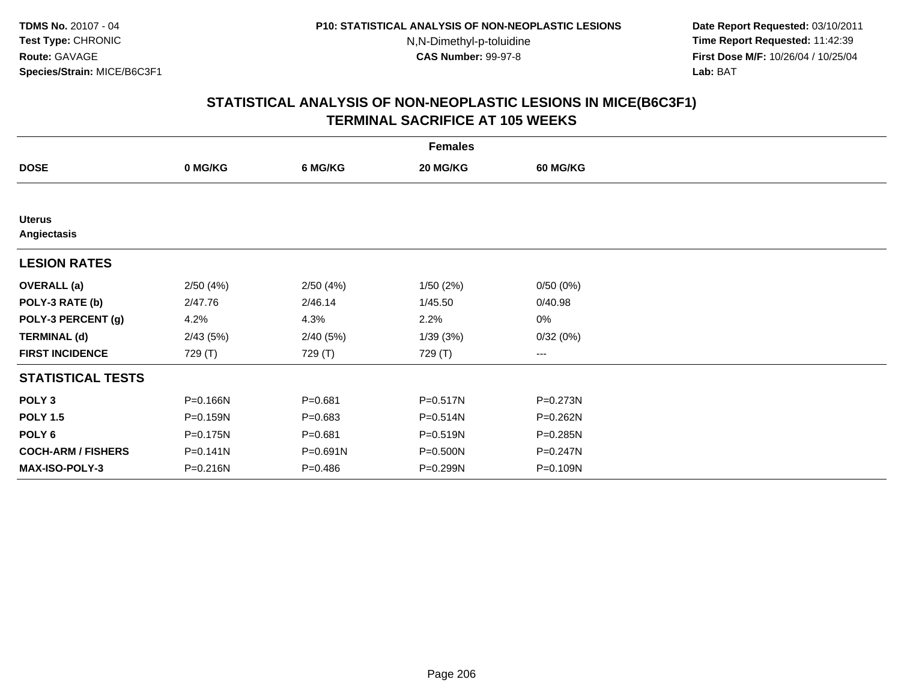# STATISTICAL ANALYSIS OF NON-NEOPLASTIC LESIONS IN MICE(B6C3F1)
## TERMINAL SACRIFICE AT 105 WEEKS

| | Females | | | |
|---|---|---|---|---|
| **DOSE** | **0 MG/KG** | **6 MG/KG** | **20 MG/KG** | **60 MG/KG** |
| **Uterus** | | | | |
| **Angiectasis** | | | | |
| **LESION RATES** | | | | |
| **OVERALL (a)** | 2/50 (4%) | 2/50 (4%) | 1/50 (2%) | 0/50 (0%) |
| **POLY-3 RATE (b)** | 2/47.76 | 2/46.14 | 1/45.50 | 0/40.98 |
| **POLY-3 PERCENT (g)** | 4.2% | 4.3% | 2.2% | 0% |
| **TERMINAL (d)** | 2/43 (5%) | 2/40 (5%) | 1/39 (3%) | 0/32 (0%) |
| **FIRST INCIDENCE** | 729 (T) | 729 (T) | 729 (T) | --- |
| **STATISTICAL TESTS** | | | | |
| **POLY 3** | P=0.166N | P=0.681 | P=0.517N | P=0.273N |
| **POLY 1.5** | P=0.159N | P=0.683 | P=0.514N | P=0.262N |
| **POLY 6** | P=0.175N | P=0.681 | P=0.519N | P=0.285N |
| **COCH-ARM / FISHERS** | P=0.141N | P=0.691N | P=0.500N | P=0.247N |
| **MAX-ISO-POLY-3** | P=0.216N | P=0.486 | P=0.299N | P=0.109N |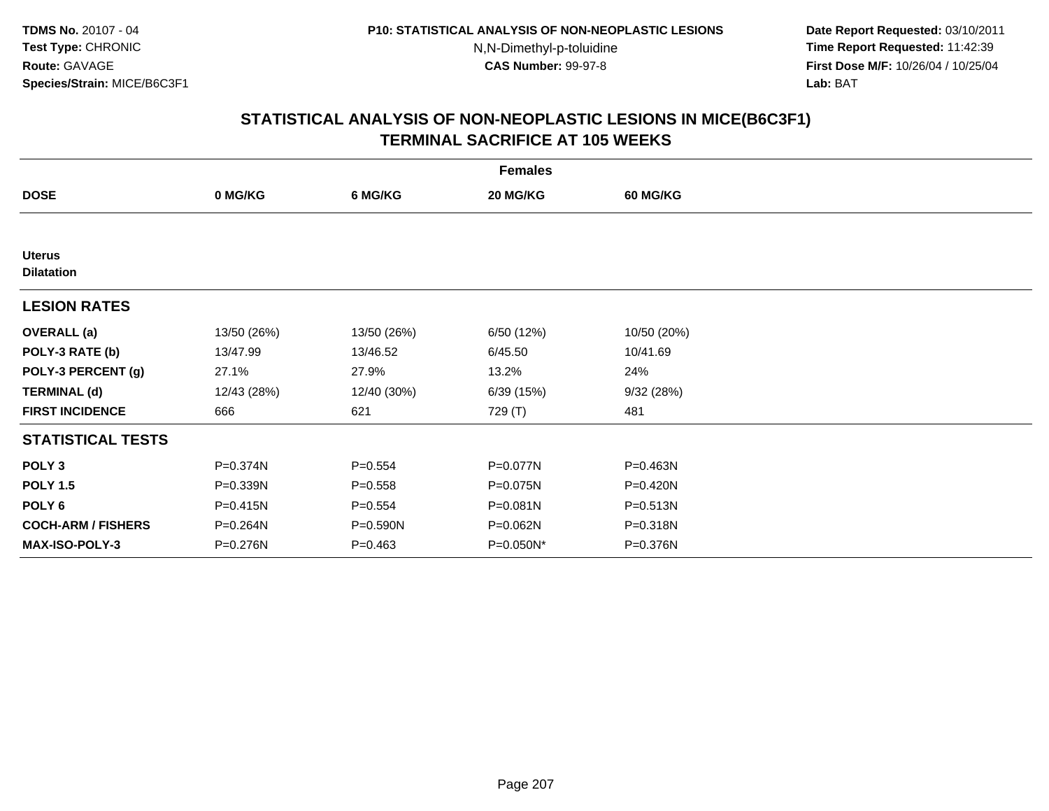TDMS No. 20107 - 04
Test Type: CHRONIC
Route: GAVAGE
Species/Strain: MICE/B6C3F1

P10: STATISTICAL ANALYSIS OF NON-NEOPLASTIC LESIONS
N,N-Dimethyl-p-toluidine
CAS Number: 99-97-8

Date Report Requested: 03/10/2011
Time Report Requested: 11:42:39
First Dose M/F: 10/26/04 / 10/25/04
Lab: BAT

## STATISTICAL ANALYSIS OF NON-NEOPLASTIC LESIONS IN MICE(B6C3F1)
## TERMINAL SACRIFICE AT 105 WEEKS

| | Females | | | |
|---|---|---|---|---|
| **DOSE** | **0 MG/KG** | **6 MG/KG** | **20 MG/KG** | **60 MG/KG** |
| **Uterus** | | | | |
| **Dilatation** | | | | |
| **LESION RATES** | | | | |
| **OVERALL (a)** | 13/50 (26%) | 13/50 (26%) | 6/50 (12%) | 10/50 (20%) |
| **POLY-3 RATE (b)** | 13/47.99 | 13/46.52 | 6/45.50 | 10/41.69 |
| **POLY-3 PERCENT (g)** | 27.1% | 27.9% | 13.2% | 24% |
| **TERMINAL (d)** | 12/43 (28%) | 12/40 (30%) | 6/39 (15%) | 9/32 (28%) |
| **FIRST INCIDENCE** | 666 | 621 | 729 (T) | 481 |
| **STATISTICAL TESTS** | | | | |
| **POLY 3** | P=0.374N | P=0.554 | P=0.077N | P=0.463N |
| **POLY 1.5** | P=0.339N | P=0.558 | P=0.075N | P=0.420N |
| **POLY 6** | P=0.415N | P=0.554 | P=0.081N | P=0.513N |
| **COCH-ARM / FISHERS** | P=0.264N | P=0.590N | P=0.062N | P=0.318N |
| **MAX-ISO-POLY-3** | P=0.276N | P=0.463 | P=0.050N* | P=0.376N |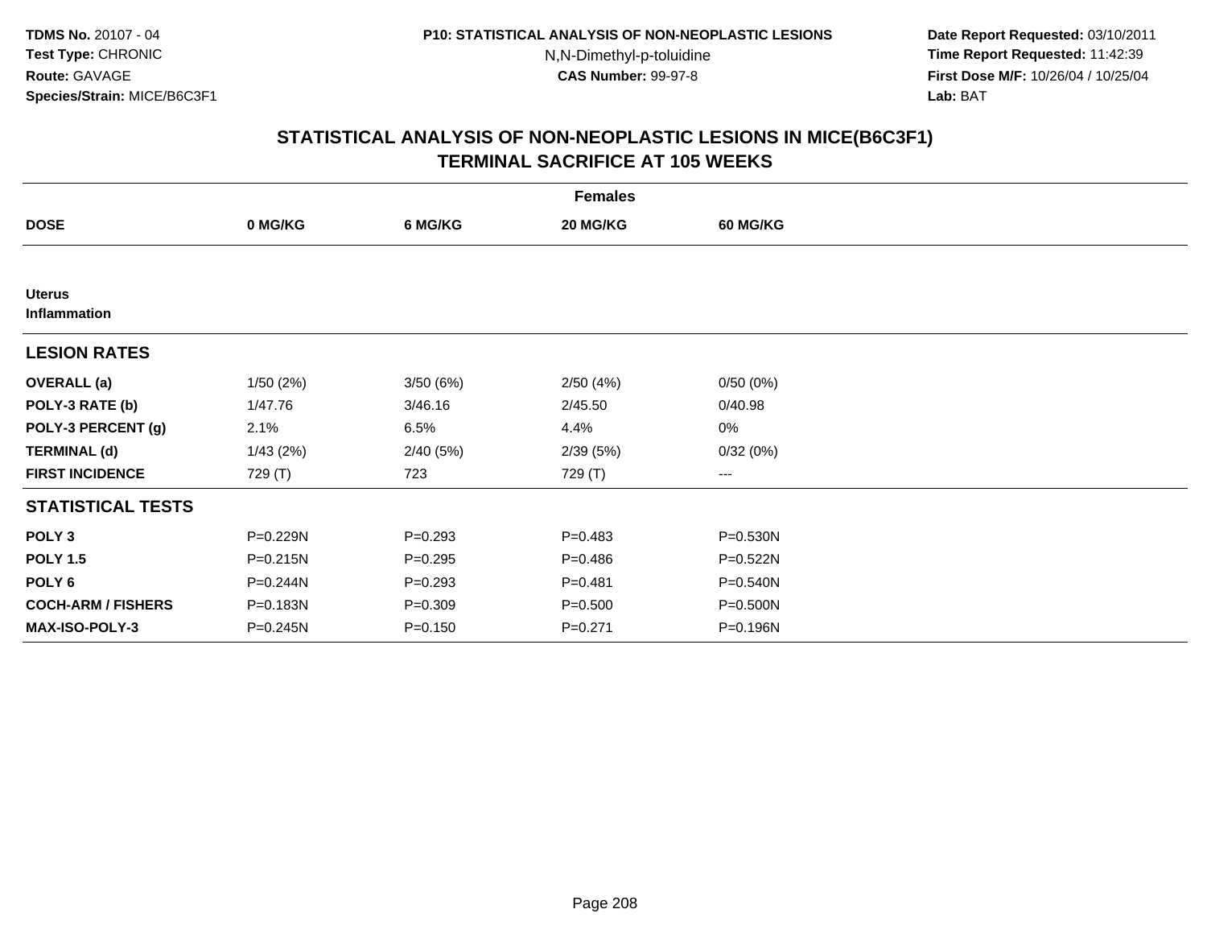**TDMS No.** 20107 - 04
**Test Type:** CHRONIC
**Route:** GAVAGE
**Species/Strain:** MICE/B6C3F1

**P10: STATISTICAL ANALYSIS OF NON-NEOPLASTIC LESIONS**
N,N-Dimethyl-p-toluidine
**CAS Number:** 99-97-8

**Date Report Requested:** 03/10/2011
**Time Report Requested:** 11:42:39
**First Dose M/F:** 10/26/04 / 10/25/04
**Lab:** BAT

## STATISTICAL ANALYSIS OF NON-NEOPLASTIC LESIONS IN MICE(B6C3F1) TERMINAL SACRIFICE AT 105 WEEKS

| | Females | | | |
|---|---|---|---|---|
| **DOSE** | **0 MG/KG** | **6 MG/KG** | **20 MG/KG** | **60 MG/KG** |
| **Uterus** | | | | |
| **Inflammation** | | | | |
| **LESION RATES** | | | | |
| **OVERALL (a)** | 1/50 (2%) | 3/50 (6%) | 2/50 (4%) | 0/50 (0%) |
| **POLY-3 RATE (b)** | 1/47.76 | 3/46.16 | 2/45.50 | 0/40.98 |
| **POLY-3 PERCENT (g)** | 2.1% | 6.5% | 4.4% | 0% |
| **TERMINAL (d)** | 1/43 (2%) | 2/40 (5%) | 2/39 (5%) | 0/32 (0%) |
| **FIRST INCIDENCE** | 729 (T) | 723 | 729 (T) | --- |
| **STATISTICAL TESTS** | | | | |
| **POLY 3** | P=0.229N | P=0.293 | P=0.483 | P=0.530N |
| **POLY 1.5** | P=0.215N | P=0.295 | P=0.486 | P=0.522N |
| **POLY 6** | P=0.244N | P=0.293 | P=0.481 | P=0.540N |
| **COCH-ARM / FISHERS** | P=0.183N | P=0.309 | P=0.500 | P=0.500N |
| **MAX-ISO-POLY-3** | P=0.245N | P=0.150 | P=0.271 | P=0.196N |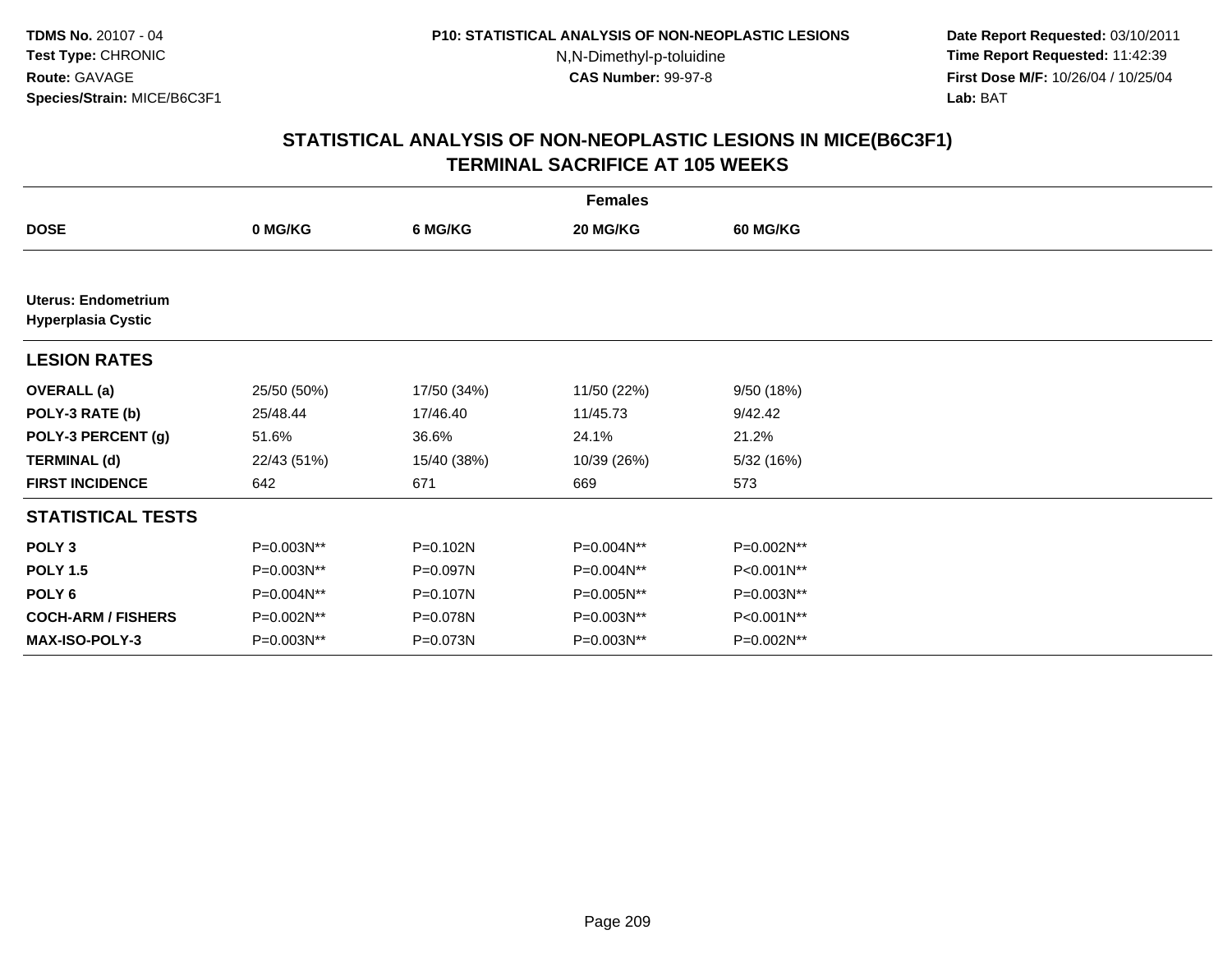# STATISTICAL ANALYSIS OF NON-NEOPLASTIC LESIONS IN MICE(B6C3F1)
## TERMINAL SACRIFICE AT 105 WEEKS

| | Females | | | |
|---|---|---|---|---|
| **DOSE** | **0 MG/KG** | **6 MG/KG** | **20 MG/KG** | **60 MG/KG** |
| **Uterus: Endometrium** | | | | |
| **Hyperplasia Cystic** | | | | |
| **LESION RATES** | | | | |
| **OVERALL (a)** | 25/50 (50%) | 17/50 (34%) | 11/50 (22%) | 9/50 (18%) |
| **POLY-3 RATE (b)** | 25/48.44 | 17/46.40 | 11/45.73 | 9/42.42 |
| **POLY-3 PERCENT (g)** | 51.6% | 36.6% | 24.1% | 21.2% |
| **TERMINAL (d)** | 22/43 (51%) | 15/40 (38%) | 10/39 (26%) | 5/32 (16%) |
| **FIRST INCIDENCE** | 642 | 671 | 669 | 573 |
| **STATISTICAL TESTS** | | | | |
| **POLY 3** | P=0.003N** | P=0.102N | P=0.004N** | P=0.002N** |
| **POLY 1.5** | P=0.003N** | P=0.097N | P=0.004N** | P<0.001N** |
| **POLY 6** | P=0.004N** | P=0.107N | P=0.005N** | P=0.003N** |
| **COCH-ARM / FISHERS** | P=0.002N** | P=0.078N | P=0.003N** | P<0.001N** |
| **MAX-ISO-POLY-3** | P=0.003N** | P=0.073N | P=0.003N** | P=0.002N** |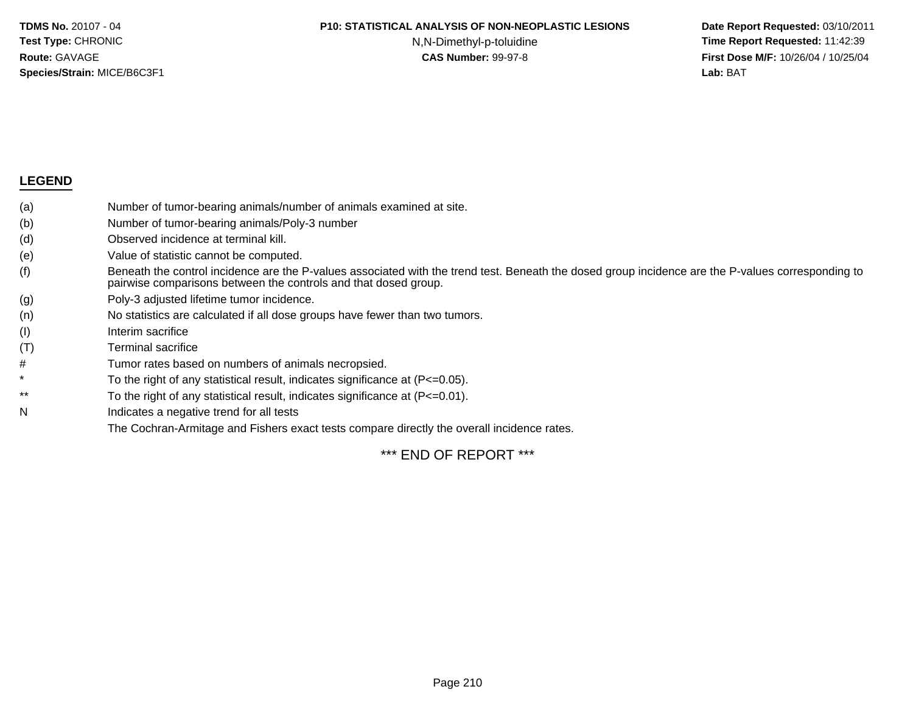## LEGEND

| | |
|---|---|
| (a) | Number of tumor-bearing animals/number of animals examined at site. |
| (b) | Number of tumor-bearing animals/Poly-3 number |
| (d) | Observed incidence at terminal kill. |
| (e) | Value of statistic cannot be computed. |
| (f) | Beneath the control incidence are the P-values associated with the trend test. Beneath the dosed group incidence are the P-values corresponding to pairwise comparisons between the controls and that dosed group. |
| (g) | Poly-3 adjusted lifetime tumor incidence. |
| (n) | No statistics are calculated if all dose groups have fewer than two tumors. |
| (I) | Interim sacrifice |
| (T) | Terminal sacrifice |
| # | Tumor rates based on numbers of animals necropsied. |
| * | To the right of any statistical result, indicates significance at (P<=0.05). |
| ** | To the right of any statistical result, indicates significance at (P<=0.01). |
| N | Indicates a negative trend for all tests |
| | The Cochran-Armitage and Fishers exact tests compare directly the overall incidence rates. |

*** END OF REPORT ***